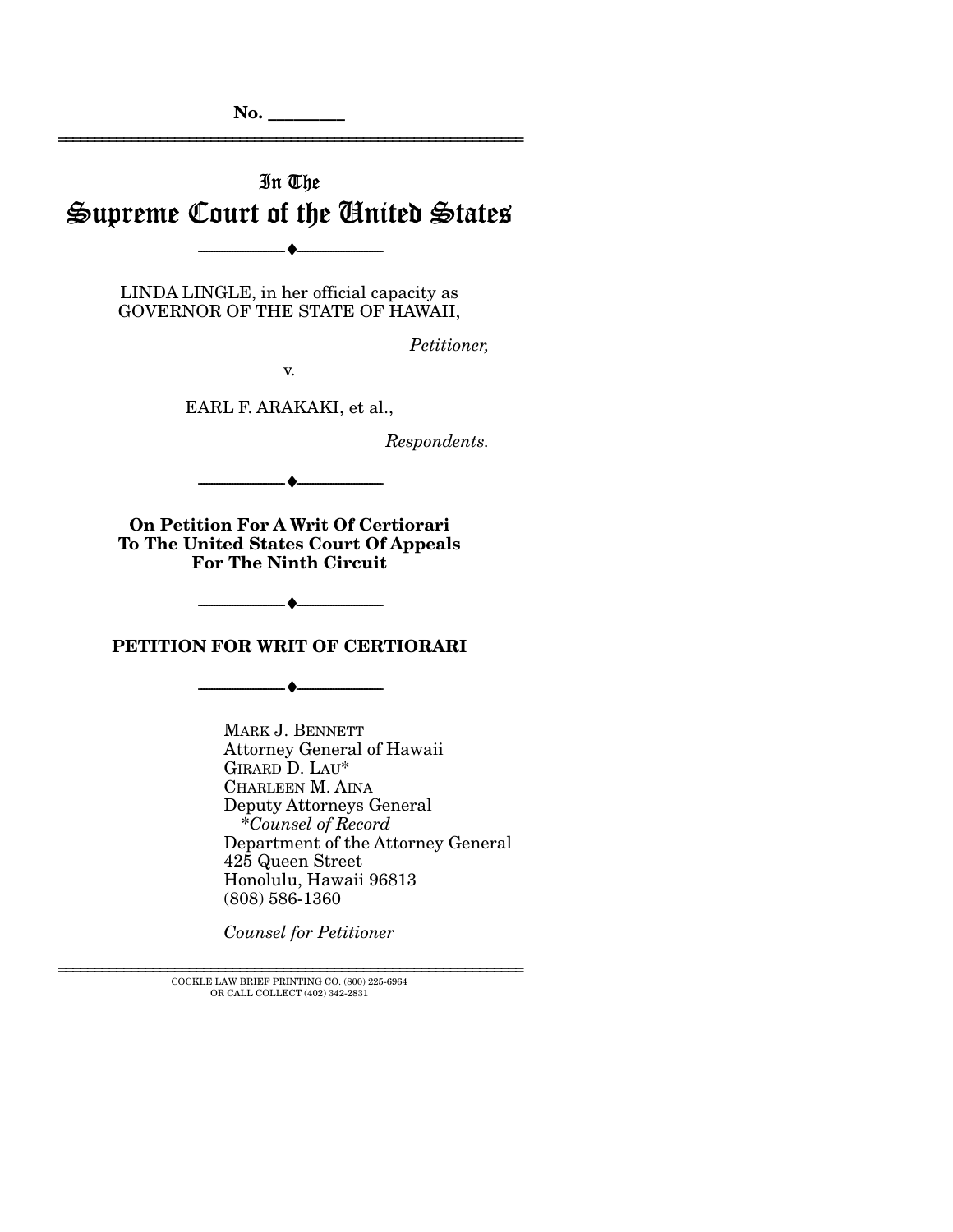No. ________

# In The Supreme Court of the United States

---

LINDA LINGLE, in her official capacity as GOVERNOR OF THE STATE OF HAWAII,

*Petitioner,*

v.

EARL F. ARAKAKI, et al.,

*Respondents.*

---

**On Petition For A Writ Of Certiorari To The United States Court Of Appeals For The Ninth Circuit**

---

**PETITION FOR WRIT OF CERTIORARI**

---

MARK J. BENNETT
Attorney General of Hawaii
GIRARD D. LAU*
CHARLEEN M. AINA
Deputy Attorneys General
*\*Counsel of Record*
Department of the Attorney General
425 Queen Street
Honolulu, Hawaii 96813
(808) 586-1360

*Counsel for Petitioner*

COCKLE LAW BRIEF PRINTING CO. (800) 225-6964
OR CALL COLLECT (402) 342-2831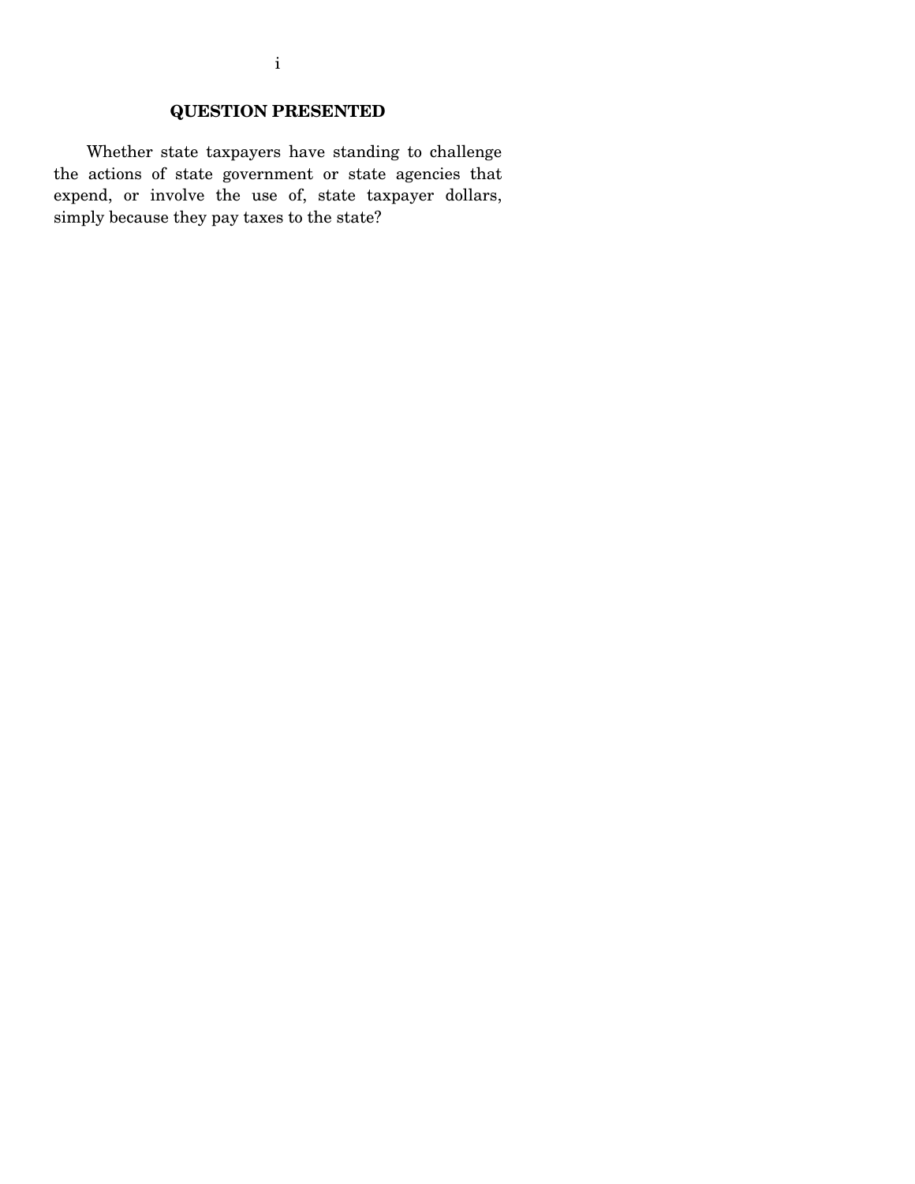## QUESTION PRESENTED

Whether state taxpayers have standing to challenge the actions of state government or state agencies that expend, or involve the use of, state taxpayer dollars, simply because they pay taxes to the state?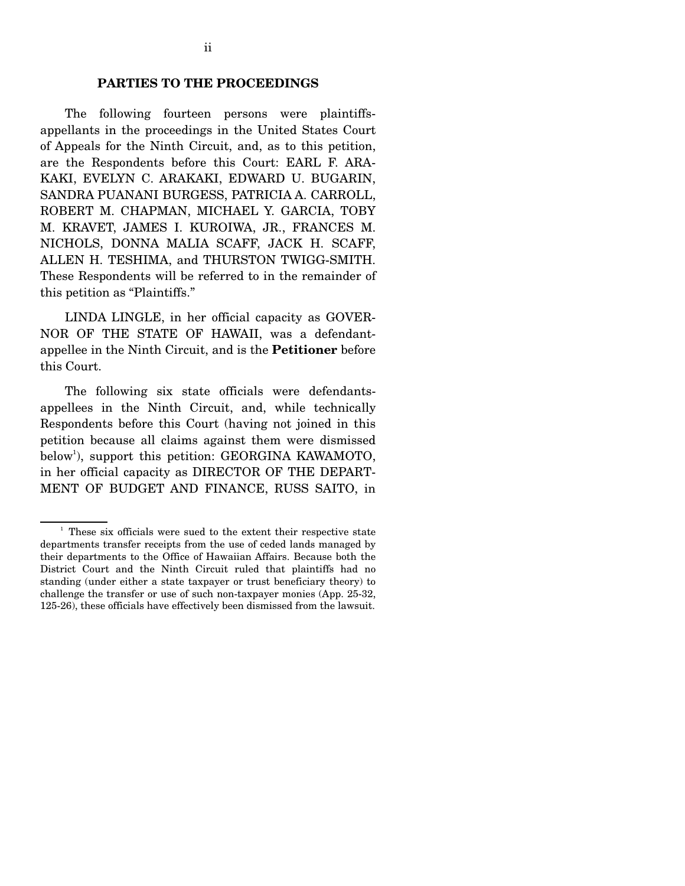## PARTIES TO THE PROCEEDINGS

The following fourteen persons were plaintiffs-appellants in the proceedings in the United States Court of Appeals for the Ninth Circuit, and, as to this petition, are the Respondents before this Court: EARL F. ARAKAKI, EVELYN C. ARAKAKI, EDWARD U. BUGARIN, SANDRA PUANANI BURGESS, PATRICIA A. CARROLL, ROBERT M. CHAPMAN, MICHAEL Y. GARCIA, TOBY M. KRAVET, JAMES I. KUROIWA, JR., FRANCES M. NICHOLS, DONNA MALIA SCAFF, JACK H. SCAFF, ALLEN H. TESHIMA, and THURSTON TWIGG-SMITH. These Respondents will be referred to in the remainder of this petition as "Plaintiffs."

LINDA LINGLE, in her official capacity as GOVERNOR OF THE STATE OF HAWAII, was a defendant-appellee in the Ninth Circuit, and is the **Petitioner** before this Court.

The following six state officials were defendants-appellees in the Ninth Circuit, and, while technically Respondents before this Court (having not joined in this petition because all claims against them were dismissed below[1]), support this petition: GEORGINA KAWAMOTO, in her official capacity as DIRECTOR OF THE DEPARTMENT OF BUDGET AND FINANCE, RUSS SAITO, in

[1] These six officials were sued to the extent their respective state departments transfer receipts from the use of ceded lands managed by their departments to the Office of Hawaiian Affairs. Because both the District Court and the Ninth Circuit ruled that plaintiffs had no standing (under either a state taxpayer or trust beneficiary theory) to challenge the transfer or use of such non-taxpayer monies (App. 25-32, 125-26), these officials have effectively been dismissed from the lawsuit.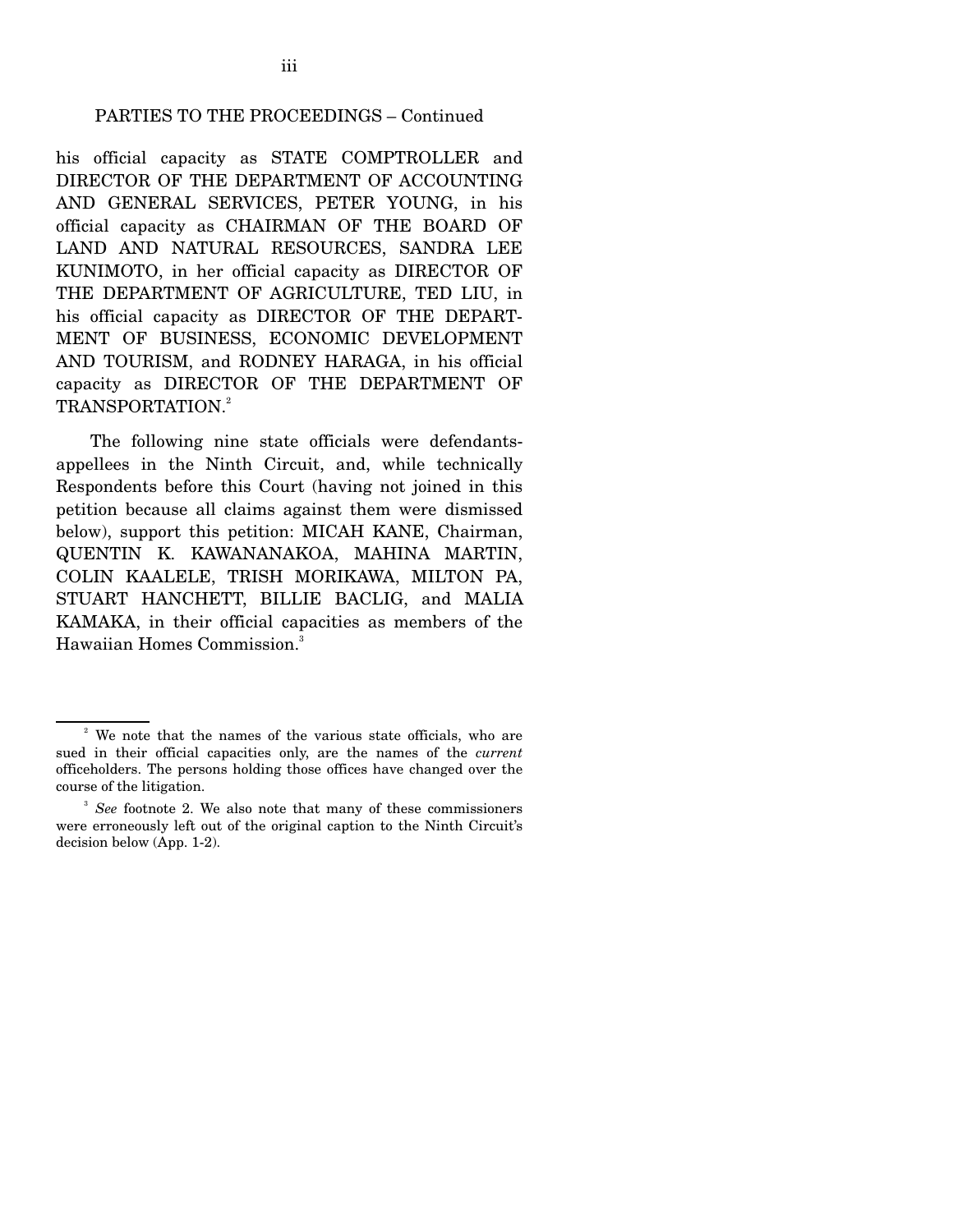PARTIES TO THE PROCEEDINGS – Continued

his official capacity as STATE COMPTROLLER and DIRECTOR OF THE DEPARTMENT OF ACCOUNTING AND GENERAL SERVICES, PETER YOUNG, in his official capacity as CHAIRMAN OF THE BOARD OF LAND AND NATURAL RESOURCES, SANDRA LEE KUNIMOTO, in her official capacity as DIRECTOR OF THE DEPARTMENT OF AGRICULTURE, TED LIU, in his official capacity as DIRECTOR OF THE DEPARTMENT OF BUSINESS, ECONOMIC DEVELOPMENT AND TOURISM, and RODNEY HARAGA, in his official capacity as DIRECTOR OF THE DEPARTMENT OF TRANSPORTATION.[2]

The following nine state officials were defendants-appellees in the Ninth Circuit, and, while technically Respondents before this Court (having not joined in this petition because all claims against them were dismissed below), support this petition: MICAH KANE, Chairman, QUENTIN K. KAWANANAKOA, MAHINA MARTIN, COLIN KAALELE, TRISH MORIKAWA, MILTON PA, STUART HANCHETT, BILLIE BACLIG, and MALIA KAMAKA, in their official capacities as members of the Hawaiian Homes Commission.[3]

---

[2] We note that the names of the various state officials, who are sued in their official capacities only, are the names of the *current* officeholders. The persons holding those offices have changed over the course of the litigation.

[3] *See* footnote 2. We also note that many of these commissioners were erroneously left out of the original caption to the Ninth Circuit's decision below (App. 1-2).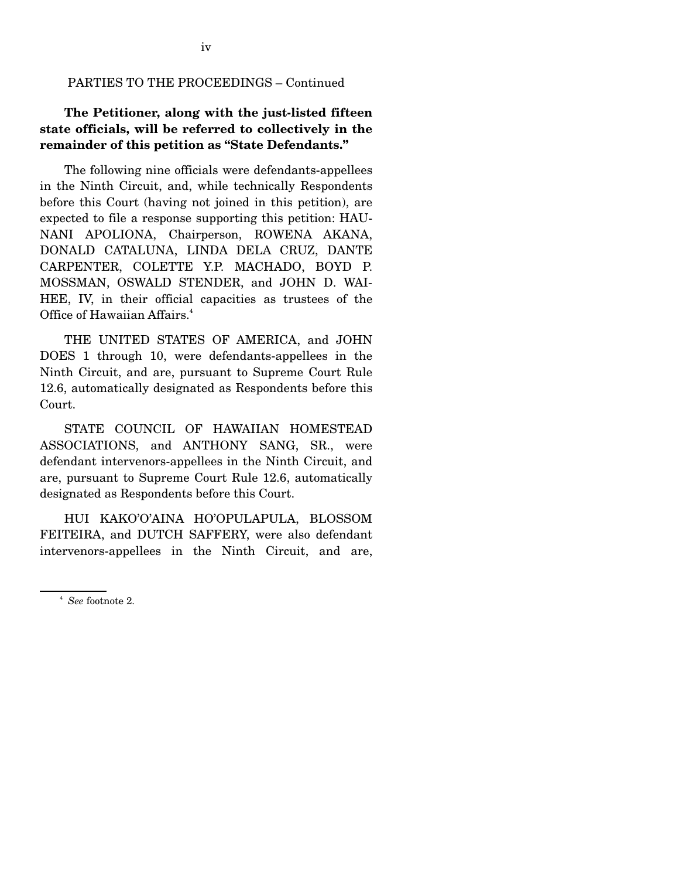PARTIES TO THE PROCEEDINGS – Continued

**The Petitioner, along with the just-listed fifteen state officials, will be referred to collectively in the remainder of this petition as "State Defendants."**

The following nine officials were defendants-appellees in the Ninth Circuit, and, while technically Respondents before this Court (having not joined in this petition), are expected to file a response supporting this petition: HAUNANI APOLIONA, Chairperson, ROWENA AKANA, DONALD CATALUNA, LINDA DELA CRUZ, DANTE CARPENTER, COLETTE Y.P. MACHADO, BOYD P. MOSSMAN, OSWALD STENDER, and JOHN D. WAIHEE, IV, in their official capacities as trustees of the Office of Hawaiian Affairs.[4]

THE UNITED STATES OF AMERICA, and JOHN DOES 1 through 10, were defendants-appellees in the Ninth Circuit, and are, pursuant to Supreme Court Rule 12.6, automatically designated as Respondents before this Court.

STATE COUNCIL OF HAWAIIAN HOMESTEAD ASSOCIATIONS, and ANTHONY SANG, SR., were defendant intervenors-appellees in the Ninth Circuit, and are, pursuant to Supreme Court Rule 12.6, automatically designated as Respondents before this Court.

HUI KAKO'O'AINA HO'OPULAPULA, BLOSSOM FEITEIRA, and DUTCH SAFFERY, were also defendant intervenors-appellees in the Ninth Circuit, and are,

[4] *See* footnote 2.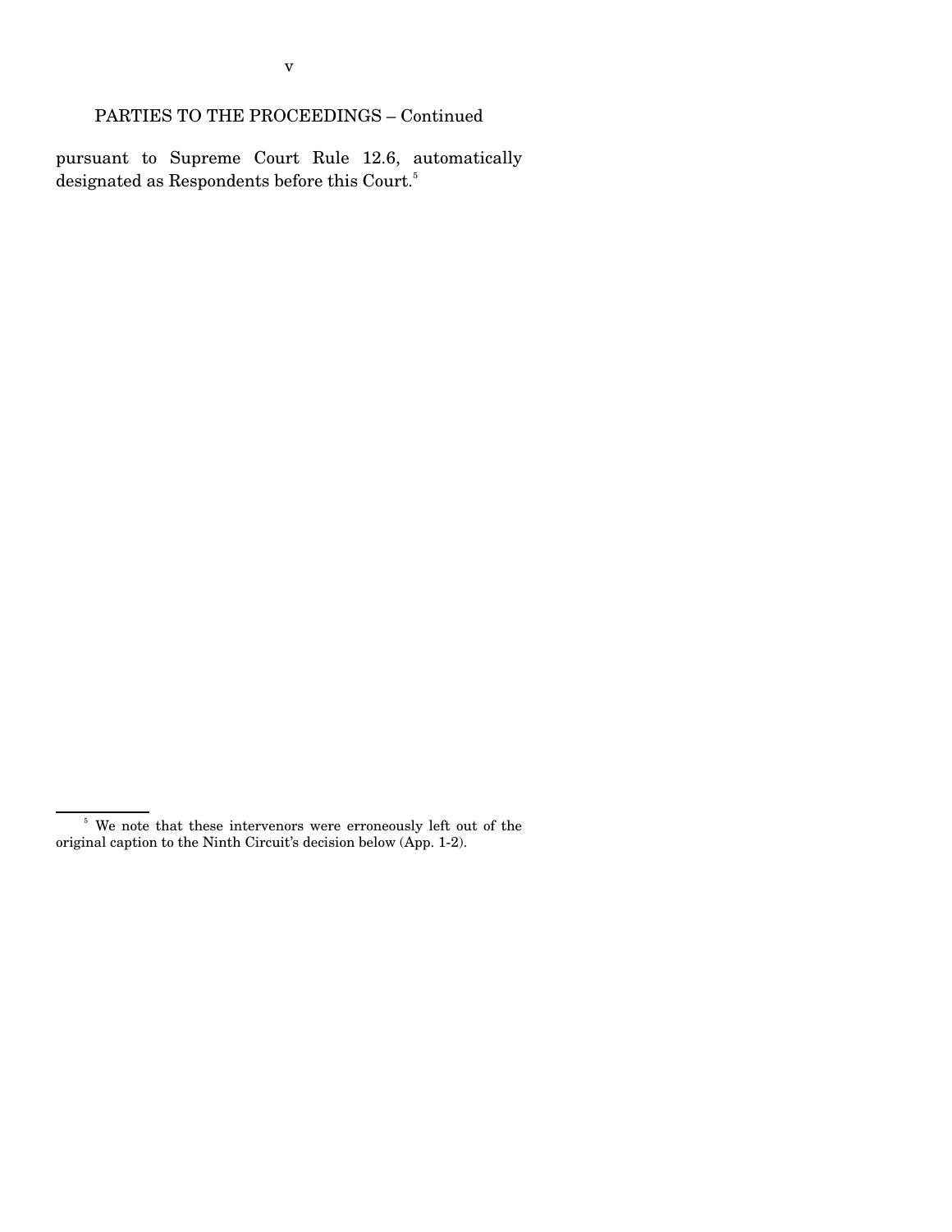## PARTIES TO THE PROCEEDINGS – Continued

pursuant to Supreme Court Rule 12.6, automatically designated as Respondents before this Court.[5]

[5] We note that these intervenors were erroneously left out of the original caption to the Ninth Circuit's decision below (App. 1-2).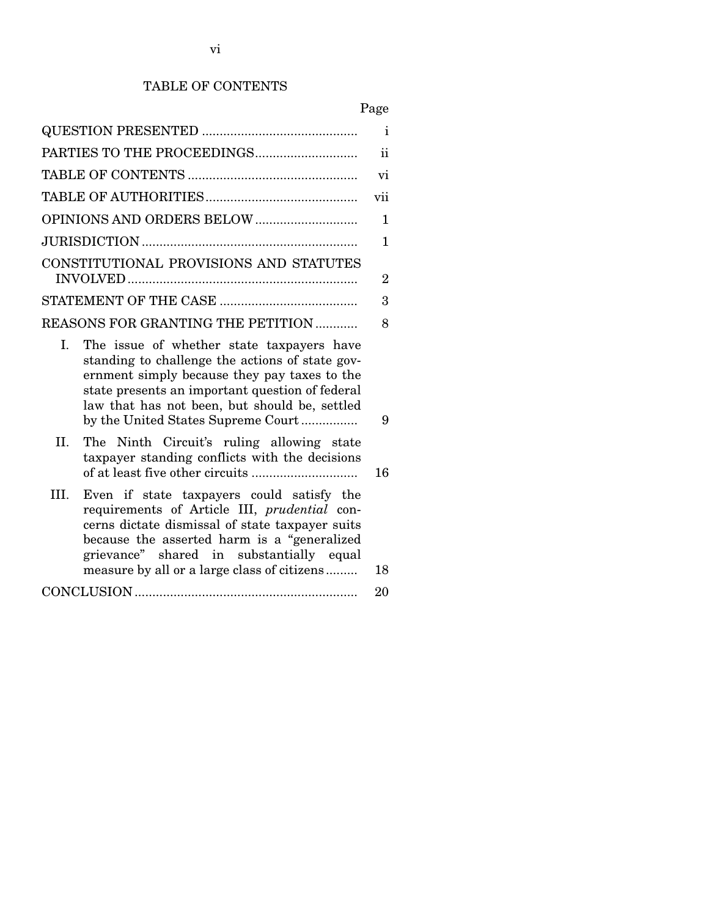## TABLE OF CONTENTS

| | Page |
|---|---|
| QUESTION PRESENTED | i |
| PARTIES TO THE PROCEEDINGS | ii |
| TABLE OF CONTENTS | vi |
| TABLE OF AUTHORITIES | vii |
| OPINIONS AND ORDERS BELOW | 1 |
| JURISDICTION | 1 |
| CONSTITUTIONAL PROVISIONS AND STATUTES INVOLVED | 2 |
| STATEMENT OF THE CASE | 3 |
| REASONS FOR GRANTING THE PETITION | 8 |
| I. The issue of whether state taxpayers have standing to challenge the actions of state government simply because they pay taxes to the state presents an important question of federal law that has not been, but should be, settled by the United States Supreme Court | 9 |
| II. The Ninth Circuit's ruling allowing state taxpayer standing conflicts with the decisions of at least five other circuits | 16 |
| III. Even if state taxpayers could satisfy the requirements of Article III, *prudential* concerns dictate dismissal of state taxpayer suits because the asserted harm is a "generalized grievance" shared in substantially equal measure by all or a large class of citizens | 18 |
| CONCLUSION | 20 |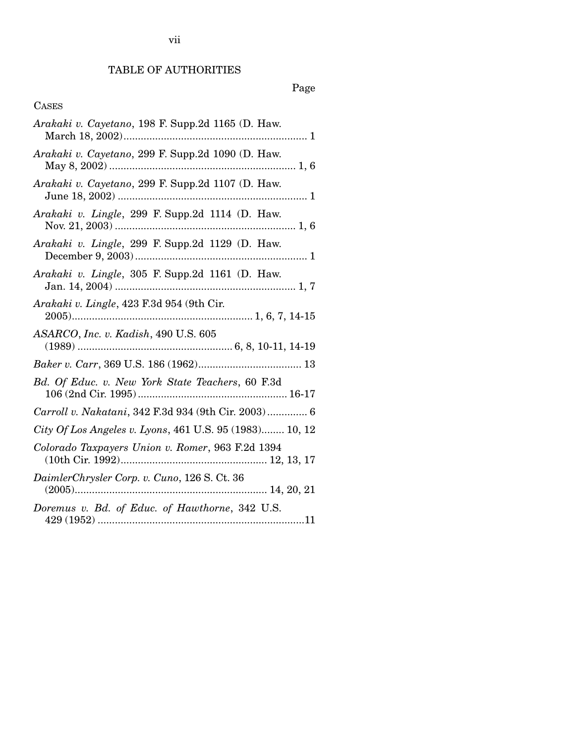# TABLE OF AUTHORITIES

Page

CASES

*Arakaki v. Cayetano*, 198 F. Supp.2d 1165 (D. Haw. March 18, 2002)................................................................ 1

*Arakaki v. Cayetano*, 299 F. Supp.2d 1090 (D. Haw. May 8, 2002)................................................................ 1, 6

*Arakaki v. Cayetano*, 299 F. Supp.2d 1107 (D. Haw. June 18, 2002)................................................................ 1

*Arakaki v. Lingle*, 299 F. Supp.2d 1114 (D. Haw. Nov. 21, 2003)................................................................ 1, 6

*Arakaki v. Lingle*, 299 F. Supp.2d 1129 (D. Haw. December 9, 2003)................................................................ 1

*Arakaki v. Lingle*, 305 F. Supp.2d 1161 (D. Haw. Jan. 14, 2004)................................................................ 1, 7

*Arakaki v. Lingle*, 423 F.3d 954 (9th Cir. 2005)................................................................ 1, 6, 7, 14-15

*ASARCO, Inc. v. Kadish*, 490 U.S. 605 (1989)................................................................ 6, 8, 10-11, 14-19

*Baker v. Carr*, 369 U.S. 186 (1962)................................................................ 13

*Bd. Of Educ. v. New York State Teachers*, 60 F.3d 106 (2nd Cir. 1995)................................................................ 16-17

*Carroll v. Nakatani*, 342 F.3d 934 (9th Cir. 2003)................................................................ 6

*City Of Los Angeles v. Lyons*, 461 U.S. 95 (1983)........ 10, 12

*Colorado Taxpayers Union v. Romer*, 963 F.2d 1394 (10th Cir. 1992)................................................................ 12, 13, 17

*DaimlerChrysler Corp. v. Cuno*, 126 S. Ct. 36 (2005)................................................................ 14, 20, 21

*Doremus v. Bd. of Educ. of Hawthorne*, 342 U.S. 429 (1952)................................................................11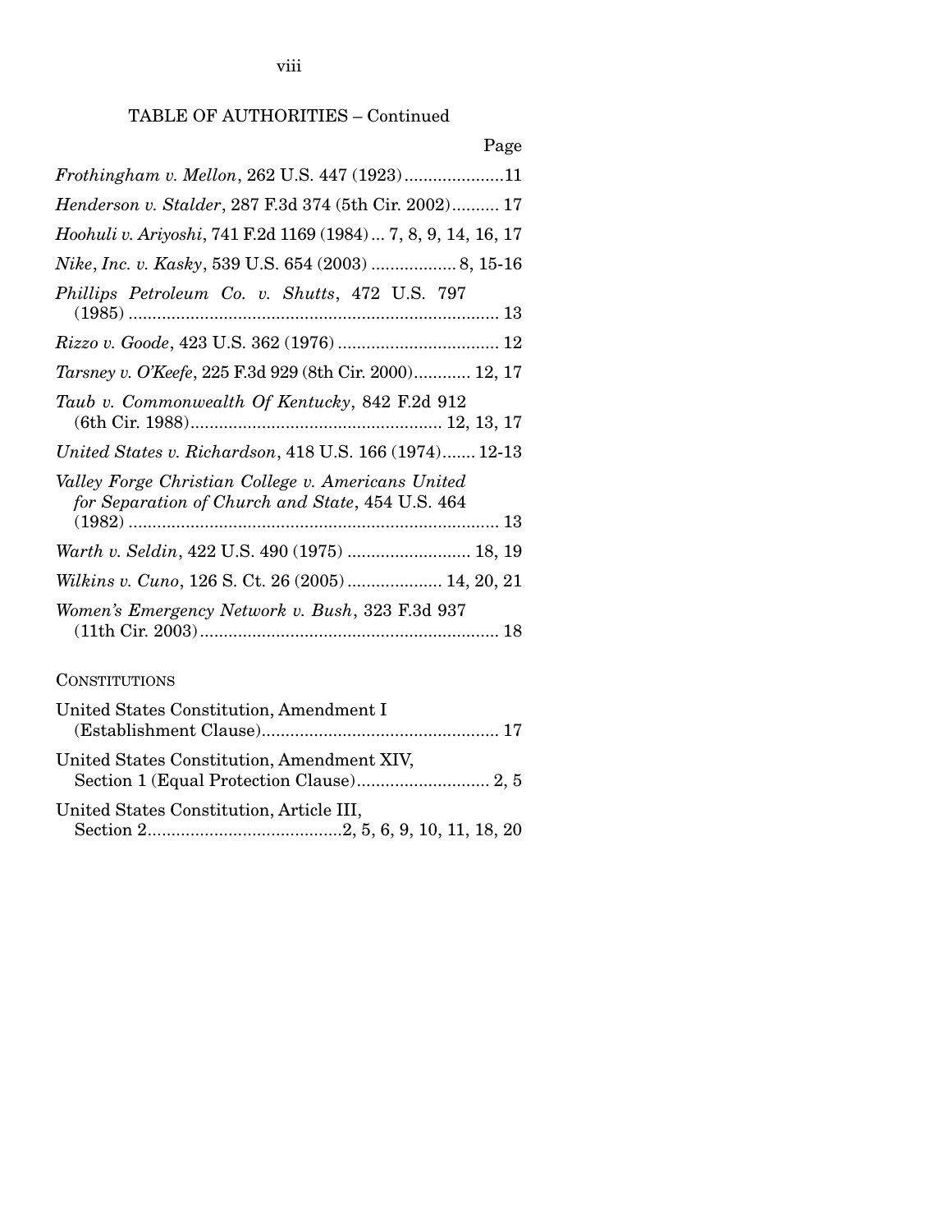TABLE OF AUTHORITIES – Continued

Page

*Frothingham v. Mellon*, 262 U.S. 447 (1923) .....................11

*Henderson v. Stalder*, 287 F.3d 374 (5th Cir. 2002).......... 17

*Hoohuli v. Ariyoshi*, 741 F.2d 1169 (1984) ... 7, 8, 9, 14, 16, 17

*Nike, Inc. v. Kasky*, 539 U.S. 654 (2003) .................. 8, 15-16

*Phillips Petroleum Co. v. Shutts*, 472 U.S. 797 (1985) .............................................................................. 13

*Rizzo v. Goode*, 423 U.S. 362 (1976) .................................. 12

*Tarsney v. O'Keefe*, 225 F.3d 929 (8th Cir. 2000)............ 12, 17

*Taub v. Commonwealth Of Kentucky*, 842 F.2d 912 (6th Cir. 1988)..................................................... 12, 13, 17

*United States v. Richardson*, 418 U.S. 166 (1974)....... 12-13

*Valley Forge Christian College v. Americans United for Separation of Church and State*, 454 U.S. 464 (1982) .............................................................................. 13

*Warth v. Seldin*, 422 U.S. 490 (1975) .......................... 18, 19

*Wilkins v. Cuno*, 126 S. Ct. 26 (2005) .................... 14, 20, 21

*Women's Emergency Network v. Bush*, 323 F.3d 937 (11th Cir. 2003)............................................................... 18

CONSTITUTIONS

United States Constitution, Amendment I (Establishment Clause)................................................. 17

United States Constitution, Amendment XIV, Section 1 (Equal Protection Clause)............................ 2, 5

United States Constitution, Article III, Section 2.........................................2, 5, 6, 9, 10, 11, 18, 20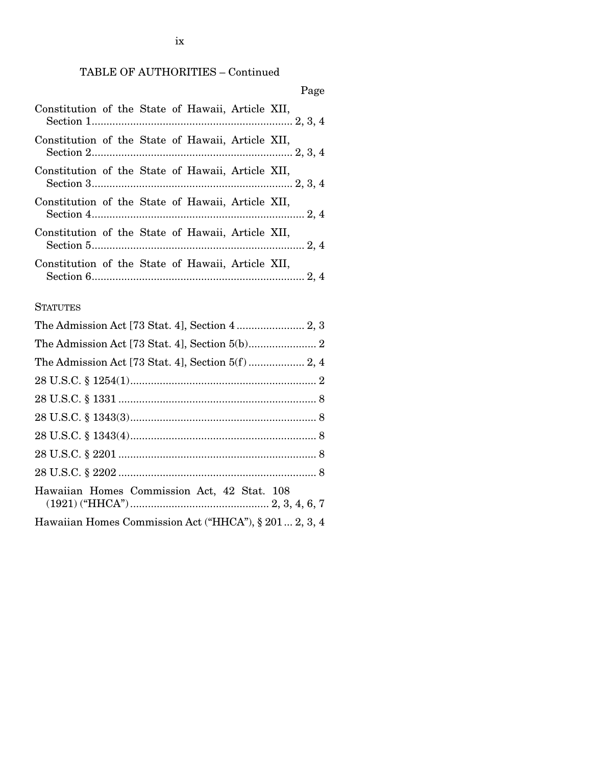TABLE OF AUTHORITIES – Continued

Page

Constitution of the State of Hawaii, Article XII, Section 1 .......... 2, 3, 4

Constitution of the State of Hawaii, Article XII, Section 2 .......... 2, 3, 4

Constitution of the State of Hawaii, Article XII, Section 3 .......... 2, 3, 4

Constitution of the State of Hawaii, Article XII, Section 4 .......... 2, 4

Constitution of the State of Hawaii, Article XII, Section 5 .......... 2, 4

Constitution of the State of Hawaii, Article XII, Section 6 .......... 2, 4

STATUTES

The Admission Act [73 Stat. 4], Section 4 .......... 2, 3

The Admission Act [73 Stat. 4], Section 5(b) .......... 2

The Admission Act [73 Stat. 4], Section 5(f) .......... 2, 4

28 U.S.C. § 1254(1) .......... 2

28 U.S.C. § 1331 .......... 8

28 U.S.C. § 1343(3) .......... 8

28 U.S.C. § 1343(4) .......... 8

28 U.S.C. § 2201 .......... 8

28 U.S.C. § 2202 .......... 8

Hawaiian Homes Commission Act, 42 Stat. 108 (1921) ("HHCA") .......... 2, 3, 4, 6, 7

Hawaiian Homes Commission Act ("HHCA"), § 201 ... 2, 3, 4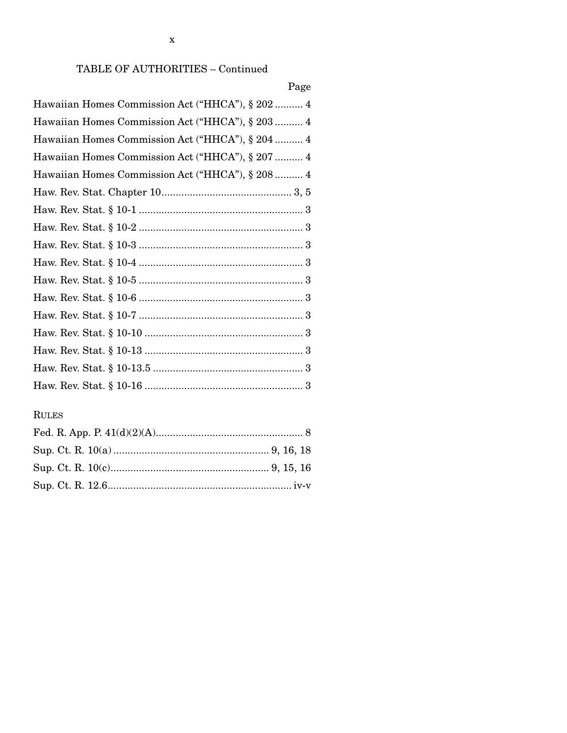TABLE OF AUTHORITIES – Continued

Page

Hawaiian Homes Commission Act ("HHCA"), § 202 .......... 4

Hawaiian Homes Commission Act ("HHCA"), § 203 .......... 4

Hawaiian Homes Commission Act ("HHCA"), § 204 .......... 4

Hawaiian Homes Commission Act ("HHCA"), § 207 .......... 4

Hawaiian Homes Commission Act ("HHCA"), § 208 .......... 4

Haw. Rev. Stat. Chapter 10 .............................................. 3, 5

Haw. Rev. Stat. § 10-1 .......................................................... 3

Haw. Rev. Stat. § 10-2 .......................................................... 3

Haw. Rev. Stat. § 10-3 .......................................................... 3

Haw. Rev. Stat. § 10-4 .......................................................... 3

Haw. Rev. Stat. § 10-5 .......................................................... 3

Haw. Rev. Stat. § 10-6 .......................................................... 3

Haw. Rev. Stat. § 10-7 .......................................................... 3

Haw. Rev. Stat. § 10-10 ........................................................ 3

Haw. Rev. Stat. § 10-13 ........................................................ 3

Haw. Rev. Stat. § 10-13.5 ..................................................... 3

Haw. Rev. Stat. § 10-16 ........................................................ 3

RULES

Fed. R. App. P. 41(d)(2)(A) .................................................... 8

Sup. Ct. R. 10(a) ...................................................... 9, 16, 18

Sup. Ct. R. 10(c) ....................................................... 9, 15, 16

Sup. Ct. R. 12.6 ................................................................ iv-v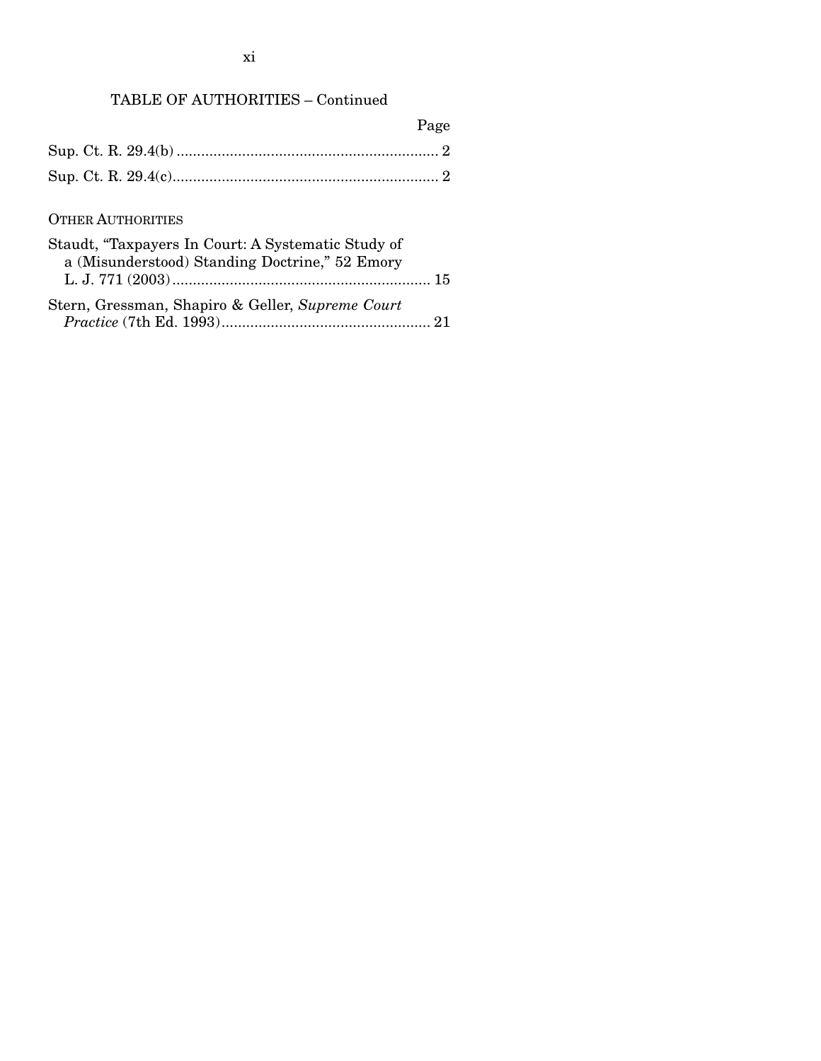TABLE OF AUTHORITIES – Continued

| | Page |
|---|---|
| Sup. Ct. R. 29.4(b) | 2 |
| Sup. Ct. R. 29.4(c) | 2 |

OTHER AUTHORITIES

| | |
|---|---|
| Staudt, "Taxpayers In Court: A Systematic Study of a (Misunderstood) Standing Doctrine," 52 Emory L. J. 771 (2003) | 15 |
| Stern, Gressman, Shapiro & Geller, *Supreme Court Practice* (7th Ed. 1993) | 21 |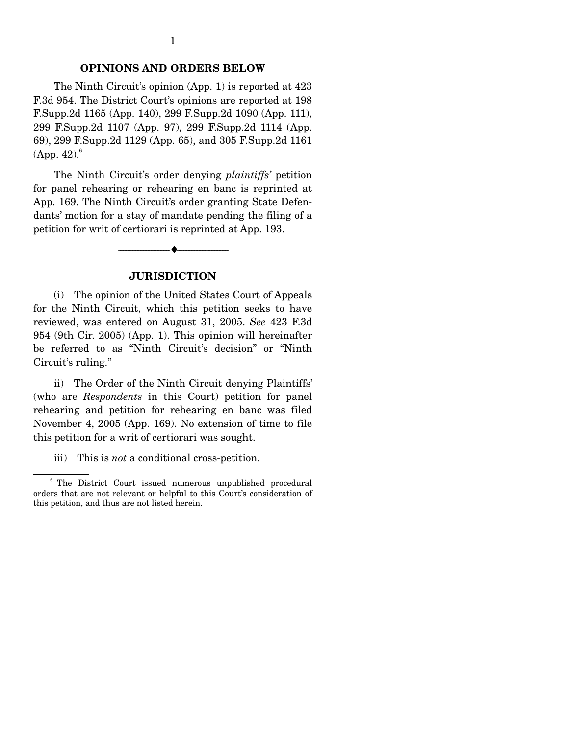## OPINIONS AND ORDERS BELOW

The Ninth Circuit's opinion (App. 1) is reported at 423 F.3d 954. The District Court's opinions are reported at 198 F.Supp.2d 1165 (App. 140), 299 F.Supp.2d 1090 (App. 111), 299 F.Supp.2d 1107 (App. 97), 299 F.Supp.2d 1114 (App. 69), 299 F.Supp.2d 1129 (App. 65), and 305 F.Supp.2d 1161 (App. 42).[6]

The Ninth Circuit's order denying *plaintiffs'* petition for panel rehearing or rehearing en banc is reprinted at App. 169. The Ninth Circuit's order granting State Defendants' motion for a stay of mandate pending the filing of a petition for writ of certiorari is reprinted at App. 193.

---

## JURISDICTION

(i) The opinion of the United States Court of Appeals for the Ninth Circuit, which this petition seeks to have reviewed, was entered on August 31, 2005. *See* 423 F.3d 954 (9th Cir. 2005) (App. 1). This opinion will hereinafter be referred to as "Ninth Circuit's decision" or "Ninth Circuit's ruling."

ii) The Order of the Ninth Circuit denying Plaintiffs' (who are *Respondents* in this Court) petition for panel rehearing and petition for rehearing en banc was filed November 4, 2005 (App. 169). No extension of time to file this petition for a writ of certiorari was sought.

iii) This is *not* a conditional cross-petition.

---

[6] The District Court issued numerous unpublished procedural orders that are not relevant or helpful to this Court's consideration of this petition, and thus are not listed herein.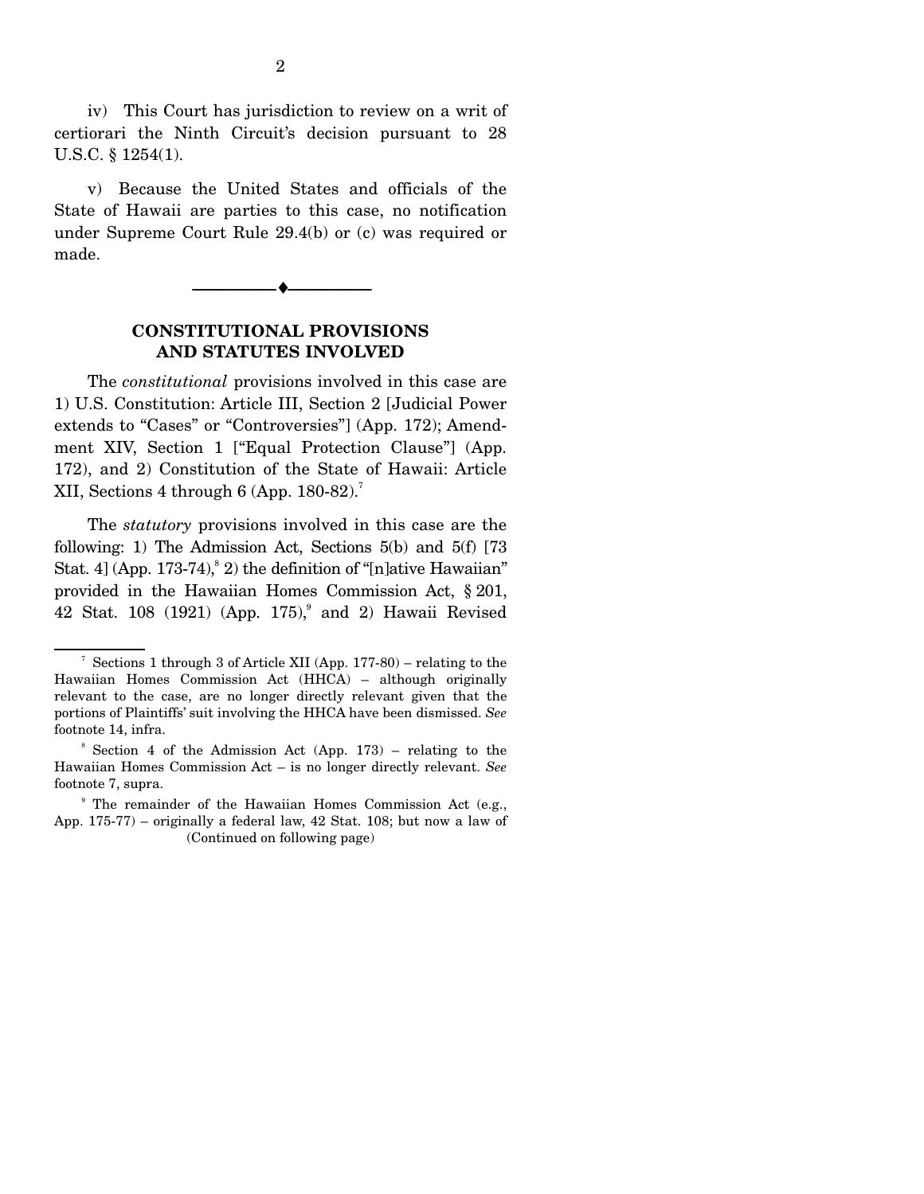iv) This Court has jurisdiction to review on a writ of certiorari the Ninth Circuit's decision pursuant to 28 U.S.C. § 1254(1).

v) Because the United States and officials of the State of Hawaii are parties to this case, no notification under Supreme Court Rule 29.4(b) or (c) was required or made.

---

## CONSTITUTIONAL PROVISIONS AND STATUTES INVOLVED

The *constitutional* provisions involved in this case are 1) U.S. Constitution: Article III, Section 2 [Judicial Power extends to "Cases" or "Controversies"] (App. 172); Amendment XIV, Section 1 ["Equal Protection Clause"] (App. 172), and 2) Constitution of the State of Hawaii: Article XII, Sections 4 through 6 (App. 180-82).[7]

The *statutory* provisions involved in this case are the following: 1) The Admission Act, Sections 5(b) and 5(f) [73 Stat. 4] (App. 173-74),[8] 2) the definition of "[n]ative Hawaiian" provided in the Hawaiian Homes Commission Act, § 201, 42 Stat. 108 (1921) (App. 175),[9] and 2) Hawaii Revised

---

[7] Sections 1 through 3 of Article XII (App. 177-80) – relating to the Hawaiian Homes Commission Act (HHCA) – although originally relevant to the case, are no longer directly relevant given that the portions of Plaintiffs' suit involving the HHCA have been dismissed. *See* footnote 14, infra.

[8] Section 4 of the Admission Act (App. 173) – relating to the Hawaiian Homes Commission Act – is no longer directly relevant. *See* footnote 7, supra.

[9] The remainder of the Hawaiian Homes Commission Act (e.g., App. 175-77) – originally a federal law, 42 Stat. 108; but now a law of

(Continued on following page)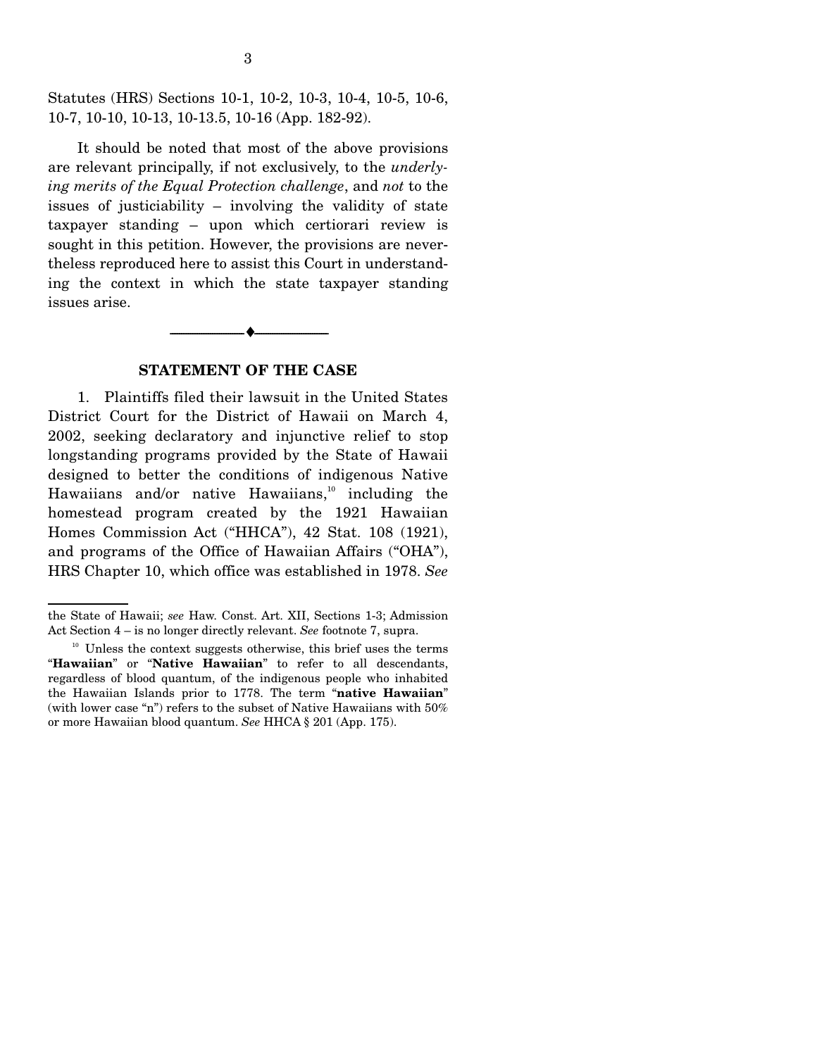Statutes (HRS) Sections 10-1, 10-2, 10-3, 10-4, 10-5, 10-6, 10-7, 10-10, 10-13, 10-13.5, 10-16 (App. 182-92).

It should be noted that most of the above provisions are relevant principally, if not exclusively, to the *underlying merits of the Equal Protection challenge*, and *not* to the issues of justiciability – involving the validity of state taxpayer standing – upon which certiorari review is sought in this petition. However, the provisions are nevertheless reproduced here to assist this Court in understanding the context in which the state taxpayer standing issues arise.

---

## STATEMENT OF THE CASE

1. Plaintiffs filed their lawsuit in the United States District Court for the District of Hawaii on March 4, 2002, seeking declaratory and injunctive relief to stop longstanding programs provided by the State of Hawaii designed to better the conditions of indigenous Native Hawaiians and/or native Hawaiians,[10] including the homestead program created by the 1921 Hawaiian Homes Commission Act ("HHCA"), 42 Stat. 108 (1921), and programs of the Office of Hawaiian Affairs ("OHA"), HRS Chapter 10, which office was established in 1978. *See*

---

the State of Hawaii; *see* Haw. Const. Art. XII, Sections 1-3; Admission Act Section 4 – is no longer directly relevant. *See* footnote 7, supra.

[10] Unless the context suggests otherwise, this brief uses the terms "**Hawaiian**" or "**Native Hawaiian**" to refer to all descendants, regardless of blood quantum, of the indigenous people who inhabited the Hawaiian Islands prior to 1778. The term "**native Hawaiian**" (with lower case "n") refers to the subset of Native Hawaiians with 50% or more Hawaiian blood quantum. *See* HHCA § 201 (App. 175).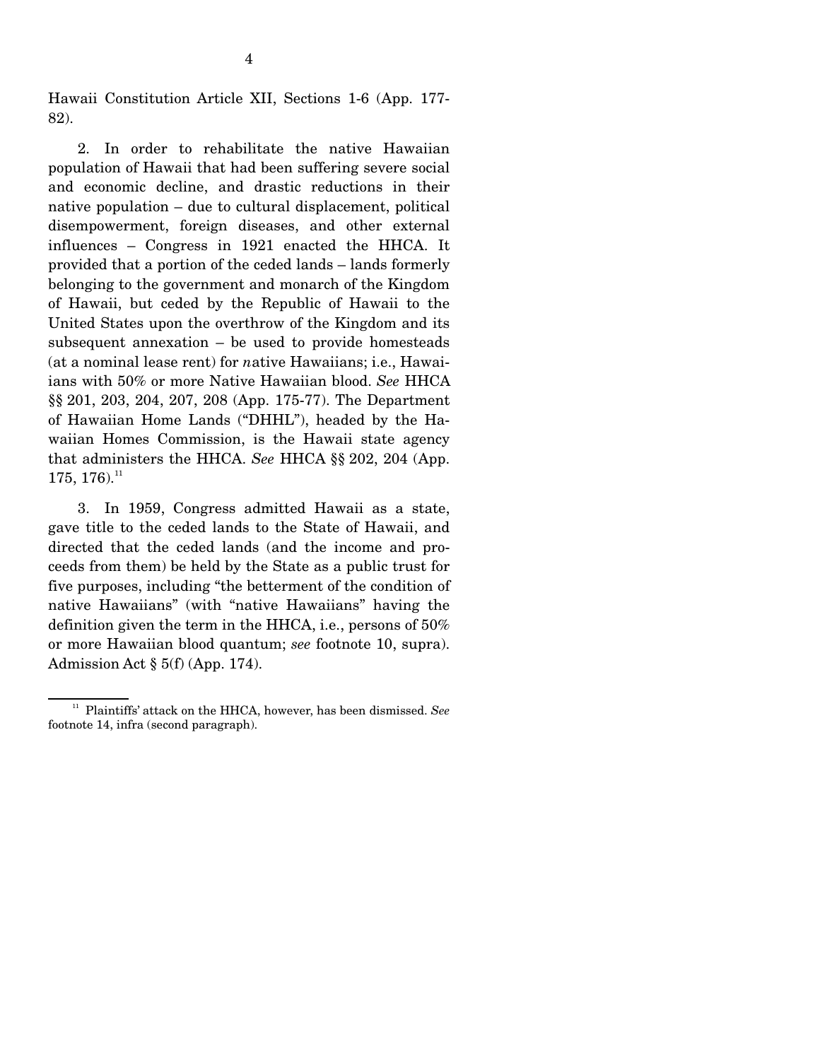Hawaii Constitution Article XII, Sections 1-6 (App. 177-82).

2. In order to rehabilitate the native Hawaiian population of Hawaii that had been suffering severe social and economic decline, and drastic reductions in their native population – due to cultural displacement, political disempowerment, foreign diseases, and other external influences – Congress in 1921 enacted the HHCA. It provided that a portion of the ceded lands – lands formerly belonging to the government and monarch of the Kingdom of Hawaii, but ceded by the Republic of Hawaii to the United States upon the overthrow of the Kingdom and its subsequent annexation – be used to provide homesteads (at a nominal lease rent) for *n*ative Hawaiians; i.e., Hawaiians with 50% or more Native Hawaiian blood. *See* HHCA §§ 201, 203, 204, 207, 208 (App. 175-77). The Department of Hawaiian Home Lands ("DHHL"), headed by the Hawaiian Homes Commission, is the Hawaii state agency that administers the HHCA. *See* HHCA §§ 202, 204 (App. 175, 176).[11]

3. In 1959, Congress admitted Hawaii as a state, gave title to the ceded lands to the State of Hawaii, and directed that the ceded lands (and the income and proceeds from them) be held by the State as a public trust for five purposes, including "the betterment of the condition of native Hawaiians" (with "native Hawaiians" having the definition given the term in the HHCA, i.e., persons of 50% or more Hawaiian blood quantum; *see* footnote 10, supra). Admission Act § 5(f) (App. 174).

[11] Plaintiffs' attack on the HHCA, however, has been dismissed. *See* footnote 14, infra (second paragraph).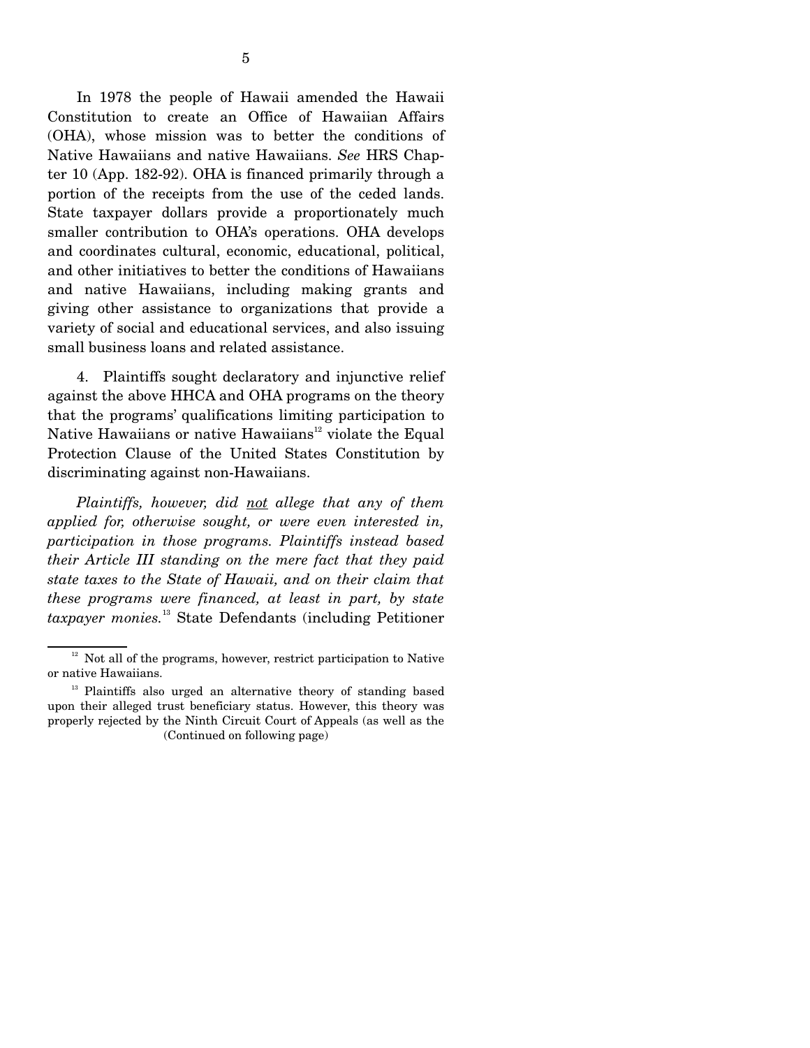In 1978 the people of Hawaii amended the Hawaii Constitution to create an Office of Hawaiian Affairs (OHA), whose mission was to better the conditions of Native Hawaiians and native Hawaiians. *See* HRS Chapter 10 (App. 182-92). OHA is financed primarily through a portion of the receipts from the use of the ceded lands. State taxpayer dollars provide a proportionately much smaller contribution to OHA's operations. OHA develops and coordinates cultural, economic, educational, political, and other initiatives to better the conditions of Hawaiians and native Hawaiians, including making grants and giving other assistance to organizations that provide a variety of social and educational services, and also issuing small business loans and related assistance.

4. Plaintiffs sought declaratory and injunctive relief against the above HHCA and OHA programs on the theory that the programs' qualifications limiting participation to Native Hawaiians or native Hawaiians[12] violate the Equal Protection Clause of the United States Constitution by discriminating against non-Hawaiians.

*Plaintiffs, however, did not allege that any of them applied for, otherwise sought, or were even interested in, participation in those programs. Plaintiffs instead based their Article III standing on the mere fact that they paid state taxes to the State of Hawaii, and on their claim that these programs were financed, at least in part, by state taxpayer monies.*[13] State Defendants (including Petitioner

[12] Not all of the programs, however, restrict participation to Native or native Hawaiians.

[13] Plaintiffs also urged an alternative theory of standing based upon their alleged trust beneficiary status. However, this theory was properly rejected by the Ninth Circuit Court of Appeals (as well as the (Continued on following page)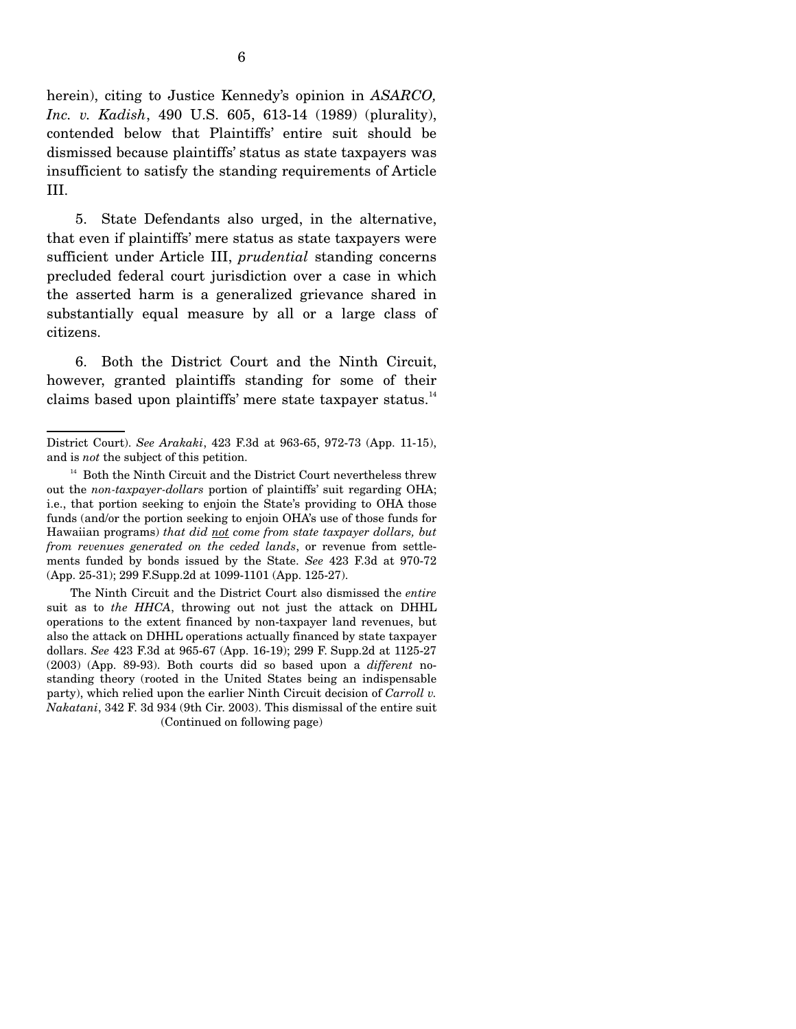herein), citing to Justice Kennedy's opinion in *ASARCO, Inc. v. Kadish*, 490 U.S. 605, 613-14 (1989) (plurality), contended below that Plaintiffs' entire suit should be dismissed because plaintiffs' status as state taxpayers was insufficient to satisfy the standing requirements of Article III.

5. State Defendants also urged, in the alternative, that even if plaintiffs' mere status as state taxpayers were sufficient under Article III, *prudential* standing concerns precluded federal court jurisdiction over a case in which the asserted harm is a generalized grievance shared in substantially equal measure by all or a large class of citizens.

6. Both the District Court and the Ninth Circuit, however, granted plaintiffs standing for some of their claims based upon plaintiffs' mere state taxpayer status.[14]

---

District Court). *See Arakaki*, 423 F.3d at 963-65, 972-73 (App. 11-15), and is *not* the subject of this petition.

[14] Both the Ninth Circuit and the District Court nevertheless threw out the *non-taxpayer-dollars* portion of plaintiffs' suit regarding OHA; i.e., that portion seeking to enjoin the State's providing to OHA those funds (and/or the portion seeking to enjoin OHA's use of those funds for Hawaiian programs) *that did not come from state taxpayer dollars, but from revenues generated on the ceded lands*, or revenue from settlements funded by bonds issued by the State. *See* 423 F.3d at 970-72 (App. 25-31); 299 F.Supp.2d at 1099-1101 (App. 125-27).

The Ninth Circuit and the District Court also dismissed the *entire* suit as to *the HHCA*, throwing out not just the attack on DHHL operations to the extent financed by non-taxpayer land revenues, but also the attack on DHHL operations actually financed by state taxpayer dollars. *See* 423 F.3d at 965-67 (App. 16-19); 299 F. Supp.2d at 1125-27 (2003) (App. 89-93). Both courts did so based upon a *different* no-standing theory (rooted in the United States being an indispensable party), which relied upon the earlier Ninth Circuit decision of *Carroll v. Nakatani*, 342 F. 3d 934 (9th Cir. 2003). This dismissal of the entire suit

(Continued on following page)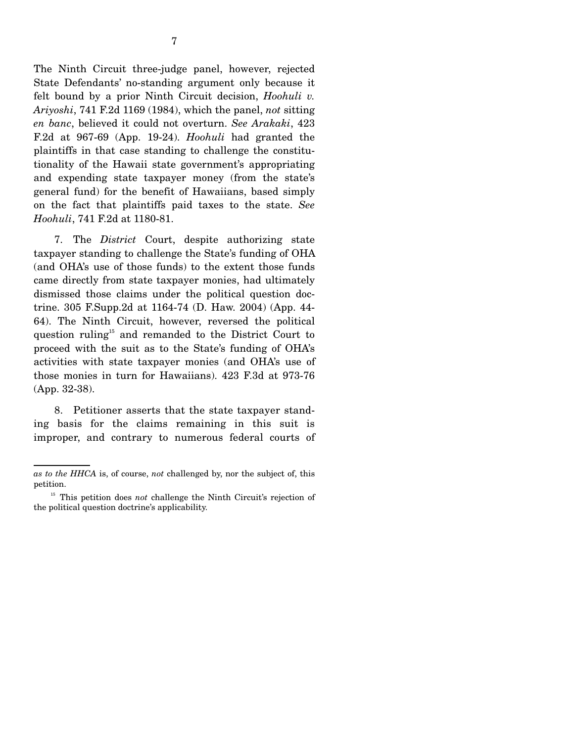The Ninth Circuit three-judge panel, however, rejected State Defendants' no-standing argument only because it felt bound by a prior Ninth Circuit decision, *Hoohuli v. Ariyoshi*, 741 F.2d 1169 (1984), which the panel, *not* sitting *en banc*, believed it could not overturn. *See Arakaki*, 423 F.2d at 967-69 (App. 19-24). *Hoohuli* had granted the plaintiffs in that case standing to challenge the constitutionality of the Hawaii state government's appropriating and expending state taxpayer money (from the state's general fund) for the benefit of Hawaiians, based simply on the fact that plaintiffs paid taxes to the state. *See Hoohuli*, 741 F.2d at 1180-81.

7. The *District* Court, despite authorizing state taxpayer standing to challenge the State's funding of OHA (and OHA's use of those funds) to the extent those funds came directly from state taxpayer monies, had ultimately dismissed those claims under the political question doctrine. 305 F.Supp.2d at 1164-74 (D. Haw. 2004) (App. 44-64). The Ninth Circuit, however, reversed the political question ruling[15] and remanded to the District Court to proceed with the suit as to the State's funding of OHA's activities with state taxpayer monies (and OHA's use of those monies in turn for Hawaiians). 423 F.3d at 973-76 (App. 32-38).

8. Petitioner asserts that the state taxpayer standing basis for the claims remaining in this suit is improper, and contrary to numerous federal courts of

---

*as to the HHCA* is, of course, *not* challenged by, nor the subject of, this petition.

[15] This petition does *not* challenge the Ninth Circuit's rejection of the political question doctrine's applicability.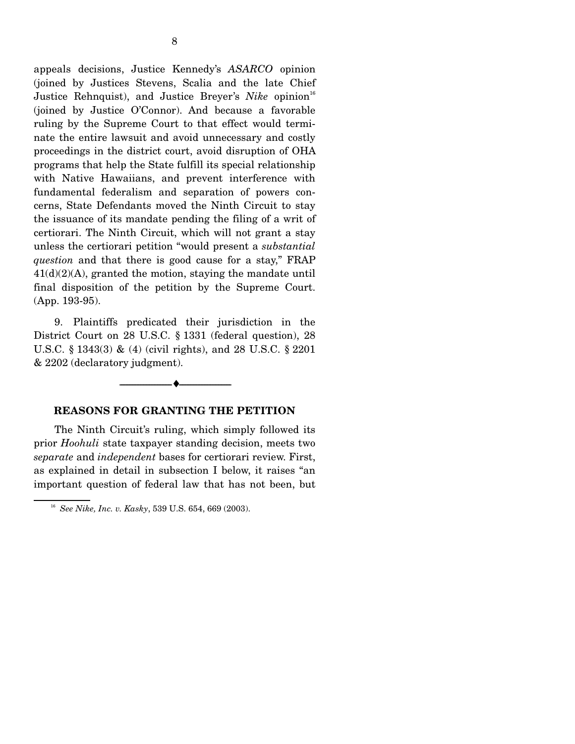appeals decisions, Justice Kennedy's *ASARCO* opinion (joined by Justices Stevens, Scalia and the late Chief Justice Rehnquist), and Justice Breyer's *Nike* opinion[16] (joined by Justice O'Connor). And because a favorable ruling by the Supreme Court to that effect would terminate the entire lawsuit and avoid unnecessary and costly proceedings in the district court, avoid disruption of OHA programs that help the State fulfill its special relationship with Native Hawaiians, and prevent interference with fundamental federalism and separation of powers concerns, State Defendants moved the Ninth Circuit to stay the issuance of its mandate pending the filing of a writ of certiorari. The Ninth Circuit, which will not grant a stay unless the certiorari petition "would present a *substantial question* and that there is good cause for a stay," FRAP 41(d)(2)(A), granted the motion, staying the mandate until final disposition of the petition by the Supreme Court. (App. 193-95).

9. Plaintiffs predicated their jurisdiction in the District Court on 28 U.S.C. § 1331 (federal question), 28 U.S.C. § 1343(3) & (4) (civil rights), and 28 U.S.C. § 2201 & 2202 (declaratory judgment).

---

## REASONS FOR GRANTING THE PETITION

The Ninth Circuit's ruling, which simply followed its prior *Hoohuli* state taxpayer standing decision, meets two *separate* and *independent* bases for certiorari review. First, as explained in detail in subsection I below, it raises "an important question of federal law that has not been, but

---

[16] *See Nike, Inc. v. Kasky*, 539 U.S. 654, 669 (2003).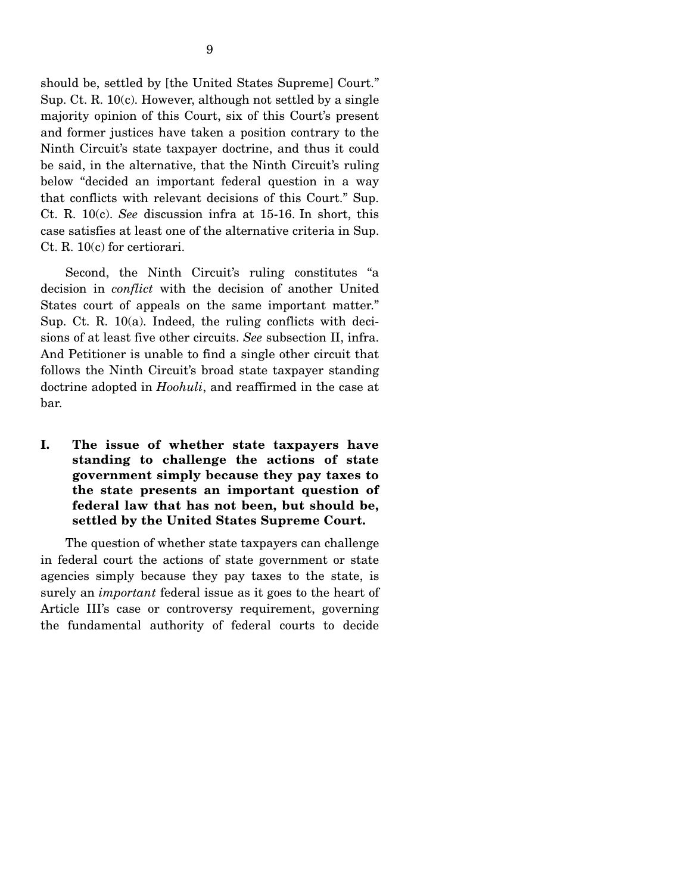should be, settled by [the United States Supreme] Court." Sup. Ct. R. 10(c). However, although not settled by a single majority opinion of this Court, six of this Court's present and former justices have taken a position contrary to the Ninth Circuit's state taxpayer doctrine, and thus it could be said, in the alternative, that the Ninth Circuit's ruling below "decided an important federal question in a way that conflicts with relevant decisions of this Court." Sup. Ct. R. 10(c). *See* discussion infra at 15-16. In short, this case satisfies at least one of the alternative criteria in Sup. Ct. R. 10(c) for certiorari.

Second, the Ninth Circuit's ruling constitutes "a decision in *conflict* with the decision of another United States court of appeals on the same important matter." Sup. Ct. R. 10(a). Indeed, the ruling conflicts with decisions of at least five other circuits. *See* subsection II, infra. And Petitioner is unable to find a single other circuit that follows the Ninth Circuit's broad state taxpayer standing doctrine adopted in *Hoohuli*, and reaffirmed in the case at bar.

## I. The issue of whether state taxpayers have standing to challenge the actions of state government simply because they pay taxes to the state presents an important question of federal law that has not been, but should be, settled by the United States Supreme Court.

The question of whether state taxpayers can challenge in federal court the actions of state government or state agencies simply because they pay taxes to the state, is surely an *important* federal issue as it goes to the heart of Article III's case or controversy requirement, governing the fundamental authority of federal courts to decide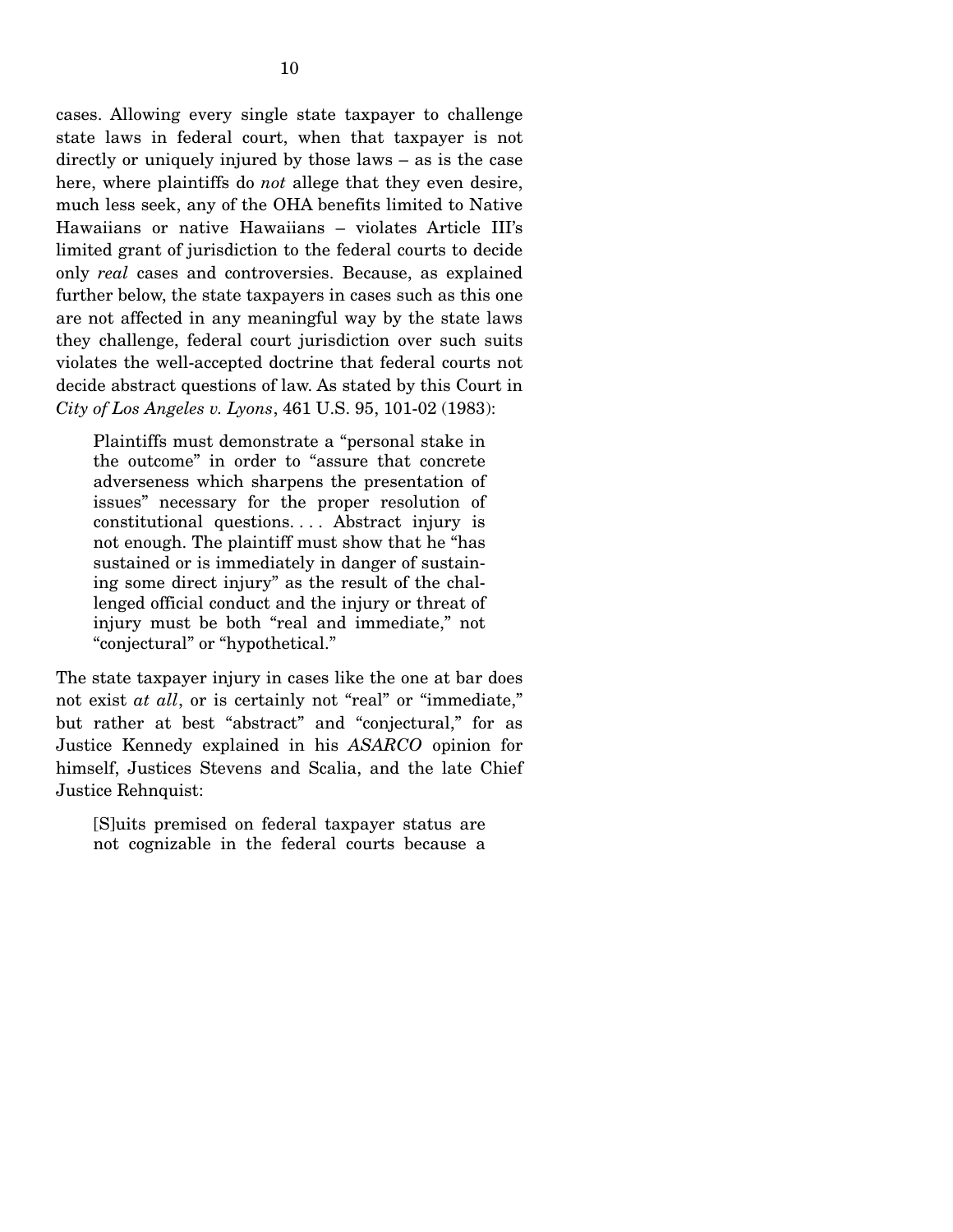cases. Allowing every single state taxpayer to challenge state laws in federal court, when that taxpayer is not directly or uniquely injured by those laws – as is the case here, where plaintiffs do *not* allege that they even desire, much less seek, any of the OHA benefits limited to Native Hawaiians or native Hawaiians – violates Article III's limited grant of jurisdiction to the federal courts to decide only *real* cases and controversies. Because, as explained further below, the state taxpayers in cases such as this one are not affected in any meaningful way by the state laws they challenge, federal court jurisdiction over such suits violates the well-accepted doctrine that federal courts not decide abstract questions of law. As stated by this Court in *City of Los Angeles v. Lyons*, 461 U.S. 95, 101-02 (1983):

> Plaintiffs must demonstrate a "personal stake in the outcome" in order to "assure that concrete adverseness which sharpens the presentation of issues" necessary for the proper resolution of constitutional questions. . . . Abstract injury is not enough. The plaintiff must show that he "has sustained or is immediately in danger of sustaining some direct injury" as the result of the challenged official conduct and the injury or threat of injury must be both "real and immediate," not "conjectural" or "hypothetical."

The state taxpayer injury in cases like the one at bar does not exist *at all*, or is certainly not "real" or "immediate," but rather at best "abstract" and "conjectural," for as Justice Kennedy explained in his *ASARCO* opinion for himself, Justices Stevens and Scalia, and the late Chief Justice Rehnquist:

> [S]uits premised on federal taxpayer status are not cognizable in the federal courts because a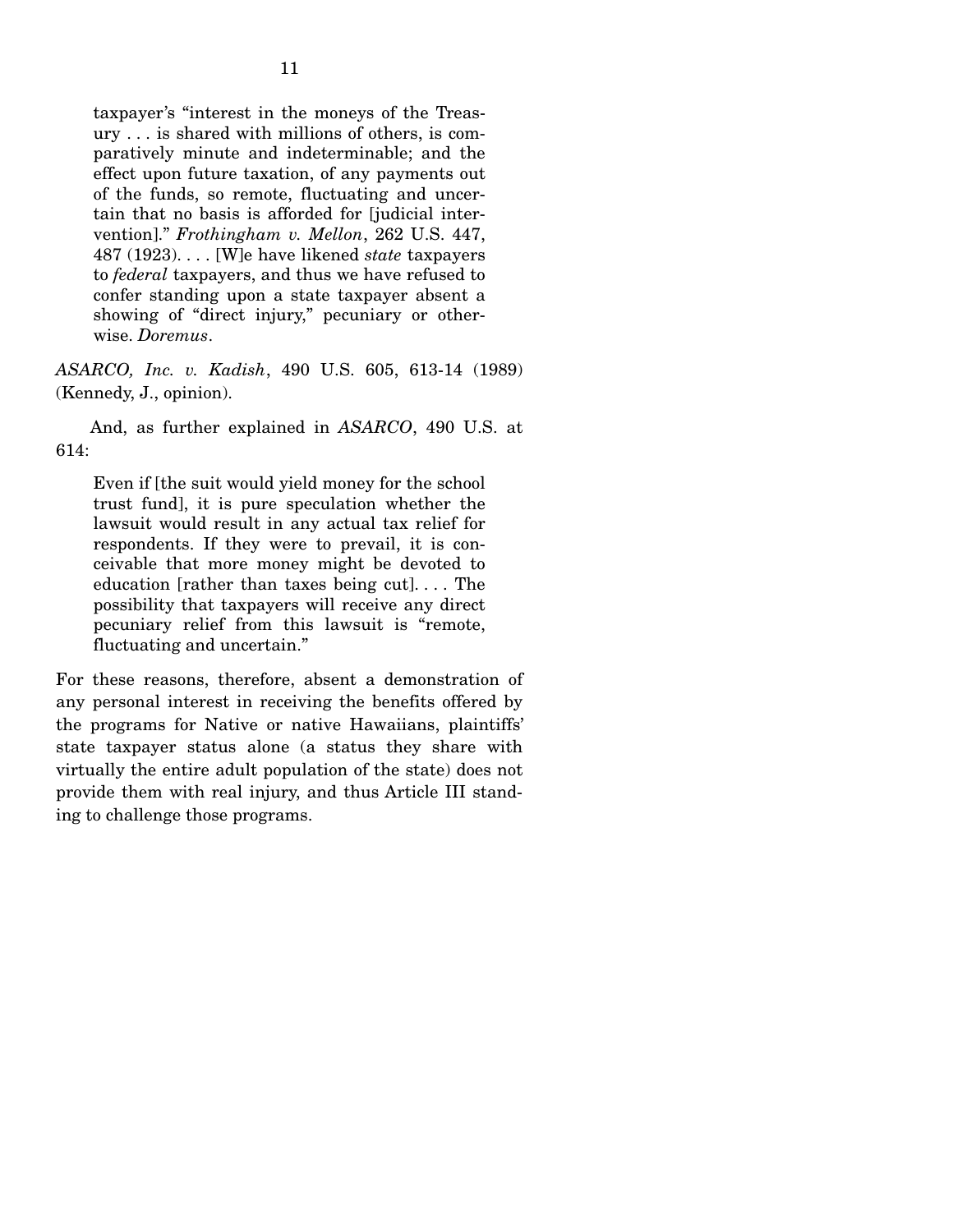> taxpayer's "interest in the moneys of the Treasury . . . is shared with millions of others, is comparatively minute and indeterminable; and the effect upon future taxation, of any payments out of the funds, so remote, fluctuating and uncertain that no basis is afforded for [judicial intervention]." *Frothingham v. Mellon*, 262 U.S. 447, 487 (1923). . . . [W]e have likened *state* taxpayers to *federal* taxpayers, and thus we have refused to confer standing upon a state taxpayer absent a showing of "direct injury," pecuniary or otherwise. *Doremus*.

*ASARCO, Inc. v. Kadish*, 490 U.S. 605, 613-14 (1989) (Kennedy, J., opinion).

And, as further explained in *ASARCO*, 490 U.S. at 614:

> Even if [the suit would yield money for the school trust fund], it is pure speculation whether the lawsuit would result in any actual tax relief for respondents. If they were to prevail, it is conceivable that more money might be devoted to education [rather than taxes being cut]. . . . The possibility that taxpayers will receive any direct pecuniary relief from this lawsuit is "remote, fluctuating and uncertain."

For these reasons, therefore, absent a demonstration of any personal interest in receiving the benefits offered by the programs for Native or native Hawaiians, plaintiffs' state taxpayer status alone (a status they share with virtually the entire adult population of the state) does not provide them with real injury, and thus Article III standing to challenge those programs.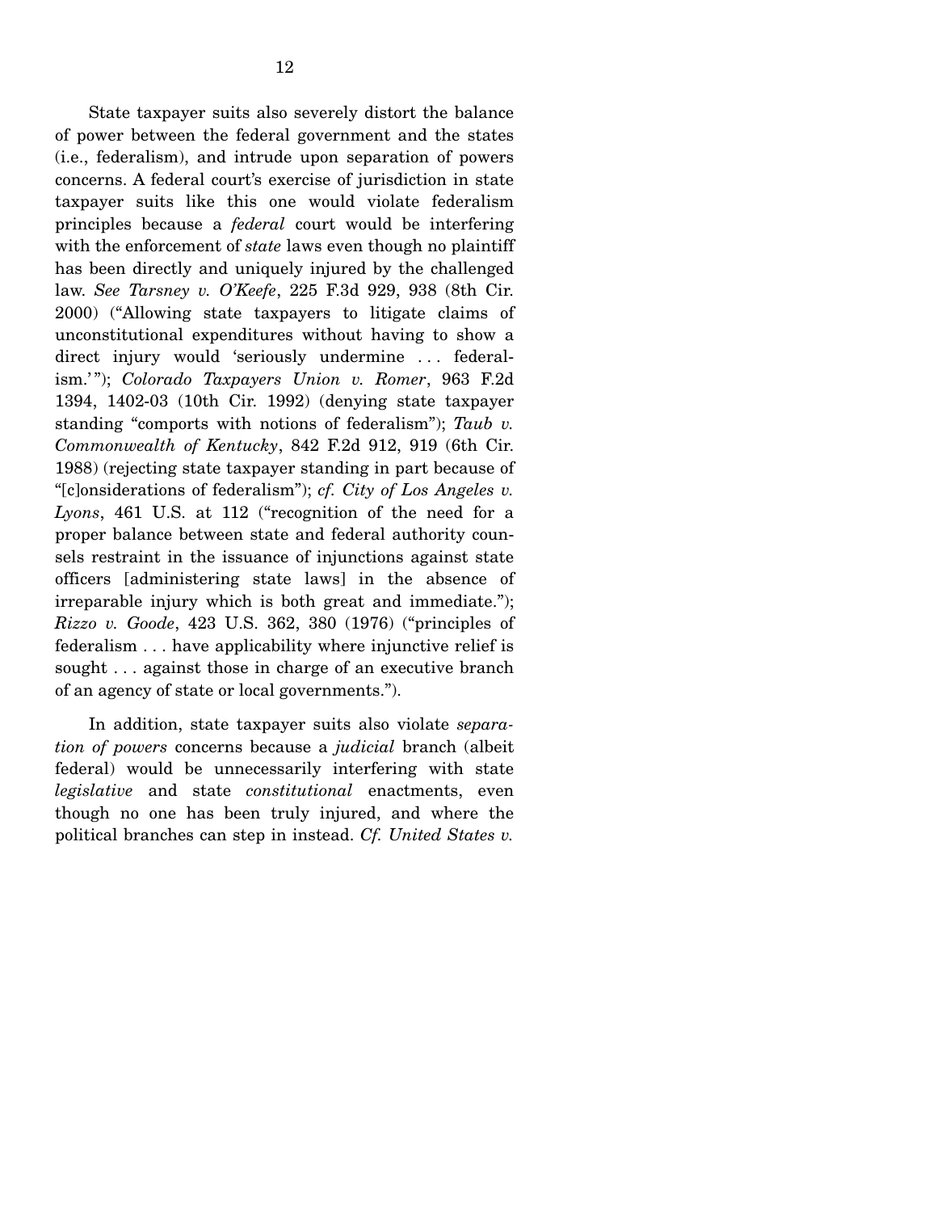State taxpayer suits also severely distort the balance of power between the federal government and the states (i.e., federalism), and intrude upon separation of powers concerns. A federal court's exercise of jurisdiction in state taxpayer suits like this one would violate federalism principles because a *federal* court would be interfering with the enforcement of *state* laws even though no plaintiff has been directly and uniquely injured by the challenged law. *See Tarsney v. O'Keefe*, 225 F.3d 929, 938 (8th Cir. 2000) ("Allowing state taxpayers to litigate claims of unconstitutional expenditures without having to show a direct injury would 'seriously undermine . . . federalism.'"); *Colorado Taxpayers Union v. Romer*, 963 F.2d 1394, 1402-03 (10th Cir. 1992) (denying state taxpayer standing "comports with notions of federalism"); *Taub v. Commonwealth of Kentucky*, 842 F.2d 912, 919 (6th Cir. 1988) (rejecting state taxpayer standing in part because of "[c]onsiderations of federalism"); *cf. City of Los Angeles v. Lyons*, 461 U.S. at 112 ("recognition of the need for a proper balance between state and federal authority counsels restraint in the issuance of injunctions against state officers [administering state laws] in the absence of irreparable injury which is both great and immediate."); *Rizzo v. Goode*, 423 U.S. 362, 380 (1976) ("principles of federalism . . . have applicability where injunctive relief is sought . . . against those in charge of an executive branch of an agency of state or local governments.").

In addition, state taxpayer suits also violate *separation of powers* concerns because a *judicial* branch (albeit federal) would be unnecessarily interfering with state *legislative* and state *constitutional* enactments, even though no one has been truly injured, and where the political branches can step in instead. *Cf. United States v.*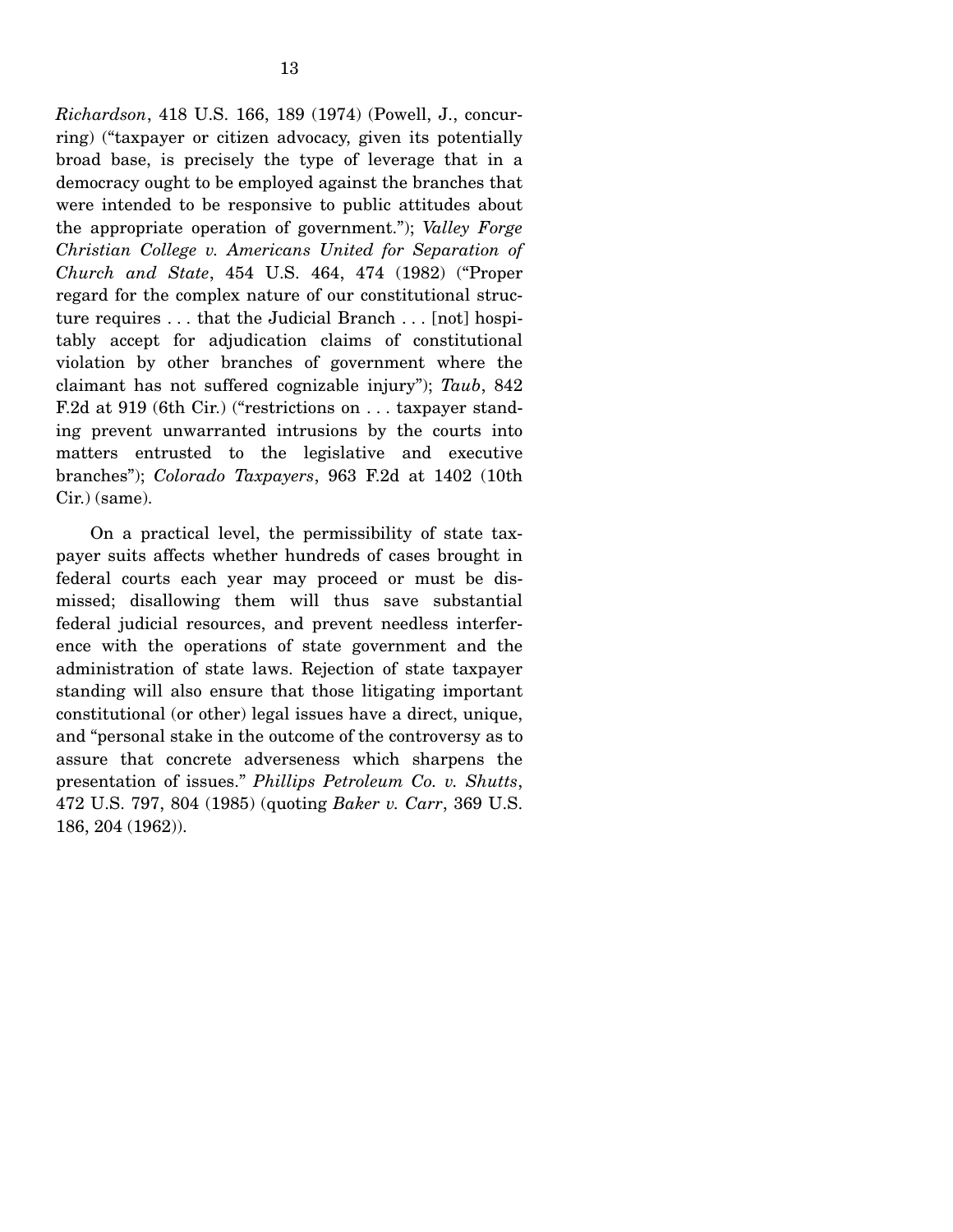*Richardson*, 418 U.S. 166, 189 (1974) (Powell, J., concurring) ("taxpayer or citizen advocacy, given its potentially broad base, is precisely the type of leverage that in a democracy ought to be employed against the branches that were intended to be responsive to public attitudes about the appropriate operation of government."); *Valley Forge Christian College v. Americans United for Separation of Church and State*, 454 U.S. 464, 474 (1982) ("Proper regard for the complex nature of our constitutional structure requires . . . that the Judicial Branch . . . [not] hospitably accept for adjudication claims of constitutional violation by other branches of government where the claimant has not suffered cognizable injury"); *Taub*, 842 F.2d at 919 (6th Cir.) ("restrictions on . . . taxpayer standing prevent unwarranted intrusions by the courts into matters entrusted to the legislative and executive branches"); *Colorado Taxpayers*, 963 F.2d at 1402 (10th Cir.) (same).

On a practical level, the permissibility of state taxpayer suits affects whether hundreds of cases brought in federal courts each year may proceed or must be dismissed; disallowing them will thus save substantial federal judicial resources, and prevent needless interference with the operations of state government and the administration of state laws. Rejection of state taxpayer standing will also ensure that those litigating important constitutional (or other) legal issues have a direct, unique, and "personal stake in the outcome of the controversy as to assure that concrete adverseness which sharpens the presentation of issues." *Phillips Petroleum Co. v. Shutts*, 472 U.S. 797, 804 (1985) (quoting *Baker v. Carr*, 369 U.S. 186, 204 (1962)).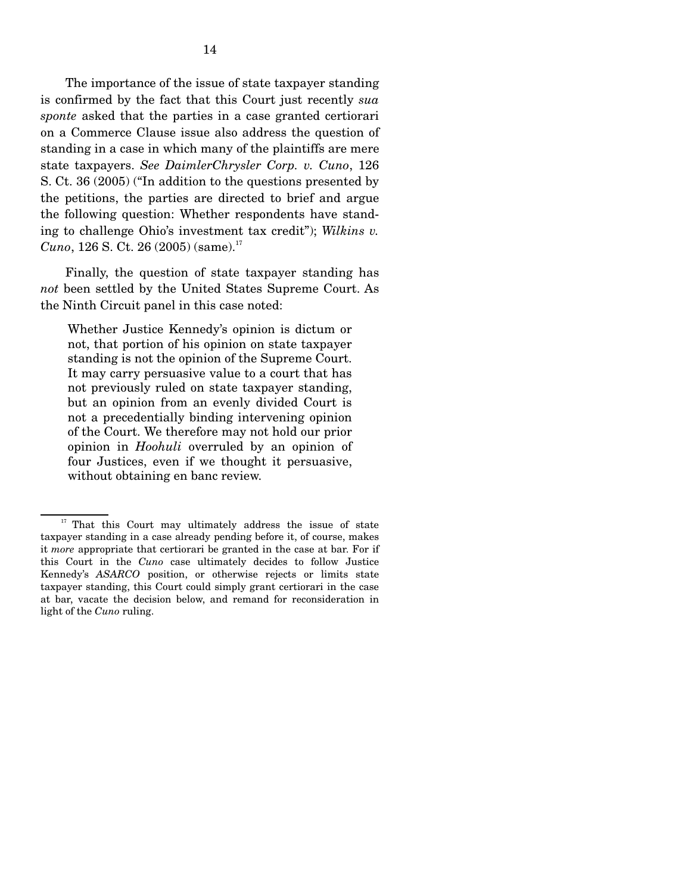The importance of the issue of state taxpayer standing is confirmed by the fact that this Court just recently *sua sponte* asked that the parties in a case granted certiorari on a Commerce Clause issue also address the question of standing in a case in which many of the plaintiffs are mere state taxpayers. *See DaimlerChrysler Corp. v. Cuno*, 126 S. Ct. 36 (2005) ("In addition to the questions presented by the petitions, the parties are directed to brief and argue the following question: Whether respondents have standing to challenge Ohio's investment tax credit"); *Wilkins v. Cuno*, 126 S. Ct. 26 (2005) (same).[17]

Finally, the question of state taxpayer standing has *not* been settled by the United States Supreme Court. As the Ninth Circuit panel in this case noted:

> Whether Justice Kennedy's opinion is dictum or not, that portion of his opinion on state taxpayer standing is not the opinion of the Supreme Court. It may carry persuasive value to a court that has not previously ruled on state taxpayer standing, but an opinion from an evenly divided Court is not a precedentially binding intervening opinion of the Court. We therefore may not hold our prior opinion in *Hoohuli* overruled by an opinion of four Justices, even if we thought it persuasive, without obtaining en banc review.

---

[17] That this Court may ultimately address the issue of state taxpayer standing in a case already pending before it, of course, makes it *more* appropriate that certiorari be granted in the case at bar. For if this Court in the *Cuno* case ultimately decides to follow Justice Kennedy's *ASARCO* position, or otherwise rejects or limits state taxpayer standing, this Court could simply grant certiorari in the case at bar, vacate the decision below, and remand for reconsideration in light of the *Cuno* ruling.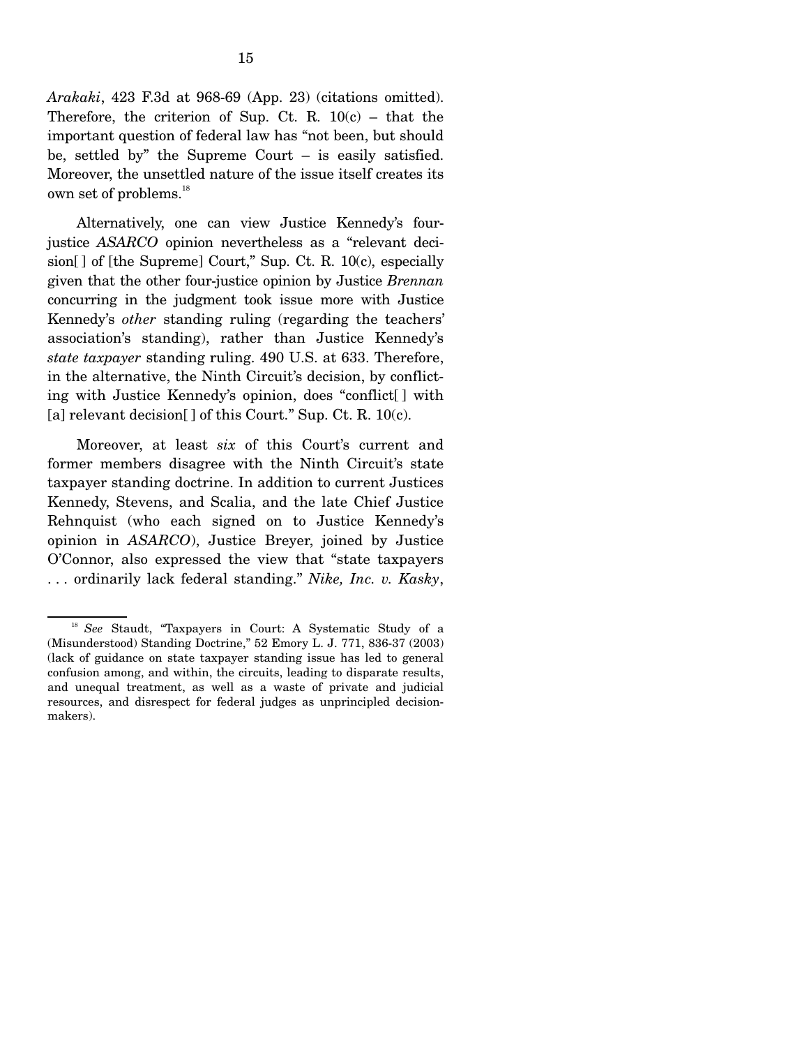*Arakaki*, 423 F.3d at 968-69 (App. 23) (citations omitted). Therefore, the criterion of Sup. Ct. R. 10(c) – that the important question of federal law has "not been, but should be, settled by" the Supreme Court – is easily satisfied. Moreover, the unsettled nature of the issue itself creates its own set of problems.[18]

Alternatively, one can view Justice Kennedy's four-justice *ASARCO* opinion nevertheless as a "relevant decision[ ] of [the Supreme] Court," Sup. Ct. R. 10(c), especially given that the other four-justice opinion by Justice *Brennan* concurring in the judgment took issue more with Justice Kennedy's *other* standing ruling (regarding the teachers' association's standing), rather than Justice Kennedy's *state taxpayer* standing ruling. 490 U.S. at 633. Therefore, in the alternative, the Ninth Circuit's decision, by conflicting with Justice Kennedy's opinion, does "conflict[ ] with [a] relevant decision[ ] of this Court." Sup. Ct. R. 10(c).

Moreover, at least *six* of this Court's current and former members disagree with the Ninth Circuit's state taxpayer standing doctrine. In addition to current Justices Kennedy, Stevens, and Scalia, and the late Chief Justice Rehnquist (who each signed on to Justice Kennedy's opinion in *ASARCO*), Justice Breyer, joined by Justice O'Connor, also expressed the view that "state taxpayers . . . ordinarily lack federal standing." *Nike, Inc. v. Kasky*,

---

[18] *See* Staudt, "Taxpayers in Court: A Systematic Study of a (Misunderstood) Standing Doctrine," 52 Emory L. J. 771, 836-37 (2003) (lack of guidance on state taxpayer standing issue has led to general confusion among, and within, the circuits, leading to disparate results, and unequal treatment, as well as a waste of private and judicial resources, and disrespect for federal judges as unprincipled decision-makers).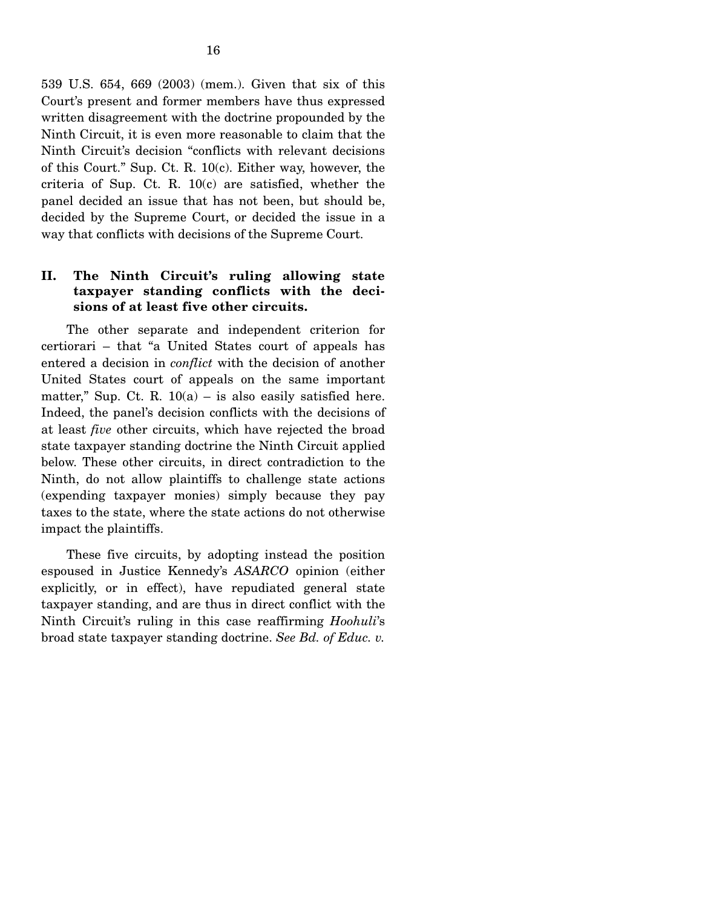539 U.S. 654, 669 (2003) (mem.). Given that six of this Court's present and former members have thus expressed written disagreement with the doctrine propounded by the Ninth Circuit, it is even more reasonable to claim that the Ninth Circuit's decision "conflicts with relevant decisions of this Court." Sup. Ct. R. 10(c). Either way, however, the criteria of Sup. Ct. R. 10(c) are satisfied, whether the panel decided an issue that has not been, but should be, decided by the Supreme Court, or decided the issue in a way that conflicts with decisions of the Supreme Court.

## II. The Ninth Circuit's ruling allowing state taxpayer standing conflicts with the decisions of at least five other circuits.

The other separate and independent criterion for certiorari – that "a United States court of appeals has entered a decision in *conflict* with the decision of another United States court of appeals on the same important matter," Sup. Ct. R. 10(a) – is also easily satisfied here. Indeed, the panel's decision conflicts with the decisions of at least *five* other circuits, which have rejected the broad state taxpayer standing doctrine the Ninth Circuit applied below. These other circuits, in direct contradiction to the Ninth, do not allow plaintiffs to challenge state actions (expending taxpayer monies) simply because they pay taxes to the state, where the state actions do not otherwise impact the plaintiffs.

These five circuits, by adopting instead the position espoused in Justice Kennedy's *ASARCO* opinion (either explicitly, or in effect), have repudiated general state taxpayer standing, and are thus in direct conflict with the Ninth Circuit's ruling in this case reaffirming *Hoohuli*'s broad state taxpayer standing doctrine. *See Bd. of Educ. v.*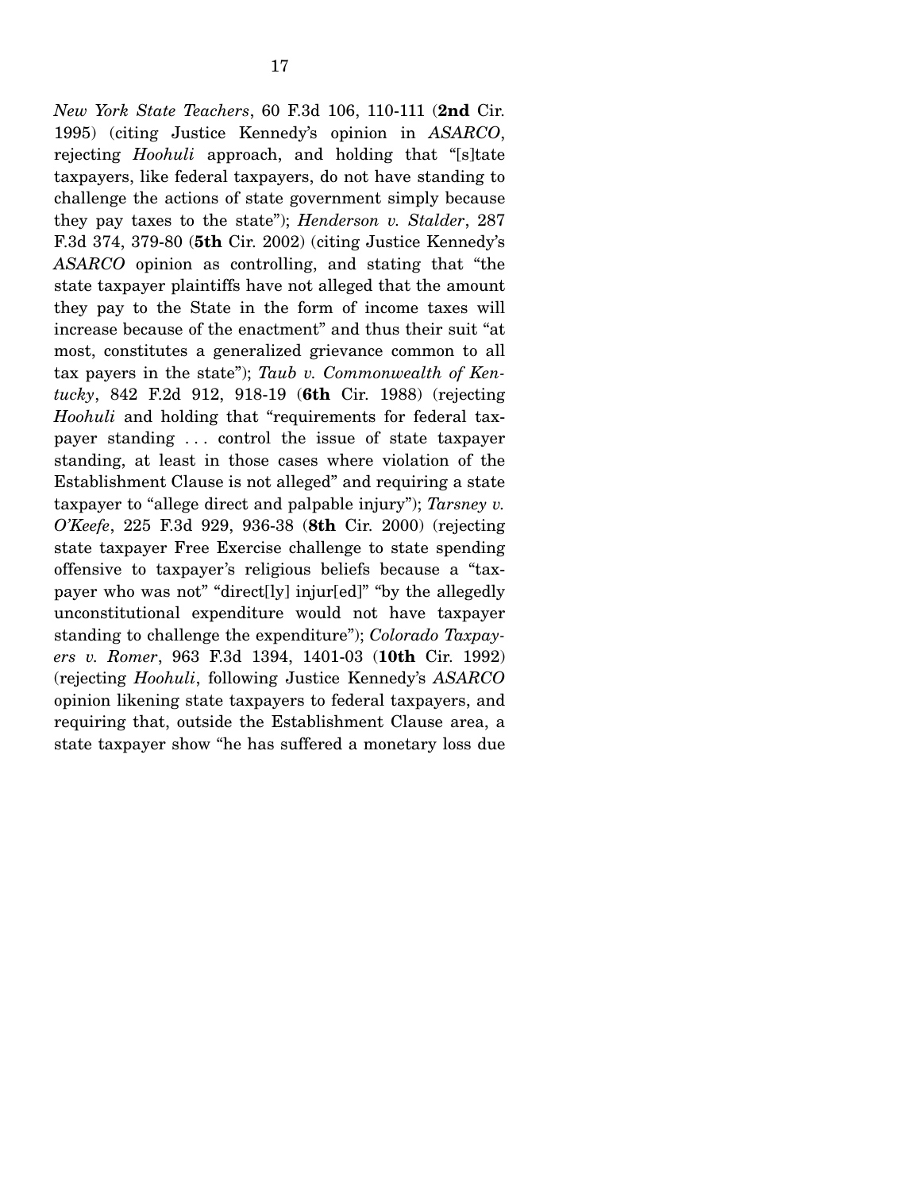*New York State Teachers*, 60 F.3d 106, 110-111 (**2nd** Cir. 1995) (citing Justice Kennedy's opinion in *ASARCO*, rejecting *Hoohuli* approach, and holding that "[s]tate taxpayers, like federal taxpayers, do not have standing to challenge the actions of state government simply because they pay taxes to the state"); *Henderson v. Stalder*, 287 F.3d 374, 379-80 (**5th** Cir. 2002) (citing Justice Kennedy's *ASARCO* opinion as controlling, and stating that "the state taxpayer plaintiffs have not alleged that the amount they pay to the State in the form of income taxes will increase because of the enactment" and thus their suit "at most, constitutes a generalized grievance common to all tax payers in the state"); *Taub v. Commonwealth of Kentucky*, 842 F.2d 912, 918-19 (**6th** Cir. 1988) (rejecting *Hoohuli* and holding that "requirements for federal taxpayer standing . . . control the issue of state taxpayer standing, at least in those cases where violation of the Establishment Clause is not alleged" and requiring a state taxpayer to "allege direct and palpable injury"); *Tarsney v. O'Keefe*, 225 F.3d 929, 936-38 (**8th** Cir. 2000) (rejecting state taxpayer Free Exercise challenge to state spending offensive to taxpayer's religious beliefs because a "taxpayer who was not" "direct[ly] injur[ed]" "by the allegedly unconstitutional expenditure would not have taxpayer standing to challenge the expenditure"); *Colorado Taxpayers v. Romer*, 963 F.3d 1394, 1401-03 (**10th** Cir. 1992) (rejecting *Hoohuli*, following Justice Kennedy's *ASARCO* opinion likening state taxpayers to federal taxpayers, and requiring that, outside the Establishment Clause area, a state taxpayer show "he has suffered a monetary loss due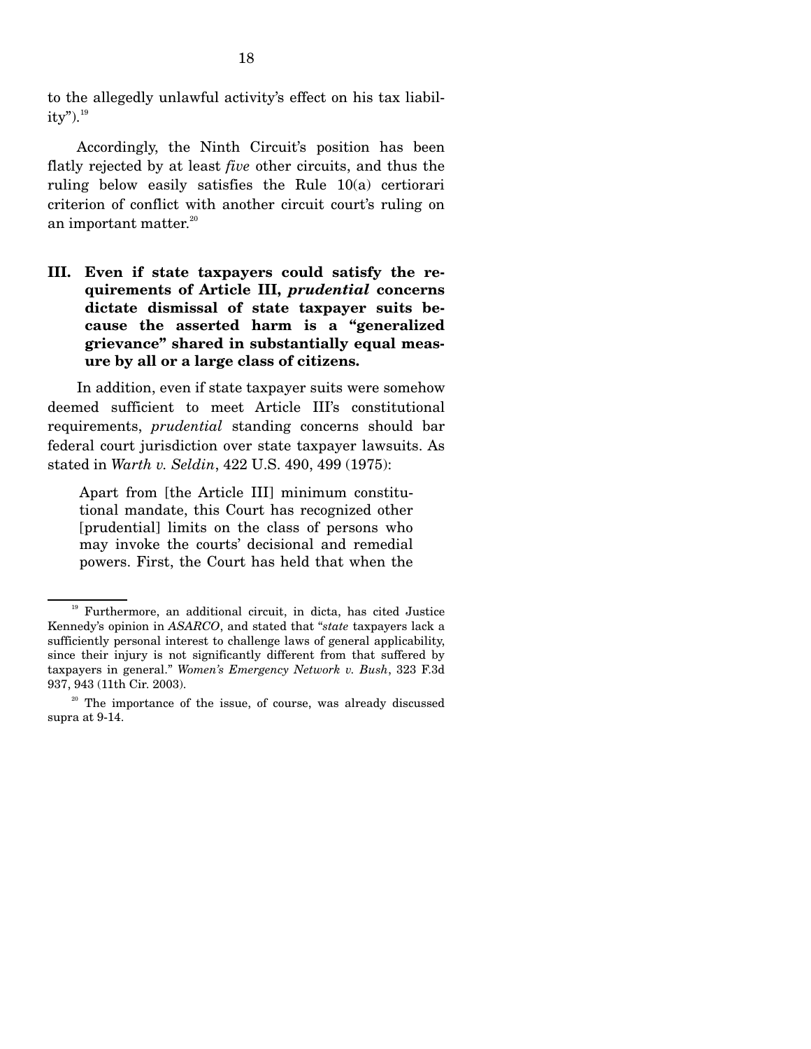to the allegedly unlawful activity's effect on his tax liability").[19]

Accordingly, the Ninth Circuit's position has been flatly rejected by at least *five* other circuits, and thus the ruling below easily satisfies the Rule 10(a) certiorari criterion of conflict with another circuit court's ruling on an important matter.[20]

### III. Even if state taxpayers could satisfy the requirements of Article III, *prudential* concerns dictate dismissal of state taxpayer suits because the asserted harm is a "generalized grievance" shared in substantially equal measure by all or a large class of citizens.

In addition, even if state taxpayer suits were somehow deemed sufficient to meet Article III's constitutional requirements, *prudential* standing concerns should bar federal court jurisdiction over state taxpayer lawsuits. As stated in *Warth v. Seldin*, 422 U.S. 490, 499 (1975):

> Apart from [the Article III] minimum constitutional mandate, this Court has recognized other [prudential] limits on the class of persons who may invoke the courts' decisional and remedial powers. First, the Court has held that when the

---

[19] Furthermore, an additional circuit, in dicta, has cited Justice Kennedy's opinion in *ASARCO*, and stated that "*state* taxpayers lack a sufficiently personal interest to challenge laws of general applicability, since their injury is not significantly different from that suffered by taxpayers in general." *Women's Emergency Network v. Bush*, 323 F.3d 937, 943 (11th Cir. 2003).

[20] The importance of the issue, of course, was already discussed supra at 9-14.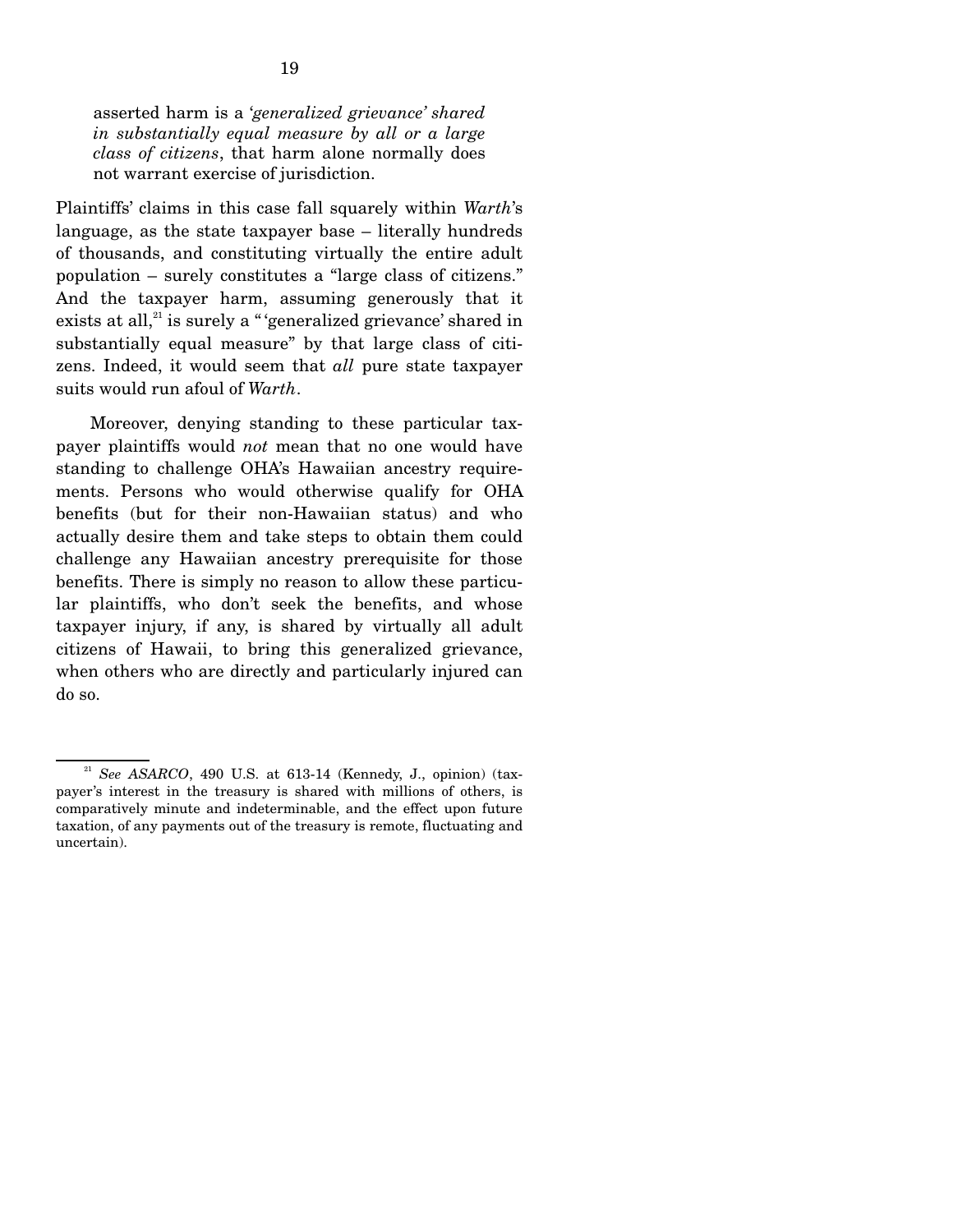> asserted harm is a *'generalized grievance' shared in substantially equal measure by all or a large class of citizens*, that harm alone normally does not warrant exercise of jurisdiction.

Plaintiffs' claims in this case fall squarely within *Warth*'s language, as the state taxpayer base – literally hundreds of thousands, and constituting virtually the entire adult population – surely constitutes a "large class of citizens." And the taxpayer harm, assuming generously that it exists at all,[21] is surely a "'generalized grievance' shared in substantially equal measure" by that large class of citizens. Indeed, it would seem that *all* pure state taxpayer suits would run afoul of *Warth*.

Moreover, denying standing to these particular taxpayer plaintiffs would *not* mean that no one would have standing to challenge OHA's Hawaiian ancestry requirements. Persons who would otherwise qualify for OHA benefits (but for their non-Hawaiian status) and who actually desire them and take steps to obtain them could challenge any Hawaiian ancestry prerequisite for those benefits. There is simply no reason to allow these particular plaintiffs, who don't seek the benefits, and whose taxpayer injury, if any, is shared by virtually all adult citizens of Hawaii, to bring this generalized grievance, when others who are directly and particularly injured can do so.

---

[21] *See ASARCO*, 490 U.S. at 613-14 (Kennedy, J., opinion) (taxpayer's interest in the treasury is shared with millions of others, is comparatively minute and indeterminable, and the effect upon future taxation, of any payments out of the treasury is remote, fluctuating and uncertain).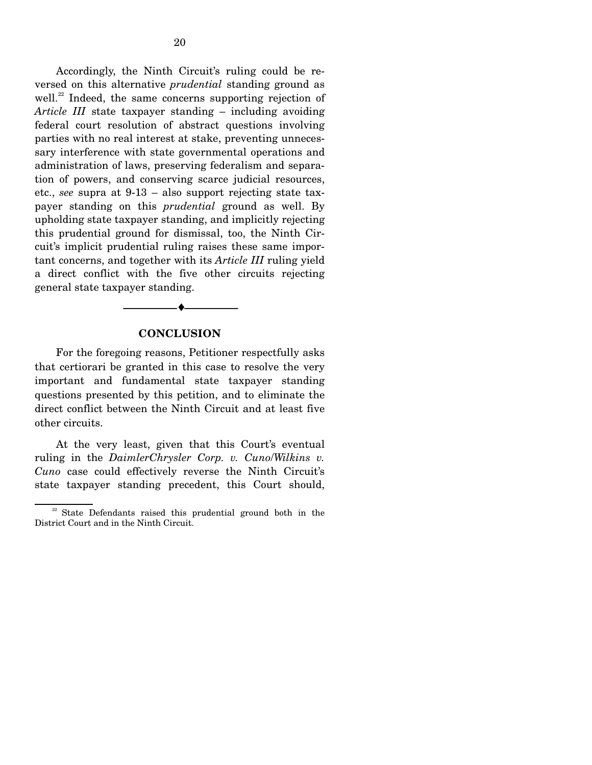Accordingly, the Ninth Circuit's ruling could be reversed on this alternative *prudential* standing ground as well.[22] Indeed, the same concerns supporting rejection of *Article III* state taxpayer standing – including avoiding federal court resolution of abstract questions involving parties with no real interest at stake, preventing unnecessary interference with state governmental operations and administration of laws, preserving federalism and separation of powers, and conserving scarce judicial resources, etc., *see* supra at 9-13 – also support rejecting state taxpayer standing on this *prudential* ground as well. By upholding state taxpayer standing, and implicitly rejecting this prudential ground for dismissal, too, the Ninth Circuit's implicit prudential ruling raises these same important concerns, and together with its *Article III* ruling yield a direct conflict with the five other circuits rejecting general state taxpayer standing.

---

## CONCLUSION

For the foregoing reasons, Petitioner respectfully asks that certiorari be granted in this case to resolve the very important and fundamental state taxpayer standing questions presented by this petition, and to eliminate the direct conflict between the Ninth Circuit and at least five other circuits.

At the very least, given that this Court's eventual ruling in the *DaimlerChrysler Corp. v. Cuno/Wilkins v. Cuno* case could effectively reverse the Ninth Circuit's state taxpayer standing precedent, this Court should,

[22] State Defendants raised this prudential ground both in the District Court and in the Ninth Circuit.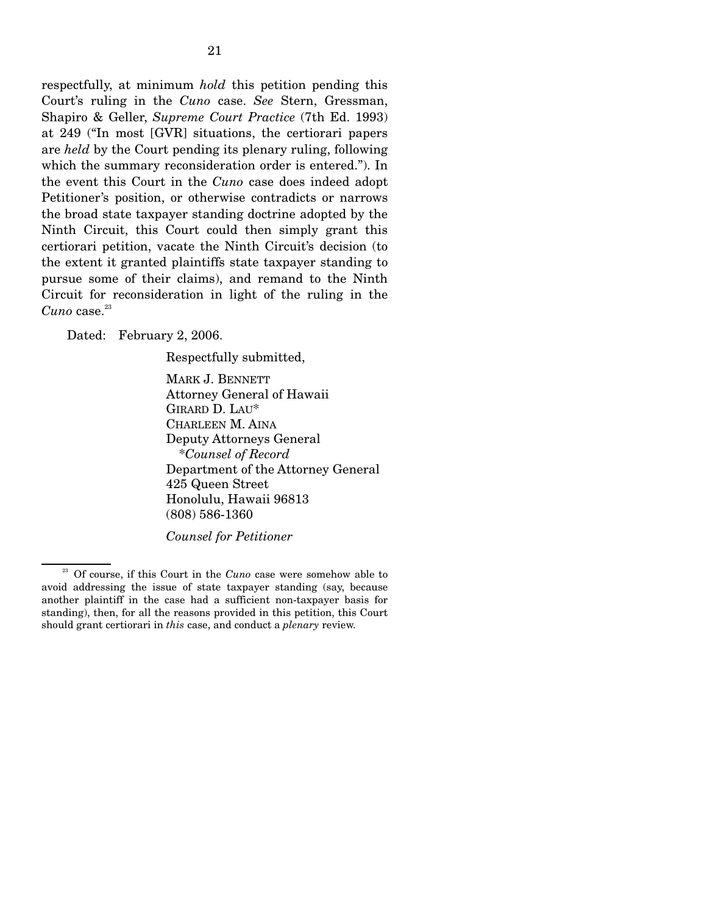respectfully, at minimum *hold* this petition pending this Court's ruling in the *Cuno* case. *See* Stern, Gressman, Shapiro & Geller, *Supreme Court Practice* (7th Ed. 1993) at 249 ("In most [GVR] situations, the certiorari papers are *held* by the Court pending its plenary ruling, following which the summary reconsideration order is entered."). In the event this Court in the *Cuno* case does indeed adopt Petitioner's position, or otherwise contradicts or narrows the broad state taxpayer standing doctrine adopted by the Ninth Circuit, this Court could then simply grant this certiorari petition, vacate the Ninth Circuit's decision (to the extent it granted plaintiffs state taxpayer standing to pursue some of their claims), and remand to the Ninth Circuit for reconsideration in light of the ruling in the *Cuno* case.[23]

Dated: February 2, 2006.

Respectfully submitted,

MARK J. BENNETT
Attorney General of Hawaii
GIRARD D. LAU*
CHARLEEN M. AINA
Deputy Attorneys General
*\*Counsel of Record*
Department of the Attorney General
425 Queen Street
Honolulu, Hawaii 96813
(808) 586-1360

*Counsel for Petitioner*

---

[23] Of course, if this Court in the *Cuno* case were somehow able to avoid addressing the issue of state taxpayer standing (say, because another plaintiff in the case had a sufficient non-taxpayer basis for standing), then, for all the reasons provided in this petition, this Court should grant certiorari in *this* case, and conduct a *plenary* review.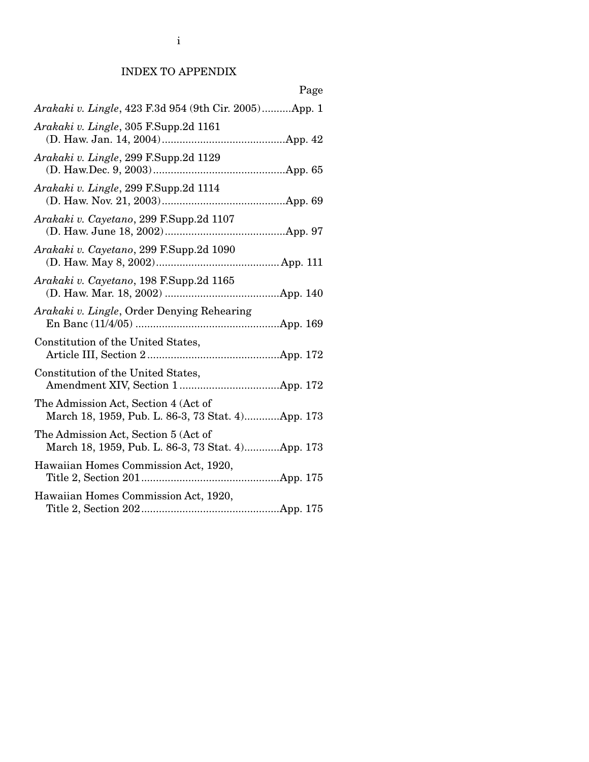## INDEX TO APPENDIX

| | Page |
|---|---|
| *Arakaki v. Lingle*, 423 F.3d 954 (9th Cir. 2005) | App. 1 |
| *Arakaki v. Lingle*, 305 F.Supp.2d 1161 (D. Haw. Jan. 14, 2004) | App. 42 |
| *Arakaki v. Lingle*, 299 F.Supp.2d 1129 (D. Haw.Dec. 9, 2003) | App. 65 |
| *Arakaki v. Lingle*, 299 F.Supp.2d 1114 (D. Haw. Nov. 21, 2003) | App. 69 |
| *Arakaki v. Cayetano*, 299 F.Supp.2d 1107 (D. Haw. June 18, 2002) | App. 97 |
| *Arakaki v. Cayetano*, 299 F.Supp.2d 1090 (D. Haw. May 8, 2002) | App. 111 |
| *Arakaki v. Cayetano*, 198 F.Supp.2d 1165 (D. Haw. Mar. 18, 2002) | App. 140 |
| *Arakaki v. Lingle*, Order Denying Rehearing En Banc (11/4/05) | App. 169 |
| Constitution of the United States, Article III, Section 2 | App. 172 |
| Constitution of the United States, Amendment XIV, Section 1 | App. 172 |
| The Admission Act, Section 4 (Act of March 18, 1959, Pub. L. 86-3, 73 Stat. 4) | App. 173 |
| The Admission Act, Section 5 (Act of March 18, 1959, Pub. L. 86-3, 73 Stat. 4) | App. 173 |
| Hawaiian Homes Commission Act, 1920, Title 2, Section 201 | App. 175 |
| Hawaiian Homes Commission Act, 1920, Title 2, Section 202 | App. 175 |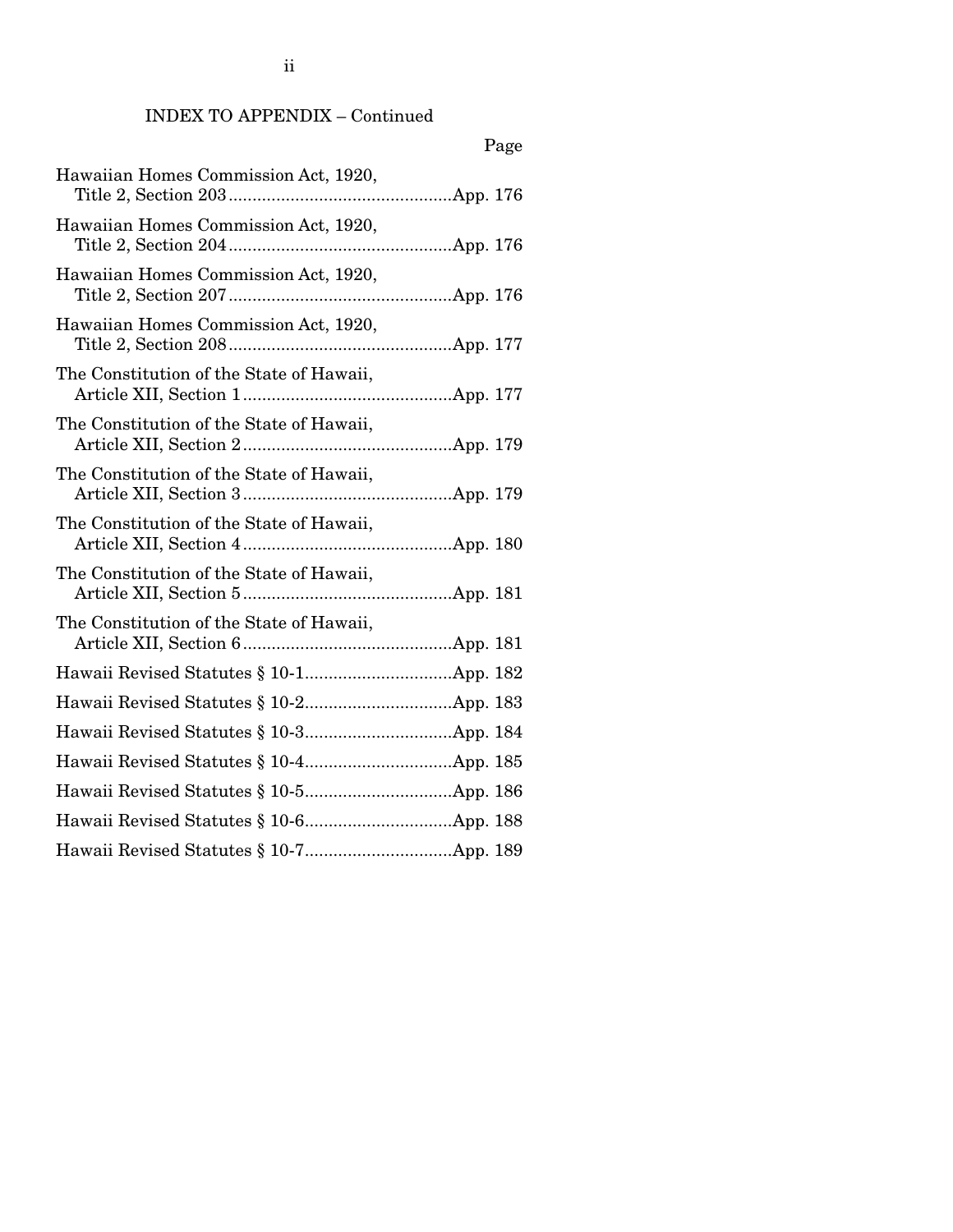INDEX TO APPENDIX – Continued

| | Page |
|---|---|
| Hawaiian Homes Commission Act, 1920, Title 2, Section 203 | App. 176 |
| Hawaiian Homes Commission Act, 1920, Title 2, Section 204 | App. 176 |
| Hawaiian Homes Commission Act, 1920, Title 2, Section 207 | App. 176 |
| Hawaiian Homes Commission Act, 1920, Title 2, Section 208 | App. 177 |
| The Constitution of the State of Hawaii, Article XII, Section 1 | App. 177 |
| The Constitution of the State of Hawaii, Article XII, Section 2 | App. 179 |
| The Constitution of the State of Hawaii, Article XII, Section 3 | App. 179 |
| The Constitution of the State of Hawaii, Article XII, Section 4 | App. 180 |
| The Constitution of the State of Hawaii, Article XII, Section 5 | App. 181 |
| The Constitution of the State of Hawaii, Article XII, Section 6 | App. 181 |
| Hawaii Revised Statutes § 10-1 | App. 182 |
| Hawaii Revised Statutes § 10-2 | App. 183 |
| Hawaii Revised Statutes § 10-3 | App. 184 |
| Hawaii Revised Statutes § 10-4 | App. 185 |
| Hawaii Revised Statutes § 10-5 | App. 186 |
| Hawaii Revised Statutes § 10-6 | App. 188 |
| Hawaii Revised Statutes § 10-7 | App. 189 |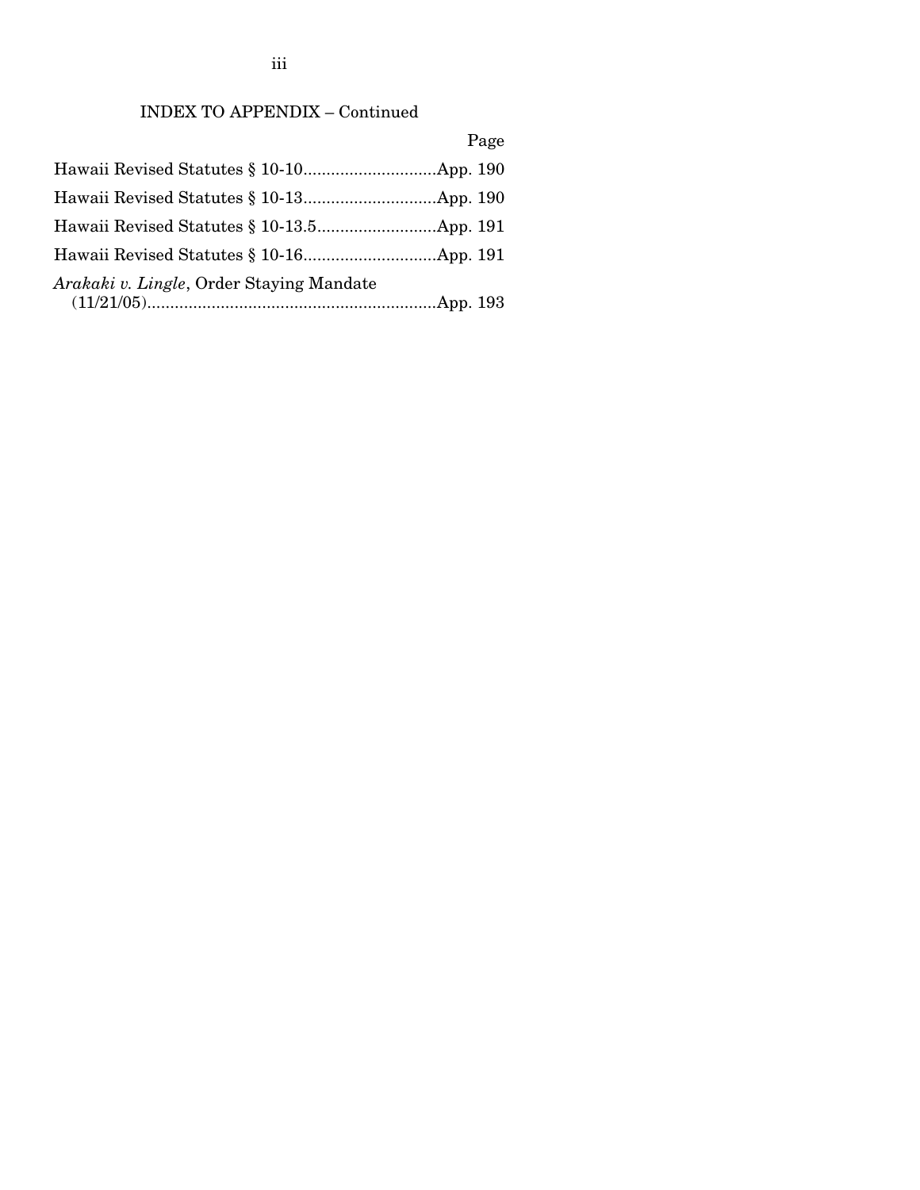## INDEX TO APPENDIX – Continued

| | Page |
|---|---|
| Hawaii Revised Statutes § 10-10 | App. 190 |
| Hawaii Revised Statutes § 10-13 | App. 190 |
| Hawaii Revised Statutes § 10-13.5 | App. 191 |
| Hawaii Revised Statutes § 10-16 | App. 191 |
| *Arakaki v. Lingle*, Order Staying Mandate (11/21/05) | App. 193 |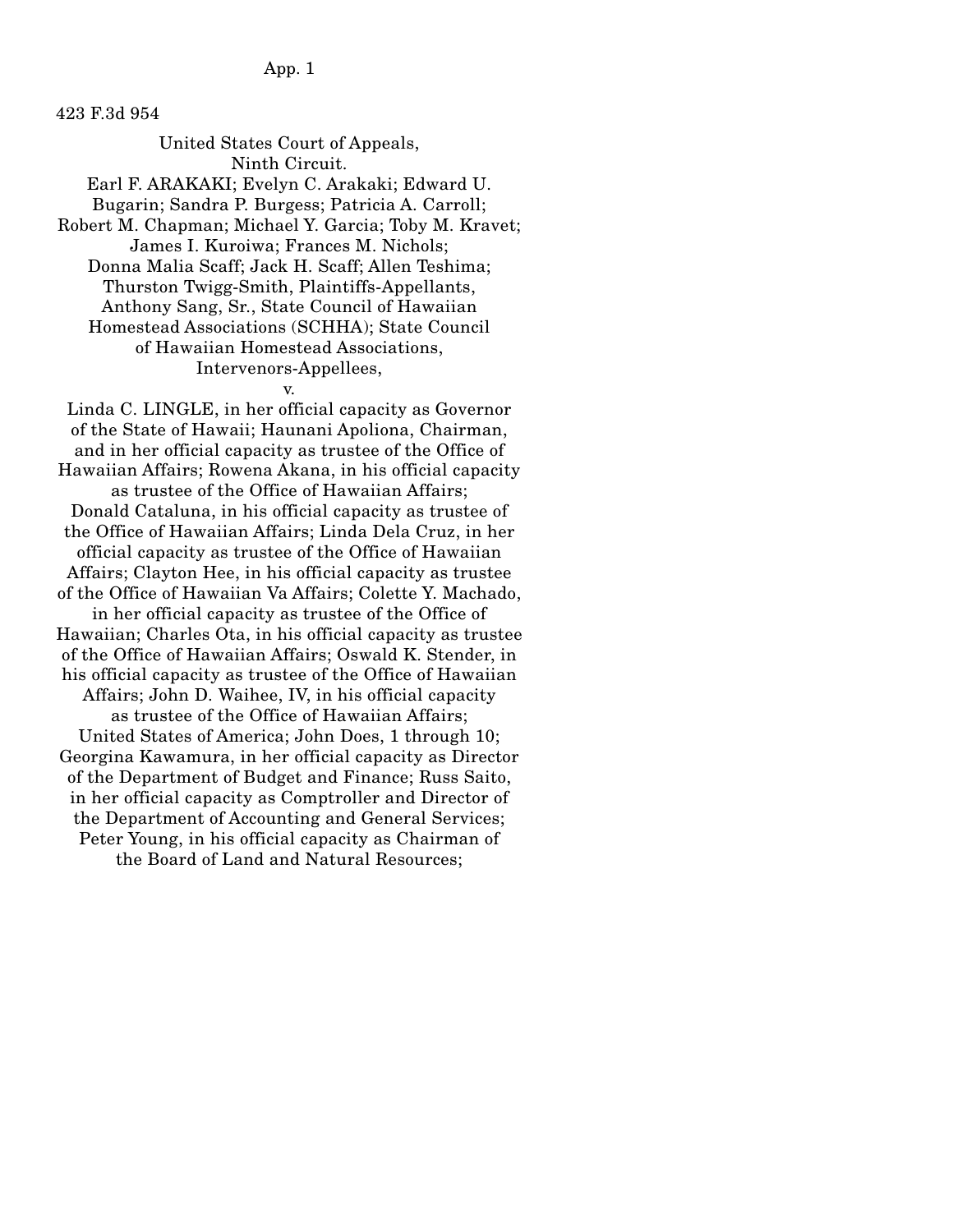423 F.3d 954

United States Court of Appeals,
Ninth Circuit.

Earl F. ARAKAKI; Evelyn C. Arakaki; Edward U. Bugarin; Sandra P. Burgess; Patricia A. Carroll; Robert M. Chapman; Michael Y. Garcia; Toby M. Kravet; James I. Kuroiwa; Frances M. Nichols; Donna Malia Scaff; Jack H. Scaff; Allen Teshima; Thurston Twigg-Smith, Plaintiffs-Appellants,
Anthony Sang, Sr., State Council of Hawaiian Homestead Associations (SCHHA); State Council of Hawaiian Homestead Associations, Intervenors-Appellees,

v.

Linda C. LINGLE, in her official capacity as Governor of the State of Hawaii; Haunani Apoliona, Chairman, and in her official capacity as trustee of the Office of Hawaiian Affairs; Rowena Akana, in his official capacity as trustee of the Office of Hawaiian Affairs; Donald Cataluna, in his official capacity as trustee of the Office of Hawaiian Affairs; Linda Dela Cruz, in her official capacity as trustee of the Office of Hawaiian Affairs; Clayton Hee, in his official capacity as trustee of the Office of Hawaiian Va Affairs; Colette Y. Machado, in her official capacity as trustee of the Office of Hawaiian; Charles Ota, in his official capacity as trustee of the Office of Hawaiian Affairs; Oswald K. Stender, in his official capacity as trustee of the Office of Hawaiian Affairs; John D. Waihee, IV, in his official capacity as trustee of the Office of Hawaiian Affairs; United States of America; John Does, 1 through 10; Georgina Kawamura, in her official capacity as Director of the Department of Budget and Finance; Russ Saito, in her official capacity as Comptroller and Director of the Department of Accounting and General Services; Peter Young, in his official capacity as Chairman of the Board of Land and Natural Resources;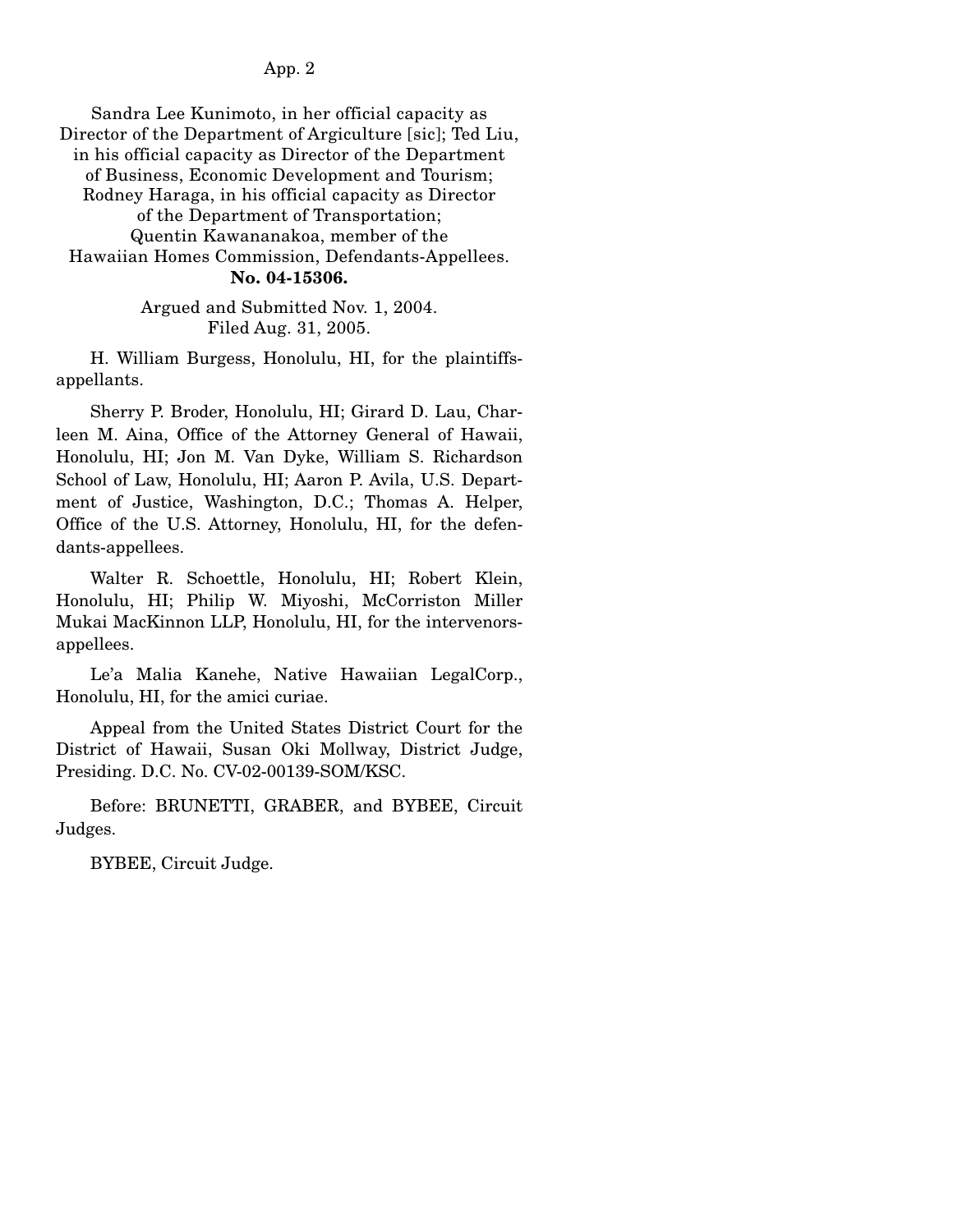Sandra Lee Kunimoto, in her official capacity as Director of the Department of Argiculture [sic]; Ted Liu, in his official capacity as Director of the Department of Business, Economic Development and Tourism; Rodney Haraga, in his official capacity as Director of the Department of Transportation; Quentin Kawananakoa, member of the Hawaiian Homes Commission, Defendants-Appellees.

**No. 04-15306.**

Argued and Submitted Nov. 1, 2004.
Filed Aug. 31, 2005.

H. William Burgess, Honolulu, HI, for the plaintiffs-appellants.

Sherry P. Broder, Honolulu, HI; Girard D. Lau, Charleen M. Aina, Office of the Attorney General of Hawaii, Honolulu, HI; Jon M. Van Dyke, William S. Richardson School of Law, Honolulu, HI; Aaron P. Avila, U.S. Department of Justice, Washington, D.C.; Thomas A. Helper, Office of the U.S. Attorney, Honolulu, HI, for the defendants-appellees.

Walter R. Schoettle, Honolulu, HI; Robert Klein, Honolulu, HI; Philip W. Miyoshi, McCorriston Miller Mukai MacKinnon LLP, Honolulu, HI, for the intervenors-appellees.

Le'a Malia Kanehe, Native Hawaiian LegalCorp., Honolulu, HI, for the amici curiae.

Appeal from the United States District Court for the District of Hawaii, Susan Oki Mollway, District Judge, Presiding. D.C. No. CV-02-00139-SOM/KSC.

Before: BRUNETTI, GRABER, and BYBEE, Circuit Judges.

BYBEE, Circuit Judge.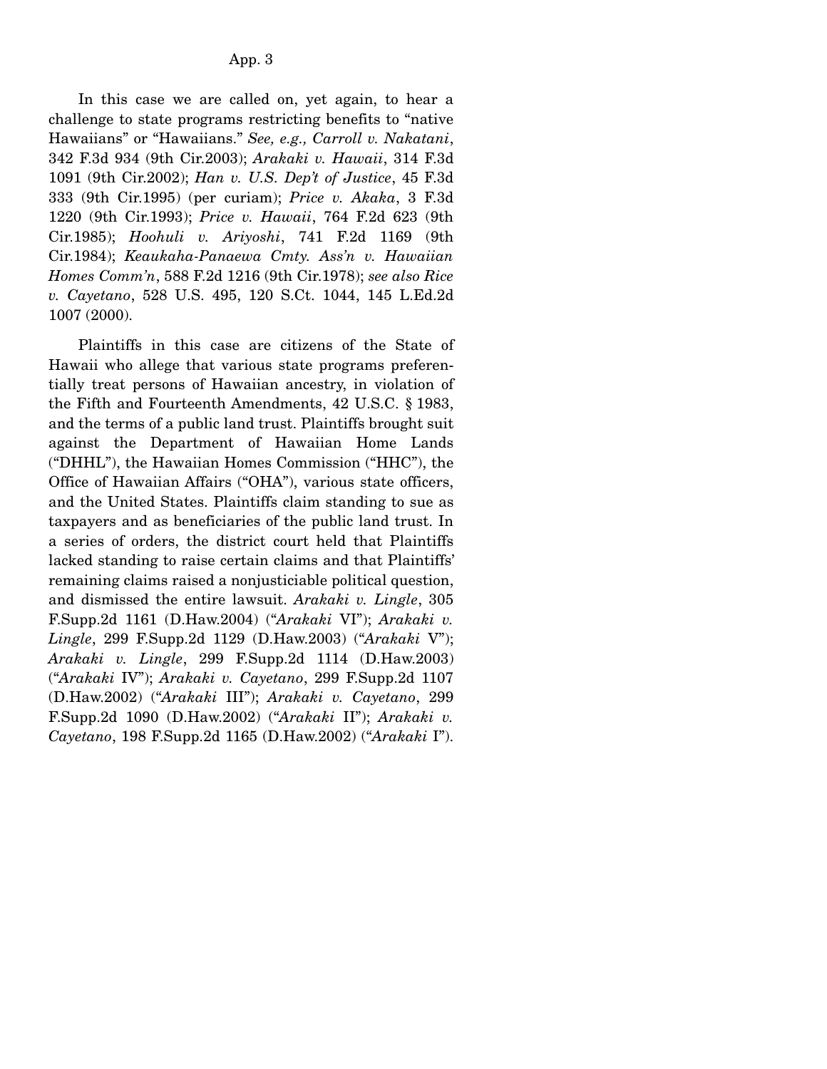In this case we are called on, yet again, to hear a challenge to state programs restricting benefits to "native Hawaiians" or "Hawaiians." *See, e.g., Carroll v. Nakatani*, 342 F.3d 934 (9th Cir.2003); *Arakaki v. Hawaii*, 314 F.3d 1091 (9th Cir.2002); *Han v. U.S. Dep't of Justice*, 45 F.3d 333 (9th Cir.1995) (per curiam); *Price v. Akaka*, 3 F.3d 1220 (9th Cir.1993); *Price v. Hawaii*, 764 F.2d 623 (9th Cir.1985); *Hoohuli v. Ariyoshi*, 741 F.2d 1169 (9th Cir.1984); *Keaukaha-Panaewa Cmty. Ass'n v. Hawaiian Homes Comm'n*, 588 F.2d 1216 (9th Cir.1978); *see also Rice v. Cayetano*, 528 U.S. 495, 120 S.Ct. 1044, 145 L.Ed.2d 1007 (2000).

Plaintiffs in this case are citizens of the State of Hawaii who allege that various state programs preferentially treat persons of Hawaiian ancestry, in violation of the Fifth and Fourteenth Amendments, 42 U.S.C. § 1983, and the terms of a public land trust. Plaintiffs brought suit against the Department of Hawaiian Home Lands ("DHHL"), the Hawaiian Homes Commission ("HHC"), the Office of Hawaiian Affairs ("OHA"), various state officers, and the United States. Plaintiffs claim standing to sue as taxpayers and as beneficiaries of the public land trust. In a series of orders, the district court held that Plaintiffs lacked standing to raise certain claims and that Plaintiffs' remaining claims raised a nonjusticiable political question, and dismissed the entire lawsuit. *Arakaki v. Lingle*, 305 F.Supp.2d 1161 (D.Haw.2004) ("*Arakaki* VI"); *Arakaki v. Lingle*, 299 F.Supp.2d 1129 (D.Haw.2003) ("*Arakaki* V"); *Arakaki v. Lingle*, 299 F.Supp.2d 1114 (D.Haw.2003) ("*Arakaki* IV"); *Arakaki v. Cayetano*, 299 F.Supp.2d 1107 (D.Haw.2002) ("*Arakaki* III"); *Arakaki v. Cayetano*, 299 F.Supp.2d 1090 (D.Haw.2002) ("*Arakaki* II"); *Arakaki v. Cayetano*, 198 F.Supp.2d 1165 (D.Haw.2002) ("*Arakaki* I").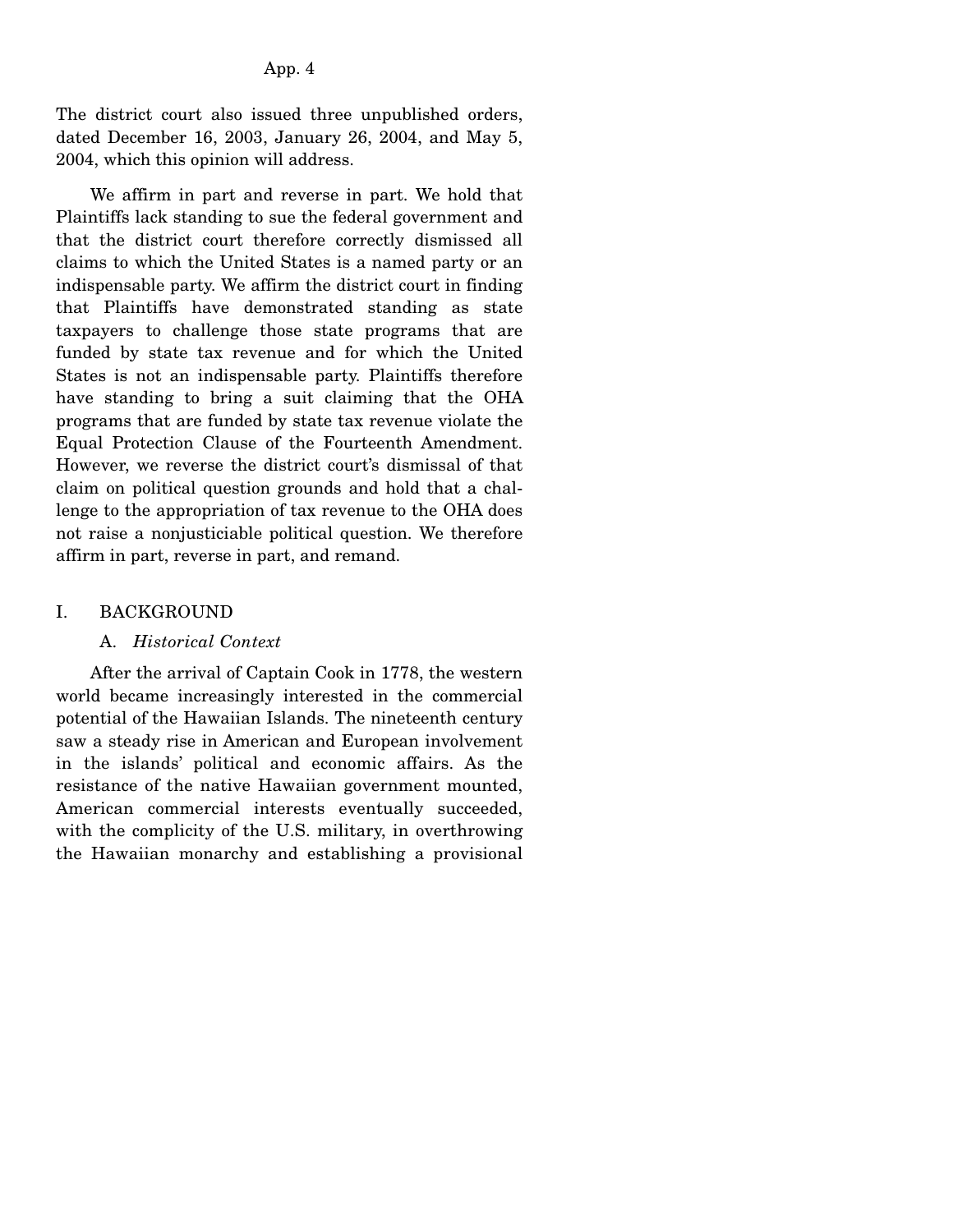The district court also issued three unpublished orders, dated December 16, 2003, January 26, 2004, and May 5, 2004, which this opinion will address.

We affirm in part and reverse in part. We hold that Plaintiffs lack standing to sue the federal government and that the district court therefore correctly dismissed all claims to which the United States is a named party or an indispensable party. We affirm the district court in finding that Plaintiffs have demonstrated standing as state taxpayers to challenge those state programs that are funded by state tax revenue and for which the United States is not an indispensable party. Plaintiffs therefore have standing to bring a suit claiming that the OHA programs that are funded by state tax revenue violate the Equal Protection Clause of the Fourteenth Amendment. However, we reverse the district court's dismissal of that claim on political question grounds and hold that a challenge to the appropriation of tax revenue to the OHA does not raise a nonjusticiable political question. We therefore affirm in part, reverse in part, and remand.

## I. BACKGROUND

### A. *Historical Context*

After the arrival of Captain Cook in 1778, the western world became increasingly interested in the commercial potential of the Hawaiian Islands. The nineteenth century saw a steady rise in American and European involvement in the islands' political and economic affairs. As the resistance of the native Hawaiian government mounted, American commercial interests eventually succeeded, with the complicity of the U.S. military, in overthrowing the Hawaiian monarchy and establishing a provisional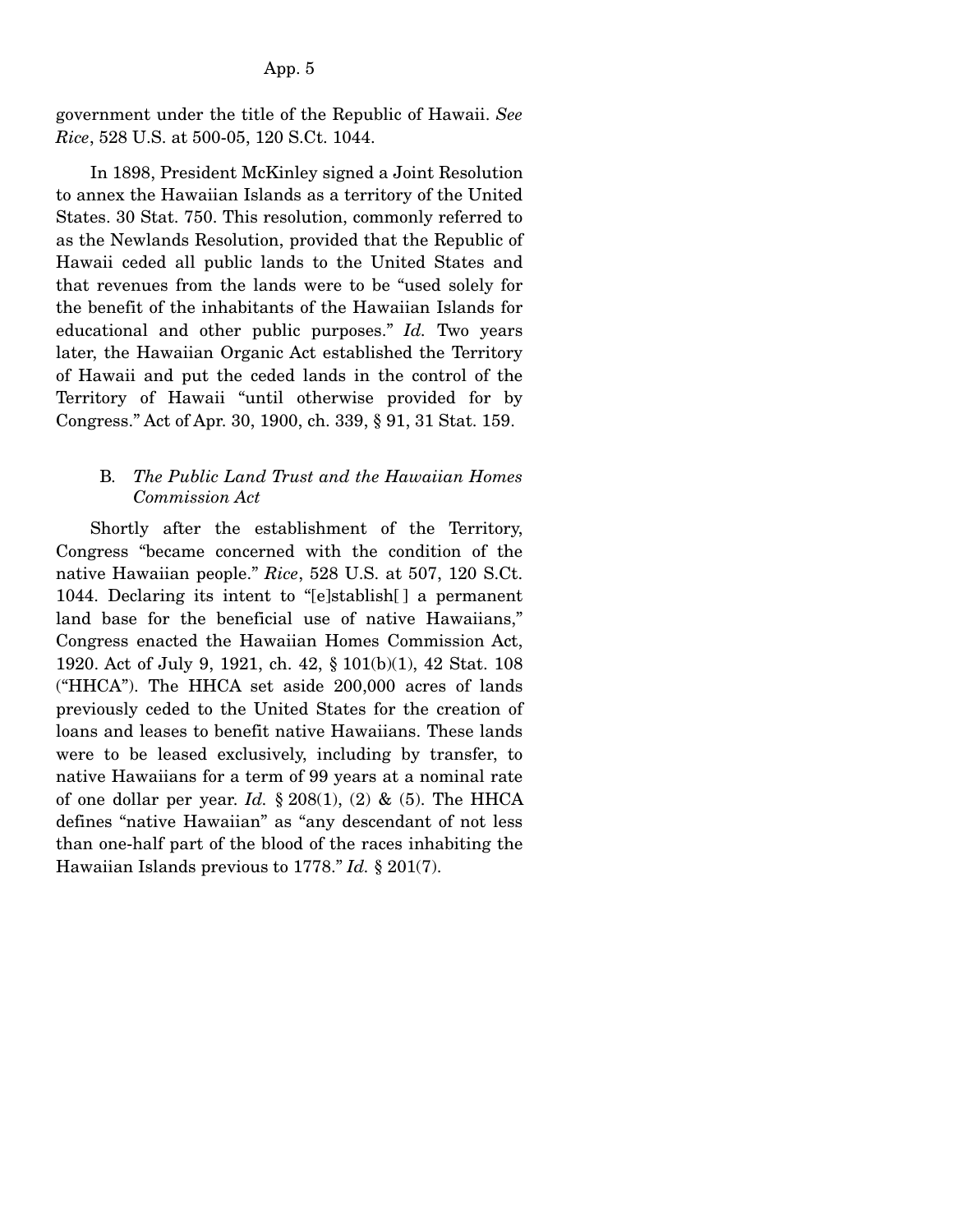government under the title of the Republic of Hawaii. *See Rice*, 528 U.S. at 500-05, 120 S.Ct. 1044.

In 1898, President McKinley signed a Joint Resolution to annex the Hawaiian Islands as a territory of the United States. 30 Stat. 750. This resolution, commonly referred to as the Newlands Resolution, provided that the Republic of Hawaii ceded all public lands to the United States and that revenues from the lands were to be "used solely for the benefit of the inhabitants of the Hawaiian Islands for educational and other public purposes." *Id.* Two years later, the Hawaiian Organic Act established the Territory of Hawaii and put the ceded lands in the control of the Territory of Hawaii "until otherwise provided for by Congress." Act of Apr. 30, 1900, ch. 339, § 91, 31 Stat. 159.

### B. *The Public Land Trust and the Hawaiian Homes Commission Act*

Shortly after the establishment of the Territory, Congress "became concerned with the condition of the native Hawaiian people." *Rice*, 528 U.S. at 507, 120 S.Ct. 1044. Declaring its intent to "[e]stablish[ ] a permanent land base for the beneficial use of native Hawaiians," Congress enacted the Hawaiian Homes Commission Act, 1920. Act of July 9, 1921, ch. 42, § 101(b)(1), 42 Stat. 108 ("HHCA"). The HHCA set aside 200,000 acres of lands previously ceded to the United States for the creation of loans and leases to benefit native Hawaiians. These lands were to be leased exclusively, including by transfer, to native Hawaiians for a term of 99 years at a nominal rate of one dollar per year. *Id.* § 208(1), (2) & (5). The HHCA defines "native Hawaiian" as "any descendant of not less than one-half part of the blood of the races inhabiting the Hawaiian Islands previous to 1778." *Id.* § 201(7).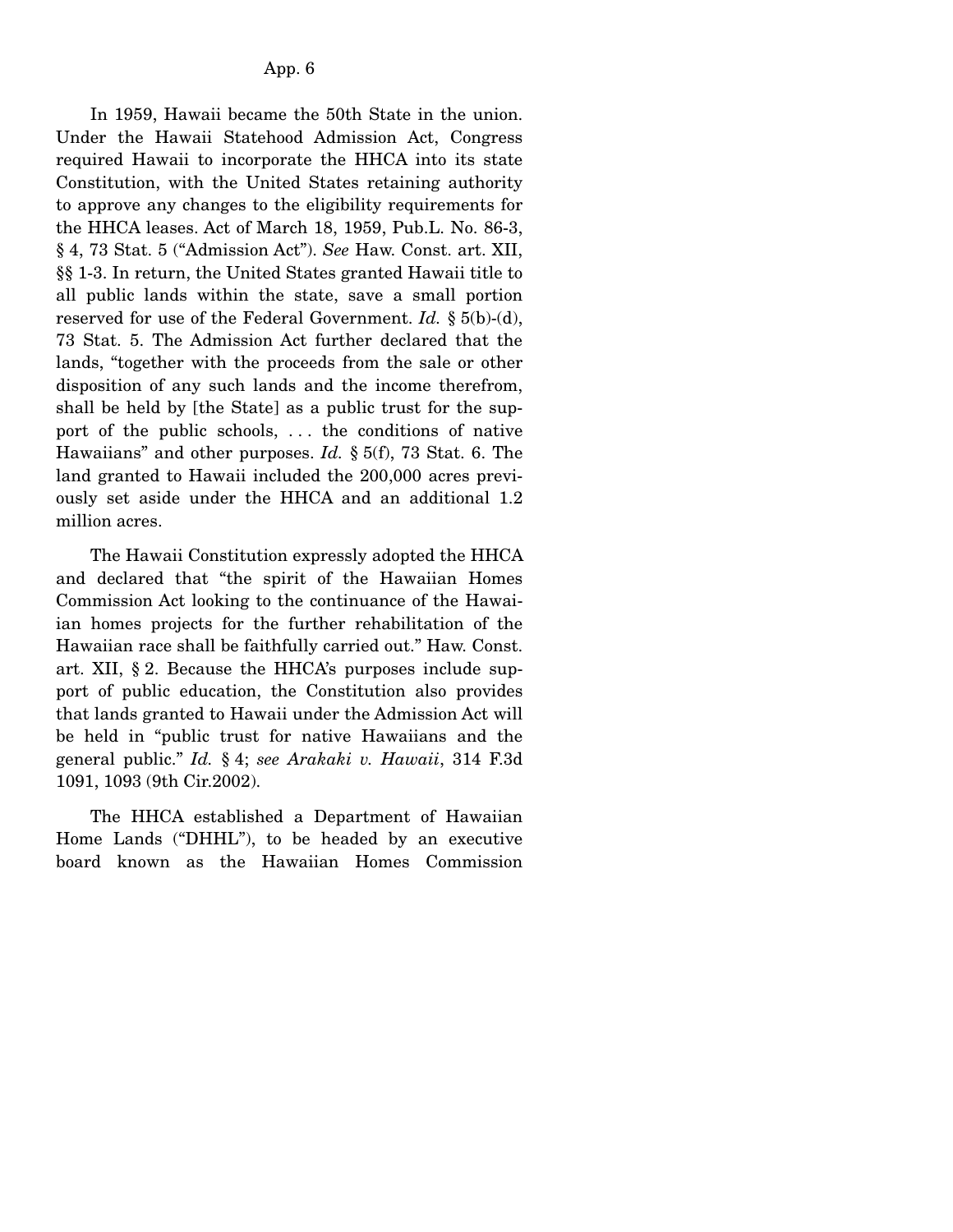In 1959, Hawaii became the 50th State in the union. Under the Hawaii Statehood Admission Act, Congress required Hawaii to incorporate the HHCA into its state Constitution, with the United States retaining authority to approve any changes to the eligibility requirements for the HHCA leases. Act of March 18, 1959, Pub.L. No. 86-3, § 4, 73 Stat. 5 ("Admission Act"). *See* Haw. Const. art. XII, §§ 1-3. In return, the United States granted Hawaii title to all public lands within the state, save a small portion reserved for use of the Federal Government. *Id.* § 5(b)-(d), 73 Stat. 5. The Admission Act further declared that the lands, "together with the proceeds from the sale or other disposition of any such lands and the income therefrom, shall be held by [the State] as a public trust for the support of the public schools, . . . the conditions of native Hawaiians" and other purposes. *Id.* § 5(f), 73 Stat. 6. The land granted to Hawaii included the 200,000 acres previously set aside under the HHCA and an additional 1.2 million acres.

The Hawaii Constitution expressly adopted the HHCA and declared that "the spirit of the Hawaiian Homes Commission Act looking to the continuance of the Hawaiian homes projects for the further rehabilitation of the Hawaiian race shall be faithfully carried out." Haw. Const. art. XII, § 2. Because the HHCA's purposes include support of public education, the Constitution also provides that lands granted to Hawaii under the Admission Act will be held in "public trust for native Hawaiians and the general public." *Id.* § 4; *see Arakaki v. Hawaii*, 314 F.3d 1091, 1093 (9th Cir.2002).

The HHCA established a Department of Hawaiian Home Lands ("DHHL"), to be headed by an executive board known as the Hawaiian Homes Commission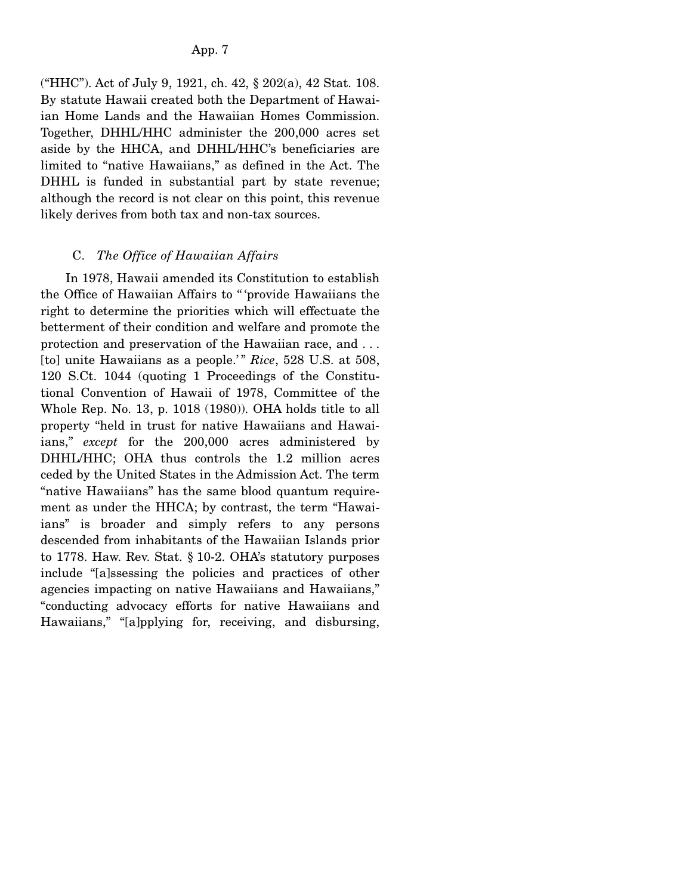("HHC"). Act of July 9, 1921, ch. 42, § 202(a), 42 Stat. 108. By statute Hawaii created both the Department of Hawaiian Home Lands and the Hawaiian Homes Commission. Together, DHHL/HHC administer the 200,000 acres set aside by the HHCA, and DHHL/HHC's beneficiaries are limited to "native Hawaiians," as defined in the Act. The DHHL is funded in substantial part by state revenue; although the record is not clear on this point, this revenue likely derives from both tax and non-tax sources.

### C. *The Office of Hawaiian Affairs*

In 1978, Hawaii amended its Constitution to establish the Office of Hawaiian Affairs to "'provide Hawaiians the right to determine the priorities which will effectuate the betterment of their condition and welfare and promote the protection and preservation of the Hawaiian race, and . . . [to] unite Hawaiians as a people.'" *Rice*, 528 U.S. at 508, 120 S.Ct. 1044 (quoting 1 Proceedings of the Constitutional Convention of Hawaii of 1978, Committee of the Whole Rep. No. 13, p. 1018 (1980)). OHA holds title to all property "held in trust for native Hawaiians and Hawaiians," *except* for the 200,000 acres administered by DHHL/HHC; OHA thus controls the 1.2 million acres ceded by the United States in the Admission Act. The term "native Hawaiians" has the same blood quantum requirement as under the HHCA; by contrast, the term "Hawaiians" is broader and simply refers to any persons descended from inhabitants of the Hawaiian Islands prior to 1778. Haw. Rev. Stat. § 10-2. OHA's statutory purposes include "[a]ssessing the policies and practices of other agencies impacting on native Hawaiians and Hawaiians," "conducting advocacy efforts for native Hawaiians and Hawaiians," "[a]pplying for, receiving, and disbursing,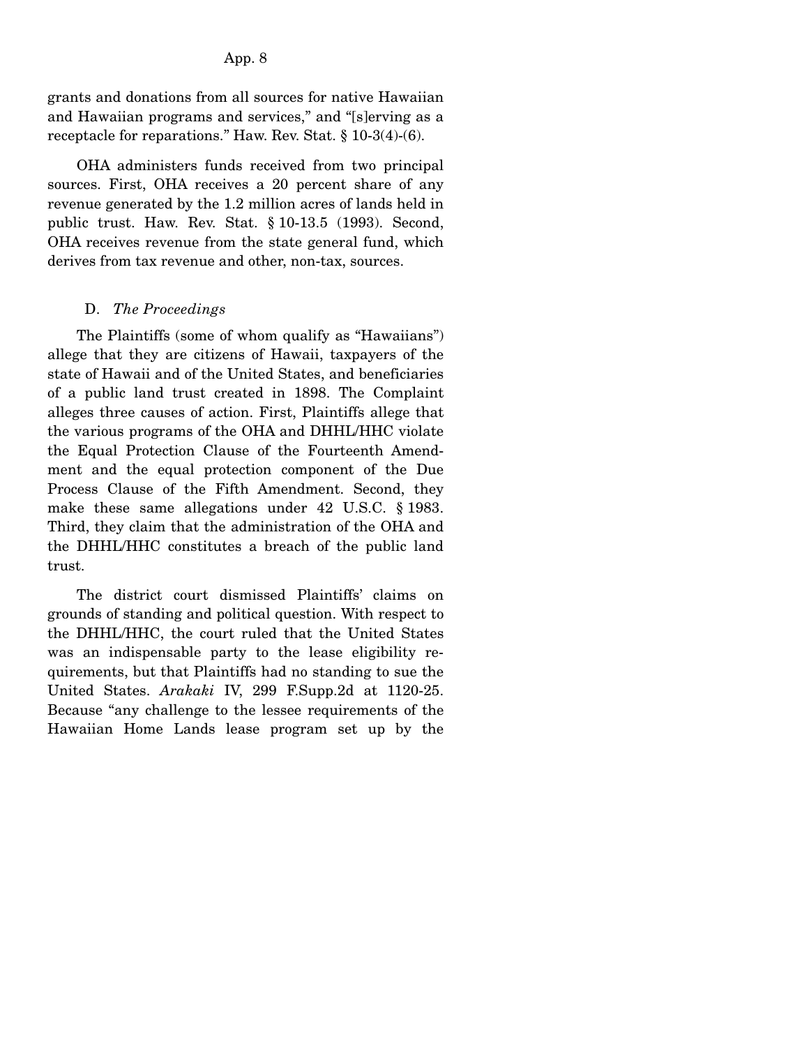grants and donations from all sources for native Hawaiian and Hawaiian programs and services," and "[s]erving as a receptacle for reparations." Haw. Rev. Stat. § 10-3(4)-(6).

OHA administers funds received from two principal sources. First, OHA receives a 20 percent share of any revenue generated by the 1.2 million acres of lands held in public trust. Haw. Rev. Stat. § 10-13.5 (1993). Second, OHA receives revenue from the state general fund, which derives from tax revenue and other, non-tax, sources.

### D. *The Proceedings*

The Plaintiffs (some of whom qualify as "Hawaiians") allege that they are citizens of Hawaii, taxpayers of the state of Hawaii and of the United States, and beneficiaries of a public land trust created in 1898. The Complaint alleges three causes of action. First, Plaintiffs allege that the various programs of the OHA and DHHL/HHC violate the Equal Protection Clause of the Fourteenth Amendment and the equal protection component of the Due Process Clause of the Fifth Amendment. Second, they make these same allegations under 42 U.S.C. § 1983. Third, they claim that the administration of the OHA and the DHHL/HHC constitutes a breach of the public land trust.

The district court dismissed Plaintiffs' claims on grounds of standing and political question. With respect to the DHHL/HHC, the court ruled that the United States was an indispensable party to the lease eligibility requirements, but that Plaintiffs had no standing to sue the United States. *Arakaki* IV, 299 F.Supp.2d at 1120-25. Because "any challenge to the lessee requirements of the Hawaiian Home Lands lease program set up by the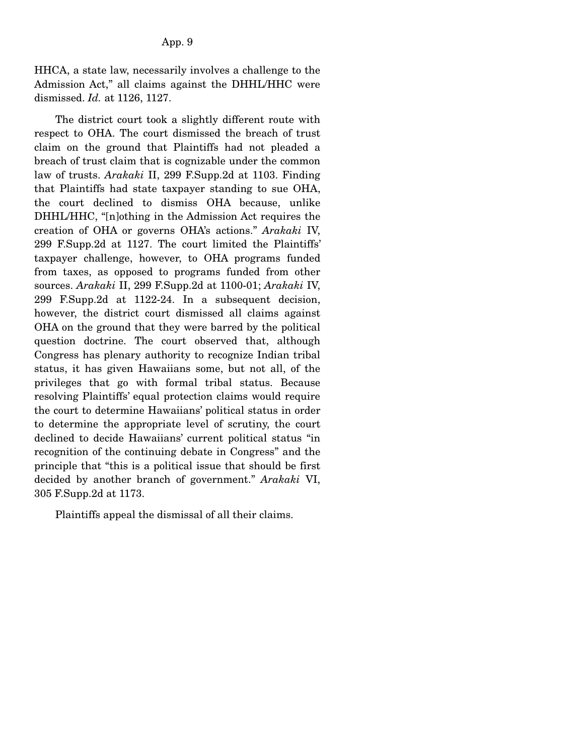HHCA, a state law, necessarily involves a challenge to the Admission Act," all claims against the DHHL/HHC were dismissed. *Id.* at 1126, 1127.

The district court took a slightly different route with respect to OHA. The court dismissed the breach of trust claim on the ground that Plaintiffs had not pleaded a breach of trust claim that is cognizable under the common law of trusts. *Arakaki* II, 299 F.Supp.2d at 1103. Finding that Plaintiffs had state taxpayer standing to sue OHA, the court declined to dismiss OHA because, unlike DHHL/HHC, "[n]othing in the Admission Act requires the creation of OHA or governs OHA's actions." *Arakaki* IV, 299 F.Supp.2d at 1127. The court limited the Plaintiffs' taxpayer challenge, however, to OHA programs funded from taxes, as opposed to programs funded from other sources. *Arakaki* II, 299 F.Supp.2d at 1100-01; *Arakaki* IV, 299 F.Supp.2d at 1122-24. In a subsequent decision, however, the district court dismissed all claims against OHA on the ground that they were barred by the political question doctrine. The court observed that, although Congress has plenary authority to recognize Indian tribal status, it has given Hawaiians some, but not all, of the privileges that go with formal tribal status. Because resolving Plaintiffs' equal protection claims would require the court to determine Hawaiians' political status in order to determine the appropriate level of scrutiny, the court declined to decide Hawaiians' current political status "in recognition of the continuing debate in Congress" and the principle that "this is a political issue that should be first decided by another branch of government." *Arakaki* VI, 305 F.Supp.2d at 1173.

Plaintiffs appeal the dismissal of all their claims.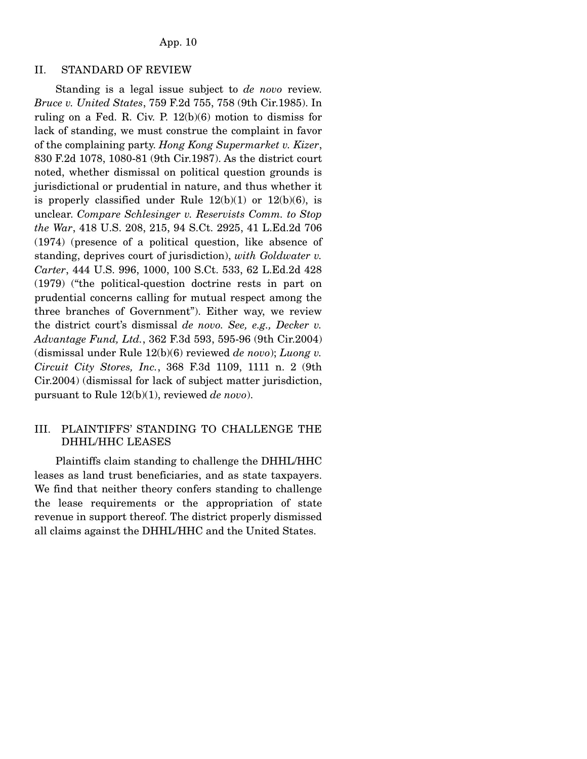## II. STANDARD OF REVIEW

Standing is a legal issue subject to *de novo* review. *Bruce v. United States*, 759 F.2d 755, 758 (9th Cir.1985). In ruling on a Fed. R. Civ. P. 12(b)(6) motion to dismiss for lack of standing, we must construe the complaint in favor of the complaining party. *Hong Kong Supermarket v. Kizer*, 830 F.2d 1078, 1080-81 (9th Cir.1987). As the district court noted, whether dismissal on political question grounds is jurisdictional or prudential in nature, and thus whether it is properly classified under Rule 12(b)(1) or 12(b)(6), is unclear. *Compare Schlesinger v. Reservists Comm. to Stop the War*, 418 U.S. 208, 215, 94 S.Ct. 2925, 41 L.Ed.2d 706 (1974) (presence of a political question, like absence of standing, deprives court of jurisdiction), *with Goldwater v. Carter*, 444 U.S. 996, 1000, 100 S.Ct. 533, 62 L.Ed.2d 428 (1979) ("the political-question doctrine rests in part on prudential concerns calling for mutual respect among the three branches of Government"). Either way, we review the district court's dismissal *de novo*. *See, e.g., Decker v. Advantage Fund, Ltd.*, 362 F.3d 593, 595-96 (9th Cir.2004) (dismissal under Rule 12(b)(6) reviewed *de novo*); *Luong v. Circuit City Stores, Inc.*, 368 F.3d 1109, 1111 n. 2 (9th Cir.2004) (dismissal for lack of subject matter jurisdiction, pursuant to Rule 12(b)(1), reviewed *de novo*).

## III. PLAINTIFFS' STANDING TO CHALLENGE THE DHHL/HHC LEASES

Plaintiffs claim standing to challenge the DHHL/HHC leases as land trust beneficiaries, and as state taxpayers. We find that neither theory confers standing to challenge the lease requirements or the appropriation of state revenue in support thereof. The district properly dismissed all claims against the DHHL/HHC and the United States.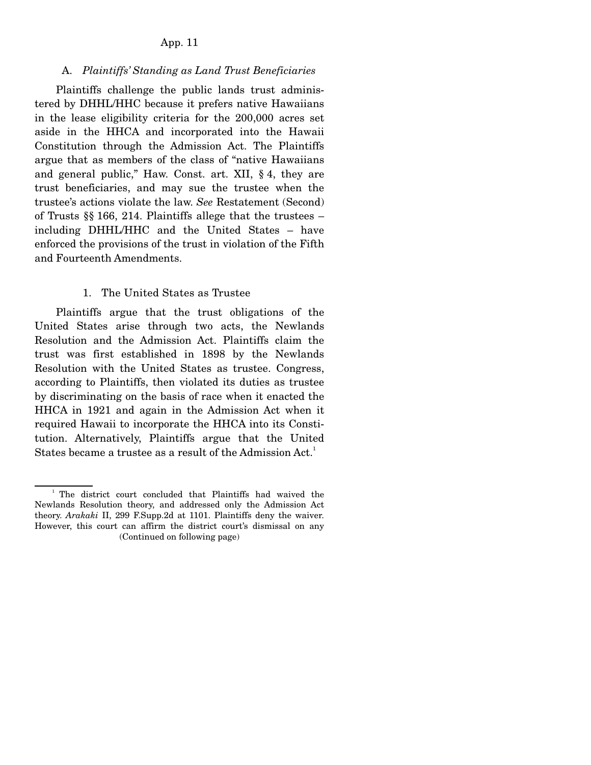### A. *Plaintiffs' Standing as Land Trust Beneficiaries*

Plaintiffs challenge the public lands trust administered by DHHL/HHC because it prefers native Hawaiians in the lease eligibility criteria for the 200,000 acres set aside in the HHCA and incorporated into the Hawaii Constitution through the Admission Act. The Plaintiffs argue that as members of the class of "native Hawaiians and general public," Haw. Const. art. XII, § 4, they are trust beneficiaries, and may sue the trustee when the trustee's actions violate the law. *See* Restatement (Second) of Trusts §§ 166, 214. Plaintiffs allege that the trustees – including DHHL/HHC and the United States – have enforced the provisions of the trust in violation of the Fifth and Fourteenth Amendments.

#### 1. The United States as Trustee

Plaintiffs argue that the trust obligations of the United States arise through two acts, the Newlands Resolution and the Admission Act. Plaintiffs claim the trust was first established in 1898 by the Newlands Resolution with the United States as trustee. Congress, according to Plaintiffs, then violated its duties as trustee by discriminating on the basis of race when it enacted the HHCA in 1921 and again in the Admission Act when it required Hawaii to incorporate the HHCA into its Constitution. Alternatively, Plaintiffs argue that the United States became a trustee as a result of the Admission Act.[1]

[1] The district court concluded that Plaintiffs had waived the Newlands Resolution theory, and addressed only the Admission Act theory. *Arakaki* II, 299 F.Supp.2d at 1101. Plaintiffs deny the waiver. However, this court can affirm the district court's dismissal on any (Continued on following page)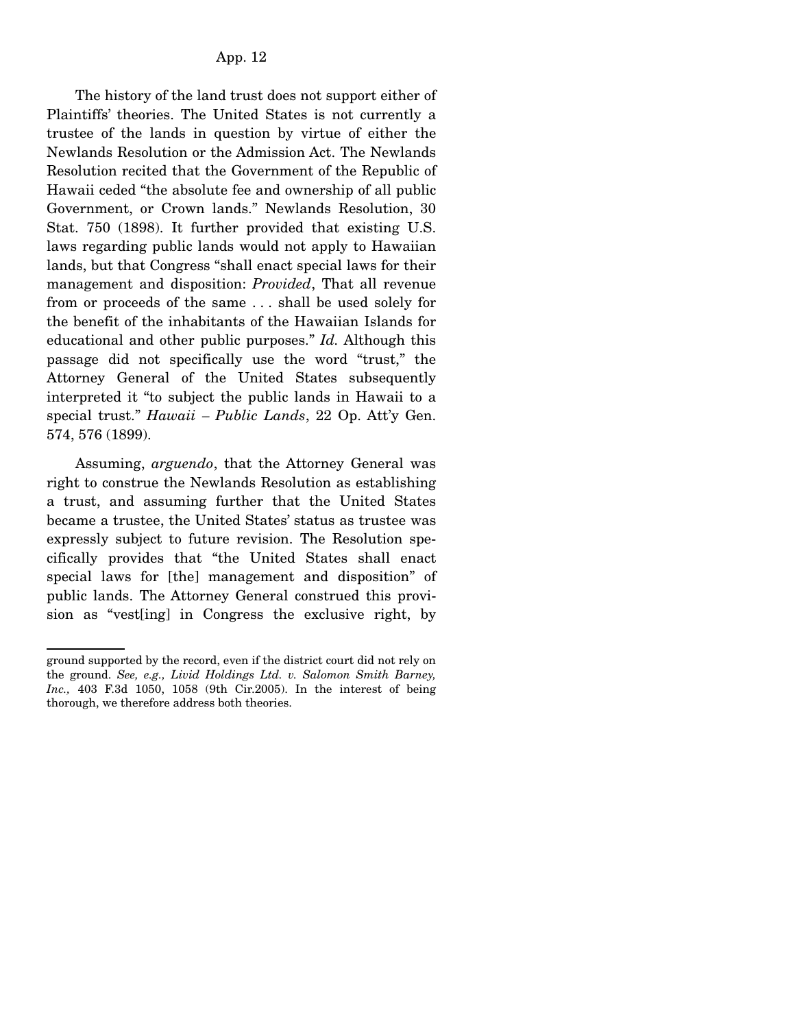The history of the land trust does not support either of Plaintiffs' theories. The United States is not currently a trustee of the lands in question by virtue of either the Newlands Resolution or the Admission Act. The Newlands Resolution recited that the Government of the Republic of Hawaii ceded "the absolute fee and ownership of all public Government, or Crown lands." Newlands Resolution, 30 Stat. 750 (1898). It further provided that existing U.S. laws regarding public lands would not apply to Hawaiian lands, but that Congress "shall enact special laws for their management and disposition: *Provided*, That all revenue from or proceeds of the same . . . shall be used solely for the benefit of the inhabitants of the Hawaiian Islands for educational and other public purposes." *Id.* Although this passage did not specifically use the word "trust," the Attorney General of the United States subsequently interpreted it "to subject the public lands in Hawaii to a special trust." *Hawaii – Public Lands*, 22 Op. Att'y Gen. 574, 576 (1899).

Assuming, *arguendo*, that the Attorney General was right to construe the Newlands Resolution as establishing a trust, and assuming further that the United States became a trustee, the United States' status as trustee was expressly subject to future revision. The Resolution specifically provides that "the United States shall enact special laws for [the] management and disposition" of public lands. The Attorney General construed this provision as "vest[ing] in Congress the exclusive right, by

---

ground supported by the record, even if the district court did not rely on the ground. *See, e.g., Livid Holdings Ltd. v. Salomon Smith Barney, Inc.,* 403 F.3d 1050, 1058 (9th Cir.2005). In the interest of being thorough, we therefore address both theories.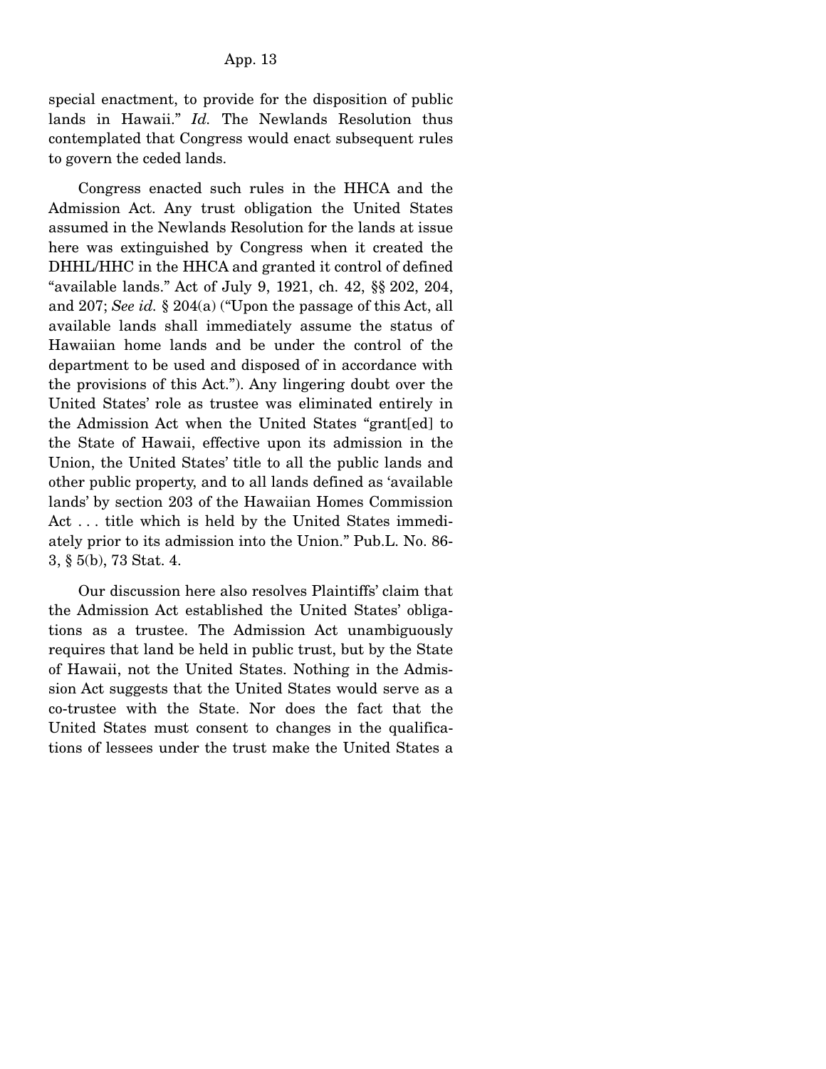special enactment, to provide for the disposition of public lands in Hawaii." *Id.* The Newlands Resolution thus contemplated that Congress would enact subsequent rules to govern the ceded lands.

Congress enacted such rules in the HHCA and the Admission Act. Any trust obligation the United States assumed in the Newlands Resolution for the lands at issue here was extinguished by Congress when it created the DHHL/HHC in the HHCA and granted it control of defined "available lands." Act of July 9, 1921, ch. 42, §§ 202, 204, and 207; *See id.* § 204(a) ("Upon the passage of this Act, all available lands shall immediately assume the status of Hawaiian home lands and be under the control of the department to be used and disposed of in accordance with the provisions of this Act."). Any lingering doubt over the United States' role as trustee was eliminated entirely in the Admission Act when the United States "grant[ed] to the State of Hawaii, effective upon its admission in the Union, the United States' title to all the public lands and other public property, and to all lands defined as 'available lands' by section 203 of the Hawaiian Homes Commission Act . . . title which is held by the United States immediately prior to its admission into the Union." Pub.L. No. 86-3, § 5(b), 73 Stat. 4.

Our discussion here also resolves Plaintiffs' claim that the Admission Act established the United States' obligations as a trustee. The Admission Act unambiguously requires that land be held in public trust, but by the State of Hawaii, not the United States. Nothing in the Admission Act suggests that the United States would serve as a co-trustee with the State. Nor does the fact that the United States must consent to changes in the qualifications of lessees under the trust make the United States a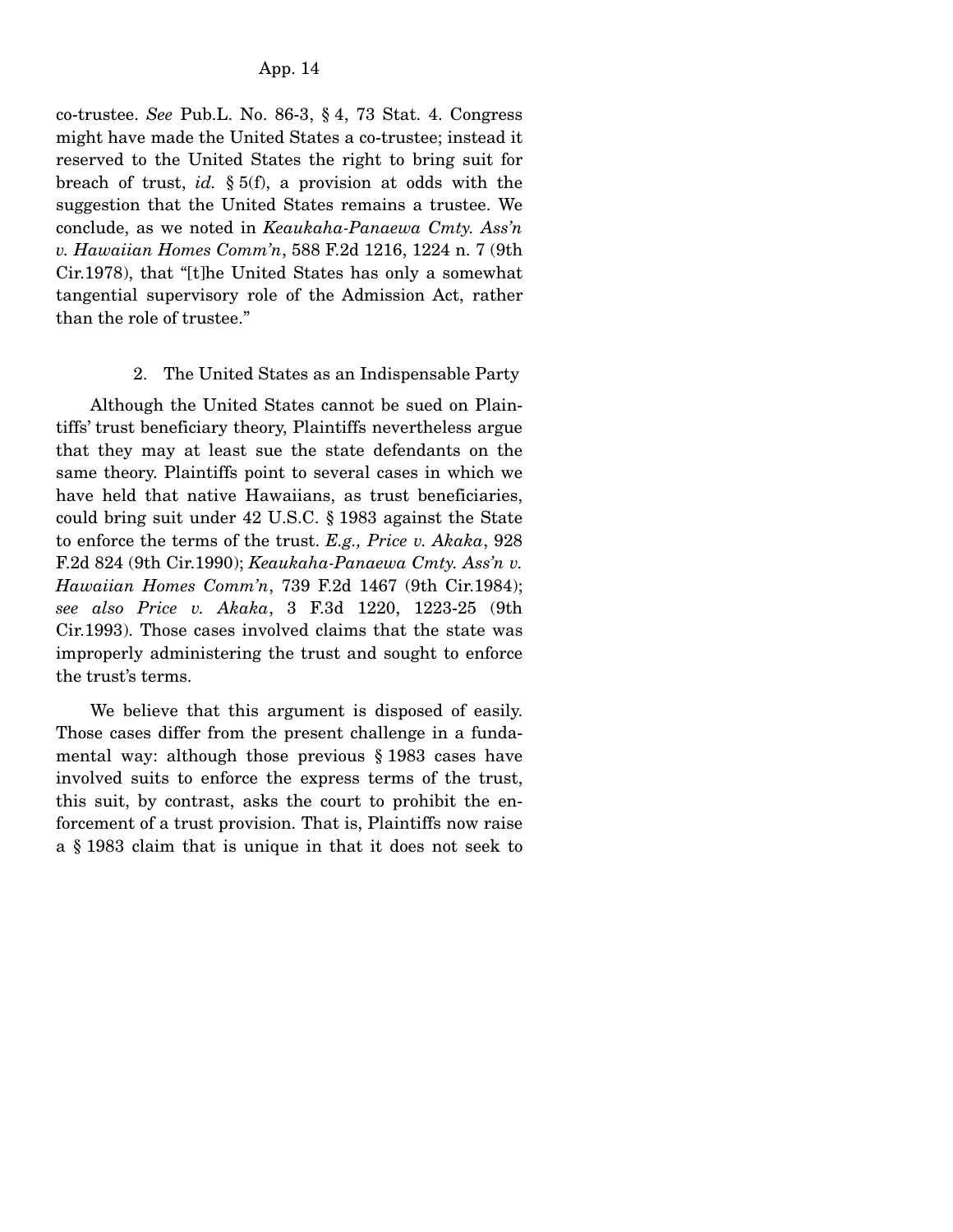co-trustee. *See* Pub.L. No. 86-3, § 4, 73 Stat. 4. Congress might have made the United States a co-trustee; instead it reserved to the United States the right to bring suit for breach of trust, *id.* § 5(f), a provision at odds with the suggestion that the United States remains a trustee. We conclude, as we noted in *Keaukaha-Panaewa Cmty. Ass'n v. Hawaiian Homes Comm'n*, 588 F.2d 1216, 1224 n. 7 (9th Cir.1978), that "[t]he United States has only a somewhat tangential supervisory role of the Admission Act, rather than the role of trustee."

2. The United States as an Indispensable Party

Although the United States cannot be sued on Plaintiffs' trust beneficiary theory, Plaintiffs nevertheless argue that they may at least sue the state defendants on the same theory. Plaintiffs point to several cases in which we have held that native Hawaiians, as trust beneficiaries, could bring suit under 42 U.S.C. § 1983 against the State to enforce the terms of the trust. *E.g., Price v. Akaka*, 928 F.2d 824 (9th Cir.1990); *Keaukaha-Panaewa Cmty. Ass'n v. Hawaiian Homes Comm'n*, 739 F.2d 1467 (9th Cir.1984); *see also Price v. Akaka*, 3 F.3d 1220, 1223-25 (9th Cir.1993). Those cases involved claims that the state was improperly administering the trust and sought to enforce the trust's terms.

We believe that this argument is disposed of easily. Those cases differ from the present challenge in a fundamental way: although those previous § 1983 cases have involved suits to enforce the express terms of the trust, this suit, by contrast, asks the court to prohibit the enforcement of a trust provision. That is, Plaintiffs now raise a § 1983 claim that is unique in that it does not seek to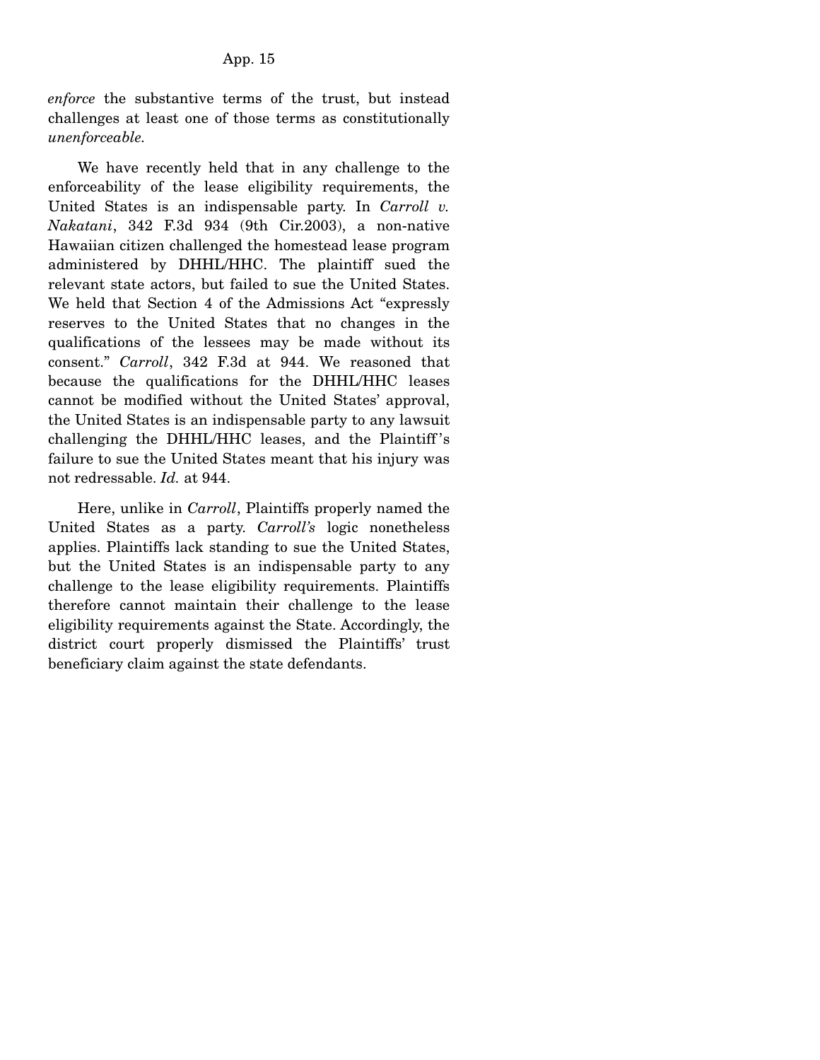*enforce* the substantive terms of the trust, but instead challenges at least one of those terms as constitutionally *unenforceable.*

We have recently held that in any challenge to the enforceability of the lease eligibility requirements, the United States is an indispensable party. In *Carroll v. Nakatani*, 342 F.3d 934 (9th Cir.2003), a non-native Hawaiian citizen challenged the homestead lease program administered by DHHL/HHC. The plaintiff sued the relevant state actors, but failed to sue the United States. We held that Section 4 of the Admissions Act "expressly reserves to the United States that no changes in the qualifications of the lessees may be made without its consent." *Carroll*, 342 F.3d at 944. We reasoned that because the qualifications for the DHHL/HHC leases cannot be modified without the United States' approval, the United States is an indispensable party to any lawsuit challenging the DHHL/HHC leases, and the Plaintiff's failure to sue the United States meant that his injury was not redressable. *Id.* at 944.

Here, unlike in *Carroll*, Plaintiffs properly named the United States as a party. *Carroll's* logic nonetheless applies. Plaintiffs lack standing to sue the United States, but the United States is an indispensable party to any challenge to the lease eligibility requirements. Plaintiffs therefore cannot maintain their challenge to the lease eligibility requirements against the State. Accordingly, the district court properly dismissed the Plaintiffs' trust beneficiary claim against the state defendants.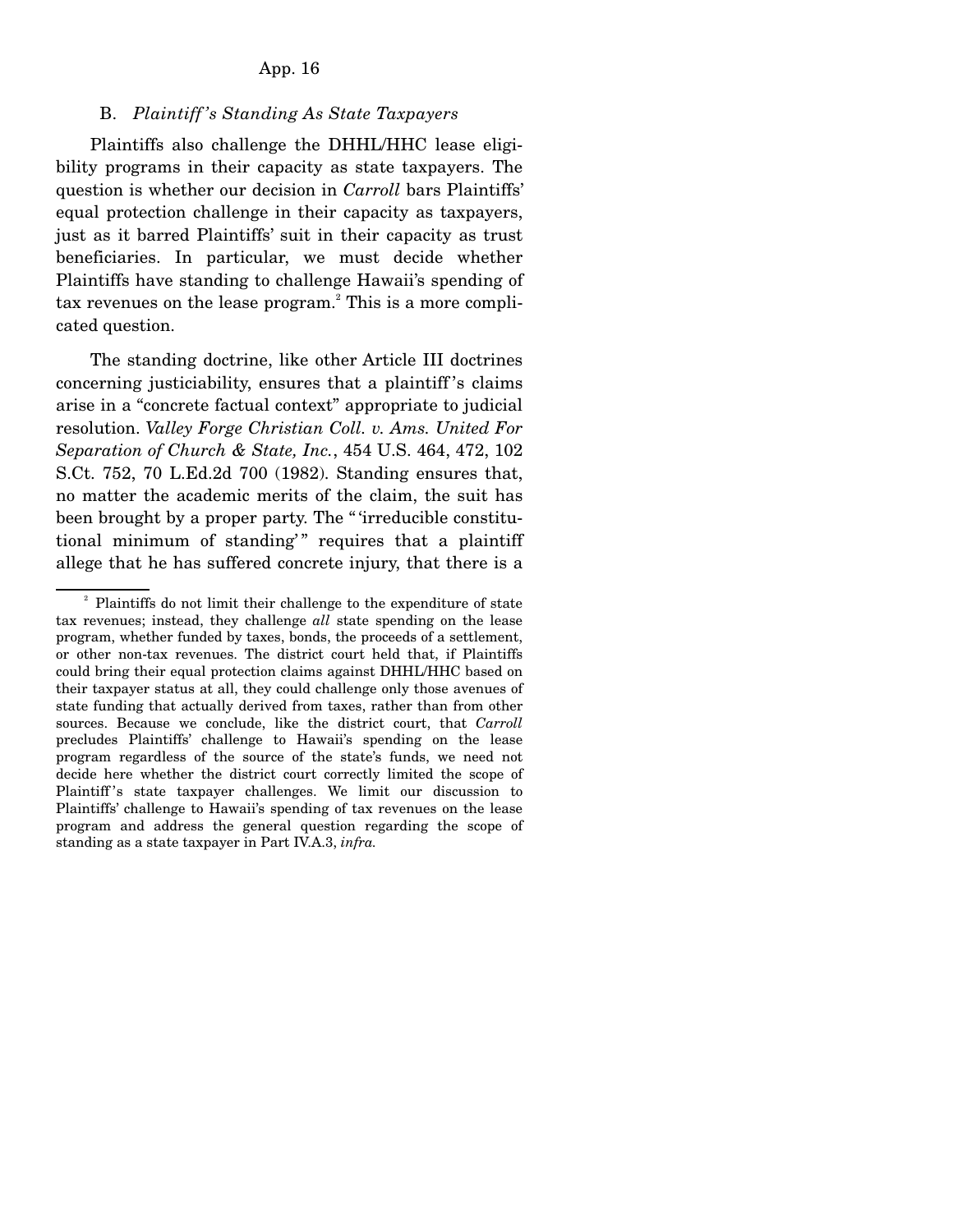### B. *Plaintiff's Standing As State Taxpayers*

Plaintiffs also challenge the DHHL/HHC lease eligibility programs in their capacity as state taxpayers. The question is whether our decision in *Carroll* bars Plaintiffs' equal protection challenge in their capacity as taxpayers, just as it barred Plaintiffs' suit in their capacity as trust beneficiaries. In particular, we must decide whether Plaintiffs have standing to challenge Hawaii's spending of tax revenues on the lease program.[2] This is a more complicated question.

The standing doctrine, like other Article III doctrines concerning justiciability, ensures that a plaintiff's claims arise in a "concrete factual context" appropriate to judicial resolution. *Valley Forge Christian Coll. v. Ams. United For Separation of Church & State, Inc.*, 454 U.S. 464, 472, 102 S.Ct. 752, 70 L.Ed.2d 700 (1982). Standing ensures that, no matter the academic merits of the claim, the suit has been brought by a proper party. The "'irreducible constitutional minimum of standing'" requires that a plaintiff allege that he has suffered concrete injury, that there is a

[2] Plaintiffs do not limit their challenge to the expenditure of state tax revenues; instead, they challenge *all* state spending on the lease program, whether funded by taxes, bonds, the proceeds of a settlement, or other non-tax revenues. The district court held that, if Plaintiffs could bring their equal protection claims against DHHL/HHC based on their taxpayer status at all, they could challenge only those avenues of state funding that actually derived from taxes, rather than from other sources. Because we conclude, like the district court, that *Carroll* precludes Plaintiffs' challenge to Hawaii's spending on the lease program regardless of the source of the state's funds, we need not decide here whether the district court correctly limited the scope of Plaintiff's state taxpayer challenges. We limit our discussion to Plaintiffs' challenge to Hawaii's spending of tax revenues on the lease program and address the general question regarding the scope of standing as a state taxpayer in Part IV.A.3, *infra.*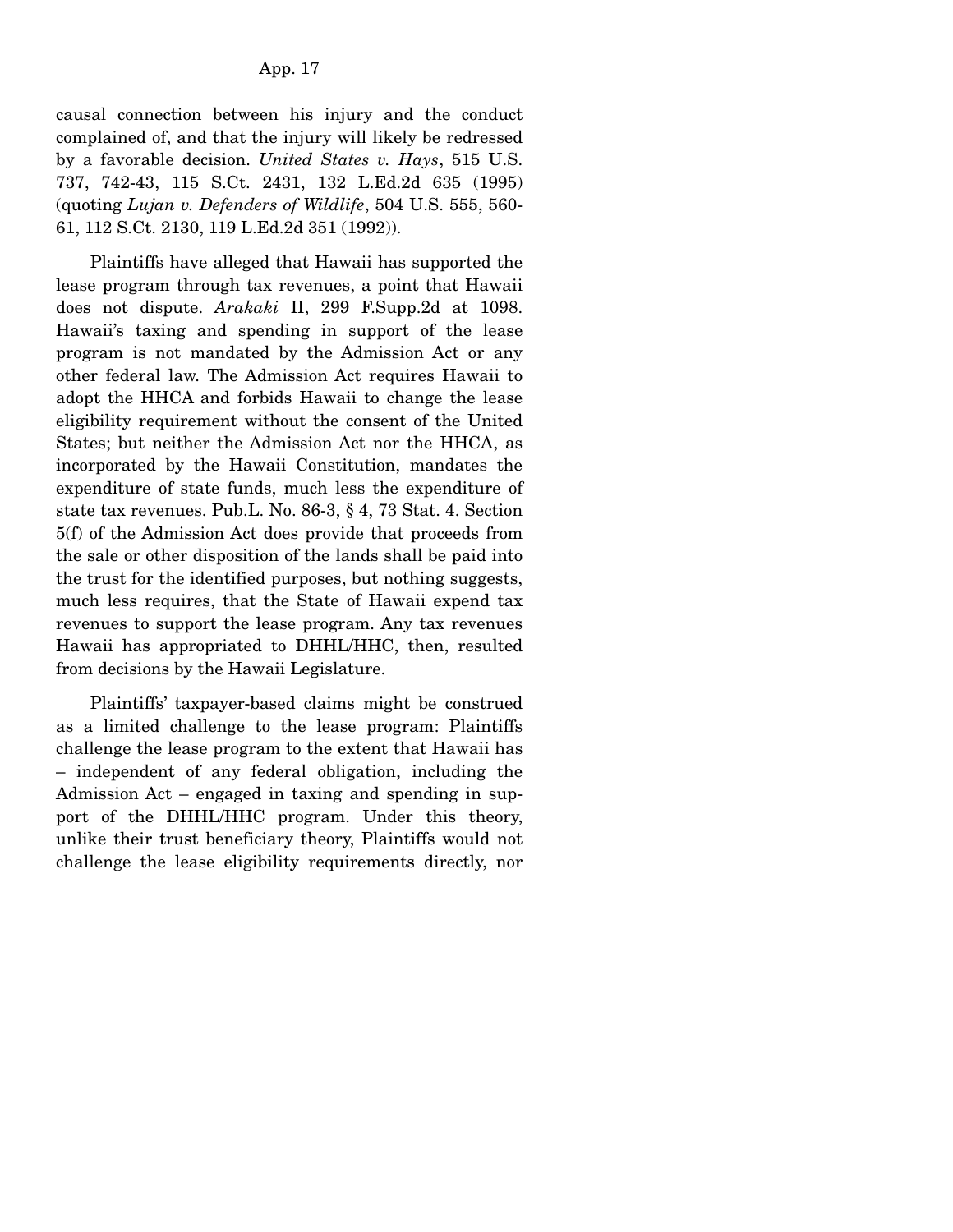causal connection between his injury and the conduct complained of, and that the injury will likely be redressed by a favorable decision. *United States v. Hays*, 515 U.S. 737, 742-43, 115 S.Ct. 2431, 132 L.Ed.2d 635 (1995) (quoting *Lujan v. Defenders of Wildlife*, 504 U.S. 555, 560-61, 112 S.Ct. 2130, 119 L.Ed.2d 351 (1992)).

Plaintiffs have alleged that Hawaii has supported the lease program through tax revenues, a point that Hawaii does not dispute. *Arakaki* II, 299 F.Supp.2d at 1098. Hawaii's taxing and spending in support of the lease program is not mandated by the Admission Act or any other federal law. The Admission Act requires Hawaii to adopt the HHCA and forbids Hawaii to change the lease eligibility requirement without the consent of the United States; but neither the Admission Act nor the HHCA, as incorporated by the Hawaii Constitution, mandates the expenditure of state funds, much less the expenditure of state tax revenues. Pub.L. No. 86-3, § 4, 73 Stat. 4. Section 5(f) of the Admission Act does provide that proceeds from the sale or other disposition of the lands shall be paid into the trust for the identified purposes, but nothing suggests, much less requires, that the State of Hawaii expend tax revenues to support the lease program. Any tax revenues Hawaii has appropriated to DHHL/HHC, then, resulted from decisions by the Hawaii Legislature.

Plaintiffs' taxpayer-based claims might be construed as a limited challenge to the lease program: Plaintiffs challenge the lease program to the extent that Hawaii has – independent of any federal obligation, including the Admission Act – engaged in taxing and spending in support of the DHHL/HHC program. Under this theory, unlike their trust beneficiary theory, Plaintiffs would not challenge the lease eligibility requirements directly, nor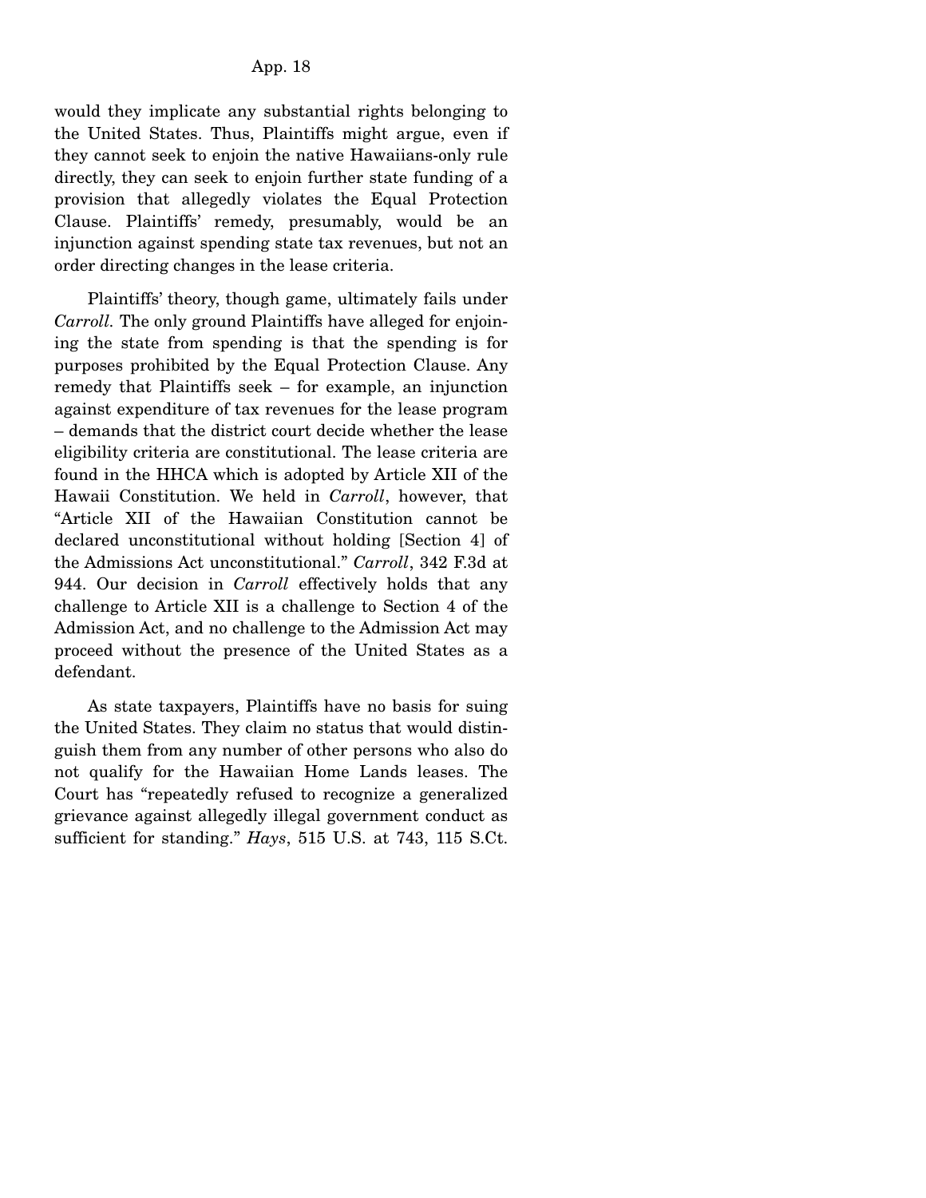would they implicate any substantial rights belonging to the United States. Thus, Plaintiffs might argue, even if they cannot seek to enjoin the native Hawaiians-only rule directly, they can seek to enjoin further state funding of a provision that allegedly violates the Equal Protection Clause. Plaintiffs' remedy, presumably, would be an injunction against spending state tax revenues, but not an order directing changes in the lease criteria.

Plaintiffs' theory, though game, ultimately fails under *Carroll*. The only ground Plaintiffs have alleged for enjoining the state from spending is that the spending is for purposes prohibited by the Equal Protection Clause. Any remedy that Plaintiffs seek – for example, an injunction against expenditure of tax revenues for the lease program – demands that the district court decide whether the lease eligibility criteria are constitutional. The lease criteria are found in the HHCA which is adopted by Article XII of the Hawaii Constitution. We held in *Carroll*, however, that "Article XII of the Hawaiian Constitution cannot be declared unconstitutional without holding [Section 4] of the Admissions Act unconstitutional." *Carroll*, 342 F.3d at 944. Our decision in *Carroll* effectively holds that any challenge to Article XII is a challenge to Section 4 of the Admission Act, and no challenge to the Admission Act may proceed without the presence of the United States as a defendant.

As state taxpayers, Plaintiffs have no basis for suing the United States. They claim no status that would distinguish them from any number of other persons who also do not qualify for the Hawaiian Home Lands leases. The Court has "repeatedly refused to recognize a generalized grievance against allegedly illegal government conduct as sufficient for standing." *Hays*, 515 U.S. at 743, 115 S.Ct.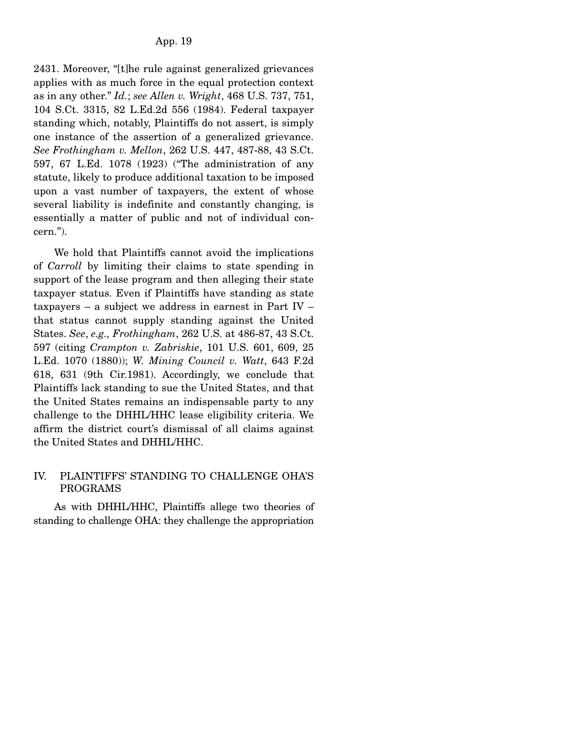2431. Moreover, "[t]he rule against generalized grievances applies with as much force in the equal protection context as in any other." *Id.*; *see Allen v. Wright*, 468 U.S. 737, 751, 104 S.Ct. 3315, 82 L.Ed.2d 556 (1984). Federal taxpayer standing which, notably, Plaintiffs do not assert, is simply one instance of the assertion of a generalized grievance. *See Frothingham v. Mellon*, 262 U.S. 447, 487-88, 43 S.Ct. 597, 67 L.Ed. 1078 (1923) ("The administration of any statute, likely to produce additional taxation to be imposed upon a vast number of taxpayers, the extent of whose several liability is indefinite and constantly changing, is essentially a matter of public and not of individual concern.").

We hold that Plaintiffs cannot avoid the implications of *Carroll* by limiting their claims to state spending in support of the lease program and then alleging their state taxpayer status. Even if Plaintiffs have standing as state taxpayers – a subject we address in earnest in Part IV – that status cannot supply standing against the United States. *See*, *e.g., Frothingham*, 262 U.S. at 486-87, 43 S.Ct. 597 (citing *Crampton v. Zabriskie*, 101 U.S. 601, 609, 25 L.Ed. 1070 (1880)); *W. Mining Council v. Watt*, 643 F.2d 618, 631 (9th Cir.1981). Accordingly, we conclude that Plaintiffs lack standing to sue the United States, and that the United States remains an indispensable party to any challenge to the DHHL/HHC lease eligibility criteria. We affirm the district court's dismissal of all claims against the United States and DHHL/HHC.

## IV. PLAINTIFFS' STANDING TO CHALLENGE OHA'S PROGRAMS

As with DHHL/HHC, Plaintiffs allege two theories of standing to challenge OHA: they challenge the appropriation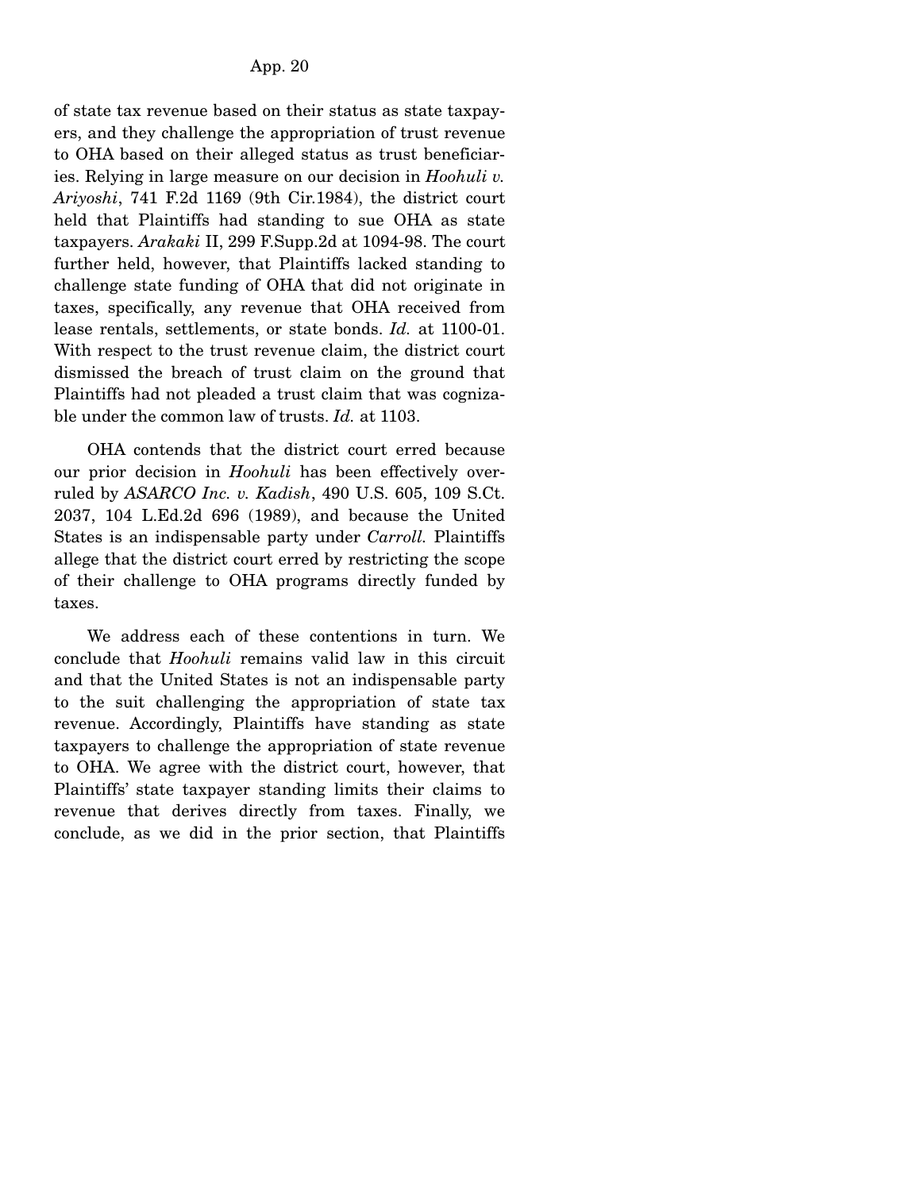of state tax revenue based on their status as state taxpayers, and they challenge the appropriation of trust revenue to OHA based on their alleged status as trust beneficiaries. Relying in large measure on our decision in *Hoohuli v. Ariyoshi*, 741 F.2d 1169 (9th Cir.1984), the district court held that Plaintiffs had standing to sue OHA as state taxpayers. *Arakaki* II, 299 F.Supp.2d at 1094-98. The court further held, however, that Plaintiffs lacked standing to challenge state funding of OHA that did not originate in taxes, specifically, any revenue that OHA received from lease rentals, settlements, or state bonds. *Id.* at 1100-01. With respect to the trust revenue claim, the district court dismissed the breach of trust claim on the ground that Plaintiffs had not pleaded a trust claim that was cognizable under the common law of trusts. *Id.* at 1103.

OHA contends that the district court erred because our prior decision in *Hoohuli* has been effectively overruled by *ASARCO Inc. v. Kadish*, 490 U.S. 605, 109 S.Ct. 2037, 104 L.Ed.2d 696 (1989), and because the United States is an indispensable party under *Carroll.* Plaintiffs allege that the district court erred by restricting the scope of their challenge to OHA programs directly funded by taxes.

We address each of these contentions in turn. We conclude that *Hoohuli* remains valid law in this circuit and that the United States is not an indispensable party to the suit challenging the appropriation of state tax revenue. Accordingly, Plaintiffs have standing as state taxpayers to challenge the appropriation of state revenue to OHA. We agree with the district court, however, that Plaintiffs' state taxpayer standing limits their claims to revenue that derives directly from taxes. Finally, we conclude, as we did in the prior section, that Plaintiffs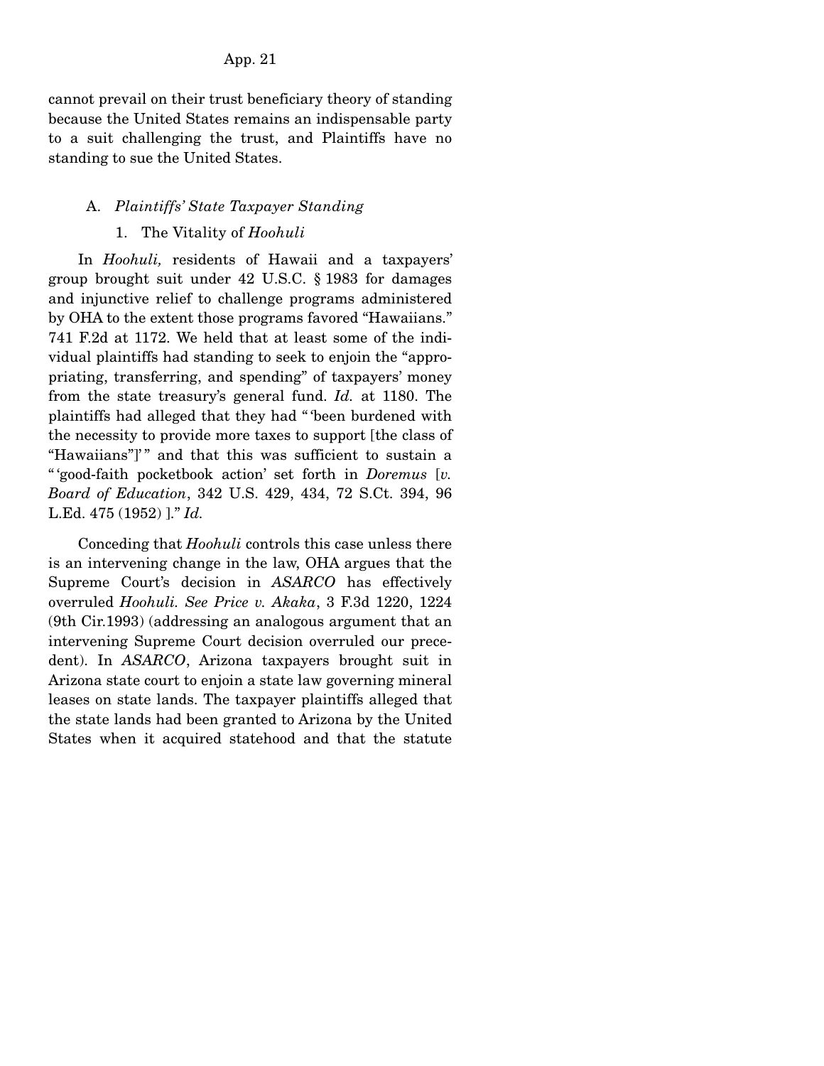cannot prevail on their trust beneficiary theory of standing because the United States remains an indispensable party to a suit challenging the trust, and Plaintiffs have no standing to sue the United States.

### A. *Plaintiffs' State Taxpayer Standing*

#### 1. The Vitality of *Hoohuli*

In *Hoohuli,* residents of Hawaii and a taxpayers' group brought suit under 42 U.S.C. § 1983 for damages and injunctive relief to challenge programs administered by OHA to the extent those programs favored "Hawaiians." 741 F.2d at 1172. We held that at least some of the individual plaintiffs had standing to seek to enjoin the "appropriating, transferring, and spending" of taxpayers' money from the state treasury's general fund. *Id.* at 1180. The plaintiffs had alleged that they had " 'been burdened with the necessity to provide more taxes to support [the class of "Hawaiians"]' " and that this was sufficient to sustain a " 'good-faith pocketbook action' set forth in *Doremus* [*v. Board of Education*, 342 U.S. 429, 434, 72 S.Ct. 394, 96 L.Ed. 475 (1952) ]." *Id.*

Conceding that *Hoohuli* controls this case unless there is an intervening change in the law, OHA argues that the Supreme Court's decision in *ASARCO* has effectively overruled *Hoohuli. See Price v. Akaka*, 3 F.3d 1220, 1224 (9th Cir.1993) (addressing an analogous argument that an intervening Supreme Court decision overruled our precedent). In *ASARCO*, Arizona taxpayers brought suit in Arizona state court to enjoin a state law governing mineral leases on state lands. The taxpayer plaintiffs alleged that the state lands had been granted to Arizona by the United States when it acquired statehood and that the statute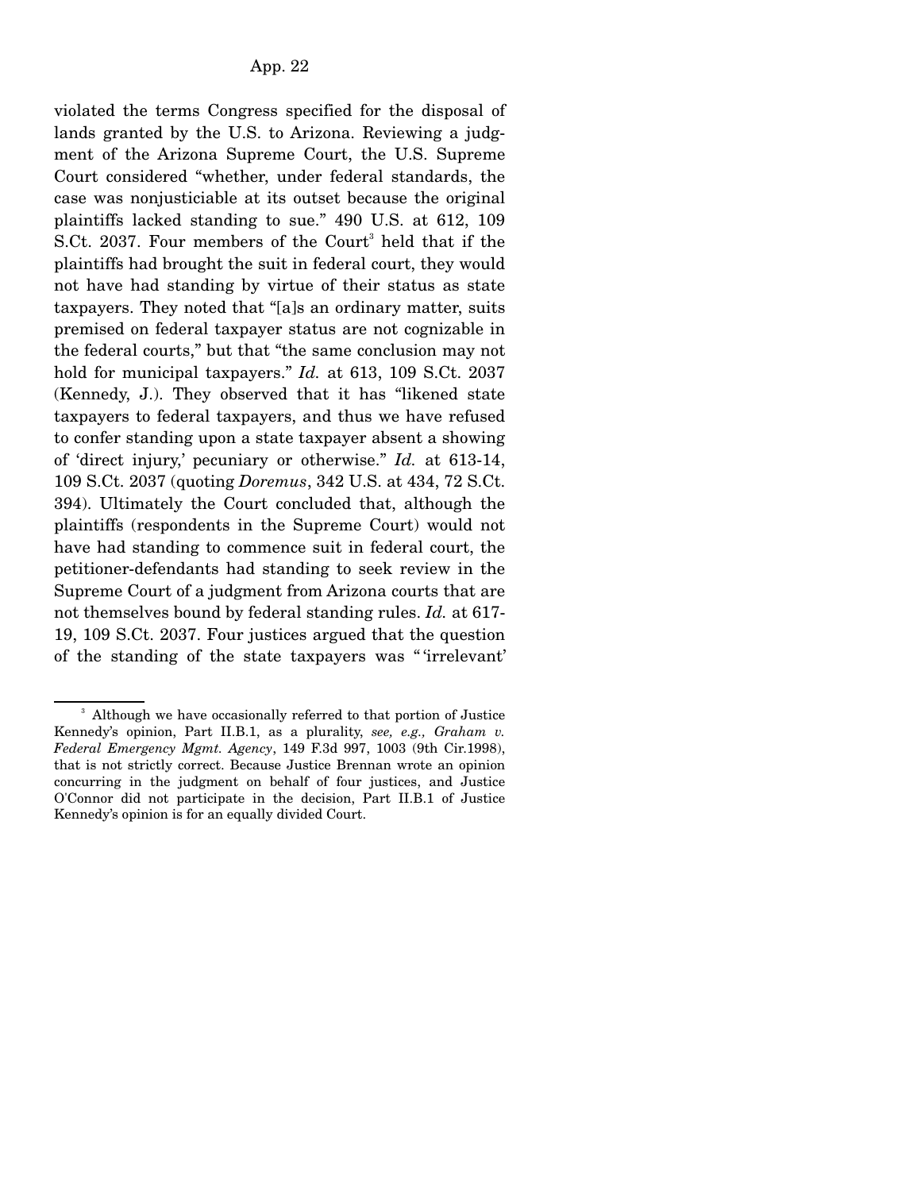violated the terms Congress specified for the disposal of lands granted by the U.S. to Arizona. Reviewing a judgment of the Arizona Supreme Court, the U.S. Supreme Court considered "whether, under federal standards, the case was nonjusticiable at its outset because the original plaintiffs lacked standing to sue." 490 U.S. at 612, 109 S.Ct. 2037. Four members of the Court[3] held that if the plaintiffs had brought the suit in federal court, they would not have had standing by virtue of their status as state taxpayers. They noted that "[a]s an ordinary matter, suits premised on federal taxpayer status are not cognizable in the federal courts," but that "the same conclusion may not hold for municipal taxpayers." *Id.* at 613, 109 S.Ct. 2037 (Kennedy, J.). They observed that it has "likened state taxpayers to federal taxpayers, and thus we have refused to confer standing upon a state taxpayer absent a showing of 'direct injury,' pecuniary or otherwise." *Id.* at 613-14, 109 S.Ct. 2037 (quoting *Doremus*, 342 U.S. at 434, 72 S.Ct. 394). Ultimately the Court concluded that, although the plaintiffs (respondents in the Supreme Court) would not have had standing to commence suit in federal court, the petitioner-defendants had standing to seek review in the Supreme Court of a judgment from Arizona courts that are not themselves bound by federal standing rules. *Id.* at 617-19, 109 S.Ct. 2037. Four justices argued that the question of the standing of the state taxpayers was " 'irrelevant'

---

[3] Although we have occasionally referred to that portion of Justice Kennedy's opinion, Part II.B.1, as a plurality, *see, e.g., Graham v. Federal Emergency Mgmt. Agency*, 149 F.3d 997, 1003 (9th Cir.1998), that is not strictly correct. Because Justice Brennan wrote an opinion concurring in the judgment on behalf of four justices, and Justice O'Connor did not participate in the decision, Part II.B.1 of Justice Kennedy's opinion is for an equally divided Court.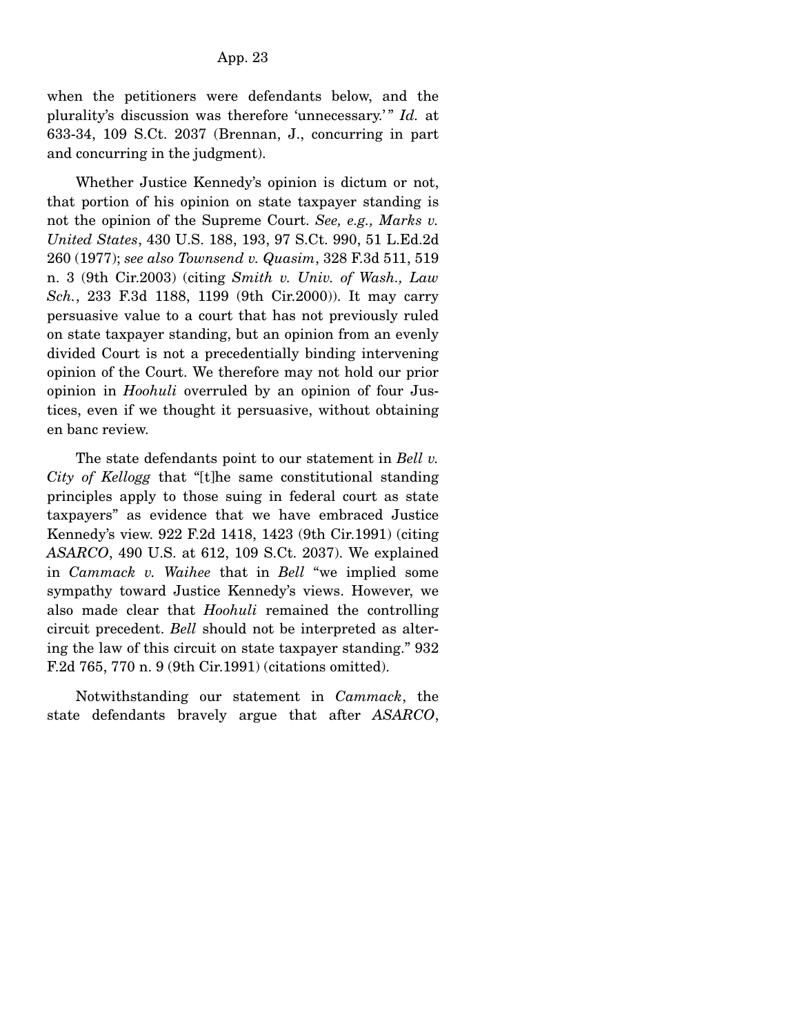when the petitioners were defendants below, and the plurality's discussion was therefore 'unnecessary.'" *Id.* at 633-34, 109 S.Ct. 2037 (Brennan, J., concurring in part and concurring in the judgment).

Whether Justice Kennedy's opinion is dictum or not, that portion of his opinion on state taxpayer standing is not the opinion of the Supreme Court. *See, e.g., Marks v. United States*, 430 U.S. 188, 193, 97 S.Ct. 990, 51 L.Ed.2d 260 (1977); *see also Townsend v. Quasim*, 328 F.3d 511, 519 n. 3 (9th Cir.2003) (citing *Smith v. Univ. of Wash., Law Sch.*, 233 F.3d 1188, 1199 (9th Cir.2000)). It may carry persuasive value to a court that has not previously ruled on state taxpayer standing, but an opinion from an evenly divided Court is not a precedentially binding intervening opinion of the Court. We therefore may not hold our prior opinion in *Hoohuli* overruled by an opinion of four Justices, even if we thought it persuasive, without obtaining en banc review.

The state defendants point to our statement in *Bell v. City of Kellogg* that "[t]he same constitutional standing principles apply to those suing in federal court as state taxpayers" as evidence that we have embraced Justice Kennedy's view. 922 F.2d 1418, 1423 (9th Cir.1991) (citing *ASARCO*, 490 U.S. at 612, 109 S.Ct. 2037). We explained in *Cammack v. Waihee* that in *Bell* "we implied some sympathy toward Justice Kennedy's views. However, we also made clear that *Hoohuli* remained the controlling circuit precedent. *Bell* should not be interpreted as altering the law of this circuit on state taxpayer standing." 932 F.2d 765, 770 n. 9 (9th Cir.1991) (citations omitted).

Notwithstanding our statement in *Cammack*, the state defendants bravely argue that after *ASARCO*,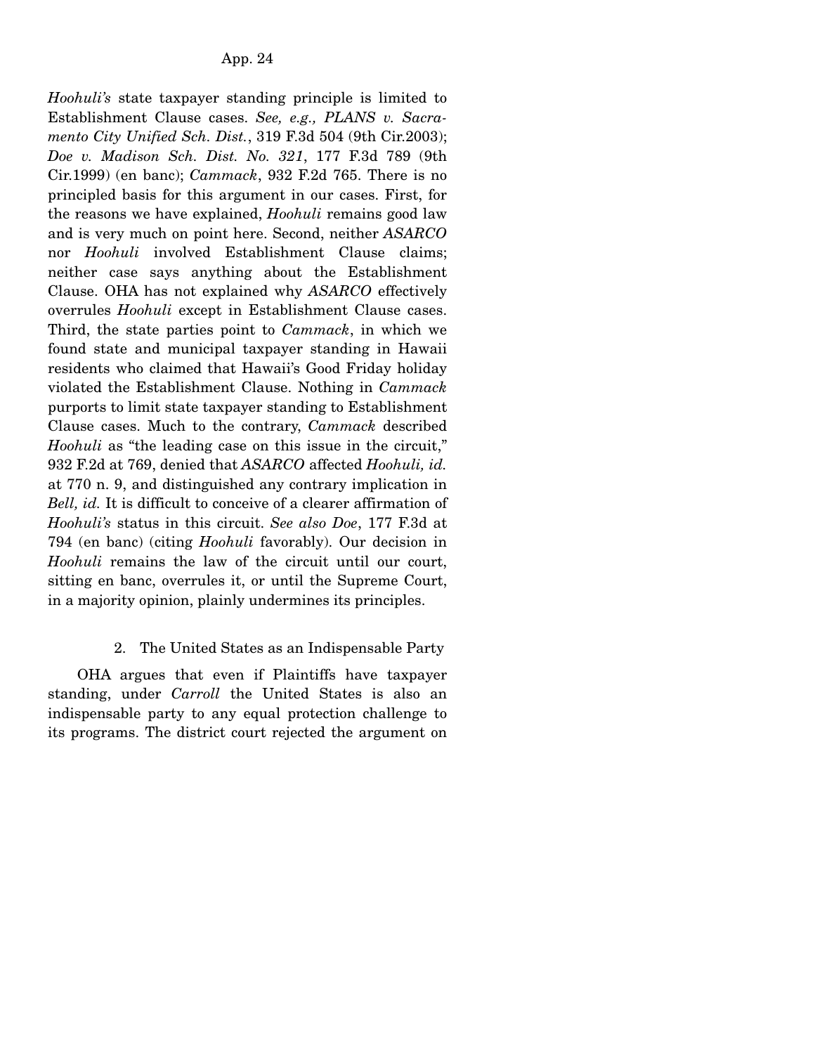*Hoohuli's* state taxpayer standing principle is limited to Establishment Clause cases. *See, e.g., PLANS v. Sacramento City Unified Sch. Dist.*, 319 F.3d 504 (9th Cir.2003); *Doe v. Madison Sch. Dist. No. 321*, 177 F.3d 789 (9th Cir.1999) (en banc); *Cammack*, 932 F.2d 765. There is no principled basis for this argument in our cases. First, for the reasons we have explained, *Hoohuli* remains good law and is very much on point here. Second, neither *ASARCO* nor *Hoohuli* involved Establishment Clause claims; neither case says anything about the Establishment Clause. OHA has not explained why *ASARCO* effectively overrules *Hoohuli* except in Establishment Clause cases. Third, the state parties point to *Cammack*, in which we found state and municipal taxpayer standing in Hawaii residents who claimed that Hawaii's Good Friday holiday violated the Establishment Clause. Nothing in *Cammack* purports to limit state taxpayer standing to Establishment Clause cases. Much to the contrary, *Cammack* described *Hoohuli* as "the leading case on this issue in the circuit," 932 F.2d at 769, denied that *ASARCO* affected *Hoohuli, id.* at 770 n. 9, and distinguished any contrary implication in *Bell, id.* It is difficult to conceive of a clearer affirmation of *Hoohuli's* status in this circuit. *See also Doe*, 177 F.3d at 794 (en banc) (citing *Hoohuli* favorably). Our decision in *Hoohuli* remains the law of the circuit until our court, sitting en banc, overrules it, or until the Supreme Court, in a majority opinion, plainly undermines its principles.

2. The United States as an Indispensable Party

OHA argues that even if Plaintiffs have taxpayer standing, under *Carroll* the United States is also an indispensable party to any equal protection challenge to its programs. The district court rejected the argument on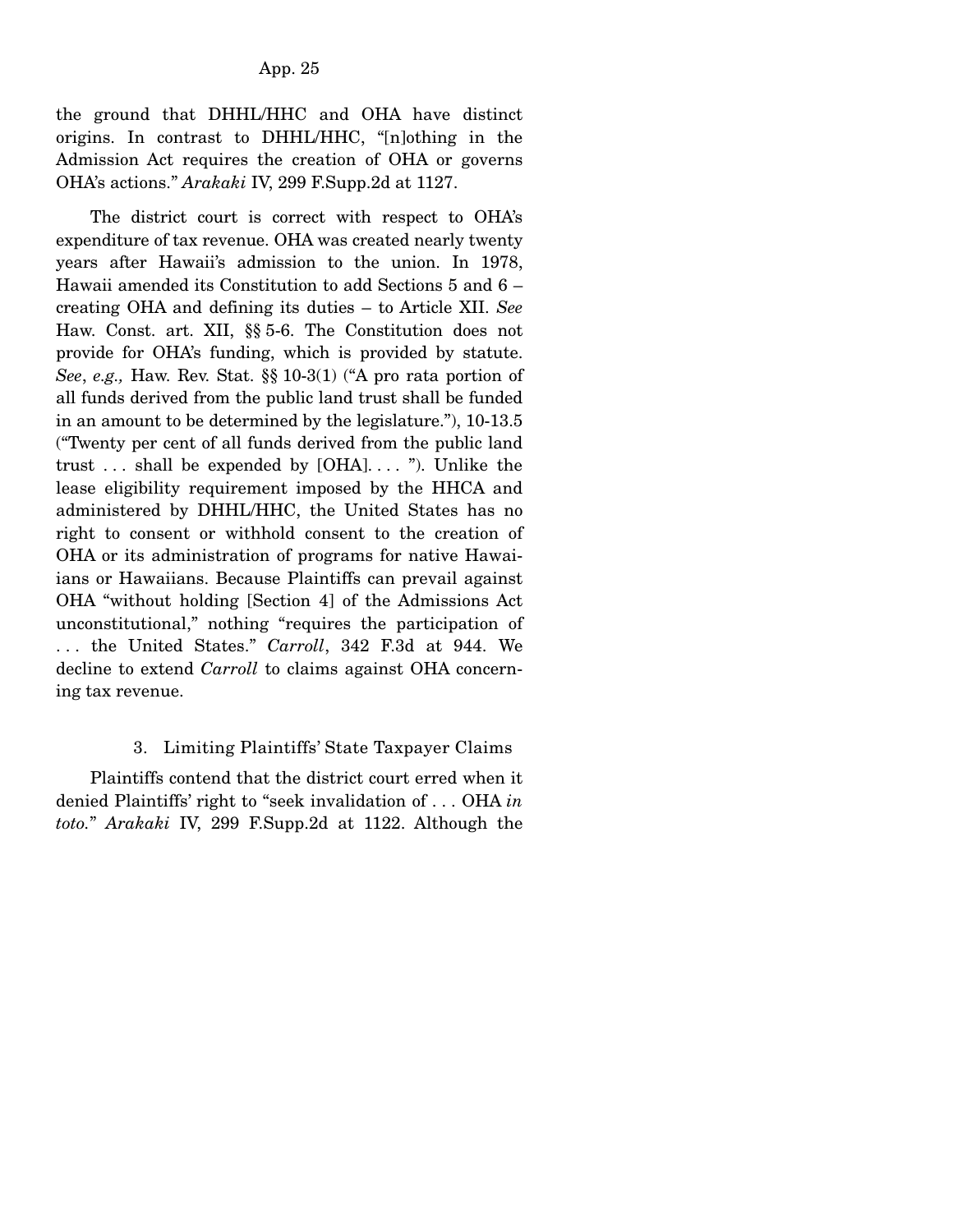the ground that DHHL/HHC and OHA have distinct origins. In contrast to DHHL/HHC, "[n]othing in the Admission Act requires the creation of OHA or governs OHA's actions." *Arakaki* IV, 299 F.Supp.2d at 1127.

The district court is correct with respect to OHA's expenditure of tax revenue. OHA was created nearly twenty years after Hawaii's admission to the union. In 1978, Hawaii amended its Constitution to add Sections 5 and 6 – creating OHA and defining its duties – to Article XII. *See* Haw. Const. art. XII, §§ 5-6. The Constitution does not provide for OHA's funding, which is provided by statute. *See*, *e.g.,* Haw. Rev. Stat. §§ 10-3(1) ("A pro rata portion of all funds derived from the public land trust shall be funded in an amount to be determined by the legislature."), 10-13.5 ("Twenty per cent of all funds derived from the public land trust . . . shall be expended by [OHA]. . . . "). Unlike the lease eligibility requirement imposed by the HHCA and administered by DHHL/HHC, the United States has no right to consent or withhold consent to the creation of OHA or its administration of programs for native Hawaiians or Hawaiians. Because Plaintiffs can prevail against OHA "without holding [Section 4] of the Admissions Act unconstitutional," nothing "requires the participation of . . . the United States." *Carroll*, 342 F.3d at 944. We decline to extend *Carroll* to claims against OHA concerning tax revenue.

### 3. Limiting Plaintiffs' State Taxpayer Claims

Plaintiffs contend that the district court erred when it denied Plaintiffs' right to "seek invalidation of . . . OHA *in toto.*" *Arakaki* IV, 299 F.Supp.2d at 1122. Although the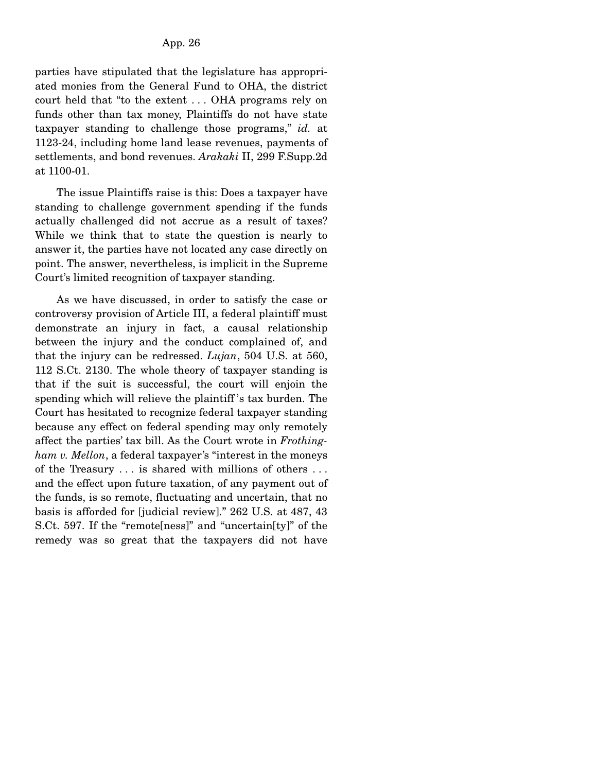parties have stipulated that the legislature has appropriated monies from the General Fund to OHA, the district court held that "to the extent . . . OHA programs rely on funds other than tax money, Plaintiffs do not have state taxpayer standing to challenge those programs," *id.* at 1123-24, including home land lease revenues, payments of settlements, and bond revenues. *Arakaki* II, 299 F.Supp.2d at 1100-01.

The issue Plaintiffs raise is this: Does a taxpayer have standing to challenge government spending if the funds actually challenged did not accrue as a result of taxes? While we think that to state the question is nearly to answer it, the parties have not located any case directly on point. The answer, nevertheless, is implicit in the Supreme Court's limited recognition of taxpayer standing.

As we have discussed, in order to satisfy the case or controversy provision of Article III, a federal plaintiff must demonstrate an injury in fact, a causal relationship between the injury and the conduct complained of, and that the injury can be redressed. *Lujan*, 504 U.S. at 560, 112 S.Ct. 2130. The whole theory of taxpayer standing is that if the suit is successful, the court will enjoin the spending which will relieve the plaintiff's tax burden. The Court has hesitated to recognize federal taxpayer standing because any effect on federal spending may only remotely affect the parties' tax bill. As the Court wrote in *Frothingham v. Mellon*, a federal taxpayer's "interest in the moneys of the Treasury . . . is shared with millions of others . . . and the effect upon future taxation, of any payment out of the funds, is so remote, fluctuating and uncertain, that no basis is afforded for [judicial review]." 262 U.S. at 487, 43 S.Ct. 597. If the "remote[ness]" and "uncertain[ty]" of the remedy was so great that the taxpayers did not have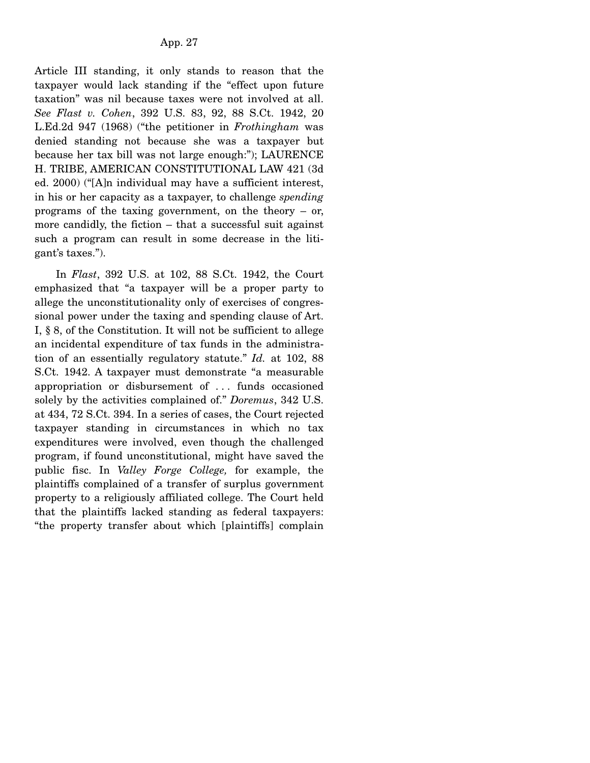Article III standing, it only stands to reason that the taxpayer would lack standing if the "effect upon future taxation" was nil because taxes were not involved at all. *See Flast v. Cohen*, 392 U.S. 83, 92, 88 S.Ct. 1942, 20 L.Ed.2d 947 (1968) ("the petitioner in *Frothingham* was denied standing not because she was a taxpayer but because her tax bill was not large enough:"); LAURENCE H. TRIBE, AMERICAN CONSTITUTIONAL LAW 421 (3d ed. 2000) ("[A]n individual may have a sufficient interest, in his or her capacity as a taxpayer, to challenge *spending* programs of the taxing government, on the theory – or, more candidly, the fiction – that a successful suit against such a program can result in some decrease in the litigant's taxes.").

In *Flast*, 392 U.S. at 102, 88 S.Ct. 1942, the Court emphasized that "a taxpayer will be a proper party to allege the unconstitutionality only of exercises of congressional power under the taxing and spending clause of Art. I, § 8, of the Constitution. It will not be sufficient to allege an incidental expenditure of tax funds in the administration of an essentially regulatory statute." *Id.* at 102, 88 S.Ct. 1942. A taxpayer must demonstrate "a measurable appropriation or disbursement of . . . funds occasioned solely by the activities complained of." *Doremus*, 342 U.S. at 434, 72 S.Ct. 394. In a series of cases, the Court rejected taxpayer standing in circumstances in which no tax expenditures were involved, even though the challenged program, if found unconstitutional, might have saved the public fisc. In *Valley Forge College,* for example, the plaintiffs complained of a transfer of surplus government property to a religiously affiliated college. The Court held that the plaintiffs lacked standing as federal taxpayers: "the property transfer about which [plaintiffs] complain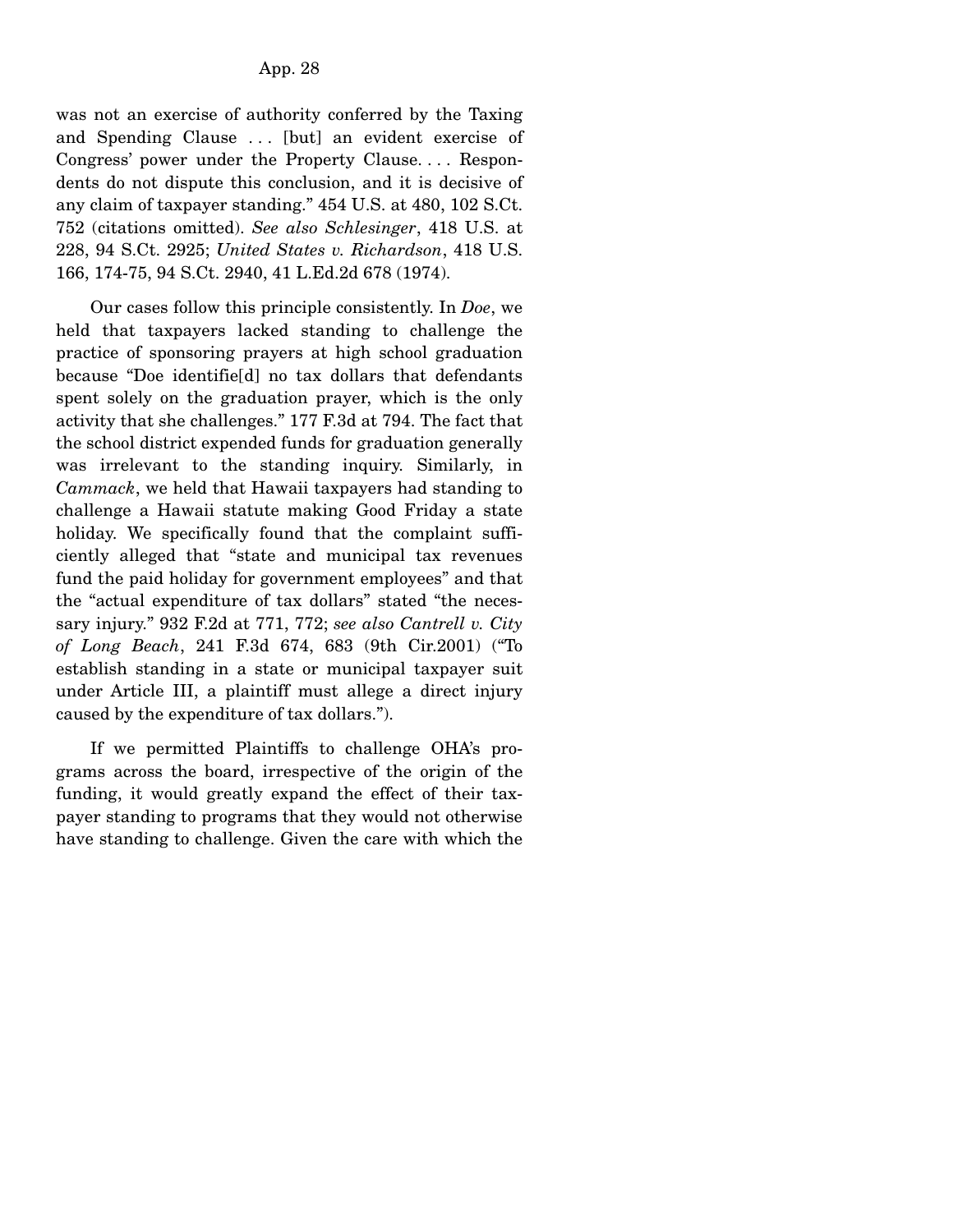was not an exercise of authority conferred by the Taxing and Spending Clause . . . [but] an evident exercise of Congress' power under the Property Clause. . . . Respondents do not dispute this conclusion, and it is decisive of any claim of taxpayer standing." 454 U.S. at 480, 102 S.Ct. 752 (citations omitted). *See also Schlesinger*, 418 U.S. at 228, 94 S.Ct. 2925; *United States v. Richardson*, 418 U.S. 166, 174-75, 94 S.Ct. 2940, 41 L.Ed.2d 678 (1974).

Our cases follow this principle consistently. In *Doe*, we held that taxpayers lacked standing to challenge the practice of sponsoring prayers at high school graduation because "Doe identifie[d] no tax dollars that defendants spent solely on the graduation prayer, which is the only activity that she challenges." 177 F.3d at 794. The fact that the school district expended funds for graduation generally was irrelevant to the standing inquiry. Similarly, in *Cammack*, we held that Hawaii taxpayers had standing to challenge a Hawaii statute making Good Friday a state holiday. We specifically found that the complaint sufficiently alleged that "state and municipal tax revenues fund the paid holiday for government employees" and that the "actual expenditure of tax dollars" stated "the necessary injury." 932 F.2d at 771, 772; *see also Cantrell v. City of Long Beach*, 241 F.3d 674, 683 (9th Cir.2001) ("To establish standing in a state or municipal taxpayer suit under Article III, a plaintiff must allege a direct injury caused by the expenditure of tax dollars.").

If we permitted Plaintiffs to challenge OHA's programs across the board, irrespective of the origin of the funding, it would greatly expand the effect of their taxpayer standing to programs that they would not otherwise have standing to challenge. Given the care with which the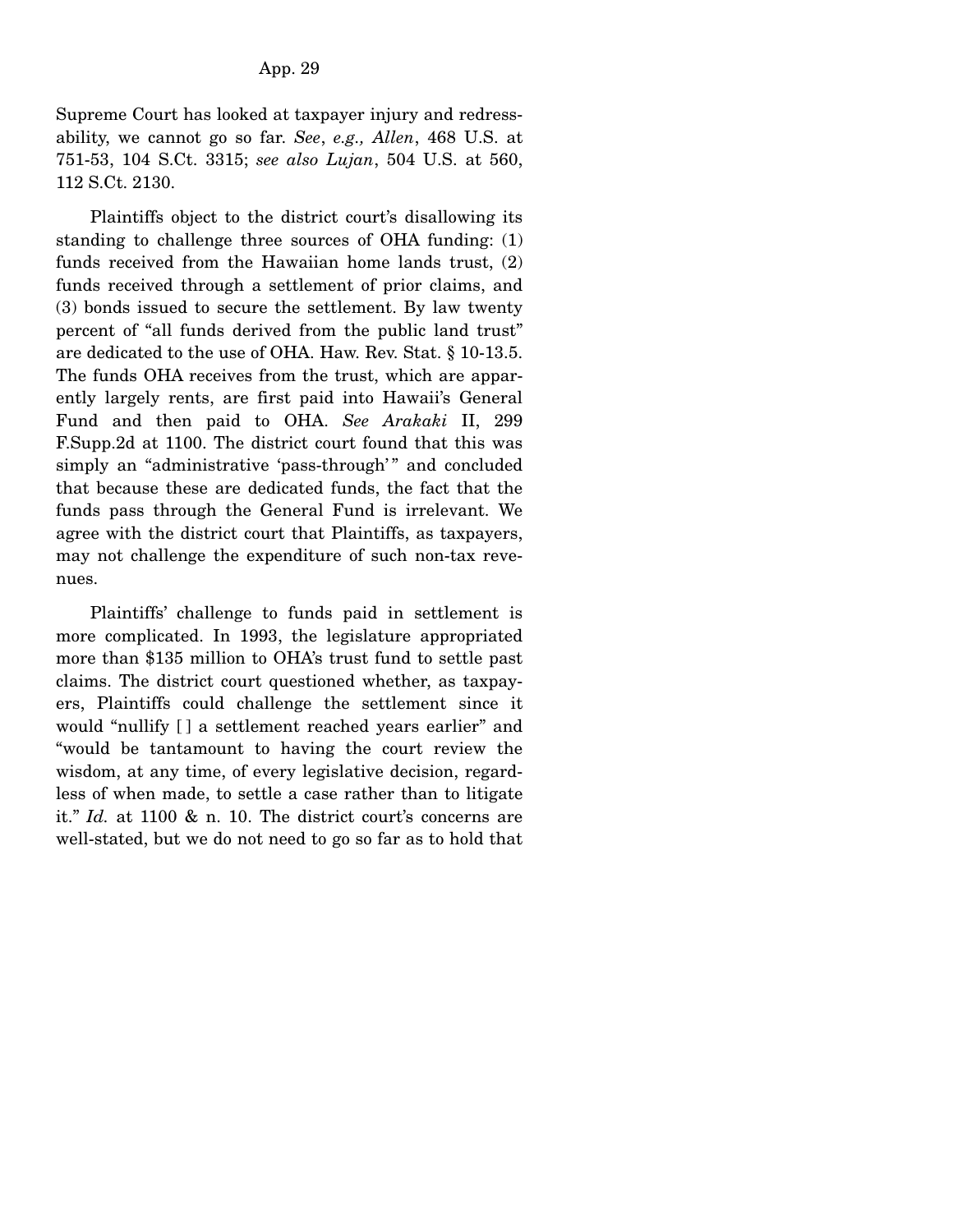Supreme Court has looked at taxpayer injury and redressability, we cannot go so far. *See*, *e.g., Allen*, 468 U.S. at 751-53, 104 S.Ct. 3315; *see also Lujan*, 504 U.S. at 560, 112 S.Ct. 2130.

Plaintiffs object to the district court's disallowing its standing to challenge three sources of OHA funding: (1) funds received from the Hawaiian home lands trust, (2) funds received through a settlement of prior claims, and (3) bonds issued to secure the settlement. By law twenty percent of "all funds derived from the public land trust" are dedicated to the use of OHA. Haw. Rev. Stat. § 10-13.5. The funds OHA receives from the trust, which are apparently largely rents, are first paid into Hawaii's General Fund and then paid to OHA. *See Arakaki* II, 299 F.Supp.2d at 1100. The district court found that this was simply an "administrative 'pass-through'" and concluded that because these are dedicated funds, the fact that the funds pass through the General Fund is irrelevant. We agree with the district court that Plaintiffs, as taxpayers, may not challenge the expenditure of such non-tax revenues.

Plaintiffs' challenge to funds paid in settlement is more complicated. In 1993, the legislature appropriated more than $135 million to OHA's trust fund to settle past claims. The district court questioned whether, as taxpayers, Plaintiffs could challenge the settlement since it would "nullify [ ] a settlement reached years earlier" and "would be tantamount to having the court review the wisdom, at any time, of every legislative decision, regardless of when made, to settle a case rather than to litigate it." *Id.* at 1100 & n. 10. The district court's concerns are well-stated, but we do not need to go so far as to hold that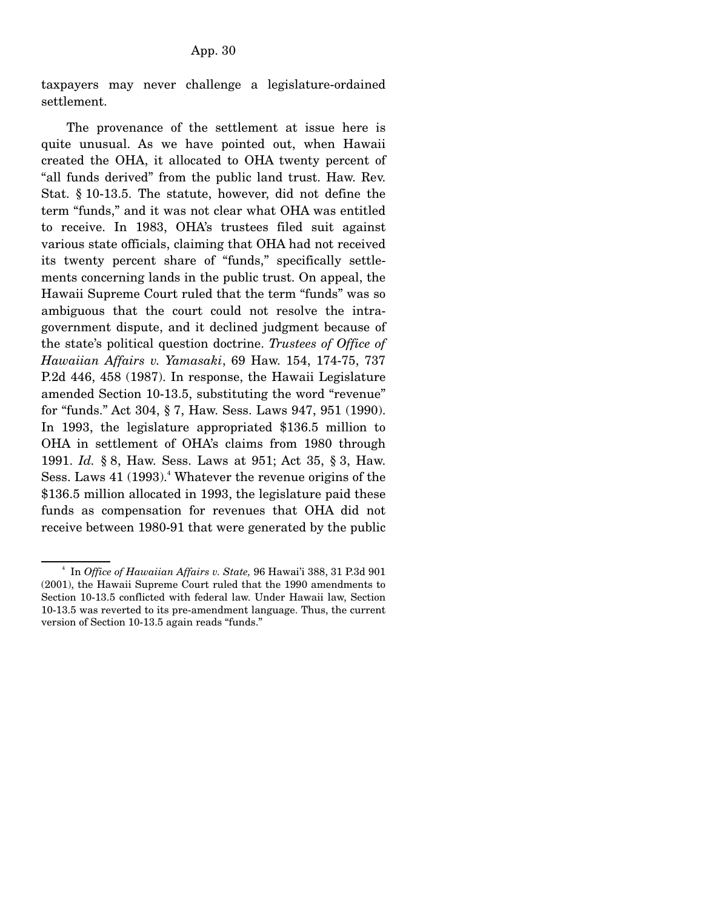taxpayers may never challenge a legislature-ordained settlement.

The provenance of the settlement at issue here is quite unusual. As we have pointed out, when Hawaii created the OHA, it allocated to OHA twenty percent of "all funds derived" from the public land trust. Haw. Rev. Stat. § 10-13.5. The statute, however, did not define the term "funds," and it was not clear what OHA was entitled to receive. In 1983, OHA's trustees filed suit against various state officials, claiming that OHA had not received its twenty percent share of "funds," specifically settlements concerning lands in the public trust. On appeal, the Hawaii Supreme Court ruled that the term "funds" was so ambiguous that the court could not resolve the intra-government dispute, and it declined judgment because of the state's political question doctrine. *Trustees of Office of Hawaiian Affairs v. Yamasaki*, 69 Haw. 154, 174-75, 737 P.2d 446, 458 (1987). In response, the Hawaii Legislature amended Section 10-13.5, substituting the word "revenue" for "funds." Act 304, § 7, Haw. Sess. Laws 947, 951 (1990). In 1993, the legislature appropriated $136.5 million to OHA in settlement of OHA's claims from 1980 through 1991. *Id.* § 8, Haw. Sess. Laws at 951; Act 35, § 3, Haw. Sess. Laws 41 (1993).[4] Whatever the revenue origins of the $136.5 million allocated in 1993, the legislature paid these funds as compensation for revenues that OHA did not receive between 1980-91 that were generated by the public

---

[4] In *Office of Hawaiian Affairs v. State,* 96 Hawai'i 388, 31 P.3d 901 (2001), the Hawaii Supreme Court ruled that the 1990 amendments to Section 10-13.5 conflicted with federal law. Under Hawaii law, Section 10-13.5 was reverted to its pre-amendment language. Thus, the current version of Section 10-13.5 again reads "funds."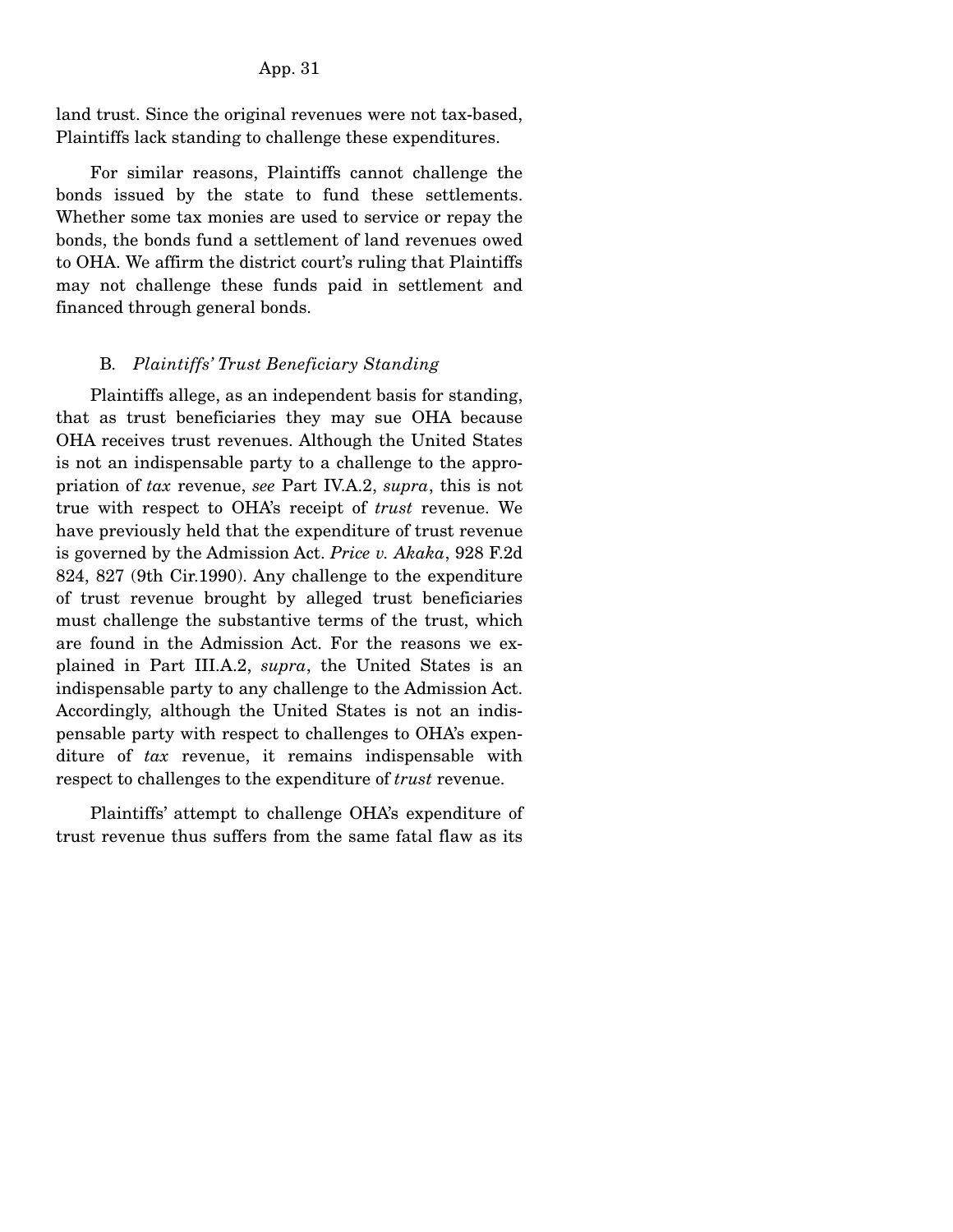land trust. Since the original revenues were not tax-based, Plaintiffs lack standing to challenge these expenditures.

For similar reasons, Plaintiffs cannot challenge the bonds issued by the state to fund these settlements. Whether some tax monies are used to service or repay the bonds, the bonds fund a settlement of land revenues owed to OHA. We affirm the district court's ruling that Plaintiffs may not challenge these funds paid in settlement and financed through general bonds.

### B. *Plaintiffs' Trust Beneficiary Standing*

Plaintiffs allege, as an independent basis for standing, that as trust beneficiaries they may sue OHA because OHA receives trust revenues. Although the United States is not an indispensable party to a challenge to the appropriation of *tax* revenue, *see* Part IV.A.2, *supra*, this is not true with respect to OHA's receipt of *trust* revenue. We have previously held that the expenditure of trust revenue is governed by the Admission Act. *Price v. Akaka*, 928 F.2d 824, 827 (9th Cir.1990). Any challenge to the expenditure of trust revenue brought by alleged trust beneficiaries must challenge the substantive terms of the trust, which are found in the Admission Act. For the reasons we explained in Part III.A.2, *supra*, the United States is an indispensable party to any challenge to the Admission Act. Accordingly, although the United States is not an indispensable party with respect to challenges to OHA's expenditure of *tax* revenue, it remains indispensable with respect to challenges to the expenditure of *trust* revenue.

Plaintiffs' attempt to challenge OHA's expenditure of trust revenue thus suffers from the same fatal flaw as its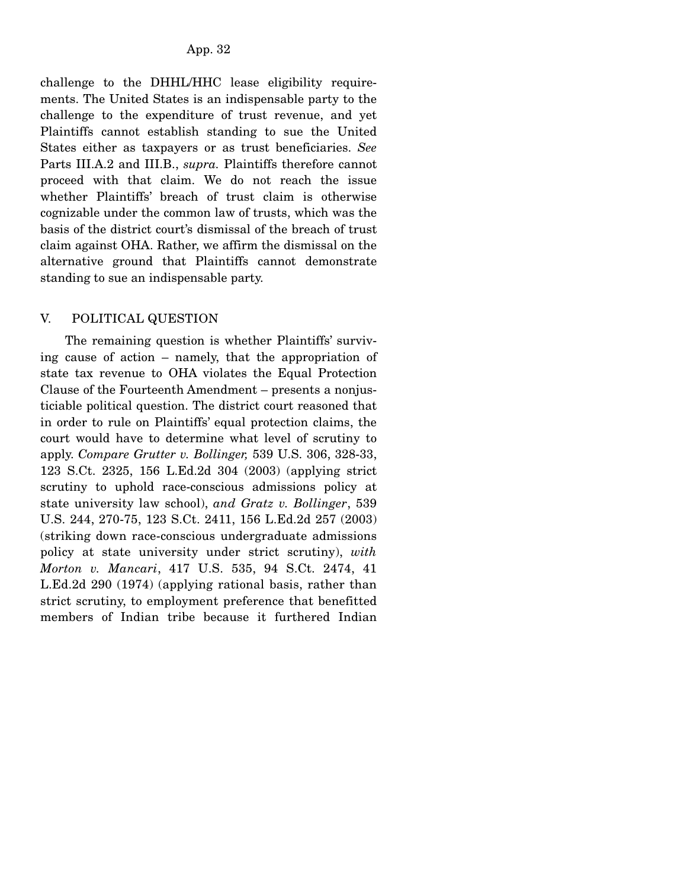challenge to the DHHL/HHC lease eligibility requirements. The United States is an indispensable party to the challenge to the expenditure of trust revenue, and yet Plaintiffs cannot establish standing to sue the United States either as taxpayers or as trust beneficiaries. *See* Parts III.A.2 and III.B., *supra.* Plaintiffs therefore cannot proceed with that claim. We do not reach the issue whether Plaintiffs' breach of trust claim is otherwise cognizable under the common law of trusts, which was the basis of the district court's dismissal of the breach of trust claim against OHA. Rather, we affirm the dismissal on the alternative ground that Plaintiffs cannot demonstrate standing to sue an indispensable party.

## V. POLITICAL QUESTION

The remaining question is whether Plaintiffs' surviving cause of action – namely, that the appropriation of state tax revenue to OHA violates the Equal Protection Clause of the Fourteenth Amendment – presents a nonjusticiable political question. The district court reasoned that in order to rule on Plaintiffs' equal protection claims, the court would have to determine what level of scrutiny to apply. *Compare Grutter v. Bollinger,* 539 U.S. 306, 328-33, 123 S.Ct. 2325, 156 L.Ed.2d 304 (2003) (applying strict scrutiny to uphold race-conscious admissions policy at state university law school), *and Gratz v. Bollinger*, 539 U.S. 244, 270-75, 123 S.Ct. 2411, 156 L.Ed.2d 257 (2003) (striking down race-conscious undergraduate admissions policy at state university under strict scrutiny), *with Morton v. Mancari*, 417 U.S. 535, 94 S.Ct. 2474, 41 L.Ed.2d 290 (1974) (applying rational basis, rather than strict scrutiny, to employment preference that benefitted members of Indian tribe because it furthered Indian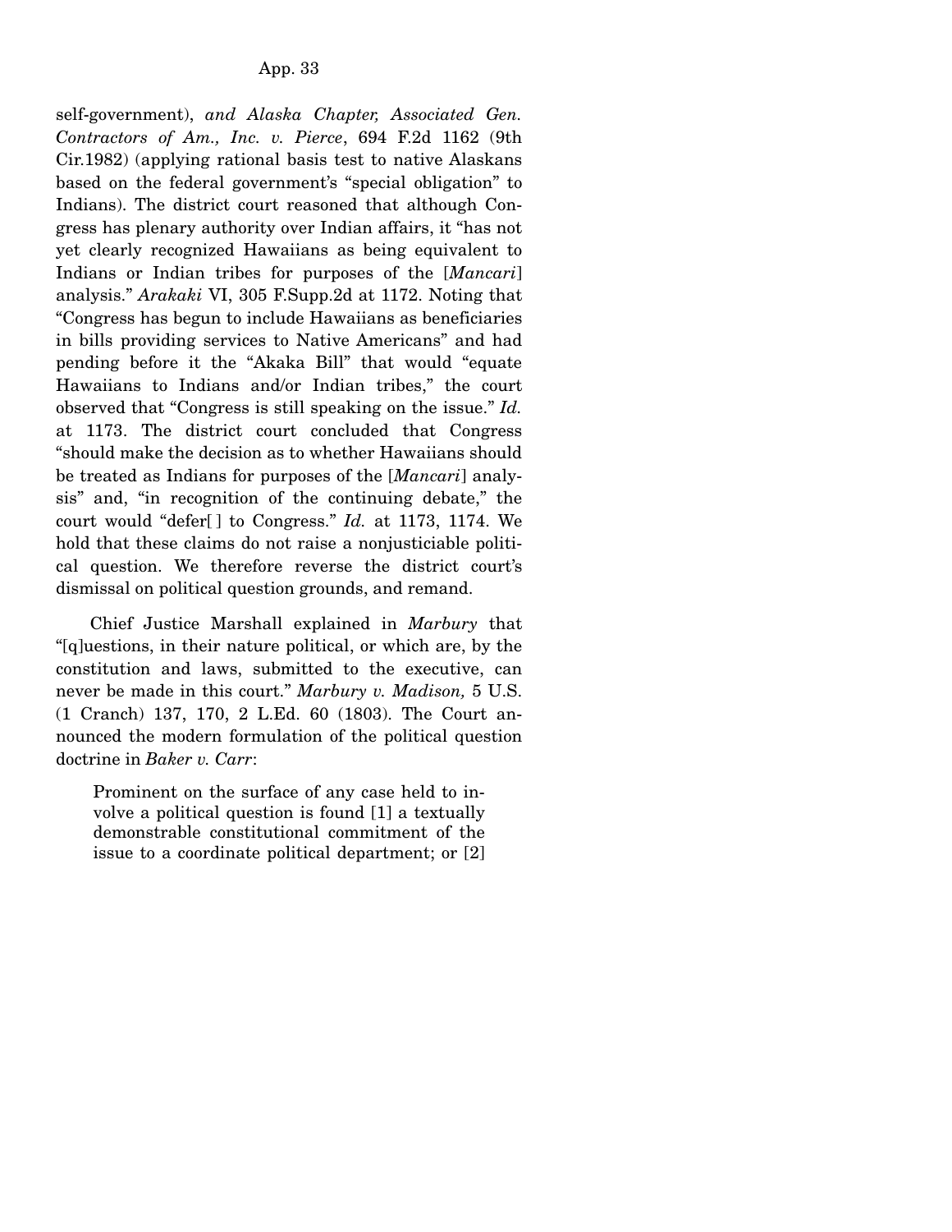self-government), *and Alaska Chapter, Associated Gen. Contractors of Am., Inc. v. Pierce*, 694 F.2d 1162 (9th Cir.1982) (applying rational basis test to native Alaskans based on the federal government's "special obligation" to Indians). The district court reasoned that although Congress has plenary authority over Indian affairs, it "has not yet clearly recognized Hawaiians as being equivalent to Indians or Indian tribes for purposes of the [*Mancari*] analysis." *Arakaki* VI, 305 F.Supp.2d at 1172. Noting that "Congress has begun to include Hawaiians as beneficiaries in bills providing services to Native Americans" and had pending before it the "Akaka Bill" that would "equate Hawaiians to Indians and/or Indian tribes," the court observed that "Congress is still speaking on the issue." *Id.* at 1173. The district court concluded that Congress "should make the decision as to whether Hawaiians should be treated as Indians for purposes of the [*Mancari*] analysis" and, "in recognition of the continuing debate," the court would "defer[ ] to Congress." *Id.* at 1173, 1174. We hold that these claims do not raise a nonjusticiable political question. We therefore reverse the district court's dismissal on political question grounds, and remand.

Chief Justice Marshall explained in *Marbury* that "[q]uestions, in their nature political, or which are, by the constitution and laws, submitted to the executive, can never be made in this court." *Marbury v. Madison,* 5 U.S. (1 Cranch) 137, 170, 2 L.Ed. 60 (1803). The Court announced the modern formulation of the political question doctrine in *Baker v. Carr*:

> Prominent on the surface of any case held to involve a political question is found [1] a textually demonstrable constitutional commitment of the issue to a coordinate political department; or [2]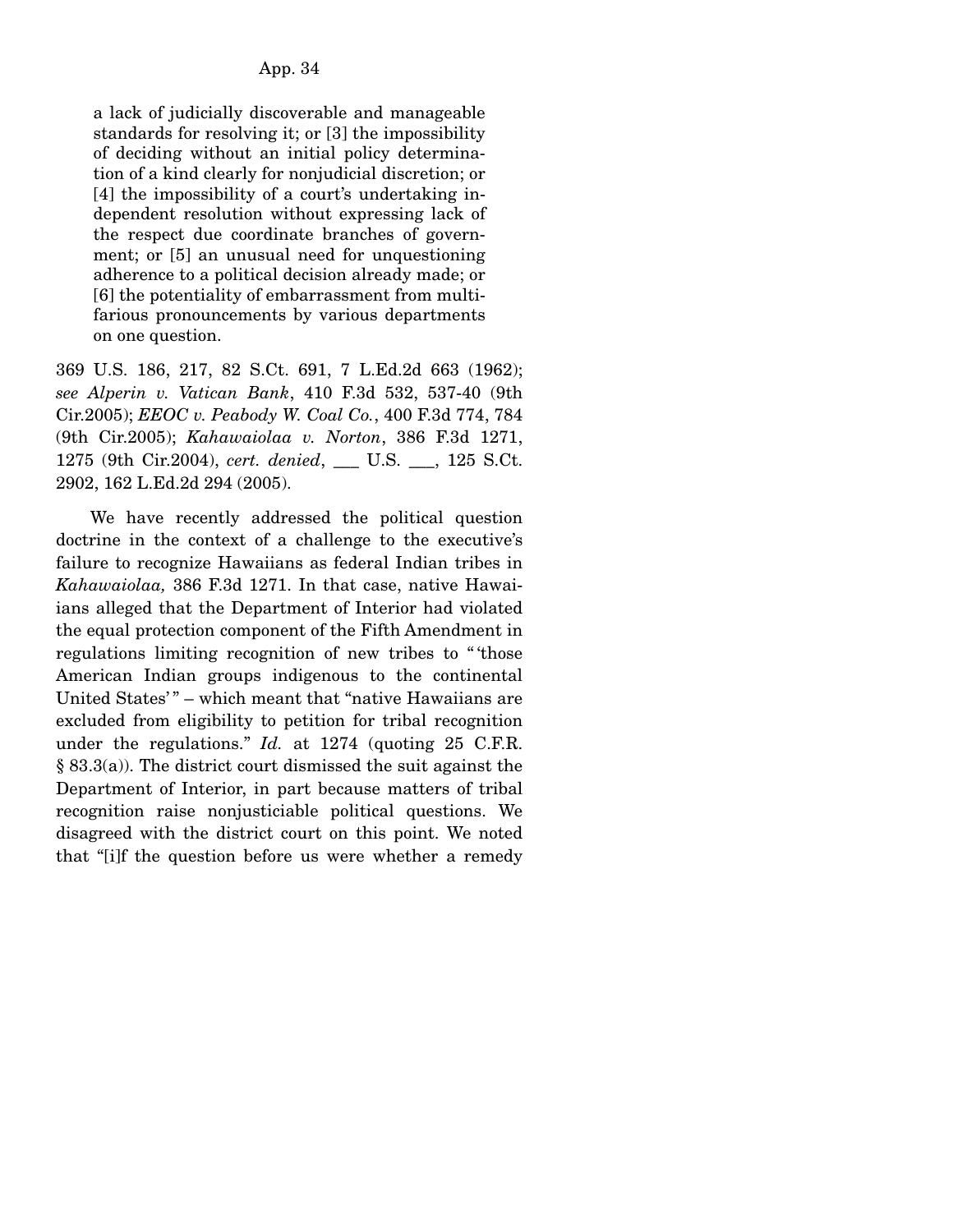> a lack of judicially discoverable and manageable standards for resolving it; or [3] the impossibility of deciding without an initial policy determination of a kind clearly for nonjudicial discretion; or [4] the impossibility of a court's undertaking independent resolution without expressing lack of the respect due coordinate branches of government; or [5] an unusual need for unquestioning adherence to a political decision already made; or [6] the potentiality of embarrassment from multifarious pronouncements by various departments on one question.

369 U.S. 186, 217, 82 S.Ct. 691, 7 L.Ed.2d 663 (1962); *see Alperin v. Vatican Bank*, 410 F.3d 532, 537-40 (9th Cir.2005); *EEOC v. Peabody W. Coal Co.*, 400 F.3d 774, 784 (9th Cir.2005); *Kahawaiolaa v. Norton*, 386 F.3d 1271, 1275 (9th Cir.2004), *cert. denied*, ___ U.S. ___, 125 S.Ct. 2902, 162 L.Ed.2d 294 (2005).

We have recently addressed the political question doctrine in the context of a challenge to the executive's failure to recognize Hawaiians as federal Indian tribes in *Kahawaiolaa,* 386 F.3d 1271. In that case, native Hawaiians alleged that the Department of Interior had violated the equal protection component of the Fifth Amendment in regulations limiting recognition of new tribes to "'those American Indian groups indigenous to the continental United States'" – which meant that "native Hawaiians are excluded from eligibility to petition for tribal recognition under the regulations." *Id.* at 1274 (quoting 25 C.F.R. § 83.3(a)). The district court dismissed the suit against the Department of Interior, in part because matters of tribal recognition raise nonjusticiable political questions. We disagreed with the district court on this point. We noted that "[i]f the question before us were whether a remedy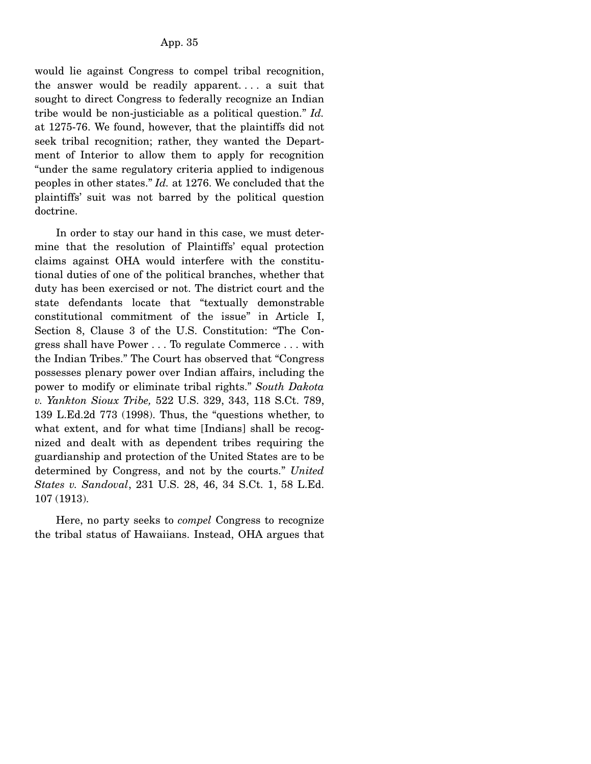would lie against Congress to compel tribal recognition, the answer would be readily apparent. . . . a suit that sought to direct Congress to federally recognize an Indian tribe would be non-justiciable as a political question." *Id.* at 1275-76. We found, however, that the plaintiffs did not seek tribal recognition; rather, they wanted the Department of Interior to allow them to apply for recognition "under the same regulatory criteria applied to indigenous peoples in other states." *Id.* at 1276. We concluded that the plaintiffs' suit was not barred by the political question doctrine.

In order to stay our hand in this case, we must determine that the resolution of Plaintiffs' equal protection claims against OHA would interfere with the constitutional duties of one of the political branches, whether that duty has been exercised or not. The district court and the state defendants locate that "textually demonstrable constitutional commitment of the issue" in Article I, Section 8, Clause 3 of the U.S. Constitution: "The Congress shall have Power . . . To regulate Commerce . . . with the Indian Tribes." The Court has observed that "Congress possesses plenary power over Indian affairs, including the power to modify or eliminate tribal rights." *South Dakota v. Yankton Sioux Tribe,* 522 U.S. 329, 343, 118 S.Ct. 789, 139 L.Ed.2d 773 (1998). Thus, the "questions whether, to what extent, and for what time [Indians] shall be recognized and dealt with as dependent tribes requiring the guardianship and protection of the United States are to be determined by Congress, and not by the courts." *United States v. Sandoval*, 231 U.S. 28, 46, 34 S.Ct. 1, 58 L.Ed. 107 (1913).

Here, no party seeks to *compel* Congress to recognize the tribal status of Hawaiians. Instead, OHA argues that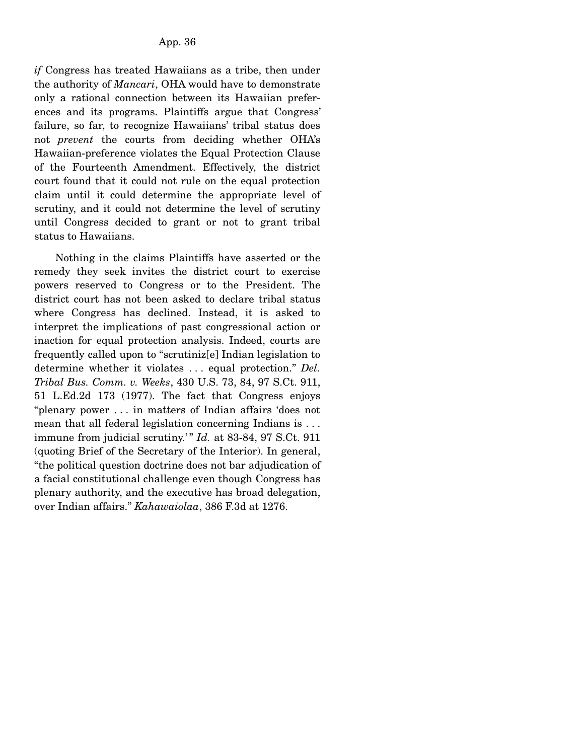*if* Congress has treated Hawaiians as a tribe, then under the authority of *Mancari*, OHA would have to demonstrate only a rational connection between its Hawaiian preferences and its programs. Plaintiffs argue that Congress' failure, so far, to recognize Hawaiians' tribal status does not *prevent* the courts from deciding whether OHA's Hawaiian-preference violates the Equal Protection Clause of the Fourteenth Amendment. Effectively, the district court found that it could not rule on the equal protection claim until it could determine the appropriate level of scrutiny, and it could not determine the level of scrutiny until Congress decided to grant or not to grant tribal status to Hawaiians.

Nothing in the claims Plaintiffs have asserted or the remedy they seek invites the district court to exercise powers reserved to Congress or to the President. The district court has not been asked to declare tribal status where Congress has declined. Instead, it is asked to interpret the implications of past congressional action or inaction for equal protection analysis. Indeed, courts are frequently called upon to "scrutiniz[e] Indian legislation to determine whether it violates . . . equal protection." *Del. Tribal Bus. Comm. v. Weeks*, 430 U.S. 73, 84, 97 S.Ct. 911, 51 L.Ed.2d 173 (1977). The fact that Congress enjoys "plenary power . . . in matters of Indian affairs 'does not mean that all federal legislation concerning Indians is . . . immune from judicial scrutiny.'" *Id.* at 83-84, 97 S.Ct. 911 (quoting Brief of the Secretary of the Interior). In general, "the political question doctrine does not bar adjudication of a facial constitutional challenge even though Congress has plenary authority, and the executive has broad delegation, over Indian affairs." *Kahawaiolaa*, 386 F.3d at 1276.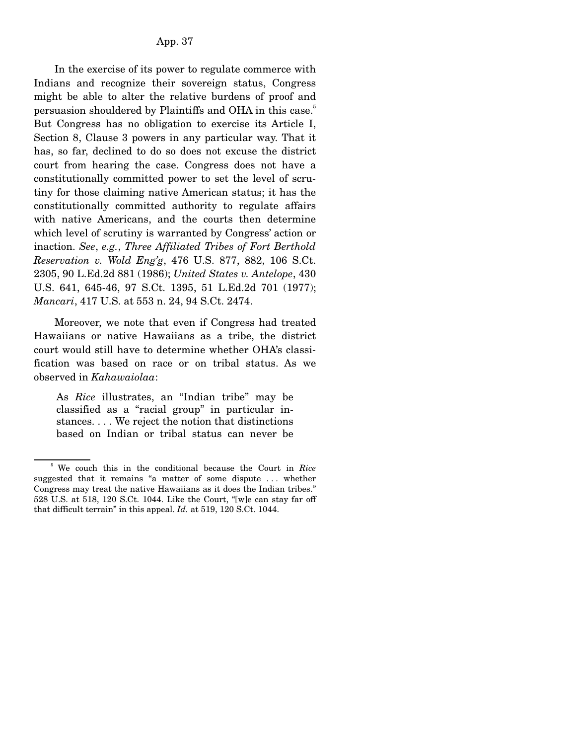In the exercise of its power to regulate commerce with Indians and recognize their sovereign status, Congress might be able to alter the relative burdens of proof and persuasion shouldered by Plaintiffs and OHA in this case.[5] But Congress has no obligation to exercise its Article I, Section 8, Clause 3 powers in any particular way. That it has, so far, declined to do so does not excuse the district court from hearing the case. Congress does not have a constitutionally committed power to set the level of scrutiny for those claiming native American status; it has the constitutionally committed authority to regulate affairs with native Americans, and the courts then determine which level of scrutiny is warranted by Congress' action or inaction. *See*, *e.g.*, *Three Affiliated Tribes of Fort Berthold Reservation v. Wold Eng'g*, 476 U.S. 877, 882, 106 S.Ct. 2305, 90 L.Ed.2d 881 (1986); *United States v. Antelope*, 430 U.S. 641, 645-46, 97 S.Ct. 1395, 51 L.Ed.2d 701 (1977); *Mancari*, 417 U.S. at 553 n. 24, 94 S.Ct. 2474.

Moreover, we note that even if Congress had treated Hawaiians or native Hawaiians as a tribe, the district court would still have to determine whether OHA's classification was based on race or on tribal status. As we observed in *Kahawaiolaa*:

> As *Rice* illustrates, an "Indian tribe" may be classified as a "racial group" in particular instances. . . . We reject the notion that distinctions based on Indian or tribal status can never be

[5] We couch this in the conditional because the Court in *Rice* suggested that it remains "a matter of some dispute . . . whether Congress may treat the native Hawaiians as it does the Indian tribes." 528 U.S. at 518, 120 S.Ct. 1044. Like the Court, "[w]e can stay far off that difficult terrain" in this appeal. *Id.* at 519, 120 S.Ct. 1044.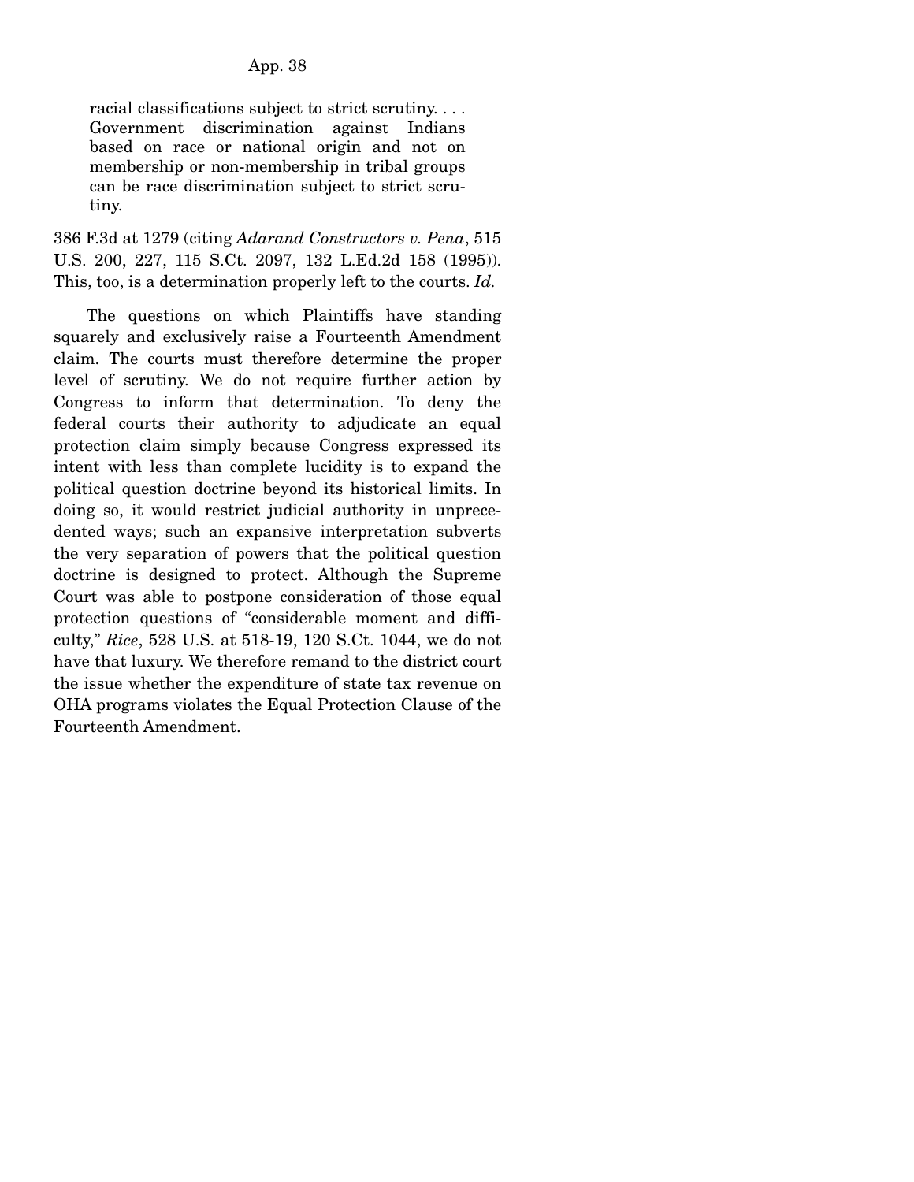> racial classifications subject to strict scrutiny. . . . Government discrimination against Indians based on race or national origin and not on membership or non-membership in tribal groups can be race discrimination subject to strict scrutiny.

386 F.3d at 1279 (citing *Adarand Constructors v. Pena*, 515 U.S. 200, 227, 115 S.Ct. 2097, 132 L.Ed.2d 158 (1995)). This, too, is a determination properly left to the courts. *Id.*

The questions on which Plaintiffs have standing squarely and exclusively raise a Fourteenth Amendment claim. The courts must therefore determine the proper level of scrutiny. We do not require further action by Congress to inform that determination. To deny the federal courts their authority to adjudicate an equal protection claim simply because Congress expressed its intent with less than complete lucidity is to expand the political question doctrine beyond its historical limits. In doing so, it would restrict judicial authority in unprecedented ways; such an expansive interpretation subverts the very separation of powers that the political question doctrine is designed to protect. Although the Supreme Court was able to postpone consideration of those equal protection questions of "considerable moment and difficulty," *Rice*, 528 U.S. at 518-19, 120 S.Ct. 1044, we do not have that luxury. We therefore remand to the district court the issue whether the expenditure of state tax revenue on OHA programs violates the Equal Protection Clause of the Fourteenth Amendment.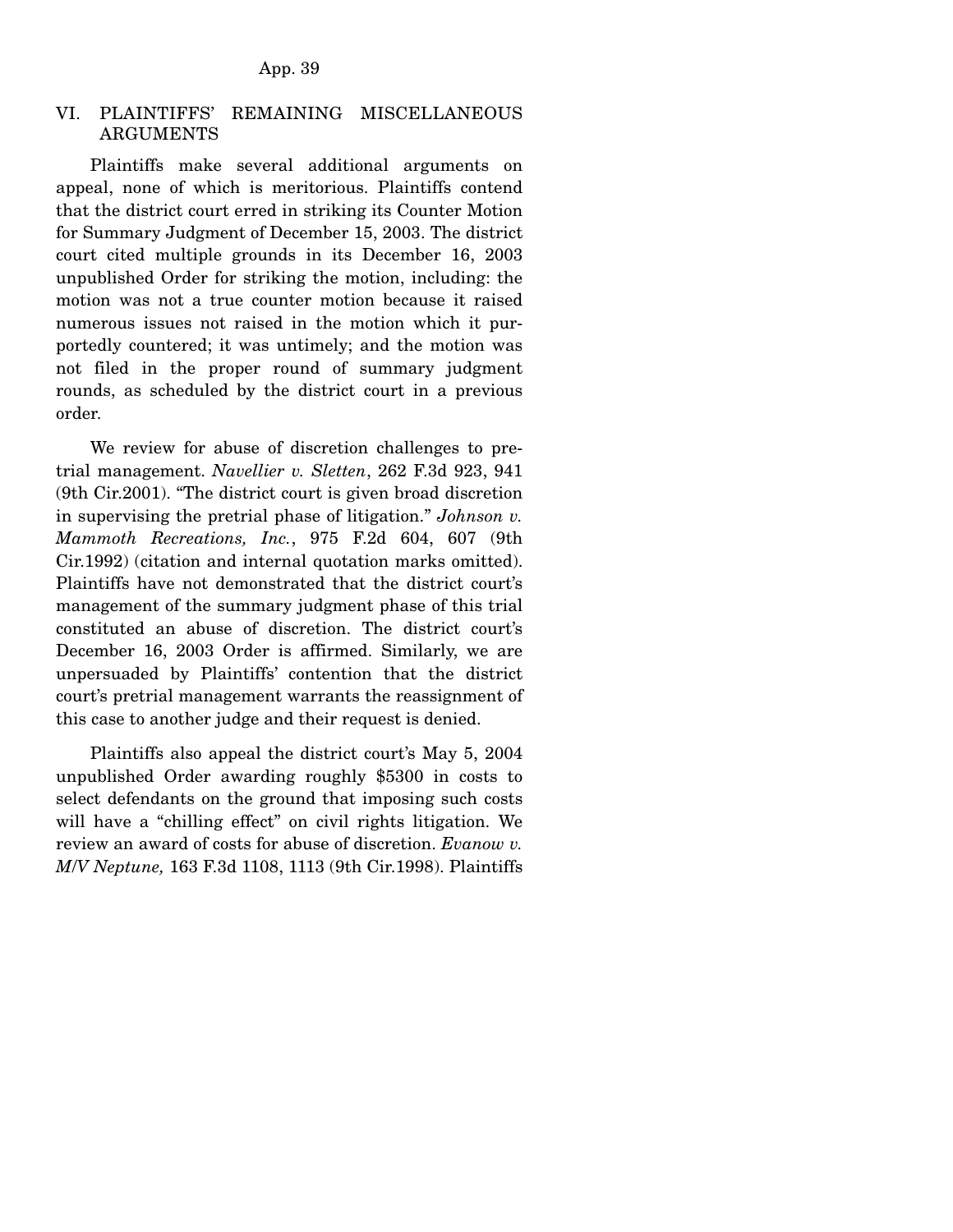## VI. PLAINTIFFS' REMAINING MISCELLANEOUS ARGUMENTS

Plaintiffs make several additional arguments on appeal, none of which is meritorious. Plaintiffs contend that the district court erred in striking its Counter Motion for Summary Judgment of December 15, 2003. The district court cited multiple grounds in its December 16, 2003 unpublished Order for striking the motion, including: the motion was not a true counter motion because it raised numerous issues not raised in the motion which it purportedly countered; it was untimely; and the motion was not filed in the proper round of summary judgment rounds, as scheduled by the district court in a previous order.

We review for abuse of discretion challenges to pretrial management. *Navellier v. Sletten*, 262 F.3d 923, 941 (9th Cir.2001). "The district court is given broad discretion in supervising the pretrial phase of litigation." *Johnson v. Mammoth Recreations, Inc.*, 975 F.2d 604, 607 (9th Cir.1992) (citation and internal quotation marks omitted). Plaintiffs have not demonstrated that the district court's management of the summary judgment phase of this trial constituted an abuse of discretion. The district court's December 16, 2003 Order is affirmed. Similarly, we are unpersuaded by Plaintiffs' contention that the district court's pretrial management warrants the reassignment of this case to another judge and their request is denied.

Plaintiffs also appeal the district court's May 5, 2004 unpublished Order awarding roughly $5300 in costs to select defendants on the ground that imposing such costs will have a "chilling effect" on civil rights litigation. We review an award of costs for abuse of discretion. *Evanow v. M/V Neptune,* 163 F.3d 1108, 1113 (9th Cir.1998). Plaintiffs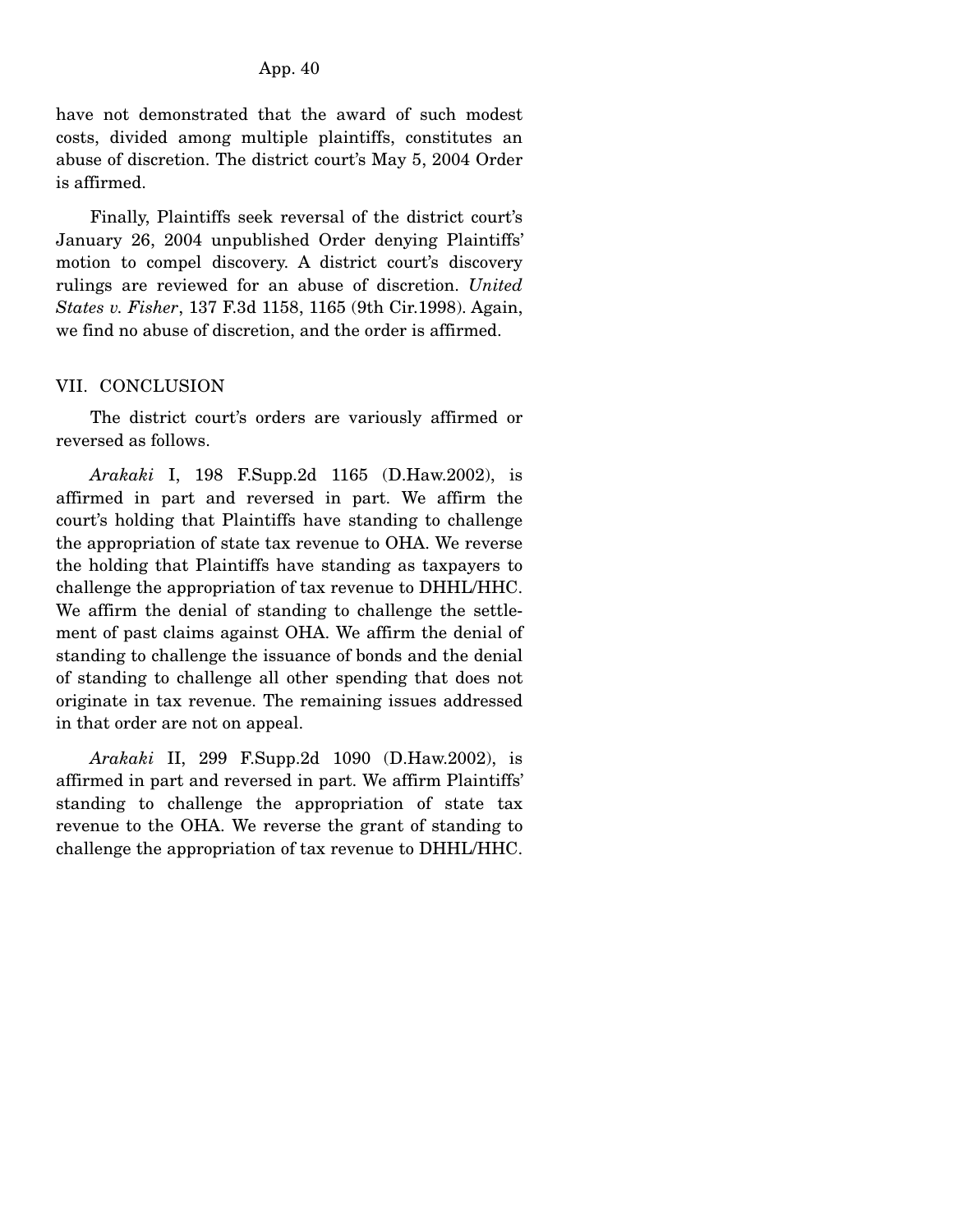have not demonstrated that the award of such modest costs, divided among multiple plaintiffs, constitutes an abuse of discretion. The district court's May 5, 2004 Order is affirmed.

Finally, Plaintiffs seek reversal of the district court's January 26, 2004 unpublished Order denying Plaintiffs' motion to compel discovery. A district court's discovery rulings are reviewed for an abuse of discretion. *United States v. Fisher*, 137 F.3d 1158, 1165 (9th Cir.1998). Again, we find no abuse of discretion, and the order is affirmed.

## VII. CONCLUSION

The district court's orders are variously affirmed or reversed as follows.

*Arakaki* I, 198 F.Supp.2d 1165 (D.Haw.2002), is affirmed in part and reversed in part. We affirm the court's holding that Plaintiffs have standing to challenge the appropriation of state tax revenue to OHA. We reverse the holding that Plaintiffs have standing as taxpayers to challenge the appropriation of tax revenue to DHHL/HHC. We affirm the denial of standing to challenge the settlement of past claims against OHA. We affirm the denial of standing to challenge the issuance of bonds and the denial of standing to challenge all other spending that does not originate in tax revenue. The remaining issues addressed in that order are not on appeal.

*Arakaki* II, 299 F.Supp.2d 1090 (D.Haw.2002), is affirmed in part and reversed in part. We affirm Plaintiffs' standing to challenge the appropriation of state tax revenue to the OHA. We reverse the grant of standing to challenge the appropriation of tax revenue to DHHL/HHC.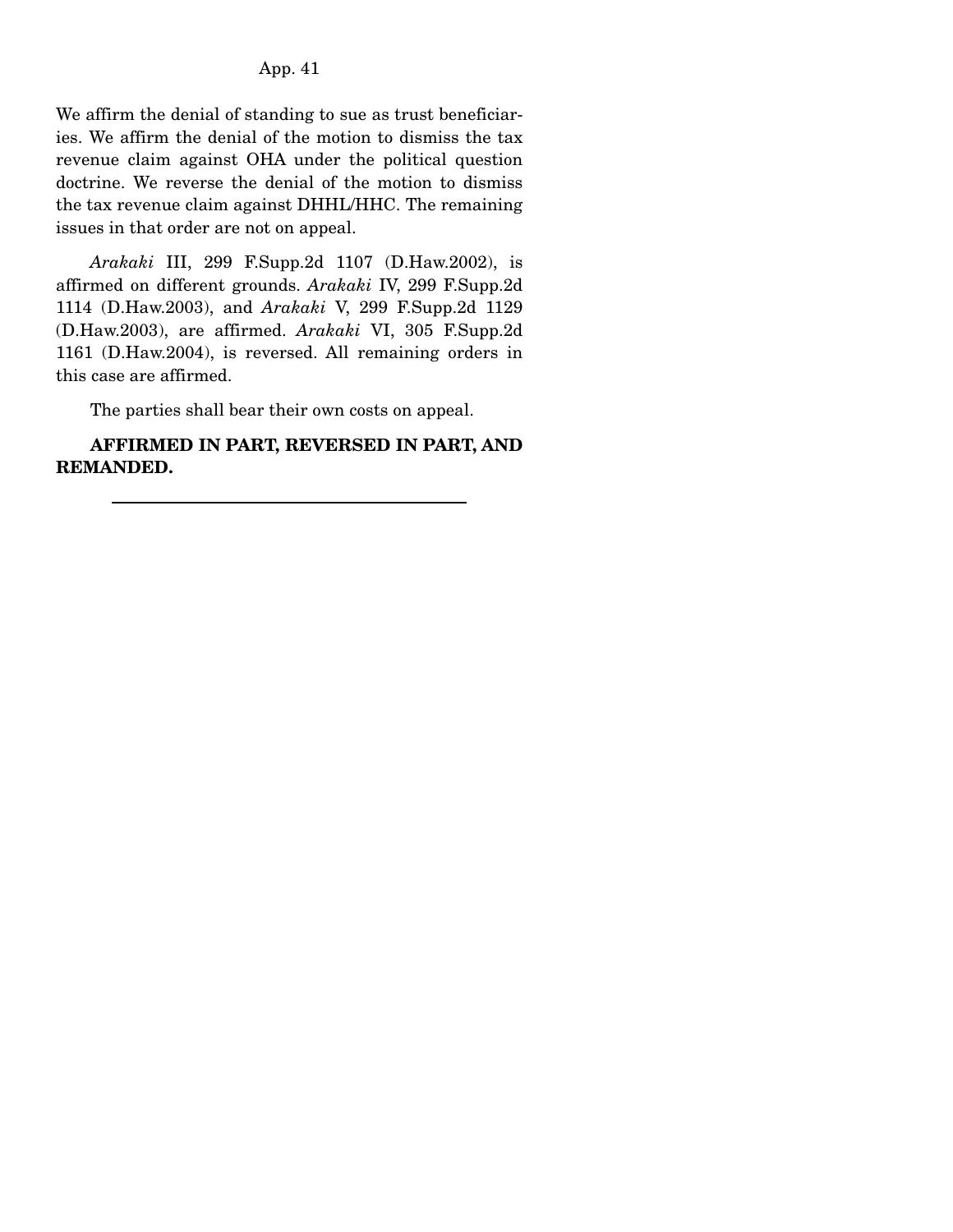We affirm the denial of standing to sue as trust beneficiaries. We affirm the denial of the motion to dismiss the tax revenue claim against OHA under the political question doctrine. We reverse the denial of the motion to dismiss the tax revenue claim against DHHL/HHC. The remaining issues in that order are not on appeal.

*Arakaki* III, 299 F.Supp.2d 1107 (D.Haw.2002), is affirmed on different grounds. *Arakaki* IV, 299 F.Supp.2d 1114 (D.Haw.2003), and *Arakaki* V, 299 F.Supp.2d 1129 (D.Haw.2003), are affirmed. *Arakaki* VI, 305 F.Supp.2d 1161 (D.Haw.2004), is reversed. All remaining orders in this case are affirmed.

The parties shall bear their own costs on appeal.

**AFFIRMED IN PART, REVERSED IN PART, AND REMANDED.**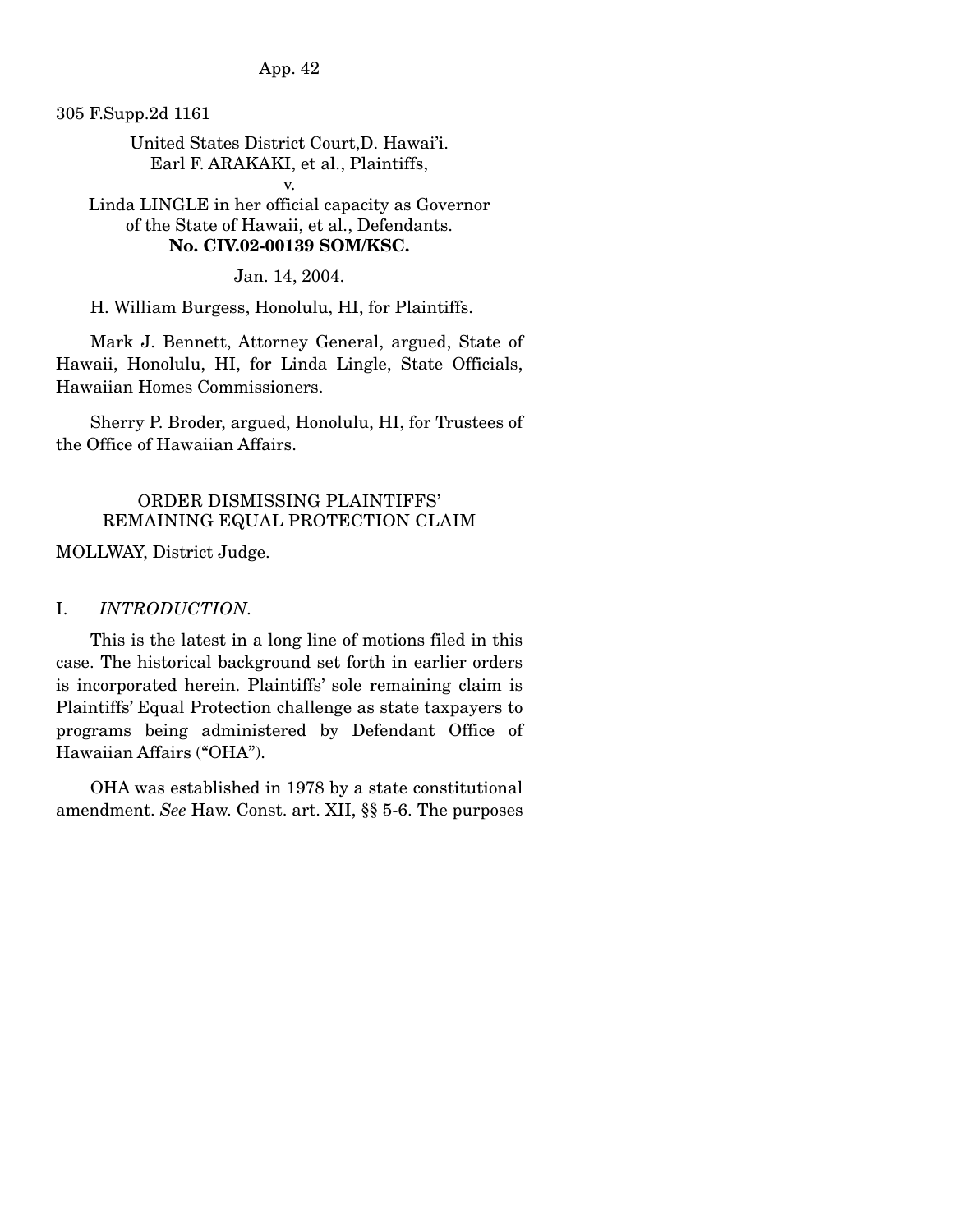305 F.Supp.2d 1161

United States District Court, D. Hawai'i.
Earl F. ARAKAKI, et al., Plaintiffs,
v.
Linda LINGLE in her official capacity as Governor of the State of Hawaii, et al., Defendants.
**No. CIV.02-00139 SOM/KSC.**

Jan. 14, 2004.

H. William Burgess, Honolulu, HI, for Plaintiffs.

Mark J. Bennett, Attorney General, argued, State of Hawaii, Honolulu, HI, for Linda Lingle, State Officials, Hawaiian Homes Commissioners.

Sherry P. Broder, argued, Honolulu, HI, for Trustees of the Office of Hawaiian Affairs.

ORDER DISMISSING PLAINTIFFS' REMAINING EQUAL PROTECTION CLAIM

MOLLWAY, District Judge.

I. *INTRODUCTION.*

This is the latest in a long line of motions filed in this case. The historical background set forth in earlier orders is incorporated herein. Plaintiffs' sole remaining claim is Plaintiffs' Equal Protection challenge as state taxpayers to programs being administered by Defendant Office of Hawaiian Affairs ("OHA").

OHA was established in 1978 by a state constitutional amendment. *See* Haw. Const. art. XII, §§ 5-6. The purposes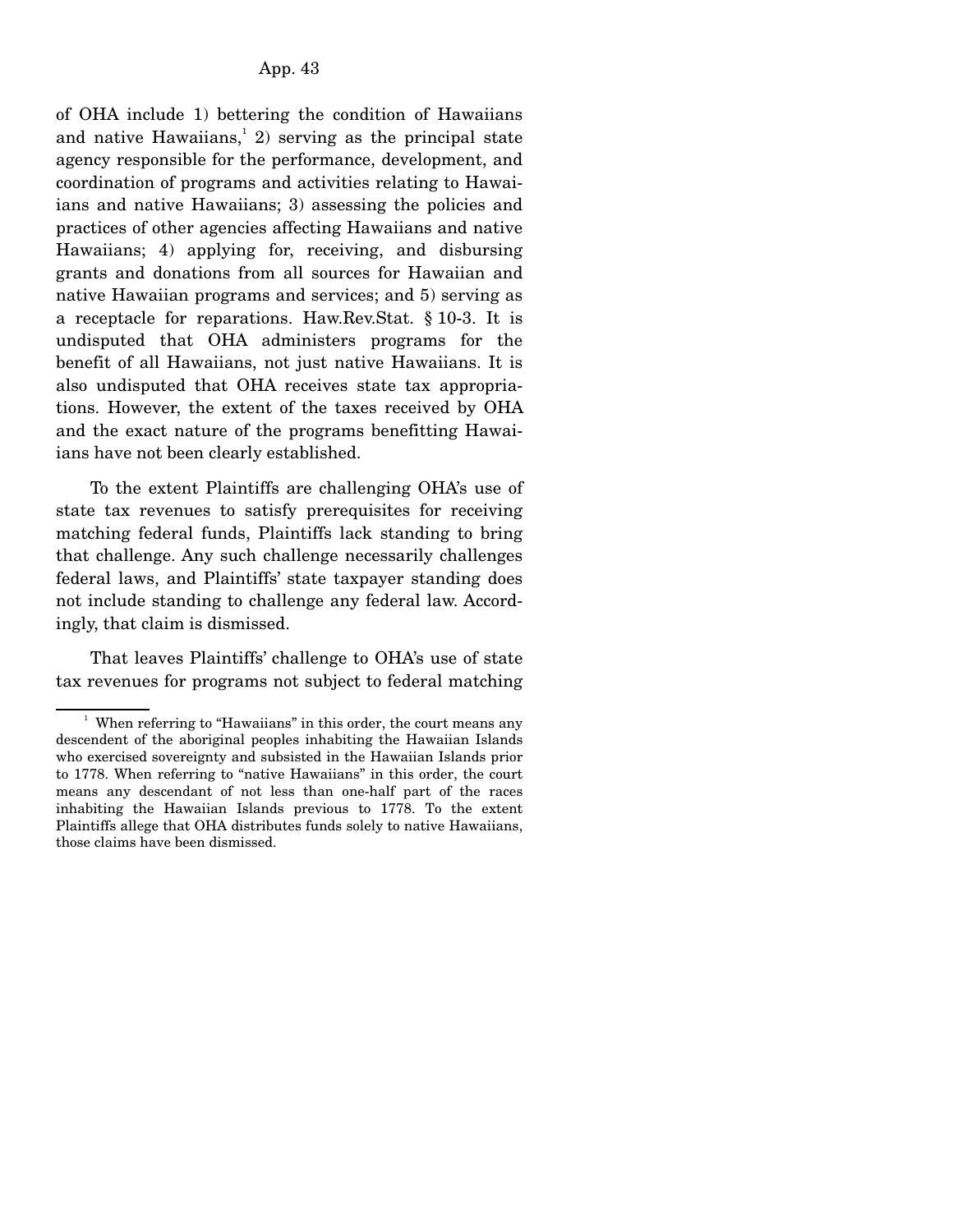of OHA include 1) bettering the condition of Hawaiians and native Hawaiians,[1] 2) serving as the principal state agency responsible for the performance, development, and coordination of programs and activities relating to Hawaiians and native Hawaiians; 3) assessing the policies and practices of other agencies affecting Hawaiians and native Hawaiians; 4) applying for, receiving, and disbursing grants and donations from all sources for Hawaiian and native Hawaiian programs and services; and 5) serving as a receptacle for reparations. Haw.Rev.Stat. § 10-3. It is undisputed that OHA administers programs for the benefit of all Hawaiians, not just native Hawaiians. It is also undisputed that OHA receives state tax appropriations. However, the extent of the taxes received by OHA and the exact nature of the programs benefitting Hawaiians have not been clearly established.

To the extent Plaintiffs are challenging OHA's use of state tax revenues to satisfy prerequisites for receiving matching federal funds, Plaintiffs lack standing to bring that challenge. Any such challenge necessarily challenges federal laws, and Plaintiffs' state taxpayer standing does not include standing to challenge any federal law. Accordingly, that claim is dismissed.

That leaves Plaintiffs' challenge to OHA's use of state tax revenues for programs not subject to federal matching

---

[1] When referring to "Hawaiians" in this order, the court means any descendent of the aboriginal peoples inhabiting the Hawaiian Islands who exercised sovereignty and subsisted in the Hawaiian Islands prior to 1778. When referring to "native Hawaiians" in this order, the court means any descendant of not less than one-half part of the races inhabiting the Hawaiian Islands previous to 1778. To the extent Plaintiffs allege that OHA distributes funds solely to native Hawaiians, those claims have been dismissed.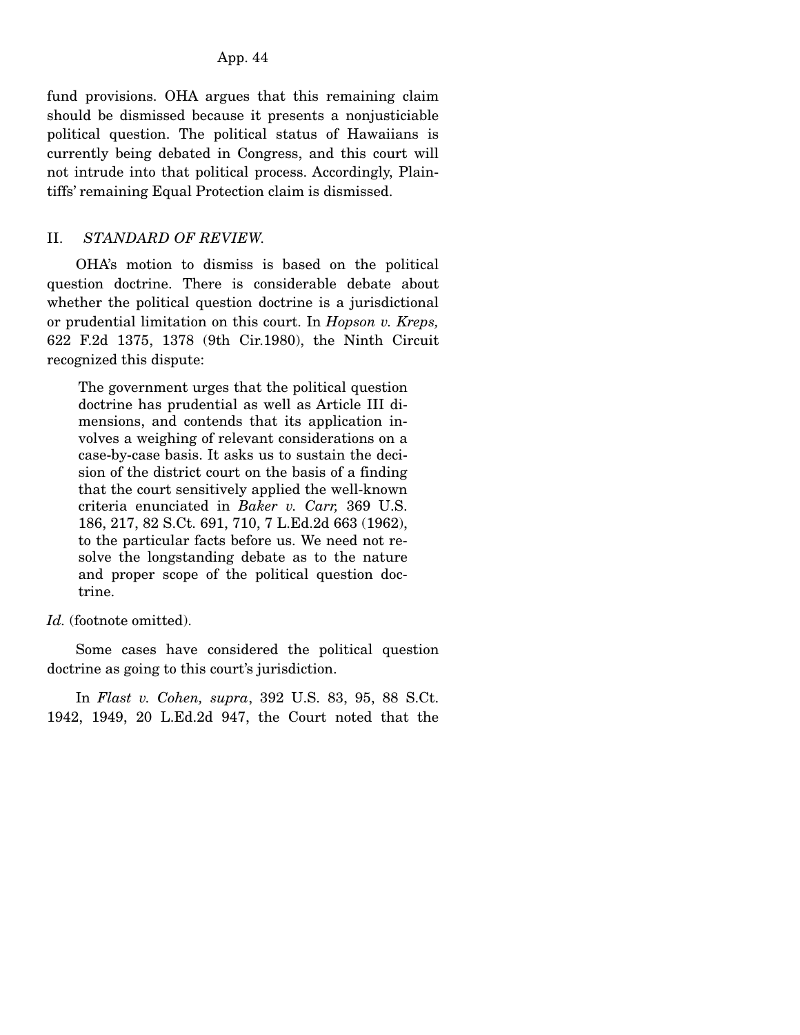fund provisions. OHA argues that this remaining claim should be dismissed because it presents a nonjusticiable political question. The political status of Hawaiians is currently being debated in Congress, and this court will not intrude into that political process. Accordingly, Plaintiffs' remaining Equal Protection claim is dismissed.

## II. *STANDARD OF REVIEW.*

OHA's motion to dismiss is based on the political question doctrine. There is considerable debate about whether the political question doctrine is a jurisdictional or prudential limitation on this court. In *Hopson v. Kreps,* 622 F.2d 1375, 1378 (9th Cir.1980), the Ninth Circuit recognized this dispute:

> The government urges that the political question doctrine has prudential as well as Article III dimensions, and contends that its application involves a weighing of relevant considerations on a case-by-case basis. It asks us to sustain the decision of the district court on the basis of a finding that the court sensitively applied the well-known criteria enunciated in *Baker v. Carr,* 369 U.S. 186, 217, 82 S.Ct. 691, 710, 7 L.Ed.2d 663 (1962), to the particular facts before us. We need not resolve the longstanding debate as to the nature and proper scope of the political question doctrine.

*Id.* (footnote omitted).

Some cases have considered the political question doctrine as going to this court's jurisdiction.

In *Flast v. Cohen, supra*, 392 U.S. 83, 95, 88 S.Ct. 1942, 1949, 20 L.Ed.2d 947, the Court noted that the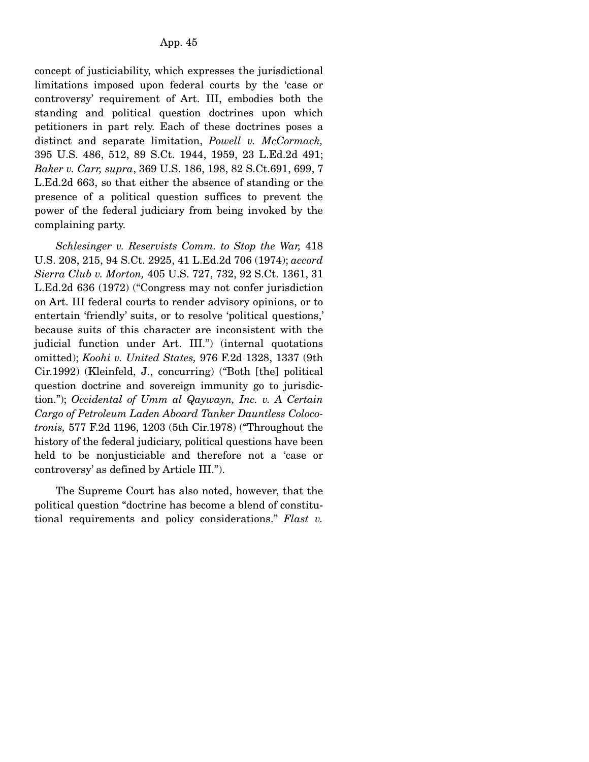concept of justiciability, which expresses the jurisdictional limitations imposed upon federal courts by the 'case or controversy' requirement of Art. III, embodies both the standing and political question doctrines upon which petitioners in part rely. Each of these doctrines poses a distinct and separate limitation, *Powell v. McCormack,* 395 U.S. 486, 512, 89 S.Ct. 1944, 1959, 23 L.Ed.2d 491; *Baker v. Carr, supra*, 369 U.S. 186, 198, 82 S.Ct.691, 699, 7 L.Ed.2d 663, so that either the absence of standing or the presence of a political question suffices to prevent the power of the federal judiciary from being invoked by the complaining party.

*Schlesinger v. Reservists Comm. to Stop the War,* 418 U.S. 208, 215, 94 S.Ct. 2925, 41 L.Ed.2d 706 (1974); *accord Sierra Club v. Morton,* 405 U.S. 727, 732, 92 S.Ct. 1361, 31 L.Ed.2d 636 (1972) ("Congress may not confer jurisdiction on Art. III federal courts to render advisory opinions, or to entertain 'friendly' suits, or to resolve 'political questions,' because suits of this character are inconsistent with the judicial function under Art. III.") (internal quotations omitted); *Koohi v. United States,* 976 F.2d 1328, 1337 (9th Cir.1992) (Kleinfeld, J., concurring) ("Both [the] political question doctrine and sovereign immunity go to jurisdiction."); *Occidental of Umm al Qaywayn, Inc. v. A Certain Cargo of Petroleum Laden Aboard Tanker Dauntless Colocotronis,* 577 F.2d 1196, 1203 (5th Cir.1978) ("Throughout the history of the federal judiciary, political questions have been held to be nonjusticiable and therefore not a 'case or controversy' as defined by Article III.").

The Supreme Court has also noted, however, that the political question "doctrine has become a blend of constitutional requirements and policy considerations." *Flast v.*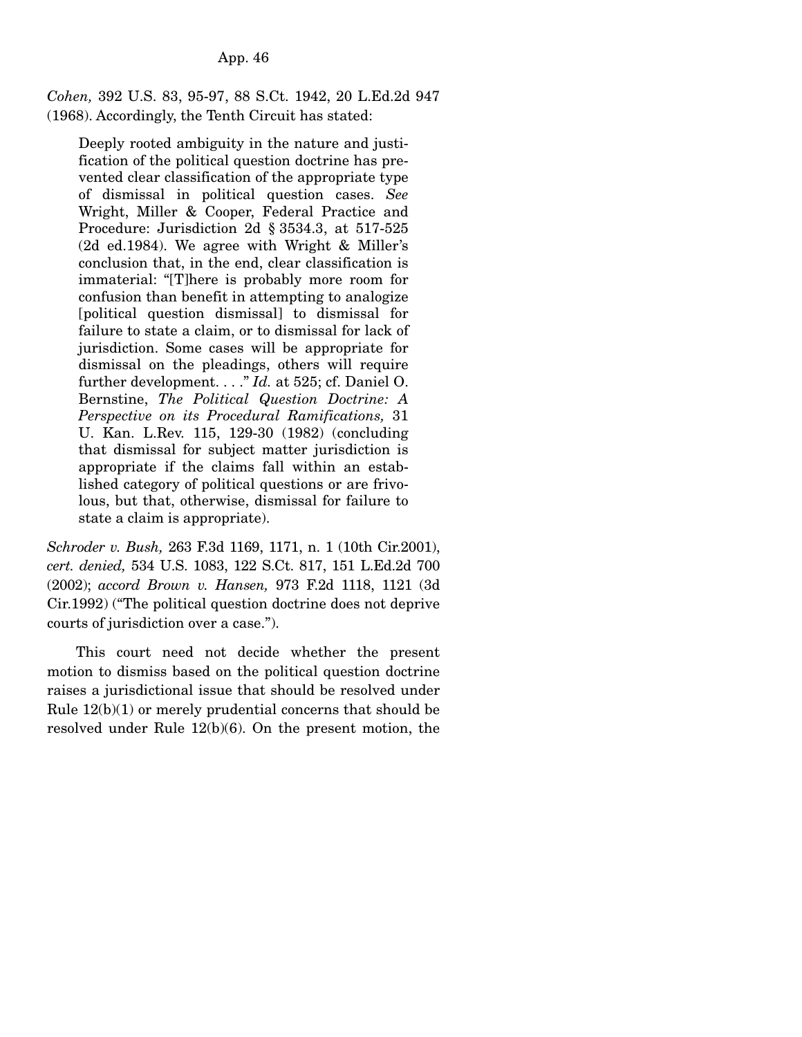*Cohen,* 392 U.S. 83, 95-97, 88 S.Ct. 1942, 20 L.Ed.2d 947 (1968). Accordingly, the Tenth Circuit has stated:

> Deeply rooted ambiguity in the nature and justification of the political question doctrine has prevented clear classification of the appropriate type of dismissal in political question cases. *See* Wright, Miller & Cooper, Federal Practice and Procedure: Jurisdiction 2d § 3534.3, at 517-525 (2d ed.1984). We agree with Wright & Miller's conclusion that, in the end, clear classification is immaterial: "[T]here is probably more room for confusion than benefit in attempting to analogize [political question dismissal] to dismissal for failure to state a claim, or to dismissal for lack of jurisdiction. Some cases will be appropriate for dismissal on the pleadings, others will require further development. . . ." *Id.* at 525; cf. Daniel O. Bernstine, *The Political Question Doctrine: A Perspective on its Procedural Ramifications,* 31 U. Kan. L.Rev. 115, 129-30 (1982) (concluding that dismissal for subject matter jurisdiction is appropriate if the claims fall within an established category of political questions or are frivolous, but that, otherwise, dismissal for failure to state a claim is appropriate).

*Schroder v. Bush,* 263 F.3d 1169, 1171, n. 1 (10th Cir.2001), *cert. denied,* 534 U.S. 1083, 122 S.Ct. 817, 151 L.Ed.2d 700 (2002); *accord Brown v. Hansen,* 973 F.2d 1118, 1121 (3d Cir.1992) ("The political question doctrine does not deprive courts of jurisdiction over a case.").

This court need not decide whether the present motion to dismiss based on the political question doctrine raises a jurisdictional issue that should be resolved under Rule 12(b)(1) or merely prudential concerns that should be resolved under Rule 12(b)(6). On the present motion, the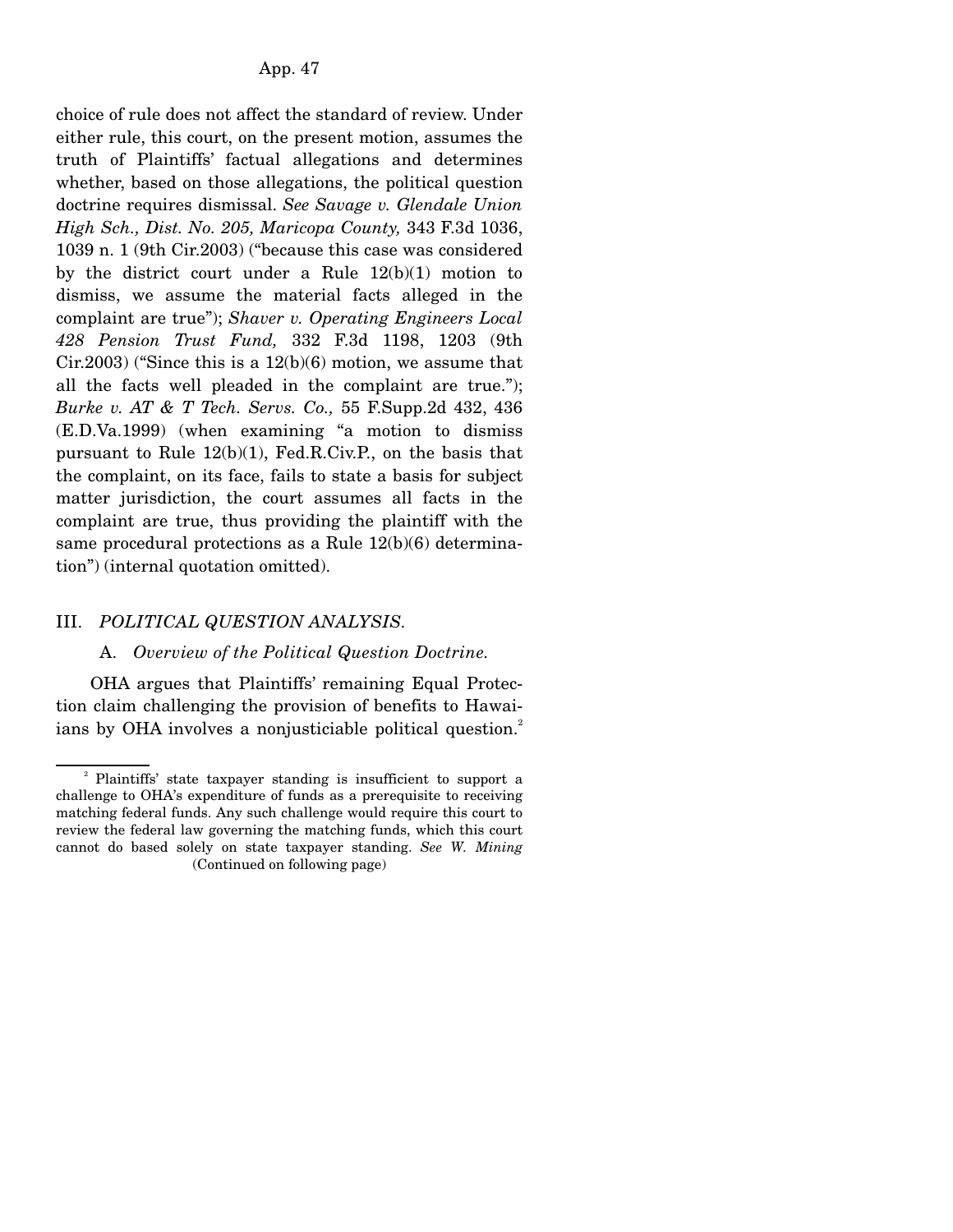choice of rule does not affect the standard of review. Under either rule, this court, on the present motion, assumes the truth of Plaintiffs' factual allegations and determines whether, based on those allegations, the political question doctrine requires dismissal. *See Savage v. Glendale Union High Sch., Dist. No. 205, Maricopa County,* 343 F.3d 1036, 1039 n. 1 (9th Cir.2003) ("because this case was considered by the district court under a Rule 12(b)(1) motion to dismiss, we assume the material facts alleged in the complaint are true"); *Shaver v. Operating Engineers Local 428 Pension Trust Fund,* 332 F.3d 1198, 1203 (9th Cir.2003) ("Since this is a 12(b)(6) motion, we assume that all the facts well pleaded in the complaint are true."); *Burke v. AT & T Tech. Servs. Co.,* 55 F.Supp.2d 432, 436 (E.D.Va.1999) (when examining "a motion to dismiss pursuant to Rule 12(b)(1), Fed.R.Civ.P., on the basis that the complaint, on its face, fails to state a basis for subject matter jurisdiction, the court assumes all facts in the complaint are true, thus providing the plaintiff with the same procedural protections as a Rule 12(b)(6) determination") (internal quotation omitted).

## III. *POLITICAL QUESTION ANALYSIS.*

### A. *Overview of the Political Question Doctrine.*

OHA argues that Plaintiffs' remaining Equal Protection claim challenging the provision of benefits to Hawaiians by OHA involves a nonjusticiable political question.[2]

---

[2] Plaintiffs' state taxpayer standing is insufficient to support a challenge to OHA's expenditure of funds as a prerequisite to receiving matching federal funds. Any such challenge would require this court to review the federal law governing the matching funds, which this court cannot do based solely on state taxpayer standing. *See W. Mining*

(Continued on following page)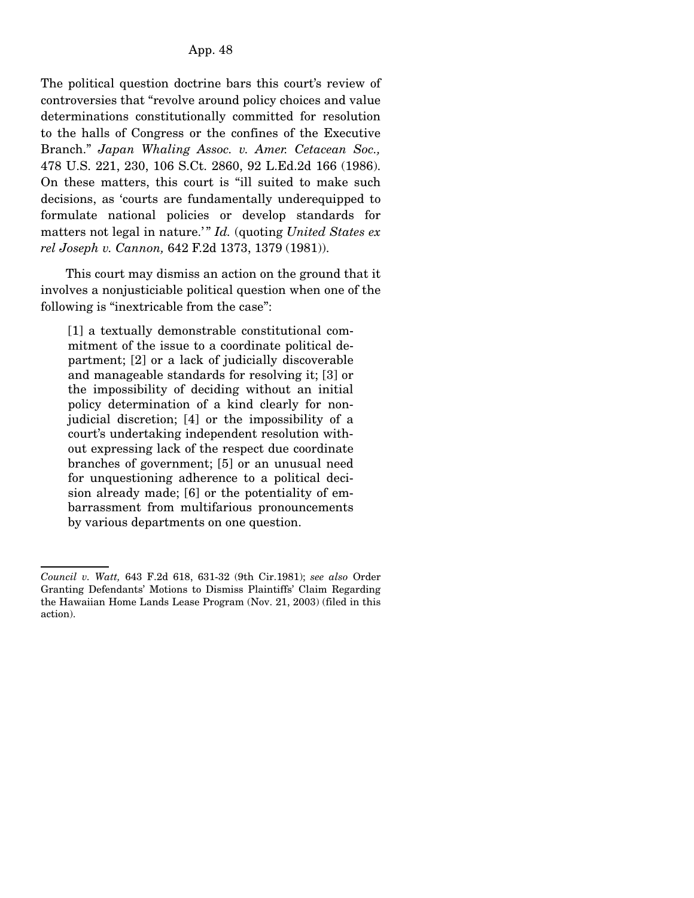The political question doctrine bars this court's review of controversies that "revolve around policy choices and value determinations constitutionally committed for resolution to the halls of Congress or the confines of the Executive Branch." *Japan Whaling Assoc. v. Amer. Cetacean Soc.,* 478 U.S. 221, 230, 106 S.Ct. 2860, 92 L.Ed.2d 166 (1986). On these matters, this court is "ill suited to make such decisions, as 'courts are fundamentally underequipped to formulate national policies or develop standards for matters not legal in nature.'" *Id.* (quoting *United States ex rel Joseph v. Cannon,* 642 F.2d 1373, 1379 (1981)).

This court may dismiss an action on the ground that it involves a nonjusticiable political question when one of the following is "inextricable from the case":

> [1] a textually demonstrable constitutional commitment of the issue to a coordinate political department; [2] or a lack of judicially discoverable and manageable standards for resolving it; [3] or the impossibility of deciding without an initial policy determination of a kind clearly for nonjudicial discretion; [4] or the impossibility of a court's undertaking independent resolution without expressing lack of the respect due coordinate branches of government; [5] or an unusual need for unquestioning adherence to a political decision already made; [6] or the potentiality of embarrassment from multifarious pronouncements by various departments on one question.

---

*Council v. Watt,* 643 F.2d 618, 631-32 (9th Cir.1981); *see also* Order Granting Defendants' Motions to Dismiss Plaintiffs' Claim Regarding the Hawaiian Home Lands Lease Program (Nov. 21, 2003) (filed in this action).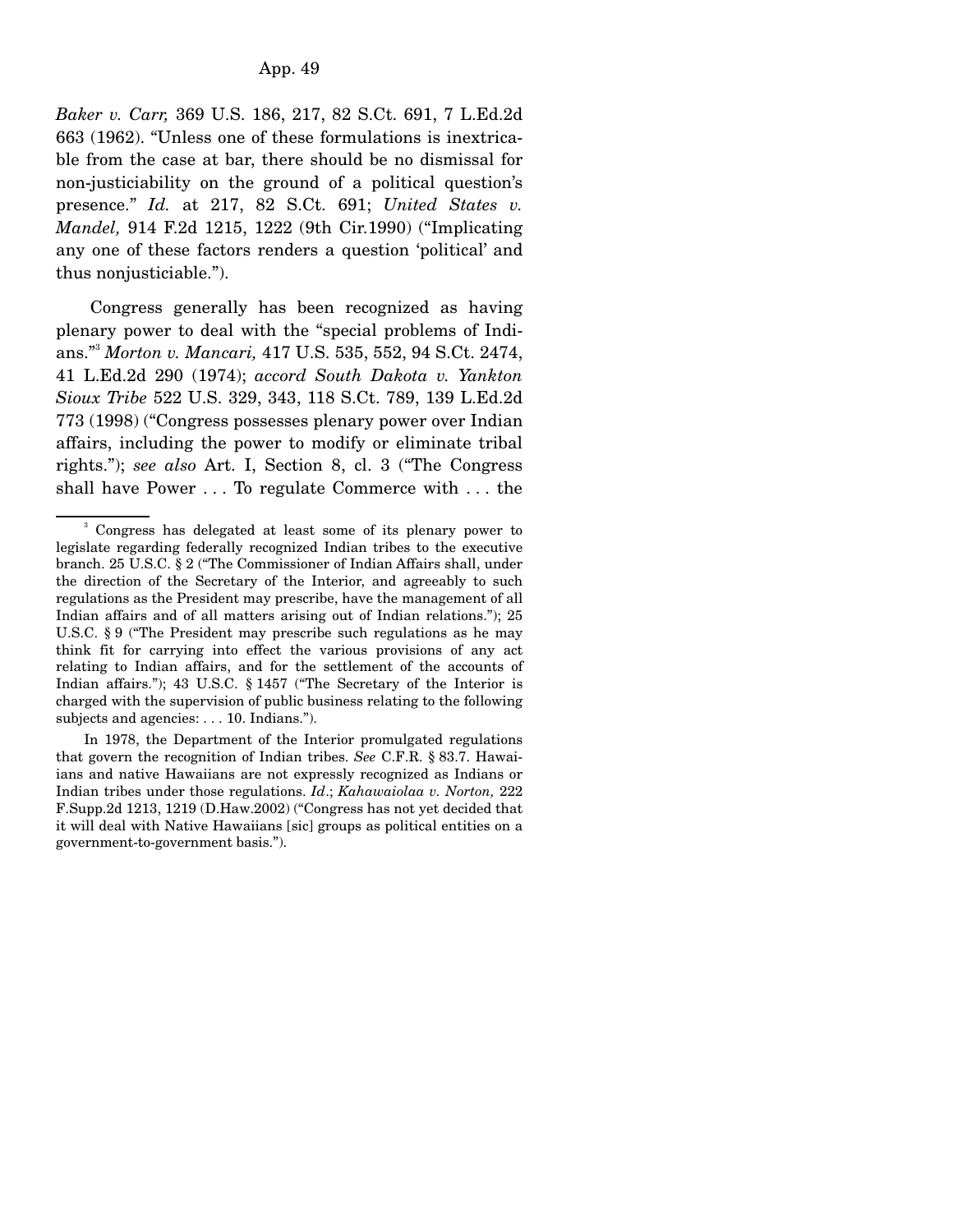*Baker v. Carr,* 369 U.S. 186, 217, 82 S.Ct. 691, 7 L.Ed.2d 663 (1962). "Unless one of these formulations is inextricable from the case at bar, there should be no dismissal for non-justiciability on the ground of a political question's presence." *Id.* at 217, 82 S.Ct. 691; *United States v. Mandel,* 914 F.2d 1215, 1222 (9th Cir.1990) ("Implicating any one of these factors renders a question 'political' and thus nonjusticiable.").

Congress generally has been recognized as having plenary power to deal with the "special problems of Indians."[3] *Morton v. Mancari,* 417 U.S. 535, 552, 94 S.Ct. 2474, 41 L.Ed.2d 290 (1974); *accord South Dakota v. Yankton Sioux Tribe* 522 U.S. 329, 343, 118 S.Ct. 789, 139 L.Ed.2d 773 (1998) ("Congress possesses plenary power over Indian affairs, including the power to modify or eliminate tribal rights."); *see also* Art. I, Section 8, cl. 3 ("The Congress shall have Power . . . To regulate Commerce with . . . the

---

[3] Congress has delegated at least some of its plenary power to legislate regarding federally recognized Indian tribes to the executive branch. 25 U.S.C. § 2 ("The Commissioner of Indian Affairs shall, under the direction of the Secretary of the Interior, and agreeably to such regulations as the President may prescribe, have the management of all Indian affairs and of all matters arising out of Indian relations."); 25 U.S.C. § 9 ("The President may prescribe such regulations as he may think fit for carrying into effect the various provisions of any act relating to Indian affairs, and for the settlement of the accounts of Indian affairs."); 43 U.S.C. § 1457 ("The Secretary of the Interior is charged with the supervision of public business relating to the following subjects and agencies: . . . 10. Indians.").

In 1978, the Department of the Interior promulgated regulations that govern the recognition of Indian tribes. *See* C.F.R. § 83.7. Hawaiians and native Hawaiians are not expressly recognized as Indians or Indian tribes under those regulations. *Id*.; *Kahawaiolaa v. Norton,* 222 F.Supp.2d 1213, 1219 (D.Haw.2002) ("Congress has not yet decided that it will deal with Native Hawaiians [sic] groups as political entities on a government-to-government basis.").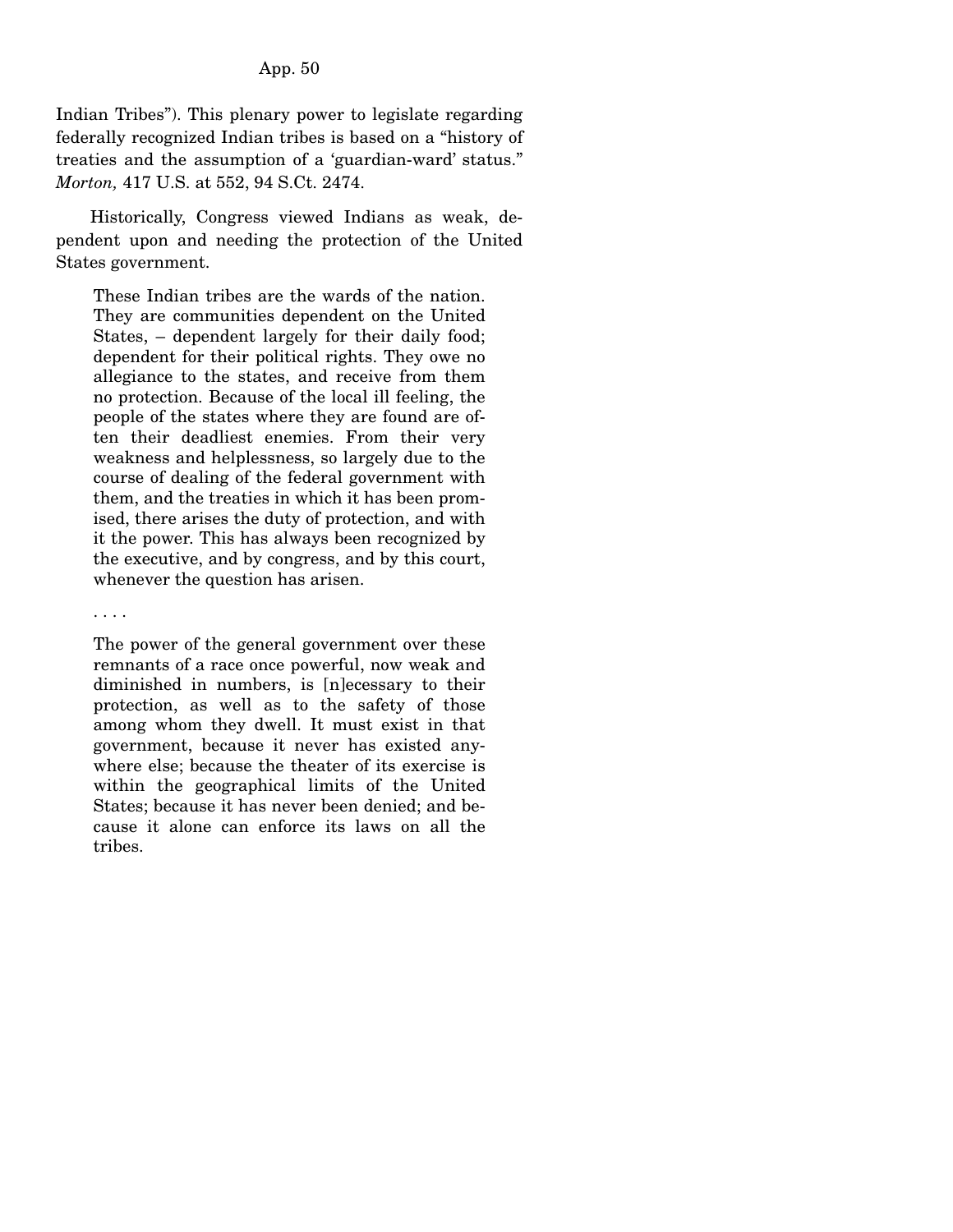Indian Tribes"). This plenary power to legislate regarding federally recognized Indian tribes is based on a "history of treaties and the assumption of a 'guardian-ward' status." *Morton,* 417 U.S. at 552, 94 S.Ct. 2474.

Historically, Congress viewed Indians as weak, dependent upon and needing the protection of the United States government.

> These Indian tribes are the wards of the nation. They are communities dependent on the United States, – dependent largely for their daily food; dependent for their political rights. They owe no allegiance to the states, and receive from them no protection. Because of the local ill feeling, the people of the states where they are found are often their deadliest enemies. From their very weakness and helplessness, so largely due to the course of dealing of the federal government with them, and the treaties in which it has been promised, there arises the duty of protection, and with it the power. This has always been recognized by the executive, and by congress, and by this court, whenever the question has arisen.
>
> . . . .
>
> The power of the general government over these remnants of a race once powerful, now weak and diminished in numbers, is [n]ecessary to their protection, as well as to the safety of those among whom they dwell. It must exist in that government, because it never has existed anywhere else; because the theater of its exercise is within the geographical limits of the United States; because it has never been denied; and because it alone can enforce its laws on all the tribes.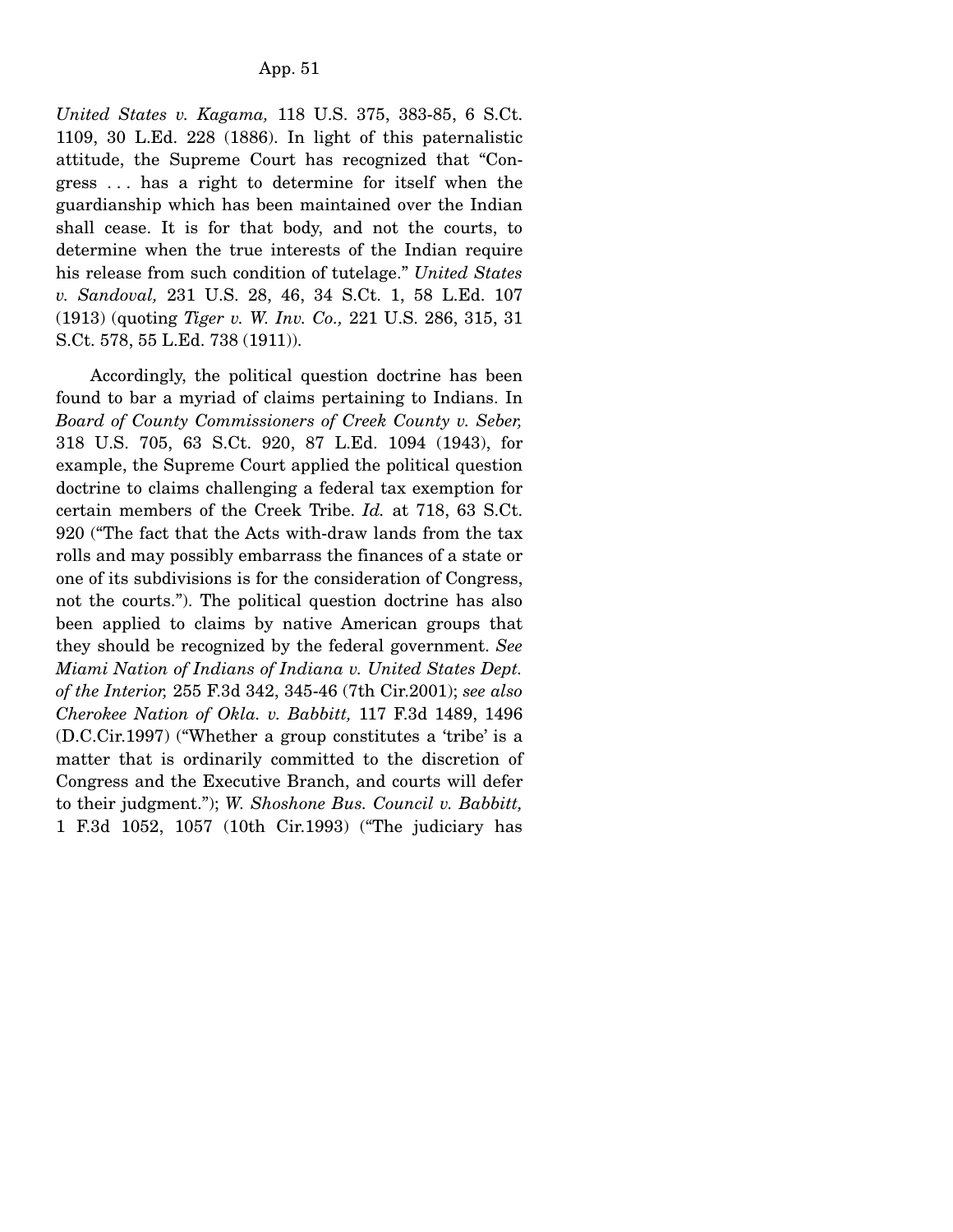*United States v. Kagama,* 118 U.S. 375, 383-85, 6 S.Ct. 1109, 30 L.Ed. 228 (1886). In light of this paternalistic attitude, the Supreme Court has recognized that "Congress . . . has a right to determine for itself when the guardianship which has been maintained over the Indian shall cease. It is for that body, and not the courts, to determine when the true interests of the Indian require his release from such condition of tutelage." *United States v. Sandoval,* 231 U.S. 28, 46, 34 S.Ct. 1, 58 L.Ed. 107 (1913) (quoting *Tiger v. W. Inv. Co.,* 221 U.S. 286, 315, 31 S.Ct. 578, 55 L.Ed. 738 (1911)).

Accordingly, the political question doctrine has been found to bar a myriad of claims pertaining to Indians. In *Board of County Commissioners of Creek County v. Seber,* 318 U.S. 705, 63 S.Ct. 920, 87 L.Ed. 1094 (1943), for example, the Supreme Court applied the political question doctrine to claims challenging a federal tax exemption for certain members of the Creek Tribe. *Id.* at 718, 63 S.Ct. 920 ("The fact that the Acts with-draw lands from the tax rolls and may possibly embarrass the finances of a state or one of its subdivisions is for the consideration of Congress, not the courts."). The political question doctrine has also been applied to claims by native American groups that they should be recognized by the federal government. *See Miami Nation of Indians of Indiana v. United States Dept. of the Interior,* 255 F.3d 342, 345-46 (7th Cir.2001); *see also Cherokee Nation of Okla. v. Babbitt,* 117 F.3d 1489, 1496 (D.C.Cir.1997) ("Whether a group constitutes a 'tribe' is a matter that is ordinarily committed to the discretion of Congress and the Executive Branch, and courts will defer to their judgment."); *W. Shoshone Bus. Council v. Babbitt,* 1 F.3d 1052, 1057 (10th Cir.1993) ("The judiciary has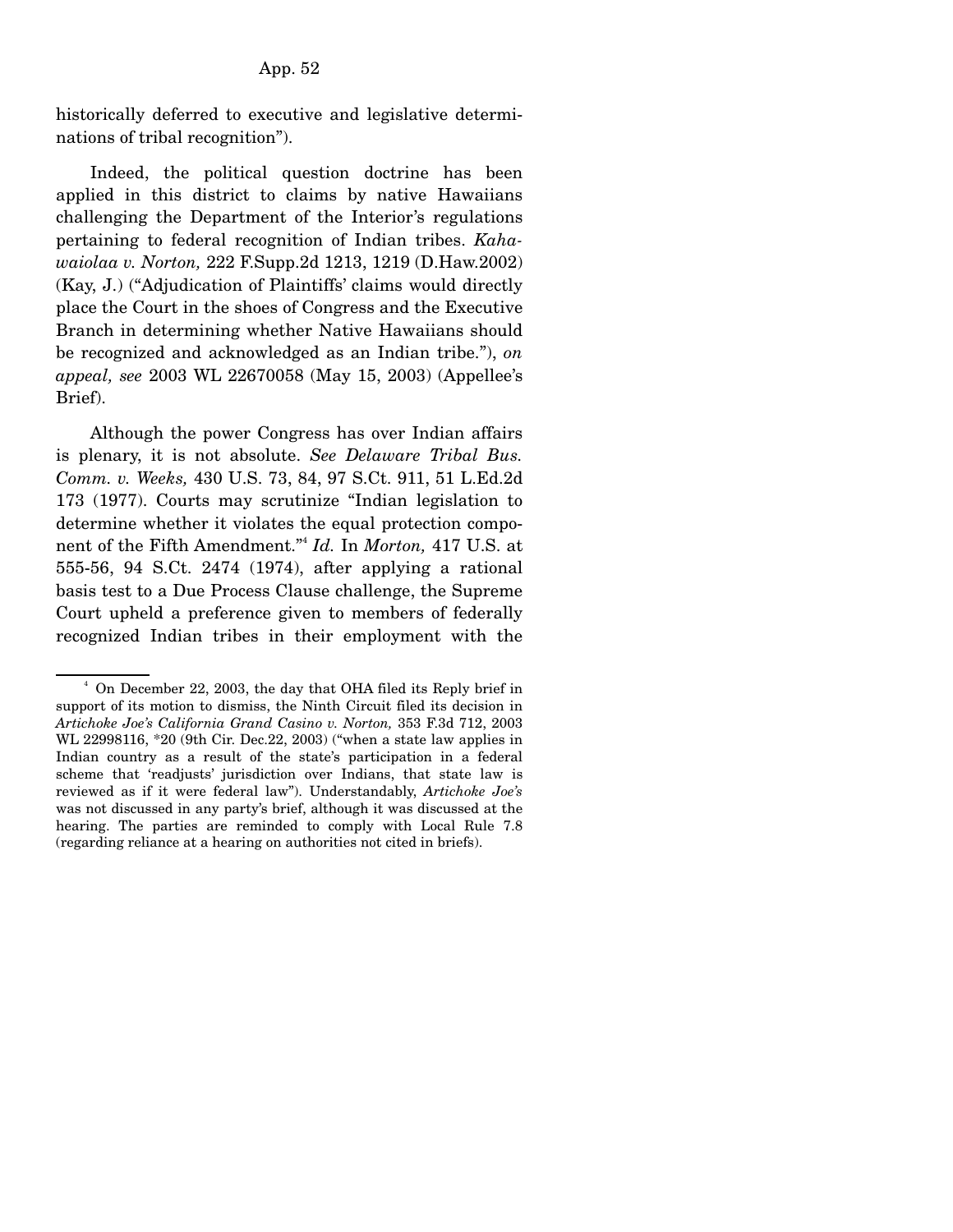historically deferred to executive and legislative determinations of tribal recognition").

Indeed, the political question doctrine has been applied in this district to claims by native Hawaiians challenging the Department of the Interior's regulations pertaining to federal recognition of Indian tribes. *Kahawaiolaa v. Norton,* 222 F.Supp.2d 1213, 1219 (D.Haw.2002) (Kay, J.) ("Adjudication of Plaintiffs' claims would directly place the Court in the shoes of Congress and the Executive Branch in determining whether Native Hawaiians should be recognized and acknowledged as an Indian tribe."), *on appeal, see* 2003 WL 22670058 (May 15, 2003) (Appellee's Brief).

Although the power Congress has over Indian affairs is plenary, it is not absolute. *See Delaware Tribal Bus. Comm. v. Weeks,* 430 U.S. 73, 84, 97 S.Ct. 911, 51 L.Ed.2d 173 (1977). Courts may scrutinize "Indian legislation to determine whether it violates the equal protection component of the Fifth Amendment."[4] *Id.* In *Morton,* 417 U.S. at 555-56, 94 S.Ct. 2474 (1974), after applying a rational basis test to a Due Process Clause challenge, the Supreme Court upheld a preference given to members of federally recognized Indian tribes in their employment with the

[4] On December 22, 2003, the day that OHA filed its Reply brief in support of its motion to dismiss, the Ninth Circuit filed its decision in *Artichoke Joe's California Grand Casino v. Norton,* 353 F.3d 712, 2003 WL 22998116, *20 (9th Cir. Dec.22, 2003) ("when a state law applies in Indian country as a result of the state's participation in a federal scheme that 'readjusts' jurisdiction over Indians, that state law is reviewed as if it were federal law"). Understandably, *Artichoke Joe's* was not discussed in any party's brief, although it was discussed at the hearing. The parties are reminded to comply with Local Rule 7.8 (regarding reliance at a hearing on authorities not cited in briefs).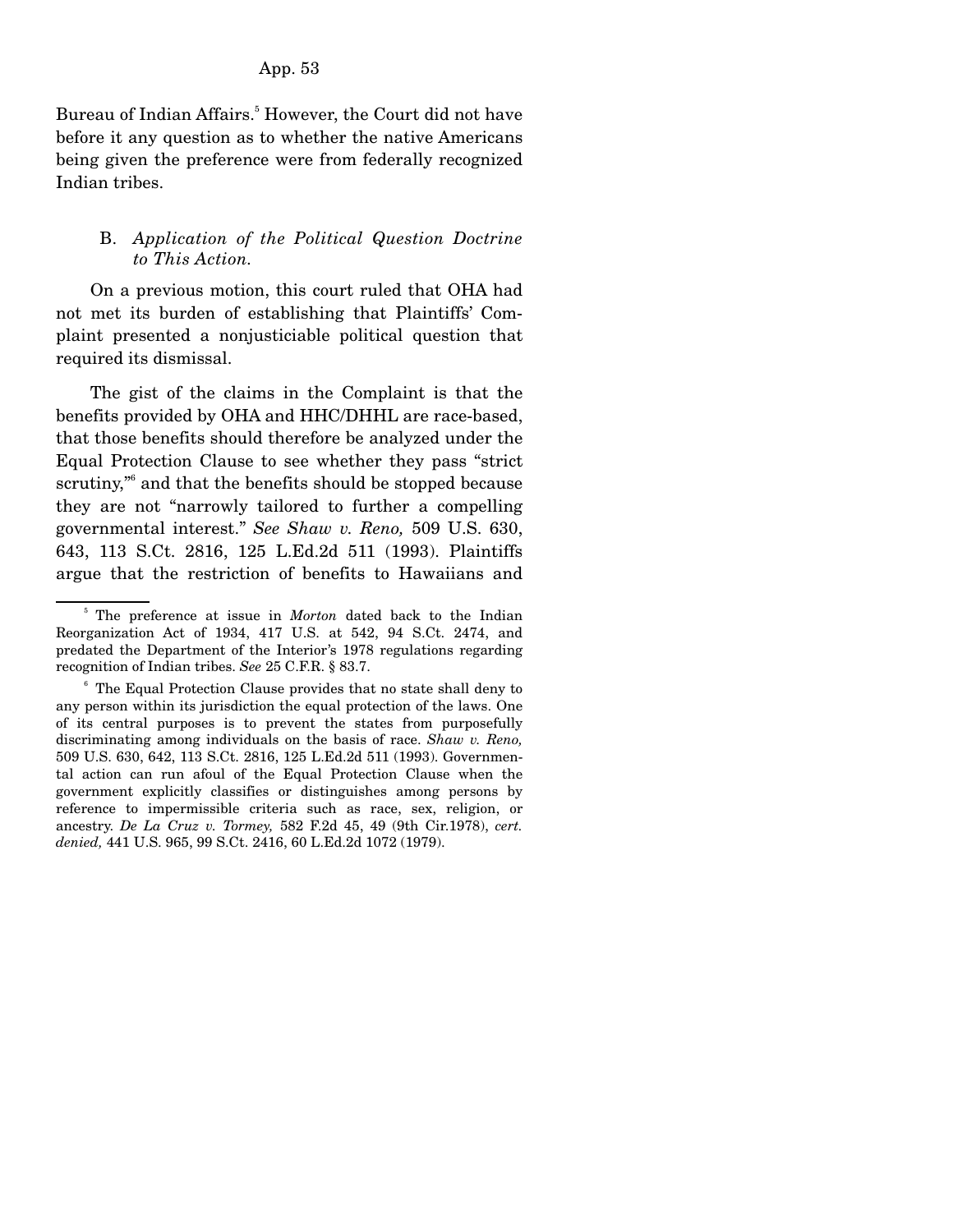Bureau of Indian Affairs.[5] However, the Court did not have before it any question as to whether the native Americans being given the preference were from federally recognized Indian tribes.

### B. *Application of the Political Question Doctrine to This Action.*

On a previous motion, this court ruled that OHA had not met its burden of establishing that Plaintiffs' Complaint presented a nonjusticiable political question that required its dismissal.

The gist of the claims in the Complaint is that the benefits provided by OHA and HHC/DHHL are race-based, that those benefits should therefore be analyzed under the Equal Protection Clause to see whether they pass "strict scrutiny,"[6] and that the benefits should be stopped because they are not "narrowly tailored to further a compelling governmental interest." *See Shaw v. Reno,* 509 U.S. 630, 643, 113 S.Ct. 2816, 125 L.Ed.2d 511 (1993). Plaintiffs argue that the restriction of benefits to Hawaiians and

---

[5] The preference at issue in *Morton* dated back to the Indian Reorganization Act of 1934, 417 U.S. at 542, 94 S.Ct. 2474, and predated the Department of the Interior's 1978 regulations regarding recognition of Indian tribes. *See* 25 C.F.R. § 83.7.

[6] The Equal Protection Clause provides that no state shall deny to any person within its jurisdiction the equal protection of the laws. One of its central purposes is to prevent the states from purposefully discriminating among individuals on the basis of race. *Shaw v. Reno,* 509 U.S. 630, 642, 113 S.Ct. 2816, 125 L.Ed.2d 511 (1993). Governmental action can run afoul of the Equal Protection Clause when the government explicitly classifies or distinguishes among persons by reference to impermissible criteria such as race, sex, religion, or ancestry. *De La Cruz v. Tormey,* 582 F.2d 45, 49 (9th Cir.1978), *cert. denied,* 441 U.S. 965, 99 S.Ct. 2416, 60 L.Ed.2d 1072 (1979).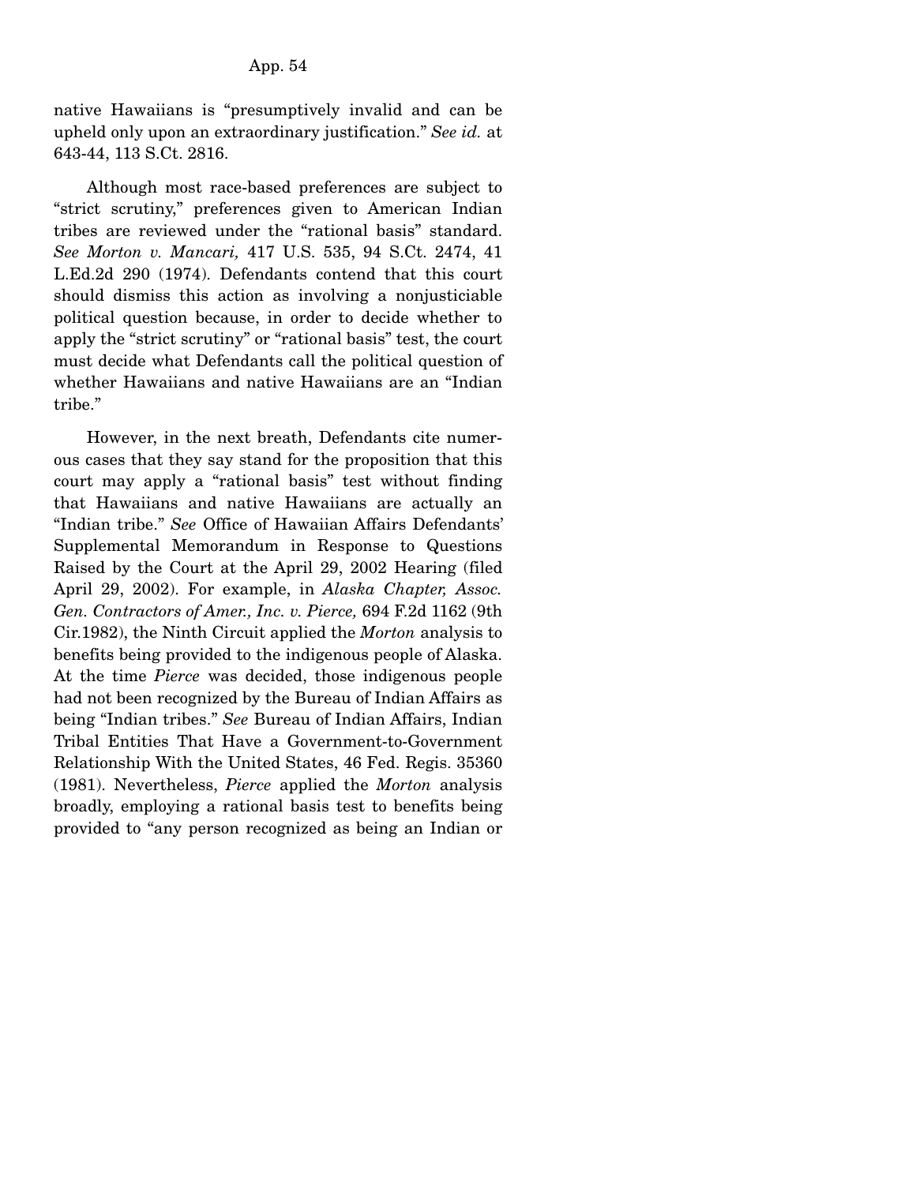native Hawaiians is "presumptively invalid and can be upheld only upon an extraordinary justification." *See id.* at 643-44, 113 S.Ct. 2816.

Although most race-based preferences are subject to "strict scrutiny," preferences given to American Indian tribes are reviewed under the "rational basis" standard. *See Morton v. Mancari,* 417 U.S. 535, 94 S.Ct. 2474, 41 L.Ed.2d 290 (1974). Defendants contend that this court should dismiss this action as involving a nonjusticiable political question because, in order to decide whether to apply the "strict scrutiny" or "rational basis" test, the court must decide what Defendants call the political question of whether Hawaiians and native Hawaiians are an "Indian tribe."

However, in the next breath, Defendants cite numerous cases that they say stand for the proposition that this court may apply a "rational basis" test without finding that Hawaiians and native Hawaiians are actually an "Indian tribe." *See* Office of Hawaiian Affairs Defendants' Supplemental Memorandum in Response to Questions Raised by the Court at the April 29, 2002 Hearing (filed April 29, 2002). For example, in *Alaska Chapter, Assoc. Gen. Contractors of Amer., Inc. v. Pierce,* 694 F.2d 1162 (9th Cir.1982), the Ninth Circuit applied the *Morton* analysis to benefits being provided to the indigenous people of Alaska. At the time *Pierce* was decided, those indigenous people had not been recognized by the Bureau of Indian Affairs as being "Indian tribes." *See* Bureau of Indian Affairs, Indian Tribal Entities That Have a Government-to-Government Relationship With the United States, 46 Fed. Regis. 35360 (1981). Nevertheless, *Pierce* applied the *Morton* analysis broadly, employing a rational basis test to benefits being provided to "any person recognized as being an Indian or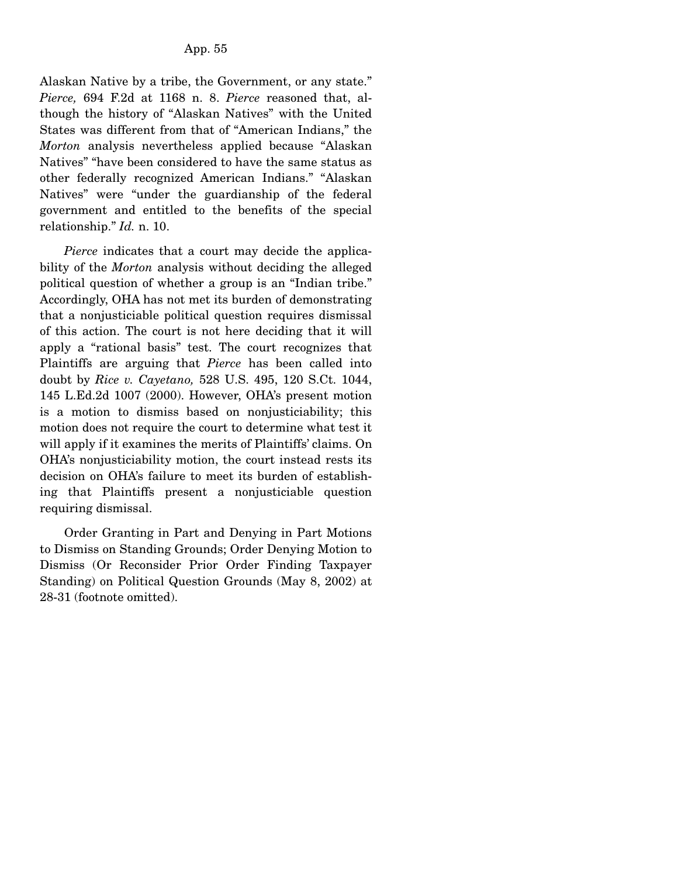Alaskan Native by a tribe, the Government, or any state." *Pierce,* 694 F.2d at 1168 n. 8. *Pierce* reasoned that, although the history of "Alaskan Natives" with the United States was different from that of "American Indians," the *Morton* analysis nevertheless applied because "Alaskan Natives" "have been considered to have the same status as other federally recognized American Indians." "Alaskan Natives" were "under the guardianship of the federal government and entitled to the benefits of the special relationship." *Id.* n. 10.

*Pierce* indicates that a court may decide the applicability of the *Morton* analysis without deciding the alleged political question of whether a group is an "Indian tribe." Accordingly, OHA has not met its burden of demonstrating that a nonjusticiable political question requires dismissal of this action. The court is not here deciding that it will apply a "rational basis" test. The court recognizes that Plaintiffs are arguing that *Pierce* has been called into doubt by *Rice v. Cayetano,* 528 U.S. 495, 120 S.Ct. 1044, 145 L.Ed.2d 1007 (2000). However, OHA's present motion is a motion to dismiss based on nonjusticiability; this motion does not require the court to determine what test it will apply if it examines the merits of Plaintiffs' claims. On OHA's nonjusticiability motion, the court instead rests its decision on OHA's failure to meet its burden of establishing that Plaintiffs present a nonjusticiable question requiring dismissal.

Order Granting in Part and Denying in Part Motions to Dismiss on Standing Grounds; Order Denying Motion to Dismiss (Or Reconsider Prior Order Finding Taxpayer Standing) on Political Question Grounds (May 8, 2002) at 28-31 (footnote omitted).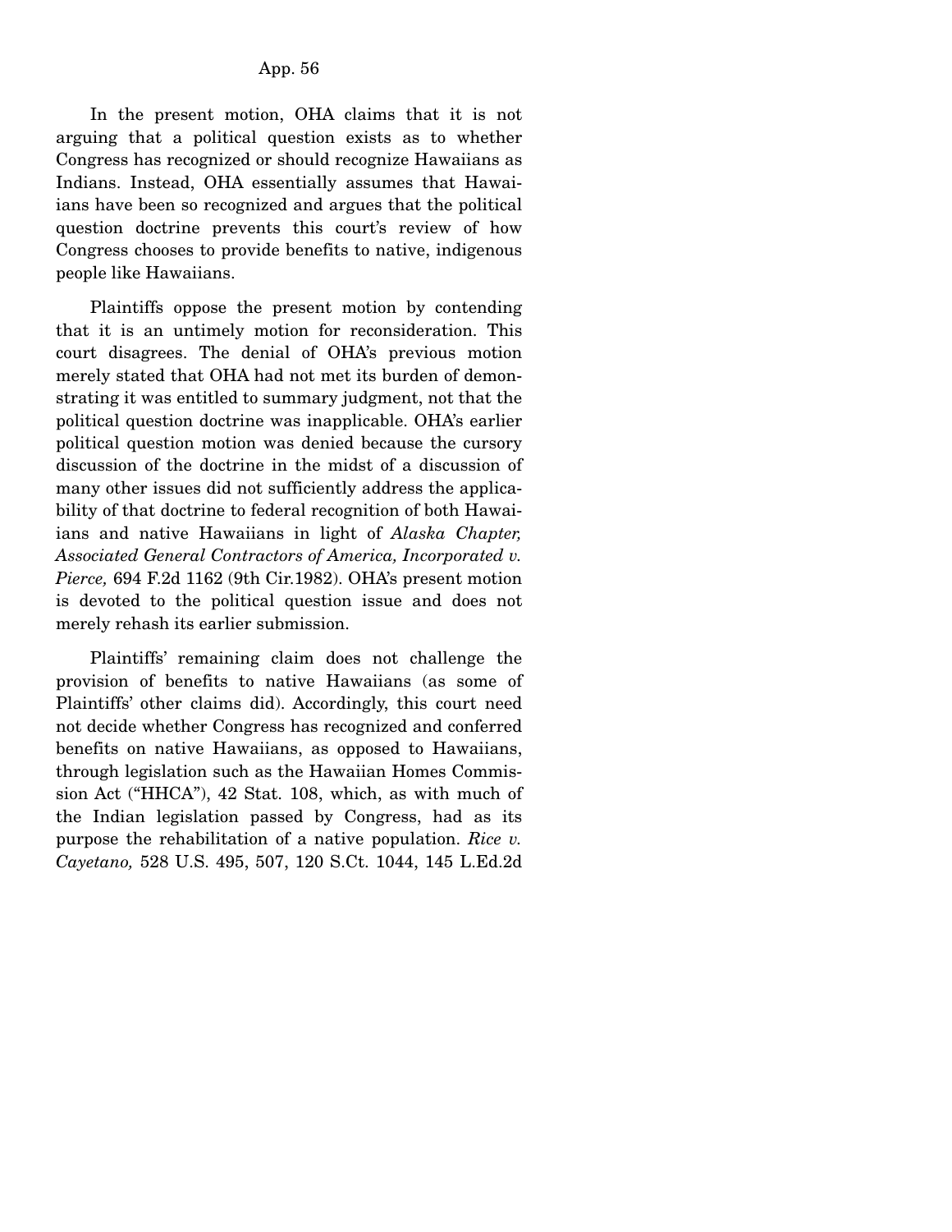In the present motion, OHA claims that it is not arguing that a political question exists as to whether Congress has recognized or should recognize Hawaiians as Indians. Instead, OHA essentially assumes that Hawaiians have been so recognized and argues that the political question doctrine prevents this court's review of how Congress chooses to provide benefits to native, indigenous people like Hawaiians.

Plaintiffs oppose the present motion by contending that it is an untimely motion for reconsideration. This court disagrees. The denial of OHA's previous motion merely stated that OHA had not met its burden of demonstrating it was entitled to summary judgment, not that the political question doctrine was inapplicable. OHA's earlier political question motion was denied because the cursory discussion of the doctrine in the midst of a discussion of many other issues did not sufficiently address the applicability of that doctrine to federal recognition of both Hawaiians and native Hawaiians in light of *Alaska Chapter, Associated General Contractors of America, Incorporated v. Pierce,* 694 F.2d 1162 (9th Cir.1982). OHA's present motion is devoted to the political question issue and does not merely rehash its earlier submission.

Plaintiffs' remaining claim does not challenge the provision of benefits to native Hawaiians (as some of Plaintiffs' other claims did). Accordingly, this court need not decide whether Congress has recognized and conferred benefits on native Hawaiians, as opposed to Hawaiians, through legislation such as the Hawaiian Homes Commission Act ("HHCA"), 42 Stat. 108, which, as with much of the Indian legislation passed by Congress, had as its purpose the rehabilitation of a native population. *Rice v. Cayetano,* 528 U.S. 495, 507, 120 S.Ct. 1044, 145 L.Ed.2d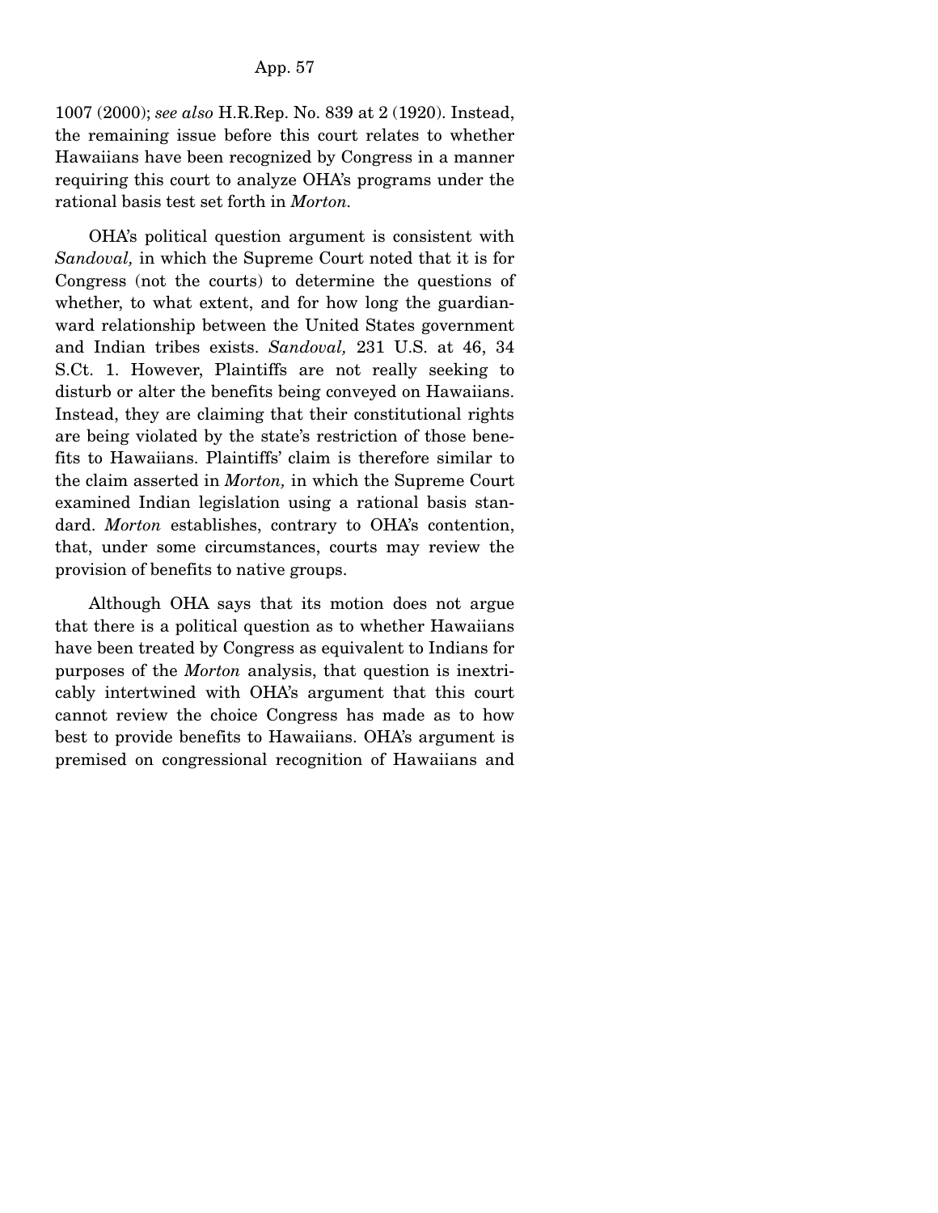1007 (2000); *see also* H.R.Rep. No. 839 at 2 (1920). Instead, the remaining issue before this court relates to whether Hawaiians have been recognized by Congress in a manner requiring this court to analyze OHA's programs under the rational basis test set forth in *Morton*.

OHA's political question argument is consistent with *Sandoval,* in which the Supreme Court noted that it is for Congress (not the courts) to determine the questions of whether, to what extent, and for how long the guardian-ward relationship between the United States government and Indian tribes exists. *Sandoval,* 231 U.S. at 46, 34 S.Ct. 1. However, Plaintiffs are not really seeking to disturb or alter the benefits being conveyed on Hawaiians. Instead, they are claiming that their constitutional rights are being violated by the state's restriction of those benefits to Hawaiians. Plaintiffs' claim is therefore similar to the claim asserted in *Morton,* in which the Supreme Court examined Indian legislation using a rational basis standard. *Morton* establishes, contrary to OHA's contention, that, under some circumstances, courts may review the provision of benefits to native groups.

Although OHA says that its motion does not argue that there is a political question as to whether Hawaiians have been treated by Congress as equivalent to Indians for purposes of the *Morton* analysis, that question is inextricably intertwined with OHA's argument that this court cannot review the choice Congress has made as to how best to provide benefits to Hawaiians. OHA's argument is premised on congressional recognition of Hawaiians and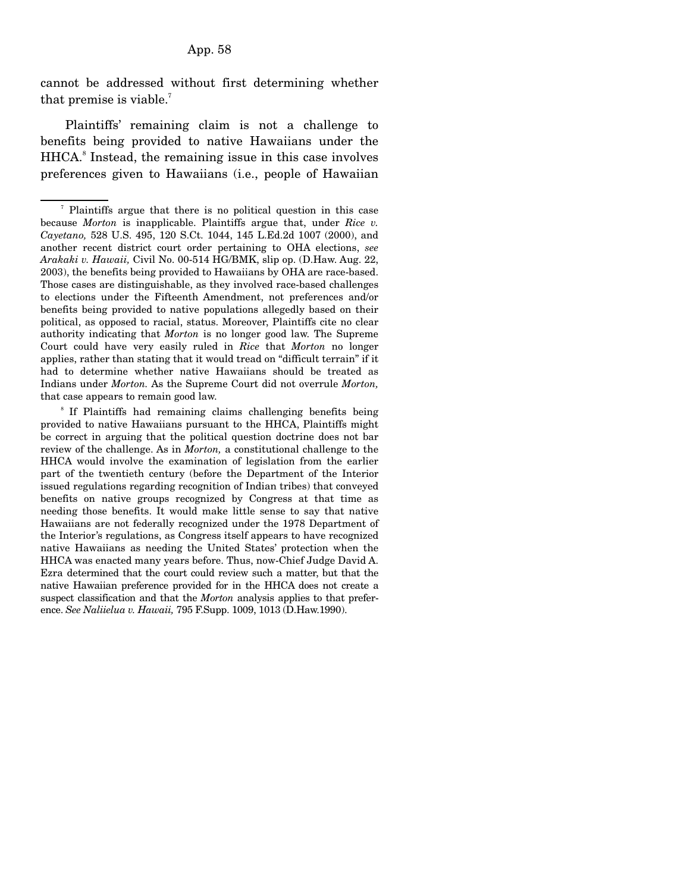cannot be addressed without first determining whether that premise is viable.[7]

Plaintiffs' remaining claim is not a challenge to benefits being provided to native Hawaiians under the HHCA.[8] Instead, the remaining issue in this case involves preferences given to Hawaiians (i.e., people of Hawaiian

---

[7] Plaintiffs argue that there is no political question in this case because *Morton* is inapplicable. Plaintiffs argue that, under *Rice v. Cayetano,* 528 U.S. 495, 120 S.Ct. 1044, 145 L.Ed.2d 1007 (2000), and another recent district court order pertaining to OHA elections, *see Arakaki v. Hawaii,* Civil No. 00-514 HG/BMK, slip op. (D.Haw. Aug. 22, 2003), the benefits being provided to Hawaiians by OHA are race-based. Those cases are distinguishable, as they involved race-based challenges to elections under the Fifteenth Amendment, not preferences and/or benefits being provided to native populations allegedly based on their political, as opposed to racial, status. Moreover, Plaintiffs cite no clear authority indicating that *Morton* is no longer good law. The Supreme Court could have very easily ruled in *Rice* that *Morton* no longer applies, rather than stating that it would tread on "difficult terrain" if it had to determine whether native Hawaiians should be treated as Indians under *Morton.* As the Supreme Court did not overrule *Morton,* that case appears to remain good law.

[8] If Plaintiffs had remaining claims challenging benefits being provided to native Hawaiians pursuant to the HHCA, Plaintiffs might be correct in arguing that the political question doctrine does not bar review of the challenge. As in *Morton,* a constitutional challenge to the HHCA would involve the examination of legislation from the earlier part of the twentieth century (before the Department of the Interior issued regulations regarding recognition of Indian tribes) that conveyed benefits on native groups recognized by Congress at that time as needing those benefits. It would make little sense to say that native Hawaiians are not federally recognized under the 1978 Department of the Interior's regulations, as Congress itself appears to have recognized native Hawaiians as needing the United States' protection when the HHCA was enacted many years before. Thus, now-Chief Judge David A. Ezra determined that the court could review such a matter, but that the native Hawaiian preference provided for in the HHCA does not create a suspect classification and that the *Morton* analysis applies to that preference. *See Naliielua v. Hawaii,* 795 F.Supp. 1009, 1013 (D.Haw.1990).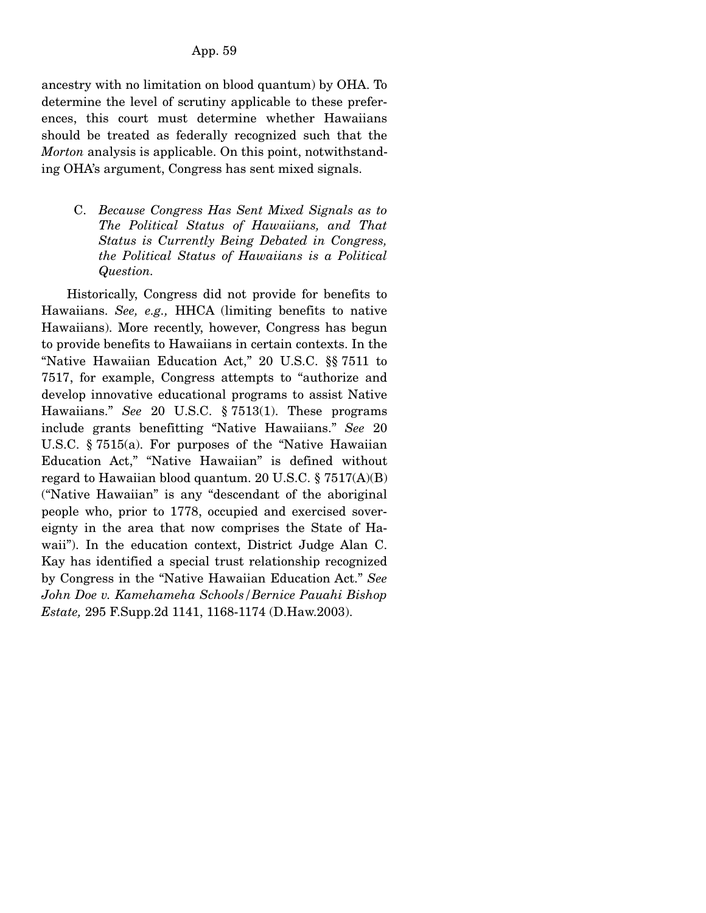ancestry with no limitation on blood quantum) by OHA. To determine the level of scrutiny applicable to these preferences, this court must determine whether Hawaiians should be treated as federally recognized such that the *Morton* analysis is applicable. On this point, notwithstanding OHA's argument, Congress has sent mixed signals.

### C. *Because Congress Has Sent Mixed Signals as to The Political Status of Hawaiians, and That Status is Currently Being Debated in Congress, the Political Status of Hawaiians is a Political Question.*

Historically, Congress did not provide for benefits to Hawaiians. *See, e.g.,* HHCA (limiting benefits to native Hawaiians). More recently, however, Congress has begun to provide benefits to Hawaiians in certain contexts. In the "Native Hawaiian Education Act," 20 U.S.C. §§ 7511 to 7517, for example, Congress attempts to "authorize and develop innovative educational programs to assist Native Hawaiians." *See* 20 U.S.C. § 7513(1). These programs include grants benefitting "Native Hawaiians." *See* 20 U.S.C. § 7515(a). For purposes of the "Native Hawaiian Education Act," "Native Hawaiian" is defined without regard to Hawaiian blood quantum. 20 U.S.C. § 7517(A)(B) ("Native Hawaiian" is any "descendant of the aboriginal people who, prior to 1778, occupied and exercised sovereignty in the area that now comprises the State of Hawaii"). In the education context, District Judge Alan C. Kay has identified a special trust relationship recognized by Congress in the "Native Hawaiian Education Act." *See John Doe v. Kamehameha Schools/Bernice Pauahi Bishop Estate,* 295 F.Supp.2d 1141, 1168-1174 (D.Haw.2003).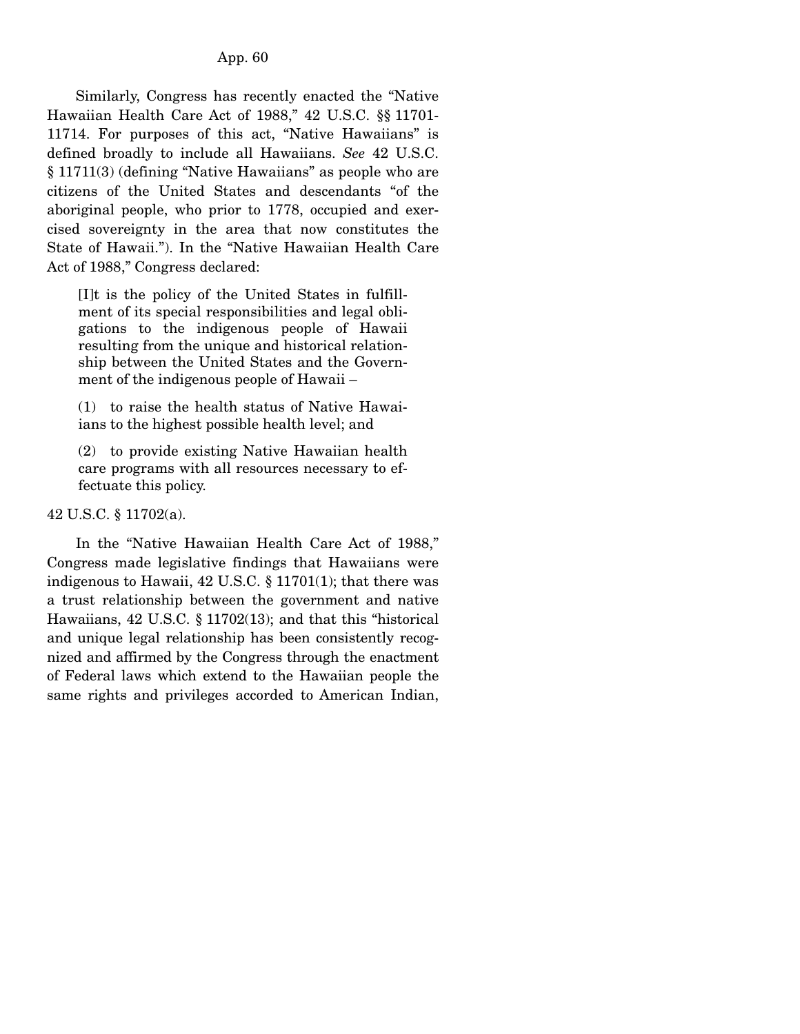Similarly, Congress has recently enacted the "Native Hawaiian Health Care Act of 1988," 42 U.S.C. §§ 11701-11714. For purposes of this act, "Native Hawaiians" is defined broadly to include all Hawaiians. *See* 42 U.S.C. § 11711(3) (defining "Native Hawaiians" as people who are citizens of the United States and descendants "of the aboriginal people, who prior to 1778, occupied and exercised sovereignty in the area that now constitutes the State of Hawaii."). In the "Native Hawaiian Health Care Act of 1988," Congress declared:

> [I]t is the policy of the United States in fulfillment of its special responsibilities and legal obligations to the indigenous people of Hawaii resulting from the unique and historical relationship between the United States and the Government of the indigenous people of Hawaii –
>
> (1) to raise the health status of Native Hawaiians to the highest possible health level; and
>
> (2) to provide existing Native Hawaiian health care programs with all resources necessary to effectuate this policy.

42 U.S.C. § 11702(a).

In the "Native Hawaiian Health Care Act of 1988," Congress made legislative findings that Hawaiians were indigenous to Hawaii, 42 U.S.C. § 11701(1); that there was a trust relationship between the government and native Hawaiians, 42 U.S.C. § 11702(13); and that this "historical and unique legal relationship has been consistently recognized and affirmed by the Congress through the enactment of Federal laws which extend to the Hawaiian people the same rights and privileges accorded to American Indian,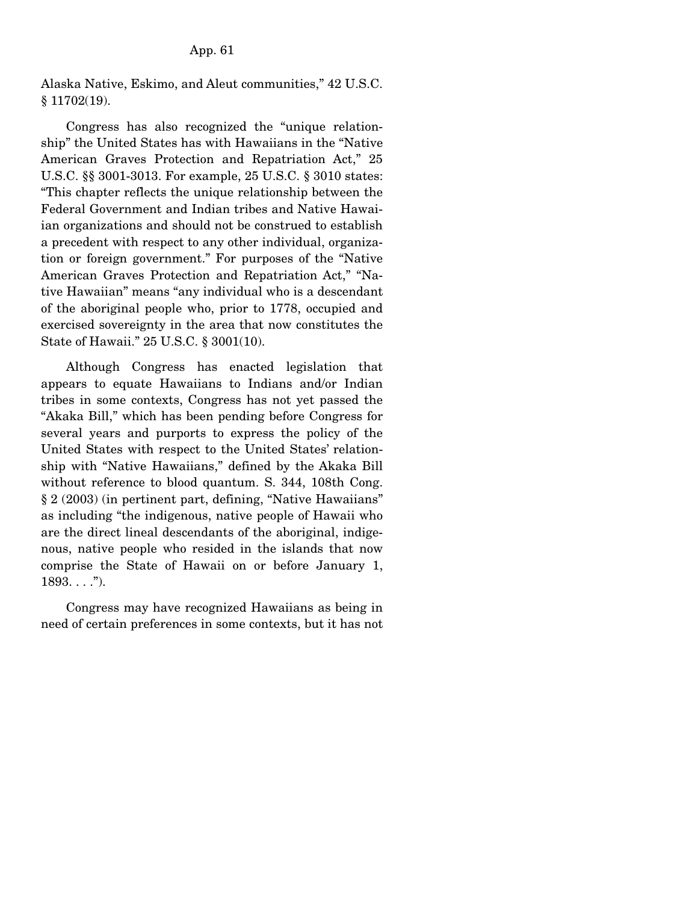Alaska Native, Eskimo, and Aleut communities," 42 U.S.C. § 11702(19).

Congress has also recognized the "unique relationship" the United States has with Hawaiians in the "Native American Graves Protection and Repatriation Act," 25 U.S.C. §§ 3001-3013. For example, 25 U.S.C. § 3010 states: "This chapter reflects the unique relationship between the Federal Government and Indian tribes and Native Hawaiian organizations and should not be construed to establish a precedent with respect to any other individual, organization or foreign government." For purposes of the "Native American Graves Protection and Repatriation Act," "Native Hawaiian" means "any individual who is a descendant of the aboriginal people who, prior to 1778, occupied and exercised sovereignty in the area that now constitutes the State of Hawaii." 25 U.S.C. § 3001(10).

Although Congress has enacted legislation that appears to equate Hawaiians to Indians and/or Indian tribes in some contexts, Congress has not yet passed the "Akaka Bill," which has been pending before Congress for several years and purports to express the policy of the United States with respect to the United States' relationship with "Native Hawaiians," defined by the Akaka Bill without reference to blood quantum. S. 344, 108th Cong. § 2 (2003) (in pertinent part, defining, "Native Hawaiians" as including "the indigenous, native people of Hawaii who are the direct lineal descendants of the aboriginal, indigenous, native people who resided in the islands that now comprise the State of Hawaii on or before January 1, 1893. . . .").

Congress may have recognized Hawaiians as being in need of certain preferences in some contexts, but it has not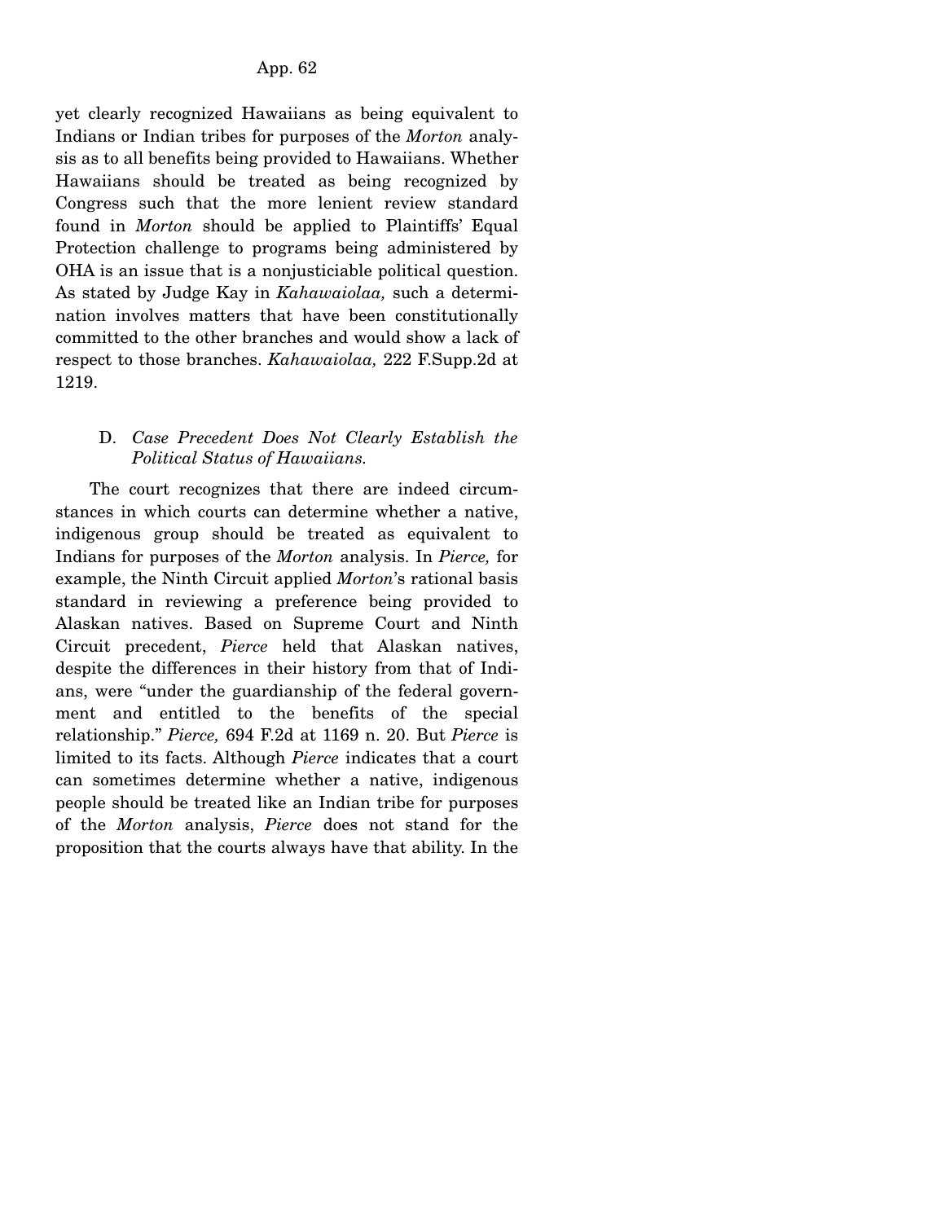yet clearly recognized Hawaiians as being equivalent to Indians or Indian tribes for purposes of the *Morton* analysis as to all benefits being provided to Hawaiians. Whether Hawaiians should be treated as being recognized by Congress such that the more lenient review standard found in *Morton* should be applied to Plaintiffs' Equal Protection challenge to programs being administered by OHA is an issue that is a nonjusticiable political question. As stated by Judge Kay in *Kahawaiolaa,* such a determination involves matters that have been constitutionally committed to the other branches and would show a lack of respect to those branches. *Kahawaiolaa,* 222 F.Supp.2d at 1219.

### D. *Case Precedent Does Not Clearly Establish the Political Status of Hawaiians.*

The court recognizes that there are indeed circumstances in which courts can determine whether a native, indigenous group should be treated as equivalent to Indians for purposes of the *Morton* analysis. In *Pierce,* for example, the Ninth Circuit applied *Morton*'s rational basis standard in reviewing a preference being provided to Alaskan natives. Based on Supreme Court and Ninth Circuit precedent, *Pierce* held that Alaskan natives, despite the differences in their history from that of Indians, were "under the guardianship of the federal government and entitled to the benefits of the special relationship." *Pierce,* 694 F.2d at 1169 n. 20. But *Pierce* is limited to its facts. Although *Pierce* indicates that a court can sometimes determine whether a native, indigenous people should be treated like an Indian tribe for purposes of the *Morton* analysis, *Pierce* does not stand for the proposition that the courts always have that ability. In the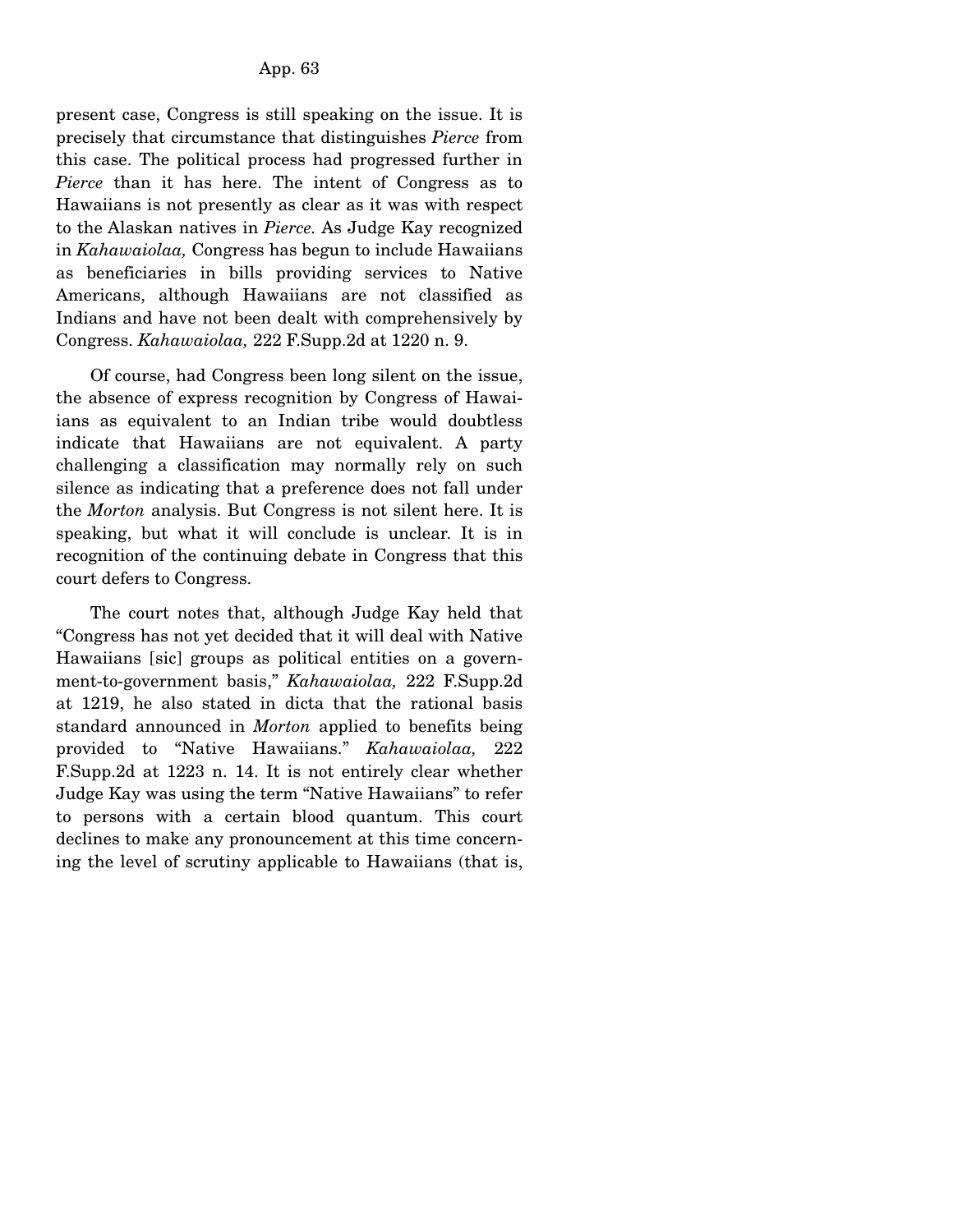present case, Congress is still speaking on the issue. It is precisely that circumstance that distinguishes *Pierce* from this case. The political process had progressed further in *Pierce* than it has here. The intent of Congress as to Hawaiians is not presently as clear as it was with respect to the Alaskan natives in *Pierce.* As Judge Kay recognized in *Kahawaiolaa,* Congress has begun to include Hawaiians as beneficiaries in bills providing services to Native Americans, although Hawaiians are not classified as Indians and have not been dealt with comprehensively by Congress. *Kahawaiolaa,* 222 F.Supp.2d at 1220 n. 9.

Of course, had Congress been long silent on the issue, the absence of express recognition by Congress of Hawaiians as equivalent to an Indian tribe would doubtless indicate that Hawaiians are not equivalent. A party challenging a classification may normally rely on such silence as indicating that a preference does not fall under the *Morton* analysis. But Congress is not silent here. It is speaking, but what it will conclude is unclear. It is in recognition of the continuing debate in Congress that this court defers to Congress.

The court notes that, although Judge Kay held that "Congress has not yet decided that it will deal with Native Hawaiians [sic] groups as political entities on a government-to-government basis," *Kahawaiolaa,* 222 F.Supp.2d at 1219, he also stated in dicta that the rational basis standard announced in *Morton* applied to benefits being provided to "Native Hawaiians." *Kahawaiolaa,* 222 F.Supp.2d at 1223 n. 14. It is not entirely clear whether Judge Kay was using the term "Native Hawaiians" to refer to persons with a certain blood quantum. This court declines to make any pronouncement at this time concerning the level of scrutiny applicable to Hawaiians (that is,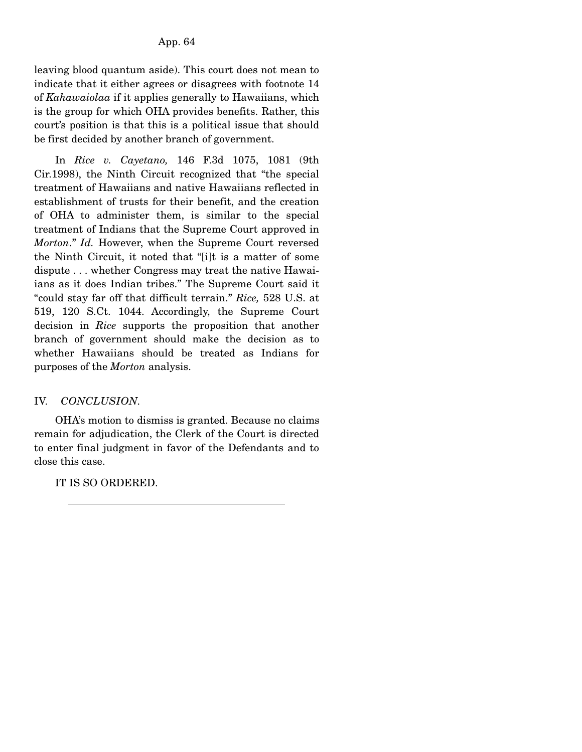leaving blood quantum aside). This court does not mean to indicate that it either agrees or disagrees with footnote 14 of *Kahawaiolaa* if it applies generally to Hawaiians, which is the group for which OHA provides benefits. Rather, this court's position is that this is a political issue that should be first decided by another branch of government.

In *Rice v. Cayetano,* 146 F.3d 1075, 1081 (9th Cir.1998), the Ninth Circuit recognized that "the special treatment of Hawaiians and native Hawaiians reflected in establishment of trusts for their benefit, and the creation of OHA to administer them, is similar to the special treatment of Indians that the Supreme Court approved in *Morton*." *Id.* However, when the Supreme Court reversed the Ninth Circuit, it noted that "[i]t is a matter of some dispute . . . whether Congress may treat the native Hawaiians as it does Indian tribes." The Supreme Court said it "could stay far off that difficult terrain." *Rice,* 528 U.S. at 519, 120 S.Ct. 1044. Accordingly, the Supreme Court decision in *Rice* supports the proposition that another branch of government should make the decision as to whether Hawaiians should be treated as Indians for purposes of the *Morton* analysis.

## IV. *CONCLUSION.*

OHA's motion to dismiss is granted. Because no claims remain for adjudication, the Clerk of the Court is directed to enter final judgment in favor of the Defendants and to close this case.

IT IS SO ORDERED.

---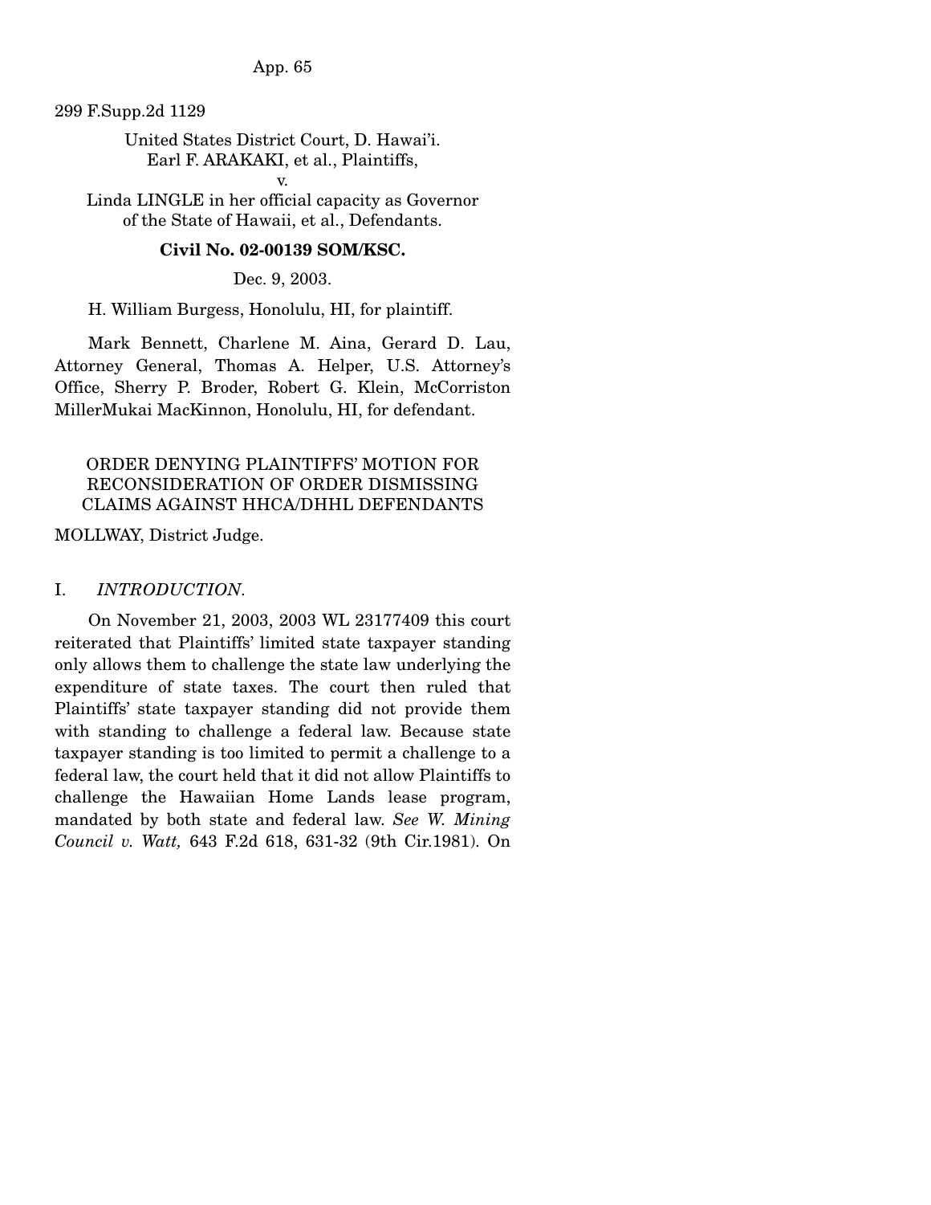299 F.Supp.2d 1129

United States District Court, D. Hawai'i.
Earl F. ARAKAKI, et al., Plaintiffs,
v.
Linda LINGLE in her official capacity as Governor of the State of Hawaii, et al., Defendants.

**Civil No. 02-00139 SOM/KSC.**

Dec. 9, 2003.

H. William Burgess, Honolulu, HI, for plaintiff.

Mark Bennett, Charlene M. Aina, Gerard D. Lau, Attorney General, Thomas A. Helper, U.S. Attorney's Office, Sherry P. Broder, Robert G. Klein, McCorriston MillerMukai MacKinnon, Honolulu, HI, for defendant.

ORDER DENYING PLAINTIFFS' MOTION FOR RECONSIDERATION OF ORDER DISMISSING CLAIMS AGAINST HHCA/DHHL DEFENDANTS

MOLLWAY, District Judge.

I. *INTRODUCTION.*

On November 21, 2003, 2003 WL 23177409 this court reiterated that Plaintiffs' limited state taxpayer standing only allows them to challenge the state law underlying the expenditure of state taxes. The court then ruled that Plaintiffs' state taxpayer standing did not provide them with standing to challenge a federal law. Because state taxpayer standing is too limited to permit a challenge to a federal law, the court held that it did not allow Plaintiffs to challenge the Hawaiian Home Lands lease program, mandated by both state and federal law. *See W. Mining Council v. Watt,* 643 F.2d 618, 631-32 (9th Cir.1981). On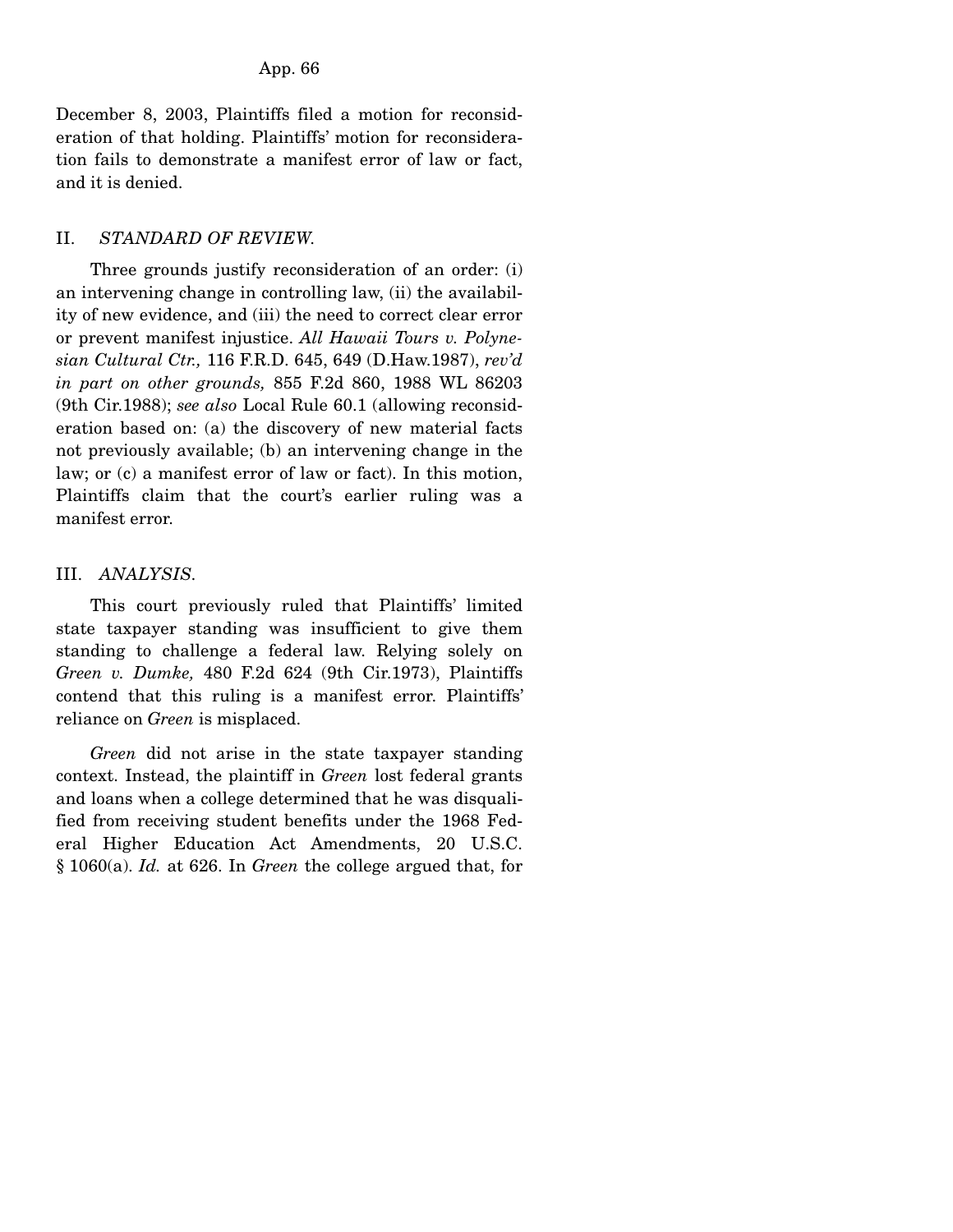December 8, 2003, Plaintiffs filed a motion for reconsideration of that holding. Plaintiffs' motion for reconsideration fails to demonstrate a manifest error of law or fact, and it is denied.

## II. *STANDARD OF REVIEW.*

Three grounds justify reconsideration of an order: (i) an intervening change in controlling law, (ii) the availability of new evidence, and (iii) the need to correct clear error or prevent manifest injustice. *All Hawaii Tours v. Polynesian Cultural Ctr.,* 116 F.R.D. 645, 649 (D.Haw.1987), *rev'd in part on other grounds,* 855 F.2d 860, 1988 WL 86203 (9th Cir.1988); *see also* Local Rule 60.1 (allowing reconsideration based on: (a) the discovery of new material facts not previously available; (b) an intervening change in the law; or (c) a manifest error of law or fact). In this motion, Plaintiffs claim that the court's earlier ruling was a manifest error.

## III. *ANALYSIS.*

This court previously ruled that Plaintiffs' limited state taxpayer standing was insufficient to give them standing to challenge a federal law. Relying solely on *Green v. Dumke,* 480 F.2d 624 (9th Cir.1973), Plaintiffs contend that this ruling is a manifest error. Plaintiffs' reliance on *Green* is misplaced.

*Green* did not arise in the state taxpayer standing context. Instead, the plaintiff in *Green* lost federal grants and loans when a college determined that he was disqualified from receiving student benefits under the 1968 Federal Higher Education Act Amendments, 20 U.S.C. § 1060(a). *Id.* at 626. In *Green* the college argued that, for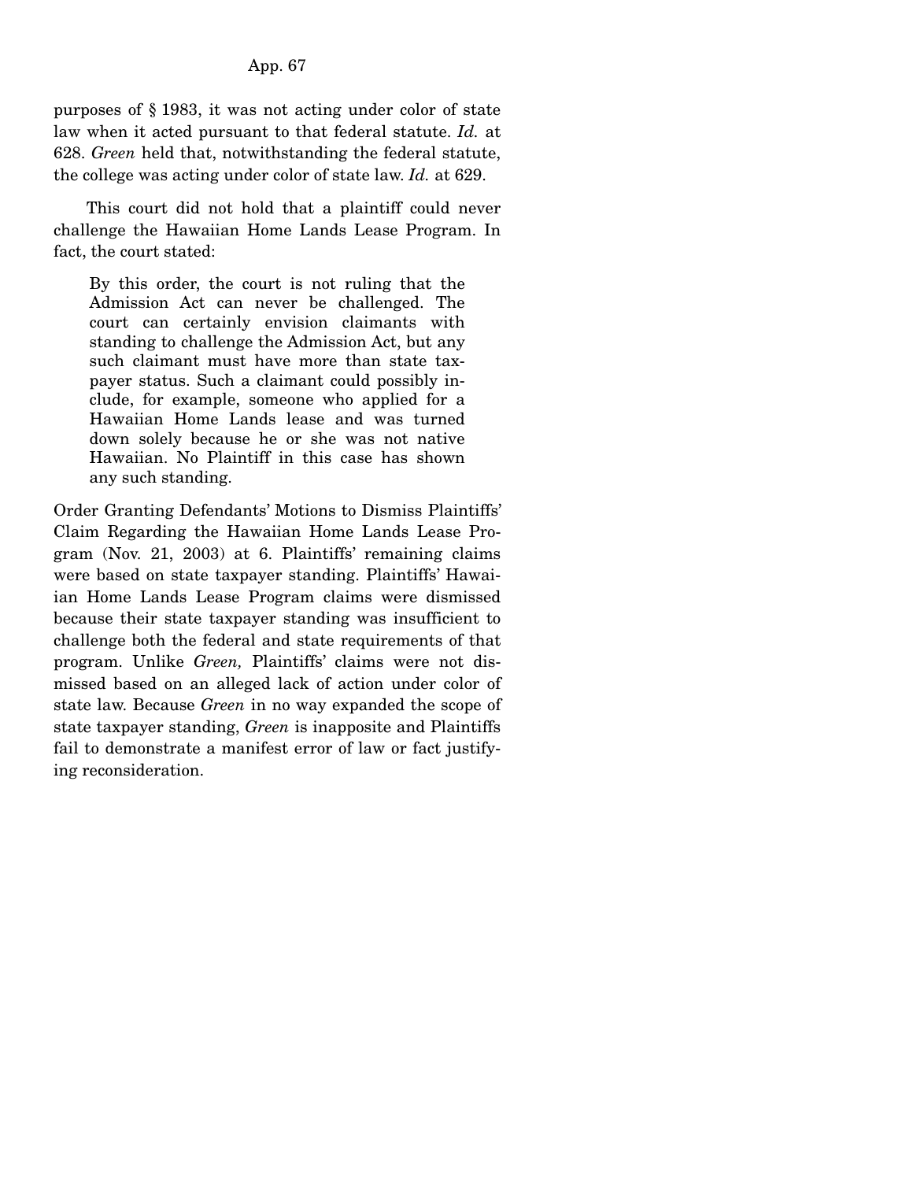purposes of § 1983, it was not acting under color of state law when it acted pursuant to that federal statute. *Id.* at 628. *Green* held that, notwithstanding the federal statute, the college was acting under color of state law. *Id.* at 629.

This court did not hold that a plaintiff could never challenge the Hawaiian Home Lands Lease Program. In fact, the court stated:

> By this order, the court is not ruling that the Admission Act can never be challenged. The court can certainly envision claimants with standing to challenge the Admission Act, but any such claimant must have more than state taxpayer status. Such a claimant could possibly include, for example, someone who applied for a Hawaiian Home Lands lease and was turned down solely because he or she was not native Hawaiian. No Plaintiff in this case has shown any such standing.

Order Granting Defendants' Motions to Dismiss Plaintiffs' Claim Regarding the Hawaiian Home Lands Lease Program (Nov. 21, 2003) at 6. Plaintiffs' remaining claims were based on state taxpayer standing. Plaintiffs' Hawaiian Home Lands Lease Program claims were dismissed because their state taxpayer standing was insufficient to challenge both the federal and state requirements of that program. Unlike *Green,* Plaintiffs' claims were not dismissed based on an alleged lack of action under color of state law. Because *Green* in no way expanded the scope of state taxpayer standing, *Green* is inapposite and Plaintiffs fail to demonstrate a manifest error of law or fact justifying reconsideration.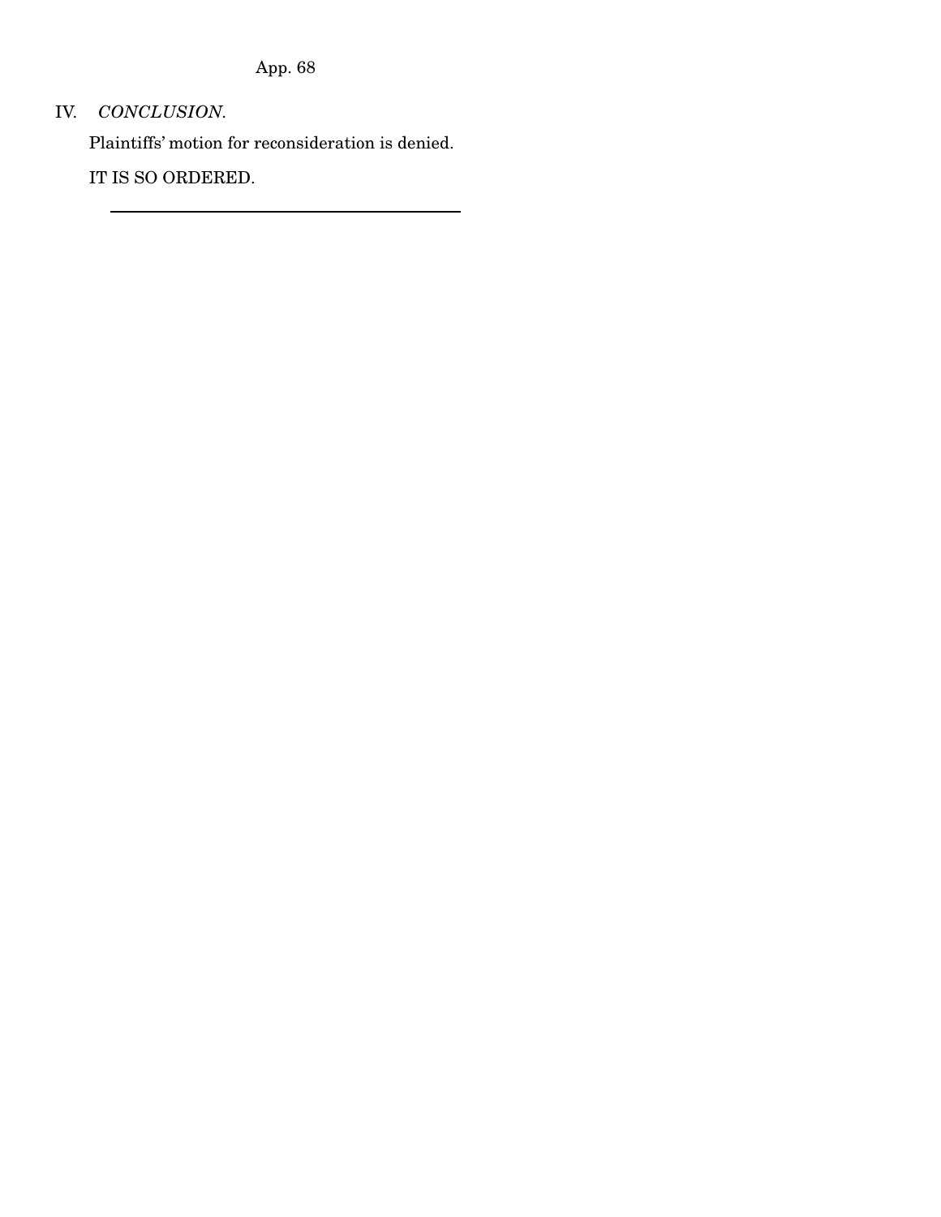## IV. *CONCLUSION*.

Plaintiffs' motion for reconsideration is denied.

IT IS SO ORDERED.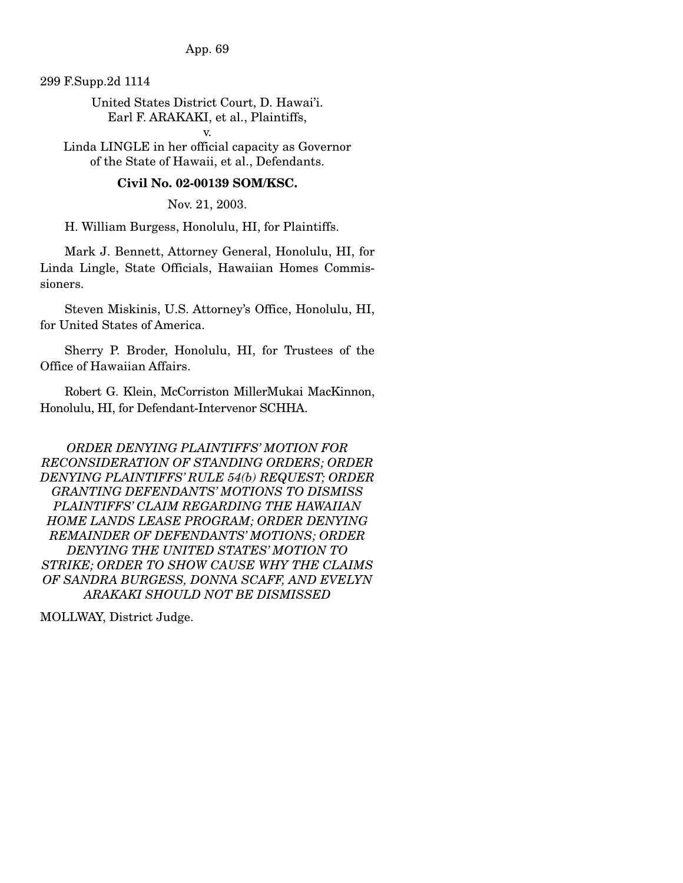299 F.Supp.2d 1114

United States District Court, D. Hawai'i.
Earl F. ARAKAKI, et al., Plaintiffs,
v.
Linda LINGLE in her official capacity as Governor of the State of Hawaii, et al., Defendants.

**Civil No. 02-00139 SOM/KSC.**

Nov. 21, 2003.

H. William Burgess, Honolulu, HI, for Plaintiffs.

Mark J. Bennett, Attorney General, Honolulu, HI, for Linda Lingle, State Officials, Hawaiian Homes Commissioners.

Steven Miskinis, U.S. Attorney's Office, Honolulu, HI, for United States of America.

Sherry P. Broder, Honolulu, HI, for Trustees of the Office of Hawaiian Affairs.

Robert G. Klein, McCorriston MillerMukai MacKinnon, Honolulu, HI, for Defendant-Intervenor SCHHA.

*ORDER DENYING PLAINTIFFS' MOTION FOR RECONSIDERATION OF STANDING ORDERS; ORDER DENYING PLAINTIFFS' RULE 54(b) REQUEST; ORDER GRANTING DEFENDANTS' MOTIONS TO DISMISS PLAINTIFFS' CLAIM REGARDING THE HAWAIIAN HOME LANDS LEASE PROGRAM; ORDER DENYING REMAINDER OF DEFENDANTS' MOTIONS; ORDER DENYING THE UNITED STATES' MOTION TO STRIKE; ORDER TO SHOW CAUSE WHY THE CLAIMS OF SANDRA BURGESS, DONNA SCAFF, AND EVELYN ARAKAKI SHOULD NOT BE DISMISSED*

MOLLWAY, District Judge.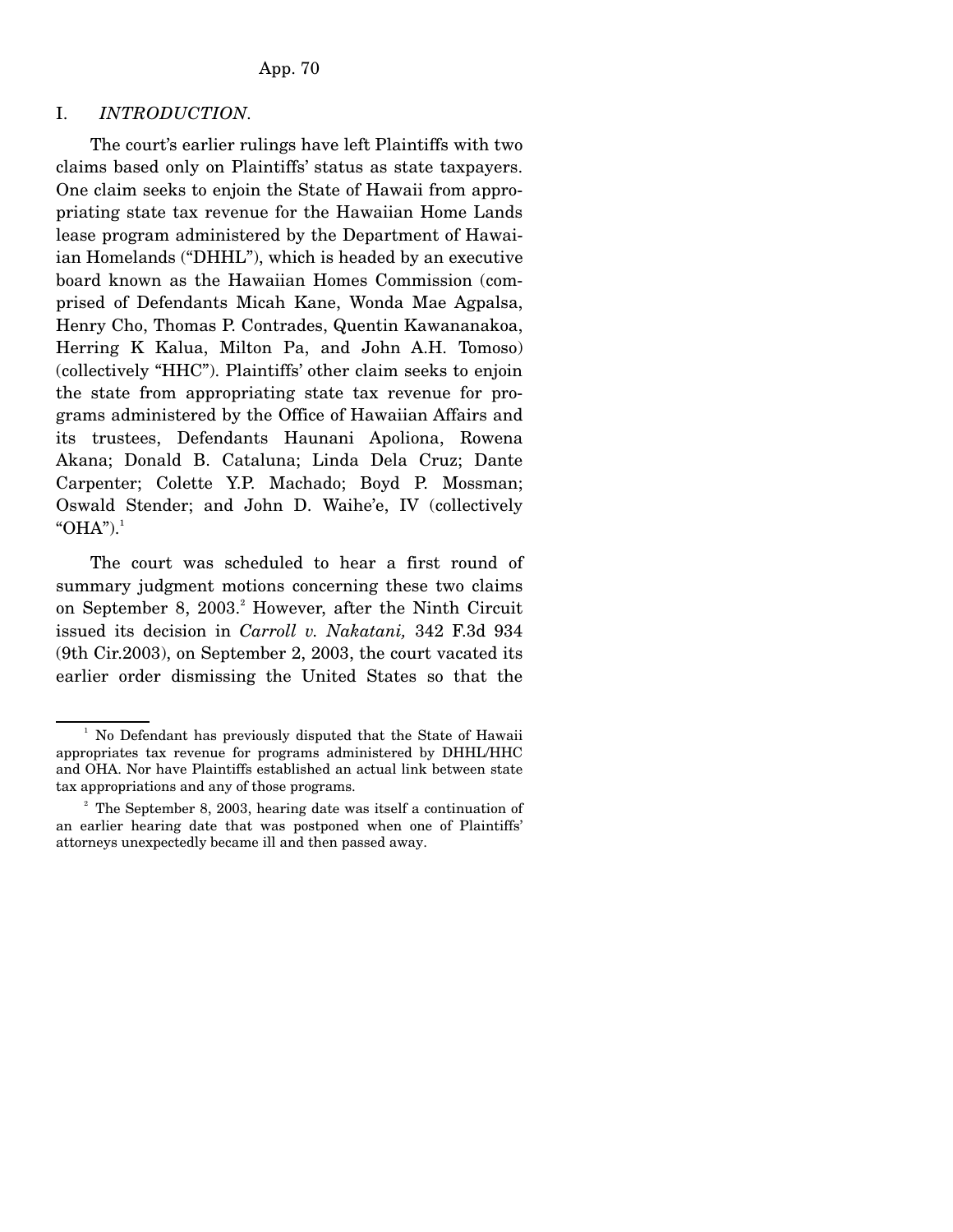## I. *INTRODUCTION*.

The court's earlier rulings have left Plaintiffs with two claims based only on Plaintiffs' status as state taxpayers. One claim seeks to enjoin the State of Hawaii from appropriating state tax revenue for the Hawaiian Home Lands lease program administered by the Department of Hawaiian Homelands ("DHHL"), which is headed by an executive board known as the Hawaiian Homes Commission (comprised of Defendants Micah Kane, Wonda Mae Agpalsa, Henry Cho, Thomas P. Contrades, Quentin Kawananakoa, Herring K Kalua, Milton Pa, and John A.H. Tomoso) (collectively "HHC"). Plaintiffs' other claim seeks to enjoin the state from appropriating state tax revenue for programs administered by the Office of Hawaiian Affairs and its trustees, Defendants Haunani Apoliona, Rowena Akana; Donald B. Cataluna; Linda Dela Cruz; Dante Carpenter; Colette Y.P. Machado; Boyd P. Mossman; Oswald Stender; and John D. Waihe'e, IV (collectively "OHA").[1]

The court was scheduled to hear a first round of summary judgment motions concerning these two claims on September 8, 2003.[2] However, after the Ninth Circuit issued its decision in *Carroll v. Nakatani,* 342 F.3d 934 (9th Cir.2003), on September 2, 2003, the court vacated its earlier order dismissing the United States so that the

---

[1] No Defendant has previously disputed that the State of Hawaii appropriates tax revenue for programs administered by DHHL/HHC and OHA. Nor have Plaintiffs established an actual link between state tax appropriations and any of those programs.

[2] The September 8, 2003, hearing date was itself a continuation of an earlier hearing date that was postponed when one of Plaintiffs' attorneys unexpectedly became ill and then passed away.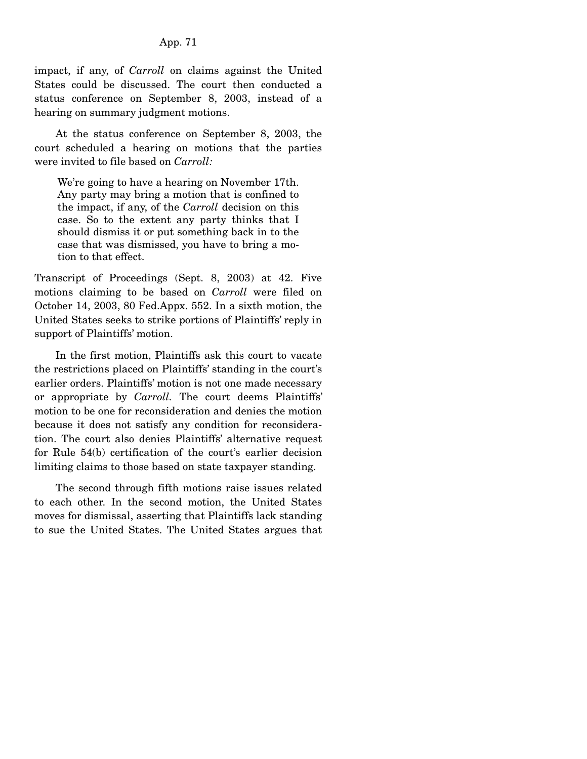impact, if any, of *Carroll* on claims against the United States could be discussed. The court then conducted a status conference on September 8, 2003, instead of a hearing on summary judgment motions.

At the status conference on September 8, 2003, the court scheduled a hearing on motions that the parties were invited to file based on *Carroll:*

> We're going to have a hearing on November 17th. Any party may bring a motion that is confined to the impact, if any, of the *Carroll* decision on this case. So to the extent any party thinks that I should dismiss it or put something back in to the case that was dismissed, you have to bring a motion to that effect.

Transcript of Proceedings (Sept. 8, 2003) at 42. Five motions claiming to be based on *Carroll* were filed on October 14, 2003, 80 Fed.Appx. 552. In a sixth motion, the United States seeks to strike portions of Plaintiffs' reply in support of Plaintiffs' motion.

In the first motion, Plaintiffs ask this court to vacate the restrictions placed on Plaintiffs' standing in the court's earlier orders. Plaintiffs' motion is not one made necessary or appropriate by *Carroll*. The court deems Plaintiffs' motion to be one for reconsideration and denies the motion because it does not satisfy any condition for reconsideration. The court also denies Plaintiffs' alternative request for Rule 54(b) certification of the court's earlier decision limiting claims to those based on state taxpayer standing.

The second through fifth motions raise issues related to each other. In the second motion, the United States moves for dismissal, asserting that Plaintiffs lack standing to sue the United States. The United States argues that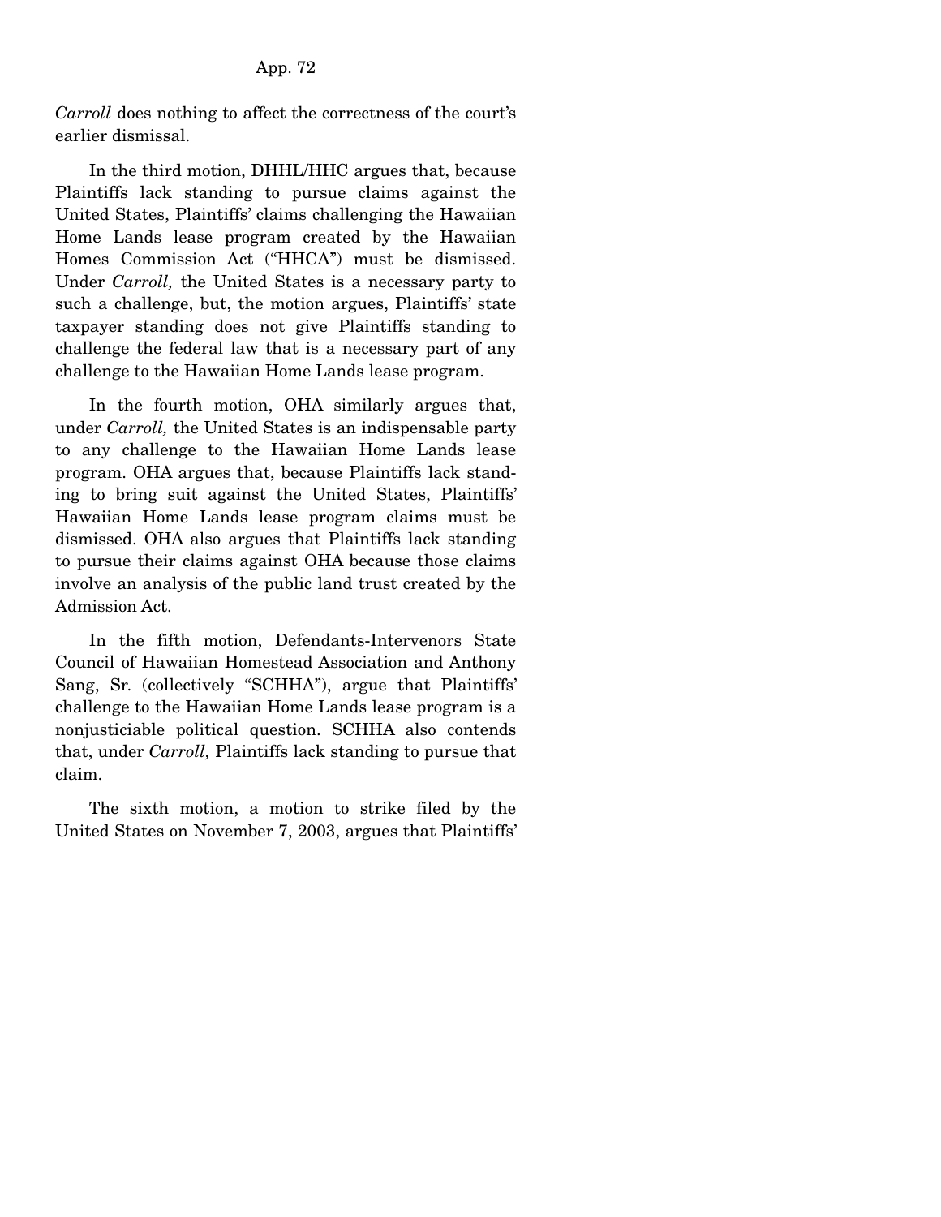*Carroll* does nothing to affect the correctness of the court's earlier dismissal.

In the third motion, DHHL/HHC argues that, because Plaintiffs lack standing to pursue claims against the United States, Plaintiffs' claims challenging the Hawaiian Home Lands lease program created by the Hawaiian Homes Commission Act ("HHCA") must be dismissed. Under *Carroll,* the United States is a necessary party to such a challenge, but, the motion argues, Plaintiffs' state taxpayer standing does not give Plaintiffs standing to challenge the federal law that is a necessary part of any challenge to the Hawaiian Home Lands lease program.

In the fourth motion, OHA similarly argues that, under *Carroll,* the United States is an indispensable party to any challenge to the Hawaiian Home Lands lease program. OHA argues that, because Plaintiffs lack standing to bring suit against the United States, Plaintiffs' Hawaiian Home Lands lease program claims must be dismissed. OHA also argues that Plaintiffs lack standing to pursue their claims against OHA because those claims involve an analysis of the public land trust created by the Admission Act.

In the fifth motion, Defendants-Intervenors State Council of Hawaiian Homestead Association and Anthony Sang, Sr. (collectively "SCHHA"), argue that Plaintiffs' challenge to the Hawaiian Home Lands lease program is a nonjusticiable political question. SCHHA also contends that, under *Carroll,* Plaintiffs lack standing to pursue that claim.

The sixth motion, a motion to strike filed by the United States on November 7, 2003, argues that Plaintiffs'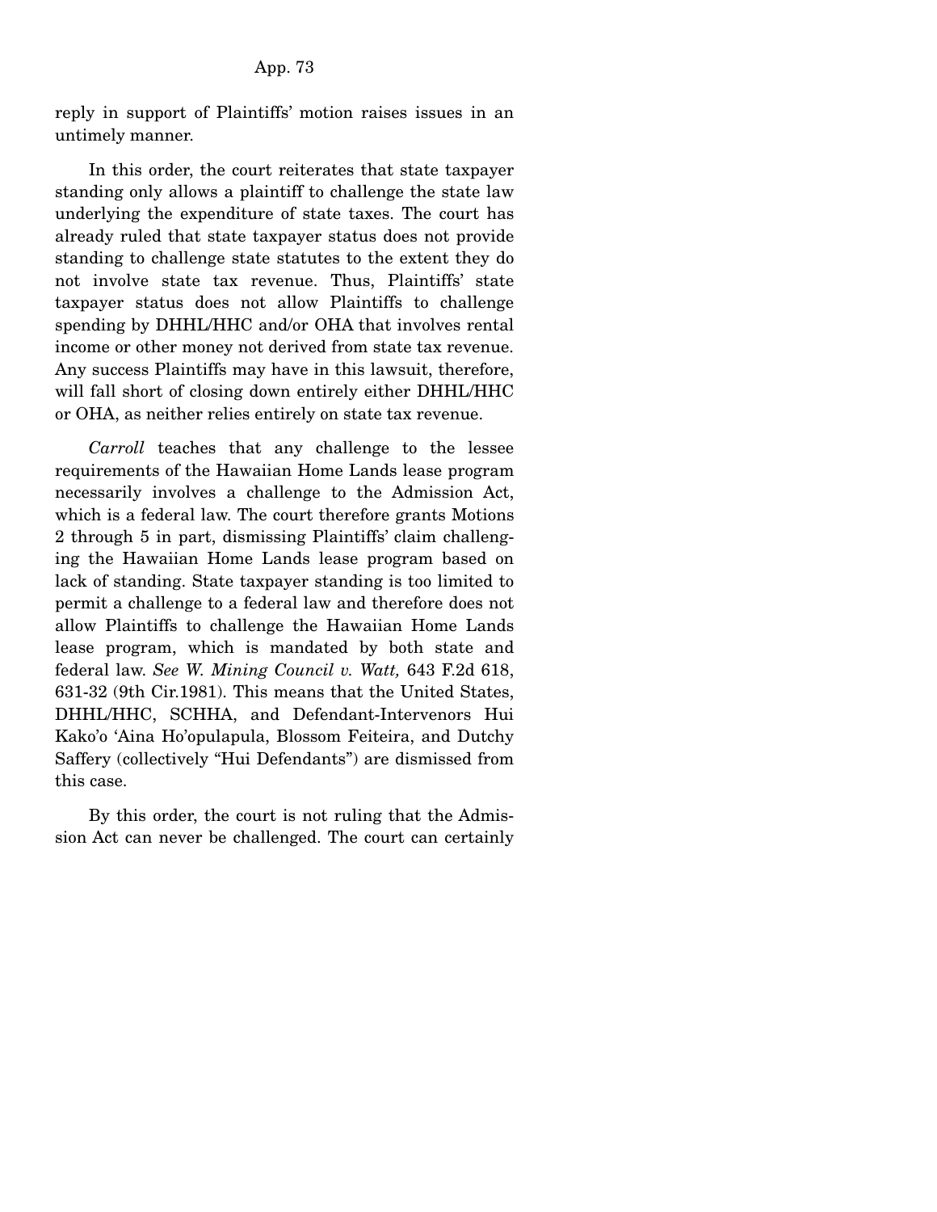reply in support of Plaintiffs' motion raises issues in an untimely manner.

In this order, the court reiterates that state taxpayer standing only allows a plaintiff to challenge the state law underlying the expenditure of state taxes. The court has already ruled that state taxpayer status does not provide standing to challenge state statutes to the extent they do not involve state tax revenue. Thus, Plaintiffs' state taxpayer status does not allow Plaintiffs to challenge spending by DHHL/HHC and/or OHA that involves rental income or other money not derived from state tax revenue. Any success Plaintiffs may have in this lawsuit, therefore, will fall short of closing down entirely either DHHL/HHC or OHA, as neither relies entirely on state tax revenue.

*Carroll* teaches that any challenge to the lessee requirements of the Hawaiian Home Lands lease program necessarily involves a challenge to the Admission Act, which is a federal law. The court therefore grants Motions 2 through 5 in part, dismissing Plaintiffs' claim challenging the Hawaiian Home Lands lease program based on lack of standing. State taxpayer standing is too limited to permit a challenge to a federal law and therefore does not allow Plaintiffs to challenge the Hawaiian Home Lands lease program, which is mandated by both state and federal law. *See W. Mining Council v. Watt,* 643 F.2d 618, 631-32 (9th Cir.1981). This means that the United States, DHHL/HHC, SCHHA, and Defendant-Intervenors Hui Kako'o 'Aina Ho'opulapula, Blossom Feiteira, and Dutchy Saffery (collectively "Hui Defendants") are dismissed from this case.

By this order, the court is not ruling that the Admission Act can never be challenged. The court can certainly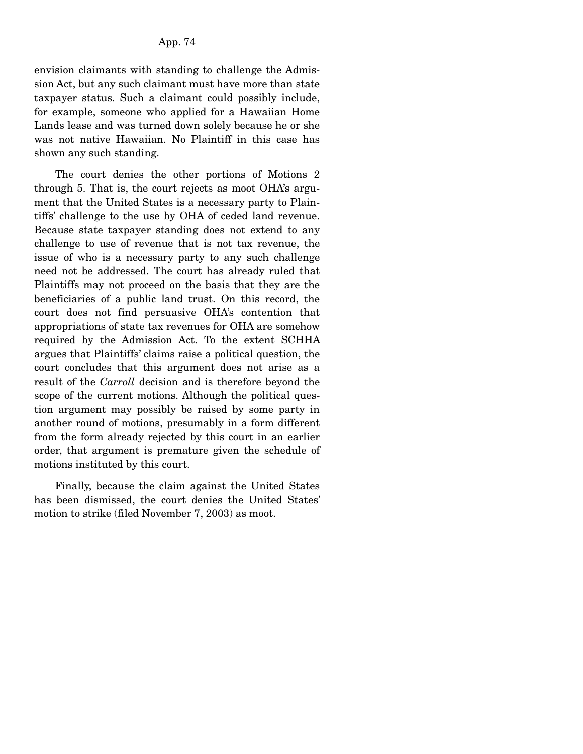envision claimants with standing to challenge the Admission Act, but any such claimant must have more than state taxpayer status. Such a claimant could possibly include, for example, someone who applied for a Hawaiian Home Lands lease and was turned down solely because he or she was not native Hawaiian. No Plaintiff in this case has shown any such standing.

The court denies the other portions of Motions 2 through 5. That is, the court rejects as moot OHA's argument that the United States is a necessary party to Plaintiffs' challenge to the use by OHA of ceded land revenue. Because state taxpayer standing does not extend to any challenge to use of revenue that is not tax revenue, the issue of who is a necessary party to any such challenge need not be addressed. The court has already ruled that Plaintiffs may not proceed on the basis that they are the beneficiaries of a public land trust. On this record, the court does not find persuasive OHA's contention that appropriations of state tax revenues for OHA are somehow required by the Admission Act. To the extent SCHHA argues that Plaintiffs' claims raise a political question, the court concludes that this argument does not arise as a result of the *Carroll* decision and is therefore beyond the scope of the current motions. Although the political question argument may possibly be raised by some party in another round of motions, presumably in a form different from the form already rejected by this court in an earlier order, that argument is premature given the schedule of motions instituted by this court.

Finally, because the claim against the United States has been dismissed, the court denies the United States' motion to strike (filed November 7, 2003) as moot.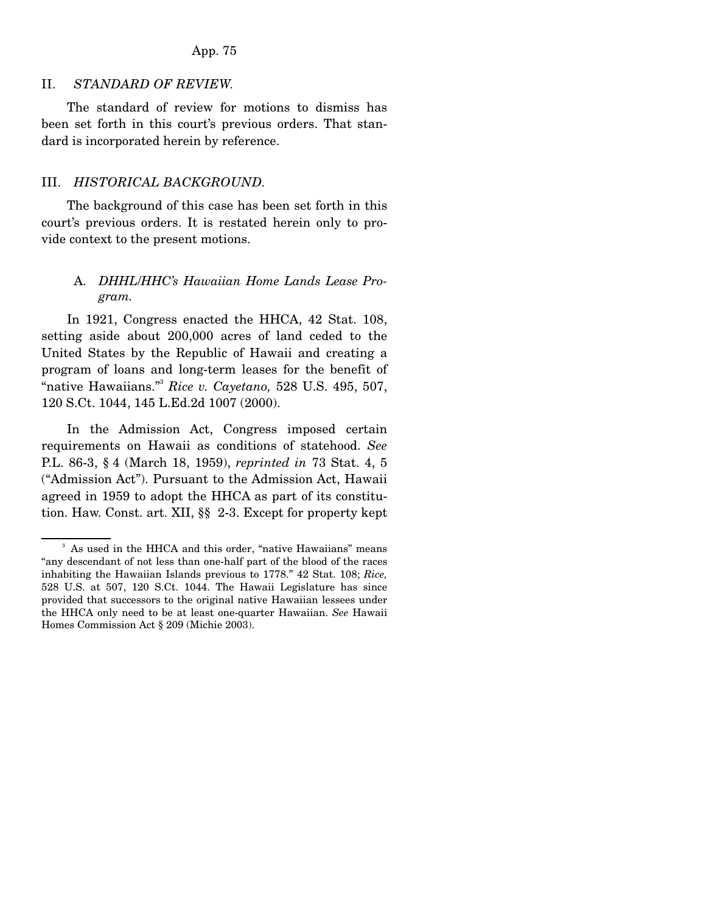## II. *STANDARD OF REVIEW.*

The standard of review for motions to dismiss has been set forth in this court's previous orders. That standard is incorporated herein by reference.

## III. *HISTORICAL BACKGROUND.*

The background of this case has been set forth in this court's previous orders. It is restated herein only to provide context to the present motions.

### A. *DHHL/HHC's Hawaiian Home Lands Lease Program.*

In 1921, Congress enacted the HHCA, 42 Stat. 108, setting aside about 200,000 acres of land ceded to the United States by the Republic of Hawaii and creating a program of loans and long-term leases for the benefit of "native Hawaiians."[3] *Rice v. Cayetano,* 528 U.S. 495, 507, 120 S.Ct. 1044, 145 L.Ed.2d 1007 (2000).

In the Admission Act, Congress imposed certain requirements on Hawaii as conditions of statehood. *See* P.L. 86-3, § 4 (March 18, 1959), *reprinted in* 73 Stat. 4, 5 ("Admission Act"). Pursuant to the Admission Act, Hawaii agreed in 1959 to adopt the HHCA as part of its constitution. Haw. Const. art. XII, §§ 2-3. Except for property kept

---

[3] As used in the HHCA and this order, "native Hawaiians" means "any descendant of not less than one-half part of the blood of the races inhabiting the Hawaiian Islands previous to 1778." 42 Stat. 108; *Rice,* 528 U.S. at 507, 120 S.Ct. 1044. The Hawaii Legislature has since provided that successors to the original native Hawaiian lessees under the HHCA only need to be at least one-quarter Hawaiian. *See* Hawaii Homes Commission Act § 209 (Michie 2003).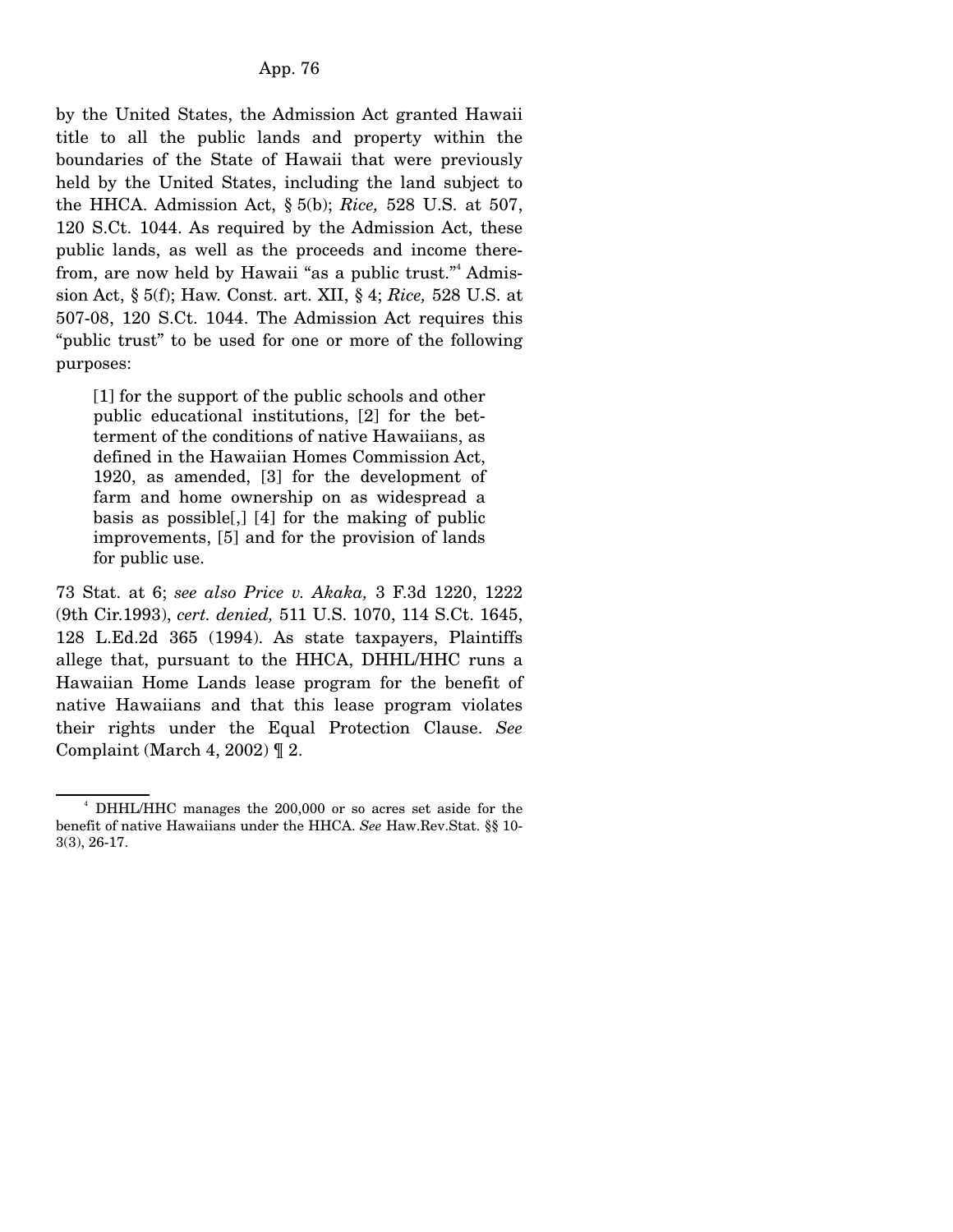by the United States, the Admission Act granted Hawaii title to all the public lands and property within the boundaries of the State of Hawaii that were previously held by the United States, including the land subject to the HHCA. Admission Act, § 5(b); *Rice,* 528 U.S. at 507, 120 S.Ct. 1044. As required by the Admission Act, these public lands, as well as the proceeds and income therefrom, are now held by Hawaii "as a public trust."[4] Admission Act, § 5(f); Haw. Const. art. XII, § 4; *Rice,* 528 U.S. at 507-08, 120 S.Ct. 1044. The Admission Act requires this "public trust" to be used for one or more of the following purposes:

> [1] for the support of the public schools and other public educational institutions, [2] for the betterment of the conditions of native Hawaiians, as defined in the Hawaiian Homes Commission Act, 1920, as amended, [3] for the development of farm and home ownership on as widespread a basis as possible[,] [4] for the making of public improvements, [5] and for the provision of lands for public use.

73 Stat. at 6; *see also Price v. Akaka,* 3 F.3d 1220, 1222 (9th Cir.1993), *cert. denied,* 511 U.S. 1070, 114 S.Ct. 1645, 128 L.Ed.2d 365 (1994). As state taxpayers, Plaintiffs allege that, pursuant to the HHCA, DHHL/HHC runs a Hawaiian Home Lands lease program for the benefit of native Hawaiians and that this lease program violates their rights under the Equal Protection Clause. *See* Complaint (March 4, 2002) ¶ 2.

---

[4] DHHL/HHC manages the 200,000 or so acres set aside for the benefit of native Hawaiians under the HHCA. *See* Haw.Rev.Stat. §§ 10-3(3), 26-17.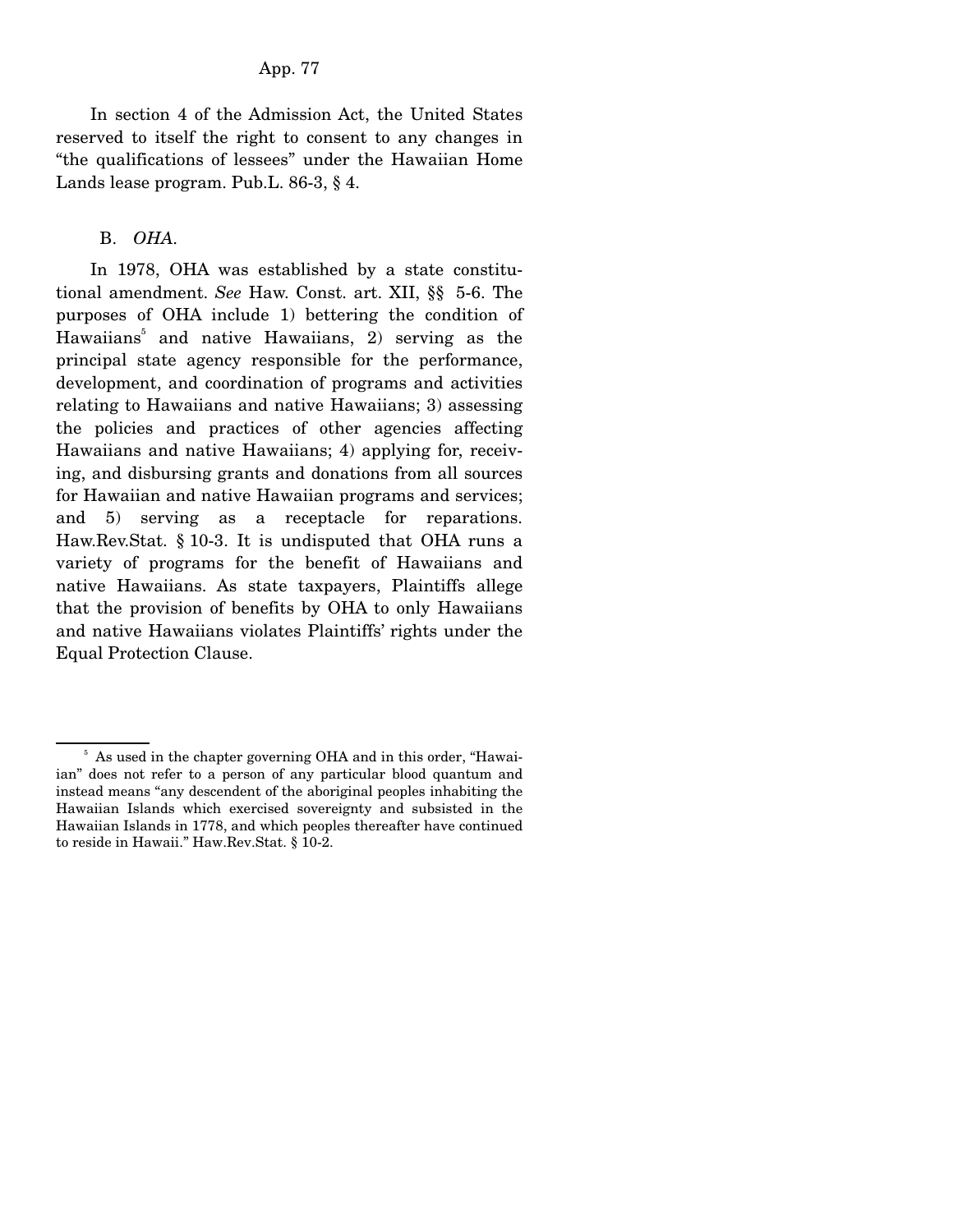In section 4 of the Admission Act, the United States reserved to itself the right to consent to any changes in "the qualifications of lessees" under the Hawaiian Home Lands lease program. Pub.L. 86-3, § 4.

B. *OHA*.

In 1978, OHA was established by a state constitutional amendment. *See* Haw. Const. art. XII, §§ 5-6. The purposes of OHA include 1) bettering the condition of Hawaiians[5] and native Hawaiians, 2) serving as the principal state agency responsible for the performance, development, and coordination of programs and activities relating to Hawaiians and native Hawaiians; 3) assessing the policies and practices of other agencies affecting Hawaiians and native Hawaiians; 4) applying for, receiving, and disbursing grants and donations from all sources for Hawaiian and native Hawaiian programs and services; and 5) serving as a receptacle for reparations. Haw.Rev.Stat. § 10-3. It is undisputed that OHA runs a variety of programs for the benefit of Hawaiians and native Hawaiians. As state taxpayers, Plaintiffs allege that the provision of benefits by OHA to only Hawaiians and native Hawaiians violates Plaintiffs' rights under the Equal Protection Clause.

---

[5] As used in the chapter governing OHA and in this order, "Hawaiian" does not refer to a person of any particular blood quantum and instead means "any descendent of the aboriginal peoples inhabiting the Hawaiian Islands which exercised sovereignty and subsisted in the Hawaiian Islands in 1778, and which peoples thereafter have continued to reside in Hawaii." Haw.Rev.Stat. § 10-2.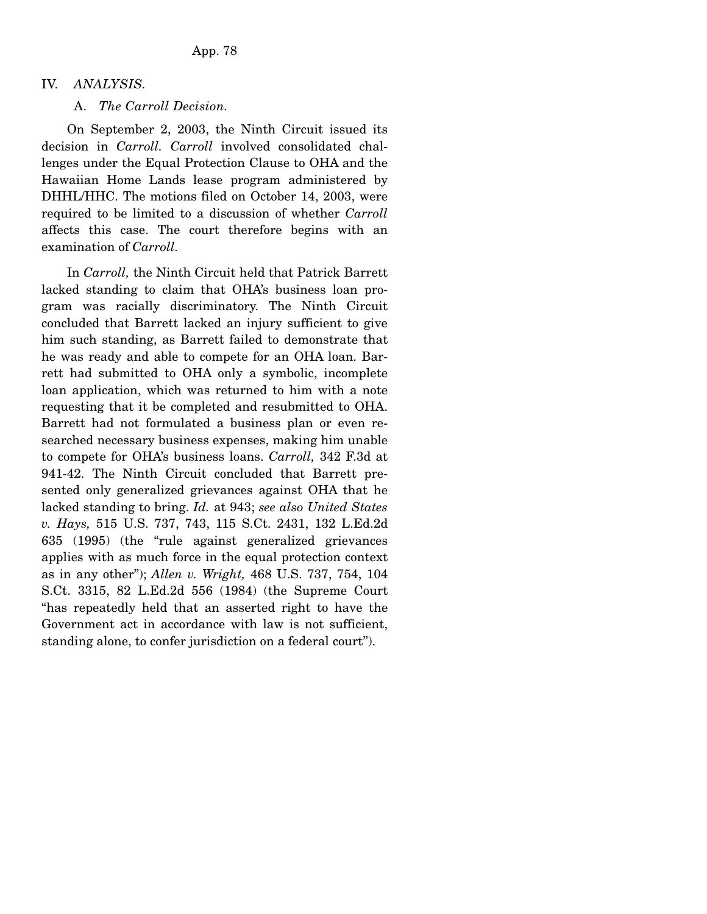## IV. *ANALYSIS*.

### A. *The Carroll Decision.*

On September 2, 2003, the Ninth Circuit issued its decision in *Carroll*. *Carroll* involved consolidated challenges under the Equal Protection Clause to OHA and the Hawaiian Home Lands lease program administered by DHHL/HHC. The motions filed on October 14, 2003, were required to be limited to a discussion of whether *Carroll* affects this case. The court therefore begins with an examination of *Carroll*.

In *Carroll,* the Ninth Circuit held that Patrick Barrett lacked standing to claim that OHA's business loan program was racially discriminatory. The Ninth Circuit concluded that Barrett lacked an injury sufficient to give him such standing, as Barrett failed to demonstrate that he was ready and able to compete for an OHA loan. Barrett had submitted to OHA only a symbolic, incomplete loan application, which was returned to him with a note requesting that it be completed and resubmitted to OHA. Barrett had not formulated a business plan or even researched necessary business expenses, making him unable to compete for OHA's business loans. *Carroll,* 342 F.3d at 941-42. The Ninth Circuit concluded that Barrett presented only generalized grievances against OHA that he lacked standing to bring. *Id.* at 943; *see also United States v. Hays,* 515 U.S. 737, 743, 115 S.Ct. 2431, 132 L.Ed.2d 635 (1995) (the "rule against generalized grievances applies with as much force in the equal protection context as in any other"); *Allen v. Wright,* 468 U.S. 737, 754, 104 S.Ct. 3315, 82 L.Ed.2d 556 (1984) (the Supreme Court "has repeatedly held that an asserted right to have the Government act in accordance with law is not sufficient, standing alone, to confer jurisdiction on a federal court").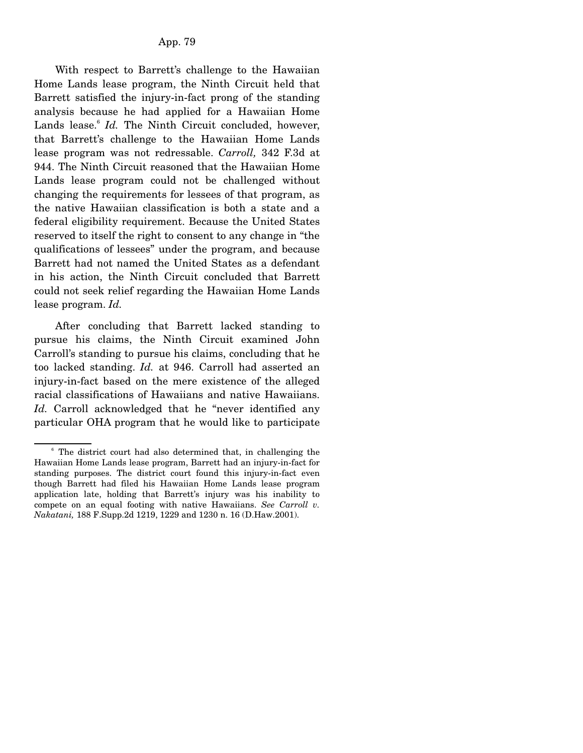With respect to Barrett's challenge to the Hawaiian Home Lands lease program, the Ninth Circuit held that Barrett satisfied the injury-in-fact prong of the standing analysis because he had applied for a Hawaiian Home Lands lease.[6] *Id.* The Ninth Circuit concluded, however, that Barrett's challenge to the Hawaiian Home Lands lease program was not redressable. *Carroll,* 342 F.3d at 944. The Ninth Circuit reasoned that the Hawaiian Home Lands lease program could not be challenged without changing the requirements for lessees of that program, as the native Hawaiian classification is both a state and a federal eligibility requirement. Because the United States reserved to itself the right to consent to any change in "the qualifications of lessees" under the program, and because Barrett had not named the United States as a defendant in his action, the Ninth Circuit concluded that Barrett could not seek relief regarding the Hawaiian Home Lands lease program. *Id.*

After concluding that Barrett lacked standing to pursue his claims, the Ninth Circuit examined John Carroll's standing to pursue his claims, concluding that he too lacked standing. *Id.* at 946. Carroll had asserted an injury-in-fact based on the mere existence of the alleged racial classifications of Hawaiians and native Hawaiians. *Id.* Carroll acknowledged that he "never identified any particular OHA program that he would like to participate

---

[6] The district court had also determined that, in challenging the Hawaiian Home Lands lease program, Barrett had an injury-in-fact for standing purposes. The district court found this injury-in-fact even though Barrett had filed his Hawaiian Home Lands lease program application late, holding that Barrett's injury was his inability to compete on an equal footing with native Hawaiians. *See Carroll v. Nakatani,* 188 F.Supp.2d 1219, 1229 and 1230 n. 16 (D.Haw.2001).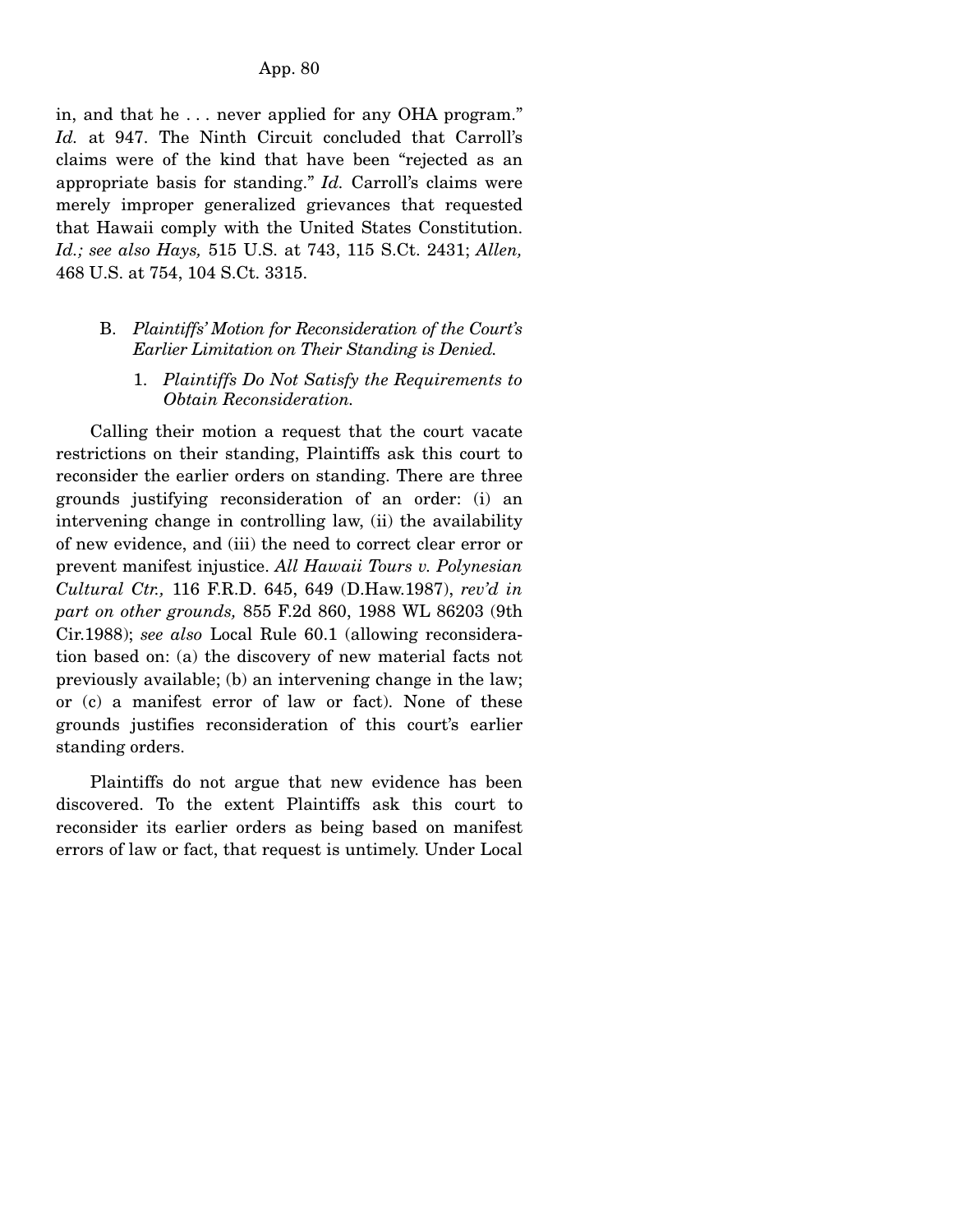in, and that he . . . never applied for any OHA program." *Id.* at 947. The Ninth Circuit concluded that Carroll's claims were of the kind that have been "rejected as an appropriate basis for standing." *Id.* Carroll's claims were merely improper generalized grievances that requested that Hawaii comply with the United States Constitution. *Id.; see also Hays,* 515 U.S. at 743, 115 S.Ct. 2431; *Allen,* 468 U.S. at 754, 104 S.Ct. 3315.

### B. *Plaintiffs' Motion for Reconsideration of the Court's Earlier Limitation on Their Standing is Denied.*

#### 1. *Plaintiffs Do Not Satisfy the Requirements to Obtain Reconsideration.*

Calling their motion a request that the court vacate restrictions on their standing, Plaintiffs ask this court to reconsider the earlier orders on standing. There are three grounds justifying reconsideration of an order: (i) an intervening change in controlling law, (ii) the availability of new evidence, and (iii) the need to correct clear error or prevent manifest injustice. *All Hawaii Tours v. Polynesian Cultural Ctr.,* 116 F.R.D. 645, 649 (D.Haw.1987), *rev'd in part on other grounds,* 855 F.2d 860, 1988 WL 86203 (9th Cir.1988); *see also* Local Rule 60.1 (allowing reconsideration based on: (a) the discovery of new material facts not previously available; (b) an intervening change in the law; or (c) a manifest error of law or fact). None of these grounds justifies reconsideration of this court's earlier standing orders.

Plaintiffs do not argue that new evidence has been discovered. To the extent Plaintiffs ask this court to reconsider its earlier orders as being based on manifest errors of law or fact, that request is untimely. Under Local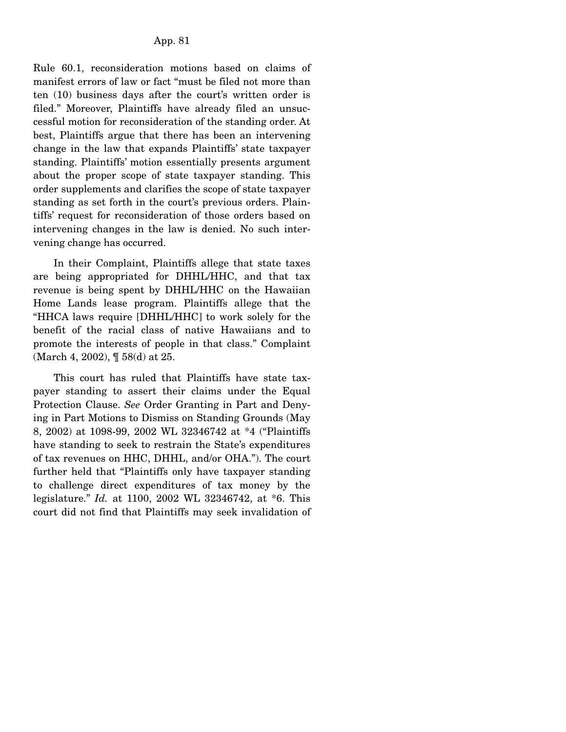Rule 60.1, reconsideration motions based on claims of manifest errors of law or fact "must be filed not more than ten (10) business days after the court's written order is filed." Moreover, Plaintiffs have already filed an unsuccessful motion for reconsideration of the standing order. At best, Plaintiffs argue that there has been an intervening change in the law that expands Plaintiffs' state taxpayer standing. Plaintiffs' motion essentially presents argument about the proper scope of state taxpayer standing. This order supplements and clarifies the scope of state taxpayer standing as set forth in the court's previous orders. Plaintiffs' request for reconsideration of those orders based on intervening changes in the law is denied. No such intervening change has occurred.

In their Complaint, Plaintiffs allege that state taxes are being appropriated for DHHL/HHC, and that tax revenue is being spent by DHHL/HHC on the Hawaiian Home Lands lease program. Plaintiffs allege that the "HHCA laws require [DHHL/HHC] to work solely for the benefit of the racial class of native Hawaiians and to promote the interests of people in that class." Complaint (March 4, 2002), ¶ 58(d) at 25.

This court has ruled that Plaintiffs have state taxpayer standing to assert their claims under the Equal Protection Clause. *See* Order Granting in Part and Denying in Part Motions to Dismiss on Standing Grounds (May 8, 2002) at 1098-99, 2002 WL 32346742 at *4 ("Plaintiffs have standing to seek to restrain the State's expenditures of tax revenues on HHC, DHHL, and/or OHA."). The court further held that "Plaintiffs only have taxpayer standing to challenge direct expenditures of tax money by the legislature." *Id.* at 1100, 2002 WL 32346742, at *6. This court did not find that Plaintiffs may seek invalidation of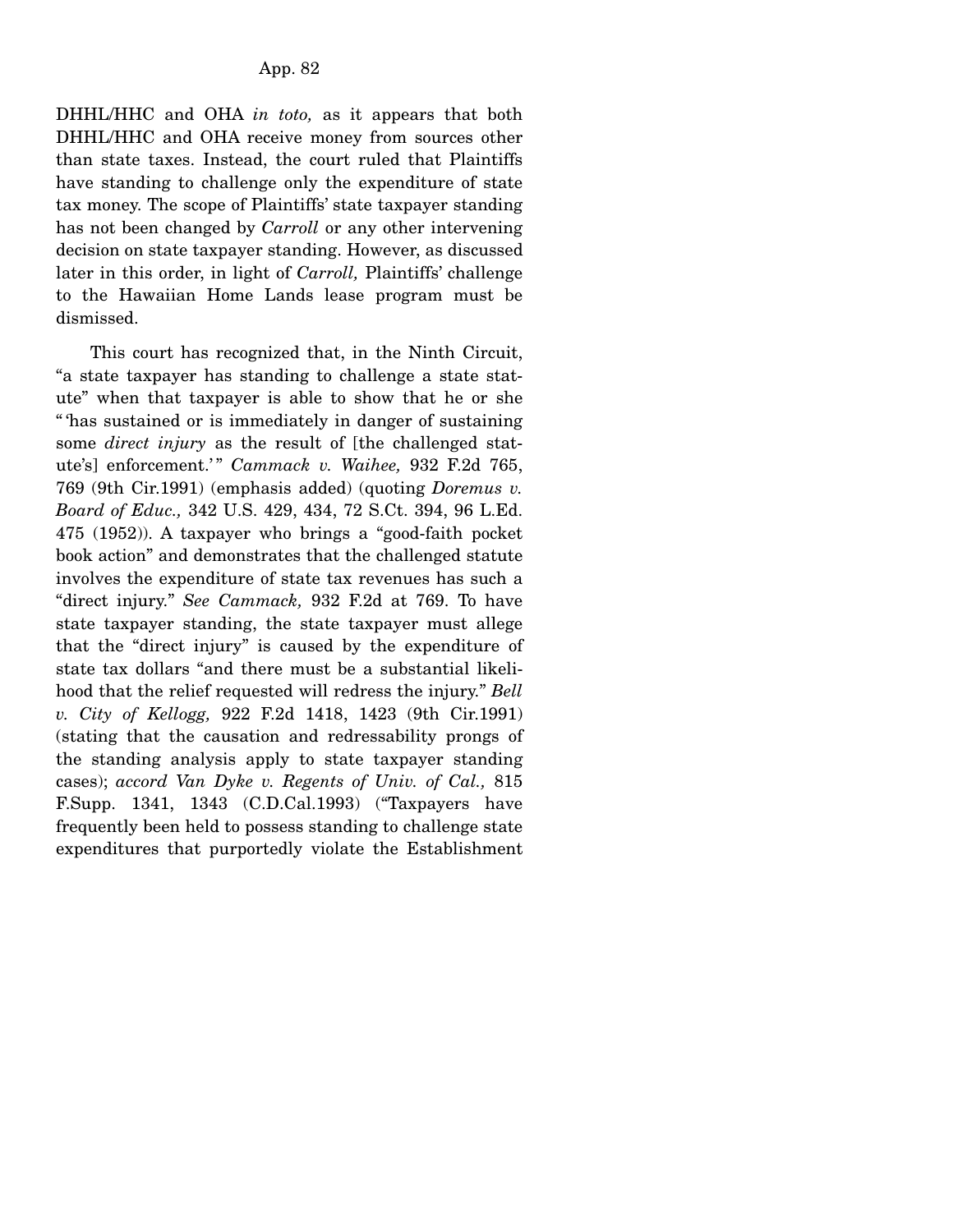DHHL/HHC and OHA *in toto,* as it appears that both DHHL/HHC and OHA receive money from sources other than state taxes. Instead, the court ruled that Plaintiffs have standing to challenge only the expenditure of state tax money. The scope of Plaintiffs' state taxpayer standing has not been changed by *Carroll* or any other intervening decision on state taxpayer standing. However, as discussed later in this order, in light of *Carroll,* Plaintiffs' challenge to the Hawaiian Home Lands lease program must be dismissed.

This court has recognized that, in the Ninth Circuit, "a state taxpayer has standing to challenge a state statute" when that taxpayer is able to show that he or she " 'has sustained or is immediately in danger of sustaining some *direct injury* as the result of [the challenged statute's] enforcement.' " *Cammack v. Waihee,* 932 F.2d 765, 769 (9th Cir.1991) (emphasis added) (quoting *Doremus v. Board of Educ.,* 342 U.S. 429, 434, 72 S.Ct. 394, 96 L.Ed. 475 (1952)). A taxpayer who brings a "good-faith pocket book action" and demonstrates that the challenged statute involves the expenditure of state tax revenues has such a "direct injury." *See Cammack,* 932 F.2d at 769. To have state taxpayer standing, the state taxpayer must allege that the "direct injury" is caused by the expenditure of state tax dollars "and there must be a substantial likelihood that the relief requested will redress the injury." *Bell v. City of Kellogg,* 922 F.2d 1418, 1423 (9th Cir.1991) (stating that the causation and redressability prongs of the standing analysis apply to state taxpayer standing cases); *accord Van Dyke v. Regents of Univ. of Cal.,* 815 F.Supp. 1341, 1343 (C.D.Cal.1993) ("Taxpayers have frequently been held to possess standing to challenge state expenditures that purportedly violate the Establishment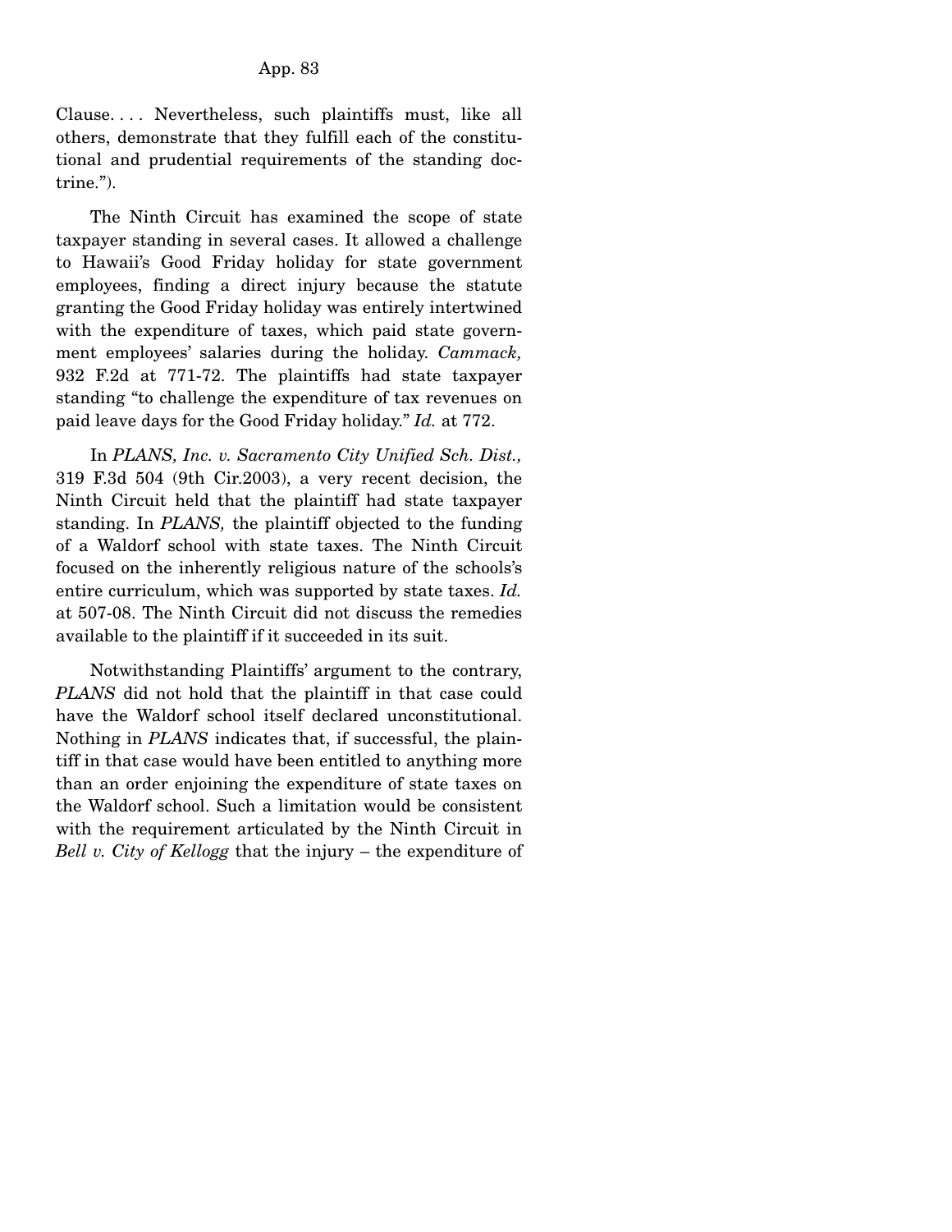Clause. . . . Nevertheless, such plaintiffs must, like all others, demonstrate that they fulfill each of the constitutional and prudential requirements of the standing doctrine.").

The Ninth Circuit has examined the scope of state taxpayer standing in several cases. It allowed a challenge to Hawaii's Good Friday holiday for state government employees, finding a direct injury because the statute granting the Good Friday holiday was entirely intertwined with the expenditure of taxes, which paid state government employees' salaries during the holiday. *Cammack,* 932 F.2d at 771-72. The plaintiffs had state taxpayer standing "to challenge the expenditure of tax revenues on paid leave days for the Good Friday holiday." *Id.* at 772.

In *PLANS, Inc. v. Sacramento City Unified Sch. Dist.,* 319 F.3d 504 (9th Cir.2003), a very recent decision, the Ninth Circuit held that the plaintiff had state taxpayer standing. In *PLANS,* the plaintiff objected to the funding of a Waldorf school with state taxes. The Ninth Circuit focused on the inherently religious nature of the schools's entire curriculum, which was supported by state taxes. *Id.* at 507-08. The Ninth Circuit did not discuss the remedies available to the plaintiff if it succeeded in its suit.

Notwithstanding Plaintiffs' argument to the contrary, *PLANS* did not hold that the plaintiff in that case could have the Waldorf school itself declared unconstitutional. Nothing in *PLANS* indicates that, if successful, the plaintiff in that case would have been entitled to anything more than an order enjoining the expenditure of state taxes on the Waldorf school. Such a limitation would be consistent with the requirement articulated by the Ninth Circuit in *Bell v. City of Kellogg* that the injury – the expenditure of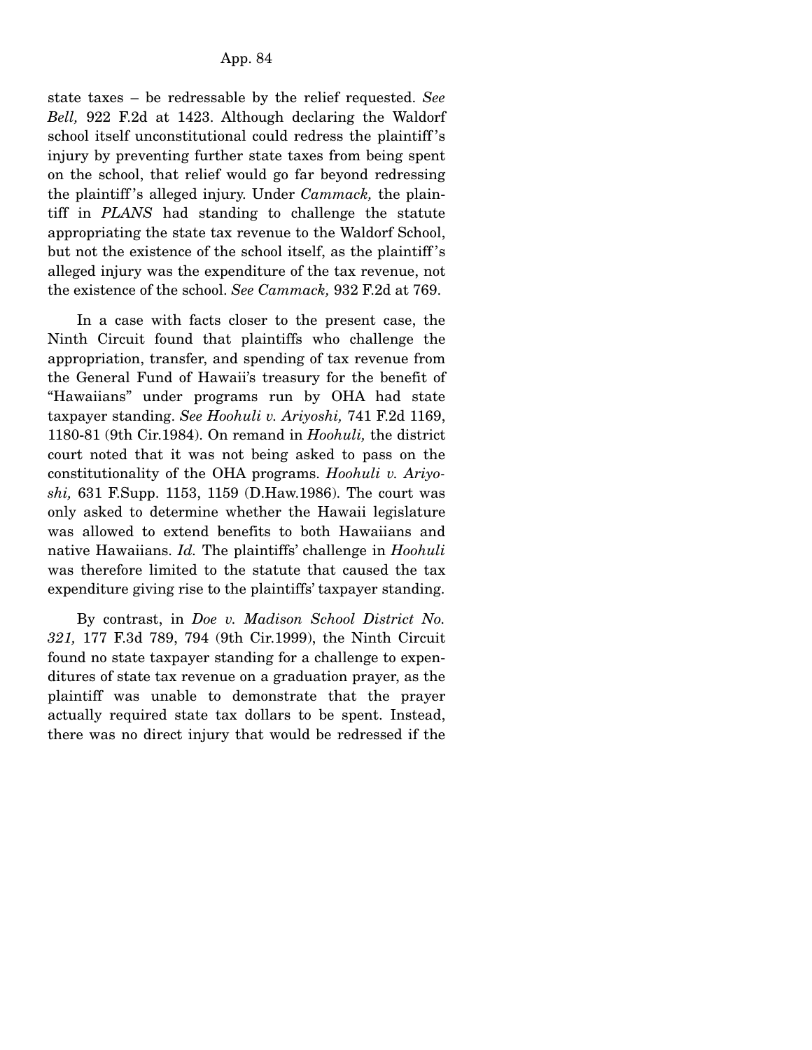state taxes – be redressable by the relief requested. *See Bell,* 922 F.2d at 1423. Although declaring the Waldorf school itself unconstitutional could redress the plaintiff's injury by preventing further state taxes from being spent on the school, that relief would go far beyond redressing the plaintiff's alleged injury. Under *Cammack,* the plaintiff in *PLANS* had standing to challenge the statute appropriating the state tax revenue to the Waldorf School, but not the existence of the school itself, as the plaintiff's alleged injury was the expenditure of the tax revenue, not the existence of the school. *See Cammack,* 932 F.2d at 769.

In a case with facts closer to the present case, the Ninth Circuit found that plaintiffs who challenge the appropriation, transfer, and spending of tax revenue from the General Fund of Hawaii's treasury for the benefit of "Hawaiians" under programs run by OHA had state taxpayer standing. *See Hoohuli v. Ariyoshi,* 741 F.2d 1169, 1180-81 (9th Cir.1984). On remand in *Hoohuli,* the district court noted that it was not being asked to pass on the constitutionality of the OHA programs. *Hoohuli v. Ariyoshi,* 631 F.Supp. 1153, 1159 (D.Haw.1986). The court was only asked to determine whether the Hawaii legislature was allowed to extend benefits to both Hawaiians and native Hawaiians. *Id.* The plaintiffs' challenge in *Hoohuli* was therefore limited to the statute that caused the tax expenditure giving rise to the plaintiffs' taxpayer standing.

By contrast, in *Doe v. Madison School District No. 321,* 177 F.3d 789, 794 (9th Cir.1999), the Ninth Circuit found no state taxpayer standing for a challenge to expenditures of state tax revenue on a graduation prayer, as the plaintiff was unable to demonstrate that the prayer actually required state tax dollars to be spent. Instead, there was no direct injury that would be redressed if the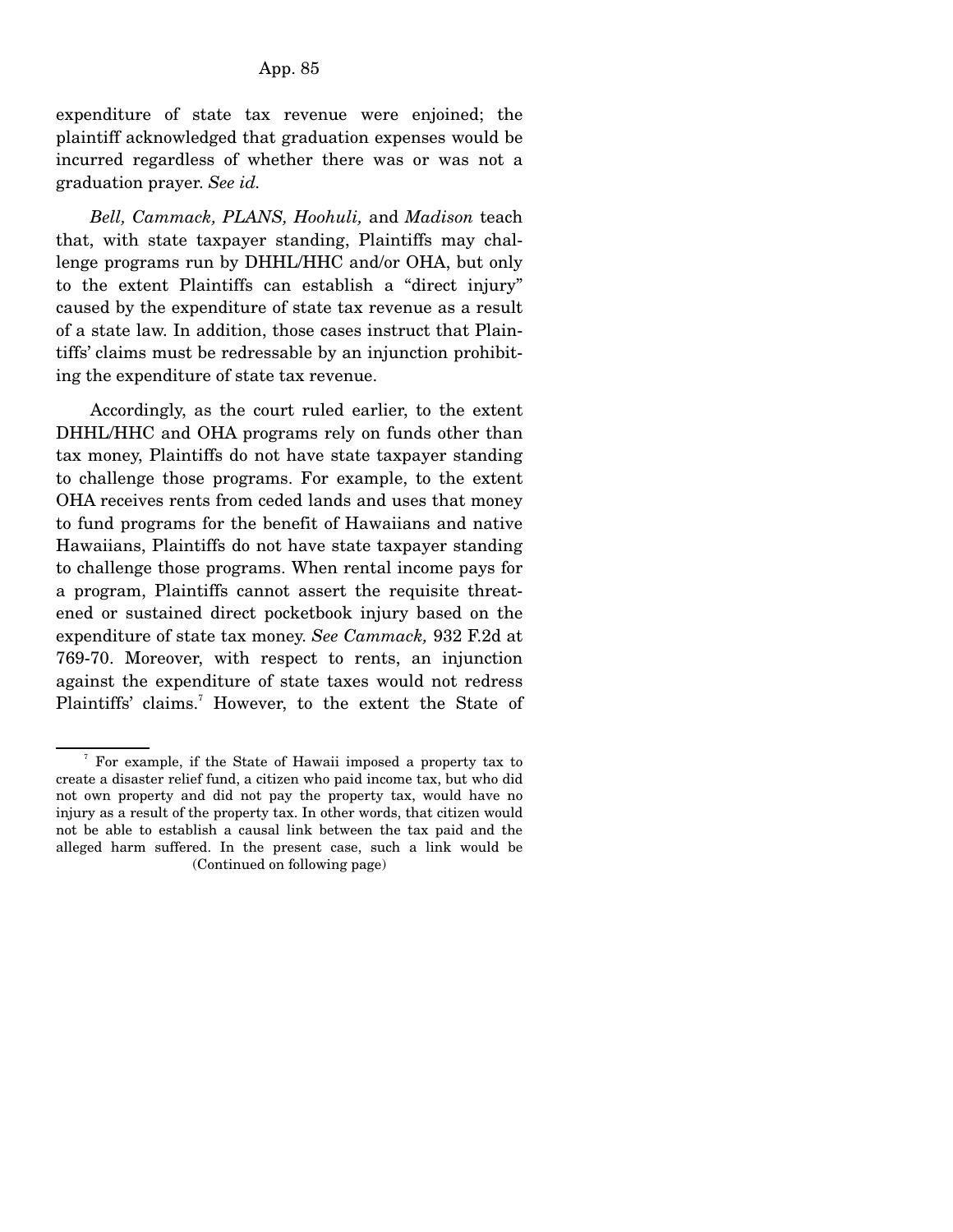expenditure of state tax revenue were enjoined; the plaintiff acknowledged that graduation expenses would be incurred regardless of whether there was or was not a graduation prayer. *See id.*

*Bell, Cammack, PLANS, Hoohuli,* and *Madison* teach that, with state taxpayer standing, Plaintiffs may challenge programs run by DHHL/HHC and/or OHA, but only to the extent Plaintiffs can establish a "direct injury" caused by the expenditure of state tax revenue as a result of a state law. In addition, those cases instruct that Plaintiffs' claims must be redressable by an injunction prohibiting the expenditure of state tax revenue.

Accordingly, as the court ruled earlier, to the extent DHHL/HHC and OHA programs rely on funds other than tax money, Plaintiffs do not have state taxpayer standing to challenge those programs. For example, to the extent OHA receives rents from ceded lands and uses that money to fund programs for the benefit of Hawaiians and native Hawaiians, Plaintiffs do not have state taxpayer standing to challenge those programs. When rental income pays for a program, Plaintiffs cannot assert the requisite threatened or sustained direct pocketbook injury based on the expenditure of state tax money. *See Cammack,* 932 F.2d at 769-70. Moreover, with respect to rents, an injunction against the expenditure of state taxes would not redress Plaintiffs' claims.[7] However, to the extent the State of

[7] For example, if the State of Hawaii imposed a property tax to create a disaster relief fund, a citizen who paid income tax, but who did not own property and did not pay the property tax, would have no injury as a result of the property tax. In other words, that citizen would not be able to establish a causal link between the tax paid and the alleged harm suffered. In the present case, such a link would be (Continued on following page)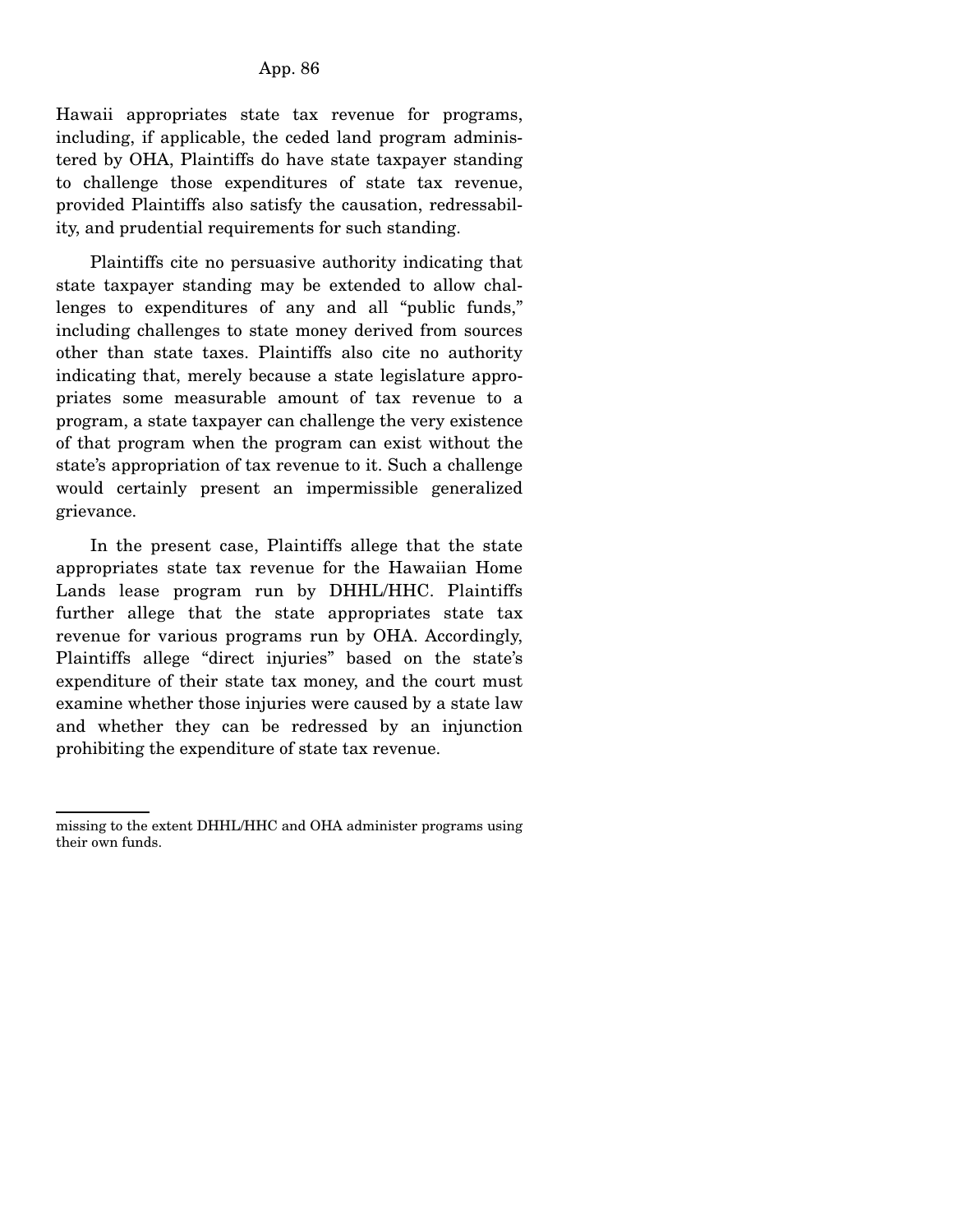Hawaii appropriates state tax revenue for programs, including, if applicable, the ceded land program administered by OHA, Plaintiffs do have state taxpayer standing to challenge those expenditures of state tax revenue, provided Plaintiffs also satisfy the causation, redressability, and prudential requirements for such standing.

Plaintiffs cite no persuasive authority indicating that state taxpayer standing may be extended to allow challenges to expenditures of any and all "public funds," including challenges to state money derived from sources other than state taxes. Plaintiffs also cite no authority indicating that, merely because a state legislature appropriates some measurable amount of tax revenue to a program, a state taxpayer can challenge the very existence of that program when the program can exist without the state's appropriation of tax revenue to it. Such a challenge would certainly present an impermissible generalized grievance.

In the present case, Plaintiffs allege that the state appropriates state tax revenue for the Hawaiian Home Lands lease program run by DHHL/HHC. Plaintiffs further allege that the state appropriates state tax revenue for various programs run by OHA. Accordingly, Plaintiffs allege "direct injuries" based on the state's expenditure of their state tax money, and the court must examine whether those injuries were caused by a state law and whether they can be redressed by an injunction prohibiting the expenditure of state tax revenue.

---

missing to the extent DHHL/HHC and OHA administer programs using their own funds.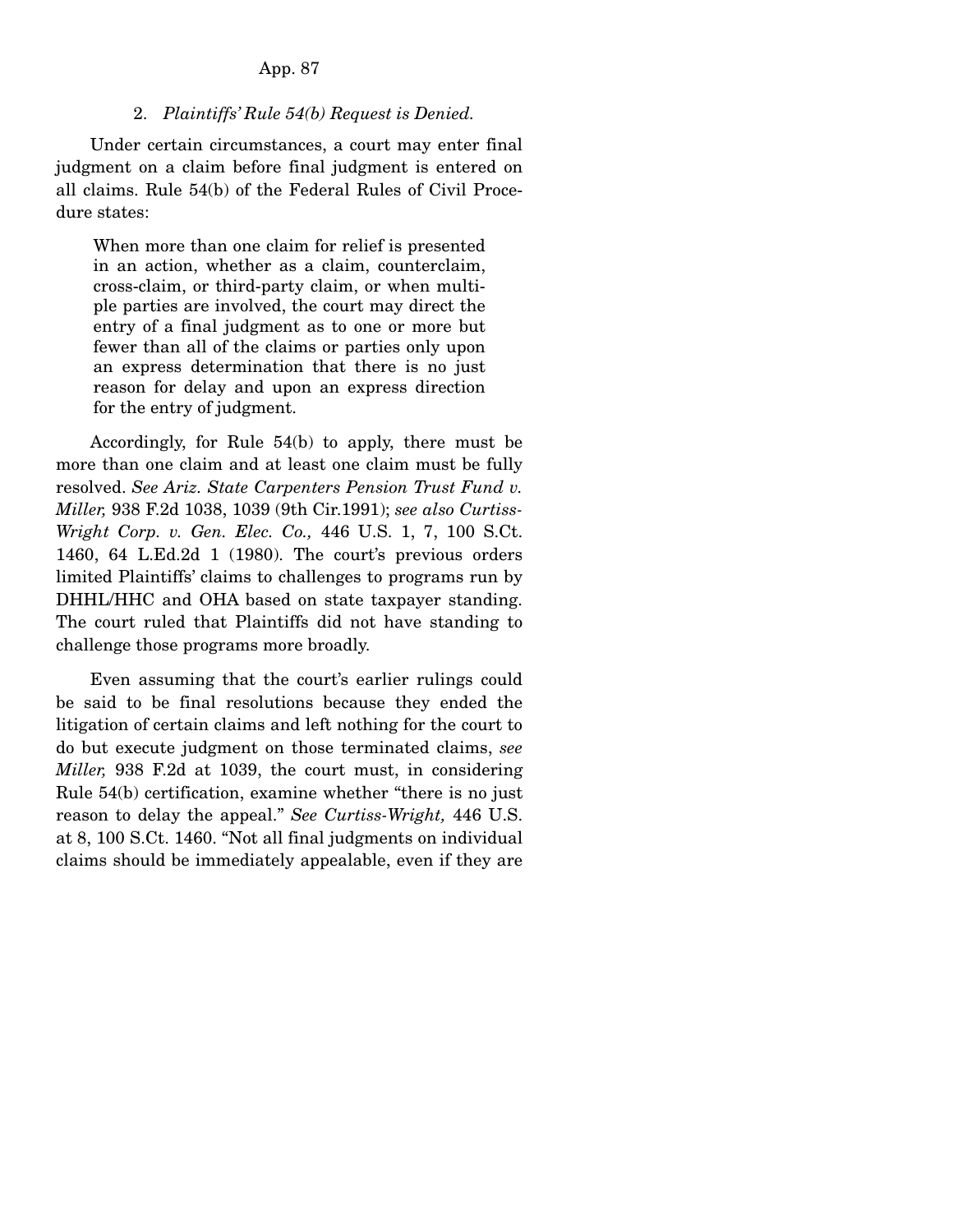### 2. *Plaintiffs' Rule 54(b) Request is Denied.*

Under certain circumstances, a court may enter final judgment on a claim before final judgment is entered on all claims. Rule 54(b) of the Federal Rules of Civil Procedure states:

> When more than one claim for relief is presented in an action, whether as a claim, counterclaim, cross-claim, or third-party claim, or when multiple parties are involved, the court may direct the entry of a final judgment as to one or more but fewer than all of the claims or parties only upon an express determination that there is no just reason for delay and upon an express direction for the entry of judgment.

Accordingly, for Rule 54(b) to apply, there must be more than one claim and at least one claim must be fully resolved. *See Ariz. State Carpenters Pension Trust Fund v. Miller,* 938 F.2d 1038, 1039 (9th Cir.1991); *see also Curtiss-Wright Corp. v. Gen. Elec. Co.,* 446 U.S. 1, 7, 100 S.Ct. 1460, 64 L.Ed.2d 1 (1980). The court's previous orders limited Plaintiffs' claims to challenges to programs run by DHHL/HHC and OHA based on state taxpayer standing. The court ruled that Plaintiffs did not have standing to challenge those programs more broadly.

Even assuming that the court's earlier rulings could be said to be final resolutions because they ended the litigation of certain claims and left nothing for the court to do but execute judgment on those terminated claims, *see Miller,* 938 F.2d at 1039, the court must, in considering Rule 54(b) certification, examine whether "there is no just reason to delay the appeal." *See Curtiss-Wright,* 446 U.S. at 8, 100 S.Ct. 1460. "Not all final judgments on individual claims should be immediately appealable, even if they are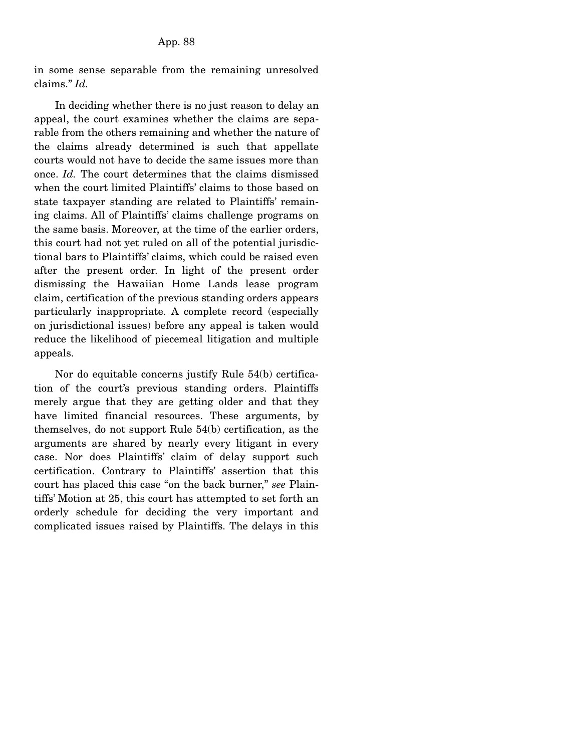in some sense separable from the remaining unresolved claims." *Id.*

In deciding whether there is no just reason to delay an appeal, the court examines whether the claims are separable from the others remaining and whether the nature of the claims already determined is such that appellate courts would not have to decide the same issues more than once. *Id.* The court determines that the claims dismissed when the court limited Plaintiffs' claims to those based on state taxpayer standing are related to Plaintiffs' remaining claims. All of Plaintiffs' claims challenge programs on the same basis. Moreover, at the time of the earlier orders, this court had not yet ruled on all of the potential jurisdictional bars to Plaintiffs' claims, which could be raised even after the present order. In light of the present order dismissing the Hawaiian Home Lands lease program claim, certification of the previous standing orders appears particularly inappropriate. A complete record (especially on jurisdictional issues) before any appeal is taken would reduce the likelihood of piecemeal litigation and multiple appeals.

Nor do equitable concerns justify Rule 54(b) certification of the court's previous standing orders. Plaintiffs merely argue that they are getting older and that they have limited financial resources. These arguments, by themselves, do not support Rule 54(b) certification, as the arguments are shared by nearly every litigant in every case. Nor does Plaintiffs' claim of delay support such certification. Contrary to Plaintiffs' assertion that this court has placed this case "on the back burner," *see* Plaintiffs' Motion at 25, this court has attempted to set forth an orderly schedule for deciding the very important and complicated issues raised by Plaintiffs. The delays in this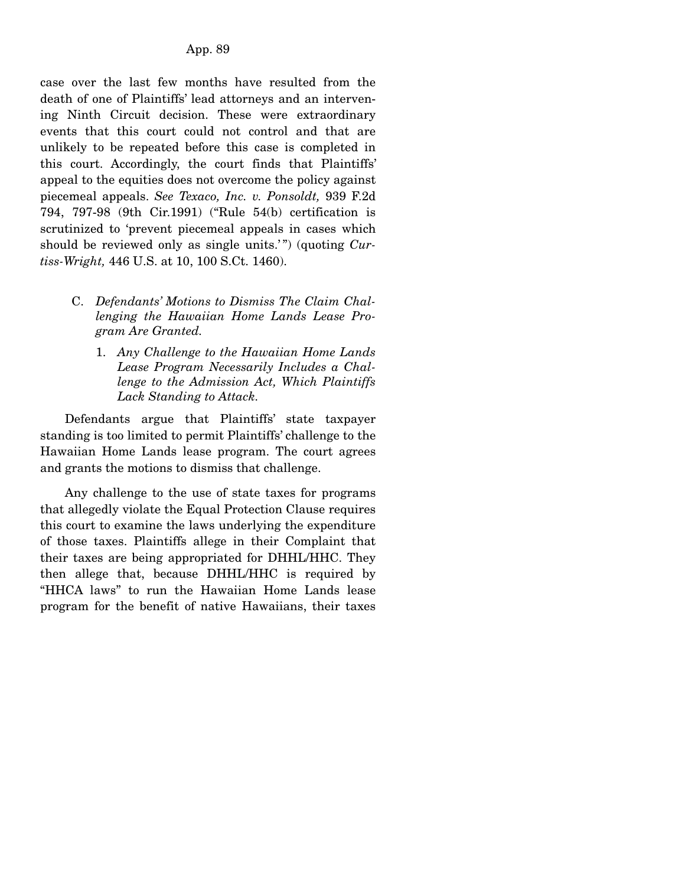case over the last few months have resulted from the death of one of Plaintiffs' lead attorneys and an intervening Ninth Circuit decision. These were extraordinary events that this court could not control and that are unlikely to be repeated before this case is completed in this court. Accordingly, the court finds that Plaintiffs' appeal to the equities does not overcome the policy against piecemeal appeals. *See Texaco, Inc. v. Ponsoldt,* 939 F.2d 794, 797-98 (9th Cir.1991) ("Rule 54(b) certification is scrutinized to 'prevent piecemeal appeals in cases which should be reviewed only as single units.'") (quoting *Curtiss-Wright,* 446 U.S. at 10, 100 S.Ct. 1460).

C. *Defendants' Motions to Dismiss The Claim Challenging the Hawaiian Home Lands Lease Program Are Granted.*

1. *Any Challenge to the Hawaiian Home Lands Lease Program Necessarily Includes a Challenge to the Admission Act, Which Plaintiffs Lack Standing to Attack.*

Defendants argue that Plaintiffs' state taxpayer standing is too limited to permit Plaintiffs' challenge to the Hawaiian Home Lands lease program. The court agrees and grants the motions to dismiss that challenge.

Any challenge to the use of state taxes for programs that allegedly violate the Equal Protection Clause requires this court to examine the laws underlying the expenditure of those taxes. Plaintiffs allege in their Complaint that their taxes are being appropriated for DHHL/HHC. They then allege that, because DHHL/HHC is required by "HHCA laws" to run the Hawaiian Home Lands lease program for the benefit of native Hawaiians, their taxes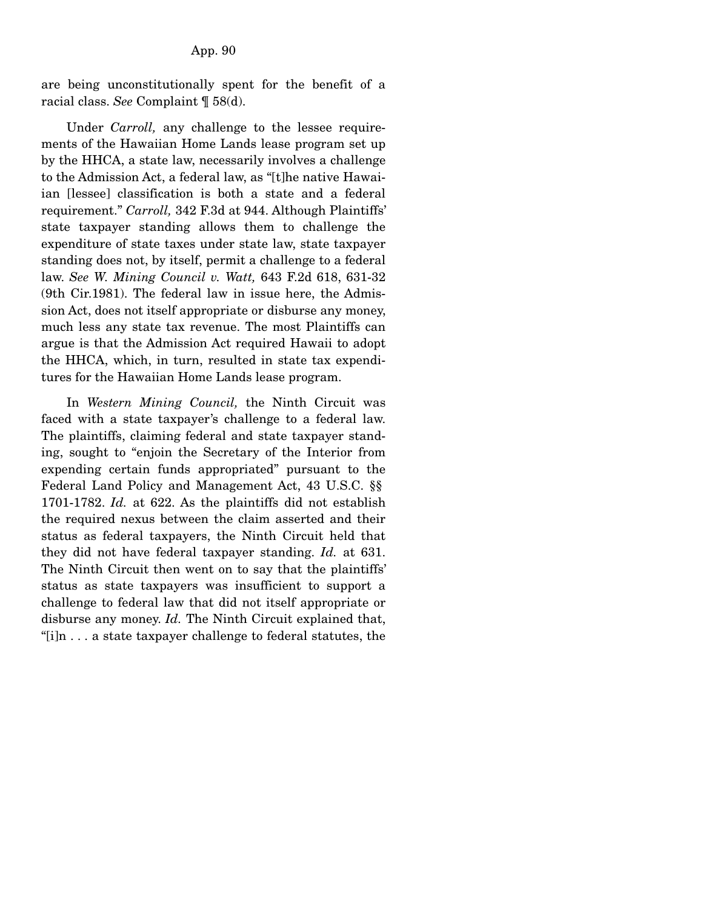are being unconstitutionally spent for the benefit of a racial class. *See* Complaint ¶ 58(d).

Under *Carroll,* any challenge to the lessee requirements of the Hawaiian Home Lands lease program set up by the HHCA, a state law, necessarily involves a challenge to the Admission Act, a federal law, as "[t]he native Hawaiian [lessee] classification is both a state and a federal requirement." *Carroll,* 342 F.3d at 944. Although Plaintiffs' state taxpayer standing allows them to challenge the expenditure of state taxes under state law, state taxpayer standing does not, by itself, permit a challenge to a federal law. *See W. Mining Council v. Watt,* 643 F.2d 618, 631-32 (9th Cir.1981). The federal law in issue here, the Admission Act, does not itself appropriate or disburse any money, much less any state tax revenue. The most Plaintiffs can argue is that the Admission Act required Hawaii to adopt the HHCA, which, in turn, resulted in state tax expenditures for the Hawaiian Home Lands lease program.

In *Western Mining Council,* the Ninth Circuit was faced with a state taxpayer's challenge to a federal law. The plaintiffs, claiming federal and state taxpayer standing, sought to "enjoin the Secretary of the Interior from expending certain funds appropriated" pursuant to the Federal Land Policy and Management Act, 43 U.S.C. §§ 1701-1782. *Id.* at 622. As the plaintiffs did not establish the required nexus between the claim asserted and their status as federal taxpayers, the Ninth Circuit held that they did not have federal taxpayer standing. *Id.* at 631. The Ninth Circuit then went on to say that the plaintiffs' status as state taxpayers was insufficient to support a challenge to federal law that did not itself appropriate or disburse any money. *Id.* The Ninth Circuit explained that, "[i]n . . . a state taxpayer challenge to federal statutes, the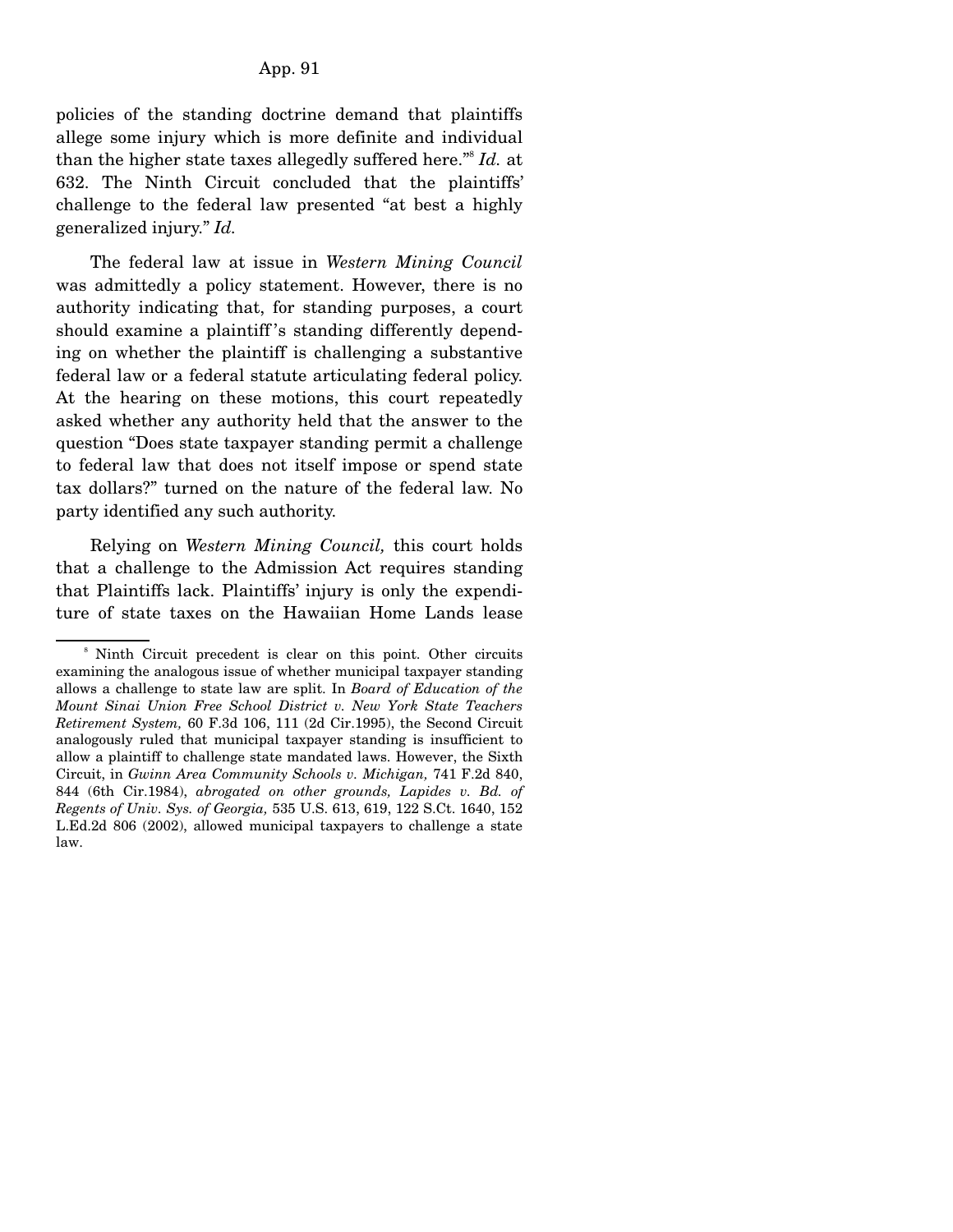policies of the standing doctrine demand that plaintiffs allege some injury which is more definite and individual than the higher state taxes allegedly suffered here."[8] *Id.* at 632. The Ninth Circuit concluded that the plaintiffs' challenge to the federal law presented "at best a highly generalized injury." *Id.*

The federal law at issue in *Western Mining Council* was admittedly a policy statement. However, there is no authority indicating that, for standing purposes, a court should examine a plaintiff's standing differently depending on whether the plaintiff is challenging a substantive federal law or a federal statute articulating federal policy. At the hearing on these motions, this court repeatedly asked whether any authority held that the answer to the question "Does state taxpayer standing permit a challenge to federal law that does not itself impose or spend state tax dollars?" turned on the nature of the federal law. No party identified any such authority.

Relying on *Western Mining Council,* this court holds that a challenge to the Admission Act requires standing that Plaintiffs lack. Plaintiffs' injury is only the expenditure of state taxes on the Hawaiian Home Lands lease

---

[8] Ninth Circuit precedent is clear on this point. Other circuits examining the analogous issue of whether municipal taxpayer standing allows a challenge to state law are split. In *Board of Education of the Mount Sinai Union Free School District v. New York State Teachers Retirement System,* 60 F.3d 106, 111 (2d Cir.1995), the Second Circuit analogously ruled that municipal taxpayer standing is insufficient to allow a plaintiff to challenge state mandated laws. However, the Sixth Circuit, in *Gwinn Area Community Schools v. Michigan,* 741 F.2d 840, 844 (6th Cir.1984), *abrogated on other grounds, Lapides v. Bd. of Regents of Univ. Sys. of Georgia,* 535 U.S. 613, 619, 122 S.Ct. 1640, 152 L.Ed.2d 806 (2002), allowed municipal taxpayers to challenge a state law.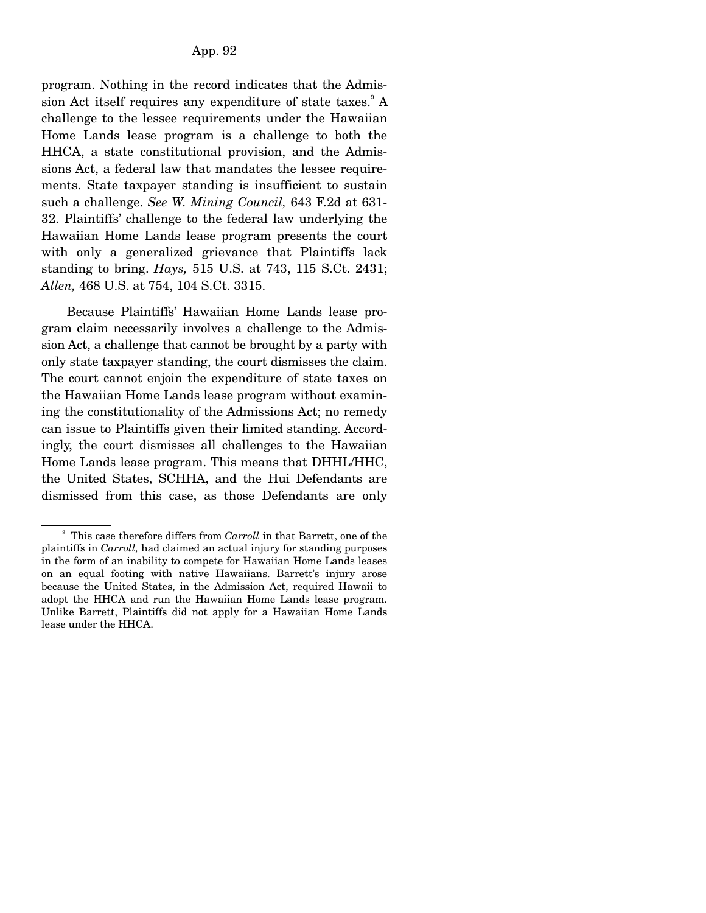program. Nothing in the record indicates that the Admission Act itself requires any expenditure of state taxes.[9] A challenge to the lessee requirements under the Hawaiian Home Lands lease program is a challenge to both the HHCA, a state constitutional provision, and the Admissions Act, a federal law that mandates the lessee requirements. State taxpayer standing is insufficient to sustain such a challenge. *See W. Mining Council,* 643 F.2d at 631-32. Plaintiffs' challenge to the federal law underlying the Hawaiian Home Lands lease program presents the court with only a generalized grievance that Plaintiffs lack standing to bring. *Hays,* 515 U.S. at 743, 115 S.Ct. 2431; *Allen,* 468 U.S. at 754, 104 S.Ct. 3315.

Because Plaintiffs' Hawaiian Home Lands lease program claim necessarily involves a challenge to the Admission Act, a challenge that cannot be brought by a party with only state taxpayer standing, the court dismisses the claim. The court cannot enjoin the expenditure of state taxes on the Hawaiian Home Lands lease program without examining the constitutionality of the Admissions Act; no remedy can issue to Plaintiffs given their limited standing. Accordingly, the court dismisses all challenges to the Hawaiian Home Lands lease program. This means that DHHL/HHC, the United States, SCHHA, and the Hui Defendants are dismissed from this case, as those Defendants are only

[9] This case therefore differs from *Carroll* in that Barrett, one of the plaintiffs in *Carroll,* had claimed an actual injury for standing purposes in the form of an inability to compete for Hawaiian Home Lands leases on an equal footing with native Hawaiians. Barrett's injury arose because the United States, in the Admission Act, required Hawaii to adopt the HHCA and run the Hawaiian Home Lands lease program. Unlike Barrett, Plaintiffs did not apply for a Hawaiian Home Lands lease under the HHCA.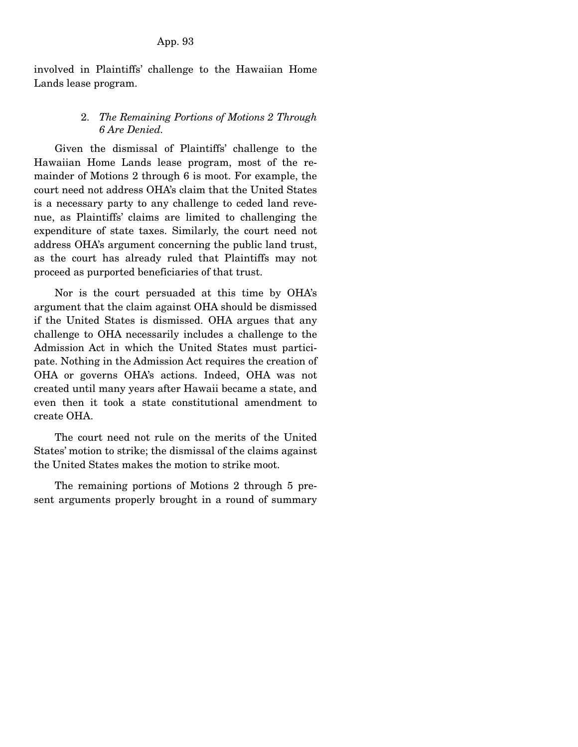involved in Plaintiffs' challenge to the Hawaiian Home Lands lease program.

2. *The Remaining Portions of Motions 2 Through 6 Are Denied.*

Given the dismissal of Plaintiffs' challenge to the Hawaiian Home Lands lease program, most of the remainder of Motions 2 through 6 is moot. For example, the court need not address OHA's claim that the United States is a necessary party to any challenge to ceded land revenue, as Plaintiffs' claims are limited to challenging the expenditure of state taxes. Similarly, the court need not address OHA's argument concerning the public land trust, as the court has already ruled that Plaintiffs may not proceed as purported beneficiaries of that trust.

Nor is the court persuaded at this time by OHA's argument that the claim against OHA should be dismissed if the United States is dismissed. OHA argues that any challenge to OHA necessarily includes a challenge to the Admission Act in which the United States must participate. Nothing in the Admission Act requires the creation of OHA or governs OHA's actions. Indeed, OHA was not created until many years after Hawaii became a state, and even then it took a state constitutional amendment to create OHA.

The court need not rule on the merits of the United States' motion to strike; the dismissal of the claims against the United States makes the motion to strike moot.

The remaining portions of Motions 2 through 5 present arguments properly brought in a round of summary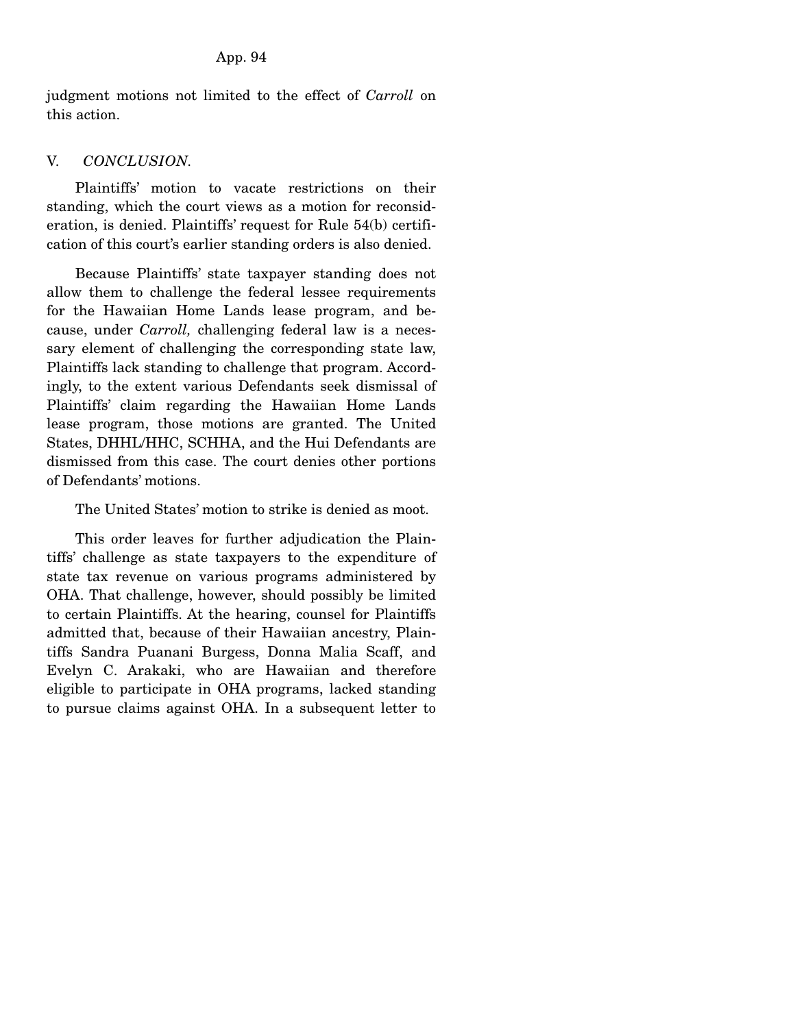judgment motions not limited to the effect of *Carroll* on this action.

## V. *CONCLUSION.*

Plaintiffs' motion to vacate restrictions on their standing, which the court views as a motion for reconsideration, is denied. Plaintiffs' request for Rule 54(b) certification of this court's earlier standing orders is also denied.

Because Plaintiffs' state taxpayer standing does not allow them to challenge the federal lessee requirements for the Hawaiian Home Lands lease program, and because, under *Carroll,* challenging federal law is a necessary element of challenging the corresponding state law, Plaintiffs lack standing to challenge that program. Accordingly, to the extent various Defendants seek dismissal of Plaintiffs' claim regarding the Hawaiian Home Lands lease program, those motions are granted. The United States, DHHL/HHC, SCHHA, and the Hui Defendants are dismissed from this case. The court denies other portions of Defendants' motions.

The United States' motion to strike is denied as moot.

This order leaves for further adjudication the Plaintiffs' challenge as state taxpayers to the expenditure of state tax revenue on various programs administered by OHA. That challenge, however, should possibly be limited to certain Plaintiffs. At the hearing, counsel for Plaintiffs admitted that, because of their Hawaiian ancestry, Plaintiffs Sandra Puanani Burgess, Donna Malia Scaff, and Evelyn C. Arakaki, who are Hawaiian and therefore eligible to participate in OHA programs, lacked standing to pursue claims against OHA. In a subsequent letter to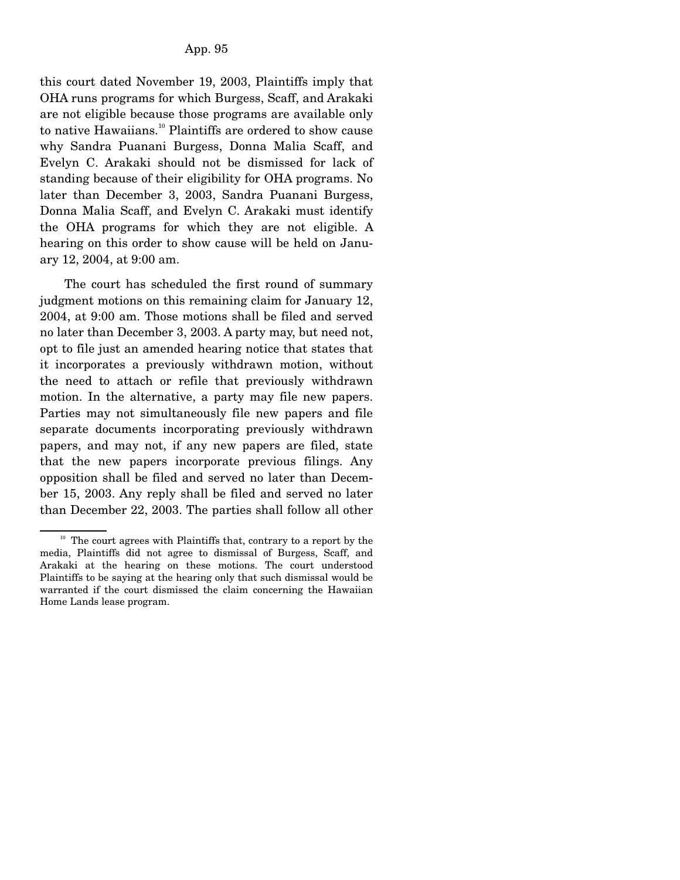this court dated November 19, 2003, Plaintiffs imply that OHA runs programs for which Burgess, Scaff, and Arakaki are not eligible because those programs are available only to native Hawaiians.[10] Plaintiffs are ordered to show cause why Sandra Puanani Burgess, Donna Malia Scaff, and Evelyn C. Arakaki should not be dismissed for lack of standing because of their eligibility for OHA programs. No later than December 3, 2003, Sandra Puanani Burgess, Donna Malia Scaff, and Evelyn C. Arakaki must identify the OHA programs for which they are not eligible. A hearing on this order to show cause will be held on January 12, 2004, at 9:00 am.

The court has scheduled the first round of summary judgment motions on this remaining claim for January 12, 2004, at 9:00 am. Those motions shall be filed and served no later than December 3, 2003. A party may, but need not, opt to file just an amended hearing notice that states that it incorporates a previously withdrawn motion, without the need to attach or refile that previously withdrawn motion. In the alternative, a party may file new papers. Parties may not simultaneously file new papers and file separate documents incorporating previously withdrawn papers, and may not, if any new papers are filed, state that the new papers incorporate previous filings. Any opposition shall be filed and served no later than December 15, 2003. Any reply shall be filed and served no later than December 22, 2003. The parties shall follow all other

[10] The court agrees with Plaintiffs that, contrary to a report by the media, Plaintiffs did not agree to dismissal of Burgess, Scaff, and Arakaki at the hearing on these motions. The court understood Plaintiffs to be saying at the hearing only that such dismissal would be warranted if the court dismissed the claim concerning the Hawaiian Home Lands lease program.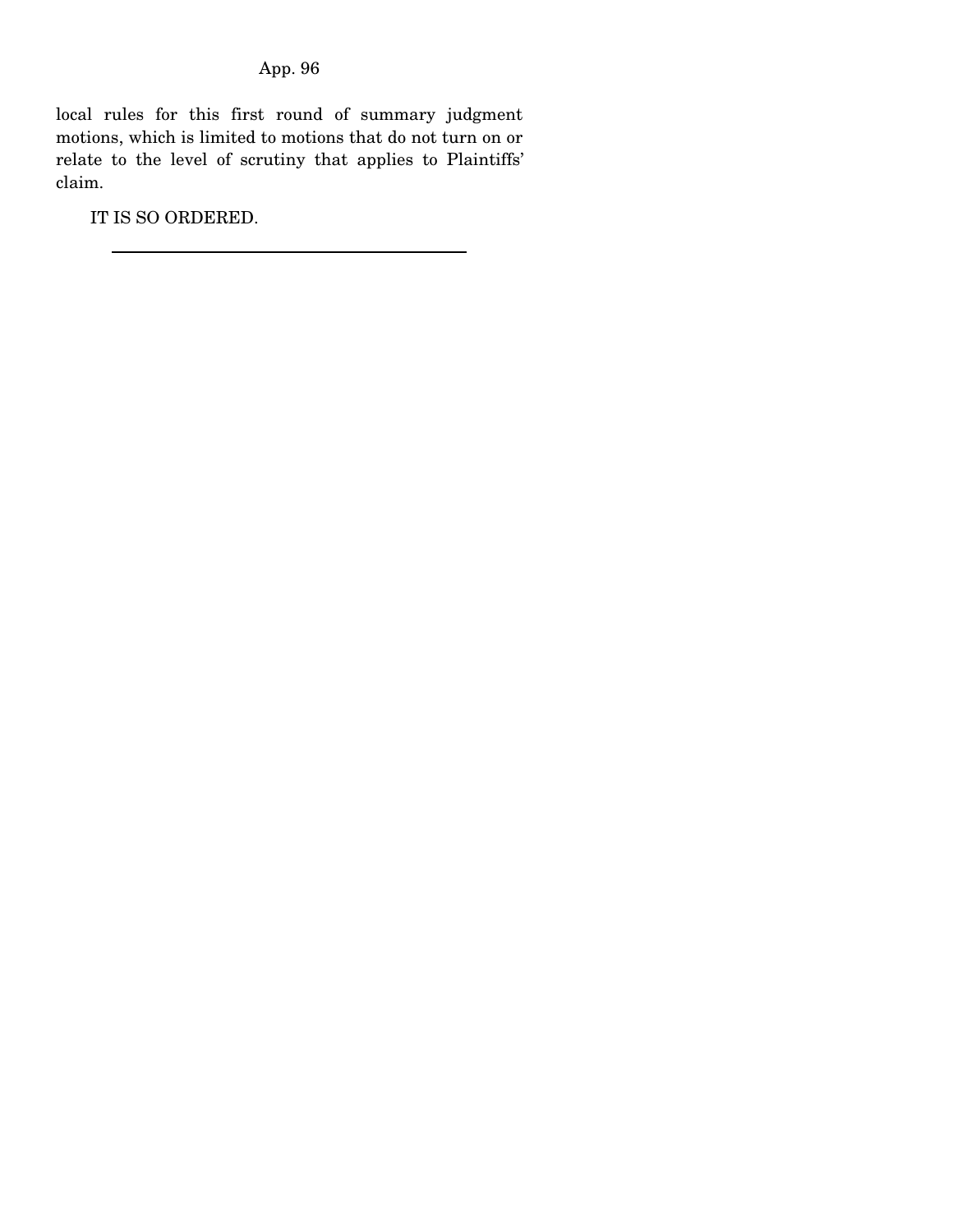local rules for this first round of summary judgment motions, which is limited to motions that do not turn on or relate to the level of scrutiny that applies to Plaintiffs' claim.

IT IS SO ORDERED.

---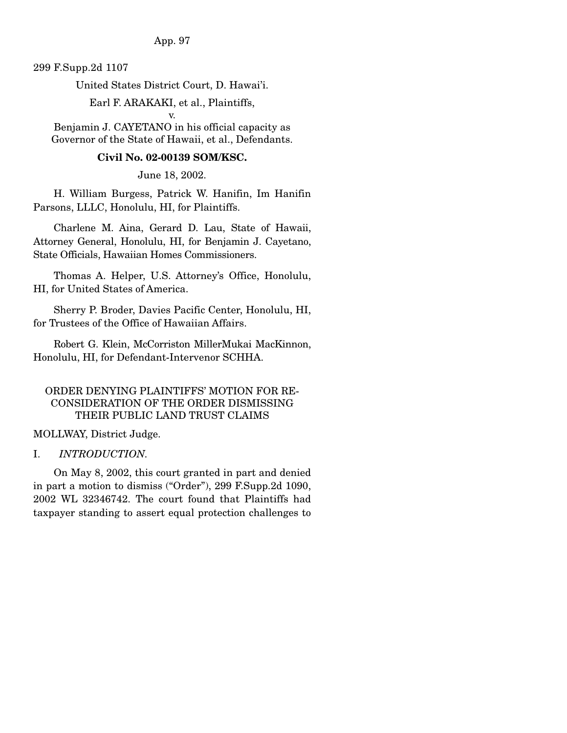299 F.Supp.2d 1107

United States District Court, D. Hawai'i.

Earl F. ARAKAKI, et al., Plaintiffs,

v.

Benjamin J. CAYETANO in his official capacity as Governor of the State of Hawaii, et al., Defendants.

**Civil No. 02-00139 SOM/KSC.**

June 18, 2002.

H. William Burgess, Patrick W. Hanifin, Im Hanifin Parsons, LLLC, Honolulu, HI, for Plaintiffs.

Charlene M. Aina, Gerard D. Lau, State of Hawaii, Attorney General, Honolulu, HI, for Benjamin J. Cayetano, State Officials, Hawaiian Homes Commissioners.

Thomas A. Helper, U.S. Attorney's Office, Honolulu, HI, for United States of America.

Sherry P. Broder, Davies Pacific Center, Honolulu, HI, for Trustees of the Office of Hawaiian Affairs.

Robert G. Klein, McCorriston MillerMukai MacKinnon, Honolulu, HI, for Defendant-Intervenor SCHHA.

ORDER DENYING PLAINTIFFS' MOTION FOR RECONSIDERATION OF THE ORDER DISMISSING THEIR PUBLIC LAND TRUST CLAIMS

MOLLWAY, District Judge.

I. *INTRODUCTION.*

On May 8, 2002, this court granted in part and denied in part a motion to dismiss ("Order"), 299 F.Supp.2d 1090, 2002 WL 32346742. The court found that Plaintiffs had taxpayer standing to assert equal protection challenges to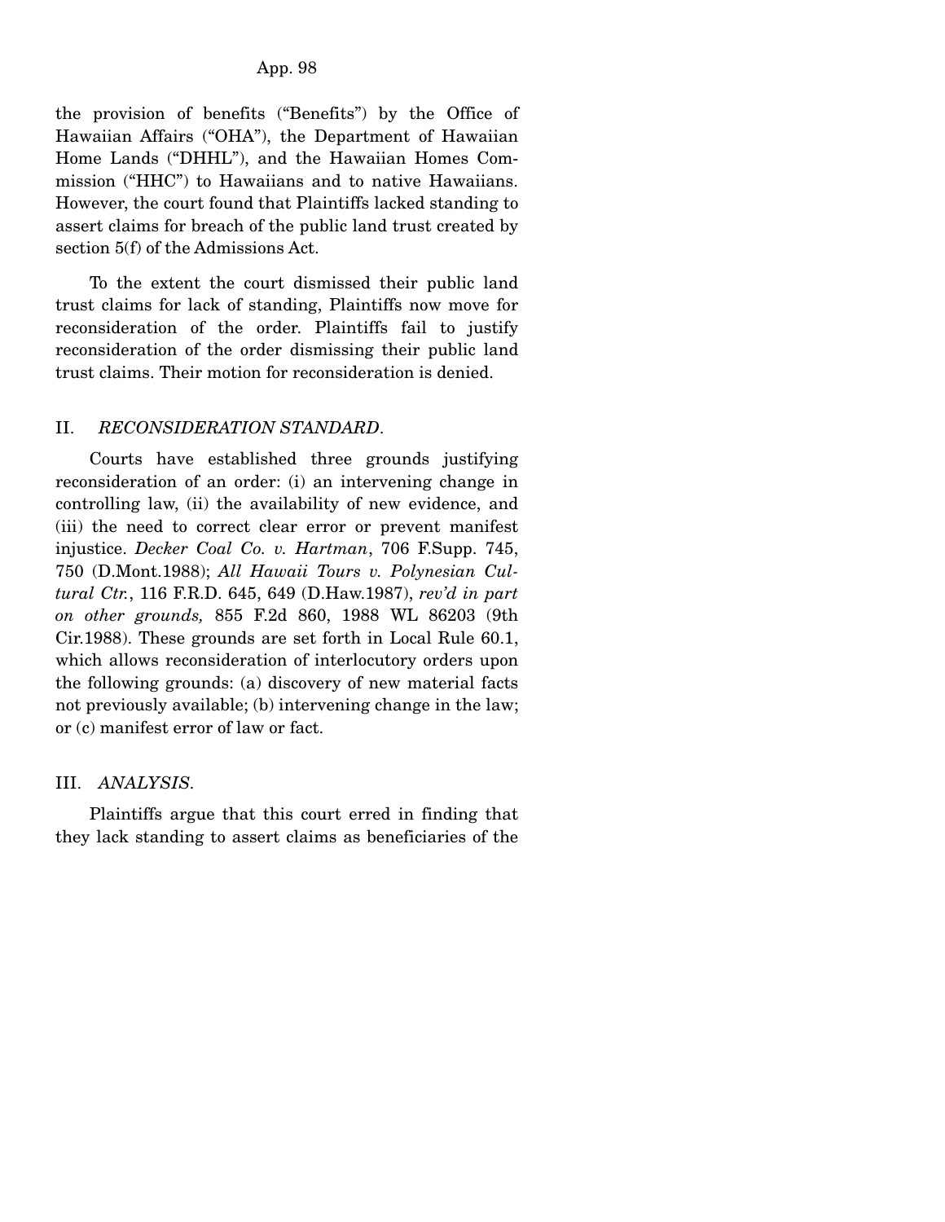the provision of benefits ("Benefits") by the Office of Hawaiian Affairs ("OHA"), the Department of Hawaiian Home Lands ("DHHL"), and the Hawaiian Homes Commission ("HHC") to Hawaiians and to native Hawaiians. However, the court found that Plaintiffs lacked standing to assert claims for breach of the public land trust created by section 5(f) of the Admissions Act.

To the extent the court dismissed their public land trust claims for lack of standing, Plaintiffs now move for reconsideration of the order. Plaintiffs fail to justify reconsideration of the order dismissing their public land trust claims. Their motion for reconsideration is denied.

## II. *RECONSIDERATION STANDARD*.

Courts have established three grounds justifying reconsideration of an order: (i) an intervening change in controlling law, (ii) the availability of new evidence, and (iii) the need to correct clear error or prevent manifest injustice. *Decker Coal Co. v. Hartman*, 706 F.Supp. 745, 750 (D.Mont.1988); *All Hawaii Tours v. Polynesian Cultural Ctr.*, 116 F.R.D. 645, 649 (D.Haw.1987), *rev'd in part on other grounds,* 855 F.2d 860, 1988 WL 86203 (9th Cir.1988). These grounds are set forth in Local Rule 60.1, which allows reconsideration of interlocutory orders upon the following grounds: (a) discovery of new material facts not previously available; (b) intervening change in the law; or (c) manifest error of law or fact.

## III. *ANALYSIS*.

Plaintiffs argue that this court erred in finding that they lack standing to assert claims as beneficiaries of the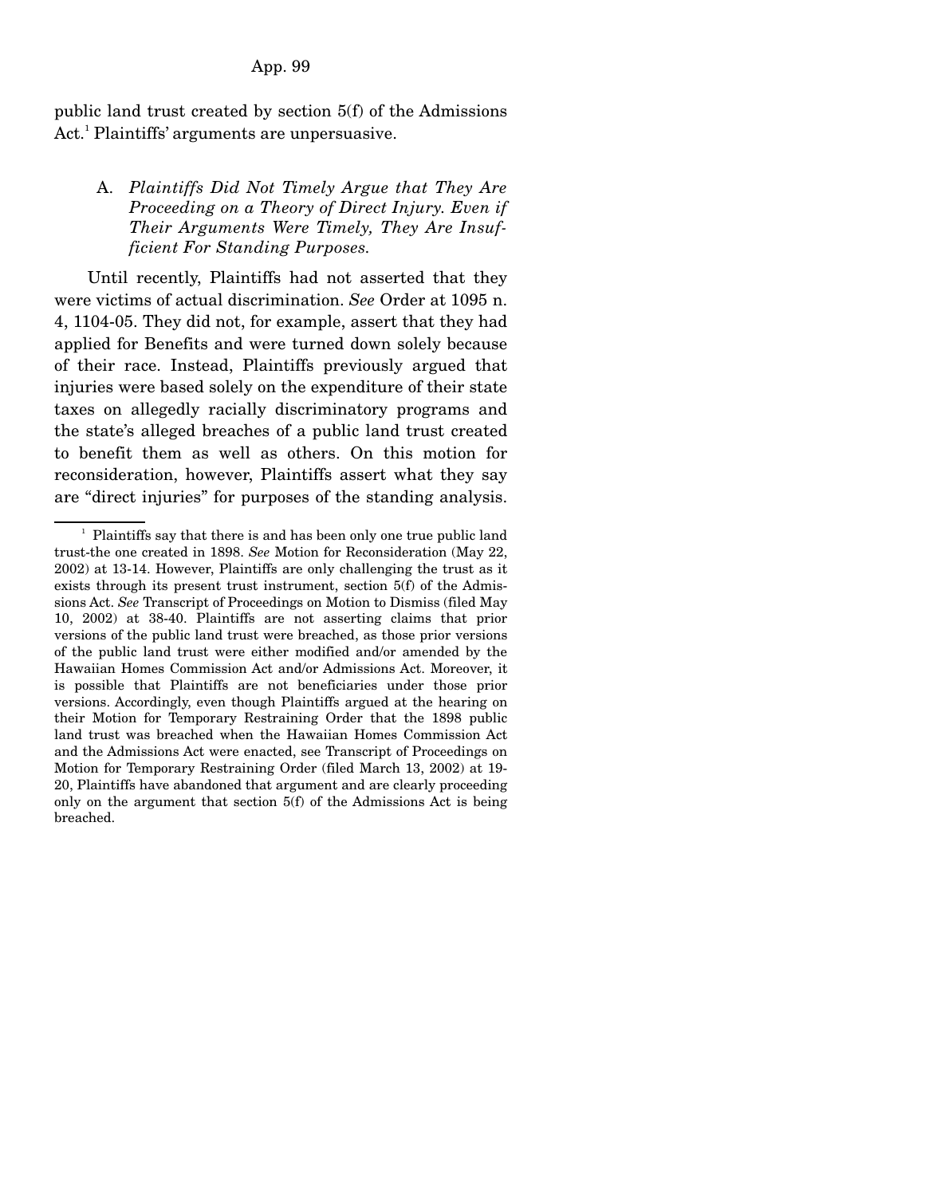public land trust created by section 5(f) of the Admissions Act.[1] Plaintiffs' arguments are unpersuasive.

### A. *Plaintiffs Did Not Timely Argue that They Are Proceeding on a Theory of Direct Injury. Even if Their Arguments Were Timely, They Are Insufficient For Standing Purposes.*

Until recently, Plaintiffs had not asserted that they were victims of actual discrimination. *See* Order at 1095 n. 4, 1104-05. They did not, for example, assert that they had applied for Benefits and were turned down solely because of their race. Instead, Plaintiffs previously argued that injuries were based solely on the expenditure of their state taxes on allegedly racially discriminatory programs and the state's alleged breaches of a public land trust created to benefit them as well as others. On this motion for reconsideration, however, Plaintiffs assert what they say are "direct injuries" for purposes of the standing analysis.

[1] Plaintiffs say that there is and has been only one true public land trust-the one created in 1898. *See* Motion for Reconsideration (May 22, 2002) at 13-14. However, Plaintiffs are only challenging the trust as it exists through its present trust instrument, section 5(f) of the Admissions Act. *See* Transcript of Proceedings on Motion to Dismiss (filed May 10, 2002) at 38-40. Plaintiffs are not asserting claims that prior versions of the public land trust were breached, as those prior versions of the public land trust were either modified and/or amended by the Hawaiian Homes Commission Act and/or Admissions Act. Moreover, it is possible that Plaintiffs are not beneficiaries under those prior versions. Accordingly, even though Plaintiffs argued at the hearing on their Motion for Temporary Restraining Order that the 1898 public land trust was breached when the Hawaiian Homes Commission Act and the Admissions Act were enacted, see Transcript of Proceedings on Motion for Temporary Restraining Order (filed March 13, 2002) at 19-20, Plaintiffs have abandoned that argument and are clearly proceeding only on the argument that section 5(f) of the Admissions Act is being breached.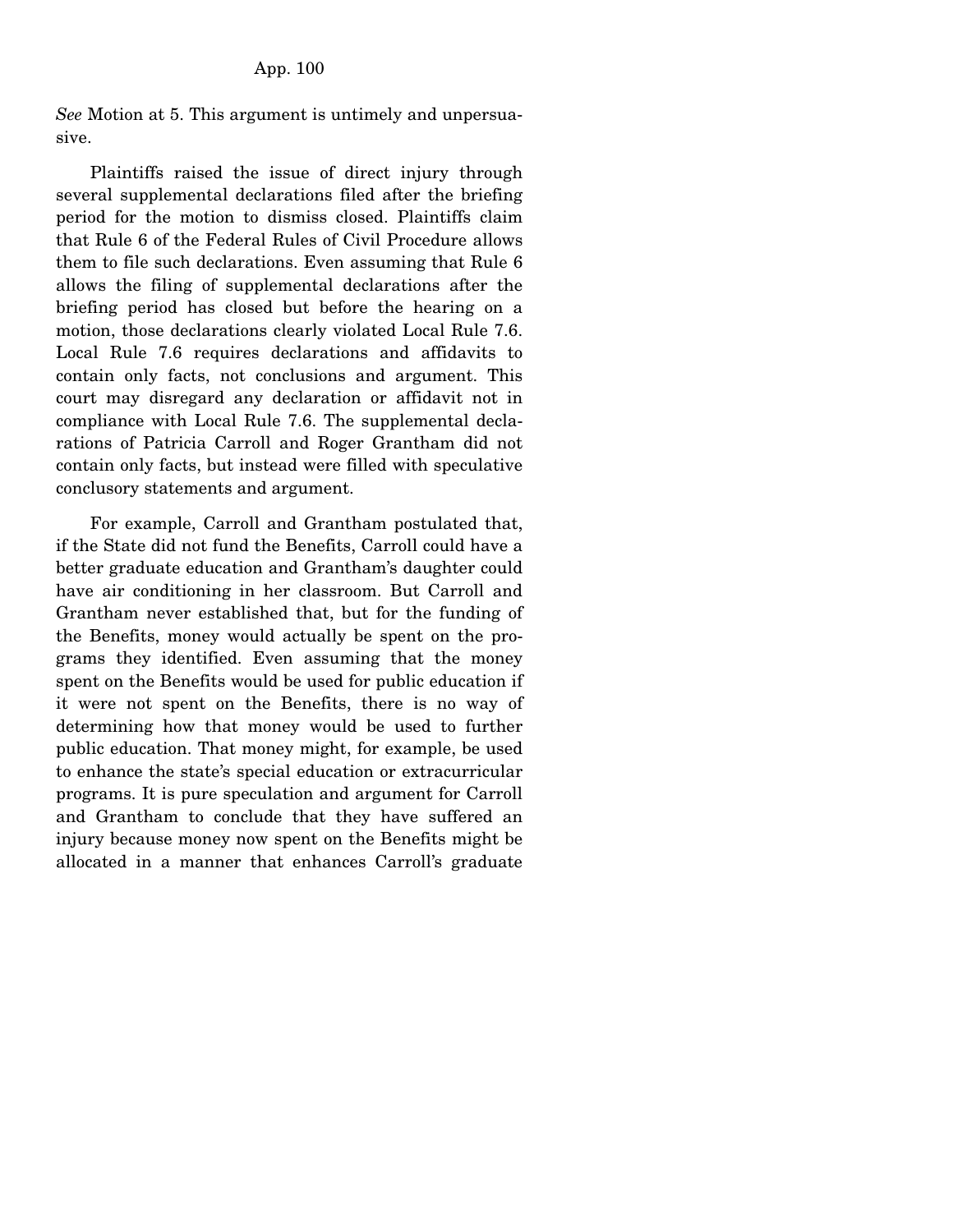*See* Motion at 5. This argument is untimely and unpersuasive.

Plaintiffs raised the issue of direct injury through several supplemental declarations filed after the briefing period for the motion to dismiss closed. Plaintiffs claim that Rule 6 of the Federal Rules of Civil Procedure allows them to file such declarations. Even assuming that Rule 6 allows the filing of supplemental declarations after the briefing period has closed but before the hearing on a motion, those declarations clearly violated Local Rule 7.6. Local Rule 7.6 requires declarations and affidavits to contain only facts, not conclusions and argument. This court may disregard any declaration or affidavit not in compliance with Local Rule 7.6. The supplemental declarations of Patricia Carroll and Roger Grantham did not contain only facts, but instead were filled with speculative conclusory statements and argument.

For example, Carroll and Grantham postulated that, if the State did not fund the Benefits, Carroll could have a better graduate education and Grantham's daughter could have air conditioning in her classroom. But Carroll and Grantham never established that, but for the funding of the Benefits, money would actually be spent on the programs they identified. Even assuming that the money spent on the Benefits would be used for public education if it were not spent on the Benefits, there is no way of determining how that money would be used to further public education. That money might, for example, be used to enhance the state's special education or extracurricular programs. It is pure speculation and argument for Carroll and Grantham to conclude that they have suffered an injury because money now spent on the Benefits might be allocated in a manner that enhances Carroll's graduate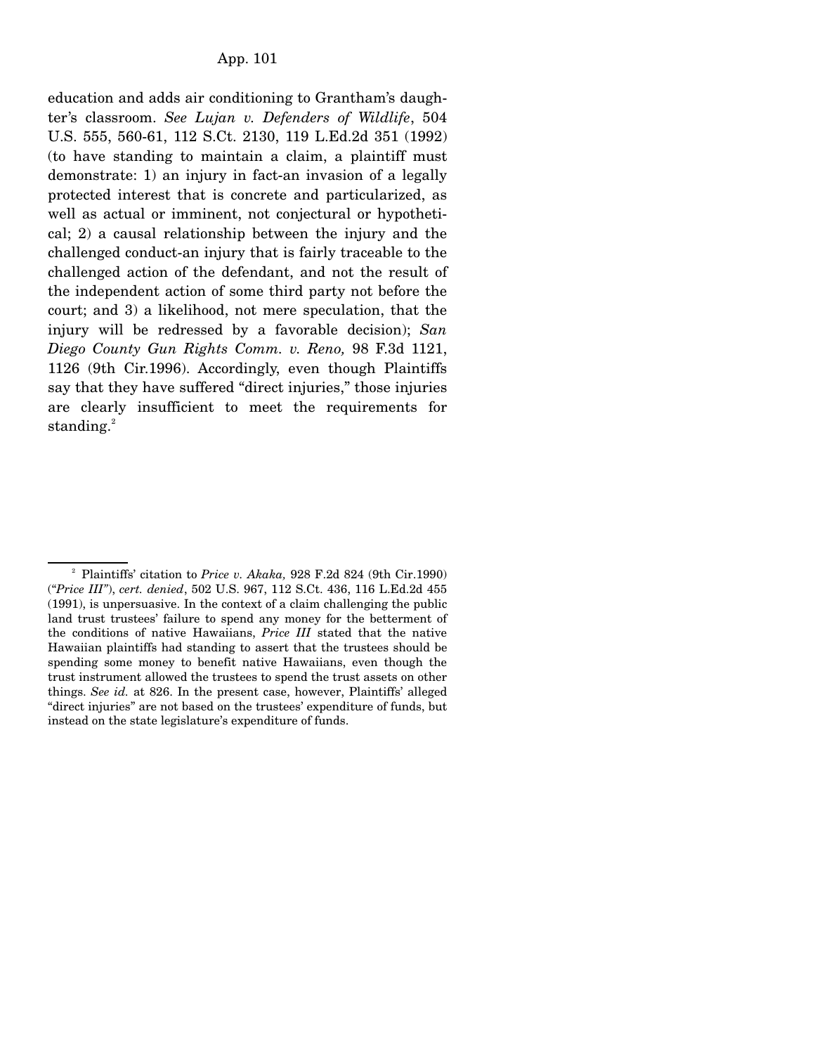education and adds air conditioning to Grantham's daughter's classroom. *See Lujan v. Defenders of Wildlife*, 504 U.S. 555, 560-61, 112 S.Ct. 2130, 119 L.Ed.2d 351 (1992) (to have standing to maintain a claim, a plaintiff must demonstrate: 1) an injury in fact-an invasion of a legally protected interest that is concrete and particularized, as well as actual or imminent, not conjectural or hypothetical; 2) a causal relationship between the injury and the challenged conduct-an injury that is fairly traceable to the challenged action of the defendant, and not the result of the independent action of some third party not before the court; and 3) a likelihood, not mere speculation, that the injury will be redressed by a favorable decision); *San Diego County Gun Rights Comm. v. Reno,* 98 F.3d 1121, 1126 (9th Cir.1996). Accordingly, even though Plaintiffs say that they have suffered "direct injuries," those injuries are clearly insufficient to meet the requirements for standing.[2]

---

[2] Plaintiffs' citation to *Price v. Akaka,* 928 F.2d 824 (9th Cir.1990) ("*Price III*"), *cert. denied*, 502 U.S. 967, 112 S.Ct. 436, 116 L.Ed.2d 455 (1991), is unpersuasive. In the context of a claim challenging the public land trust trustees' failure to spend any money for the betterment of the conditions of native Hawaiians, *Price III* stated that the native Hawaiian plaintiffs had standing to assert that the trustees should be spending some money to benefit native Hawaiians, even though the trust instrument allowed the trustees to spend the trust assets on other things. *See id.* at 826. In the present case, however, Plaintiffs' alleged "direct injuries" are not based on the trustees' expenditure of funds, but instead on the state legislature's expenditure of funds.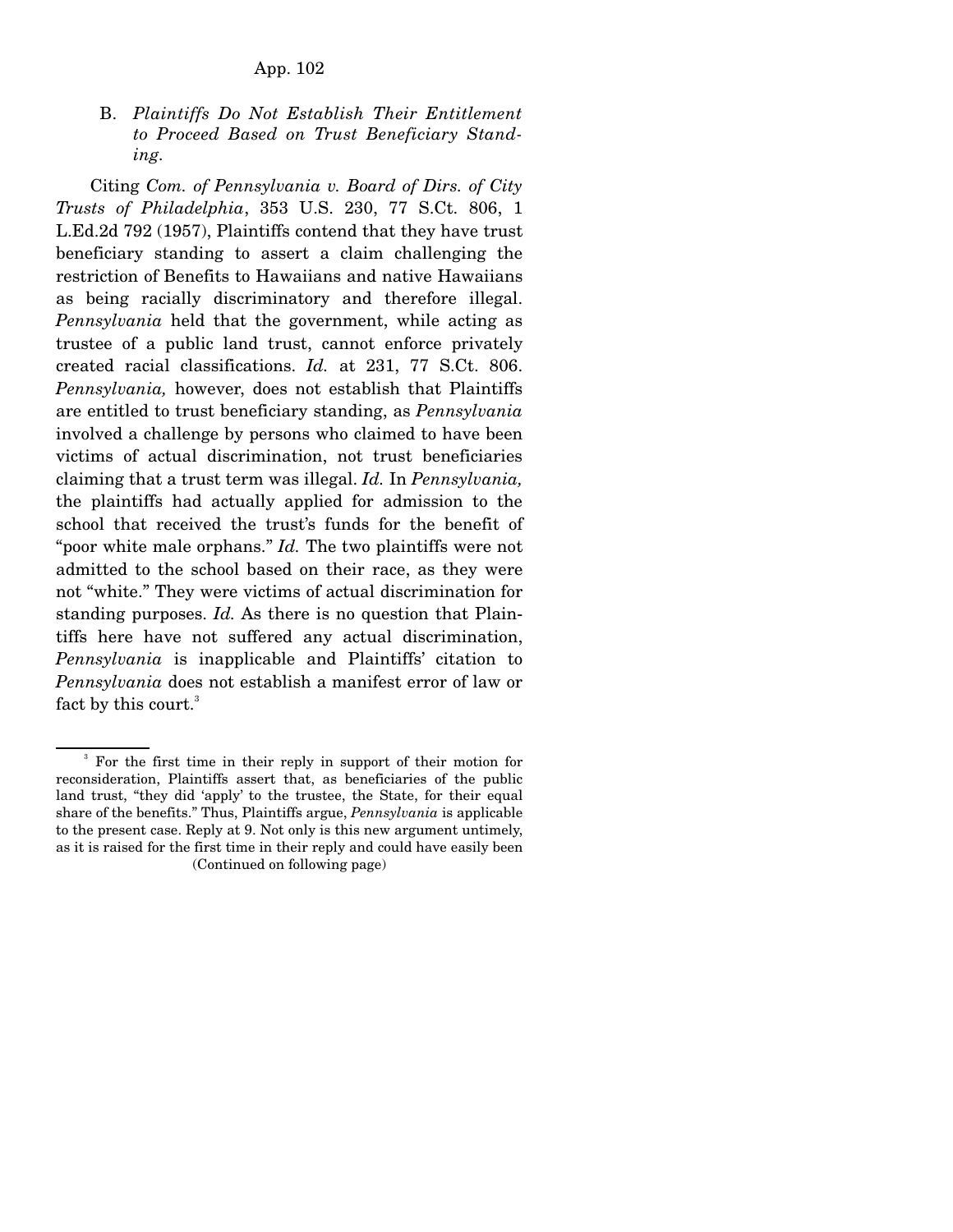### B. *Plaintiffs Do Not Establish Their Entitlement to Proceed Based on Trust Beneficiary Standing.*

Citing *Com. of Pennsylvania v. Board of Dirs. of City Trusts of Philadelphia*, 353 U.S. 230, 77 S.Ct. 806, 1 L.Ed.2d 792 (1957), Plaintiffs contend that they have trust beneficiary standing to assert a claim challenging the restriction of Benefits to Hawaiians and native Hawaiians as being racially discriminatory and therefore illegal. *Pennsylvania* held that the government, while acting as trustee of a public land trust, cannot enforce privately created racial classifications. *Id.* at 231, 77 S.Ct. 806. *Pennsylvania,* however, does not establish that Plaintiffs are entitled to trust beneficiary standing, as *Pennsylvania* involved a challenge by persons who claimed to have been victims of actual discrimination, not trust beneficiaries claiming that a trust term was illegal. *Id.* In *Pennsylvania,* the plaintiffs had actually applied for admission to the school that received the trust's funds for the benefit of "poor white male orphans." *Id.* The two plaintiffs were not admitted to the school based on their race, as they were not "white." They were victims of actual discrimination for standing purposes. *Id.* As there is no question that Plaintiffs here have not suffered any actual discrimination, *Pennsylvania* is inapplicable and Plaintiffs' citation to *Pennsylvania* does not establish a manifest error of law or fact by this court.[3]

---

[3] For the first time in their reply in support of their motion for reconsideration, Plaintiffs assert that, as beneficiaries of the public land trust, "they did 'apply' to the trustee, the State, for their equal share of the benefits." Thus, Plaintiffs argue, *Pennsylvania* is applicable to the present case. Reply at 9. Not only is this new argument untimely, as it is raised for the first time in their reply and could have easily been

(Continued on following page)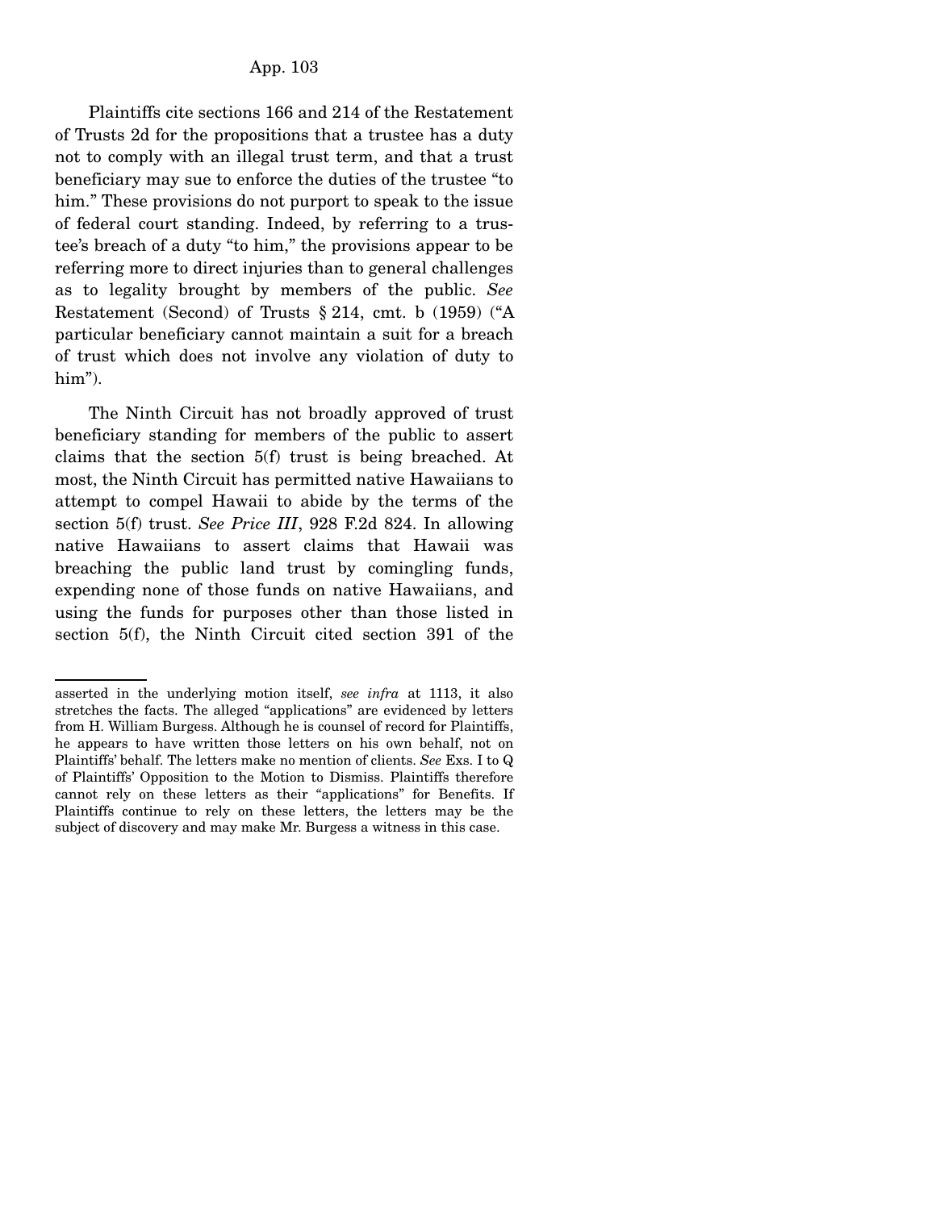Plaintiffs cite sections 166 and 214 of the Restatement of Trusts 2d for the propositions that a trustee has a duty not to comply with an illegal trust term, and that a trust beneficiary may sue to enforce the duties of the trustee "to him." These provisions do not purport to speak to the issue of federal court standing. Indeed, by referring to a trustee's breach of a duty "to him," the provisions appear to be referring more to direct injuries than to general challenges as to legality brought by members of the public. *See* Restatement (Second) of Trusts § 214, cmt. b (1959) ("A particular beneficiary cannot maintain a suit for a breach of trust which does not involve any violation of duty to him").

The Ninth Circuit has not broadly approved of trust beneficiary standing for members of the public to assert claims that the section 5(f) trust is being breached. At most, the Ninth Circuit has permitted native Hawaiians to attempt to compel Hawaii to abide by the terms of the section 5(f) trust. *See Price III*, 928 F.2d 824. In allowing native Hawaiians to assert claims that Hawaii was breaching the public land trust by comingling funds, expending none of those funds on native Hawaiians, and using the funds for purposes other than those listed in section 5(f), the Ninth Circuit cited section 391 of the

---

asserted in the underlying motion itself, *see infra* at 1113, it also stretches the facts. The alleged "applications" are evidenced by letters from H. William Burgess. Although he is counsel of record for Plaintiffs, he appears to have written those letters on his own behalf, not on Plaintiffs' behalf. The letters make no mention of clients. *See* Exs. I to Q of Plaintiffs' Opposition to the Motion to Dismiss. Plaintiffs therefore cannot rely on these letters as their "applications" for Benefits. If Plaintiffs continue to rely on these letters, the letters may be the subject of discovery and may make Mr. Burgess a witness in this case.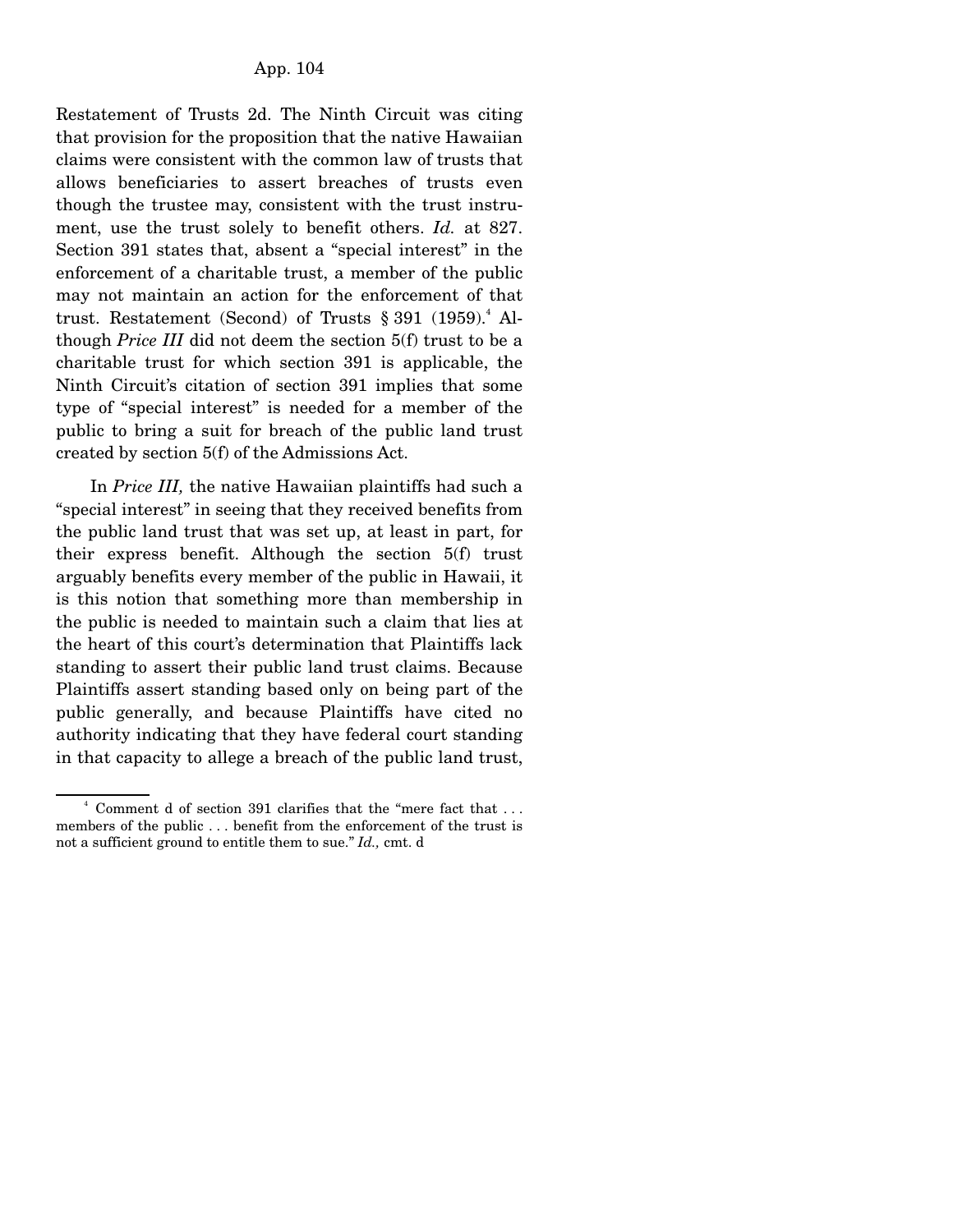Restatement of Trusts 2d. The Ninth Circuit was citing that provision for the proposition that the native Hawaiian claims were consistent with the common law of trusts that allows beneficiaries to assert breaches of trusts even though the trustee may, consistent with the trust instrument, use the trust solely to benefit others. *Id.* at 827. Section 391 states that, absent a "special interest" in the enforcement of a charitable trust, a member of the public may not maintain an action for the enforcement of that trust. Restatement (Second) of Trusts § 391 (1959).[4] Although *Price III* did not deem the section 5(f) trust to be a charitable trust for which section 391 is applicable, the Ninth Circuit's citation of section 391 implies that some type of "special interest" is needed for a member of the public to bring a suit for breach of the public land trust created by section 5(f) of the Admissions Act.

In *Price III,* the native Hawaiian plaintiffs had such a "special interest" in seeing that they received benefits from the public land trust that was set up, at least in part, for their express benefit. Although the section 5(f) trust arguably benefits every member of the public in Hawaii, it is this notion that something more than membership in the public is needed to maintain such a claim that lies at the heart of this court's determination that Plaintiffs lack standing to assert their public land trust claims. Because Plaintiffs assert standing based only on being part of the public generally, and because Plaintiffs have cited no authority indicating that they have federal court standing in that capacity to allege a breach of the public land trust,

---

[4] Comment d of section 391 clarifies that the "mere fact that . . . members of the public . . . benefit from the enforcement of the trust is not a sufficient ground to entitle them to sue." *Id.,* cmt. d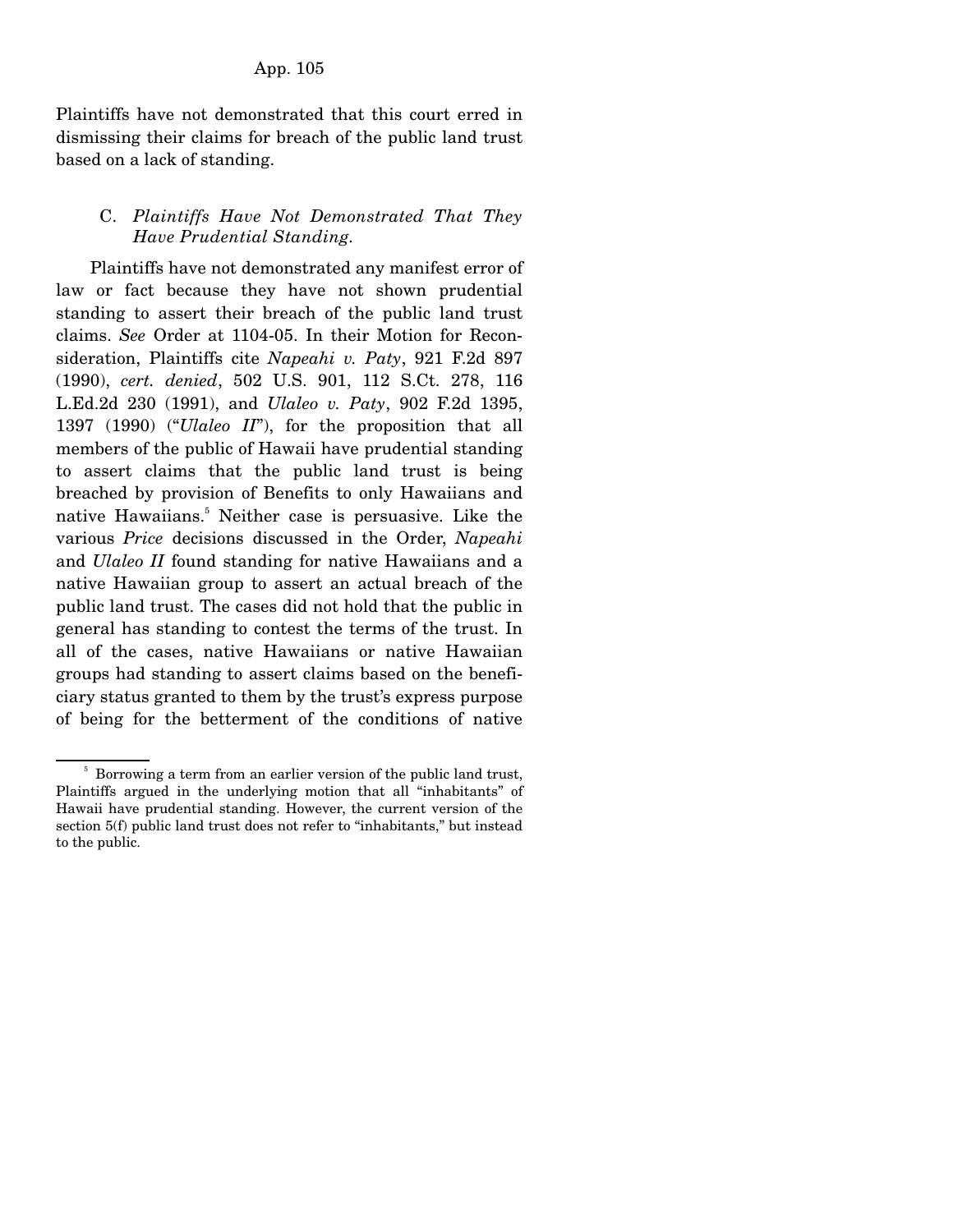Plaintiffs have not demonstrated that this court erred in dismissing their claims for breach of the public land trust based on a lack of standing.

### C. *Plaintiffs Have Not Demonstrated That They Have Prudential Standing.*

Plaintiffs have not demonstrated any manifest error of law or fact because they have not shown prudential standing to assert their breach of the public land trust claims. *See* Order at 1104-05. In their Motion for Reconsideration, Plaintiffs cite *Napeahi v. Paty*, 921 F.2d 897 (1990), *cert. denied*, 502 U.S. 901, 112 S.Ct. 278, 116 L.Ed.2d 230 (1991), and *Ulaleo v. Paty*, 902 F.2d 1395, 1397 (1990) ("*Ulaleo II*"), for the proposition that all members of the public of Hawaii have prudential standing to assert claims that the public land trust is being breached by provision of Benefits to only Hawaiians and native Hawaiians.[5] Neither case is persuasive. Like the various *Price* decisions discussed in the Order, *Napeahi* and *Ulaleo II* found standing for native Hawaiians and a native Hawaiian group to assert an actual breach of the public land trust. The cases did not hold that the public in general has standing to contest the terms of the trust. In all of the cases, native Hawaiians or native Hawaiian groups had standing to assert claims based on the beneficiary status granted to them by the trust's express purpose of being for the betterment of the conditions of native

---

[5] Borrowing a term from an earlier version of the public land trust, Plaintiffs argued in the underlying motion that all "inhabitants" of Hawaii have prudential standing. However, the current version of the section 5(f) public land trust does not refer to "inhabitants," but instead to the public.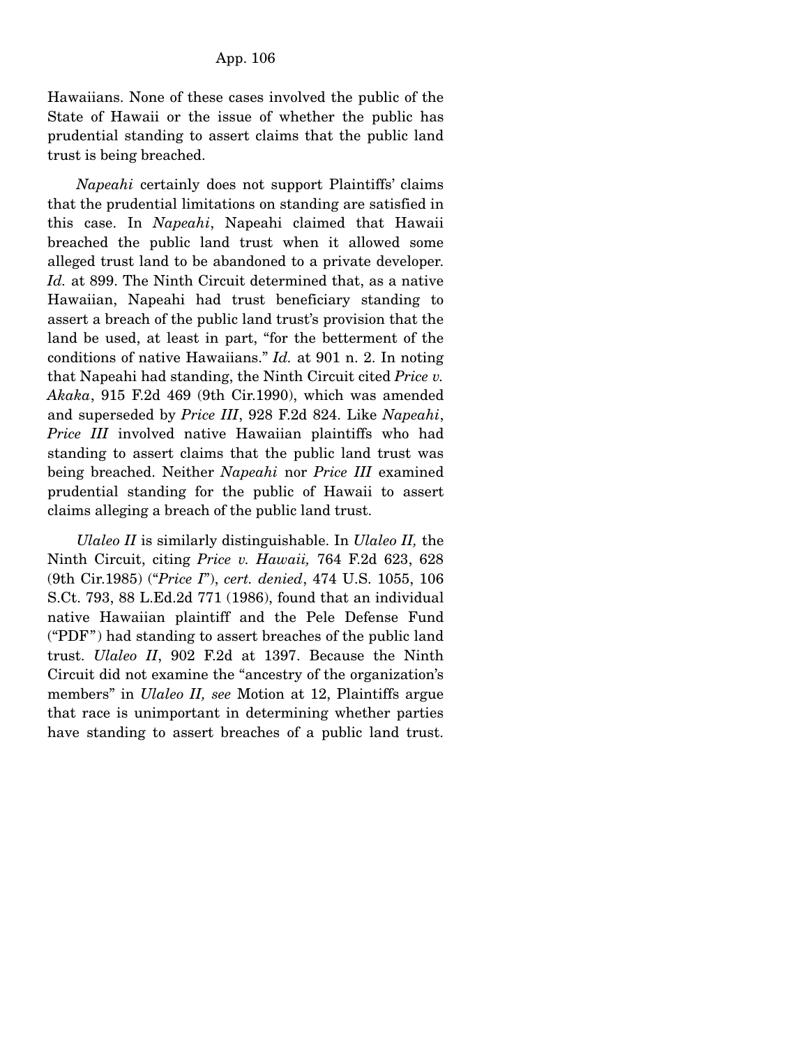Hawaiians. None of these cases involved the public of the State of Hawaii or the issue of whether the public has prudential standing to assert claims that the public land trust is being breached.

*Napeahi* certainly does not support Plaintiffs' claims that the prudential limitations on standing are satisfied in this case. In *Napeahi*, Napeahi claimed that Hawaii breached the public land trust when it allowed some alleged trust land to be abandoned to a private developer. *Id.* at 899. The Ninth Circuit determined that, as a native Hawaiian, Napeahi had trust beneficiary standing to assert a breach of the public land trust's provision that the land be used, at least in part, "for the betterment of the conditions of native Hawaiians." *Id.* at 901 n. 2. In noting that Napeahi had standing, the Ninth Circuit cited *Price v. Akaka*, 915 F.2d 469 (9th Cir.1990), which was amended and superseded by *Price III*, 928 F.2d 824. Like *Napeahi*, *Price III* involved native Hawaiian plaintiffs who had standing to assert claims that the public land trust was being breached. Neither *Napeahi* nor *Price III* examined prudential standing for the public of Hawaii to assert claims alleging a breach of the public land trust.

*Ulaleo II* is similarly distinguishable. In *Ulaleo II,* the Ninth Circuit, citing *Price v. Hawaii,* 764 F.2d 623, 628 (9th Cir.1985) ("*Price I*"), *cert. denied*, 474 U.S. 1055, 106 S.Ct. 793, 88 L.Ed.2d 771 (1986), found that an individual native Hawaiian plaintiff and the Pele Defense Fund ("PDF") had standing to assert breaches of the public land trust. *Ulaleo II*, 902 F.2d at 1397. Because the Ninth Circuit did not examine the "ancestry of the organization's members" in *Ulaleo II, see* Motion at 12, Plaintiffs argue that race is unimportant in determining whether parties have standing to assert breaches of a public land trust.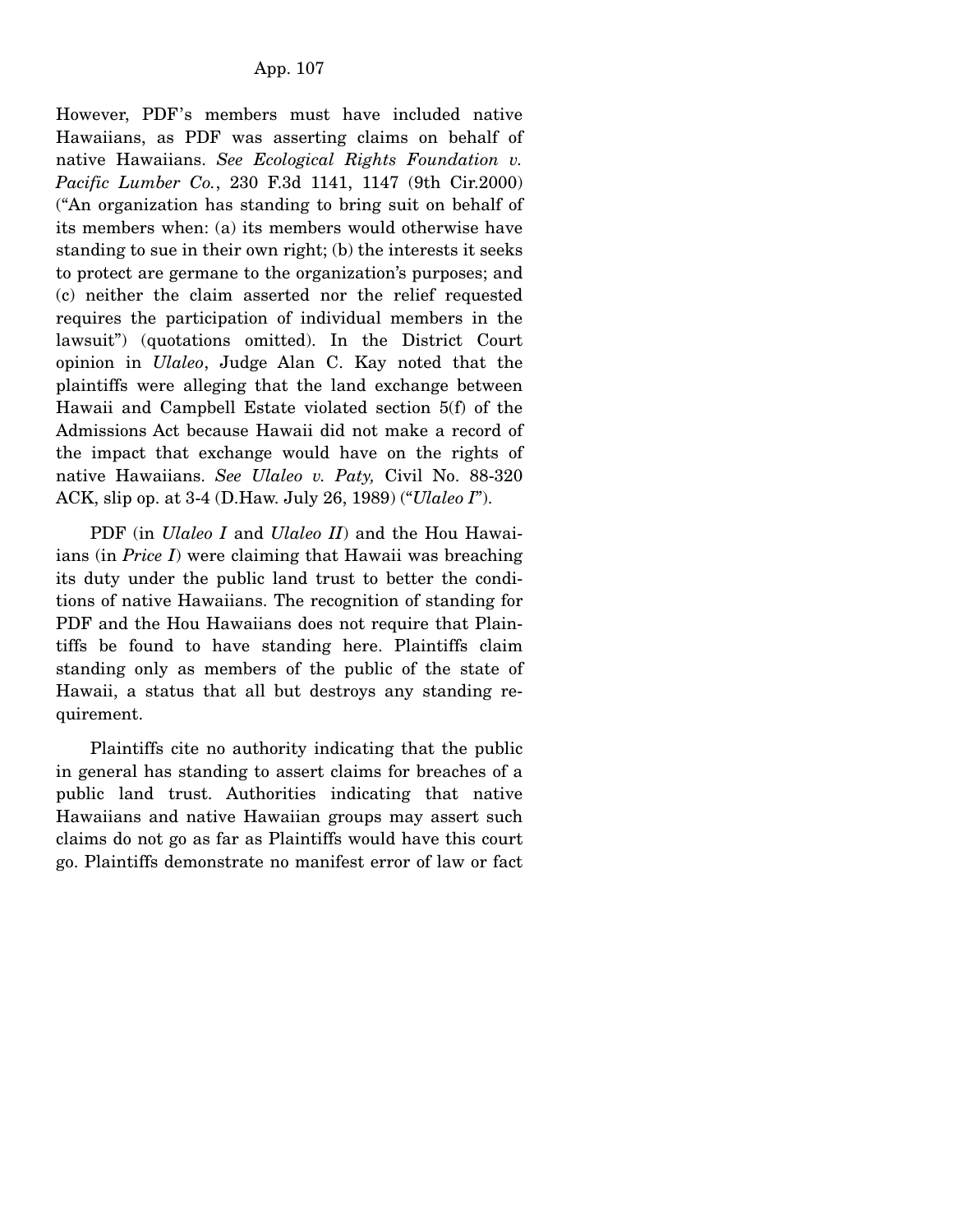However, PDF's members must have included native Hawaiians, as PDF was asserting claims on behalf of native Hawaiians. *See Ecological Rights Foundation v. Pacific Lumber Co.*, 230 F.3d 1141, 1147 (9th Cir.2000) ("An organization has standing to bring suit on behalf of its members when: (a) its members would otherwise have standing to sue in their own right; (b) the interests it seeks to protect are germane to the organization's purposes; and (c) neither the claim asserted nor the relief requested requires the participation of individual members in the lawsuit") (quotations omitted). In the District Court opinion in *Ulaleo*, Judge Alan C. Kay noted that the plaintiffs were alleging that the land exchange between Hawaii and Campbell Estate violated section 5(f) of the Admissions Act because Hawaii did not make a record of the impact that exchange would have on the rights of native Hawaiians. *See Ulaleo v. Paty,* Civil No. 88-320 ACK, slip op. at 3-4 (D.Haw. July 26, 1989) ("*Ulaleo I*").

PDF (in *Ulaleo I* and *Ulaleo II*) and the Hou Hawaiians (in *Price I*) were claiming that Hawaii was breaching its duty under the public land trust to better the conditions of native Hawaiians. The recognition of standing for PDF and the Hou Hawaiians does not require that Plaintiffs be found to have standing here. Plaintiffs claim standing only as members of the public of the state of Hawaii, a status that all but destroys any standing requirement.

Plaintiffs cite no authority indicating that the public in general has standing to assert claims for breaches of a public land trust. Authorities indicating that native Hawaiians and native Hawaiian groups may assert such claims do not go as far as Plaintiffs would have this court go. Plaintiffs demonstrate no manifest error of law or fact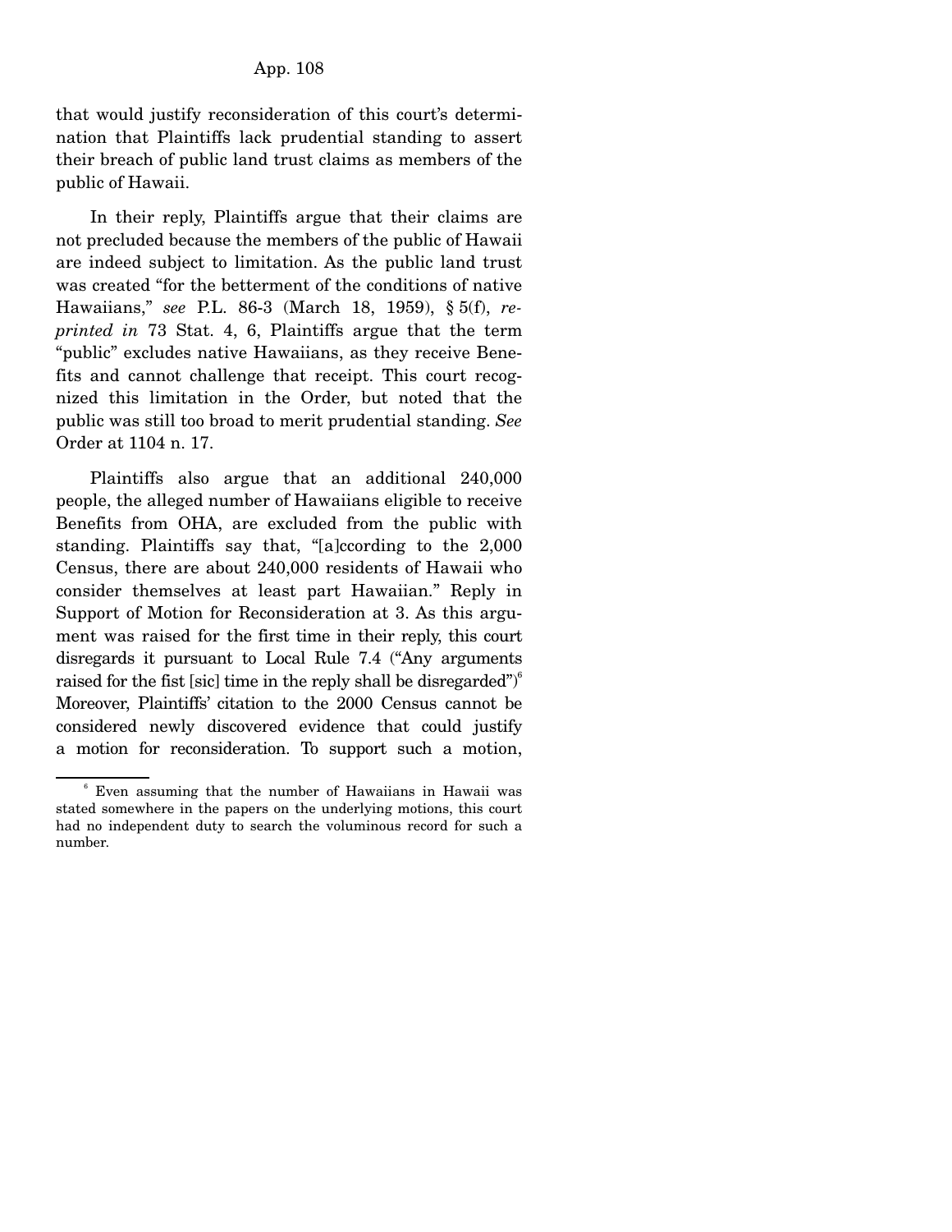that would justify reconsideration of this court's determination that Plaintiffs lack prudential standing to assert their breach of public land trust claims as members of the public of Hawaii.

In their reply, Plaintiffs argue that their claims are not precluded because the members of the public of Hawaii are indeed subject to limitation. As the public land trust was created "for the betterment of the conditions of native Hawaiians," *see* P.L. 86-3 (March 18, 1959), § 5(f), *reprinted in* 73 Stat. 4, 6, Plaintiffs argue that the term "public" excludes native Hawaiians, as they receive Benefits and cannot challenge that receipt. This court recognized this limitation in the Order, but noted that the public was still too broad to merit prudential standing. *See* Order at 1104 n. 17.

Plaintiffs also argue that an additional 240,000 people, the alleged number of Hawaiians eligible to receive Benefits from OHA, are excluded from the public with standing. Plaintiffs say that, "[a]ccording to the 2,000 Census, there are about 240,000 residents of Hawaii who consider themselves at least part Hawaiian." Reply in Support of Motion for Reconsideration at 3. As this argument was raised for the first time in their reply, this court disregards it pursuant to Local Rule 7.4 ("Any arguments raised for the fist [sic] time in the reply shall be disregarded")[6] Moreover, Plaintiffs' citation to the 2000 Census cannot be considered newly discovered evidence that could justify a motion for reconsideration. To support such a motion,

---

[6] Even assuming that the number of Hawaiians in Hawaii was stated somewhere in the papers on the underlying motions, this court had no independent duty to search the voluminous record for such a number.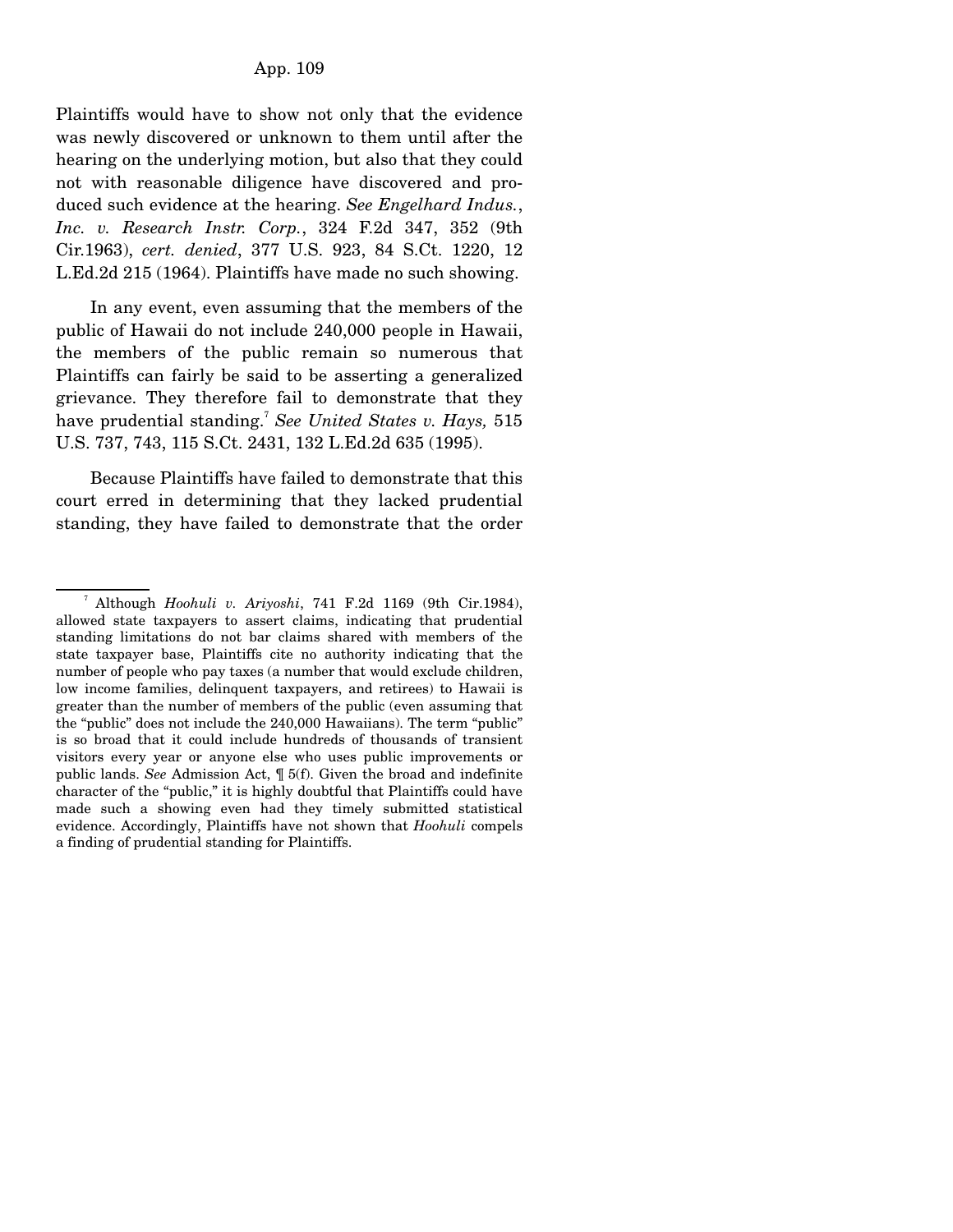Plaintiffs would have to show not only that the evidence was newly discovered or unknown to them until after the hearing on the underlying motion, but also that they could not with reasonable diligence have discovered and produced such evidence at the hearing. *See Engelhard Indus., Inc. v. Research Instr. Corp.*, 324 F.2d 347, 352 (9th Cir.1963), *cert. denied*, 377 U.S. 923, 84 S.Ct. 1220, 12 L.Ed.2d 215 (1964). Plaintiffs have made no such showing.

In any event, even assuming that the members of the public of Hawaii do not include 240,000 people in Hawaii, the members of the public remain so numerous that Plaintiffs can fairly be said to be asserting a generalized grievance. They therefore fail to demonstrate that they have prudential standing.[7] *See United States v. Hays,* 515 U.S. 737, 743, 115 S.Ct. 2431, 132 L.Ed.2d 635 (1995).

Because Plaintiffs have failed to demonstrate that this court erred in determining that they lacked prudential standing, they have failed to demonstrate that the order

---

[7] Although *Hoohuli v. Ariyoshi*, 741 F.2d 1169 (9th Cir.1984), allowed state taxpayers to assert claims, indicating that prudential standing limitations do not bar claims shared with members of the state taxpayer base, Plaintiffs cite no authority indicating that the number of people who pay taxes (a number that would exclude children, low income families, delinquent taxpayers, and retirees) to Hawaii is greater than the number of members of the public (even assuming that the "public" does not include the 240,000 Hawaiians). The term "public" is so broad that it could include hundreds of thousands of transient visitors every year or anyone else who uses public improvements or public lands. *See* Admission Act, ¶ 5(f). Given the broad and indefinite character of the "public," it is highly doubtful that Plaintiffs could have made such a showing even had they timely submitted statistical evidence. Accordingly, Plaintiffs have not shown that *Hoohuli* compels a finding of prudential standing for Plaintiffs.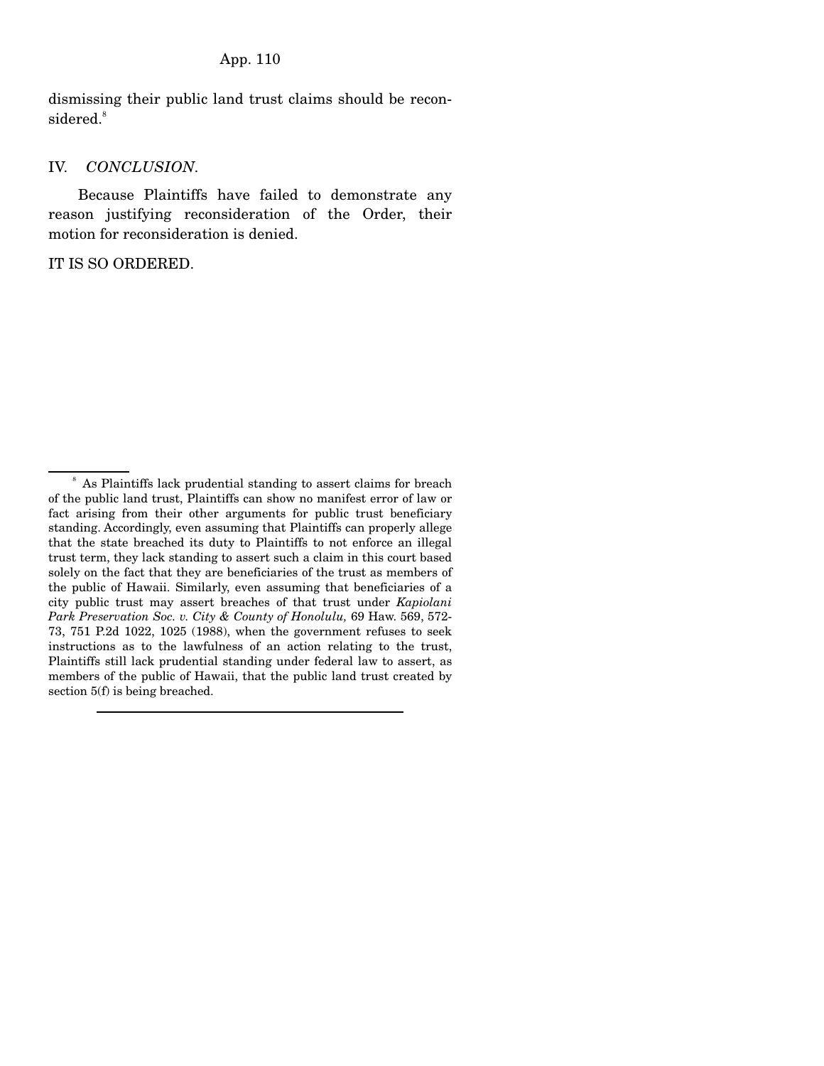dismissing their public land trust claims should be reconsidered.[8]

## IV. *CONCLUSION.*

Because Plaintiffs have failed to demonstrate any reason justifying reconsideration of the Order, their motion for reconsideration is denied.

IT IS SO ORDERED.

---

[8] As Plaintiffs lack prudential standing to assert claims for breach of the public land trust, Plaintiffs can show no manifest error of law or fact arising from their other arguments for public trust beneficiary standing. Accordingly, even assuming that Plaintiffs can properly allege that the state breached its duty to Plaintiffs to not enforce an illegal trust term, they lack standing to assert such a claim in this court based solely on the fact that they are beneficiaries of the trust as members of the public of Hawaii. Similarly, even assuming that beneficiaries of a city public trust may assert breaches of that trust under *Kapiolani Park Preservation Soc. v. City & County of Honolulu,* 69 Haw. 569, 572-73, 751 P.2d 1022, 1025 (1988), when the government refuses to seek instructions as to the lawfulness of an action relating to the trust, Plaintiffs still lack prudential standing under federal law to assert, as members of the public of Hawaii, that the public land trust created by section 5(f) is being breached.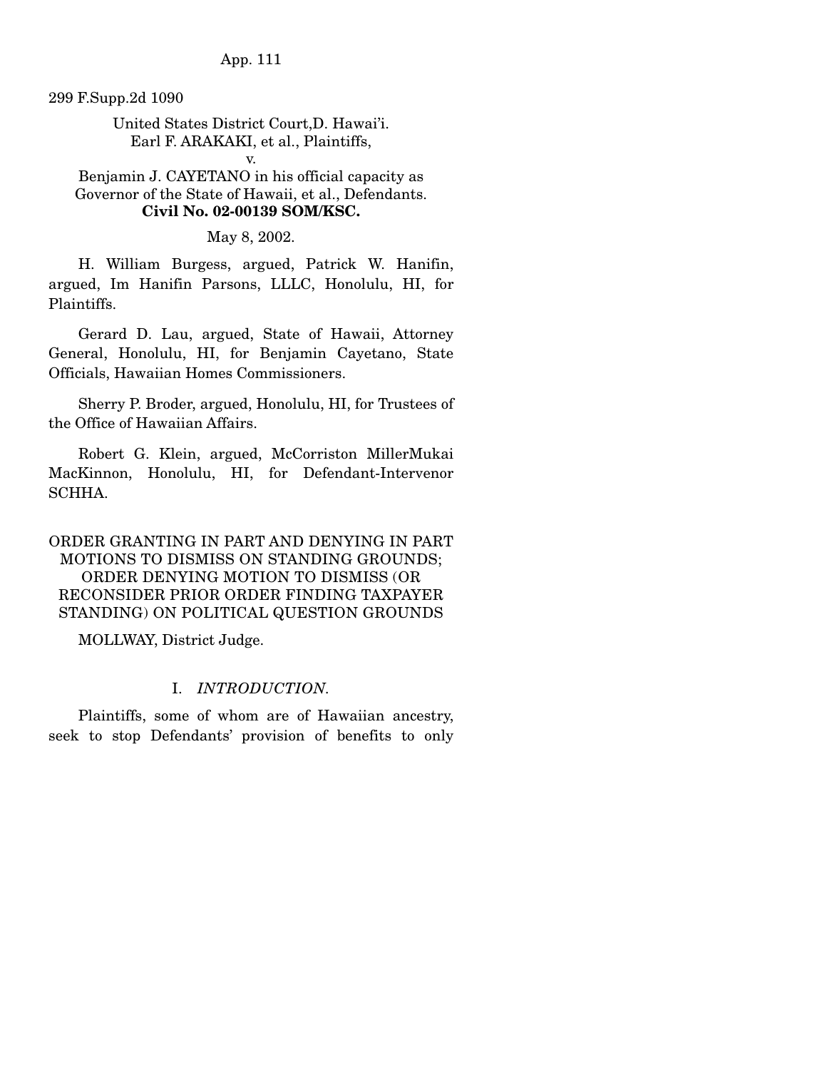299 F.Supp.2d 1090

United States District Court, D. Hawai'i.
Earl F. ARAKAKI, et al., Plaintiffs,
v.
Benjamin J. CAYETANO in his official capacity as Governor of the State of Hawaii, et al., Defendants.
**Civil No. 02-00139 SOM/KSC.**

May 8, 2002.

H. William Burgess, argued, Patrick W. Hanifin, argued, Im Hanifin Parsons, LLLC, Honolulu, HI, for Plaintiffs.

Gerard D. Lau, argued, State of Hawaii, Attorney General, Honolulu, HI, for Benjamin Cayetano, State Officials, Hawaiian Homes Commissioners.

Sherry P. Broder, argued, Honolulu, HI, for Trustees of the Office of Hawaiian Affairs.

Robert G. Klein, argued, McCorriston MillerMukai MacKinnon, Honolulu, HI, for Defendant-Intervenor SCHHA.

ORDER GRANTING IN PART AND DENYING IN PART MOTIONS TO DISMISS ON STANDING GROUNDS; ORDER DENYING MOTION TO DISMISS (OR RECONSIDER PRIOR ORDER FINDING TAXPAYER STANDING) ON POLITICAL QUESTION GROUNDS

MOLLWAY, District Judge.

## I. *INTRODUCTION.*

Plaintiffs, some of whom are of Hawaiian ancestry, seek to stop Defendants' provision of benefits to only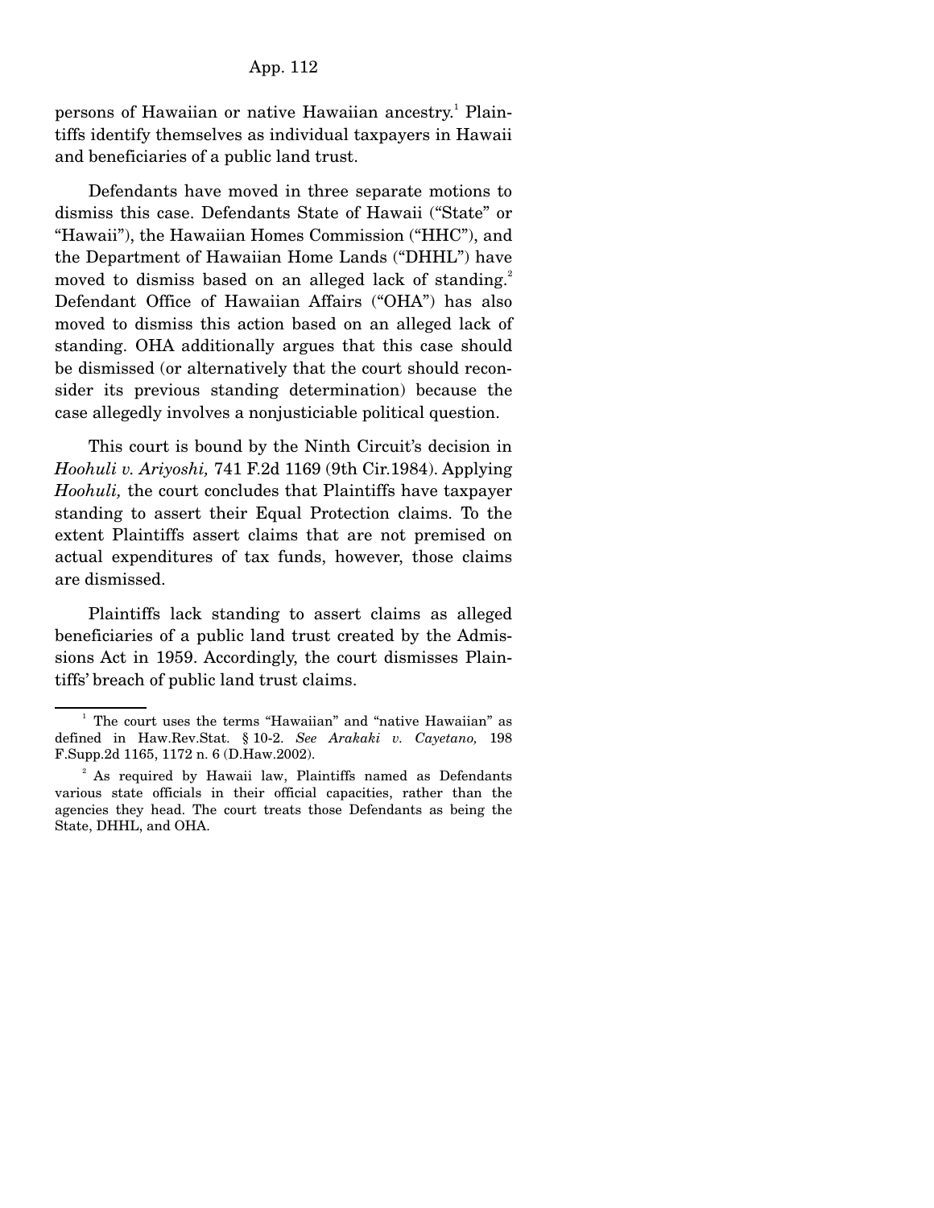persons of Hawaiian or native Hawaiian ancestry.[1] Plaintiffs identify themselves as individual taxpayers in Hawaii and beneficiaries of a public land trust.

Defendants have moved in three separate motions to dismiss this case. Defendants State of Hawaii ("State" or "Hawaii"), the Hawaiian Homes Commission ("HHC"), and the Department of Hawaiian Home Lands ("DHHL") have moved to dismiss based on an alleged lack of standing.[2] Defendant Office of Hawaiian Affairs ("OHA") has also moved to dismiss this action based on an alleged lack of standing. OHA additionally argues that this case should be dismissed (or alternatively that the court should reconsider its previous standing determination) because the case allegedly involves a nonjusticiable political question.

This court is bound by the Ninth Circuit's decision in *Hoohuli v. Ariyoshi,* 741 F.2d 1169 (9th Cir.1984). Applying *Hoohuli,* the court concludes that Plaintiffs have taxpayer standing to assert their Equal Protection claims. To the extent Plaintiffs assert claims that are not premised on actual expenditures of tax funds, however, those claims are dismissed.

Plaintiffs lack standing to assert claims as alleged beneficiaries of a public land trust created by the Admissions Act in 1959. Accordingly, the court dismisses Plaintiffs' breach of public land trust claims.

---

[1] The court uses the terms "Hawaiian" and "native Hawaiian" as defined in Haw.Rev.Stat. § 10-2. *See Arakaki v. Cayetano,* 198 F.Supp.2d 1165, 1172 n. 6 (D.Haw.2002).

[2] As required by Hawaii law, Plaintiffs named as Defendants various state officials in their official capacities, rather than the agencies they head. The court treats those Defendants as being the State, DHHL, and OHA.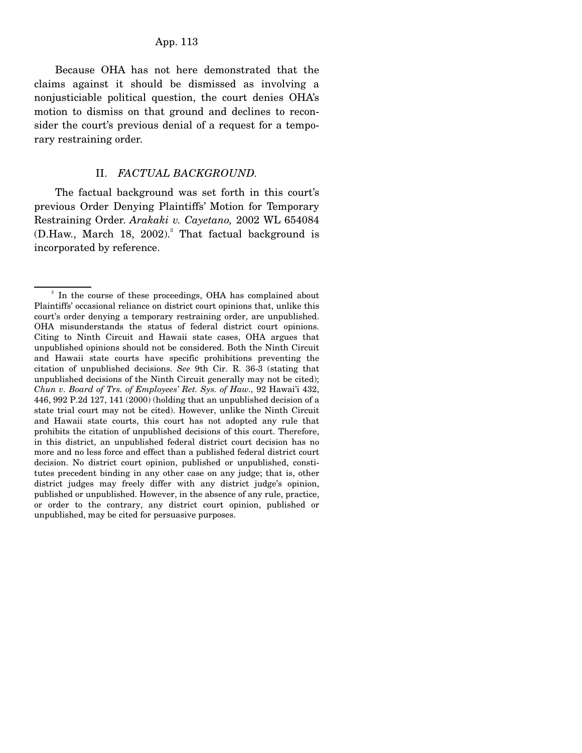Because OHA has not here demonstrated that the claims against it should be dismissed as involving a nonjusticiable political question, the court denies OHA's motion to dismiss on that ground and declines to reconsider the court's previous denial of a request for a temporary restraining order.

## II. *FACTUAL BACKGROUND.*

The factual background was set forth in this court's previous Order Denying Plaintiffs' Motion for Temporary Restraining Order. *Arakaki v. Cayetano,* 2002 WL 654084 (D.Haw., March 18, 2002).[3] That factual background is incorporated by reference.

---

[3] In the course of these proceedings, OHA has complained about Plaintiffs' occasional reliance on district court opinions that, unlike this court's order denying a temporary restraining order, are unpublished. OHA misunderstands the status of federal district court opinions. Citing to Ninth Circuit and Hawaii state cases, OHA argues that unpublished opinions should not be considered. Both the Ninth Circuit and Hawaii state courts have specific prohibitions preventing the citation of unpublished decisions. *See* 9th Cir. R. 36-3 (stating that unpublished decisions of the Ninth Circuit generally may not be cited); *Chun v. Board of Trs. of Employees' Ret. Sys. of Haw.,* 92 Hawai'i 432, 446, 992 P.2d 127, 141 (2000) (holding that an unpublished decision of a state trial court may not be cited). However, unlike the Ninth Circuit and Hawaii state courts, this court has not adopted any rule that prohibits the citation of unpublished decisions of this court. Therefore, in this district, an unpublished federal district court decision has no more and no less force and effect than a published federal district court decision. No district court opinion, published or unpublished, constitutes precedent binding in any other case on any judge; that is, other district judges may freely differ with any district judge's opinion, published or unpublished. However, in the absence of any rule, practice, or order to the contrary, any district court opinion, published or unpublished, may be cited for persuasive purposes.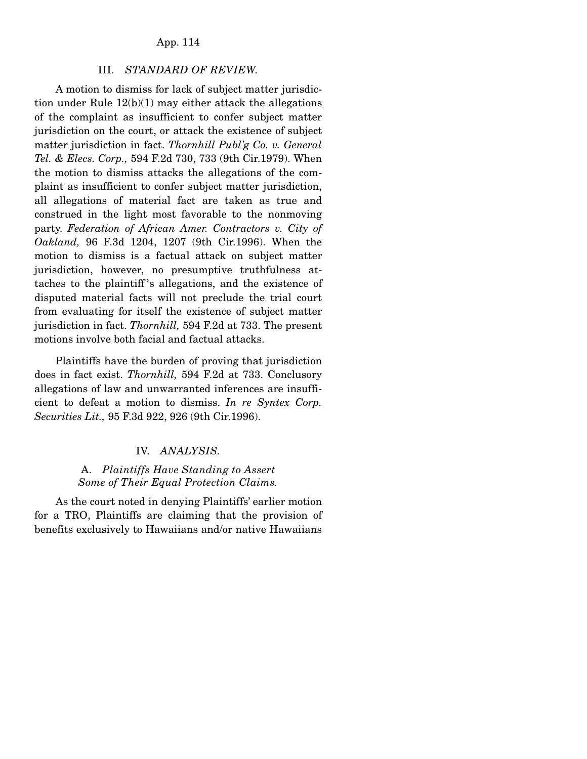### III. *STANDARD OF REVIEW.*

A motion to dismiss for lack of subject matter jurisdiction under Rule 12(b)(1) may either attack the allegations of the complaint as insufficient to confer subject matter jurisdiction on the court, or attack the existence of subject matter jurisdiction in fact. *Thornhill Publ'g Co. v. General Tel. & Elecs. Corp.,* 594 F.2d 730, 733 (9th Cir.1979). When the motion to dismiss attacks the allegations of the complaint as insufficient to confer subject matter jurisdiction, all allegations of material fact are taken as true and construed in the light most favorable to the nonmoving party. *Federation of African Amer. Contractors v. City of Oakland,* 96 F.3d 1204, 1207 (9th Cir.1996). When the motion to dismiss is a factual attack on subject matter jurisdiction, however, no presumptive truthfulness attaches to the plaintiff's allegations, and the existence of disputed material facts will not preclude the trial court from evaluating for itself the existence of subject matter jurisdiction in fact. *Thornhill,* 594 F.2d at 733. The present motions involve both facial and factual attacks.

Plaintiffs have the burden of proving that jurisdiction does in fact exist. *Thornhill,* 594 F.2d at 733. Conclusory allegations of law and unwarranted inferences are insufficient to defeat a motion to dismiss. *In re Syntex Corp. Securities Lit.,* 95 F.3d 922, 926 (9th Cir.1996).

### IV. *ANALYSIS.*

#### A. *Plaintiffs Have Standing to Assert Some of Their Equal Protection Claims.*

As the court noted in denying Plaintiffs' earlier motion for a TRO, Plaintiffs are claiming that the provision of benefits exclusively to Hawaiians and/or native Hawaiians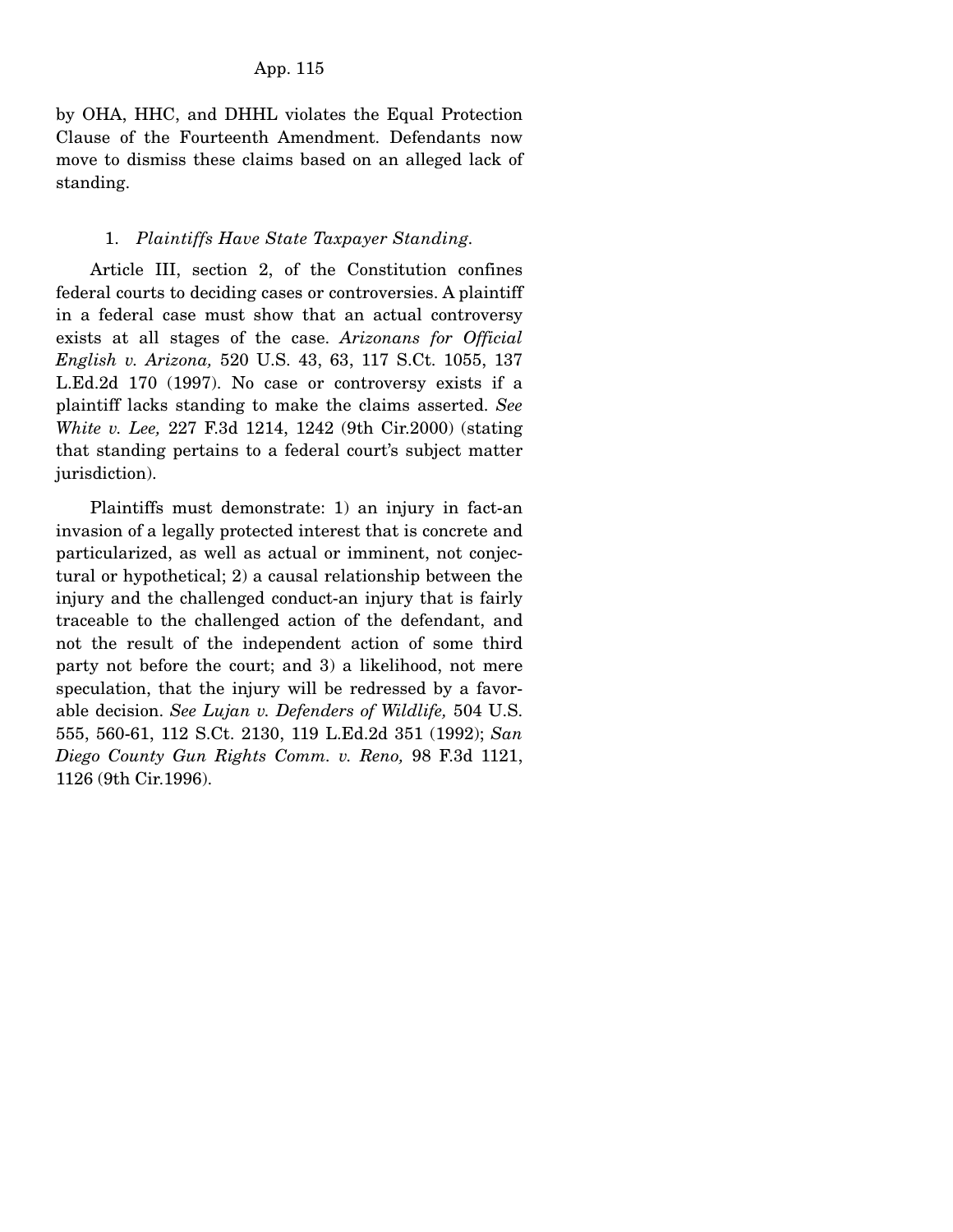by OHA, HHC, and DHHL violates the Equal Protection Clause of the Fourteenth Amendment. Defendants now move to dismiss these claims based on an alleged lack of standing.

### 1. *Plaintiffs Have State Taxpayer Standing.*

Article III, section 2, of the Constitution confines federal courts to deciding cases or controversies. A plaintiff in a federal case must show that an actual controversy exists at all stages of the case. *Arizonans for Official English v. Arizona,* 520 U.S. 43, 63, 117 S.Ct. 1055, 137 L.Ed.2d 170 (1997). No case or controversy exists if a plaintiff lacks standing to make the claims asserted. *See White v. Lee,* 227 F.3d 1214, 1242 (9th Cir.2000) (stating that standing pertains to a federal court's subject matter jurisdiction).

Plaintiffs must demonstrate: 1) an injury in fact-an invasion of a legally protected interest that is concrete and particularized, as well as actual or imminent, not conjectural or hypothetical; 2) a causal relationship between the injury and the challenged conduct-an injury that is fairly traceable to the challenged action of the defendant, and not the result of the independent action of some third party not before the court; and 3) a likelihood, not mere speculation, that the injury will be redressed by a favorable decision. *See Lujan v. Defenders of Wildlife,* 504 U.S. 555, 560-61, 112 S.Ct. 2130, 119 L.Ed.2d 351 (1992); *San Diego County Gun Rights Comm. v. Reno,* 98 F.3d 1121, 1126 (9th Cir.1996).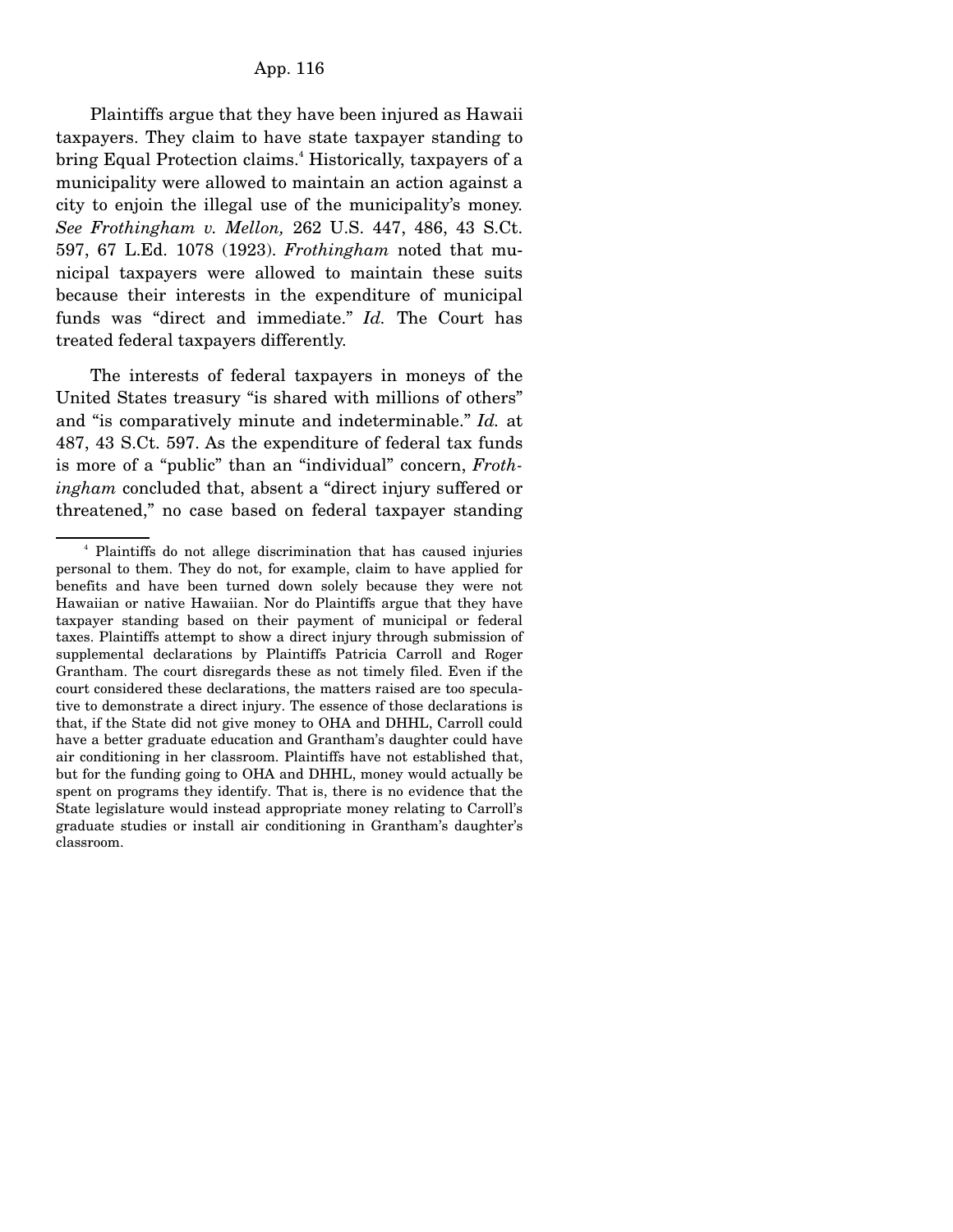Plaintiffs argue that they have been injured as Hawaii taxpayers. They claim to have state taxpayer standing to bring Equal Protection claims.[4] Historically, taxpayers of a municipality were allowed to maintain an action against a city to enjoin the illegal use of the municipality's money. *See Frothingham v. Mellon,* 262 U.S. 447, 486, 43 S.Ct. 597, 67 L.Ed. 1078 (1923). *Frothingham* noted that municipal taxpayers were allowed to maintain these suits because their interests in the expenditure of municipal funds was "direct and immediate." *Id.* The Court has treated federal taxpayers differently.

The interests of federal taxpayers in moneys of the United States treasury "is shared with millions of others" and "is comparatively minute and indeterminable." *Id.* at 487, 43 S.Ct. 597. As the expenditure of federal tax funds is more of a "public" than an "individual" concern, *Frothingham* concluded that, absent a "direct injury suffered or threatened," no case based on federal taxpayer standing

[4] Plaintiffs do not allege discrimination that has caused injuries personal to them. They do not, for example, claim to have applied for benefits and have been turned down solely because they were not Hawaiian or native Hawaiian. Nor do Plaintiffs argue that they have taxpayer standing based on their payment of municipal or federal taxes. Plaintiffs attempt to show a direct injury through submission of supplemental declarations by Plaintiffs Patricia Carroll and Roger Grantham. The court disregards these as not timely filed. Even if the court considered these declarations, the matters raised are too speculative to demonstrate a direct injury. The essence of those declarations is that, if the State did not give money to OHA and DHHL, Carroll could have a better graduate education and Grantham's daughter could have air conditioning in her classroom. Plaintiffs have not established that, but for the funding going to OHA and DHHL, money would actually be spent on programs they identify. That is, there is no evidence that the State legislature would instead appropriate money relating to Carroll's graduate studies or install air conditioning in Grantham's daughter's classroom.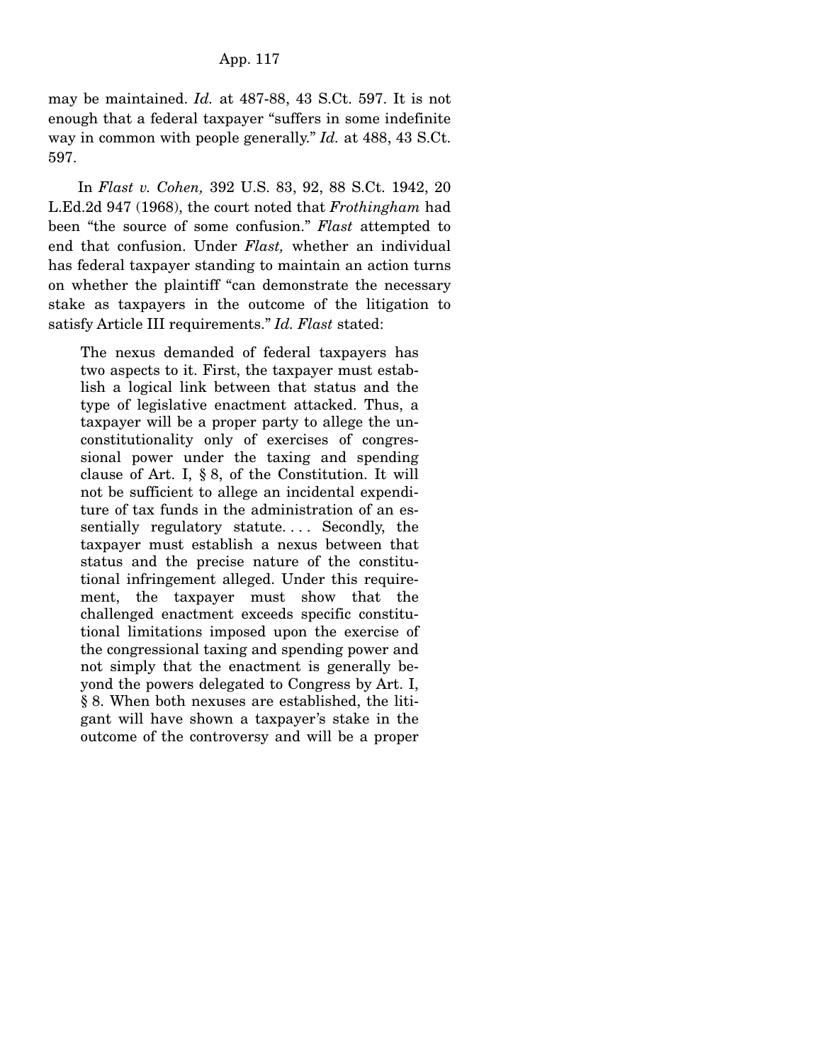may be maintained. *Id.* at 487-88, 43 S.Ct. 597. It is not enough that a federal taxpayer "suffers in some indefinite way in common with people generally." *Id.* at 488, 43 S.Ct. 597.

In *Flast v. Cohen,* 392 U.S. 83, 92, 88 S.Ct. 1942, 20 L.Ed.2d 947 (1968), the court noted that *Frothingham* had been "the source of some confusion." *Flast* attempted to end that confusion. Under *Flast,* whether an individual has federal taxpayer standing to maintain an action turns on whether the plaintiff "can demonstrate the necessary stake as taxpayers in the outcome of the litigation to satisfy Article III requirements." *Id. Flast* stated:

> The nexus demanded of federal taxpayers has two aspects to it. First, the taxpayer must establish a logical link between that status and the type of legislative enactment attacked. Thus, a taxpayer will be a proper party to allege the unconstitutionality only of exercises of congressional power under the taxing and spending clause of Art. I, § 8, of the Constitution. It will not be sufficient to allege an incidental expenditure of tax funds in the administration of an essentially regulatory statute. . . . Secondly, the taxpayer must establish a nexus between that status and the precise nature of the constitutional infringement alleged. Under this requirement, the taxpayer must show that the challenged enactment exceeds specific constitutional limitations imposed upon the exercise of the congressional taxing and spending power and not simply that the enactment is generally beyond the powers delegated to Congress by Art. I, § 8. When both nexuses are established, the litigant will have shown a taxpayer's stake in the outcome of the controversy and will be a proper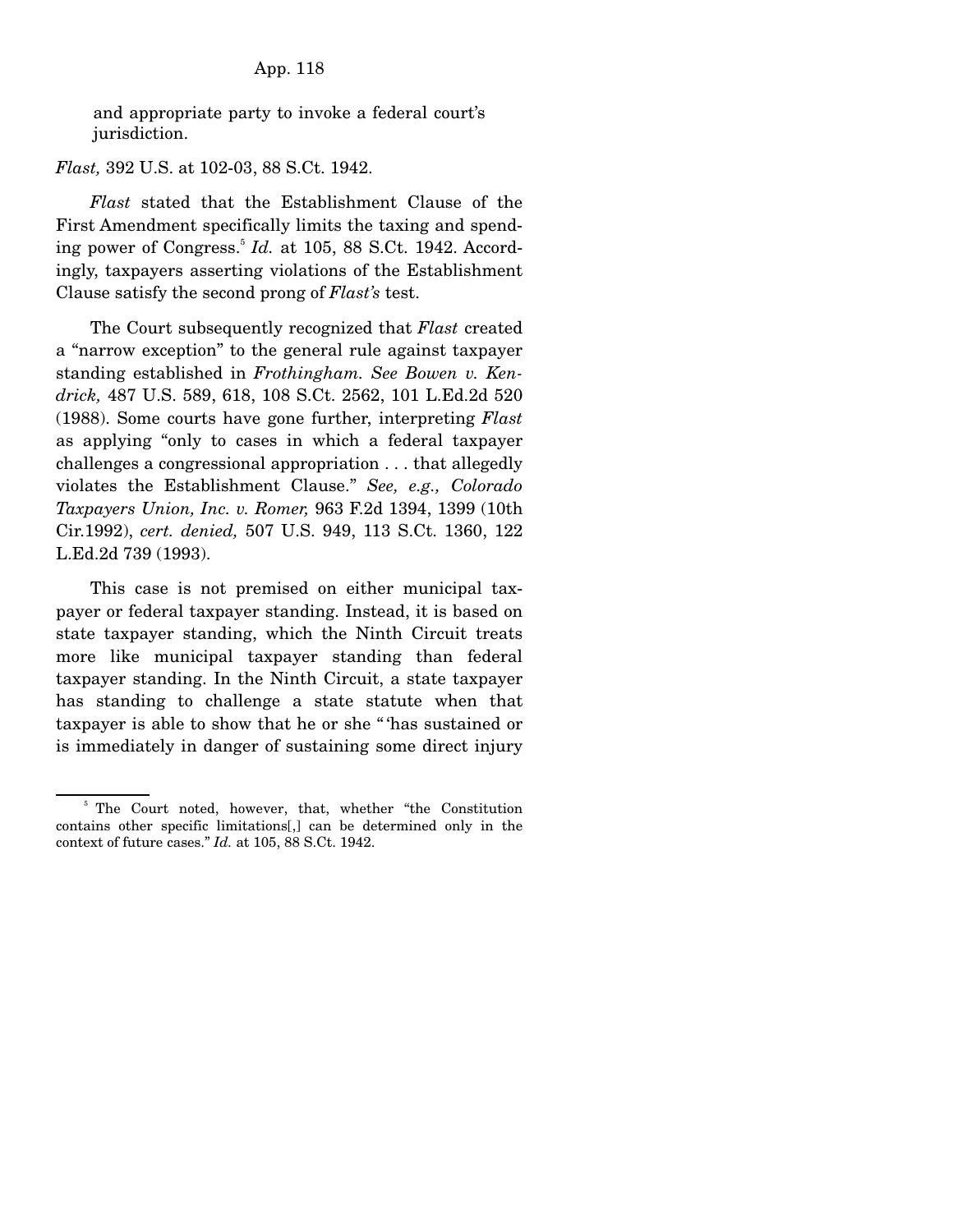and appropriate party to invoke a federal court's jurisdiction.

*Flast,* 392 U.S. at 102-03, 88 S.Ct. 1942.

*Flast* stated that the Establishment Clause of the First Amendment specifically limits the taxing and spending power of Congress.[5] *Id.* at 105, 88 S.Ct. 1942. Accordingly, taxpayers asserting violations of the Establishment Clause satisfy the second prong of *Flast's* test.

The Court subsequently recognized that *Flast* created a "narrow exception" to the general rule against taxpayer standing established in *Frothingham. See Bowen v. Kendrick,* 487 U.S. 589, 618, 108 S.Ct. 2562, 101 L.Ed.2d 520 (1988). Some courts have gone further, interpreting *Flast* as applying "only to cases in which a federal taxpayer challenges a congressional appropriation . . . that allegedly violates the Establishment Clause." *See, e.g., Colorado Taxpayers Union, Inc. v. Romer,* 963 F.2d 1394, 1399 (10th Cir.1992), *cert. denied,* 507 U.S. 949, 113 S.Ct. 1360, 122 L.Ed.2d 739 (1993).

This case is not premised on either municipal taxpayer or federal taxpayer standing. Instead, it is based on state taxpayer standing, which the Ninth Circuit treats more like municipal taxpayer standing than federal taxpayer standing. In the Ninth Circuit, a state taxpayer has standing to challenge a state statute when that taxpayer is able to show that he or she "'has sustained or is immediately in danger of sustaining some direct injury

[5] The Court noted, however, that, whether "the Constitution contains other specific limitations[,] can be determined only in the context of future cases." *Id.* at 105, 88 S.Ct. 1942.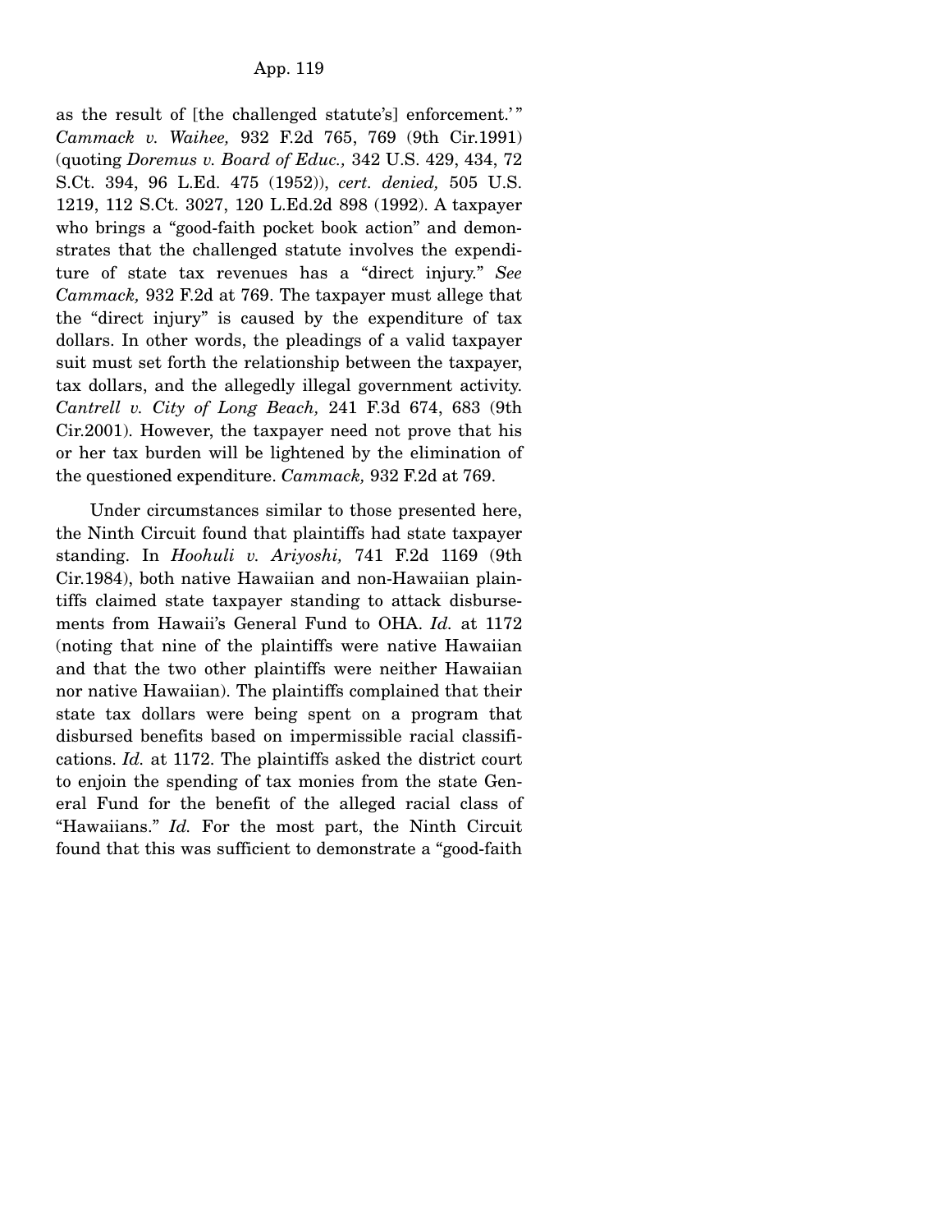as the result of [the challenged statute's] enforcement.'" *Cammack v. Waihee,* 932 F.2d 765, 769 (9th Cir.1991) (quoting *Doremus v. Board of Educ.,* 342 U.S. 429, 434, 72 S.Ct. 394, 96 L.Ed. 475 (1952)), *cert. denied,* 505 U.S. 1219, 112 S.Ct. 3027, 120 L.Ed.2d 898 (1992). A taxpayer who brings a "good-faith pocket book action" and demonstrates that the challenged statute involves the expenditure of state tax revenues has a "direct injury." *See Cammack,* 932 F.2d at 769. The taxpayer must allege that the "direct injury" is caused by the expenditure of tax dollars. In other words, the pleadings of a valid taxpayer suit must set forth the relationship between the taxpayer, tax dollars, and the allegedly illegal government activity. *Cantrell v. City of Long Beach,* 241 F.3d 674, 683 (9th Cir.2001). However, the taxpayer need not prove that his or her tax burden will be lightened by the elimination of the questioned expenditure. *Cammack,* 932 F.2d at 769.

Under circumstances similar to those presented here, the Ninth Circuit found that plaintiffs had state taxpayer standing. In *Hoohuli v. Ariyoshi,* 741 F.2d 1169 (9th Cir.1984), both native Hawaiian and non-Hawaiian plaintiffs claimed state taxpayer standing to attack disbursements from Hawaii's General Fund to OHA. *Id.* at 1172 (noting that nine of the plaintiffs were native Hawaiian and that the two other plaintiffs were neither Hawaiian nor native Hawaiian). The plaintiffs complained that their state tax dollars were being spent on a program that disbursed benefits based on impermissible racial classifications. *Id.* at 1172. The plaintiffs asked the district court to enjoin the spending of tax monies from the state General Fund for the benefit of the alleged racial class of "Hawaiians." *Id.* For the most part, the Ninth Circuit found that this was sufficient to demonstrate a "good-faith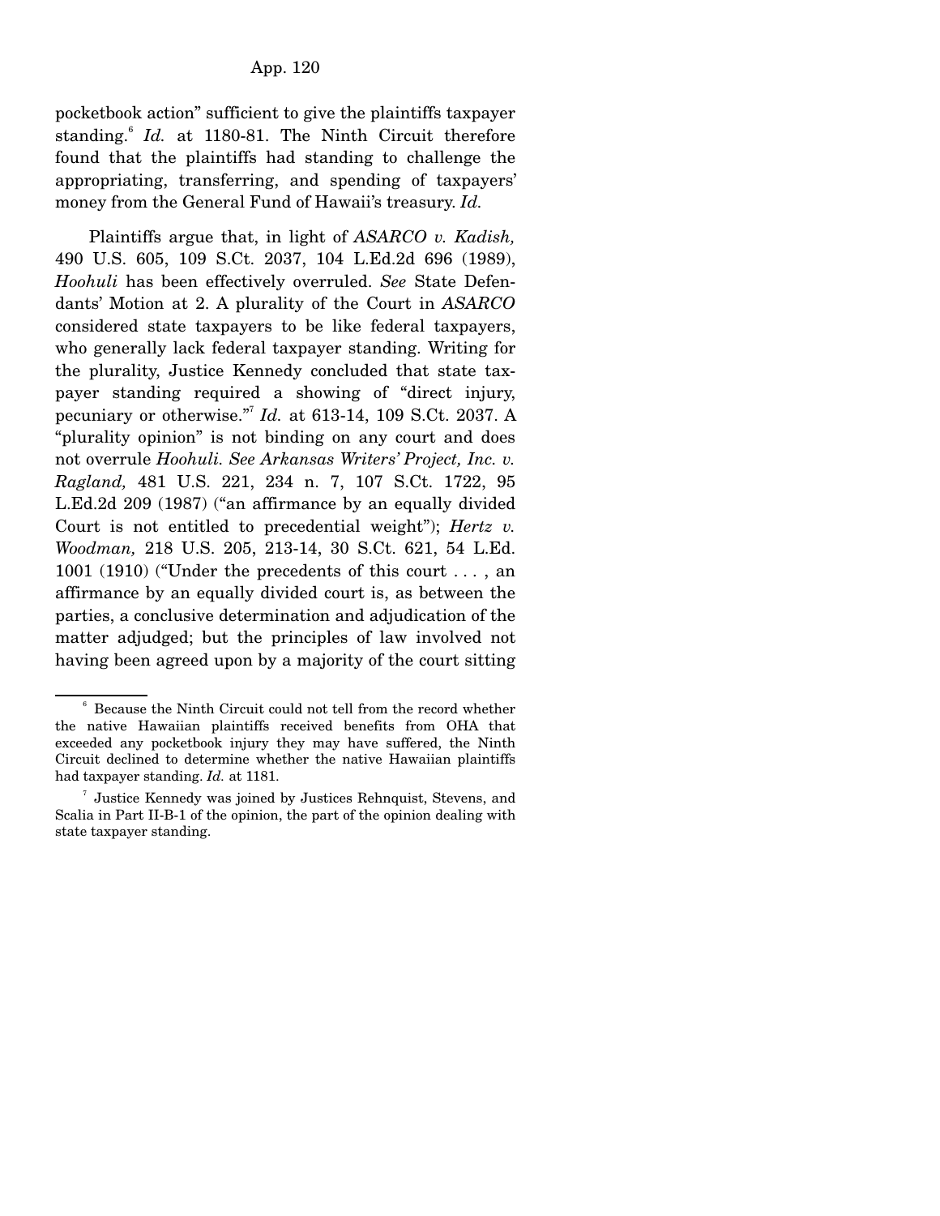pocketbook action" sufficient to give the plaintiffs taxpayer standing.[6] *Id.* at 1180-81. The Ninth Circuit therefore found that the plaintiffs had standing to challenge the appropriating, transferring, and spending of taxpayers' money from the General Fund of Hawaii's treasury. *Id.*

Plaintiffs argue that, in light of *ASARCO v. Kadish,* 490 U.S. 605, 109 S.Ct. 2037, 104 L.Ed.2d 696 (1989), *Hoohuli* has been effectively overruled. *See* State Defendants' Motion at 2. A plurality of the Court in *ASARCO* considered state taxpayers to be like federal taxpayers, who generally lack federal taxpayer standing. Writing for the plurality, Justice Kennedy concluded that state taxpayer standing required a showing of "direct injury, pecuniary or otherwise."[7] *Id.* at 613-14, 109 S.Ct. 2037. A "plurality opinion" is not binding on any court and does not overrule *Hoohuli. See Arkansas Writers' Project, Inc. v. Ragland,* 481 U.S. 221, 234 n. 7, 107 S.Ct. 1722, 95 L.Ed.2d 209 (1987) ("an affirmance by an equally divided Court is not entitled to precedential weight"); *Hertz v. Woodman,* 218 U.S. 205, 213-14, 30 S.Ct. 621, 54 L.Ed. 1001 (1910) ("Under the precedents of this court . . . , an affirmance by an equally divided court is, as between the parties, a conclusive determination and adjudication of the matter adjudged; but the principles of law involved not having been agreed upon by a majority of the court sitting

---

[6] Because the Ninth Circuit could not tell from the record whether the native Hawaiian plaintiffs received benefits from OHA that exceeded any pocketbook injury they may have suffered, the Ninth Circuit declined to determine whether the native Hawaiian plaintiffs had taxpayer standing. *Id.* at 1181.

[7] Justice Kennedy was joined by Justices Rehnquist, Stevens, and Scalia in Part II-B-1 of the opinion, the part of the opinion dealing with state taxpayer standing.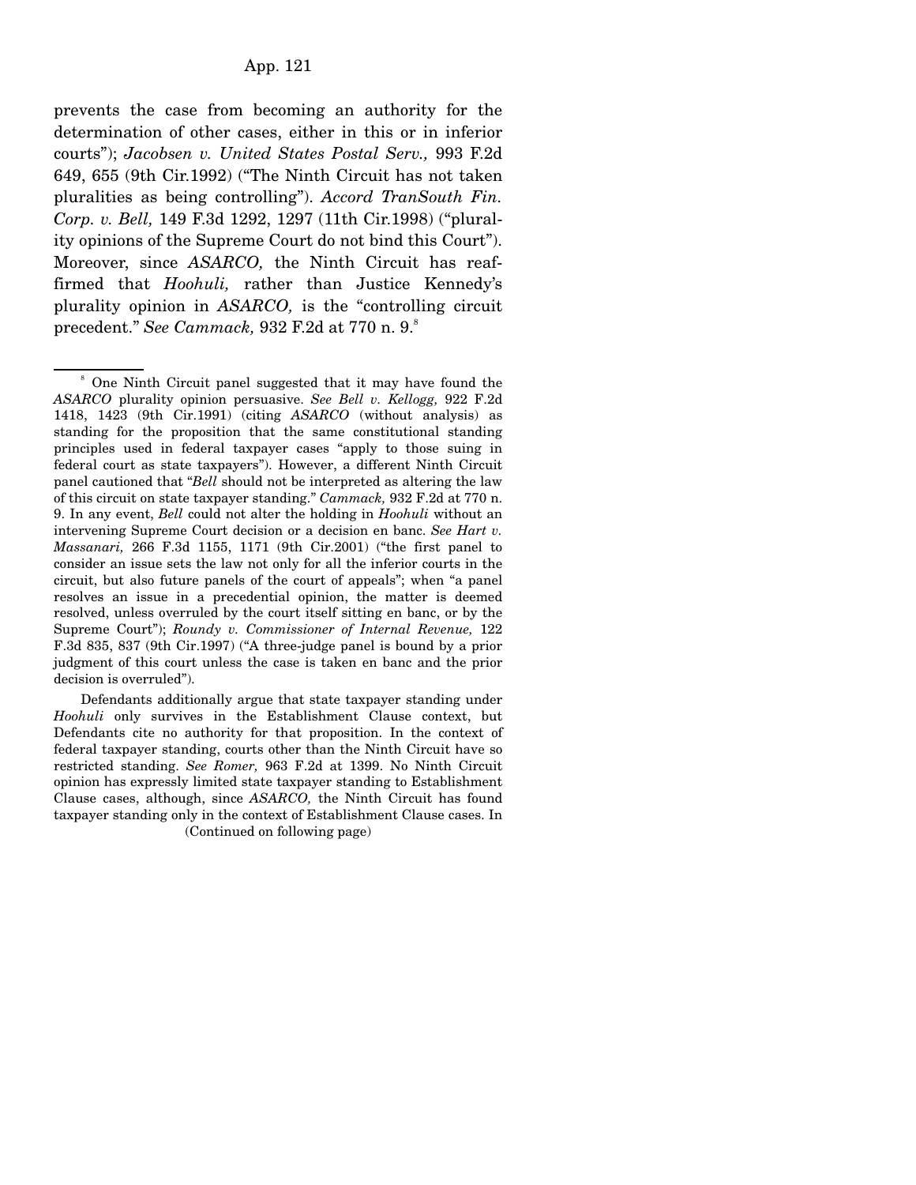prevents the case from becoming an authority for the determination of other cases, either in this or in inferior courts"); *Jacobsen v. United States Postal Serv.,* 993 F.2d 649, 655 (9th Cir.1992) ("The Ninth Circuit has not taken pluralities as being controlling"). *Accord TranSouth Fin. Corp. v. Bell,* 149 F.3d 1292, 1297 (11th Cir.1998) ("plurality opinions of the Supreme Court do not bind this Court"). Moreover, since *ASARCO,* the Ninth Circuit has reaffirmed that *Hoohuli,* rather than Justice Kennedy's plurality opinion in *ASARCO,* is the "controlling circuit precedent." *See Cammack,* 932 F.2d at 770 n. 9.[8]

---

[8] One Ninth Circuit panel suggested that it may have found the *ASARCO* plurality opinion persuasive. *See Bell v. Kellogg,* 922 F.2d 1418, 1423 (9th Cir.1991) (citing *ASARCO* (without analysis) as standing for the proposition that the same constitutional standing principles used in federal taxpayer cases "apply to those suing in federal court as state taxpayers"). However, a different Ninth Circuit panel cautioned that "*Bell* should not be interpreted as altering the law of this circuit on state taxpayer standing." *Cammack,* 932 F.2d at 770 n. 9. In any event, *Bell* could not alter the holding in *Hoohuli* without an intervening Supreme Court decision or a decision en banc. *See Hart v. Massanari,* 266 F.3d 1155, 1171 (9th Cir.2001) ("the first panel to consider an issue sets the law not only for all the inferior courts in the circuit, but also future panels of the court of appeals"; when "a panel resolves an issue in a precedential opinion, the matter is deemed resolved, unless overruled by the court itself sitting en banc, or by the Supreme Court"); *Roundy v. Commissioner of Internal Revenue,* 122 F.3d 835, 837 (9th Cir.1997) ("A three-judge panel is bound by a prior judgment of this court unless the case is taken en banc and the prior decision is overruled").

Defendants additionally argue that state taxpayer standing under *Hoohuli* only survives in the Establishment Clause context, but Defendants cite no authority for that proposition. In the context of federal taxpayer standing, courts other than the Ninth Circuit have so restricted standing. *See Romer,* 963 F.2d at 1399. No Ninth Circuit opinion has expressly limited state taxpayer standing to Establishment Clause cases, although, since *ASARCO,* the Ninth Circuit has found taxpayer standing only in the context of Establishment Clause cases. In

(Continued on following page)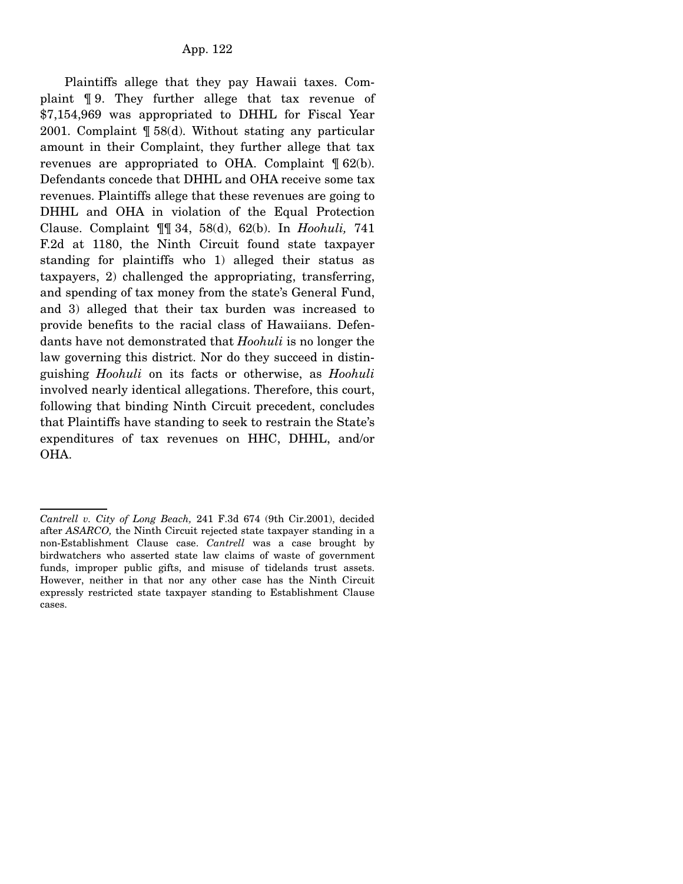Plaintiffs allege that they pay Hawaii taxes. Complaint ¶ 9. They further allege that tax revenue of $7,154,969 was appropriated to DHHL for Fiscal Year 2001. Complaint ¶ 58(d). Without stating any particular amount in their Complaint, they further allege that tax revenues are appropriated to OHA. Complaint ¶ 62(b). Defendants concede that DHHL and OHA receive some tax revenues. Plaintiffs allege that these revenues are going to DHHL and OHA in violation of the Equal Protection Clause. Complaint ¶¶ 34, 58(d), 62(b). In *Hoohuli,* 741 F.2d at 1180, the Ninth Circuit found state taxpayer standing for plaintiffs who 1) alleged their status as taxpayers, 2) challenged the appropriating, transferring, and spending of tax money from the state's General Fund, and 3) alleged that their tax burden was increased to provide benefits to the racial class of Hawaiians. Defendants have not demonstrated that *Hoohuli* is no longer the law governing this district. Nor do they succeed in distinguishing *Hoohuli* on its facts or otherwise, as *Hoohuli* involved nearly identical allegations. Therefore, this court, following that binding Ninth Circuit precedent, concludes that Plaintiffs have standing to seek to restrain the State's expenditures of tax revenues on HHC, DHHL, and/or OHA.

---

*Cantrell v. City of Long Beach,* 241 F.3d 674 (9th Cir.2001), decided after *ASARCO,* the Ninth Circuit rejected state taxpayer standing in a non-Establishment Clause case. *Cantrell* was a case brought by birdwatchers who asserted state law claims of waste of government funds, improper public gifts, and misuse of tidelands trust assets. However, neither in that nor any other case has the Ninth Circuit expressly restricted state taxpayer standing to Establishment Clause cases.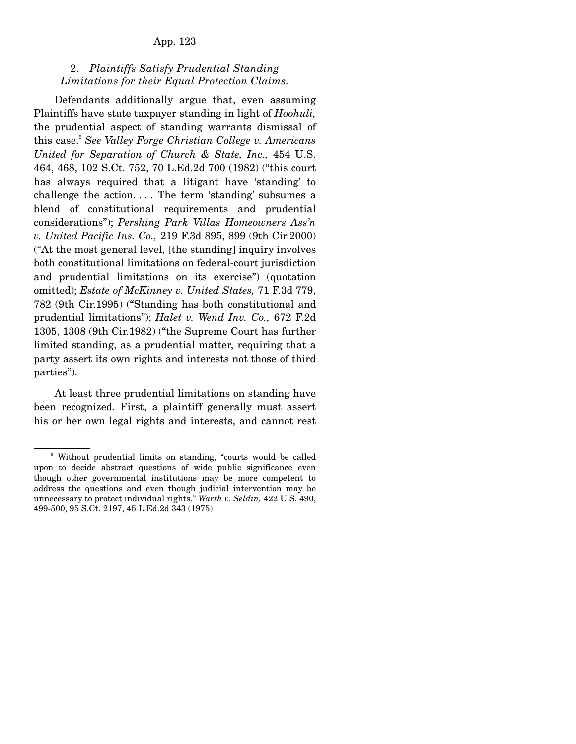### 2. *Plaintiffs Satisfy Prudential Standing Limitations for their Equal Protection Claims.*

Defendants additionally argue that, even assuming Plaintiffs have state taxpayer standing in light of *Hoohuli,* the prudential aspect of standing warrants dismissal of this case.[9] *See Valley Forge Christian College v. Americans United for Separation of Church & State, Inc.,* 454 U.S. 464, 468, 102 S.Ct. 752, 70 L.Ed.2d 700 (1982) ("this court has always required that a litigant have 'standing' to challenge the action. . . . The term 'standing' subsumes a blend of constitutional requirements and prudential considerations"); *Pershing Park Villas Homeowners Ass'n v. United Pacific Ins. Co.,* 219 F.3d 895, 899 (9th Cir.2000) ("At the most general level, [the standing] inquiry involves both constitutional limitations on federal-court jurisdiction and prudential limitations on its exercise") (quotation omitted); *Estate of McKinney v. United States,* 71 F.3d 779, 782 (9th Cir.1995) ("Standing has both constitutional and prudential limitations"); *Halet v. Wend Inv. Co.,* 672 F.2d 1305, 1308 (9th Cir.1982) ("the Supreme Court has further limited standing, as a prudential matter, requiring that a party assert its own rights and interests not those of third parties").

At least three prudential limitations on standing have been recognized. First, a plaintiff generally must assert his or her own legal rights and interests, and cannot rest

---

[9] Without prudential limits on standing, "courts would be called upon to decide abstract questions of wide public significance even though other governmental institutions may be more competent to address the questions and even though judicial intervention may be unnecessary to protect individual rights." *Warth v. Seldin,* 422 U.S. 490, 499-500, 95 S.Ct. 2197, 45 L.Ed.2d 343 (1975)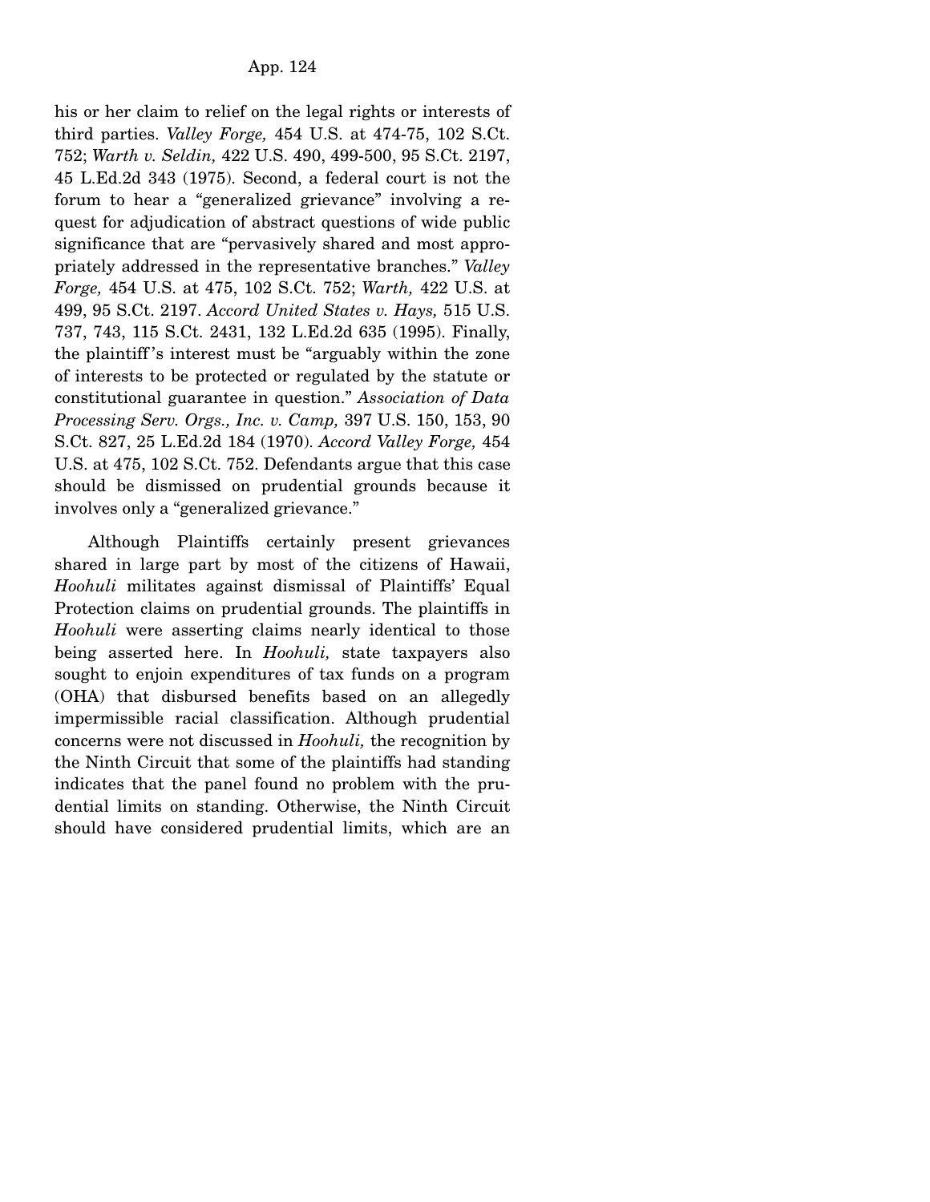his or her claim to relief on the legal rights or interests of third parties. *Valley Forge,* 454 U.S. at 474-75, 102 S.Ct. 752; *Warth v. Seldin,* 422 U.S. 490, 499-500, 95 S.Ct. 2197, 45 L.Ed.2d 343 (1975). Second, a federal court is not the forum to hear a "generalized grievance" involving a request for adjudication of abstract questions of wide public significance that are "pervasively shared and most appropriately addressed in the representative branches." *Valley Forge,* 454 U.S. at 475, 102 S.Ct. 752; *Warth,* 422 U.S. at 499, 95 S.Ct. 2197. *Accord United States v. Hays,* 515 U.S. 737, 743, 115 S.Ct. 2431, 132 L.Ed.2d 635 (1995). Finally, the plaintiff's interest must be "arguably within the zone of interests to be protected or regulated by the statute or constitutional guarantee in question." *Association of Data Processing Serv. Orgs., Inc. v. Camp,* 397 U.S. 150, 153, 90 S.Ct. 827, 25 L.Ed.2d 184 (1970). *Accord Valley Forge,* 454 U.S. at 475, 102 S.Ct. 752. Defendants argue that this case should be dismissed on prudential grounds because it involves only a "generalized grievance."

Although Plaintiffs certainly present grievances shared in large part by most of the citizens of Hawaii, *Hoohuli* militates against dismissal of Plaintiffs' Equal Protection claims on prudential grounds. The plaintiffs in *Hoohuli* were asserting claims nearly identical to those being asserted here. In *Hoohuli,* state taxpayers also sought to enjoin expenditures of tax funds on a program (OHA) that disbursed benefits based on an allegedly impermissible racial classification. Although prudential concerns were not discussed in *Hoohuli,* the recognition by the Ninth Circuit that some of the plaintiffs had standing indicates that the panel found no problem with the prudential limits on standing. Otherwise, the Ninth Circuit should have considered prudential limits, which are an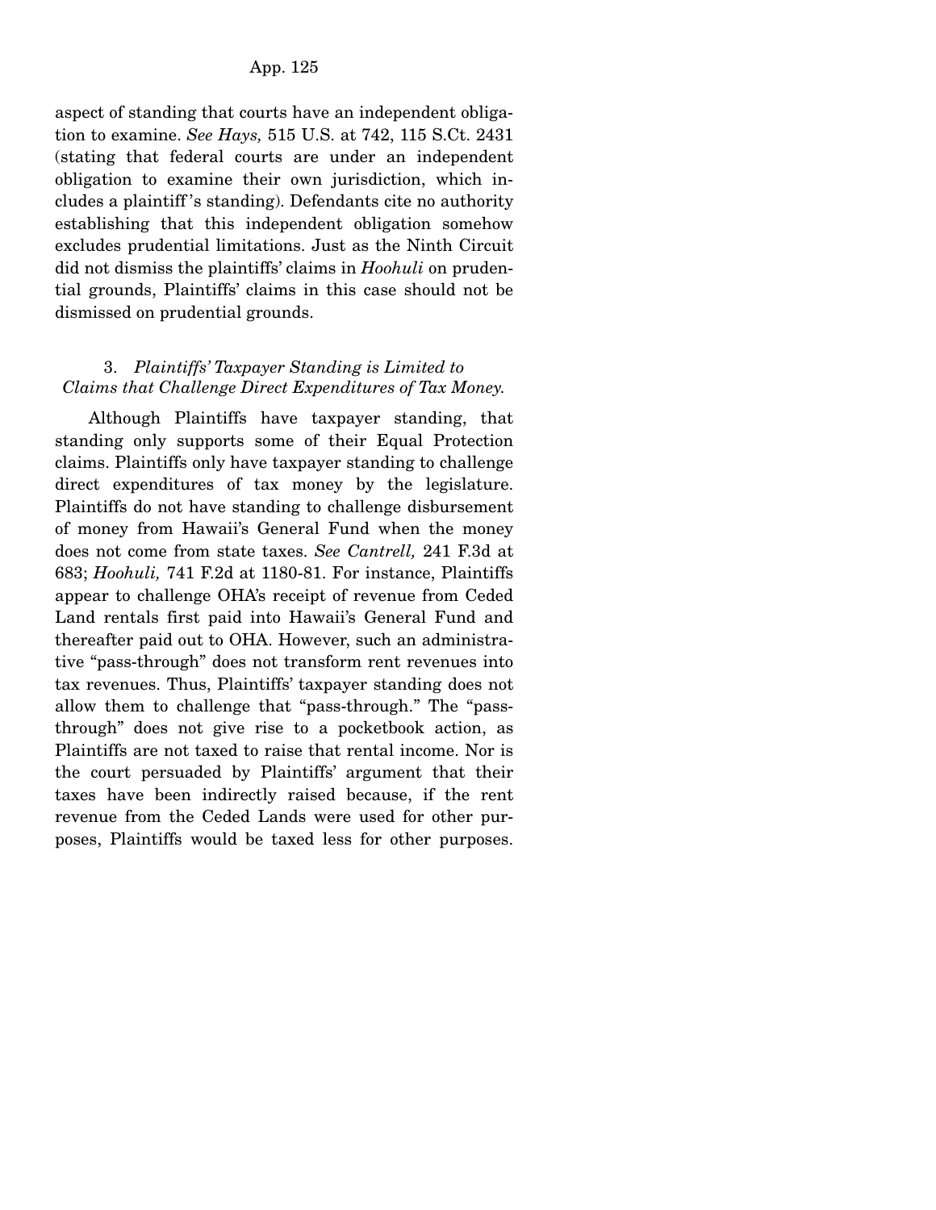aspect of standing that courts have an independent obligation to examine. *See Hays,* 515 U.S. at 742, 115 S.Ct. 2431 (stating that federal courts are under an independent obligation to examine their own jurisdiction, which includes a plaintiff's standing). Defendants cite no authority establishing that this independent obligation somehow excludes prudential limitations. Just as the Ninth Circuit did not dismiss the plaintiffs' claims in *Hoohuli* on prudential grounds, Plaintiffs' claims in this case should not be dismissed on prudential grounds.

### 3. *Plaintiffs' Taxpayer Standing is Limited to Claims that Challenge Direct Expenditures of Tax Money.*

Although Plaintiffs have taxpayer standing, that standing only supports some of their Equal Protection claims. Plaintiffs only have taxpayer standing to challenge direct expenditures of tax money by the legislature. Plaintiffs do not have standing to challenge disbursement of money from Hawaii's General Fund when the money does not come from state taxes. *See Cantrell,* 241 F.3d at 683; *Hoohuli,* 741 F.2d at 1180-81. For instance, Plaintiffs appear to challenge OHA's receipt of revenue from Ceded Land rentals first paid into Hawaii's General Fund and thereafter paid out to OHA. However, such an administrative "pass-through" does not transform rent revenues into tax revenues. Thus, Plaintiffs' taxpayer standing does not allow them to challenge that "pass-through." The "pass-through" does not give rise to a pocketbook action, as Plaintiffs are not taxed to raise that rental income. Nor is the court persuaded by Plaintiffs' argument that their taxes have been indirectly raised because, if the rent revenue from the Ceded Lands were used for other purposes, Plaintiffs would be taxed less for other purposes.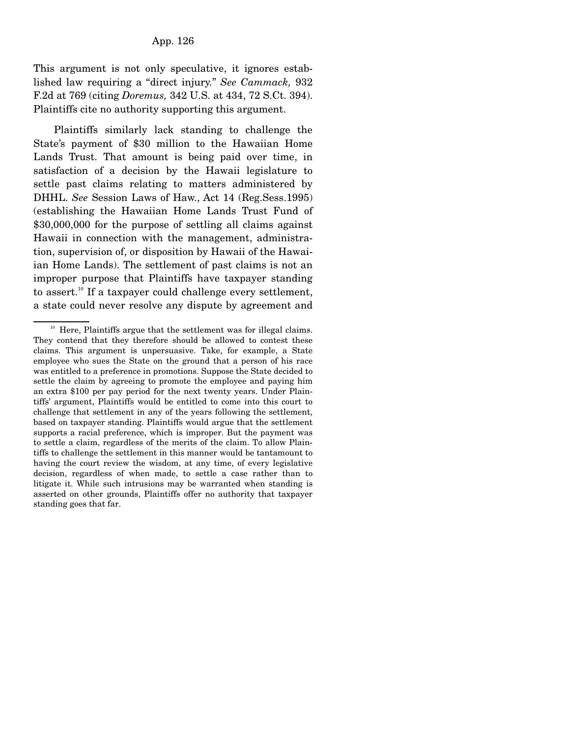This argument is not only speculative, it ignores established law requiring a "direct injury." *See Cammack,* 932 F.2d at 769 (citing *Doremus,* 342 U.S. at 434, 72 S.Ct. 394). Plaintiffs cite no authority supporting this argument.

Plaintiffs similarly lack standing to challenge the State's payment of $30 million to the Hawaiian Home Lands Trust. That amount is being paid over time, in satisfaction of a decision by the Hawaii legislature to settle past claims relating to matters administered by DHHL. *See* Session Laws of Haw., Act 14 (Reg.Sess.1995) (establishing the Hawaiian Home Lands Trust Fund of $30,000,000 for the purpose of settling all claims against Hawaii in connection with the management, administration, supervision of, or disposition by Hawaii of the Hawaiian Home Lands). The settlement of past claims is not an improper purpose that Plaintiffs have taxpayer standing to assert.[10] If a taxpayer could challenge every settlement, a state could never resolve any dispute by agreement and

---

[10] Here, Plaintiffs argue that the settlement was for illegal claims. They contend that they therefore should be allowed to contest these claims. This argument is unpersuasive. Take, for example, a State employee who sues the State on the ground that a person of his race was entitled to a preference in promotions. Suppose the State decided to settle the claim by agreeing to promote the employee and paying him an extra $100 per pay period for the next twenty years. Under Plaintiffs' argument, Plaintiffs would be entitled to come into this court to challenge that settlement in any of the years following the settlement, based on taxpayer standing. Plaintiffs would argue that the settlement supports a racial preference, which is improper. But the payment was to settle a claim, regardless of the merits of the claim. To allow Plaintiffs to challenge the settlement in this manner would be tantamount to having the court review the wisdom, at any time, of every legislative decision, regardless of when made, to settle a case rather than to litigate it. While such intrusions may be warranted when standing is asserted on other grounds, Plaintiffs offer no authority that taxpayer standing goes that far.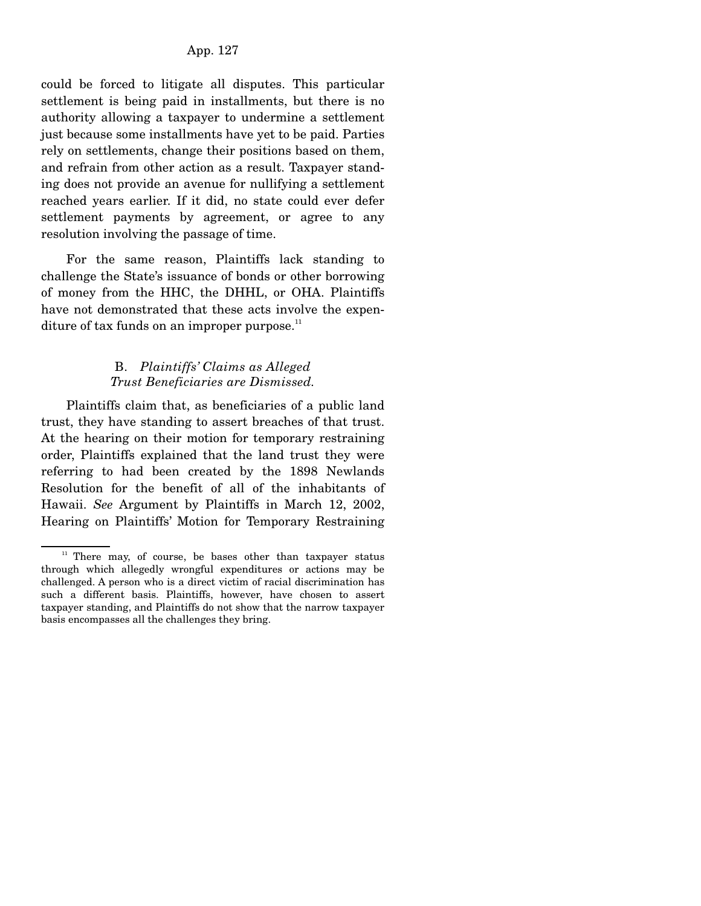could be forced to litigate all disputes. This particular settlement is being paid in installments, but there is no authority allowing a taxpayer to undermine a settlement just because some installments have yet to be paid. Parties rely on settlements, change their positions based on them, and refrain from other action as a result. Taxpayer standing does not provide an avenue for nullifying a settlement reached years earlier. If it did, no state could ever defer settlement payments by agreement, or agree to any resolution involving the passage of time.

For the same reason, Plaintiffs lack standing to challenge the State's issuance of bonds or other borrowing of money from the HHC, the DHHL, or OHA. Plaintiffs have not demonstrated that these acts involve the expenditure of tax funds on an improper purpose.[11]

### B. *Plaintiffs' Claims as Alleged Trust Beneficiaries are Dismissed.*

Plaintiffs claim that, as beneficiaries of a public land trust, they have standing to assert breaches of that trust. At the hearing on their motion for temporary restraining order, Plaintiffs explained that the land trust they were referring to had been created by the 1898 Newlands Resolution for the benefit of all of the inhabitants of Hawaii. *See* Argument by Plaintiffs in March 12, 2002, Hearing on Plaintiffs' Motion for Temporary Restraining

---

[11] There may, of course, be bases other than taxpayer status through which allegedly wrongful expenditures or actions may be challenged. A person who is a direct victim of racial discrimination has such a different basis. Plaintiffs, however, have chosen to assert taxpayer standing, and Plaintiffs do not show that the narrow taxpayer basis encompasses all the challenges they bring.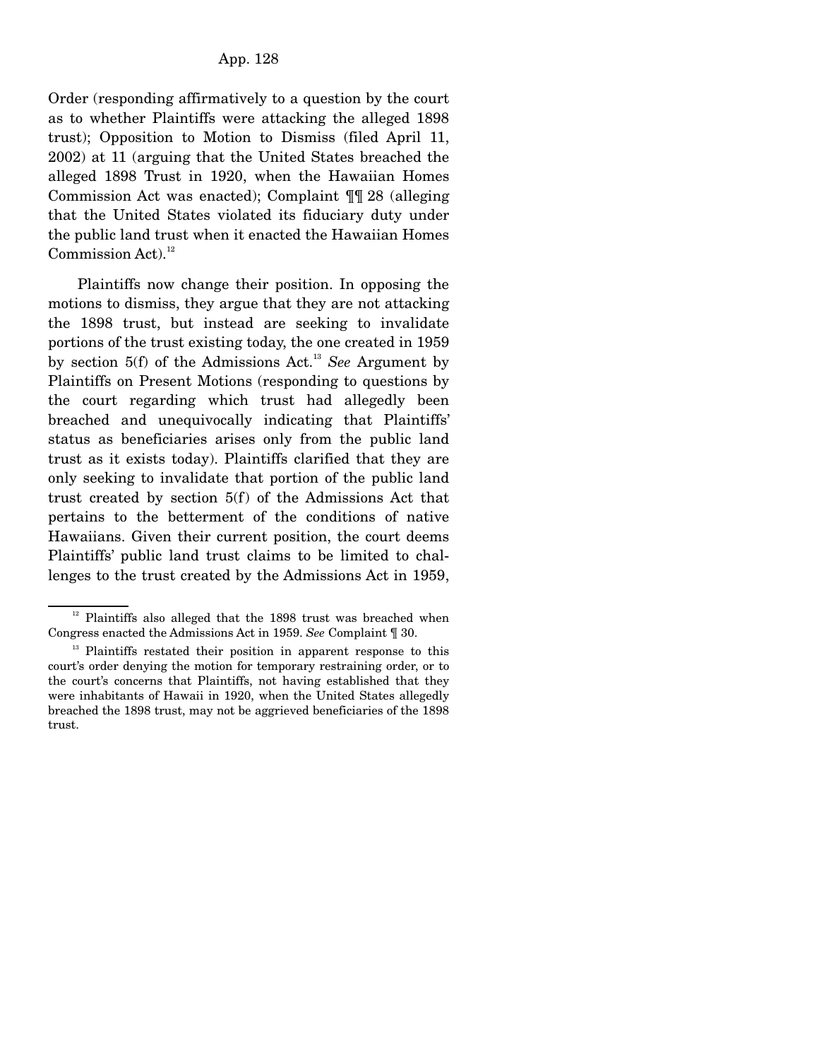Order (responding affirmatively to a question by the court as to whether Plaintiffs were attacking the alleged 1898 trust); Opposition to Motion to Dismiss (filed April 11, 2002) at 11 (arguing that the United States breached the alleged 1898 Trust in 1920, when the Hawaiian Homes Commission Act was enacted); Complaint ¶¶ 28 (alleging that the United States violated its fiduciary duty under the public land trust when it enacted the Hawaiian Homes Commission Act).[12]

Plaintiffs now change their position. In opposing the motions to dismiss, they argue that they are not attacking the 1898 trust, but instead are seeking to invalidate portions of the trust existing today, the one created in 1959 by section 5(f) of the Admissions Act.[13] *See* Argument by Plaintiffs on Present Motions (responding to questions by the court regarding which trust had allegedly been breached and unequivocally indicating that Plaintiffs' status as beneficiaries arises only from the public land trust as it exists today). Plaintiffs clarified that they are only seeking to invalidate that portion of the public land trust created by section 5(f) of the Admissions Act that pertains to the betterment of the conditions of native Hawaiians. Given their current position, the court deems Plaintiffs' public land trust claims to be limited to challenges to the trust created by the Admissions Act in 1959,

---

[12] Plaintiffs also alleged that the 1898 trust was breached when Congress enacted the Admissions Act in 1959. *See* Complaint ¶ 30.

[13] Plaintiffs restated their position in apparent response to this court's order denying the motion for temporary restraining order, or to the court's concerns that Plaintiffs, not having established that they were inhabitants of Hawaii in 1920, when the United States allegedly breached the 1898 trust, may not be aggrieved beneficiaries of the 1898 trust.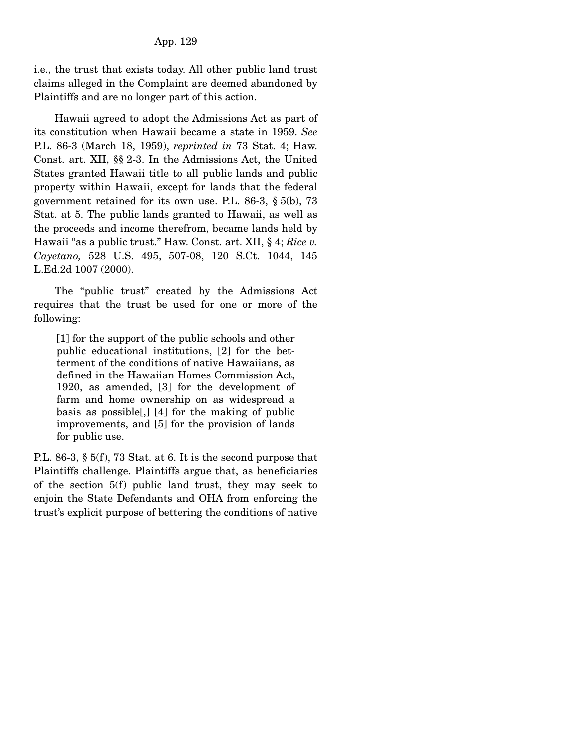i.e., the trust that exists today. All other public land trust claims alleged in the Complaint are deemed abandoned by Plaintiffs and are no longer part of this action.

Hawaii agreed to adopt the Admissions Act as part of its constitution when Hawaii became a state in 1959. *See* P.L. 86-3 (March 18, 1959), *reprinted in* 73 Stat. 4; Haw. Const. art. XII, §§ 2-3. In the Admissions Act, the United States granted Hawaii title to all public lands and public property within Hawaii, except for lands that the federal government retained for its own use. P.L. 86-3, § 5(b), 73 Stat. at 5. The public lands granted to Hawaii, as well as the proceeds and income therefrom, became lands held by Hawaii "as a public trust." Haw. Const. art. XII, § 4; *Rice v. Cayetano,* 528 U.S. 495, 507-08, 120 S.Ct. 1044, 145 L.Ed.2d 1007 (2000).

The "public trust" created by the Admissions Act requires that the trust be used for one or more of the following:

> [1] for the support of the public schools and other public educational institutions, [2] for the betterment of the conditions of native Hawaiians, as defined in the Hawaiian Homes Commission Act, 1920, as amended, [3] for the development of farm and home ownership on as widespread a basis as possible[,] [4] for the making of public improvements, and [5] for the provision of lands for public use.

P.L. 86-3, § 5(f), 73 Stat. at 6. It is the second purpose that Plaintiffs challenge. Plaintiffs argue that, as beneficiaries of the section 5(f) public land trust, they may seek to enjoin the State Defendants and OHA from enforcing the trust's explicit purpose of bettering the conditions of native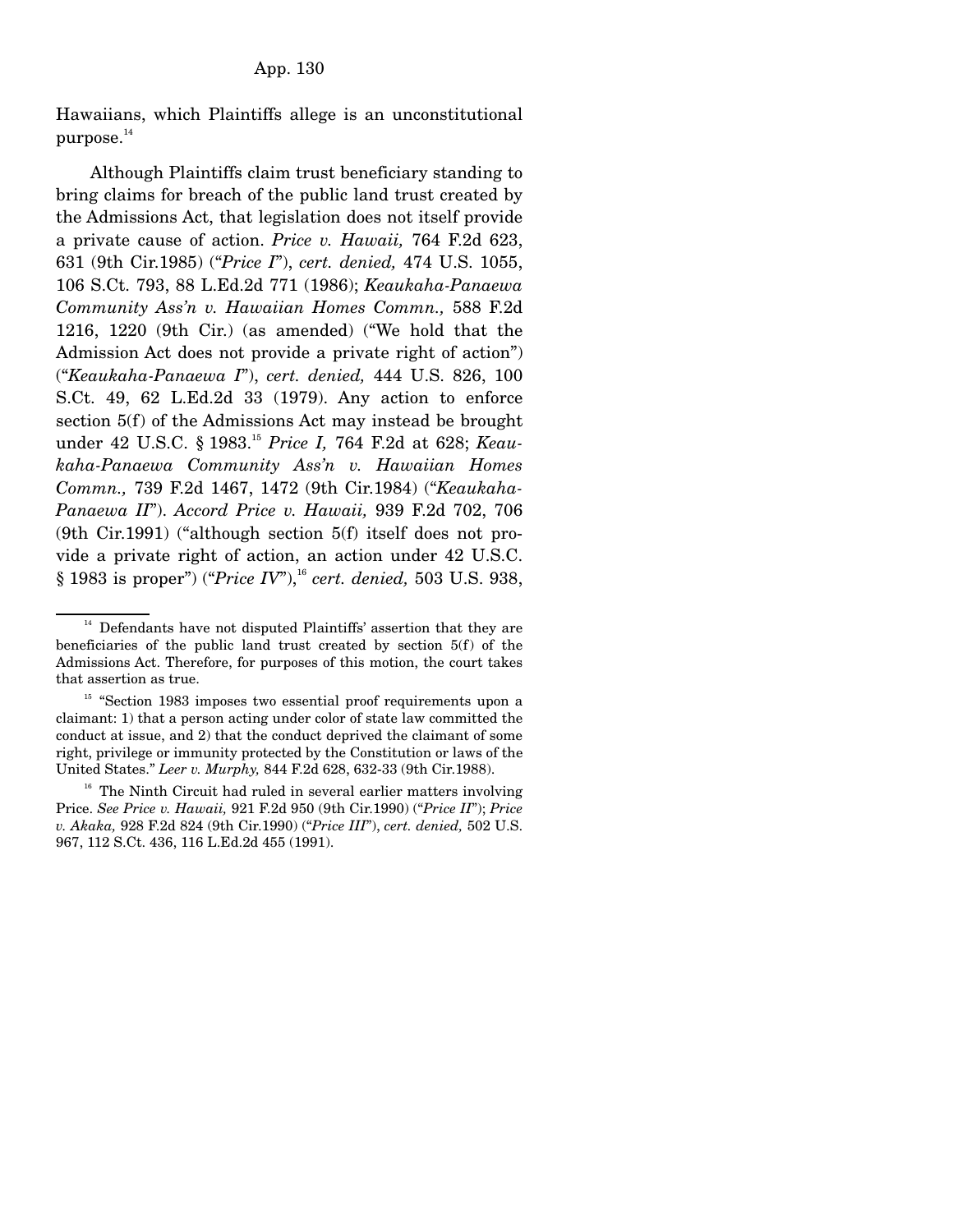Hawaiians, which Plaintiffs allege is an unconstitutional purpose.[14]

Although Plaintiffs claim trust beneficiary standing to bring claims for breach of the public land trust created by the Admissions Act, that legislation does not itself provide a private cause of action. *Price v. Hawaii,* 764 F.2d 623, 631 (9th Cir.1985) ("*Price I*"), *cert. denied,* 474 U.S. 1055, 106 S.Ct. 793, 88 L.Ed.2d 771 (1986); *Keaukaha-Panaewa Community Ass'n v. Hawaiian Homes Commn.,* 588 F.2d 1216, 1220 (9th Cir.) (as amended) ("We hold that the Admission Act does not provide a private right of action") ("*Keaukaha-Panaewa I*"), *cert. denied,* 444 U.S. 826, 100 S.Ct. 49, 62 L.Ed.2d 33 (1979). Any action to enforce section 5(f) of the Admissions Act may instead be brought under 42 U.S.C. § 1983.[15] *Price I,* 764 F.2d at 628; *Keaukaha-Panaewa Community Ass'n v. Hawaiian Homes Commn.,* 739 F.2d 1467, 1472 (9th Cir.1984) ("*Keaukaha-Panaewa II*"). *Accord Price v. Hawaii,* 939 F.2d 702, 706 (9th Cir.1991) ("although section 5(f) itself does not provide a private right of action, an action under 42 U.S.C. § 1983 is proper") ("*Price IV*"),[16] *cert. denied,* 503 U.S. 938,

---

[14] Defendants have not disputed Plaintiffs' assertion that they are beneficiaries of the public land trust created by section 5(f) of the Admissions Act. Therefore, for purposes of this motion, the court takes that assertion as true.

[15] "Section 1983 imposes two essential proof requirements upon a claimant: 1) that a person acting under color of state law committed the conduct at issue, and 2) that the conduct deprived the claimant of some right, privilege or immunity protected by the Constitution or laws of the United States." *Leer v. Murphy,* 844 F.2d 628, 632-33 (9th Cir.1988).

[16] The Ninth Circuit had ruled in several earlier matters involving Price. *See Price v. Hawaii,* 921 F.2d 950 (9th Cir.1990) ("*Price II*"); *Price v. Akaka,* 928 F.2d 824 (9th Cir.1990) ("*Price III*"), *cert. denied,* 502 U.S. 967, 112 S.Ct. 436, 116 L.Ed.2d 455 (1991).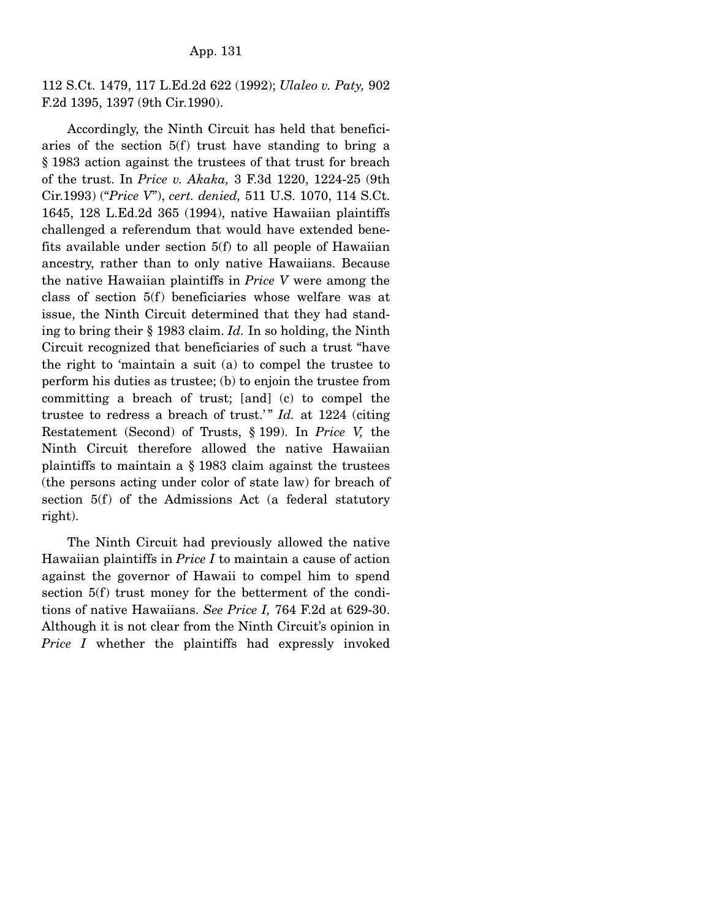112 S.Ct. 1479, 117 L.Ed.2d 622 (1992); *Ulaleo v. Paty,* 902 F.2d 1395, 1397 (9th Cir.1990).

Accordingly, the Ninth Circuit has held that beneficiaries of the section 5(f) trust have standing to bring a § 1983 action against the trustees of that trust for breach of the trust. In *Price v. Akaka,* 3 F.3d 1220, 1224-25 (9th Cir.1993) ("*Price V*"), *cert. denied,* 511 U.S. 1070, 114 S.Ct. 1645, 128 L.Ed.2d 365 (1994), native Hawaiian plaintiffs challenged a referendum that would have extended benefits available under section 5(f) to all people of Hawaiian ancestry, rather than to only native Hawaiians. Because the native Hawaiian plaintiffs in *Price V* were among the class of section 5(f) beneficiaries whose welfare was at issue, the Ninth Circuit determined that they had standing to bring their § 1983 claim. *Id.* In so holding, the Ninth Circuit recognized that beneficiaries of such a trust "have the right to 'maintain a suit (a) to compel the trustee to perform his duties as trustee; (b) to enjoin the trustee from committing a breach of trust; [and] (c) to compel the trustee to redress a breach of trust.'" *Id.* at 1224 (citing Restatement (Second) of Trusts, § 199). In *Price V,* the Ninth Circuit therefore allowed the native Hawaiian plaintiffs to maintain a § 1983 claim against the trustees (the persons acting under color of state law) for breach of section 5(f) of the Admissions Act (a federal statutory right).

The Ninth Circuit had previously allowed the native Hawaiian plaintiffs in *Price I* to maintain a cause of action against the governor of Hawaii to compel him to spend section 5(f) trust money for the betterment of the conditions of native Hawaiians. *See Price I,* 764 F.2d at 629-30. Although it is not clear from the Ninth Circuit's opinion in *Price I* whether the plaintiffs had expressly invoked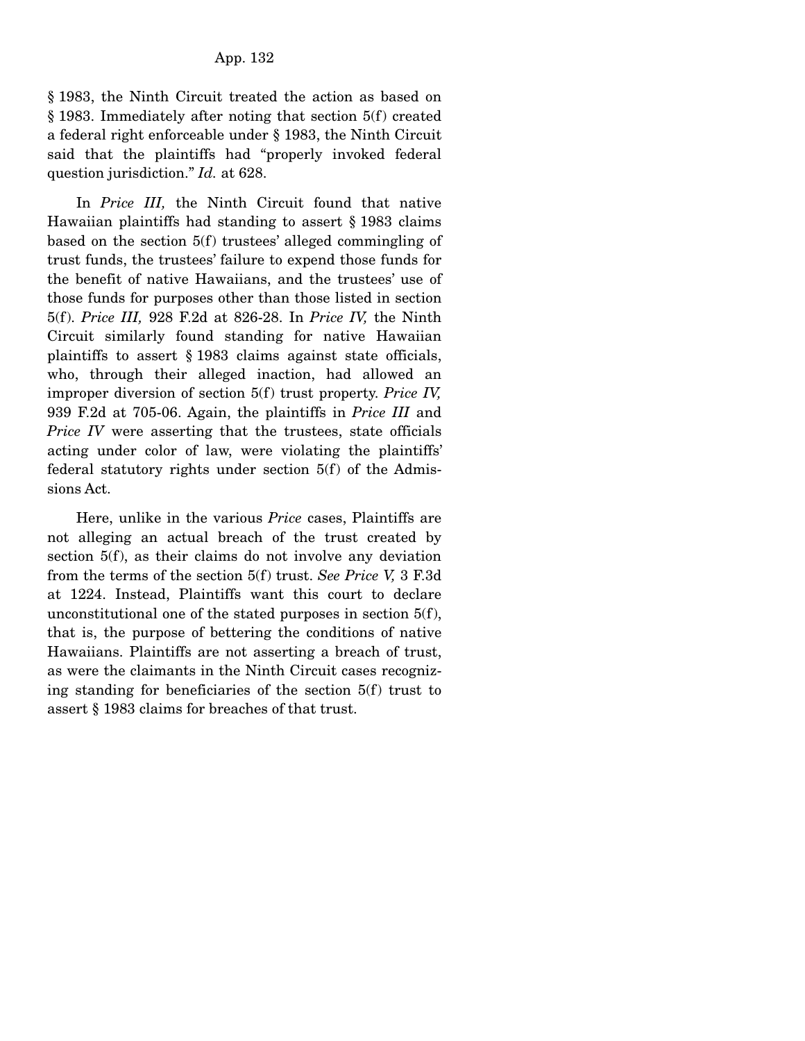§ 1983, the Ninth Circuit treated the action as based on § 1983. Immediately after noting that section 5(f) created a federal right enforceable under § 1983, the Ninth Circuit said that the plaintiffs had "properly invoked federal question jurisdiction." *Id.* at 628.

In *Price III,* the Ninth Circuit found that native Hawaiian plaintiffs had standing to assert § 1983 claims based on the section 5(f) trustees' alleged commingling of trust funds, the trustees' failure to expend those funds for the benefit of native Hawaiians, and the trustees' use of those funds for purposes other than those listed in section 5(f). *Price III,* 928 F.2d at 826-28. In *Price IV,* the Ninth Circuit similarly found standing for native Hawaiian plaintiffs to assert § 1983 claims against state officials, who, through their alleged inaction, had allowed an improper diversion of section 5(f) trust property. *Price IV,* 939 F.2d at 705-06. Again, the plaintiffs in *Price III* and *Price IV* were asserting that the trustees, state officials acting under color of law, were violating the plaintiffs' federal statutory rights under section 5(f) of the Admissions Act.

Here, unlike in the various *Price* cases, Plaintiffs are not alleging an actual breach of the trust created by section 5(f), as their claims do not involve any deviation from the terms of the section 5(f) trust. *See Price V,* 3 F.3d at 1224. Instead, Plaintiffs want this court to declare unconstitutional one of the stated purposes in section 5(f), that is, the purpose of bettering the conditions of native Hawaiians. Plaintiffs are not asserting a breach of trust, as were the claimants in the Ninth Circuit cases recognizing standing for beneficiaries of the section 5(f) trust to assert § 1983 claims for breaches of that trust.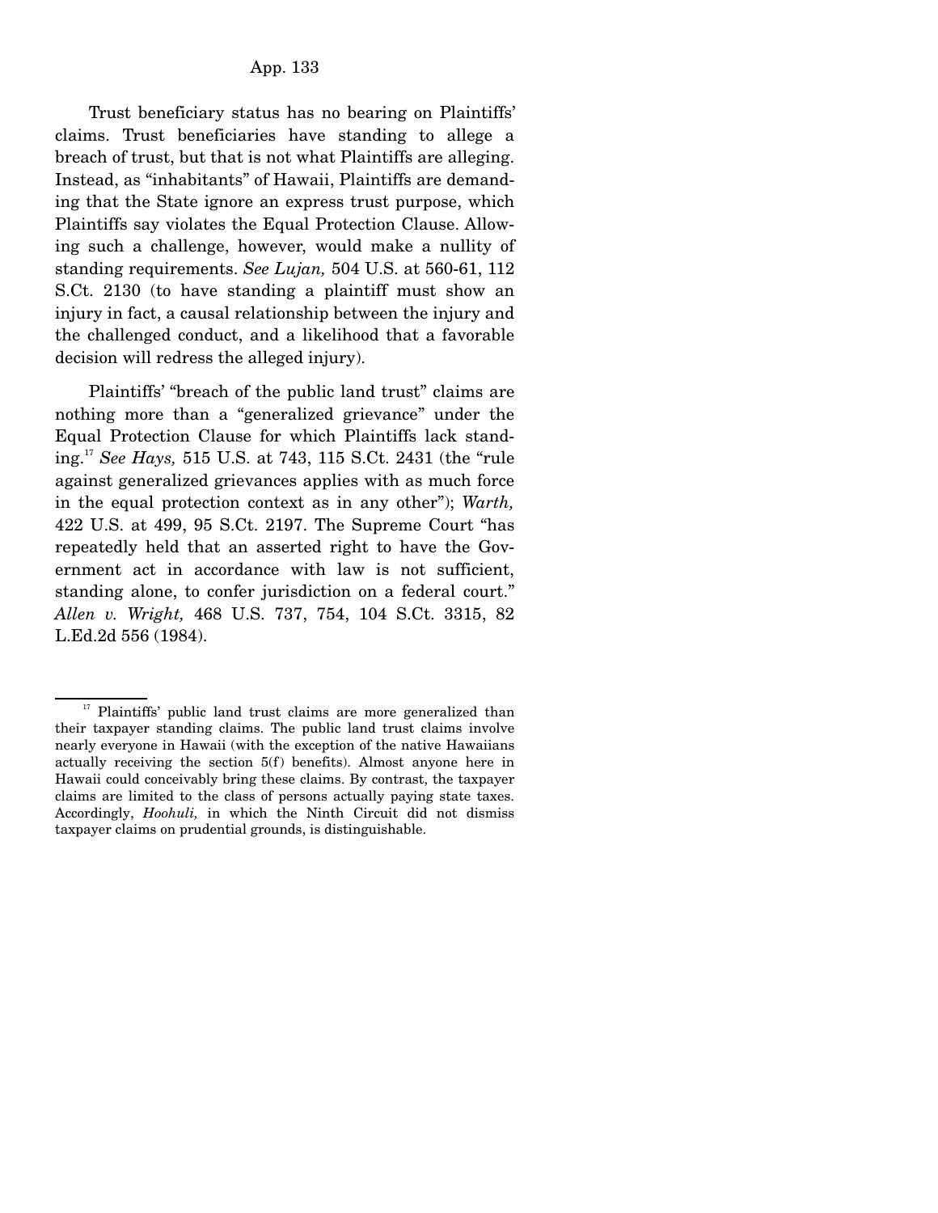Trust beneficiary status has no bearing on Plaintiffs' claims. Trust beneficiaries have standing to allege a breach of trust, but that is not what Plaintiffs are alleging. Instead, as "inhabitants" of Hawaii, Plaintiffs are demanding that the State ignore an express trust purpose, which Plaintiffs say violates the Equal Protection Clause. Allowing such a challenge, however, would make a nullity of standing requirements. *See Lujan,* 504 U.S. at 560-61, 112 S.Ct. 2130 (to have standing a plaintiff must show an injury in fact, a causal relationship between the injury and the challenged conduct, and a likelihood that a favorable decision will redress the alleged injury).

Plaintiffs' "breach of the public land trust" claims are nothing more than a "generalized grievance" under the Equal Protection Clause for which Plaintiffs lack standing.[17] *See Hays,* 515 U.S. at 743, 115 S.Ct. 2431 (the "rule against generalized grievances applies with as much force in the equal protection context as in any other"); *Warth,* 422 U.S. at 499, 95 S.Ct. 2197. The Supreme Court "has repeatedly held that an asserted right to have the Government act in accordance with law is not sufficient, standing alone, to confer jurisdiction on a federal court." *Allen v. Wright,* 468 U.S. 737, 754, 104 S.Ct. 3315, 82 L.Ed.2d 556 (1984).

---

[17] Plaintiffs' public land trust claims are more generalized than their taxpayer standing claims. The public land trust claims involve nearly everyone in Hawaii (with the exception of the native Hawaiians actually receiving the section 5(f) benefits). Almost anyone here in Hawaii could conceivably bring these claims. By contrast, the taxpayer claims are limited to the class of persons actually paying state taxes. Accordingly, *Hoohuli,* in which the Ninth Circuit did not dismiss taxpayer claims on prudential grounds, is distinguishable.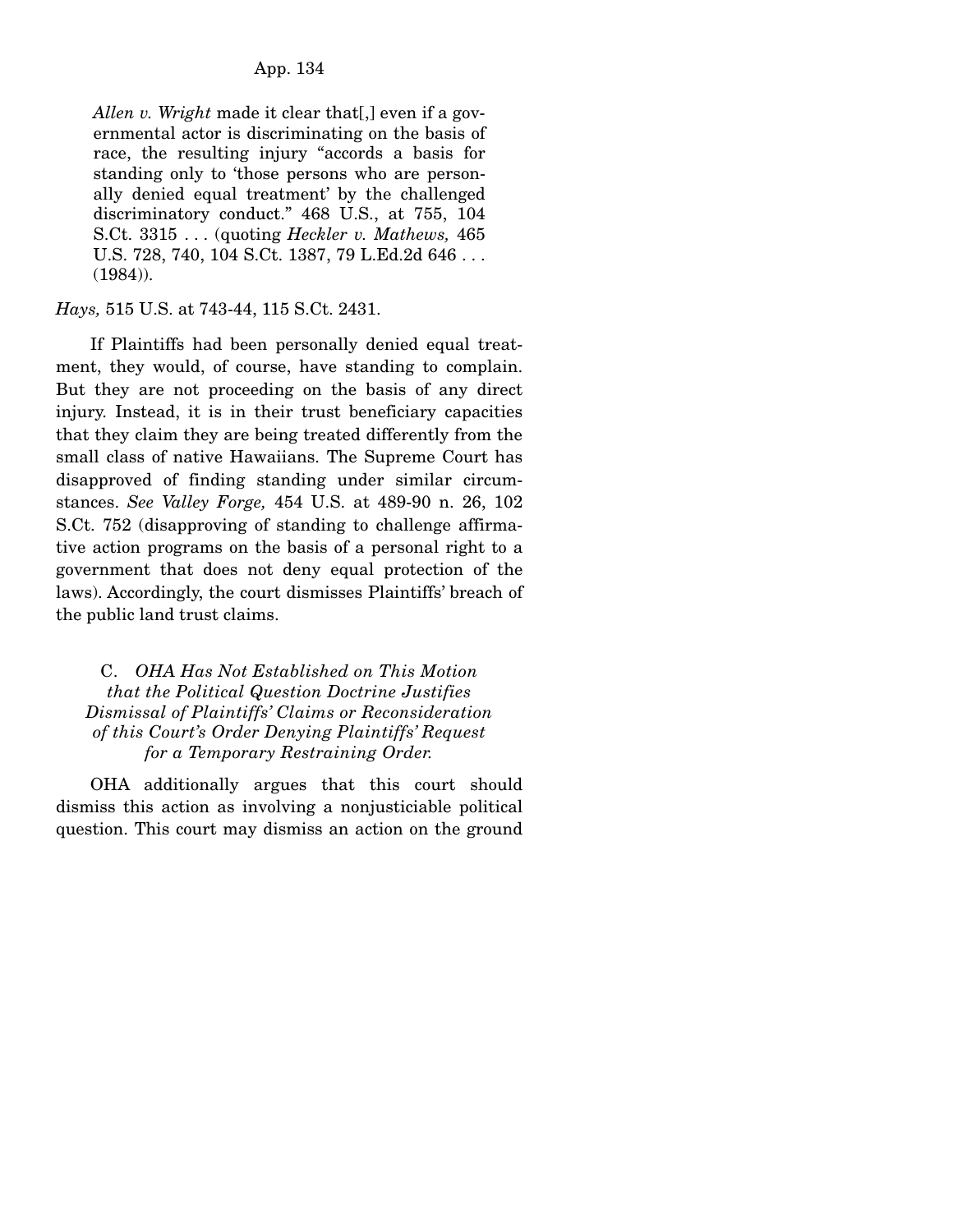> *Allen v. Wright* made it clear that[,] even if a governmental actor is discriminating on the basis of race, the resulting injury "accords a basis for standing only to 'those persons who are personally denied equal treatment' by the challenged discriminatory conduct." 468 U.S., at 755, 104 S.Ct. 3315 . . . (quoting *Heckler v. Mathews,* 465 U.S. 728, 740, 104 S.Ct. 1387, 79 L.Ed.2d 646 . . . (1984)).

*Hays,* 515 U.S. at 743-44, 115 S.Ct. 2431.

If Plaintiffs had been personally denied equal treatment, they would, of course, have standing to complain. But they are not proceeding on the basis of any direct injury. Instead, it is in their trust beneficiary capacities that they claim they are being treated differently from the small class of native Hawaiians. The Supreme Court has disapproved of finding standing under similar circumstances. *See Valley Forge,* 454 U.S. at 489-90 n. 26, 102 S.Ct. 752 (disapproving of standing to challenge affirmative action programs on the basis of a personal right to a government that does not deny equal protection of the laws). Accordingly, the court dismisses Plaintiffs' breach of the public land trust claims.

### C. *OHA Has Not Established on This Motion that the Political Question Doctrine Justifies Dismissal of Plaintiffs' Claims or Reconsideration of this Court's Order Denying Plaintiffs' Request for a Temporary Restraining Order.*

OHA additionally argues that this court should dismiss this action as involving a nonjusticiable political question. This court may dismiss an action on the ground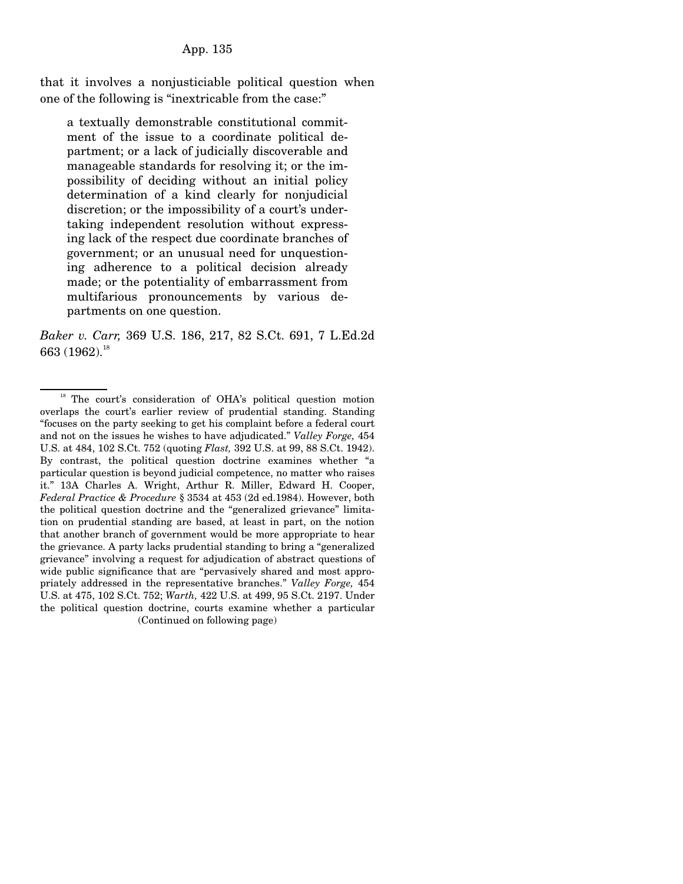that it involves a nonjusticiable political question when one of the following is "inextricable from the case:"

> a textually demonstrable constitutional commitment of the issue to a coordinate political department; or a lack of judicially discoverable and manageable standards for resolving it; or the impossibility of deciding without an initial policy determination of a kind clearly for nonjudicial discretion; or the impossibility of a court's undertaking independent resolution without expressing lack of the respect due coordinate branches of government; or an unusual need for unquestioning adherence to a political decision already made; or the potentiality of embarrassment from multifarious pronouncements by various departments on one question.

*Baker v. Carr,* 369 U.S. 186, 217, 82 S.Ct. 691, 7 L.Ed.2d 663 (1962).[18]

---

[18] The court's consideration of OHA's political question motion overlaps the court's earlier review of prudential standing. Standing "focuses on the party seeking to get his complaint before a federal court and not on the issues he wishes to have adjudicated." *Valley Forge,* 454 U.S. at 484, 102 S.Ct. 752 (quoting *Flast,* 392 U.S. at 99, 88 S.Ct. 1942). By contrast, the political question doctrine examines whether "a particular question is beyond judicial competence, no matter who raises it." 13A Charles A. Wright, Arthur R. Miller, Edward H. Cooper, *Federal Practice & Procedure* § 3534 at 453 (2d ed.1984). However, both the political question doctrine and the "generalized grievance" limitation on prudential standing are based, at least in part, on the notion that another branch of government would be more appropriate to hear the grievance. A party lacks prudential standing to bring a "generalized grievance" involving a request for adjudication of abstract questions of wide public significance that are "pervasively shared and most appropriately addressed in the representative branches." *Valley Forge,* 454 U.S. at 475, 102 S.Ct. 752; *Warth,* 422 U.S. at 499, 95 S.Ct. 2197. Under the political question doctrine, courts examine whether a particular

(Continued on following page)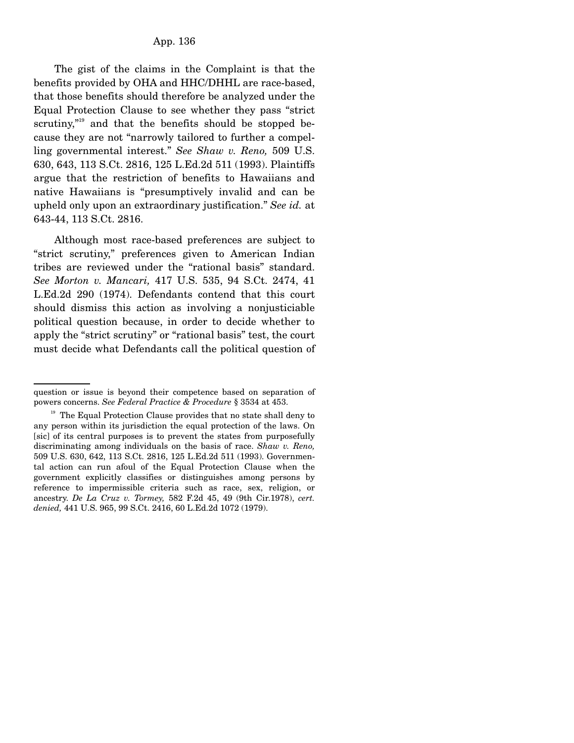The gist of the claims in the Complaint is that the benefits provided by OHA and HHC/DHHL are race-based, that those benefits should therefore be analyzed under the Equal Protection Clause to see whether they pass "strict scrutiny,"[19] and that the benefits should be stopped because they are not "narrowly tailored to further a compelling governmental interest." *See Shaw v. Reno,* 509 U.S. 630, 643, 113 S.Ct. 2816, 125 L.Ed.2d 511 (1993). Plaintiffs argue that the restriction of benefits to Hawaiians and native Hawaiians is "presumptively invalid and can be upheld only upon an extraordinary justification." *See id.* at 643-44, 113 S.Ct. 2816.

Although most race-based preferences are subject to "strict scrutiny," preferences given to American Indian tribes are reviewed under the "rational basis" standard. *See Morton v. Mancari,* 417 U.S. 535, 94 S.Ct. 2474, 41 L.Ed.2d 290 (1974). Defendants contend that this court should dismiss this action as involving a nonjusticiable political question because, in order to decide whether to apply the "strict scrutiny" or "rational basis" test, the court must decide what Defendants call the political question of

---

question or issue is beyond their competence based on separation of powers concerns. *See Federal Practice & Procedure* § 3534 at 453.

[19] The Equal Protection Clause provides that no state shall deny to any person within its jurisdiction the equal protection of the laws. On [sic] of its central purposes is to prevent the states from purposefully discriminating among individuals on the basis of race. *Shaw v. Reno,* 509 U.S. 630, 642, 113 S.Ct. 2816, 125 L.Ed.2d 511 (1993). Governmental action can run afoul of the Equal Protection Clause when the government explicitly classifies or distinguishes among persons by reference to impermissible criteria such as race, sex, religion, or ancestry. *De La Cruz v. Tormey,* 582 F.2d 45, 49 (9th Cir.1978), *cert. denied,* 441 U.S. 965, 99 S.Ct. 2416, 60 L.Ed.2d 1072 (1979).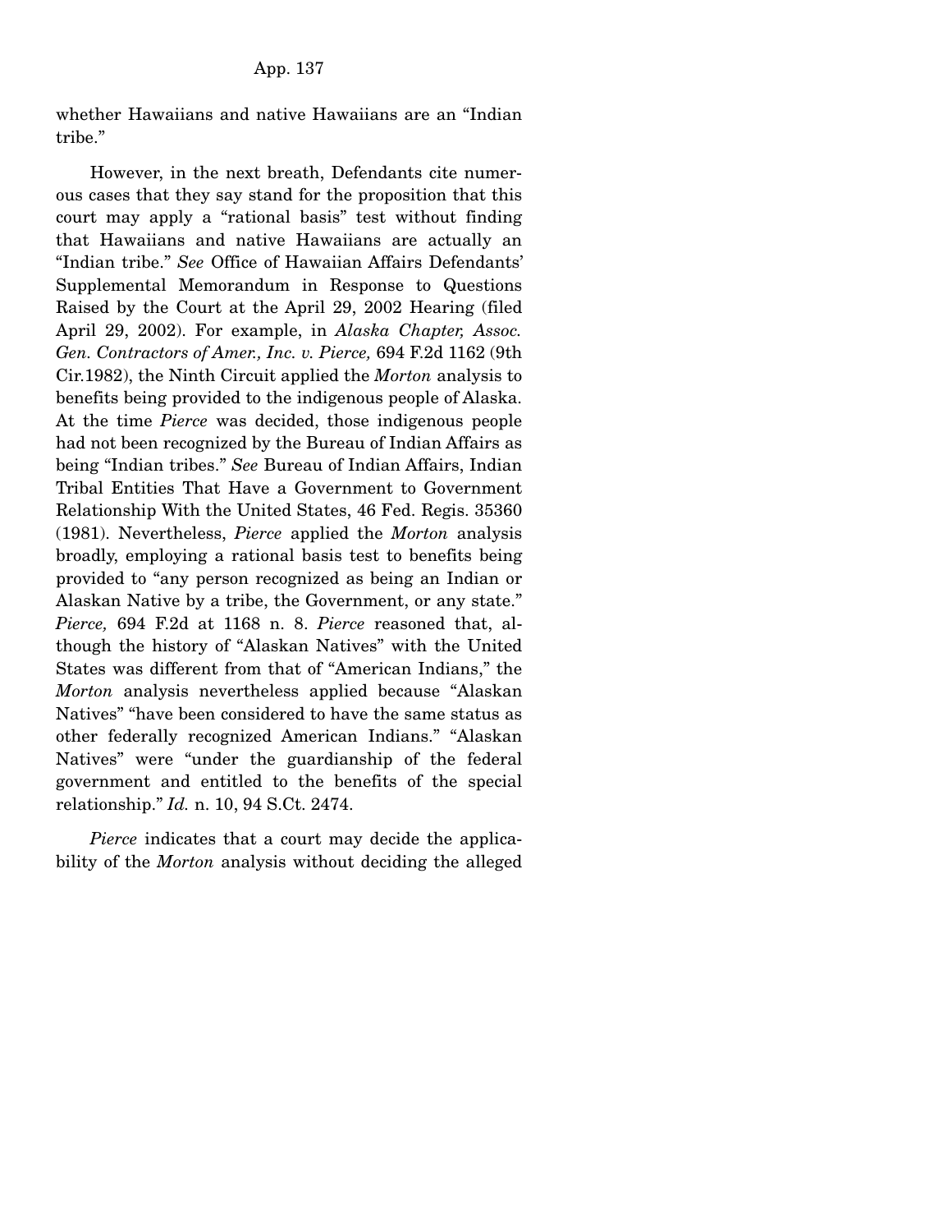whether Hawaiians and native Hawaiians are an "Indian tribe."

However, in the next breath, Defendants cite numerous cases that they say stand for the proposition that this court may apply a "rational basis" test without finding that Hawaiians and native Hawaiians are actually an "Indian tribe." *See* Office of Hawaiian Affairs Defendants' Supplemental Memorandum in Response to Questions Raised by the Court at the April 29, 2002 Hearing (filed April 29, 2002). For example, in *Alaska Chapter, Assoc. Gen. Contractors of Amer., Inc. v. Pierce,* 694 F.2d 1162 (9th Cir.1982), the Ninth Circuit applied the *Morton* analysis to benefits being provided to the indigenous people of Alaska. At the time *Pierce* was decided, those indigenous people had not been recognized by the Bureau of Indian Affairs as being "Indian tribes." *See* Bureau of Indian Affairs, Indian Tribal Entities That Have a Government to Government Relationship With the United States, 46 Fed. Regis. 35360 (1981). Nevertheless, *Pierce* applied the *Morton* analysis broadly, employing a rational basis test to benefits being provided to "any person recognized as being an Indian or Alaskan Native by a tribe, the Government, or any state." *Pierce,* 694 F.2d at 1168 n. 8. *Pierce* reasoned that, although the history of "Alaskan Natives" with the United States was different from that of "American Indians," the *Morton* analysis nevertheless applied because "Alaskan Natives" "have been considered to have the same status as other federally recognized American Indians." "Alaskan Natives" were "under the guardianship of the federal government and entitled to the benefits of the special relationship." *Id.* n. 10, 94 S.Ct. 2474.

*Pierce* indicates that a court may decide the applicability of the *Morton* analysis without deciding the alleged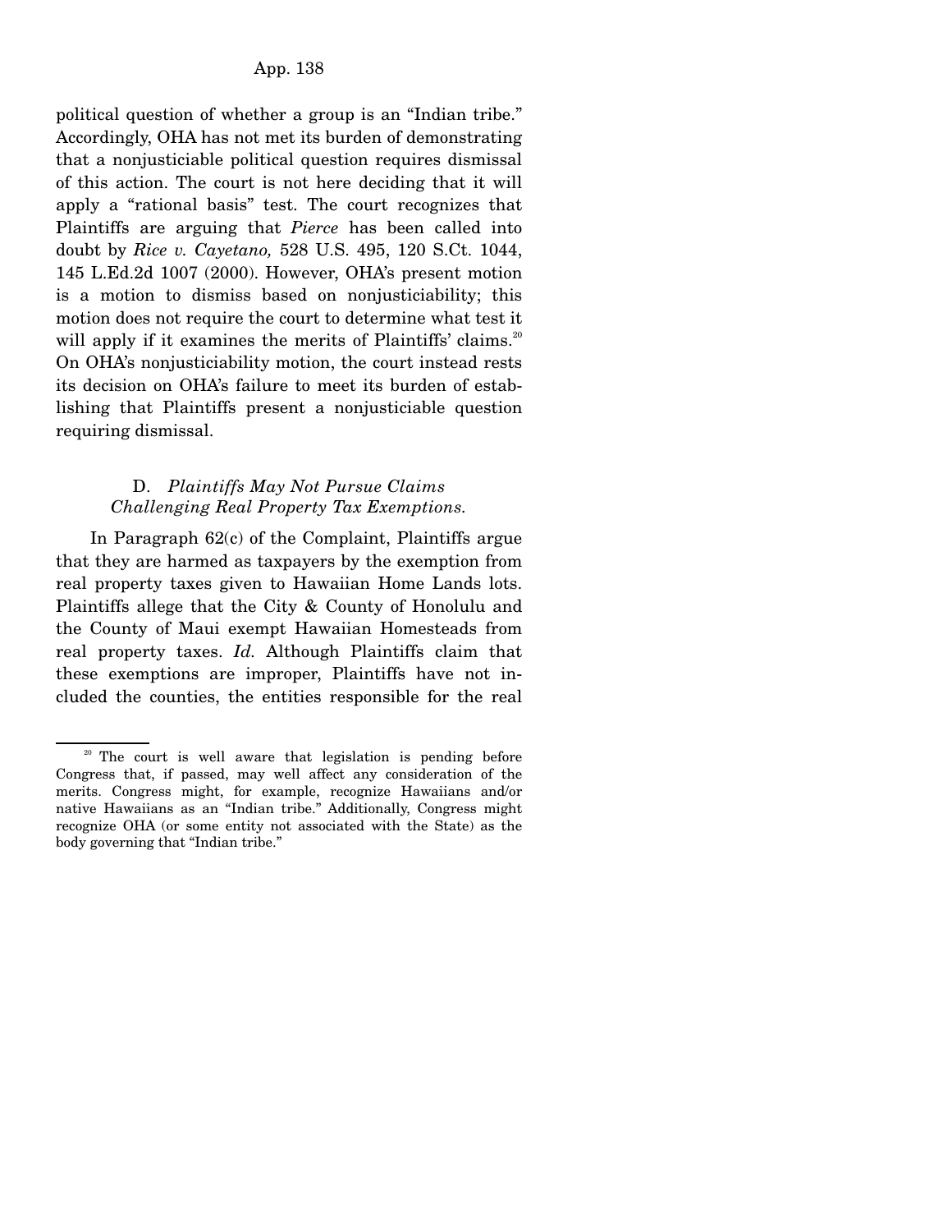political question of whether a group is an "Indian tribe." Accordingly, OHA has not met its burden of demonstrating that a nonjusticiable political question requires dismissal of this action. The court is not here deciding that it will apply a "rational basis" test. The court recognizes that Plaintiffs are arguing that *Pierce* has been called into doubt by *Rice v. Cayetano,* 528 U.S. 495, 120 S.Ct. 1044, 145 L.Ed.2d 1007 (2000). However, OHA's present motion is a motion to dismiss based on nonjusticiability; this motion does not require the court to determine what test it will apply if it examines the merits of Plaintiffs' claims.[20] On OHA's nonjusticiability motion, the court instead rests its decision on OHA's failure to meet its burden of establishing that Plaintiffs present a nonjusticiable question requiring dismissal.

### D. *Plaintiffs May Not Pursue Claims Challenging Real Property Tax Exemptions.*

In Paragraph 62(c) of the Complaint, Plaintiffs argue that they are harmed as taxpayers by the exemption from real property taxes given to Hawaiian Home Lands lots. Plaintiffs allege that the City & County of Honolulu and the County of Maui exempt Hawaiian Homesteads from real property taxes. *Id.* Although Plaintiffs claim that these exemptions are improper, Plaintiffs have not included the counties, the entities responsible for the real

---

[20] The court is well aware that legislation is pending before Congress that, if passed, may well affect any consideration of the merits. Congress might, for example, recognize Hawaiians and/or native Hawaiians as an "Indian tribe." Additionally, Congress might recognize OHA (or some entity not associated with the State) as the body governing that "Indian tribe."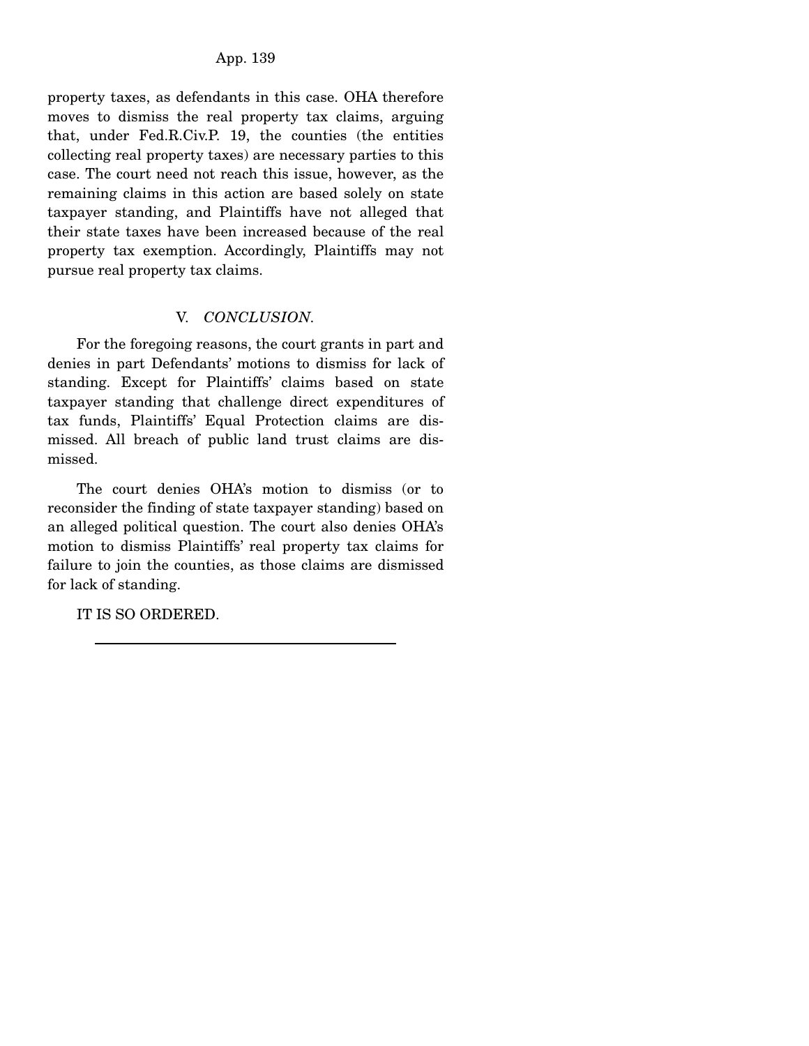property taxes, as defendants in this case. OHA therefore moves to dismiss the real property tax claims, arguing that, under Fed.R.Civ.P. 19, the counties (the entities collecting real property taxes) are necessary parties to this case. The court need not reach this issue, however, as the remaining claims in this action are based solely on state taxpayer standing, and Plaintiffs have not alleged that their state taxes have been increased because of the real property tax exemption. Accordingly, Plaintiffs may not pursue real property tax claims.

## V. *CONCLUSION.*

For the foregoing reasons, the court grants in part and denies in part Defendants' motions to dismiss for lack of standing. Except for Plaintiffs' claims based on state taxpayer standing that challenge direct expenditures of tax funds, Plaintiffs' Equal Protection claims are dismissed. All breach of public land trust claims are dismissed.

The court denies OHA's motion to dismiss (or to reconsider the finding of state taxpayer standing) based on an alleged political question. The court also denies OHA's motion to dismiss Plaintiffs' real property tax claims for failure to join the counties, as those claims are dismissed for lack of standing.

IT IS SO ORDERED.

---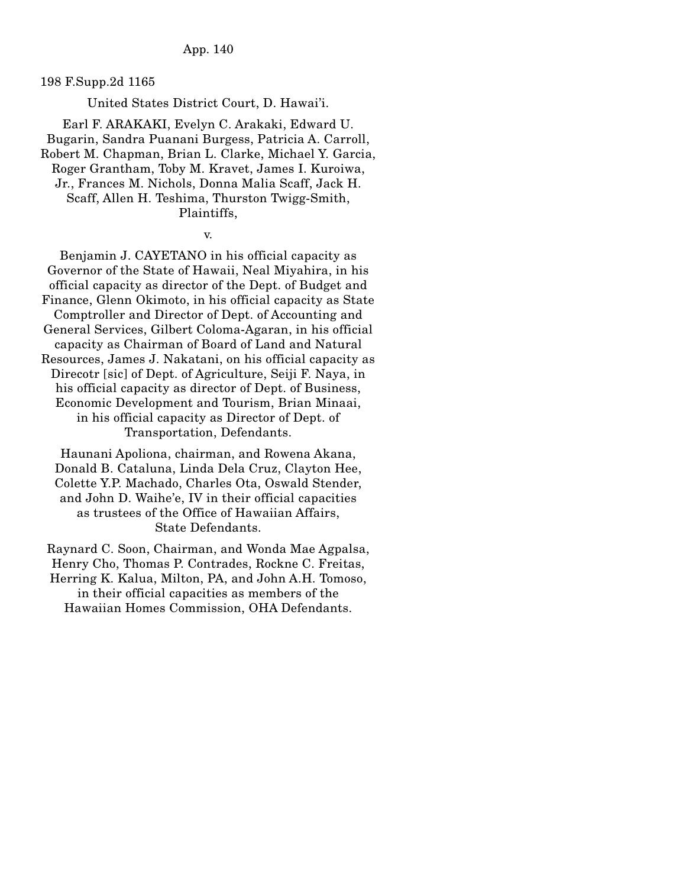198 F.Supp.2d 1165

United States District Court, D. Hawai'i.

Earl F. ARAKAKI, Evelyn C. Arakaki, Edward U. Bugarin, Sandra Puanani Burgess, Patricia A. Carroll, Robert M. Chapman, Brian L. Clarke, Michael Y. Garcia, Roger Grantham, Toby M. Kravet, James I. Kuroiwa, Jr., Frances M. Nichols, Donna Malia Scaff, Jack H. Scaff, Allen H. Teshima, Thurston Twigg-Smith, Plaintiffs,

v.

Benjamin J. CAYETANO in his official capacity as Governor of the State of Hawaii, Neal Miyahira, in his official capacity as director of the Dept. of Budget and Finance, Glenn Okimoto, in his official capacity as State Comptroller and Director of Dept. of Accounting and General Services, Gilbert Coloma-Agaran, in his official capacity as Chairman of Board of Land and Natural Resources, James J. Nakatani, on his official capacity as Direcotr [sic] of Dept. of Agriculture, Seiji F. Naya, in his official capacity as director of Dept. of Business, Economic Development and Tourism, Brian Minaai, in his official capacity as Director of Dept. of Transportation, Defendants.

Haunani Apoliona, chairman, and Rowena Akana, Donald B. Cataluna, Linda Dela Cruz, Clayton Hee, Colette Y.P. Machado, Charles Ota, Oswald Stender, and John D. Waihe'e, IV in their official capacities as trustees of the Office of Hawaiian Affairs, State Defendants.

Raynard C. Soon, Chairman, and Wonda Mae Agpalsa, Henry Cho, Thomas P. Contrades, Rockne C. Freitas, Herring K. Kalua, Milton, PA, and John A.H. Tomoso, in their official capacities as members of the Hawaiian Homes Commission, OHA Defendants.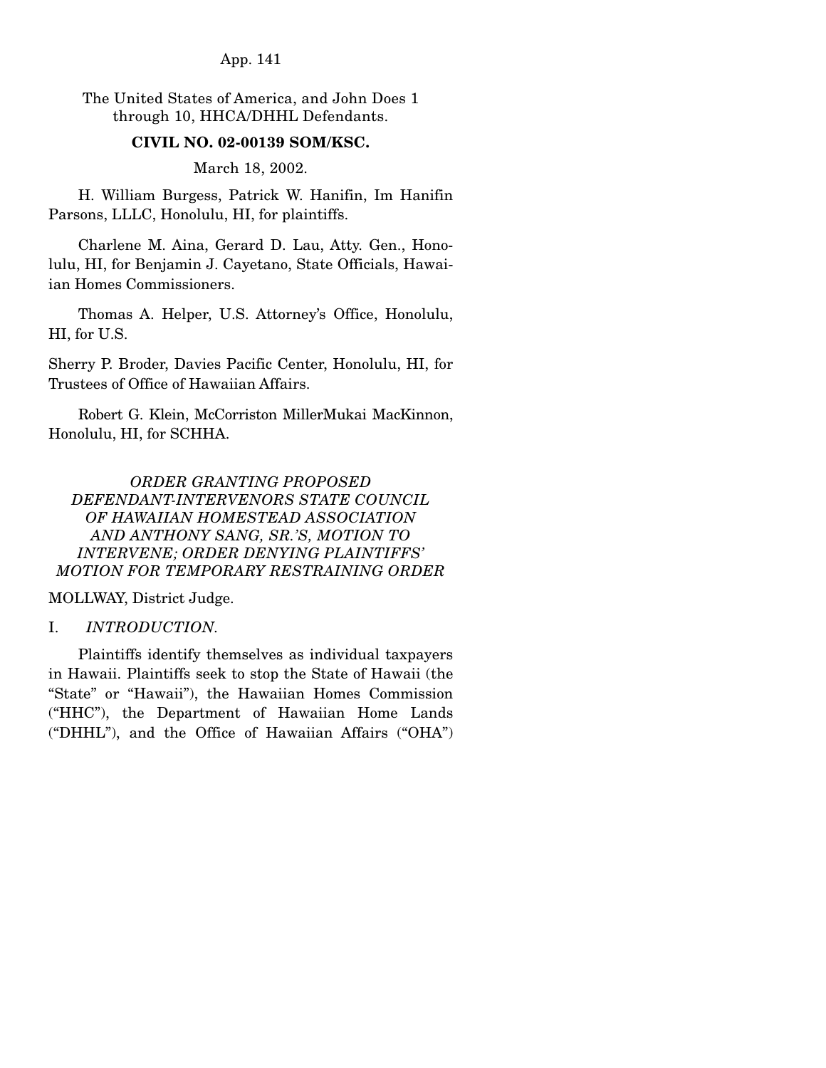The United States of America, and John Does 1 through 10, HHCA/DHHL Defendants.

**CIVIL NO. 02-00139 SOM/KSC.**

March 18, 2002.

H. William Burgess, Patrick W. Hanifin, Im Hanifin Parsons, LLLC, Honolulu, HI, for plaintiffs.

Charlene M. Aina, Gerard D. Lau, Atty. Gen., Honolulu, HI, for Benjamin J. Cayetano, State Officials, Hawaiian Homes Commissioners.

Thomas A. Helper, U.S. Attorney's Office, Honolulu, HI, for U.S.

Sherry P. Broder, Davies Pacific Center, Honolulu, HI, for Trustees of Office of Hawaiian Affairs.

Robert G. Klein, McCorriston MillerMukai MacKinnon, Honolulu, HI, for SCHHA.

*ORDER GRANTING PROPOSED DEFENDANT-INTERVENORS STATE COUNCIL OF HAWAIIAN HOMESTEAD ASSOCIATION AND ANTHONY SANG, SR.'S, MOTION TO INTERVENE; ORDER DENYING PLAINTIFFS' MOTION FOR TEMPORARY RESTRAINING ORDER*

MOLLWAY, District Judge.

I. *INTRODUCTION.*

Plaintiffs identify themselves as individual taxpayers in Hawaii. Plaintiffs seek to stop the State of Hawaii (the "State" or "Hawaii"), the Hawaiian Homes Commission ("HHC"), the Department of Hawaiian Home Lands ("DHHL"), and the Office of Hawaiian Affairs ("OHA")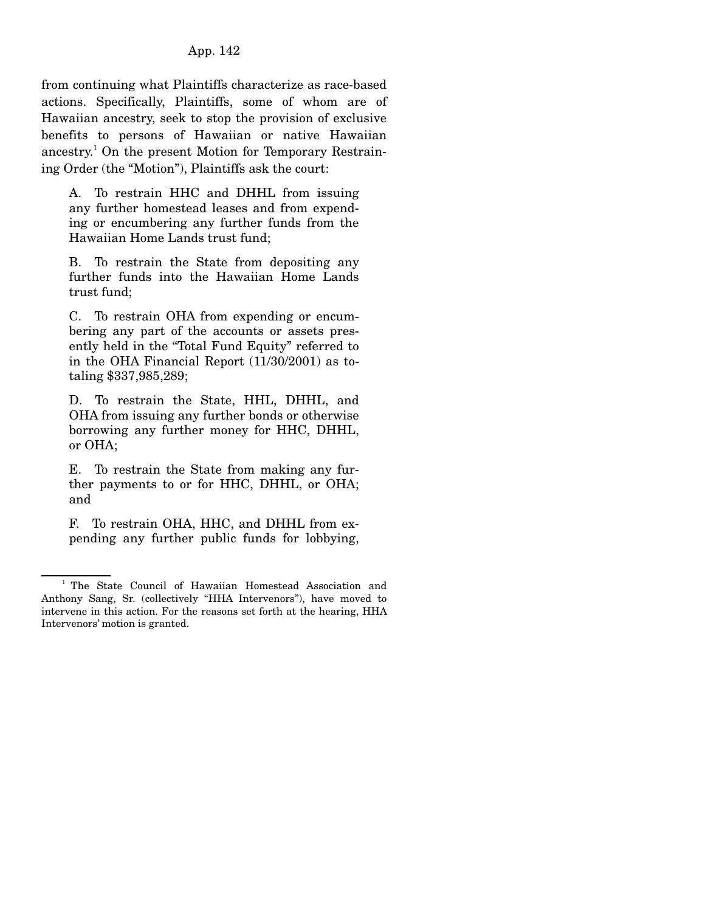from continuing what Plaintiffs characterize as race-based actions. Specifically, Plaintiffs, some of whom are of Hawaiian ancestry, seek to stop the provision of exclusive benefits to persons of Hawaiian or native Hawaiian ancestry.[1] On the present Motion for Temporary Restraining Order (the "Motion"), Plaintiffs ask the court:

> A. To restrain HHC and DHHL from issuing any further homestead leases and from expending or encumbering any further funds from the Hawaiian Home Lands trust fund;
>
> B. To restrain the State from depositing any further funds into the Hawaiian Home Lands trust fund;
>
> C. To restrain OHA from expending or encumbering any part of the accounts or assets presently held in the "Total Fund Equity" referred to in the OHA Financial Report (11/30/2001) as totaling $337,985,289;
>
> D. To restrain the State, HHL, DHHL, and OHA from issuing any further bonds or otherwise borrowing any further money for HHC, DHHL, or OHA;
>
> E. To restrain the State from making any further payments to or for HHC, DHHL, or OHA; and
>
> F. To restrain OHA, HHC, and DHHL from expending any further public funds for lobbying,

[1] The State Council of Hawaiian Homestead Association and Anthony Sang, Sr. (collectively "HHA Intervenors"), have moved to intervene in this action. For the reasons set forth at the hearing, HHA Intervenors' motion is granted.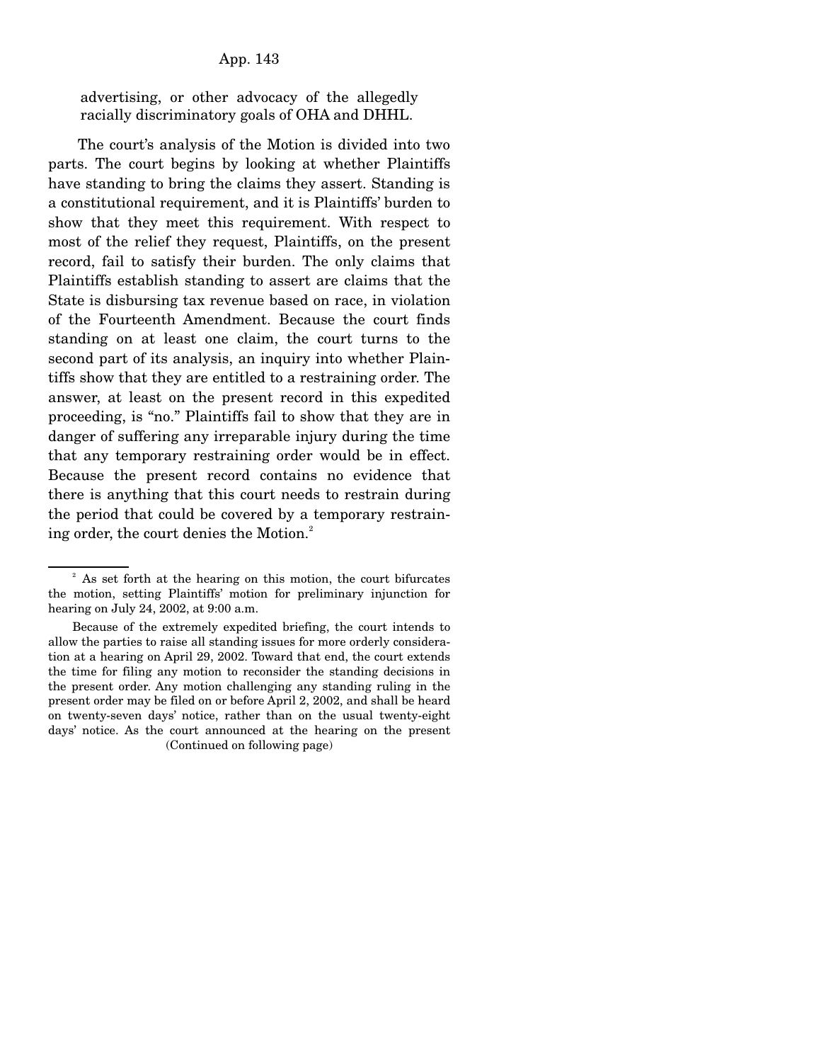advertising, or other advocacy of the allegedly racially discriminatory goals of OHA and DHHL.

The court's analysis of the Motion is divided into two parts. The court begins by looking at whether Plaintiffs have standing to bring the claims they assert. Standing is a constitutional requirement, and it is Plaintiffs' burden to show that they meet this requirement. With respect to most of the relief they request, Plaintiffs, on the present record, fail to satisfy their burden. The only claims that Plaintiffs establish standing to assert are claims that the State is disbursing tax revenue based on race, in violation of the Fourteenth Amendment. Because the court finds standing on at least one claim, the court turns to the second part of its analysis, an inquiry into whether Plaintiffs show that they are entitled to a restraining order. The answer, at least on the present record in this expedited proceeding, is "no." Plaintiffs fail to show that they are in danger of suffering any irreparable injury during the time that any temporary restraining order would be in effect. Because the present record contains no evidence that there is anything that this court needs to restrain during the period that could be covered by a temporary restraining order, the court denies the Motion.[2]

---

[2] As set forth at the hearing on this motion, the court bifurcates the motion, setting Plaintiffs' motion for preliminary injunction for hearing on July 24, 2002, at 9:00 a.m.

Because of the extremely expedited briefing, the court intends to allow the parties to raise all standing issues for more orderly consideration at a hearing on April 29, 2002. Toward that end, the court extends the time for filing any motion to reconsider the standing decisions in the present order. Any motion challenging any standing ruling in the present order may be filed on or before April 2, 2002, and shall be heard on twenty-seven days' notice, rather than on the usual twenty-eight days' notice. As the court announced at the hearing on the present

(Continued on following page)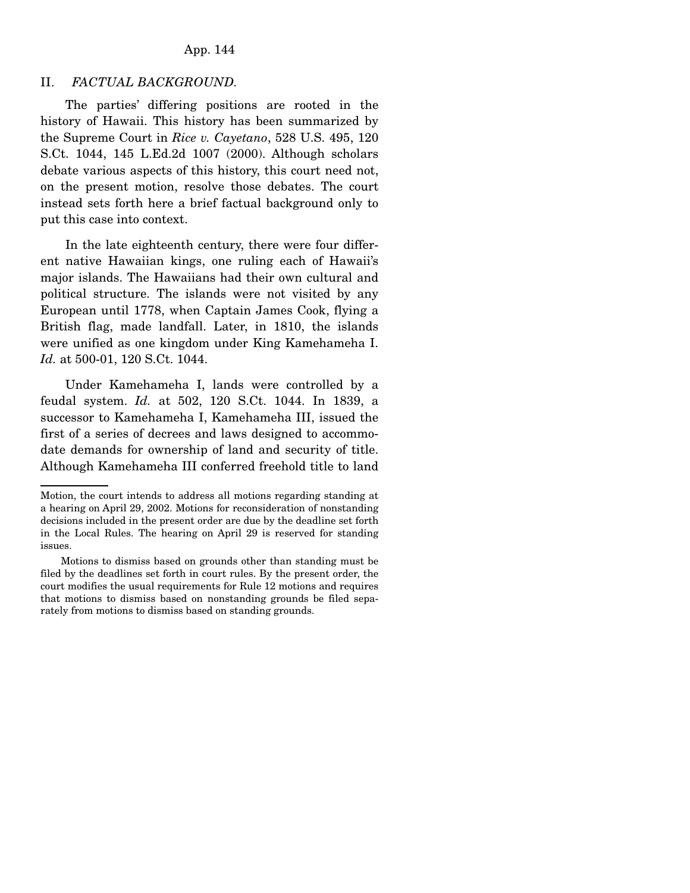## II. *FACTUAL BACKGROUND.*

The parties' differing positions are rooted in the history of Hawaii. This history has been summarized by the Supreme Court in *Rice v. Cayetano*, 528 U.S. 495, 120 S.Ct. 1044, 145 L.Ed.2d 1007 (2000). Although scholars debate various aspects of this history, this court need not, on the present motion, resolve those debates. The court instead sets forth here a brief factual background only to put this case into context.

In the late eighteenth century, there were four different native Hawaiian kings, one ruling each of Hawaii's major islands. The Hawaiians had their own cultural and political structure. The islands were not visited by any European until 1778, when Captain James Cook, flying a British flag, made landfall. Later, in 1810, the islands were unified as one kingdom under King Kamehameha I. *Id.* at 500-01, 120 S.Ct. 1044.

Under Kamehameha I, lands were controlled by a feudal system. *Id.* at 502, 120 S.Ct. 1044. In 1839, a successor to Kamehameha I, Kamehameha III, issued the first of a series of decrees and laws designed to accommodate demands for ownership of land and security of title. Although Kamehameha III conferred freehold title to land

---

Motion, the court intends to address all motions regarding standing at a hearing on April 29, 2002. Motions for reconsideration of nonstanding decisions included in the present order are due by the deadline set forth in the Local Rules. The hearing on April 29 is reserved for standing issues.

Motions to dismiss based on grounds other than standing must be filed by the deadlines set forth in court rules. By the present order, the court modifies the usual requirements for Rule 12 motions and requires that motions to dismiss based on nonstanding grounds be filed separately from motions to dismiss based on standing grounds.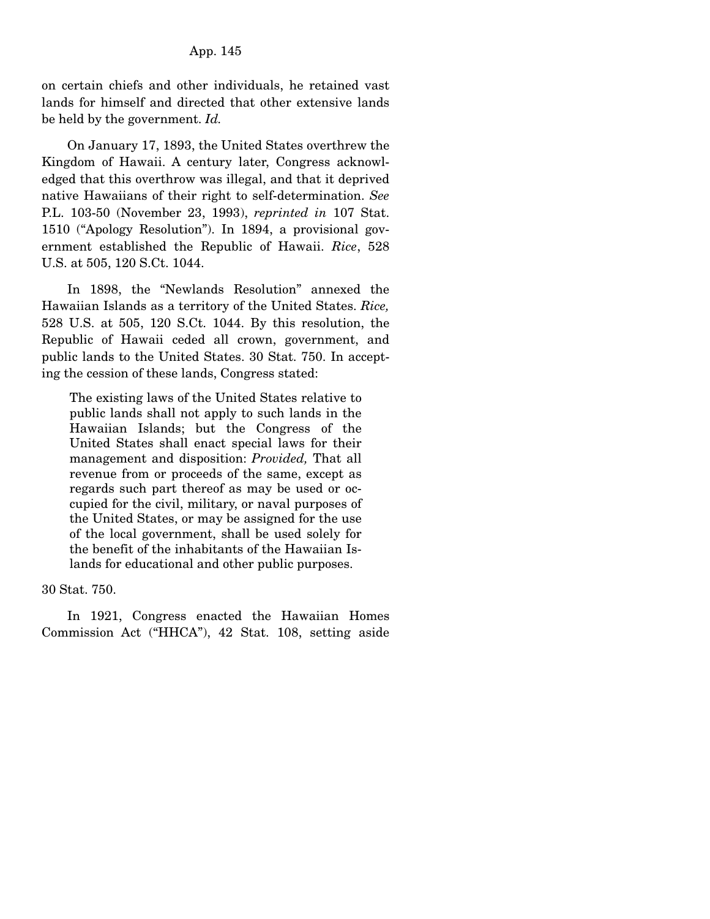on certain chiefs and other individuals, he retained vast lands for himself and directed that other extensive lands be held by the government. *Id.*

On January 17, 1893, the United States overthrew the Kingdom of Hawaii. A century later, Congress acknowledged that this overthrow was illegal, and that it deprived native Hawaiians of their right to self-determination. *See* P.L. 103-50 (November 23, 1993), *reprinted in* 107 Stat. 1510 ("Apology Resolution"). In 1894, a provisional government established the Republic of Hawaii. *Rice*, 528 U.S. at 505, 120 S.Ct. 1044.

In 1898, the "Newlands Resolution" annexed the Hawaiian Islands as a territory of the United States. *Rice,* 528 U.S. at 505, 120 S.Ct. 1044. By this resolution, the Republic of Hawaii ceded all crown, government, and public lands to the United States. 30 Stat. 750. In accepting the cession of these lands, Congress stated:

> The existing laws of the United States relative to public lands shall not apply to such lands in the Hawaiian Islands; but the Congress of the United States shall enact special laws for their management and disposition: *Provided,* That all revenue from or proceeds of the same, except as regards such part thereof as may be used or occupied for the civil, military, or naval purposes of the United States, or may be assigned for the use of the local government, shall be used solely for the benefit of the inhabitants of the Hawaiian Islands for educational and other public purposes.

30 Stat. 750.

In 1921, Congress enacted the Hawaiian Homes Commission Act ("HHCA"), 42 Stat. 108, setting aside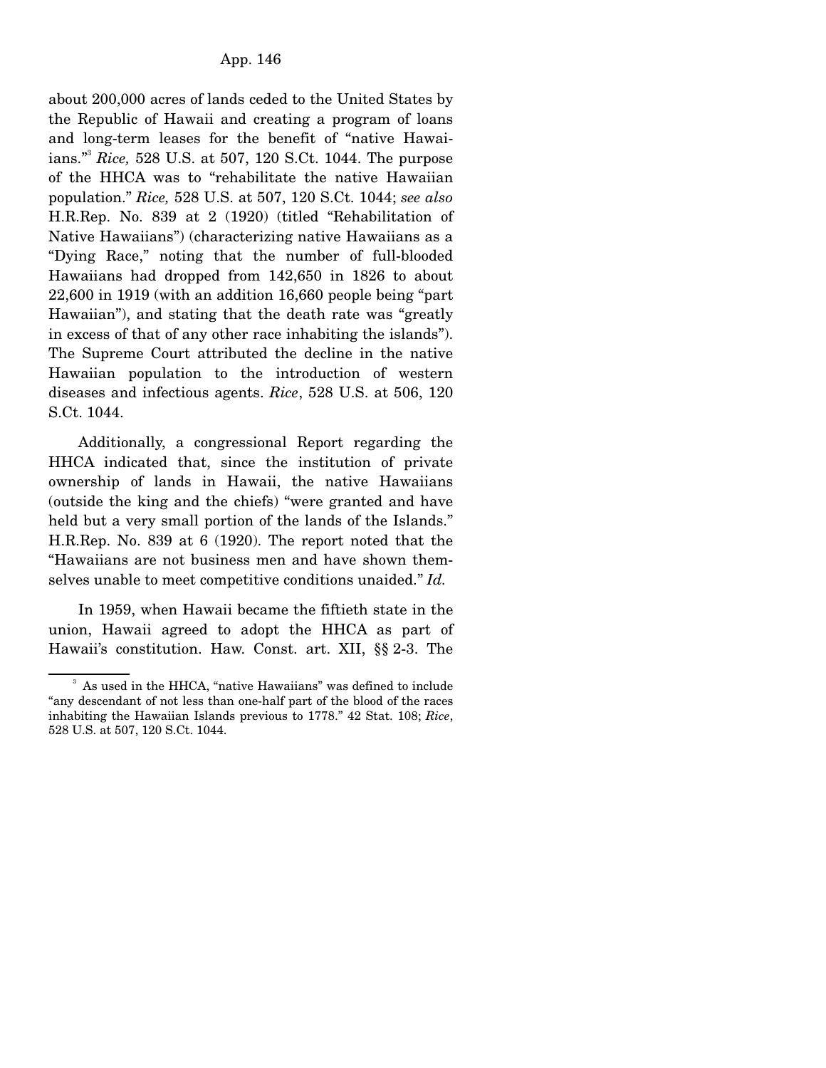about 200,000 acres of lands ceded to the United States by the Republic of Hawaii and creating a program of loans and long-term leases for the benefit of "native Hawaiians."[3] *Rice,* 528 U.S. at 507, 120 S.Ct. 1044. The purpose of the HHCA was to "rehabilitate the native Hawaiian population." *Rice,* 528 U.S. at 507, 120 S.Ct. 1044; *see also* H.R.Rep. No. 839 at 2 (1920) (titled "Rehabilitation of Native Hawaiians") (characterizing native Hawaiians as a "Dying Race," noting that the number of full-blooded Hawaiians had dropped from 142,650 in 1826 to about 22,600 in 1919 (with an addition 16,660 people being "part Hawaiian"), and stating that the death rate was "greatly in excess of that of any other race inhabiting the islands"). The Supreme Court attributed the decline in the native Hawaiian population to the introduction of western diseases and infectious agents. *Rice*, 528 U.S. at 506, 120 S.Ct. 1044.

Additionally, a congressional Report regarding the HHCA indicated that, since the institution of private ownership of lands in Hawaii, the native Hawaiians (outside the king and the chiefs) "were granted and have held but a very small portion of the lands of the Islands." H.R.Rep. No. 839 at 6 (1920). The report noted that the "Hawaiians are not business men and have shown themselves unable to meet competitive conditions unaided." *Id.*

In 1959, when Hawaii became the fiftieth state in the union, Hawaii agreed to adopt the HHCA as part of Hawaii's constitution. Haw. Const. art. XII, §§ 2-3. The

[3] As used in the HHCA, "native Hawaiians" was defined to include "any descendant of not less than one-half part of the blood of the races inhabiting the Hawaiian Islands previous to 1778." 42 Stat. 108; *Rice*, 528 U.S. at 507, 120 S.Ct. 1044.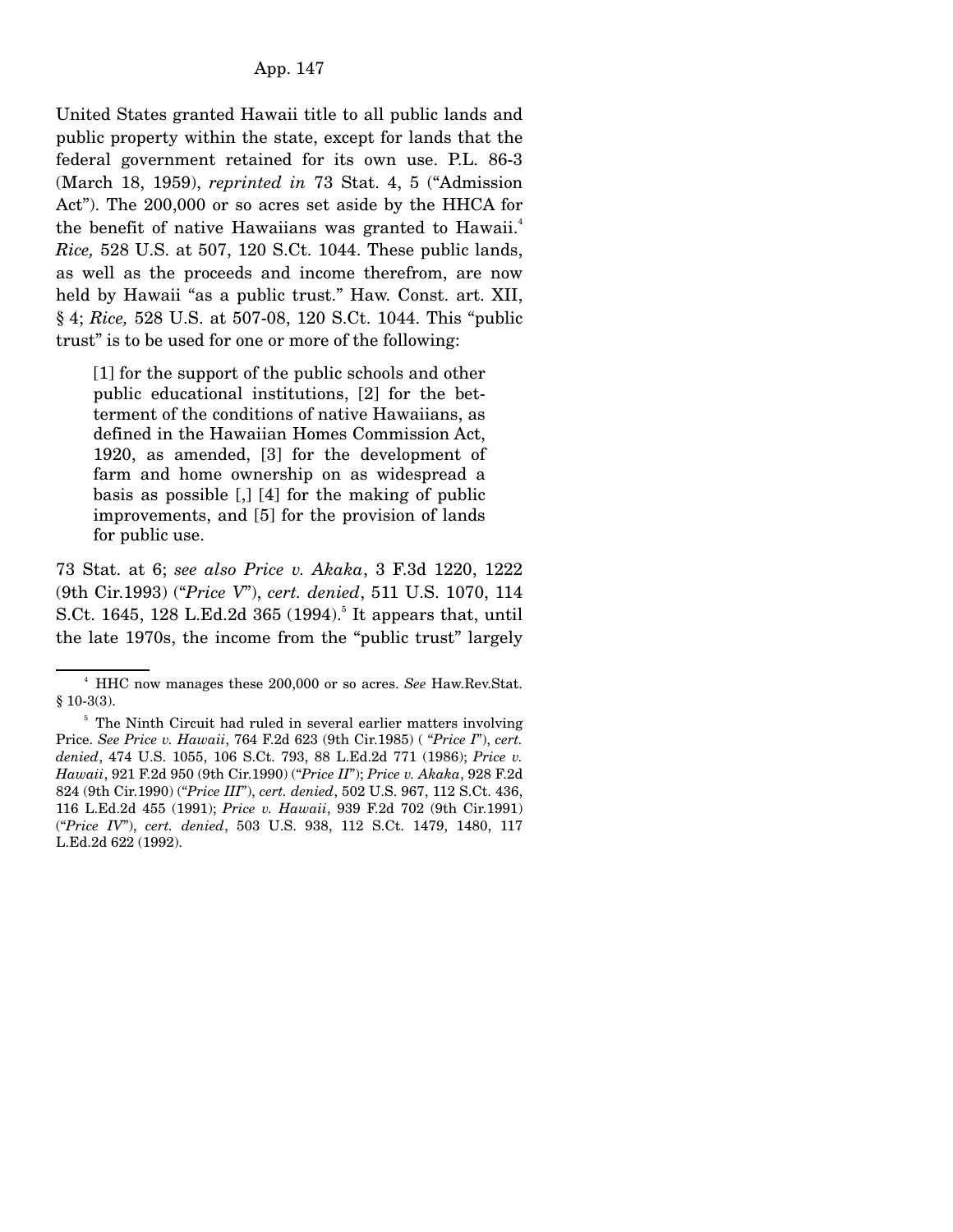United States granted Hawaii title to all public lands and public property within the state, except for lands that the federal government retained for its own use. P.L. 86-3 (March 18, 1959), *reprinted in* 73 Stat. 4, 5 ("Admission Act"). The 200,000 or so acres set aside by the HHCA for the benefit of native Hawaiians was granted to Hawaii.[4] *Rice,* 528 U.S. at 507, 120 S.Ct. 1044. These public lands, as well as the proceeds and income therefrom, are now held by Hawaii "as a public trust." Haw. Const. art. XII, § 4; *Rice,* 528 U.S. at 507-08, 120 S.Ct. 1044. This "public trust" is to be used for one or more of the following:

> [1] for the support of the public schools and other public educational institutions, [2] for the betterment of the conditions of native Hawaiians, as defined in the Hawaiian Homes Commission Act, 1920, as amended, [3] for the development of farm and home ownership on as widespread a basis as possible [,] [4] for the making of public improvements, and [5] for the provision of lands for public use.

73 Stat. at 6; *see also Price v. Akaka*, 3 F.3d 1220, 1222 (9th Cir.1993) ("*Price V*"), *cert. denied*, 511 U.S. 1070, 114 S.Ct. 1645, 128 L.Ed.2d 365 (1994).[5] It appears that, until the late 1970s, the income from the "public trust" largely

---

[4] HHC now manages these 200,000 or so acres. *See* Haw.Rev.Stat. § 10-3(3).

[5] The Ninth Circuit had ruled in several earlier matters involving Price. *See Price v. Hawaii*, 764 F.2d 623 (9th Cir.1985) ( "*Price I*"), *cert. denied*, 474 U.S. 1055, 106 S.Ct. 793, 88 L.Ed.2d 771 (1986); *Price v. Hawaii*, 921 F.2d 950 (9th Cir.1990) ("*Price II*"); *Price v. Akaka*, 928 F.2d 824 (9th Cir.1990) ("*Price III*"), *cert. denied*, 502 U.S. 967, 112 S.Ct. 436, 116 L.Ed.2d 455 (1991); *Price v. Hawaii*, 939 F.2d 702 (9th Cir.1991) ("*Price IV*"), *cert. denied*, 503 U.S. 938, 112 S.Ct. 1479, 1480, 117 L.Ed.2d 622 (1992).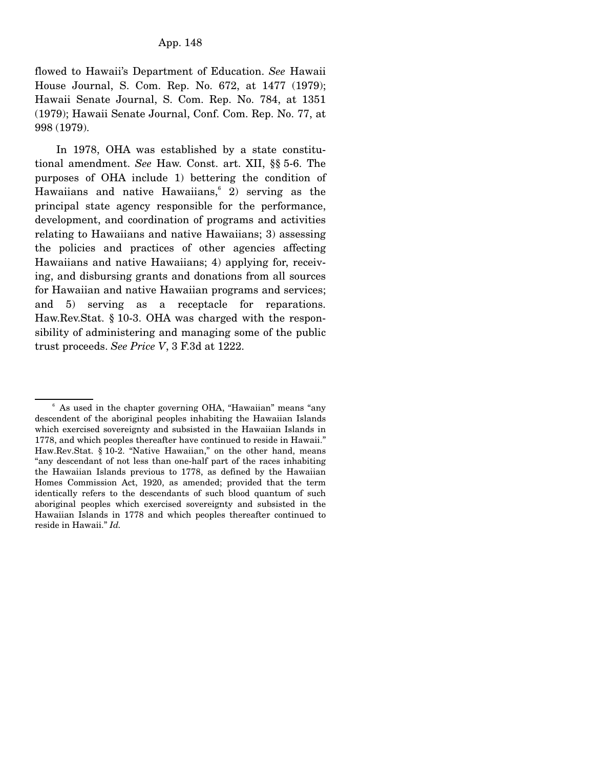flowed to Hawaii's Department of Education. *See* Hawaii House Journal, S. Com. Rep. No. 672, at 1477 (1979); Hawaii Senate Journal, S. Com. Rep. No. 784, at 1351 (1979); Hawaii Senate Journal, Conf. Com. Rep. No. 77, at 998 (1979).

In 1978, OHA was established by a state constitutional amendment. *See* Haw. Const. art. XII, §§ 5-6. The purposes of OHA include 1) bettering the condition of Hawaiians and native Hawaiians,[6] 2) serving as the principal state agency responsible for the performance, development, and coordination of programs and activities relating to Hawaiians and native Hawaiians; 3) assessing the policies and practices of other agencies affecting Hawaiians and native Hawaiians; 4) applying for, receiving, and disbursing grants and donations from all sources for Hawaiian and native Hawaiian programs and services; and 5) serving as a receptacle for reparations. Haw.Rev.Stat. § 10-3. OHA was charged with the responsibility of administering and managing some of the public trust proceeds. *See Price V*, 3 F.3d at 1222.

---

[6] As used in the chapter governing OHA, "Hawaiian" means "any descendent of the aboriginal peoples inhabiting the Hawaiian Islands which exercised sovereignty and subsisted in the Hawaiian Islands in 1778, and which peoples thereafter have continued to reside in Hawaii." Haw.Rev.Stat. § 10-2. "Native Hawaiian," on the other hand, means "any descendant of not less than one-half part of the races inhabiting the Hawaiian Islands previous to 1778, as defined by the Hawaiian Homes Commission Act, 1920, as amended; provided that the term identically refers to the descendants of such blood quantum of such aboriginal peoples which exercised sovereignty and subsisted in the Hawaiian Islands in 1778 and which peoples thereafter continued to reside in Hawaii." *Id.*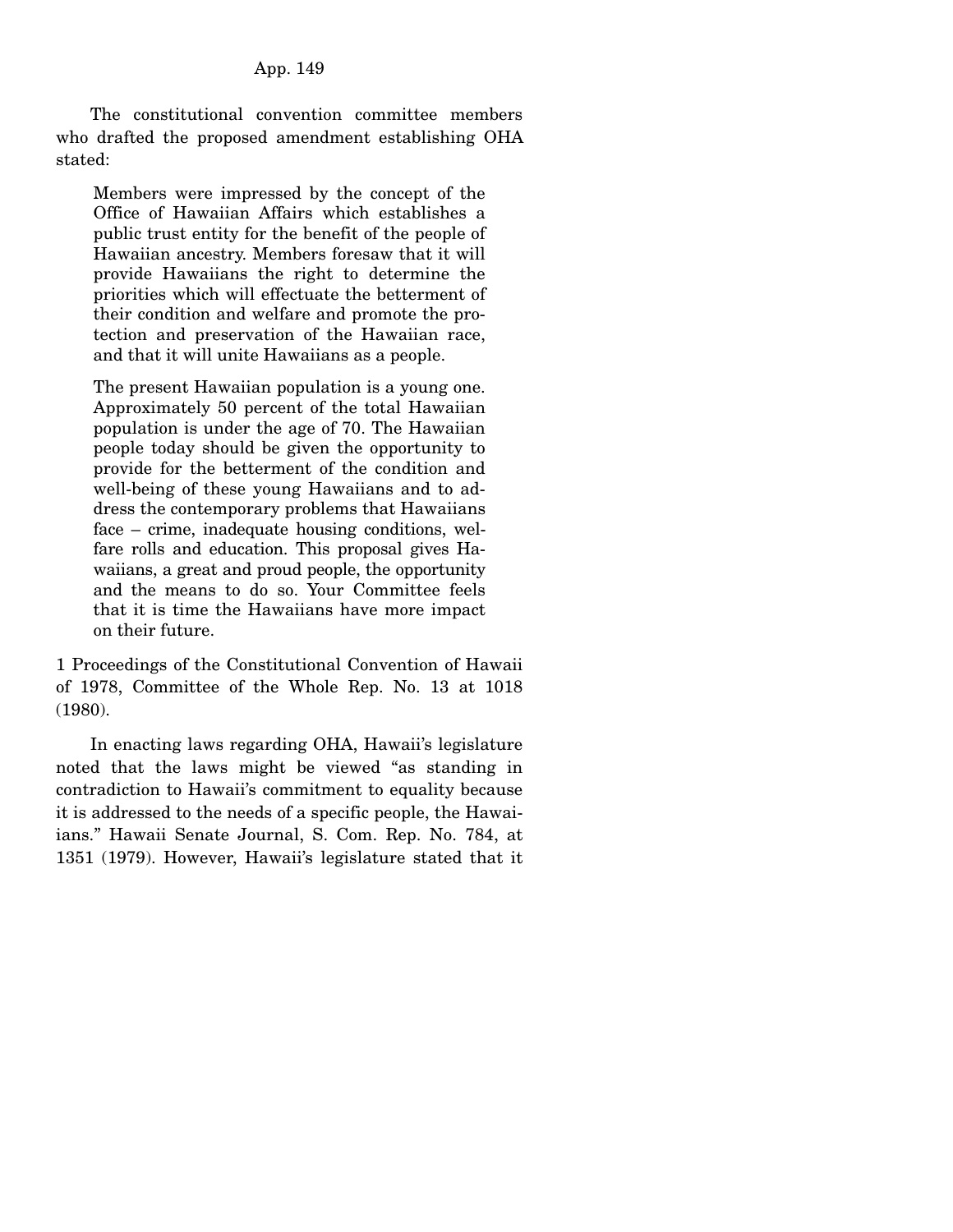The constitutional convention committee members who drafted the proposed amendment establishing OHA stated:

> Members were impressed by the concept of the Office of Hawaiian Affairs which establishes a public trust entity for the benefit of the people of Hawaiian ancestry. Members foresaw that it will provide Hawaiians the right to determine the priorities which will effectuate the betterment of their condition and welfare and promote the protection and preservation of the Hawaiian race, and that it will unite Hawaiians as a people.
>
> The present Hawaiian population is a young one. Approximately 50 percent of the total Hawaiian population is under the age of 70. The Hawaiian people today should be given the opportunity to provide for the betterment of the condition and well-being of these young Hawaiians and to address the contemporary problems that Hawaiians face – crime, inadequate housing conditions, welfare rolls and education. This proposal gives Hawaiians, a great and proud people, the opportunity and the means to do so. Your Committee feels that it is time the Hawaiians have more impact on their future.

1 Proceedings of the Constitutional Convention of Hawaii of 1978, Committee of the Whole Rep. No. 13 at 1018 (1980).

In enacting laws regarding OHA, Hawaii's legislature noted that the laws might be viewed "as standing in contradiction to Hawaii's commitment to equality because it is addressed to the needs of a specific people, the Hawaiians." Hawaii Senate Journal, S. Com. Rep. No. 784, at 1351 (1979). However, Hawaii's legislature stated that it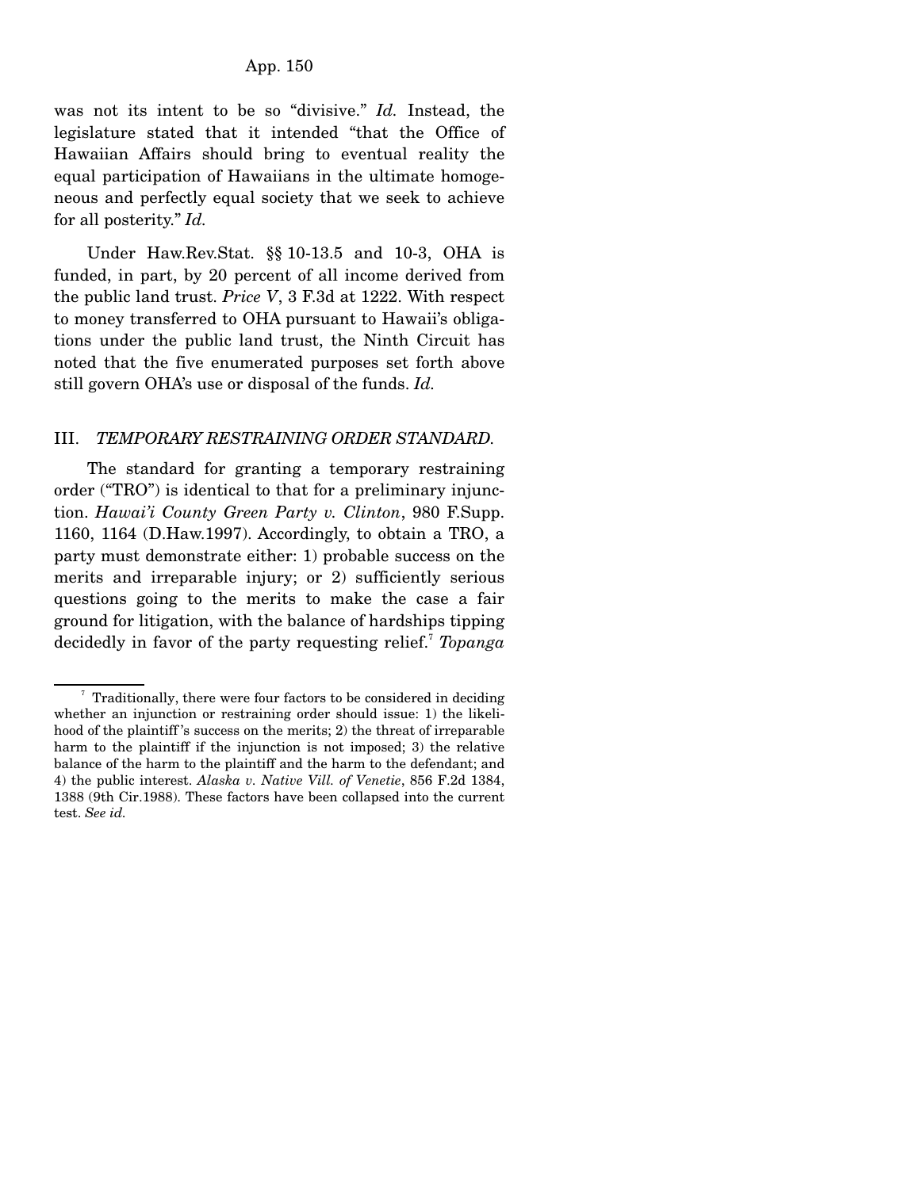was not its intent to be so "divisive." *Id.* Instead, the legislature stated that it intended "that the Office of Hawaiian Affairs should bring to eventual reality the equal participation of Hawaiians in the ultimate homogeneous and perfectly equal society that we seek to achieve for all posterity." *Id.*

Under Haw.Rev.Stat. §§ 10-13.5 and 10-3, OHA is funded, in part, by 20 percent of all income derived from the public land trust. *Price V*, 3 F.3d at 1222. With respect to money transferred to OHA pursuant to Hawaii's obligations under the public land trust, the Ninth Circuit has noted that the five enumerated purposes set forth above still govern OHA's use or disposal of the funds. *Id.*

## III. *TEMPORARY RESTRAINING ORDER STANDARD.*

The standard for granting a temporary restraining order ("TRO") is identical to that for a preliminary injunction. *Hawai'i County Green Party v. Clinton*, 980 F.Supp. 1160, 1164 (D.Haw.1997). Accordingly, to obtain a TRO, a party must demonstrate either: 1) probable success on the merits and irreparable injury; or 2) sufficiently serious questions going to the merits to make the case a fair ground for litigation, with the balance of hardships tipping decidedly in favor of the party requesting relief.[7] *Topanga*

---

[7] Traditionally, there were four factors to be considered in deciding whether an injunction or restraining order should issue: 1) the likelihood of the plaintiff's success on the merits; 2) the threat of irreparable harm to the plaintiff if the injunction is not imposed; 3) the relative balance of the harm to the plaintiff and the harm to the defendant; and 4) the public interest. *Alaska v. Native Vill. of Venetie*, 856 F.2d 1384, 1388 (9th Cir.1988). These factors have been collapsed into the current test. *See id.*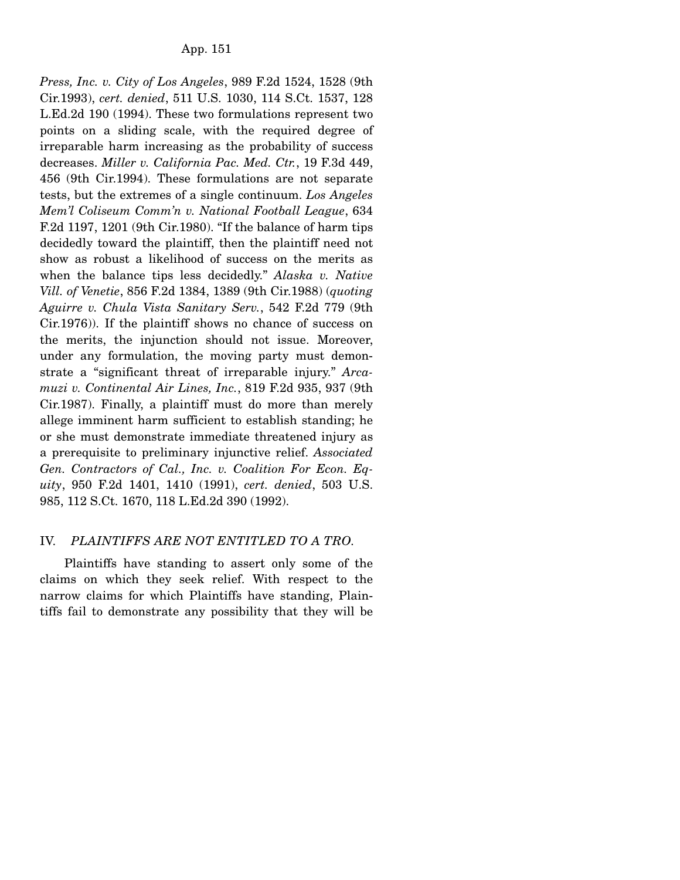*Press, Inc. v. City of Los Angeles*, 989 F.2d 1524, 1528 (9th Cir.1993), *cert. denied*, 511 U.S. 1030, 114 S.Ct. 1537, 128 L.Ed.2d 190 (1994). These two formulations represent two points on a sliding scale, with the required degree of irreparable harm increasing as the probability of success decreases. *Miller v. California Pac. Med. Ctr.*, 19 F.3d 449, 456 (9th Cir.1994). These formulations are not separate tests, but the extremes of a single continuum. *Los Angeles Mem'l Coliseum Comm'n v. National Football League*, 634 F.2d 1197, 1201 (9th Cir.1980). "If the balance of harm tips decidedly toward the plaintiff, then the plaintiff need not show as robust a likelihood of success on the merits as when the balance tips less decidedly." *Alaska v. Native Vill. of Venetie*, 856 F.2d 1384, 1389 (9th Cir.1988) (*quoting Aguirre v. Chula Vista Sanitary Serv.*, 542 F.2d 779 (9th Cir.1976)). If the plaintiff shows no chance of success on the merits, the injunction should not issue. Moreover, under any formulation, the moving party must demonstrate a "significant threat of irreparable injury." *Arcamuzi v. Continental Air Lines, Inc.*, 819 F.2d 935, 937 (9th Cir.1987). Finally, a plaintiff must do more than merely allege imminent harm sufficient to establish standing; he or she must demonstrate immediate threatened injury as a prerequisite to preliminary injunctive relief. *Associated Gen. Contractors of Cal., Inc. v. Coalition For Econ. Equity*, 950 F.2d 1401, 1410 (1991), *cert. denied*, 503 U.S. 985, 112 S.Ct. 1670, 118 L.Ed.2d 390 (1992).

## IV. *PLAINTIFFS ARE NOT ENTITLED TO A TRO.*

Plaintiffs have standing to assert only some of the claims on which they seek relief. With respect to the narrow claims for which Plaintiffs have standing, Plaintiffs fail to demonstrate any possibility that they will be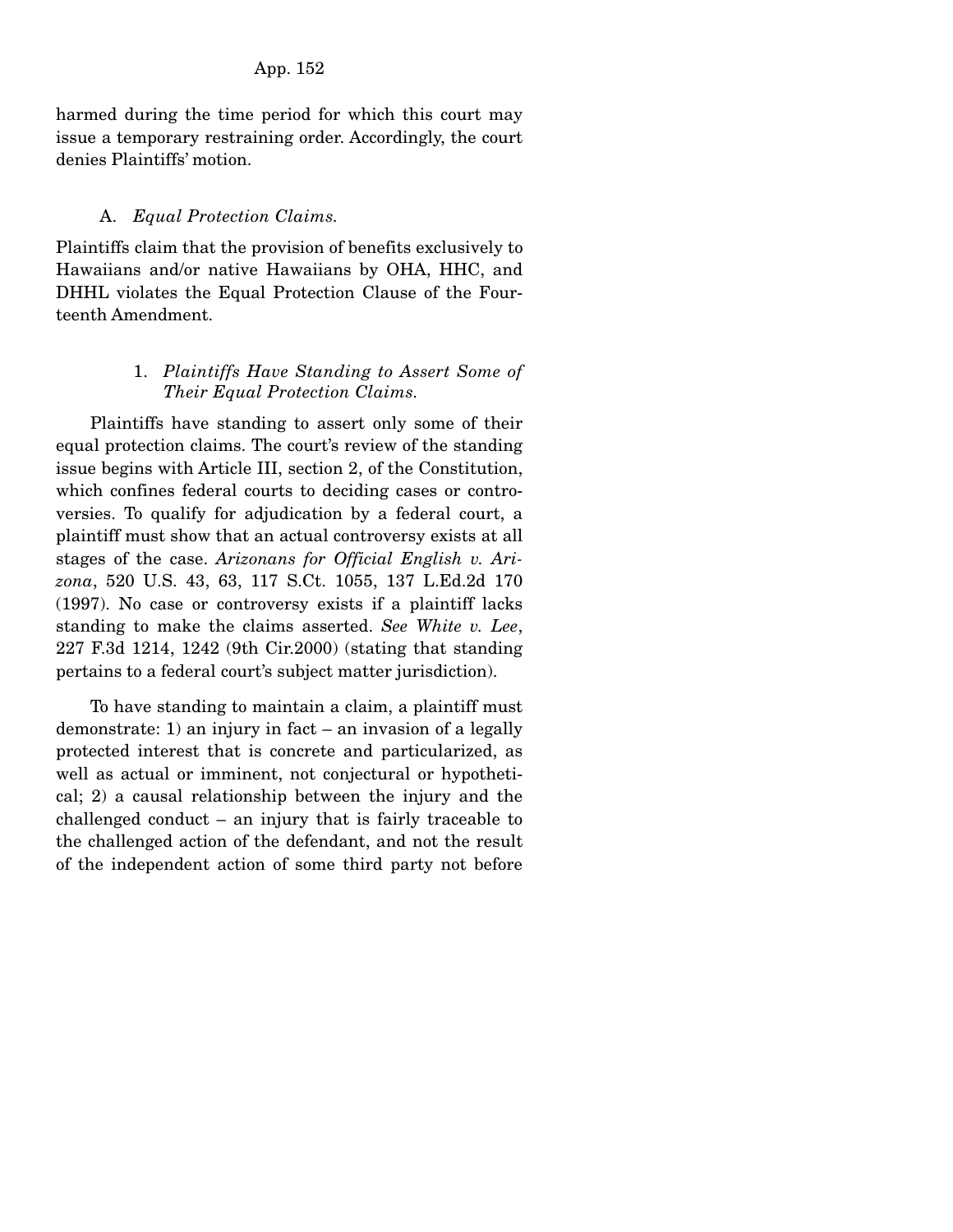harmed during the time period for which this court may issue a temporary restraining order. Accordingly, the court denies Plaintiffs' motion.

### A. *Equal Protection Claims.*

Plaintiffs claim that the provision of benefits exclusively to Hawaiians and/or native Hawaiians by OHA, HHC, and DHHL violates the Equal Protection Clause of the Fourteenth Amendment.

#### 1. *Plaintiffs Have Standing to Assert Some of Their Equal Protection Claims.*

Plaintiffs have standing to assert only some of their equal protection claims. The court's review of the standing issue begins with Article III, section 2, of the Constitution, which confines federal courts to deciding cases or controversies. To qualify for adjudication by a federal court, a plaintiff must show that an actual controversy exists at all stages of the case. *Arizonans for Official English v. Arizona*, 520 U.S. 43, 63, 117 S.Ct. 1055, 137 L.Ed.2d 170 (1997). No case or controversy exists if a plaintiff lacks standing to make the claims asserted. *See White v. Lee*, 227 F.3d 1214, 1242 (9th Cir.2000) (stating that standing pertains to a federal court's subject matter jurisdiction).

To have standing to maintain a claim, a plaintiff must demonstrate: 1) an injury in fact – an invasion of a legally protected interest that is concrete and particularized, as well as actual or imminent, not conjectural or hypothetical; 2) a causal relationship between the injury and the challenged conduct – an injury that is fairly traceable to the challenged action of the defendant, and not the result of the independent action of some third party not before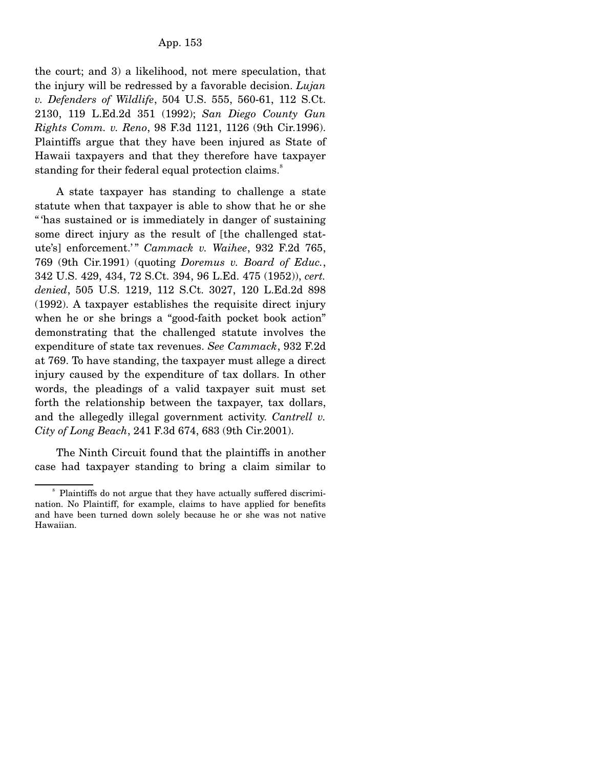the court; and 3) a likelihood, not mere speculation, that the injury will be redressed by a favorable decision. *Lujan v. Defenders of Wildlife*, 504 U.S. 555, 560-61, 112 S.Ct. 2130, 119 L.Ed.2d 351 (1992); *San Diego County Gun Rights Comm. v. Reno*, 98 F.3d 1121, 1126 (9th Cir.1996). Plaintiffs argue that they have been injured as State of Hawaii taxpayers and that they therefore have taxpayer standing for their federal equal protection claims.[8]

A state taxpayer has standing to challenge a state statute when that taxpayer is able to show that he or she "'has sustained or is immediately in danger of sustaining some direct injury as the result of [the challenged statute's] enforcement.'" *Cammack v. Waihee*, 932 F.2d 765, 769 (9th Cir.1991) (quoting *Doremus v. Board of Educ.*, 342 U.S. 429, 434, 72 S.Ct. 394, 96 L.Ed. 475 (1952)), *cert. denied*, 505 U.S. 1219, 112 S.Ct. 3027, 120 L.Ed.2d 898 (1992). A taxpayer establishes the requisite direct injury when he or she brings a "good-faith pocket book action" demonstrating that the challenged statute involves the expenditure of state tax revenues. *See Cammack*, 932 F.2d at 769. To have standing, the taxpayer must allege a direct injury caused by the expenditure of tax dollars. In other words, the pleadings of a valid taxpayer suit must set forth the relationship between the taxpayer, tax dollars, and the allegedly illegal government activity. *Cantrell v. City of Long Beach*, 241 F.3d 674, 683 (9th Cir.2001).

The Ninth Circuit found that the plaintiffs in another case had taxpayer standing to bring a claim similar to

---

[8] Plaintiffs do not argue that they have actually suffered discrimination. No Plaintiff, for example, claims to have applied for benefits and have been turned down solely because he or she was not native Hawaiian.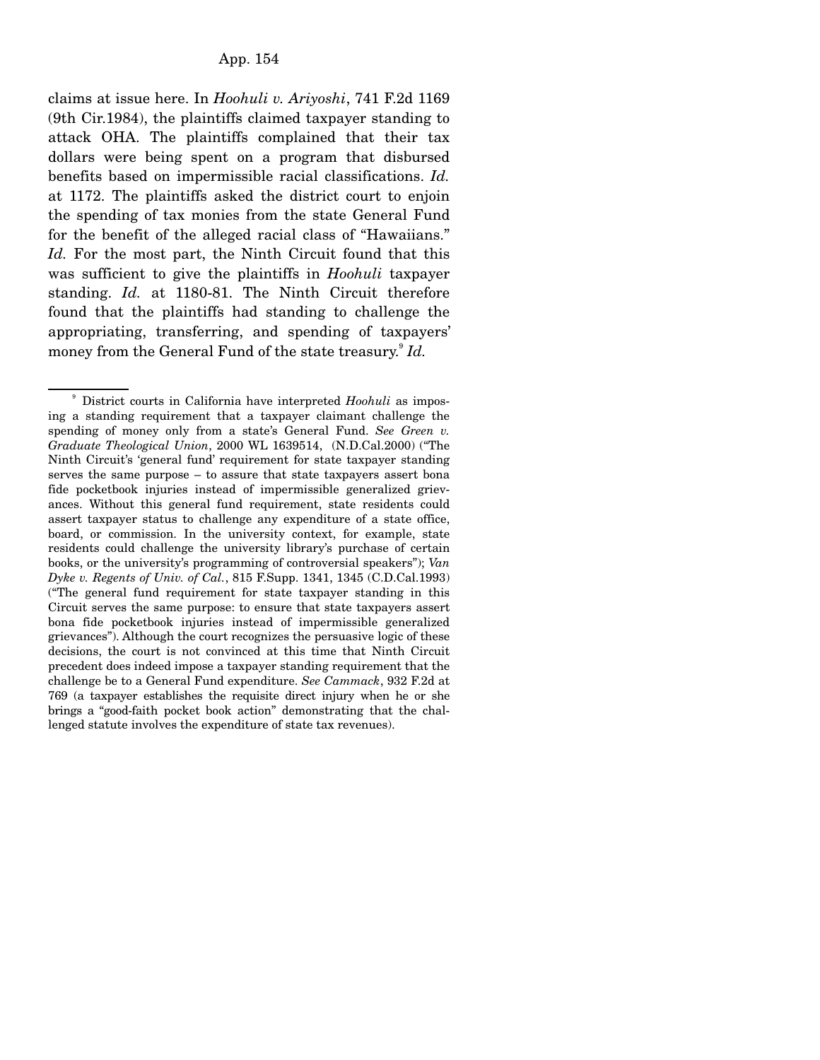claims at issue here. In *Hoohuli v. Ariyoshi*, 741 F.2d 1169 (9th Cir.1984), the plaintiffs claimed taxpayer standing to attack OHA. The plaintiffs complained that their tax dollars were being spent on a program that disbursed benefits based on impermissible racial classifications. *Id.* at 1172. The plaintiffs asked the district court to enjoin the spending of tax monies from the state General Fund for the benefit of the alleged racial class of "Hawaiians." *Id.* For the most part, the Ninth Circuit found that this was sufficient to give the plaintiffs in *Hoohuli* taxpayer standing. *Id.* at 1180-81. The Ninth Circuit therefore found that the plaintiffs had standing to challenge the appropriating, transferring, and spending of taxpayers' money from the General Fund of the state treasury.[9] *Id.*

---

[9] District courts in California have interpreted *Hoohuli* as imposing a standing requirement that a taxpayer claimant challenge the spending of money only from a state's General Fund. *See Green v. Graduate Theological Union*, 2000 WL 1639514, (N.D.Cal.2000) ("The Ninth Circuit's 'general fund' requirement for state taxpayer standing serves the same purpose – to assure that state taxpayers assert bona fide pocketbook injuries instead of impermissible generalized grievances. Without this general fund requirement, state residents could assert taxpayer status to challenge any expenditure of a state office, board, or commission. In the university context, for example, state residents could challenge the university library's purchase of certain books, or the university's programming of controversial speakers"); *Van Dyke v. Regents of Univ. of Cal.*, 815 F.Supp. 1341, 1345 (C.D.Cal.1993) ("The general fund requirement for state taxpayer standing in this Circuit serves the same purpose: to ensure that state taxpayers assert bona fide pocketbook injuries instead of impermissible generalized grievances"). Although the court recognizes the persuasive logic of these decisions, the court is not convinced at this time that Ninth Circuit precedent does indeed impose a taxpayer standing requirement that the challenge be to a General Fund expenditure. *See Cammack*, 932 F.2d at 769 (a taxpayer establishes the requisite direct injury when he or she brings a "good-faith pocket book action" demonstrating that the challenged statute involves the expenditure of state tax revenues).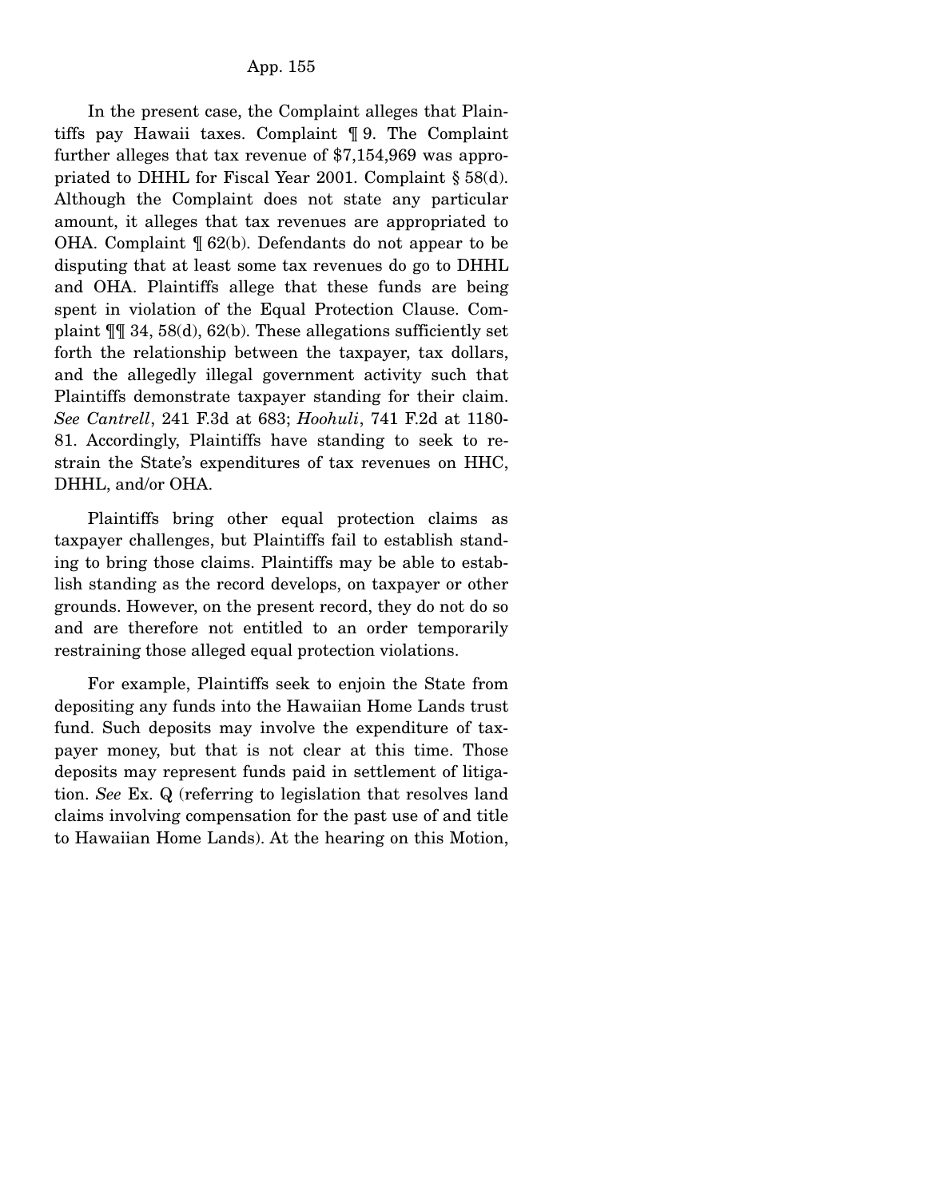In the present case, the Complaint alleges that Plaintiffs pay Hawaii taxes. Complaint ¶ 9. The Complaint further alleges that tax revenue of $7,154,969 was appropriated to DHHL for Fiscal Year 2001. Complaint § 58(d). Although the Complaint does not state any particular amount, it alleges that tax revenues are appropriated to OHA. Complaint ¶ 62(b). Defendants do not appear to be disputing that at least some tax revenues do go to DHHL and OHA. Plaintiffs allege that these funds are being spent in violation of the Equal Protection Clause. Complaint ¶¶ 34, 58(d), 62(b). These allegations sufficiently set forth the relationship between the taxpayer, tax dollars, and the allegedly illegal government activity such that Plaintiffs demonstrate taxpayer standing for their claim. *See Cantrell*, 241 F.3d at 683; *Hoohuli*, 741 F.2d at 1180-81. Accordingly, Plaintiffs have standing to seek to restrain the State's expenditures of tax revenues on HHC, DHHL, and/or OHA.

Plaintiffs bring other equal protection claims as taxpayer challenges, but Plaintiffs fail to establish standing to bring those claims. Plaintiffs may be able to establish standing as the record develops, on taxpayer or other grounds. However, on the present record, they do not do so and are therefore not entitled to an order temporarily restraining those alleged equal protection violations.

For example, Plaintiffs seek to enjoin the State from depositing any funds into the Hawaiian Home Lands trust fund. Such deposits may involve the expenditure of taxpayer money, but that is not clear at this time. Those deposits may represent funds paid in settlement of litigation. *See* Ex. Q (referring to legislation that resolves land claims involving compensation for the past use of and title to Hawaiian Home Lands). At the hearing on this Motion,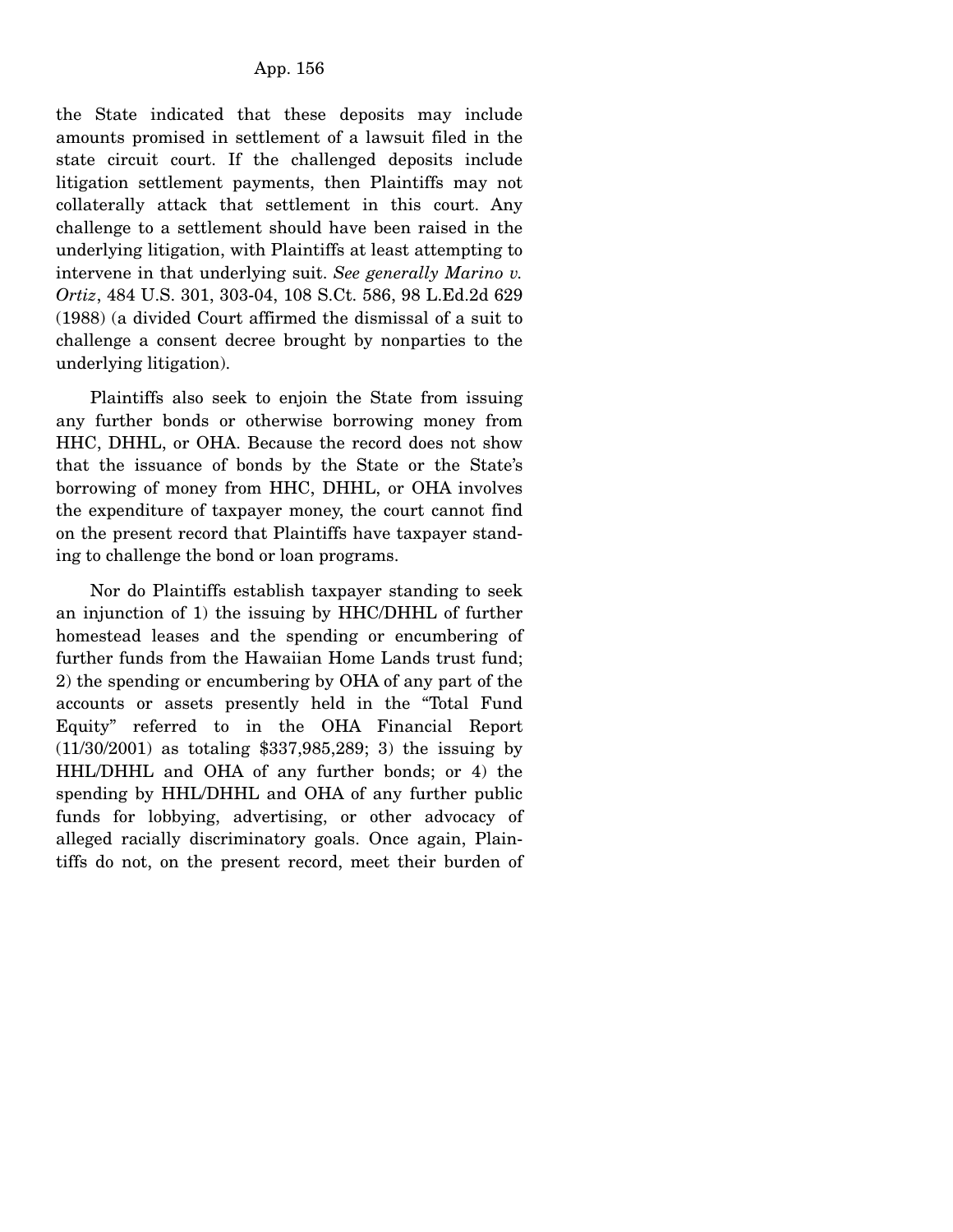the State indicated that these deposits may include amounts promised in settlement of a lawsuit filed in the state circuit court. If the challenged deposits include litigation settlement payments, then Plaintiffs may not collaterally attack that settlement in this court. Any challenge to a settlement should have been raised in the underlying litigation, with Plaintiffs at least attempting to intervene in that underlying suit. *See generally Marino v. Ortiz*, 484 U.S. 301, 303-04, 108 S.Ct. 586, 98 L.Ed.2d 629 (1988) (a divided Court affirmed the dismissal of a suit to challenge a consent decree brought by nonparties to the underlying litigation).

Plaintiffs also seek to enjoin the State from issuing any further bonds or otherwise borrowing money from HHC, DHHL, or OHA. Because the record does not show that the issuance of bonds by the State or the State's borrowing of money from HHC, DHHL, or OHA involves the expenditure of taxpayer money, the court cannot find on the present record that Plaintiffs have taxpayer standing to challenge the bond or loan programs.

Nor do Plaintiffs establish taxpayer standing to seek an injunction of 1) the issuing by HHC/DHHL of further homestead leases and the spending or encumbering of further funds from the Hawaiian Home Lands trust fund; 2) the spending or encumbering by OHA of any part of the accounts or assets presently held in the "Total Fund Equity" referred to in the OHA Financial Report (11/30/2001) as totaling $337,985,289; 3) the issuing by HHL/DHHL and OHA of any further bonds; or 4) the spending by HHL/DHHL and OHA of any further public funds for lobbying, advertising, or other advocacy of alleged racially discriminatory goals. Once again, Plaintiffs do not, on the present record, meet their burden of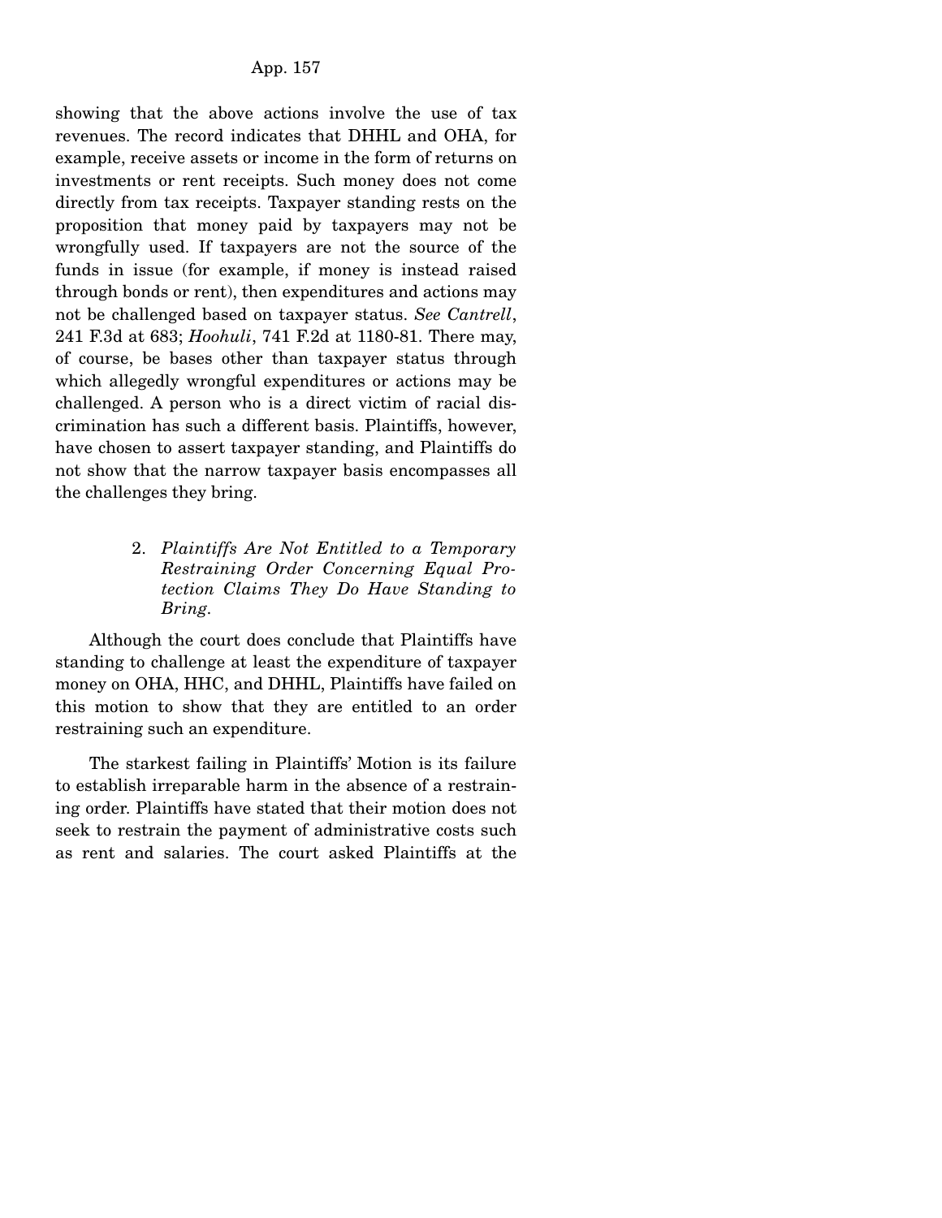showing that the above actions involve the use of tax revenues. The record indicates that DHHL and OHA, for example, receive assets or income in the form of returns on investments or rent receipts. Such money does not come directly from tax receipts. Taxpayer standing rests on the proposition that money paid by taxpayers may not be wrongfully used. If taxpayers are not the source of the funds in issue (for example, if money is instead raised through bonds or rent), then expenditures and actions may not be challenged based on taxpayer status. *See Cantrell*, 241 F.3d at 683; *Hoohuli*, 741 F.2d at 1180-81. There may, of course, be bases other than taxpayer status through which allegedly wrongful expenditures or actions may be challenged. A person who is a direct victim of racial discrimination has such a different basis. Plaintiffs, however, have chosen to assert taxpayer standing, and Plaintiffs do not show that the narrow taxpayer basis encompasses all the challenges they bring.

2. *Plaintiffs Are Not Entitled to a Temporary Restraining Order Concerning Equal Protection Claims They Do Have Standing to Bring.*

Although the court does conclude that Plaintiffs have standing to challenge at least the expenditure of taxpayer money on OHA, HHC, and DHHL, Plaintiffs have failed on this motion to show that they are entitled to an order restraining such an expenditure.

The starkest failing in Plaintiffs' Motion is its failure to establish irreparable harm in the absence of a restraining order. Plaintiffs have stated that their motion does not seek to restrain the payment of administrative costs such as rent and salaries. The court asked Plaintiffs at the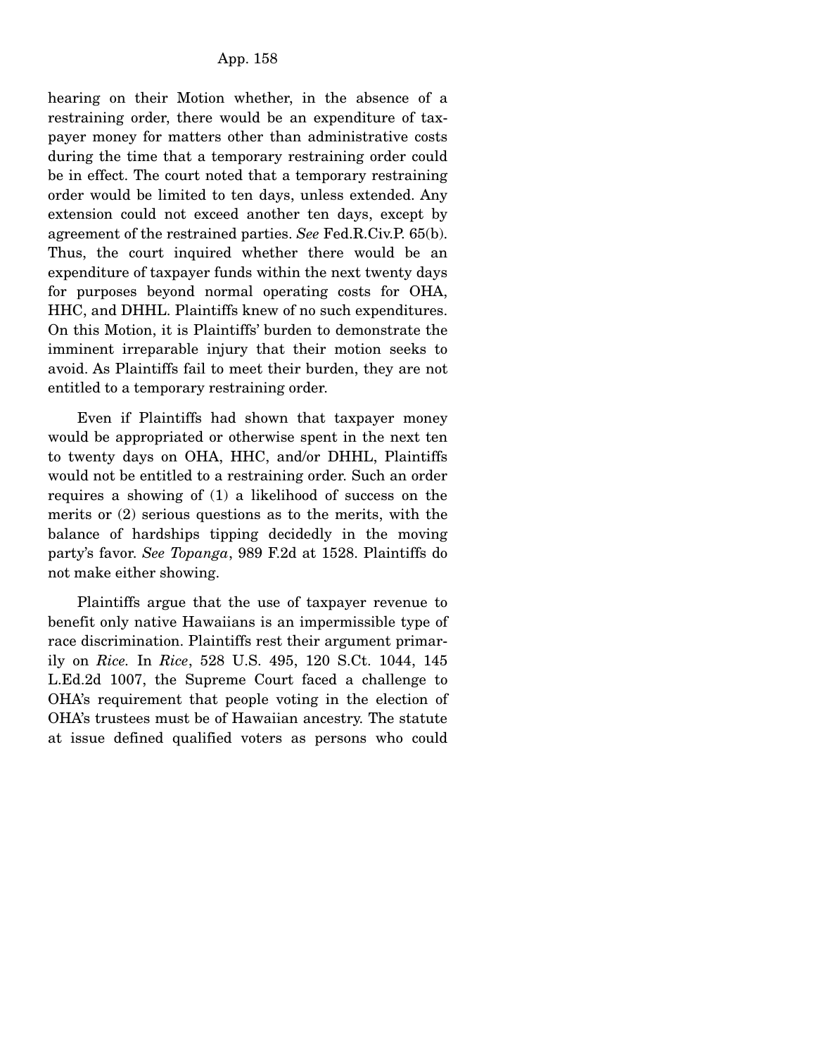hearing on their Motion whether, in the absence of a restraining order, there would be an expenditure of taxpayer money for matters other than administrative costs during the time that a temporary restraining order could be in effect. The court noted that a temporary restraining order would be limited to ten days, unless extended. Any extension could not exceed another ten days, except by agreement of the restrained parties. *See* Fed.R.Civ.P. 65(b). Thus, the court inquired whether there would be an expenditure of taxpayer funds within the next twenty days for purposes beyond normal operating costs for OHA, HHC, and DHHL. Plaintiffs knew of no such expenditures. On this Motion, it is Plaintiffs' burden to demonstrate the imminent irreparable injury that their motion seeks to avoid. As Plaintiffs fail to meet their burden, they are not entitled to a temporary restraining order.

Even if Plaintiffs had shown that taxpayer money would be appropriated or otherwise spent in the next ten to twenty days on OHA, HHC, and/or DHHL, Plaintiffs would not be entitled to a restraining order. Such an order requires a showing of (1) a likelihood of success on the merits or (2) serious questions as to the merits, with the balance of hardships tipping decidedly in the moving party's favor. *See Topanga*, 989 F.2d at 1528. Plaintiffs do not make either showing.

Plaintiffs argue that the use of taxpayer revenue to benefit only native Hawaiians is an impermissible type of race discrimination. Plaintiffs rest their argument primarily on *Rice.* In *Rice*, 528 U.S. 495, 120 S.Ct. 1044, 145 L.Ed.2d 1007, the Supreme Court faced a challenge to OHA's requirement that people voting in the election of OHA's trustees must be of Hawaiian ancestry. The statute at issue defined qualified voters as persons who could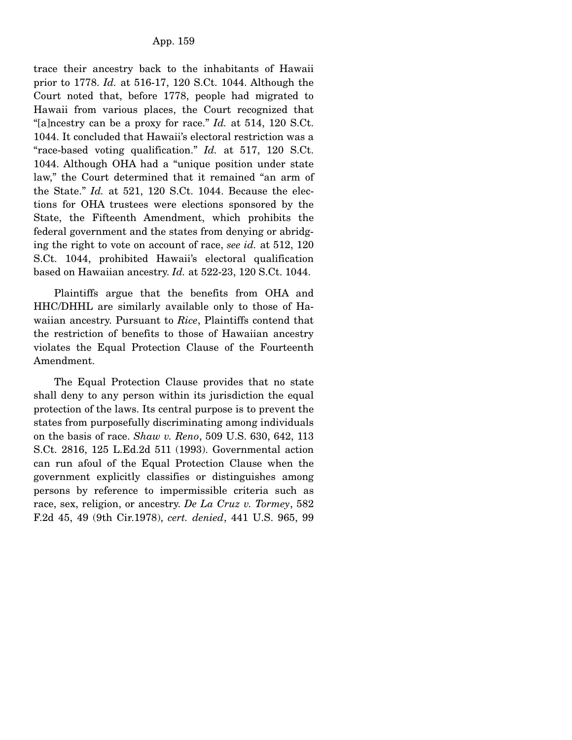trace their ancestry back to the inhabitants of Hawaii prior to 1778. *Id.* at 516-17, 120 S.Ct. 1044. Although the Court noted that, before 1778, people had migrated to Hawaii from various places, the Court recognized that "[a]ncestry can be a proxy for race." *Id.* at 514, 120 S.Ct. 1044. It concluded that Hawaii's electoral restriction was a "race-based voting qualification." *Id.* at 517, 120 S.Ct. 1044. Although OHA had a "unique position under state law," the Court determined that it remained "an arm of the State." *Id.* at 521, 120 S.Ct. 1044. Because the elections for OHA trustees were elections sponsored by the State, the Fifteenth Amendment, which prohibits the federal government and the states from denying or abridging the right to vote on account of race, *see id.* at 512, 120 S.Ct. 1044, prohibited Hawaii's electoral qualification based on Hawaiian ancestry. *Id.* at 522-23, 120 S.Ct. 1044.

Plaintiffs argue that the benefits from OHA and HHC/DHHL are similarly available only to those of Hawaiian ancestry. Pursuant to *Rice*, Plaintiffs contend that the restriction of benefits to those of Hawaiian ancestry violates the Equal Protection Clause of the Fourteenth Amendment.

The Equal Protection Clause provides that no state shall deny to any person within its jurisdiction the equal protection of the laws. Its central purpose is to prevent the states from purposefully discriminating among individuals on the basis of race. *Shaw v. Reno*, 509 U.S. 630, 642, 113 S.Ct. 2816, 125 L.Ed.2d 511 (1993). Governmental action can run afoul of the Equal Protection Clause when the government explicitly classifies or distinguishes among persons by reference to impermissible criteria such as race, sex, religion, or ancestry. *De La Cruz v. Tormey*, 582 F.2d 45, 49 (9th Cir.1978), *cert. denied*, 441 U.S. 965, 99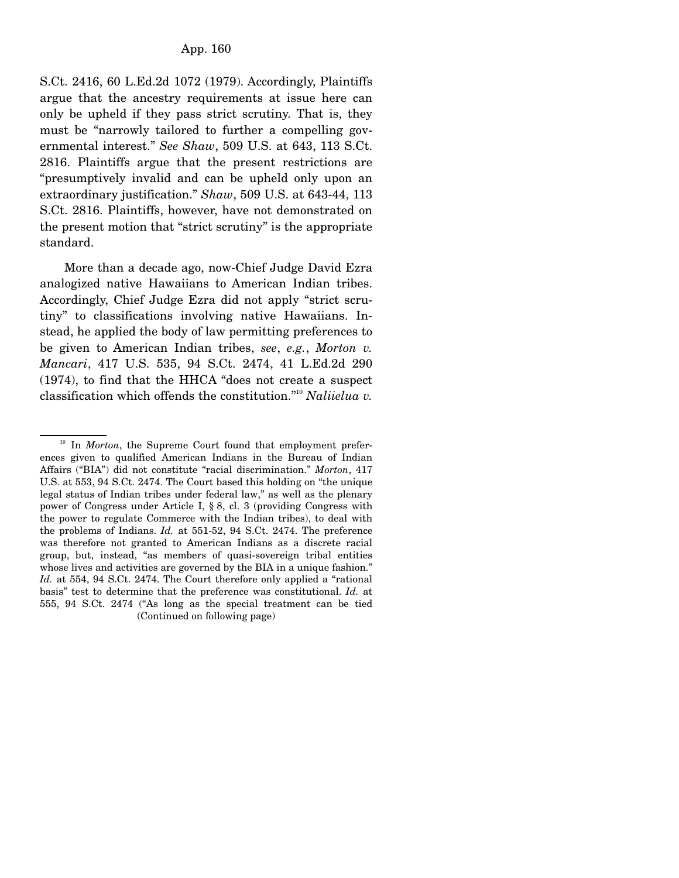S.Ct. 2416, 60 L.Ed.2d 1072 (1979). Accordingly, Plaintiffs argue that the ancestry requirements at issue here can only be upheld if they pass strict scrutiny. That is, they must be "narrowly tailored to further a compelling governmental interest." *See Shaw*, 509 U.S. at 643, 113 S.Ct. 2816. Plaintiffs argue that the present restrictions are "presumptively invalid and can be upheld only upon an extraordinary justification." *Shaw*, 509 U.S. at 643-44, 113 S.Ct. 2816. Plaintiffs, however, have not demonstrated on the present motion that "strict scrutiny" is the appropriate standard.

More than a decade ago, now-Chief Judge David Ezra analogized native Hawaiians to American Indian tribes. Accordingly, Chief Judge Ezra did not apply "strict scrutiny" to classifications involving native Hawaiians. Instead, he applied the body of law permitting preferences to be given to American Indian tribes, *see*, *e.g.*, *Morton v. Mancari*, 417 U.S. 535, 94 S.Ct. 2474, 41 L.Ed.2d 290 (1974), to find that the HHCA "does not create a suspect classification which offends the constitution."[10] *Naliielua v.*

---

[10] In *Morton*, the Supreme Court found that employment preferences given to qualified American Indians in the Bureau of Indian Affairs ("BIA") did not constitute "racial discrimination." *Morton*, 417 U.S. at 553, 94 S.Ct. 2474. The Court based this holding on "the unique legal status of Indian tribes under federal law," as well as the plenary power of Congress under Article I, § 8, cl. 3 (providing Congress with the power to regulate Commerce with the Indian tribes), to deal with the problems of Indians. *Id.* at 551-52, 94 S.Ct. 2474. The preference was therefore not granted to American Indians as a discrete racial group, but, instead, "as members of quasi-sovereign tribal entities whose lives and activities are governed by the BIA in a unique fashion." *Id.* at 554, 94 S.Ct. 2474. The Court therefore only applied a "rational basis" test to determine that the preference was constitutional. *Id.* at 555, 94 S.Ct. 2474 ("As long as the special treatment can be tied

(Continued on following page)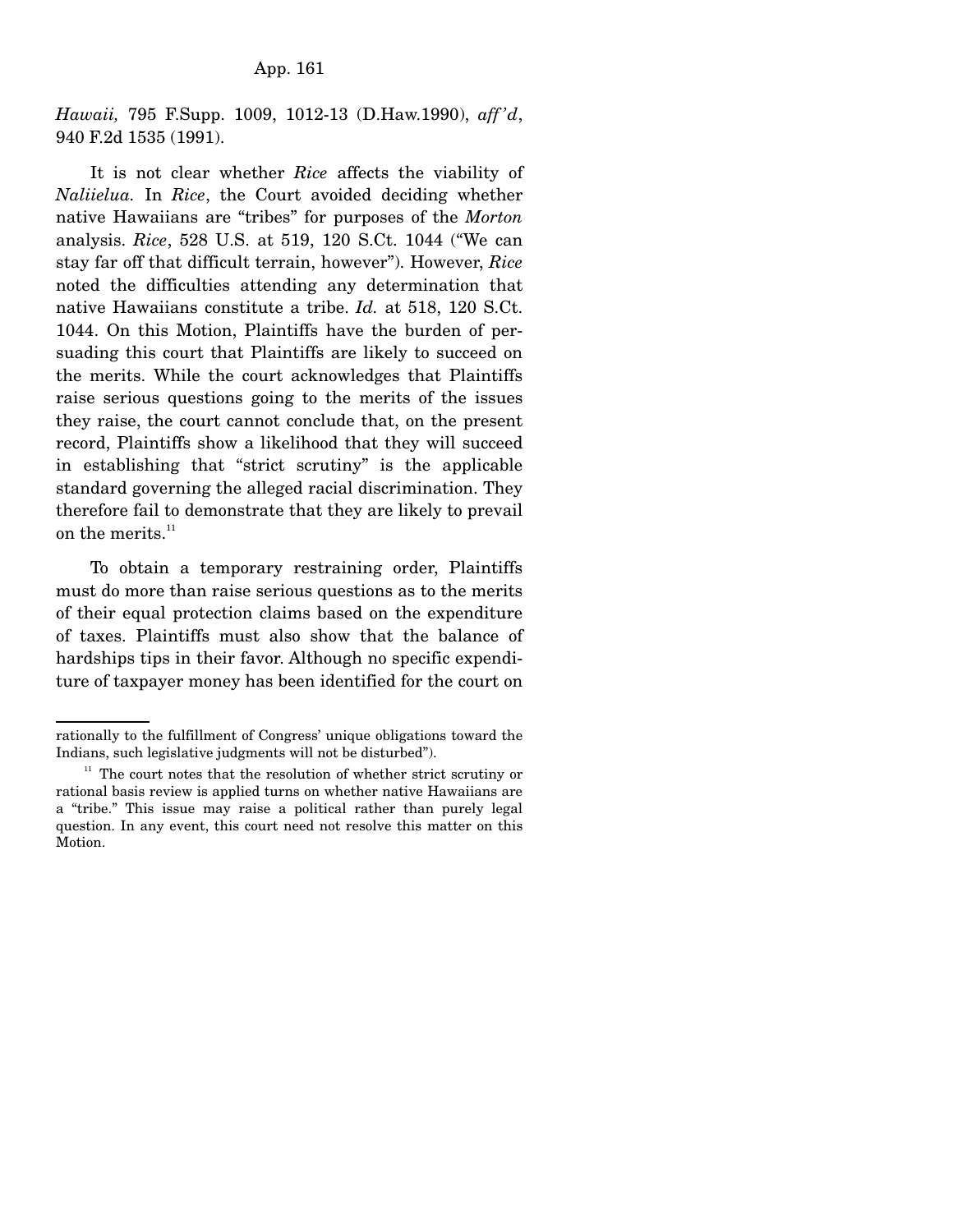*Hawaii,* 795 F.Supp. 1009, 1012-13 (D.Haw.1990), *aff'd*, 940 F.2d 1535 (1991).

It is not clear whether *Rice* affects the viability of *Naliielua.* In *Rice*, the Court avoided deciding whether native Hawaiians are "tribes" for purposes of the *Morton* analysis. *Rice*, 528 U.S. at 519, 120 S.Ct. 1044 ("We can stay far off that difficult terrain, however"). However, *Rice* noted the difficulties attending any determination that native Hawaiians constitute a tribe. *Id.* at 518, 120 S.Ct. 1044. On this Motion, Plaintiffs have the burden of persuading this court that Plaintiffs are likely to succeed on the merits. While the court acknowledges that Plaintiffs raise serious questions going to the merits of the issues they raise, the court cannot conclude that, on the present record, Plaintiffs show a likelihood that they will succeed in establishing that "strict scrutiny" is the applicable standard governing the alleged racial discrimination. They therefore fail to demonstrate that they are likely to prevail on the merits.[11]

To obtain a temporary restraining order, Plaintiffs must do more than raise serious questions as to the merits of their equal protection claims based on the expenditure of taxes. Plaintiffs must also show that the balance of hardships tips in their favor. Although no specific expenditure of taxpayer money has been identified for the court on

---

rationally to the fulfillment of Congress' unique obligations toward the Indians, such legislative judgments will not be disturbed").

[11] The court notes that the resolution of whether strict scrutiny or rational basis review is applied turns on whether native Hawaiians are a "tribe." This issue may raise a political rather than purely legal question. In any event, this court need not resolve this matter on this Motion.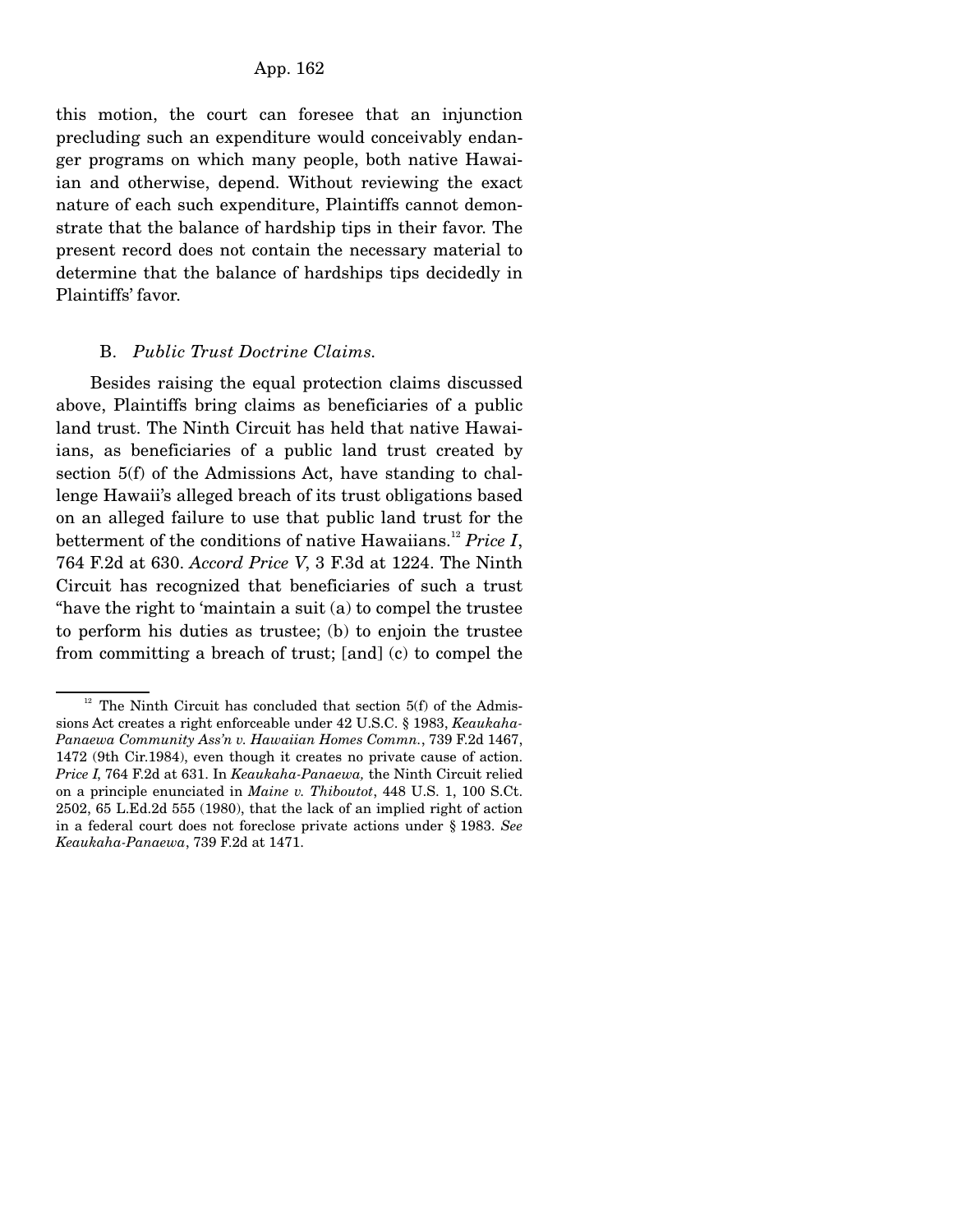this motion, the court can foresee that an injunction precluding such an expenditure would conceivably endanger programs on which many people, both native Hawaiian and otherwise, depend. Without reviewing the exact nature of each such expenditure, Plaintiffs cannot demonstrate that the balance of hardship tips in their favor. The present record does not contain the necessary material to determine that the balance of hardships tips decidedly in Plaintiffs' favor.

B. *Public Trust Doctrine Claims.*

Besides raising the equal protection claims discussed above, Plaintiffs bring claims as beneficiaries of a public land trust. The Ninth Circuit has held that native Hawaiians, as beneficiaries of a public land trust created by section 5(f) of the Admissions Act, have standing to challenge Hawaii's alleged breach of its trust obligations based on an alleged failure to use that public land trust for the betterment of the conditions of native Hawaiians.[12] *Price I*, 764 F.2d at 630. *Accord Price V*, 3 F.3d at 1224. The Ninth Circuit has recognized that beneficiaries of such a trust "have the right to 'maintain a suit (a) to compel the trustee to perform his duties as trustee; (b) to enjoin the trustee from committing a breach of trust; [and] (c) to compel the

---

[12] The Ninth Circuit has concluded that section 5(f) of the Admissions Act creates a right enforceable under 42 U.S.C. § 1983, *Keaukaha-Panaewa Community Ass'n v. Hawaiian Homes Commn.*, 739 F.2d 1467, 1472 (9th Cir.1984), even though it creates no private cause of action. *Price I*, 764 F.2d at 631. In *Keaukaha-Panaewa,* the Ninth Circuit relied on a principle enunciated in *Maine v. Thiboutot*, 448 U.S. 1, 100 S.Ct. 2502, 65 L.Ed.2d 555 (1980), that the lack of an implied right of action in a federal court does not foreclose private actions under § 1983. *See Keaukaha-Panaewa*, 739 F.2d at 1471.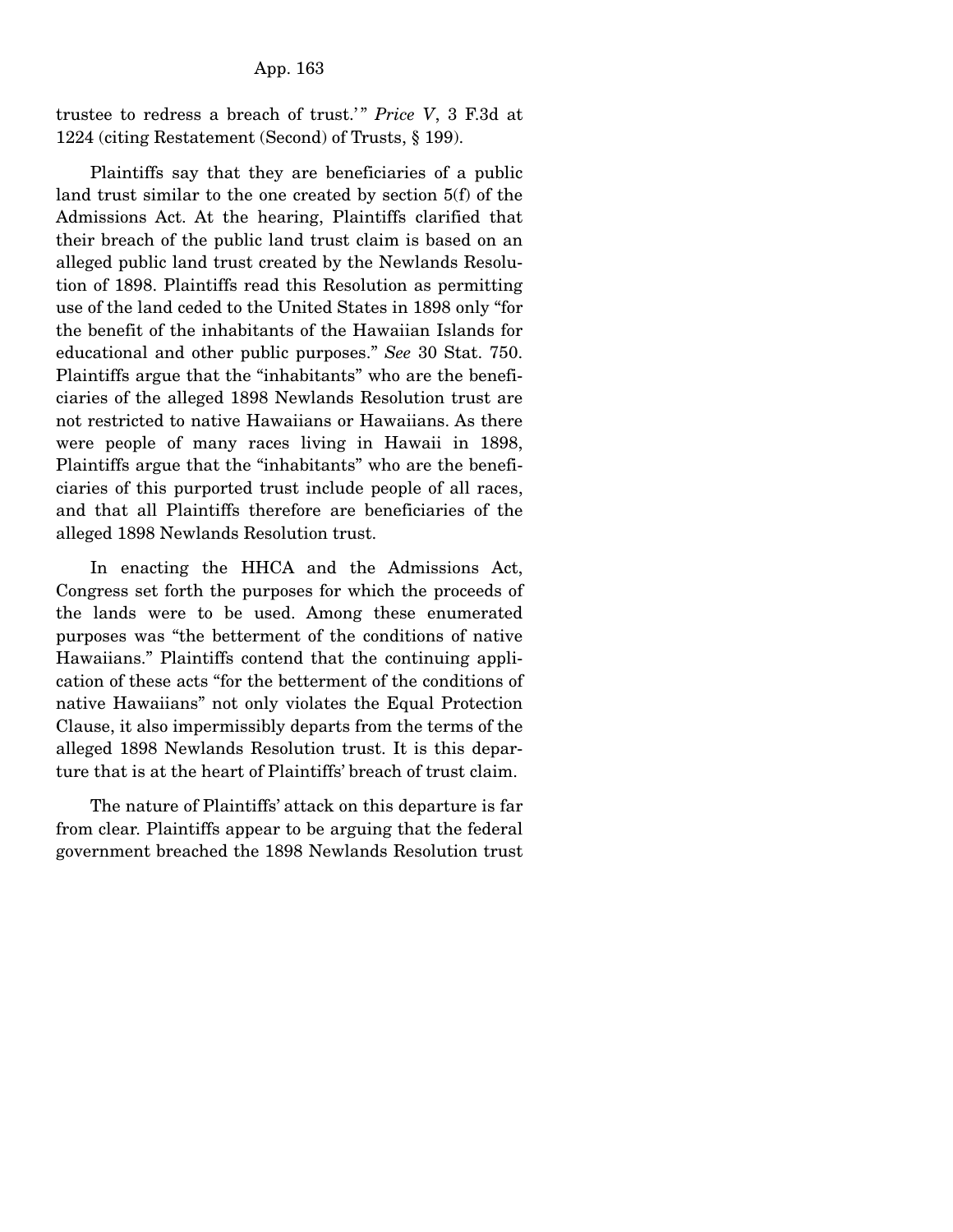trustee to redress a breach of trust.'" *Price V*, 3 F.3d at 1224 (citing Restatement (Second) of Trusts, § 199).

Plaintiffs say that they are beneficiaries of a public land trust similar to the one created by section 5(f) of the Admissions Act. At the hearing, Plaintiffs clarified that their breach of the public land trust claim is based on an alleged public land trust created by the Newlands Resolution of 1898. Plaintiffs read this Resolution as permitting use of the land ceded to the United States in 1898 only "for the benefit of the inhabitants of the Hawaiian Islands for educational and other public purposes." *See* 30 Stat. 750. Plaintiffs argue that the "inhabitants" who are the beneficiaries of the alleged 1898 Newlands Resolution trust are not restricted to native Hawaiians or Hawaiians. As there were people of many races living in Hawaii in 1898, Plaintiffs argue that the "inhabitants" who are the beneficiaries of this purported trust include people of all races, and that all Plaintiffs therefore are beneficiaries of the alleged 1898 Newlands Resolution trust.

In enacting the HHCA and the Admissions Act, Congress set forth the purposes for which the proceeds of the lands were to be used. Among these enumerated purposes was "the betterment of the conditions of native Hawaiians." Plaintiffs contend that the continuing application of these acts "for the betterment of the conditions of native Hawaiians" not only violates the Equal Protection Clause, it also impermissibly departs from the terms of the alleged 1898 Newlands Resolution trust. It is this departure that is at the heart of Plaintiffs' breach of trust claim.

The nature of Plaintiffs' attack on this departure is far from clear. Plaintiffs appear to be arguing that the federal government breached the 1898 Newlands Resolution trust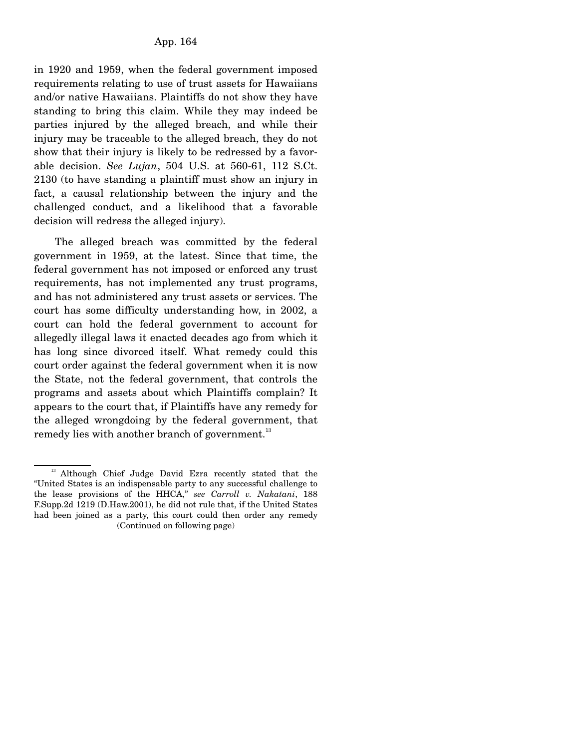in 1920 and 1959, when the federal government imposed requirements relating to use of trust assets for Hawaiians and/or native Hawaiians. Plaintiffs do not show they have standing to bring this claim. While they may indeed be parties injured by the alleged breach, and while their injury may be traceable to the alleged breach, they do not show that their injury is likely to be redressed by a favorable decision. *See Lujan*, 504 U.S. at 560-61, 112 S.Ct. 2130 (to have standing a plaintiff must show an injury in fact, a causal relationship between the injury and the challenged conduct, and a likelihood that a favorable decision will redress the alleged injury).

The alleged breach was committed by the federal government in 1959, at the latest. Since that time, the federal government has not imposed or enforced any trust requirements, has not implemented any trust programs, and has not administered any trust assets or services. The court has some difficulty understanding how, in 2002, a court can hold the federal government to account for allegedly illegal laws it enacted decades ago from which it has long since divorced itself. What remedy could this court order against the federal government when it is now the State, not the federal government, that controls the programs and assets about which Plaintiffs complain? It appears to the court that, if Plaintiffs have any remedy for the alleged wrongdoing by the federal government, that remedy lies with another branch of government.[13]

---

[13] Although Chief Judge David Ezra recently stated that the "United States is an indispensable party to any successful challenge to the lease provisions of the HHCA," *see Carroll v. Nakatani*, 188 F.Supp.2d 1219 (D.Haw.2001), he did not rule that, if the United States had been joined as a party, this court could then order any remedy

(Continued on following page)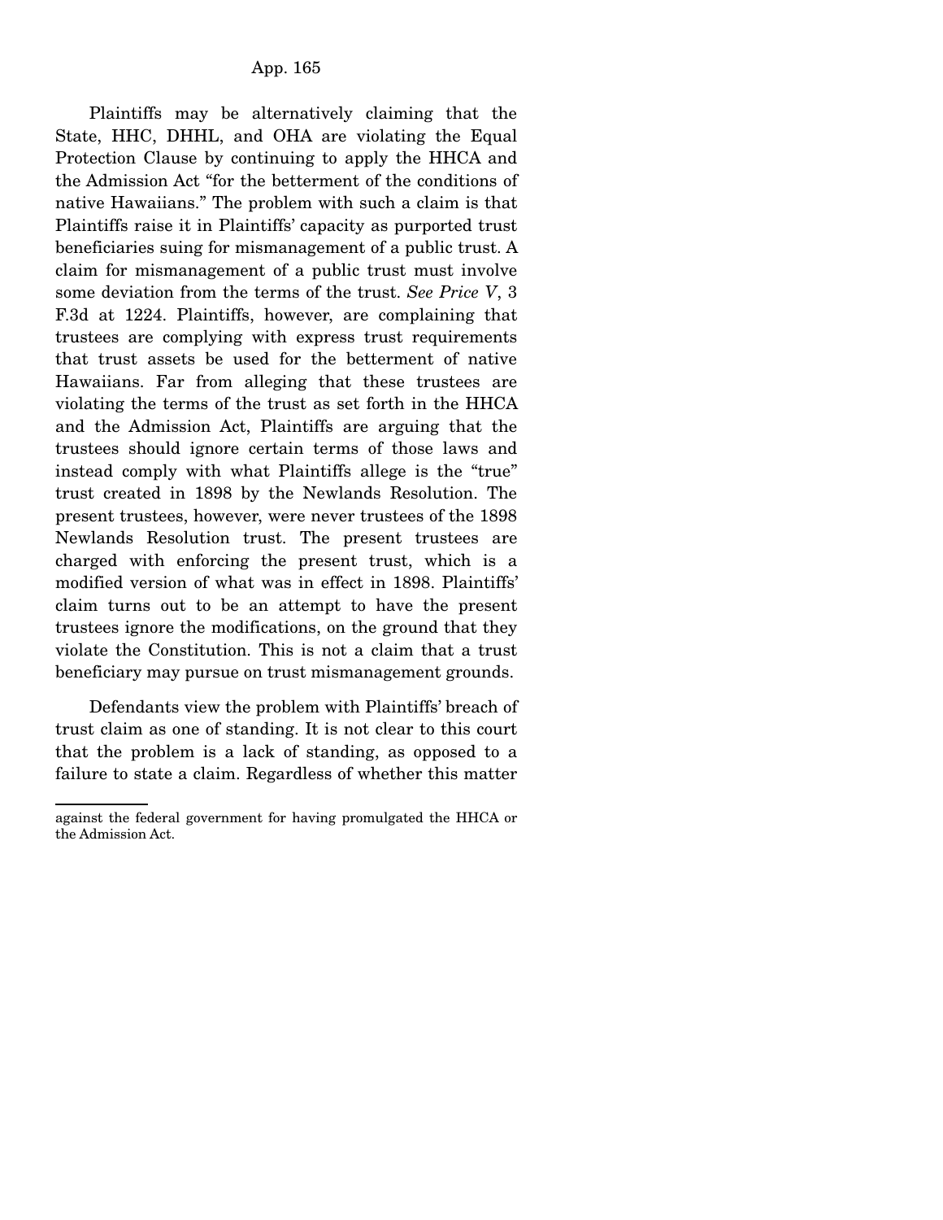Plaintiffs may be alternatively claiming that the State, HHC, DHHL, and OHA are violating the Equal Protection Clause by continuing to apply the HHCA and the Admission Act "for the betterment of the conditions of native Hawaiians." The problem with such a claim is that Plaintiffs raise it in Plaintiffs' capacity as purported trust beneficiaries suing for mismanagement of a public trust. A claim for mismanagement of a public trust must involve some deviation from the terms of the trust. *See Price V*, 3 F.3d at 1224. Plaintiffs, however, are complaining that trustees are complying with express trust requirements that trust assets be used for the betterment of native Hawaiians. Far from alleging that these trustees are violating the terms of the trust as set forth in the HHCA and the Admission Act, Plaintiffs are arguing that the trustees should ignore certain terms of those laws and instead comply with what Plaintiffs allege is the "true" trust created in 1898 by the Newlands Resolution. The present trustees, however, were never trustees of the 1898 Newlands Resolution trust. The present trustees are charged with enforcing the present trust, which is a modified version of what was in effect in 1898. Plaintiffs' claim turns out to be an attempt to have the present trustees ignore the modifications, on the ground that they violate the Constitution. This is not a claim that a trust beneficiary may pursue on trust mismanagement grounds.

Defendants view the problem with Plaintiffs' breach of trust claim as one of standing. It is not clear to this court that the problem is a lack of standing, as opposed to a failure to state a claim. Regardless of whether this matter

---

against the federal government for having promulgated the HHCA or the Admission Act.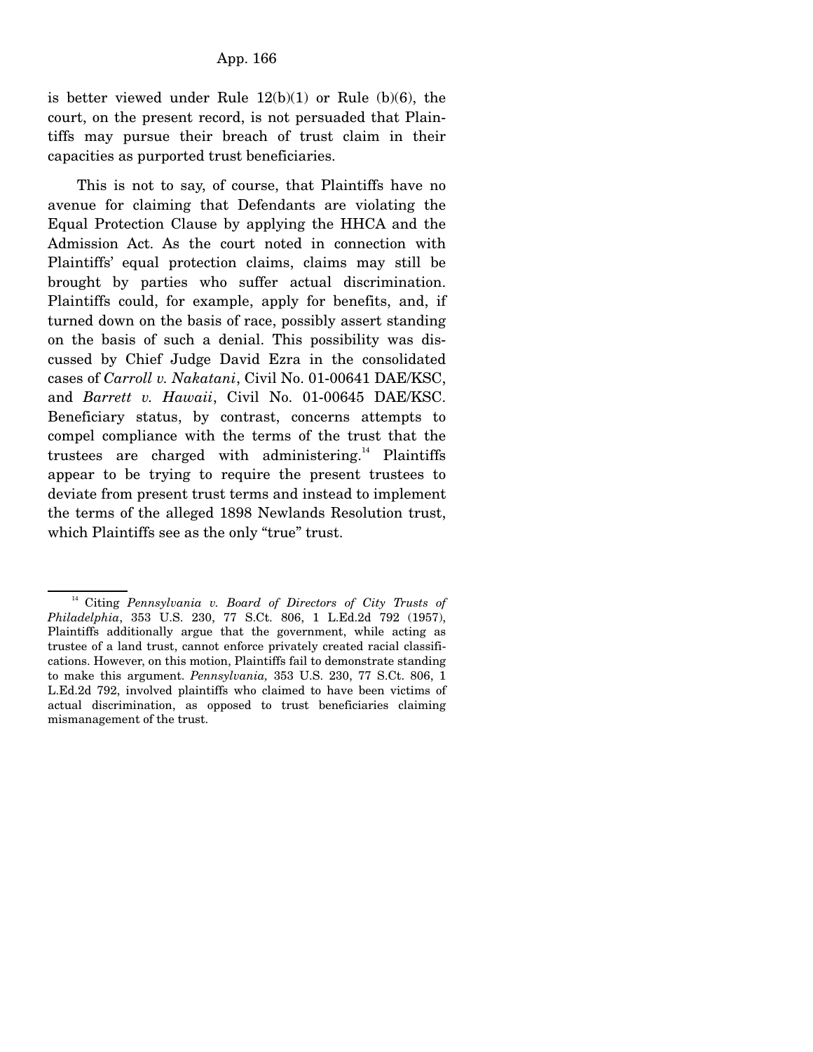is better viewed under Rule 12(b)(1) or Rule (b)(6), the court, on the present record, is not persuaded that Plaintiffs may pursue their breach of trust claim in their capacities as purported trust beneficiaries.

This is not to say, of course, that Plaintiffs have no avenue for claiming that Defendants are violating the Equal Protection Clause by applying the HHCA and the Admission Act. As the court noted in connection with Plaintiffs' equal protection claims, claims may still be brought by parties who suffer actual discrimination. Plaintiffs could, for example, apply for benefits, and, if turned down on the basis of race, possibly assert standing on the basis of such a denial. This possibility was discussed by Chief Judge David Ezra in the consolidated cases of *Carroll v. Nakatani*, Civil No. 01-00641 DAE/KSC, and *Barrett v. Hawaii*, Civil No. 01-00645 DAE/KSC. Beneficiary status, by contrast, concerns attempts to compel compliance with the terms of the trust that the trustees are charged with administering.[14] Plaintiffs appear to be trying to require the present trustees to deviate from present trust terms and instead to implement the terms of the alleged 1898 Newlands Resolution trust, which Plaintiffs see as the only "true" trust.

---

[14] Citing *Pennsylvania v. Board of Directors of City Trusts of Philadelphia*, 353 U.S. 230, 77 S.Ct. 806, 1 L.Ed.2d 792 (1957), Plaintiffs additionally argue that the government, while acting as trustee of a land trust, cannot enforce privately created racial classifications. However, on this motion, Plaintiffs fail to demonstrate standing to make this argument. *Pennsylvania,* 353 U.S. 230, 77 S.Ct. 806, 1 L.Ed.2d 792, involved plaintiffs who claimed to have been victims of actual discrimination, as opposed to trust beneficiaries claiming mismanagement of the trust.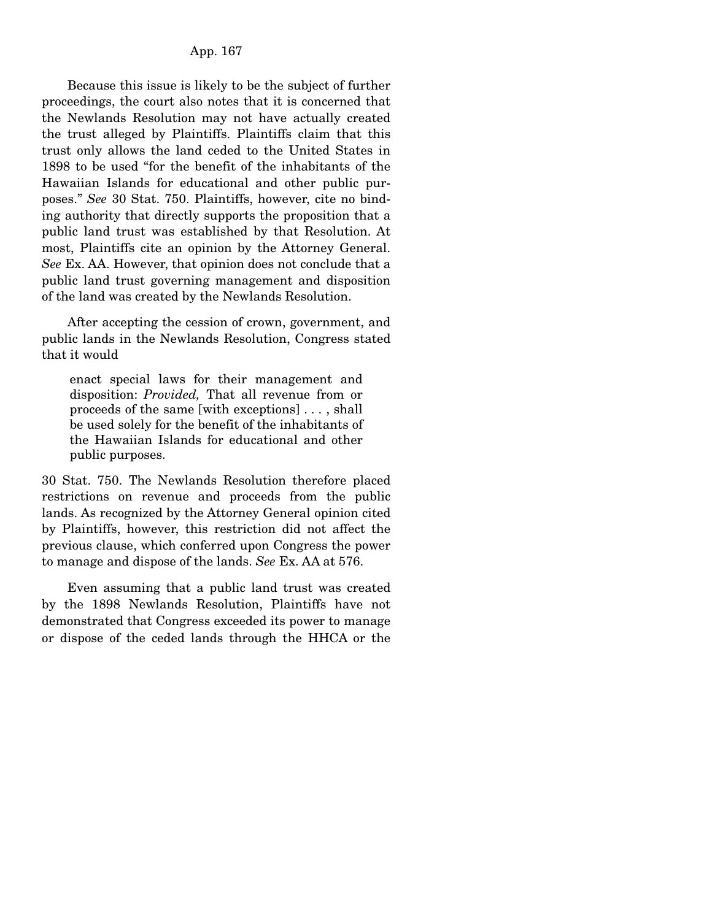Because this issue is likely to be the subject of further proceedings, the court also notes that it is concerned that the Newlands Resolution may not have actually created the trust alleged by Plaintiffs. Plaintiffs claim that this trust only allows the land ceded to the United States in 1898 to be used "for the benefit of the inhabitants of the Hawaiian Islands for educational and other public purposes." *See* 30 Stat. 750. Plaintiffs, however, cite no binding authority that directly supports the proposition that a public land trust was established by that Resolution. At most, Plaintiffs cite an opinion by the Attorney General. *See* Ex. AA. However, that opinion does not conclude that a public land trust governing management and disposition of the land was created by the Newlands Resolution.

After accepting the cession of crown, government, and public lands in the Newlands Resolution, Congress stated that it would

> enact special laws for their management and disposition: *Provided,* That all revenue from or proceeds of the same [with exceptions] . . . , shall be used solely for the benefit of the inhabitants of the Hawaiian Islands for educational and other public purposes.

30 Stat. 750. The Newlands Resolution therefore placed restrictions on revenue and proceeds from the public lands. As recognized by the Attorney General opinion cited by Plaintiffs, however, this restriction did not affect the previous clause, which conferred upon Congress the power to manage and dispose of the lands. *See* Ex. AA at 576.

Even assuming that a public land trust was created by the 1898 Newlands Resolution, Plaintiffs have not demonstrated that Congress exceeded its power to manage or dispose of the ceded lands through the HHCA or the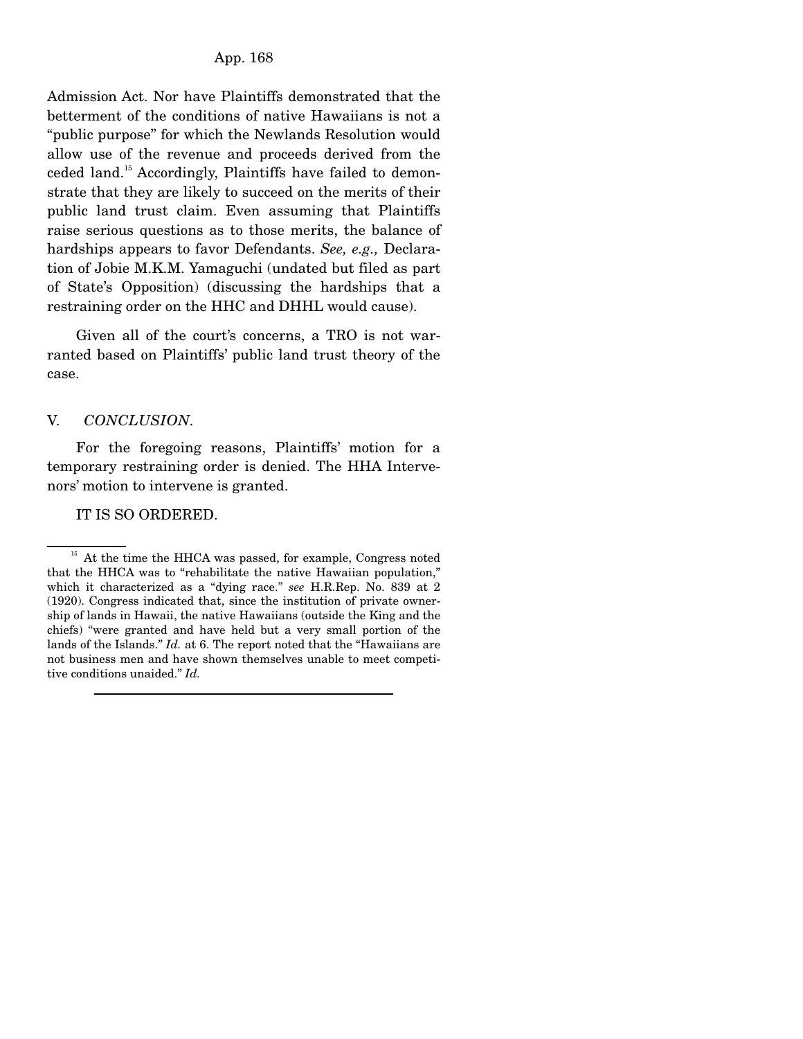Admission Act. Nor have Plaintiffs demonstrated that the betterment of the conditions of native Hawaiians is not a "public purpose" for which the Newlands Resolution would allow use of the revenue and proceeds derived from the ceded land.[15] Accordingly, Plaintiffs have failed to demonstrate that they are likely to succeed on the merits of their public land trust claim. Even assuming that Plaintiffs raise serious questions as to those merits, the balance of hardships appears to favor Defendants. *See, e.g.,* Declaration of Jobie M.K.M. Yamaguchi (undated but filed as part of State's Opposition) (discussing the hardships that a restraining order on the HHC and DHHL would cause).

Given all of the court's concerns, a TRO is not warranted based on Plaintiffs' public land trust theory of the case.

## V. *CONCLUSION.*

For the foregoing reasons, Plaintiffs' motion for a temporary restraining order is denied. The HHA Intervenors' motion to intervene is granted.

IT IS SO ORDERED.

---

[15] At the time the HHCA was passed, for example, Congress noted that the HHCA was to "rehabilitate the native Hawaiian population," which it characterized as a "dying race." *see* H.R.Rep. No. 839 at 2 (1920). Congress indicated that, since the institution of private ownership of lands in Hawaii, the native Hawaiians (outside the King and the chiefs) "were granted and have held but a very small portion of the lands of the Islands." *Id.* at 6. The report noted that the "Hawaiians are not business men and have shown themselves unable to meet competitive conditions unaided." *Id.*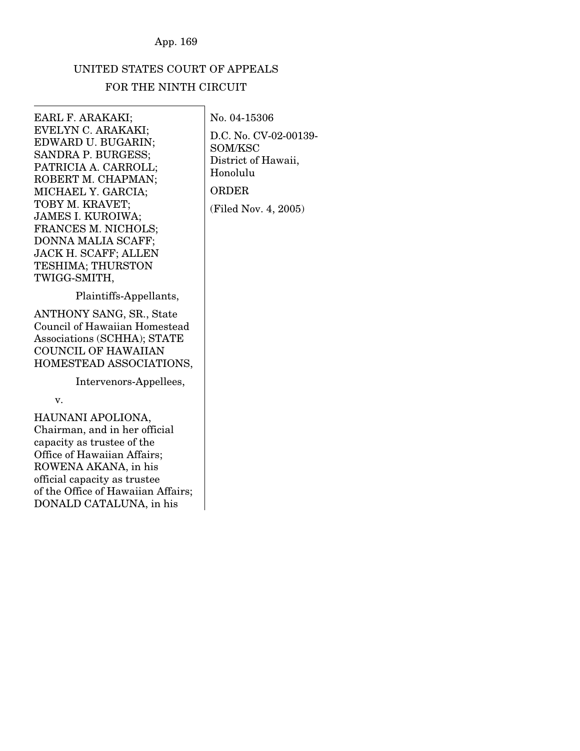UNITED STATES COURT OF APPEALS
FOR THE NINTH CIRCUIT

EARL F. ARAKAKI; EVELYN C. ARAKAKI; EDWARD U. BUGARIN; SANDRA P. BURGESS; PATRICIA A. CARROLL; ROBERT M. CHAPMAN; MICHAEL Y. GARCIA; TOBY M. KRAVET; JAMES I. KUROIWA; FRANCES M. NICHOLS; DONNA MALIA SCAFF; JACK H. SCAFF; ALLEN TESHIMA; THURSTON TWIGG-SMITH,

Plaintiffs-Appellants,

ANTHONY SANG, SR., State Council of Hawaiian Homestead Associations (SCHHA); STATE COUNCIL OF HAWAIIAN HOMESTEAD ASSOCIATIONS,

Intervenors-Appellees,

v.

HAUNANI APOLIONA, Chairman, and in her official capacity as trustee of the Office of Hawaiian Affairs; ROWENA AKANA, in his official capacity as trustee of the Office of Hawaiian Affairs; DONALD CATALUNA, in his

No. 04-15306

D.C. No. CV-02-00139-SOM/KSC
District of Hawaii, Honolulu

ORDER

(Filed Nov. 4, 2005)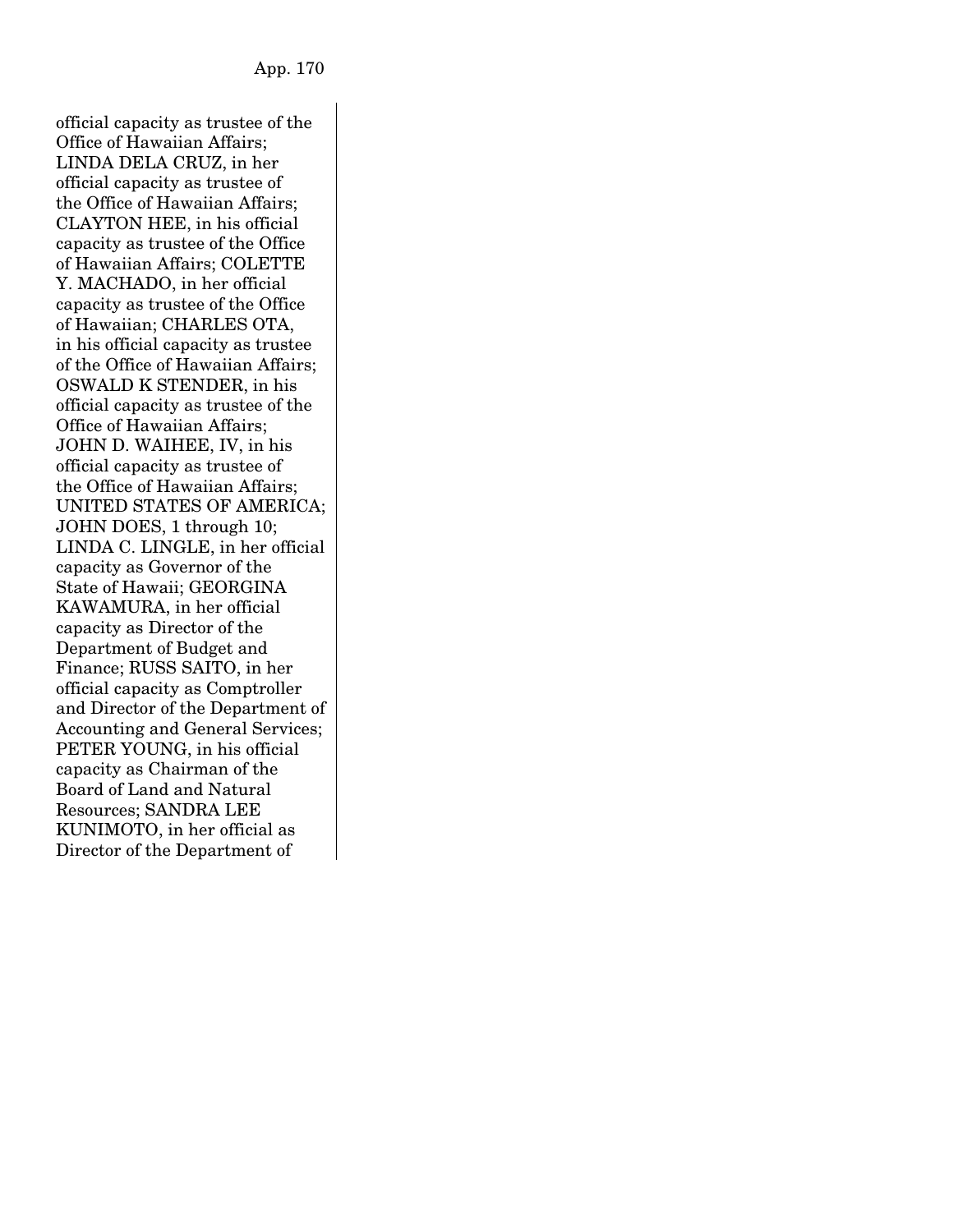official capacity as trustee of the Office of Hawaiian Affairs; LINDA DELA CRUZ, in her official capacity as trustee of the Office of Hawaiian Affairs; CLAYTON HEE, in his official capacity as trustee of the Office of Hawaiian Affairs; COLETTE Y. MACHADO, in her official capacity as trustee of the Office of Hawaiian; CHARLES OTA, in his official capacity as trustee of the Office of Hawaiian Affairs; OSWALD K STENDER, in his official capacity as trustee of the Office of Hawaiian Affairs; JOHN D. WAIHEE, IV, in his official capacity as trustee of the Office of Hawaiian Affairs; UNITED STATES OF AMERICA; JOHN DOES, 1 through 10; LINDA C. LINGLE, in her official capacity as Governor of the State of Hawaii; GEORGINA KAWAMURA, in her official capacity as Director of the Department of Budget and Finance; RUSS SAITO, in her official capacity as Comptroller and Director of the Department of Accounting and General Services; PETER YOUNG, in his official capacity as Chairman of the Board of Land and Natural Resources; SANDRA LEE KUNIMOTO, in her official as Director of the Department of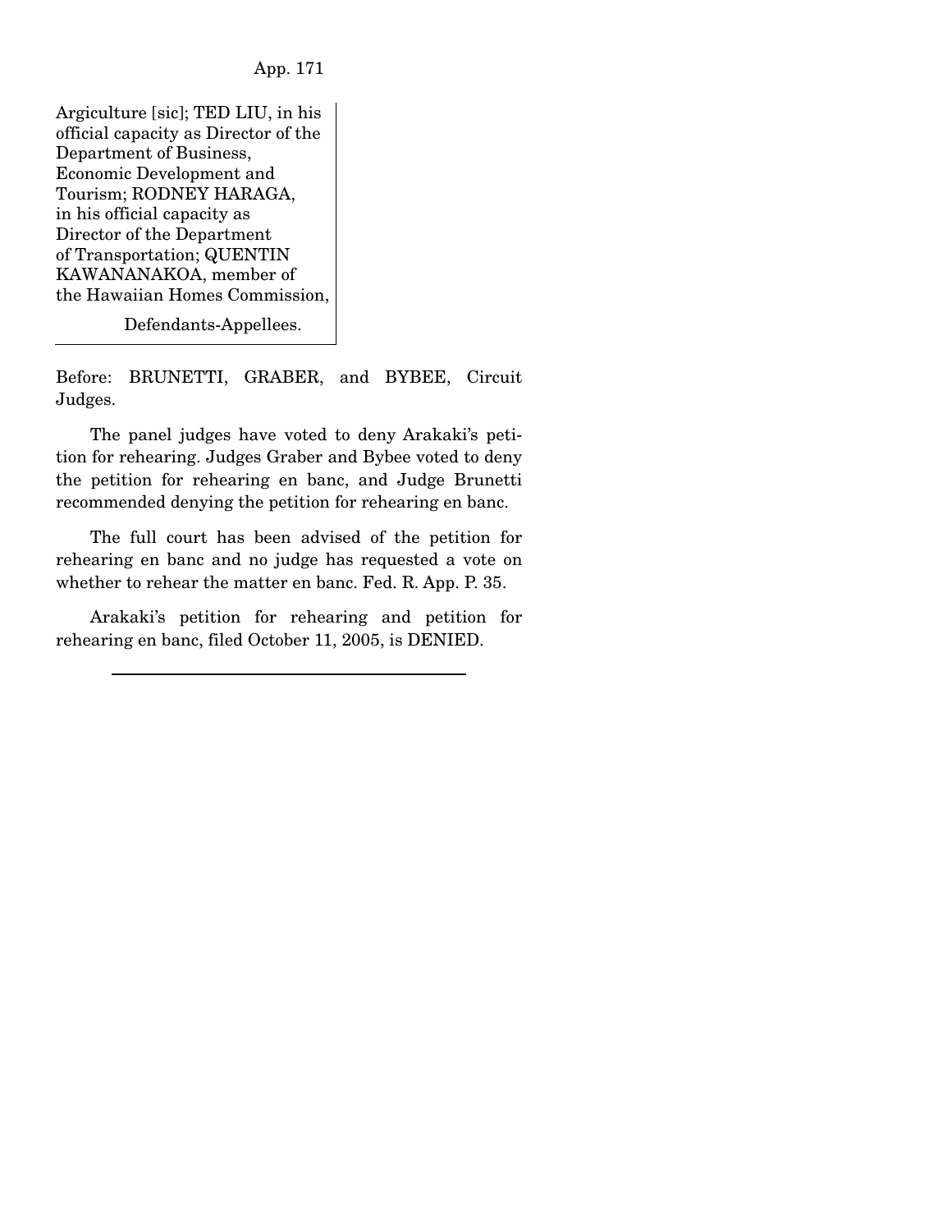Argiculture [sic]; TED LIU, in his official capacity as Director of the Department of Business, Economic Development and Tourism; RODNEY HARAGA, in his official capacity as Director of the Department of Transportation; QUENTIN KAWANANAKOA, member of the Hawaiian Homes Commission,

Defendants-Appellees.

Before: BRUNETTI, GRABER, and BYBEE, Circuit Judges.

The panel judges have voted to deny Arakaki's petition for rehearing. Judges Graber and Bybee voted to deny the petition for rehearing en banc, and Judge Brunetti recommended denying the petition for rehearing en banc.

The full court has been advised of the petition for rehearing en banc and no judge has requested a vote on whether to rehear the matter en banc. Fed. R. App. P. 35.

Arakaki's petition for rehearing and petition for rehearing en banc, filed October 11, 2005, is DENIED.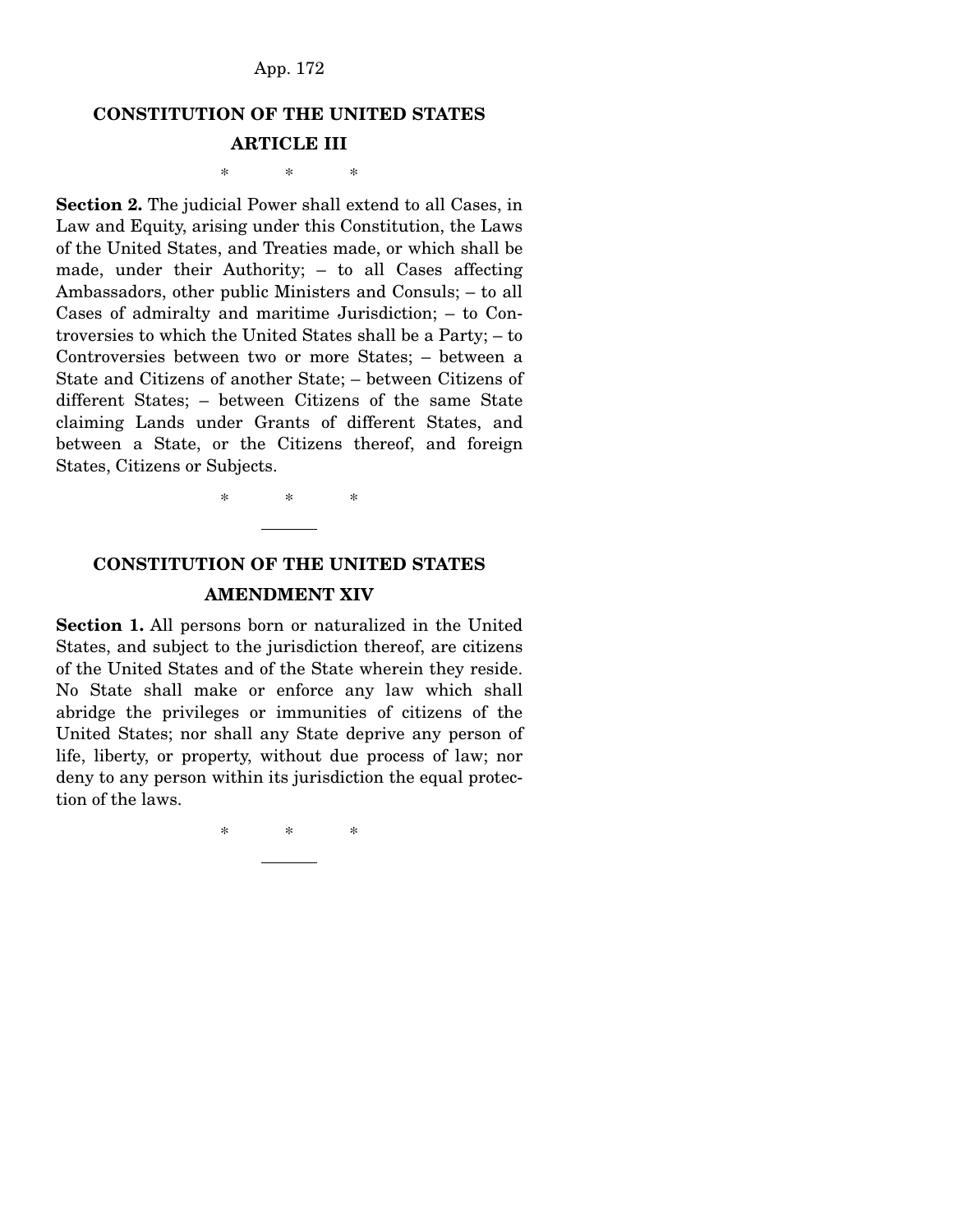## CONSTITUTION OF THE UNITED STATES

### ARTICLE III

\* \* \*

**Section 2.** The judicial Power shall extend to all Cases, in Law and Equity, arising under this Constitution, the Laws of the United States, and Treaties made, or which shall be made, under their Authority; – to all Cases affecting Ambassadors, other public Ministers and Consuls; – to all Cases of admiralty and maritime Jurisdiction; – to Controversies to which the United States shall be a Party; – to Controversies between two or more States; – between a State and Citizens of another State; – between Citizens of different States; – between Citizens of the same State claiming Lands under Grants of different States, and between a State, or the Citizens thereof, and foreign States, Citizens or Subjects.

\* \* \*

---

## CONSTITUTION OF THE UNITED STATES

### AMENDMENT XIV

**Section 1.** All persons born or naturalized in the United States, and subject to the jurisdiction thereof, are citizens of the United States and of the State wherein they reside. No State shall make or enforce any law which shall abridge the privileges or immunities of citizens of the United States; nor shall any State deprive any person of life, liberty, or property, without due process of law; nor deny to any person within its jurisdiction the equal protection of the laws.

\* \* \*

---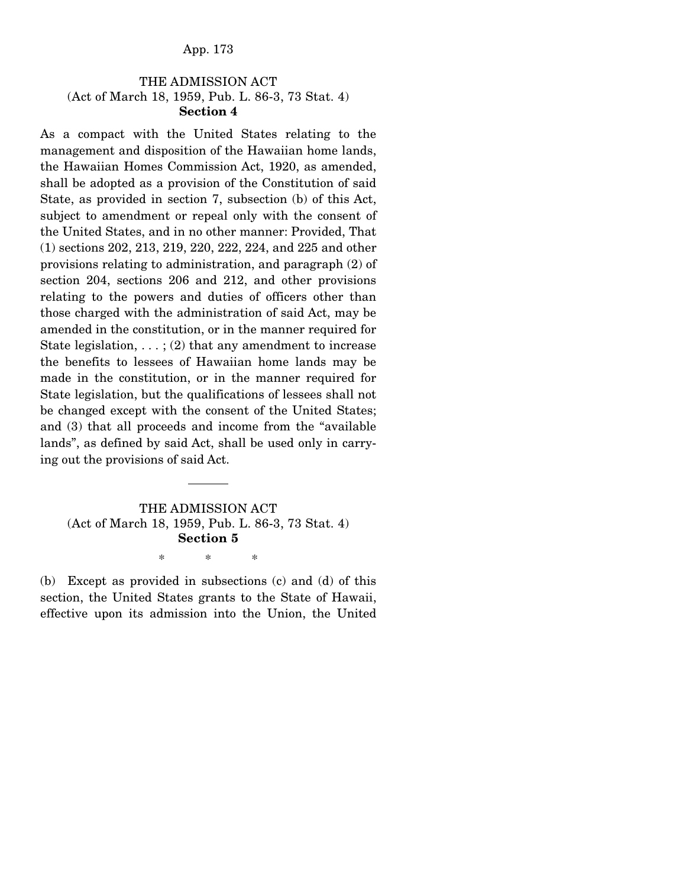## THE ADMISSION ACT
(Act of March 18, 1959, Pub. L. 86-3, 73 Stat. 4)
**Section 4**

As a compact with the United States relating to the management and disposition of the Hawaiian home lands, the Hawaiian Homes Commission Act, 1920, as amended, shall be adopted as a provision of the Constitution of said State, as provided in section 7, subsection (b) of this Act, subject to amendment or repeal only with the consent of the United States, and in no other manner: Provided, That (1) sections 202, 213, 219, 220, 222, 224, and 225 and other provisions relating to administration, and paragraph (2) of section 204, sections 206 and 212, and other provisions relating to the powers and duties of officers other than those charged with the administration of said Act, may be amended in the constitution, or in the manner required for State legislation, . . . ; (2) that any amendment to increase the benefits to lessees of Hawaiian home lands may be made in the constitution, or in the manner required for State legislation, but the qualifications of lessees shall not be changed except with the consent of the United States; and (3) that all proceeds and income from the "available lands", as defined by said Act, shall be used only in carrying out the provisions of said Act.

---

## THE ADMISSION ACT
(Act of March 18, 1959, Pub. L. 86-3, 73 Stat. 4)
**Section 5**

\* \* \*

(b) Except as provided in subsections (c) and (d) of this section, the United States grants to the State of Hawaii, effective upon its admission into the Union, the United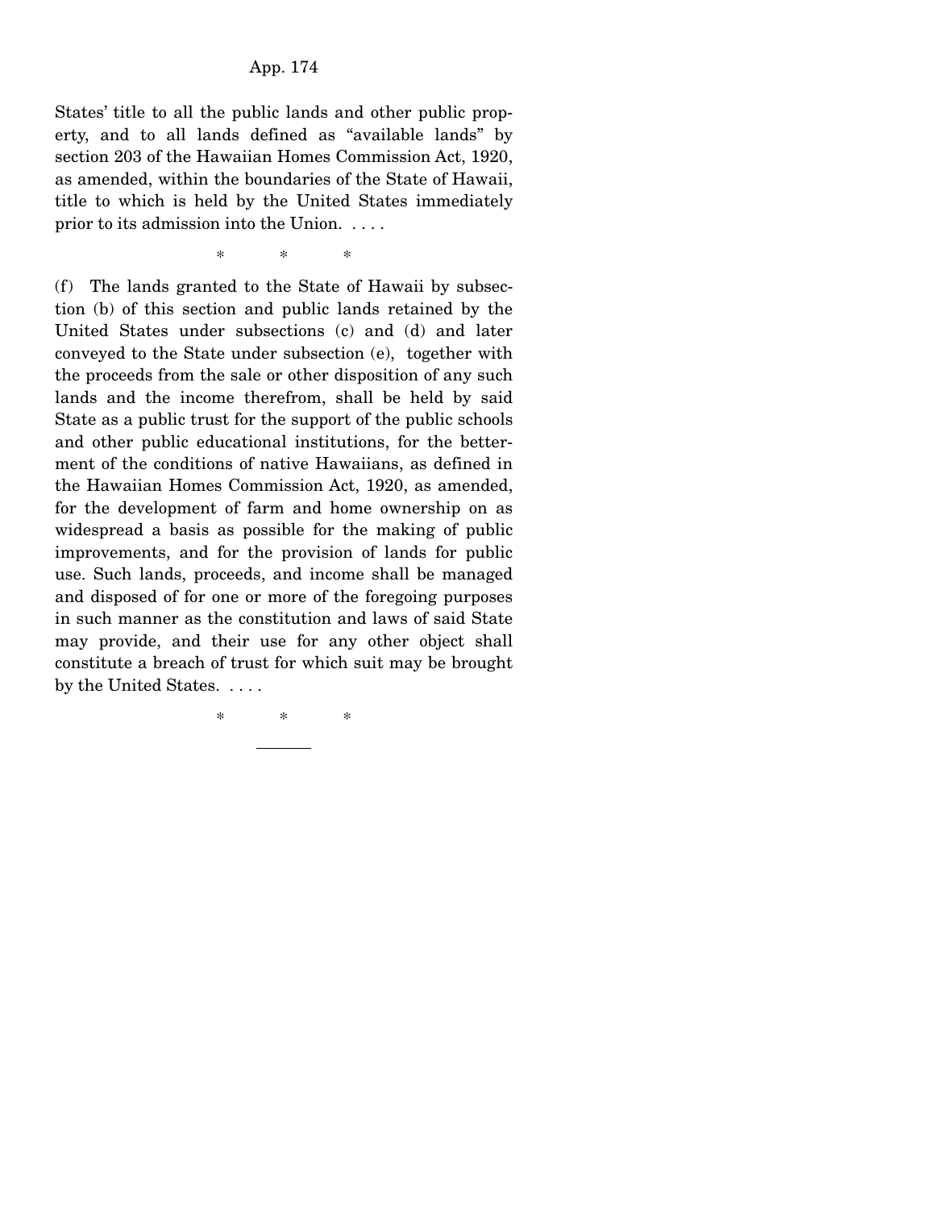States' title to all the public lands and other public property, and to all lands defined as "available lands" by section 203 of the Hawaiian Homes Commission Act, 1920, as amended, within the boundaries of the State of Hawaii, title to which is held by the United States immediately prior to its admission into the Union. . . . .

\* \* \*

(f) The lands granted to the State of Hawaii by subsection (b) of this section and public lands retained by the United States under subsections (c) and (d) and later conveyed to the State under subsection (e), together with the proceeds from the sale or other disposition of any such lands and the income therefrom, shall be held by said State as a public trust for the support of the public schools and other public educational institutions, for the betterment of the conditions of native Hawaiians, as defined in the Hawaiian Homes Commission Act, 1920, as amended, for the development of farm and home ownership on as widespread a basis as possible for the making of public improvements, and for the provision of lands for public use. Such lands, proceeds, and income shall be managed and disposed of for one or more of the foregoing purposes in such manner as the constitution and laws of said State may provide, and their use for any other object shall constitute a breach of trust for which suit may be brought by the United States. . . . .

\* \* \*

---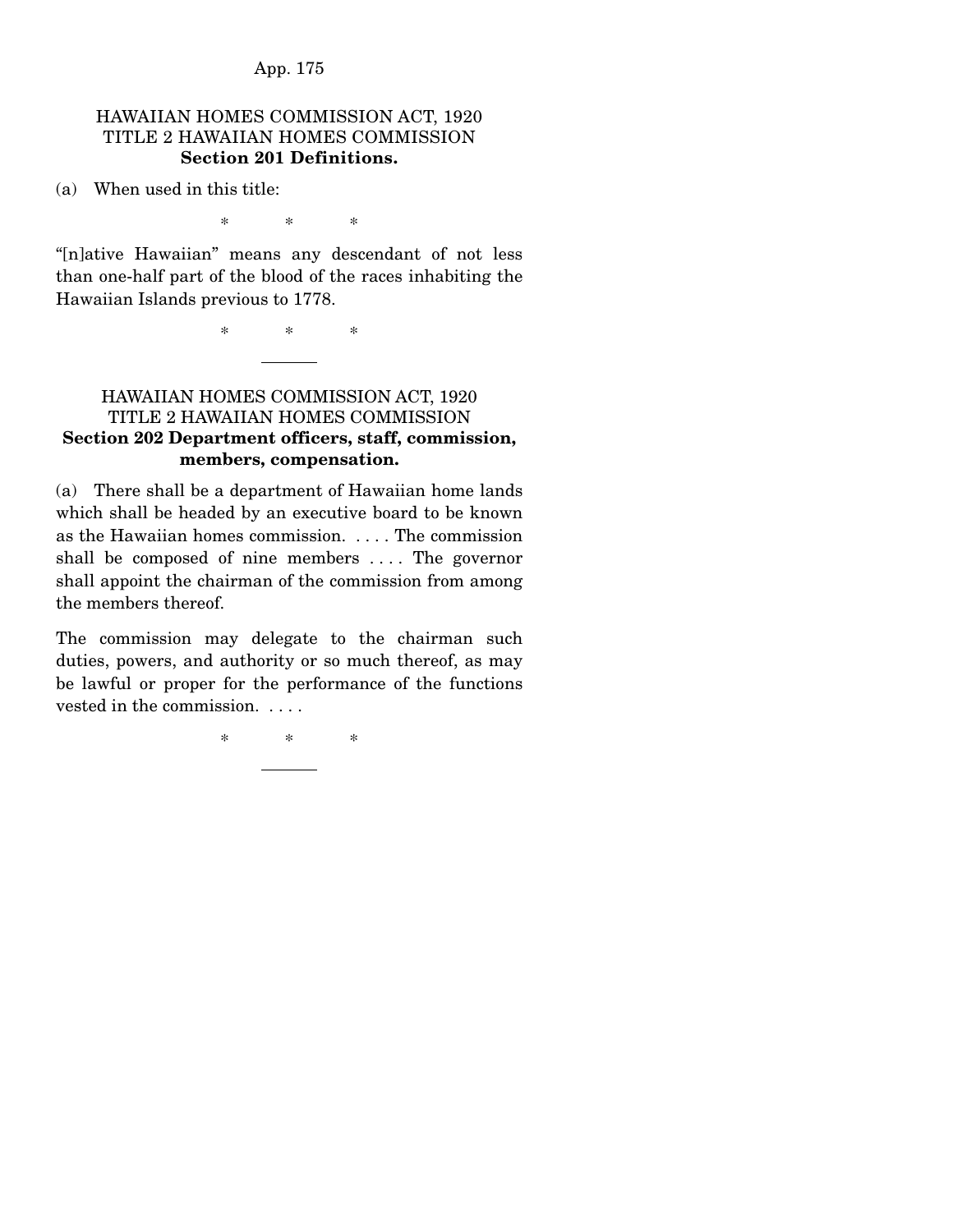HAWAIIAN HOMES COMMISSION ACT, 1920
TITLE 2 HAWAIIAN HOMES COMMISSION
**Section 201 Definitions.**

(a) When used in this title:

\* \* \*

"[n]ative Hawaiian" means any descendant of not less than one-half part of the blood of the races inhabiting the Hawaiian Islands previous to 1778.

\* \* \*

---

HAWAIIAN HOMES COMMISSION ACT, 1920
TITLE 2 HAWAIIAN HOMES COMMISSION
**Section 202 Department officers, staff, commission, members, compensation.**

(a) There shall be a department of Hawaiian home lands which shall be headed by an executive board to be known as the Hawaiian homes commission. . . . . The commission shall be composed of nine members . . . . The governor shall appoint the chairman of the commission from among the members thereof.

The commission may delegate to the chairman such duties, powers, and authority or so much thereof, as may be lawful or proper for the performance of the functions vested in the commission. . . . .

\* \* \*

---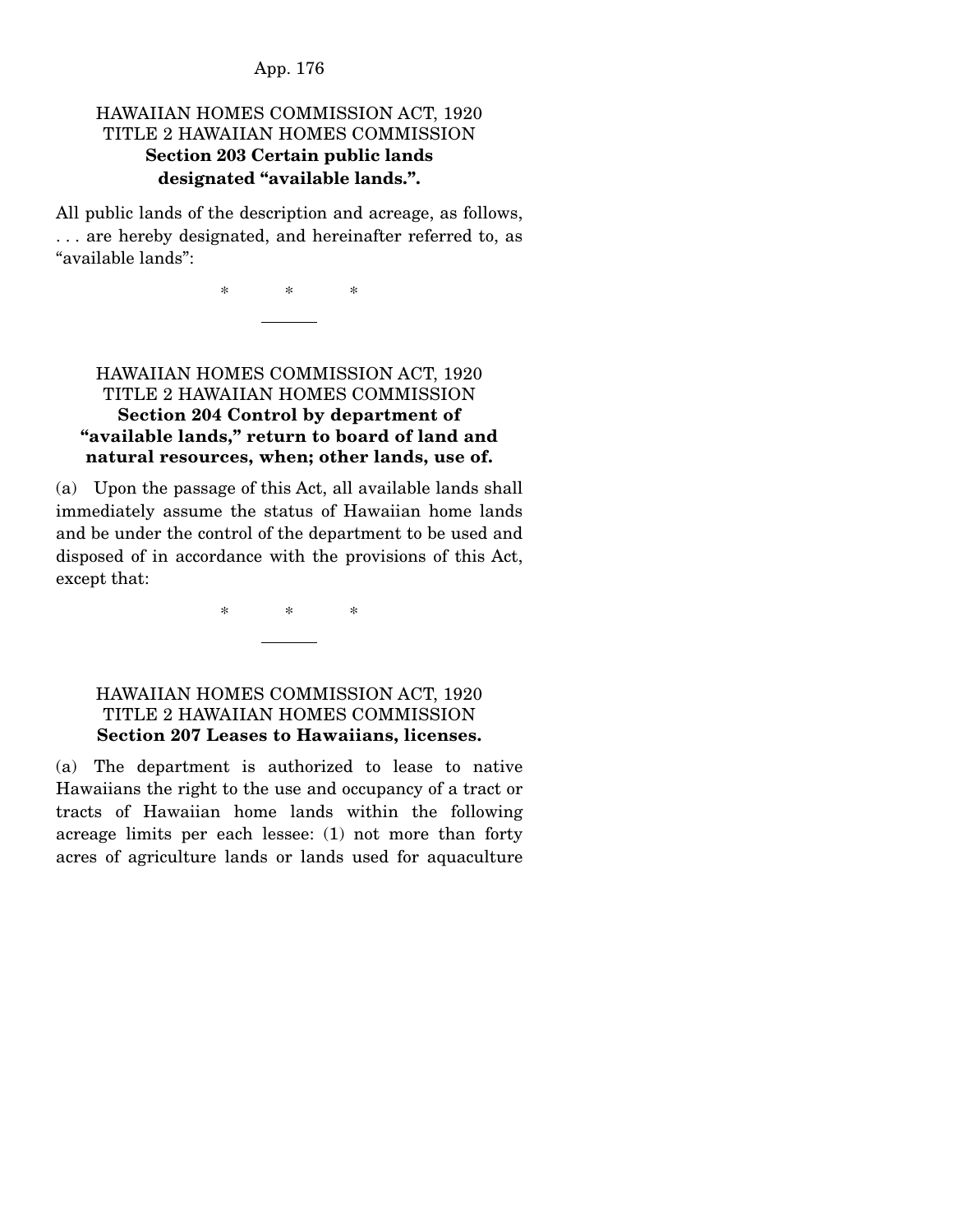HAWAIIAN HOMES COMMISSION ACT, 1920
TITLE 2 HAWAIIAN HOMES COMMISSION
**Section 203 Certain public lands designated "available lands.".**

All public lands of the description and acreage, as follows, . . . are hereby designated, and hereinafter referred to, as "available lands":

\* \* \*

---

HAWAIIAN HOMES COMMISSION ACT, 1920
TITLE 2 HAWAIIAN HOMES COMMISSION
**Section 204 Control by department of "available lands," return to board of land and natural resources, when; other lands, use of.**

(a) Upon the passage of this Act, all available lands shall immediately assume the status of Hawaiian home lands and be under the control of the department to be used and disposed of in accordance with the provisions of this Act, except that:

\* \* \*

---

HAWAIIAN HOMES COMMISSION ACT, 1920
TITLE 2 HAWAIIAN HOMES COMMISSION
**Section 207 Leases to Hawaiians, licenses.**

(a) The department is authorized to lease to native Hawaiians the right to the use and occupancy of a tract or tracts of Hawaiian home lands within the following acreage limits per each lessee: (1) not more than forty acres of agriculture lands or lands used for aquaculture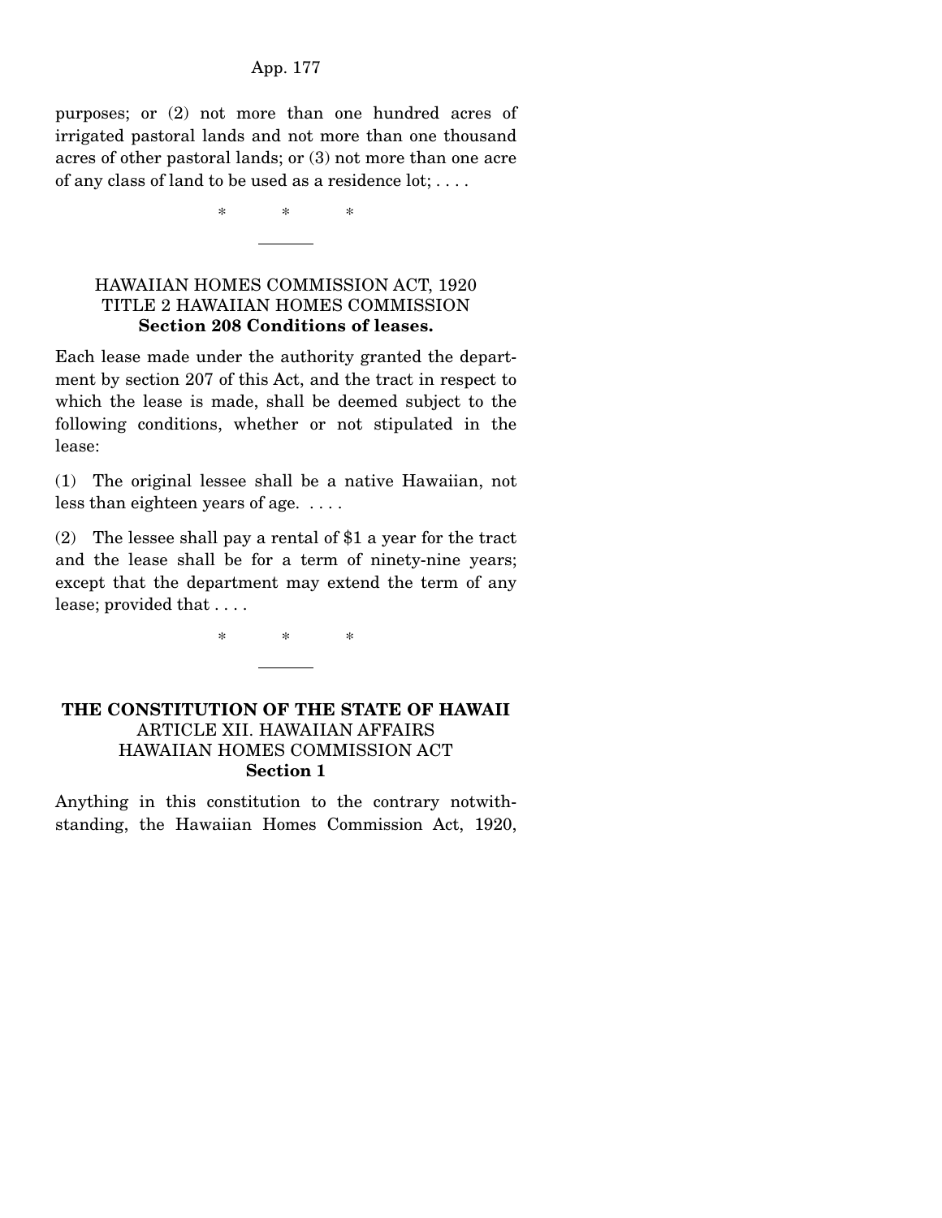purposes; or (2) not more than one hundred acres of irrigated pastoral lands and not more than one thousand acres of other pastoral lands; or (3) not more than one acre of any class of land to be used as a residence lot; . . . .

\* \* \*

---

HAWAIIAN HOMES COMMISSION ACT, 1920
TITLE 2 HAWAIIAN HOMES COMMISSION
**Section 208 Conditions of leases.**

Each lease made under the authority granted the department by section 207 of this Act, and the tract in respect to which the lease is made, shall be deemed subject to the following conditions, whether or not stipulated in the lease:

(1) The original lessee shall be a native Hawaiian, not less than eighteen years of age. . . . .

(2) The lessee shall pay a rental of $1 a year for the tract and the lease shall be for a term of ninety-nine years; except that the department may extend the term of any lease; provided that . . . .

\* \* \*

---

**THE CONSTITUTION OF THE STATE OF HAWAII**
ARTICLE XII. HAWAIIAN AFFAIRS
HAWAIIAN HOMES COMMISSION ACT
**Section 1**

Anything in this constitution to the contrary notwithstanding, the Hawaiian Homes Commission Act, 1920,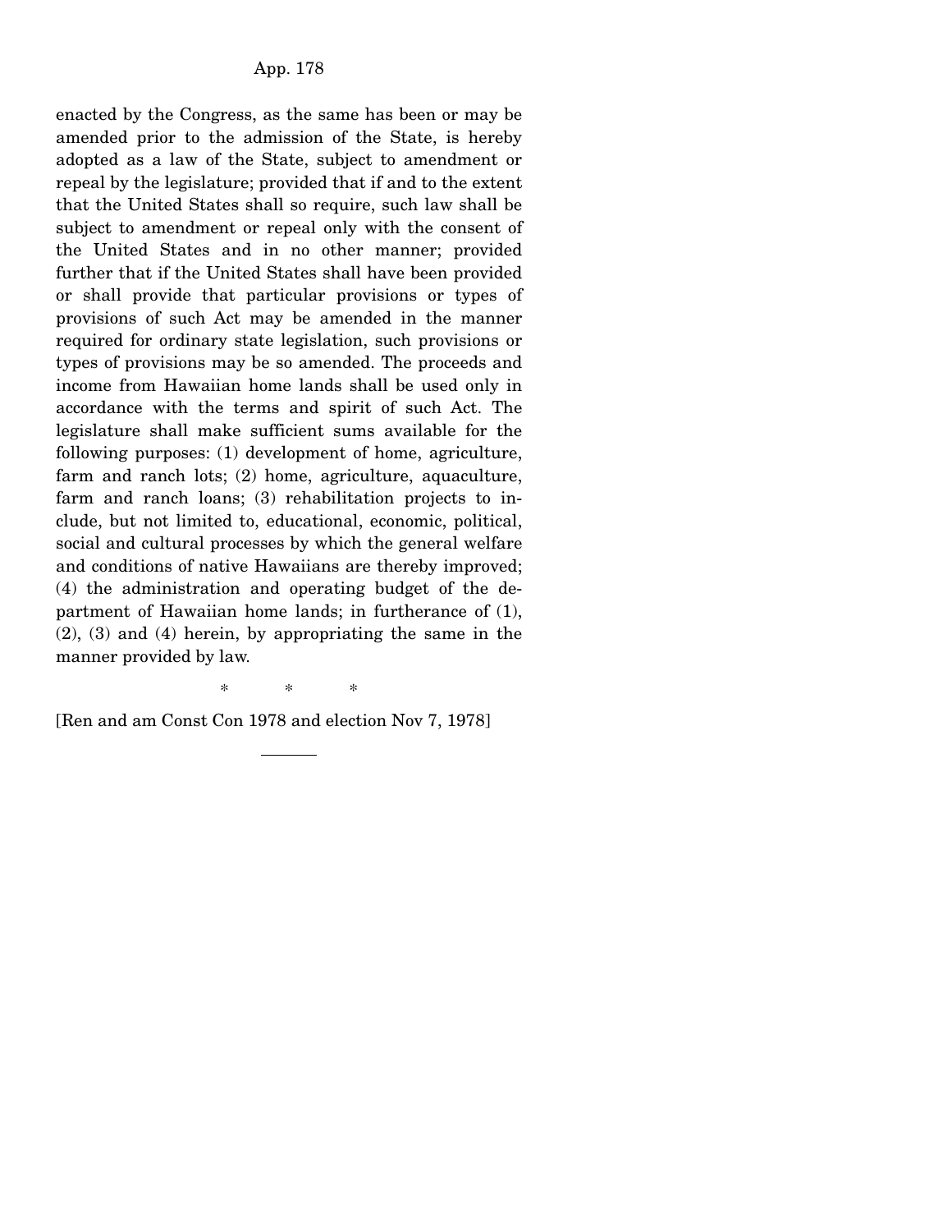enacted by the Congress, as the same has been or may be amended prior to the admission of the State, is hereby adopted as a law of the State, subject to amendment or repeal by the legislature; provided that if and to the extent that the United States shall so require, such law shall be subject to amendment or repeal only with the consent of the United States and in no other manner; provided further that if the United States shall have been provided or shall provide that particular provisions or types of provisions of such Act may be amended in the manner required for ordinary state legislation, such provisions or types of provisions may be so amended. The proceeds and income from Hawaiian home lands shall be used only in accordance with the terms and spirit of such Act. The legislature shall make sufficient sums available for the following purposes: (1) development of home, agriculture, farm and ranch lots; (2) home, agriculture, aquaculture, farm and ranch loans; (3) rehabilitation projects to include, but not limited to, educational, economic, political, social and cultural processes by which the general welfare and conditions of native Hawaiians are thereby improved; (4) the administration and operating budget of the department of Hawaiian home lands; in furtherance of (1), (2), (3) and (4) herein, by appropriating the same in the manner provided by law.

\* \* \*

[Ren and am Const Con 1978 and election Nov 7, 1978]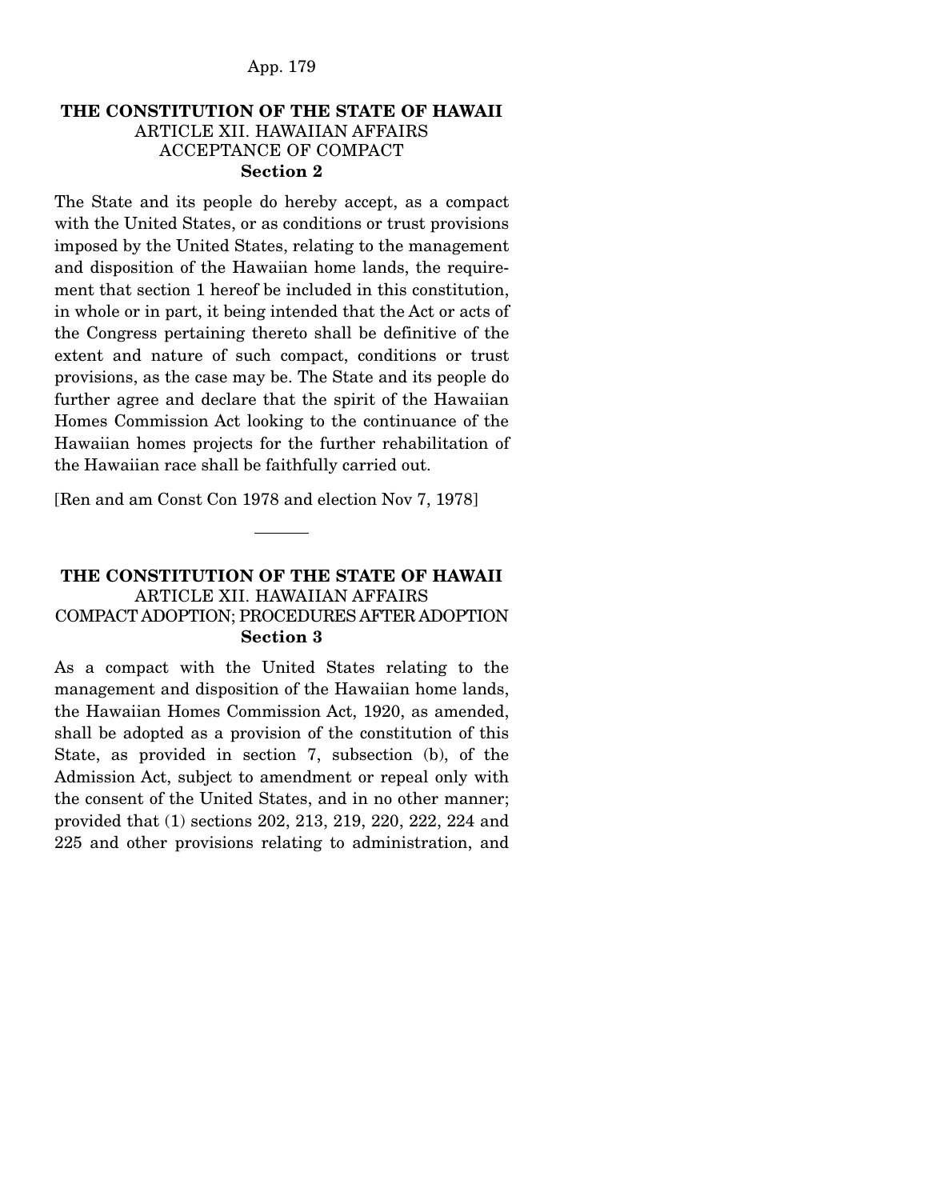**THE CONSTITUTION OF THE STATE OF HAWAII**
ARTICLE XII. HAWAIIAN AFFAIRS
ACCEPTANCE OF COMPACT
**Section 2**

The State and its people do hereby accept, as a compact with the United States, or as conditions or trust provisions imposed by the United States, relating to the management and disposition of the Hawaiian home lands, the requirement that section 1 hereof be included in this constitution, in whole or in part, it being intended that the Act or acts of the Congress pertaining thereto shall be definitive of the extent and nature of such compact, conditions or trust provisions, as the case may be. The State and its people do further agree and declare that the spirit of the Hawaiian Homes Commission Act looking to the continuance of the Hawaiian homes projects for the further rehabilitation of the Hawaiian race shall be faithfully carried out.

[Ren and am Const Con 1978 and election Nov 7, 1978]

---

**THE CONSTITUTION OF THE STATE OF HAWAII**
ARTICLE XII. HAWAIIAN AFFAIRS
COMPACT ADOPTION; PROCEDURES AFTER ADOPTION
**Section 3**

As a compact with the United States relating to the management and disposition of the Hawaiian home lands, the Hawaiian Homes Commission Act, 1920, as amended, shall be adopted as a provision of the constitution of this State, as provided in section 7, subsection (b), of the Admission Act, subject to amendment or repeal only with the consent of the United States, and in no other manner; provided that (1) sections 202, 213, 219, 220, 222, 224 and 225 and other provisions relating to administration, and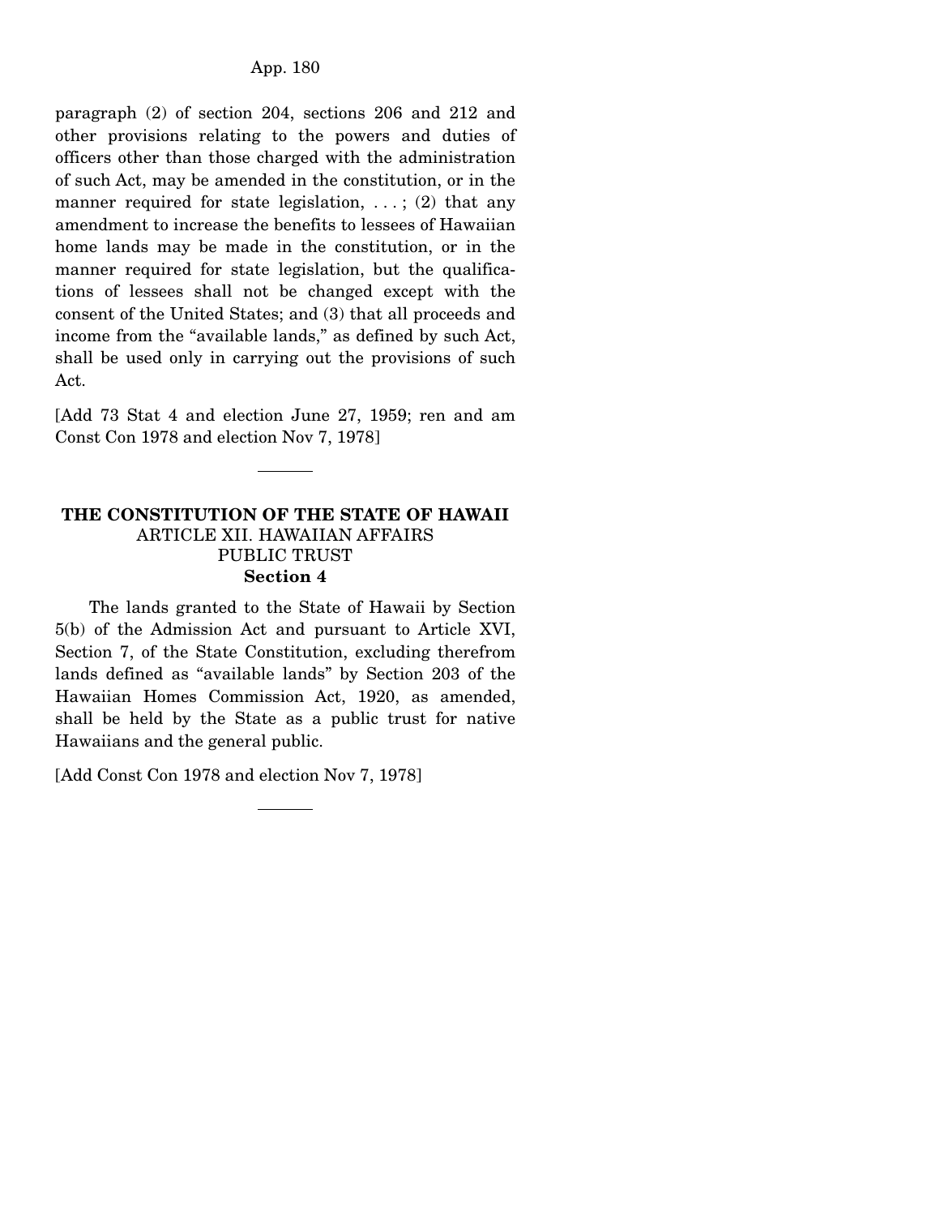paragraph (2) of section 204, sections 206 and 212 and other provisions relating to the powers and duties of officers other than those charged with the administration of such Act, may be amended in the constitution, or in the manner required for state legislation, . . . ; (2) that any amendment to increase the benefits to lessees of Hawaiian home lands may be made in the constitution, or in the manner required for state legislation, but the qualifications of lessees shall not be changed except with the consent of the United States; and (3) that all proceeds and income from the "available lands," as defined by such Act, shall be used only in carrying out the provisions of such Act.

[Add 73 Stat 4 and election June 27, 1959; ren and am Const Con 1978 and election Nov 7, 1978]

---

## THE CONSTITUTION OF THE STATE OF HAWAII

### ARTICLE XII. HAWAIIAN AFFAIRS
### PUBLIC TRUST
### Section 4

The lands granted to the State of Hawaii by Section 5(b) of the Admission Act and pursuant to Article XVI, Section 7, of the State Constitution, excluding therefrom lands defined as "available lands" by Section 203 of the Hawaiian Homes Commission Act, 1920, as amended, shall be held by the State as a public trust for native Hawaiians and the general public.

[Add Const Con 1978 and election Nov 7, 1978]

---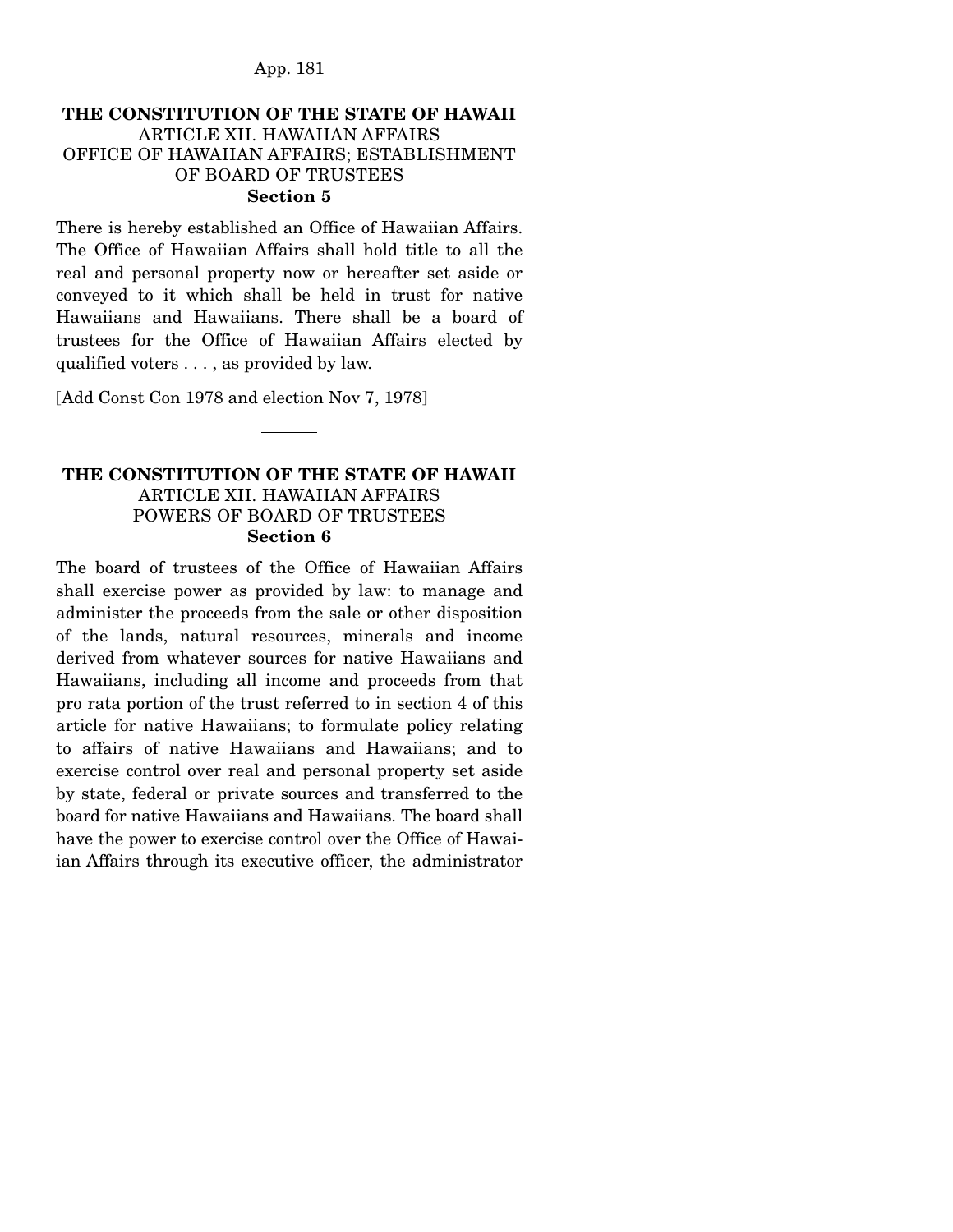**THE CONSTITUTION OF THE STATE OF HAWAII**
ARTICLE XII. HAWAIIAN AFFAIRS
OFFICE OF HAWAIIAN AFFAIRS; ESTABLISHMENT OF BOARD OF TRUSTEES
**Section 5**

There is hereby established an Office of Hawaiian Affairs. The Office of Hawaiian Affairs shall hold title to all the real and personal property now or hereafter set aside or conveyed to it which shall be held in trust for native Hawaiians and Hawaiians. There shall be a board of trustees for the Office of Hawaiian Affairs elected by qualified voters . . . , as provided by law.

[Add Const Con 1978 and election Nov 7, 1978]

---

**THE CONSTITUTION OF THE STATE OF HAWAII**
ARTICLE XII. HAWAIIAN AFFAIRS
POWERS OF BOARD OF TRUSTEES
**Section 6**

The board of trustees of the Office of Hawaiian Affairs shall exercise power as provided by law: to manage and administer the proceeds from the sale or other disposition of the lands, natural resources, minerals and income derived from whatever sources for native Hawaiians and Hawaiians, including all income and proceeds from that pro rata portion of the trust referred to in section 4 of this article for native Hawaiians; to formulate policy relating to affairs of native Hawaiians and Hawaiians; and to exercise control over real and personal property set aside by state, federal or private sources and transferred to the board for native Hawaiians and Hawaiians. The board shall have the power to exercise control over the Office of Hawaiian Affairs through its executive officer, the administrator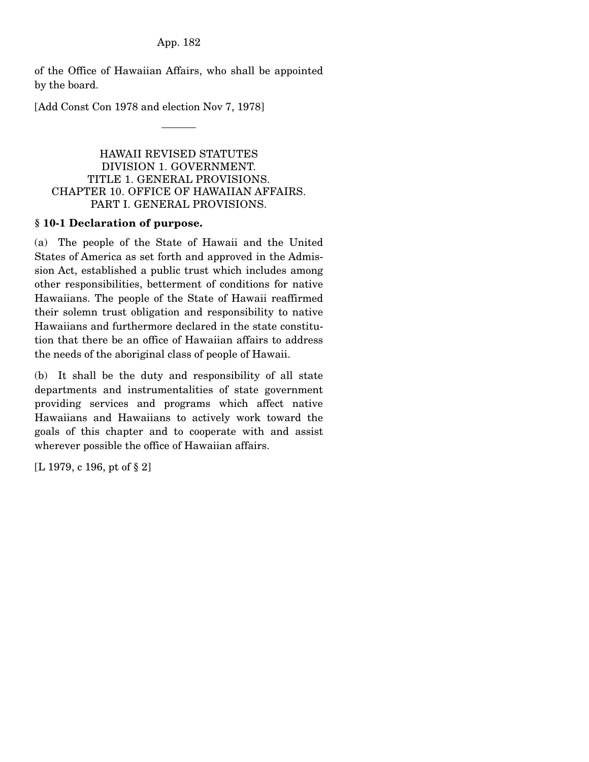of the Office of Hawaiian Affairs, who shall be appointed by the board.

[Add Const Con 1978 and election Nov 7, 1978]

---

HAWAII REVISED STATUTES
DIVISION 1. GOVERNMENT.
TITLE 1. GENERAL PROVISIONS.
CHAPTER 10. OFFICE OF HAWAIIAN AFFAIRS.
PART I. GENERAL PROVISIONS.

**§ 10-1 Declaration of purpose.**

(a) The people of the State of Hawaii and the United States of America as set forth and approved in the Admission Act, established a public trust which includes among other responsibilities, betterment of conditions for native Hawaiians. The people of the State of Hawaii reaffirmed their solemn trust obligation and responsibility to native Hawaiians and furthermore declared in the state constitution that there be an office of Hawaiian affairs to address the needs of the aboriginal class of people of Hawaii.

(b) It shall be the duty and responsibility of all state departments and instrumentalities of state government providing services and programs which affect native Hawaiians and Hawaiians to actively work toward the goals of this chapter and to cooperate with and assist wherever possible the office of Hawaiian affairs.

[L 1979, c 196, pt of § 2]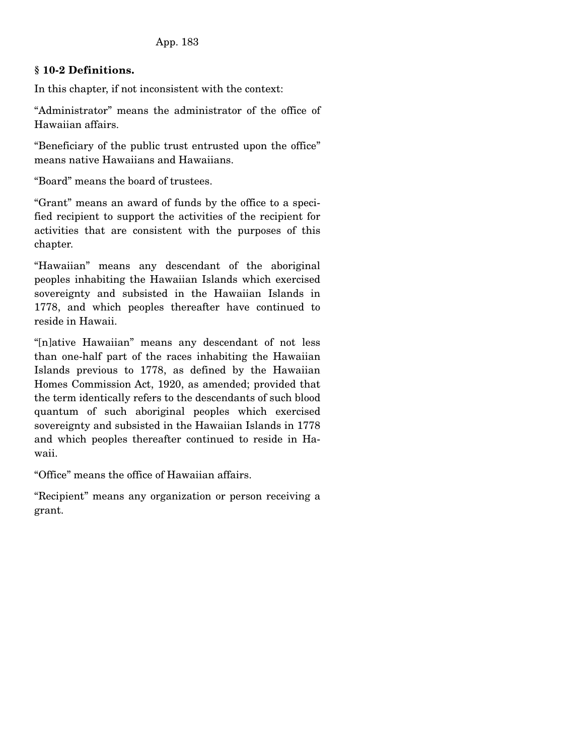## § 10-2 Definitions.

In this chapter, if not inconsistent with the context:

"Administrator" means the administrator of the office of Hawaiian affairs.

"Beneficiary of the public trust entrusted upon the office" means native Hawaiians and Hawaiians.

"Board" means the board of trustees.

"Grant" means an award of funds by the office to a specified recipient to support the activities of the recipient for activities that are consistent with the purposes of this chapter.

"Hawaiian" means any descendant of the aboriginal peoples inhabiting the Hawaiian Islands which exercised sovereignty and subsisted in the Hawaiian Islands in 1778, and which peoples thereafter have continued to reside in Hawaii.

"[n]ative Hawaiian" means any descendant of not less than one-half part of the races inhabiting the Hawaiian Islands previous to 1778, as defined by the Hawaiian Homes Commission Act, 1920, as amended; provided that the term identically refers to the descendants of such blood quantum of such aboriginal peoples which exercised sovereignty and subsisted in the Hawaiian Islands in 1778 and which peoples thereafter continued to reside in Hawaii.

"Office" means the office of Hawaiian affairs.

"Recipient" means any organization or person receiving a grant.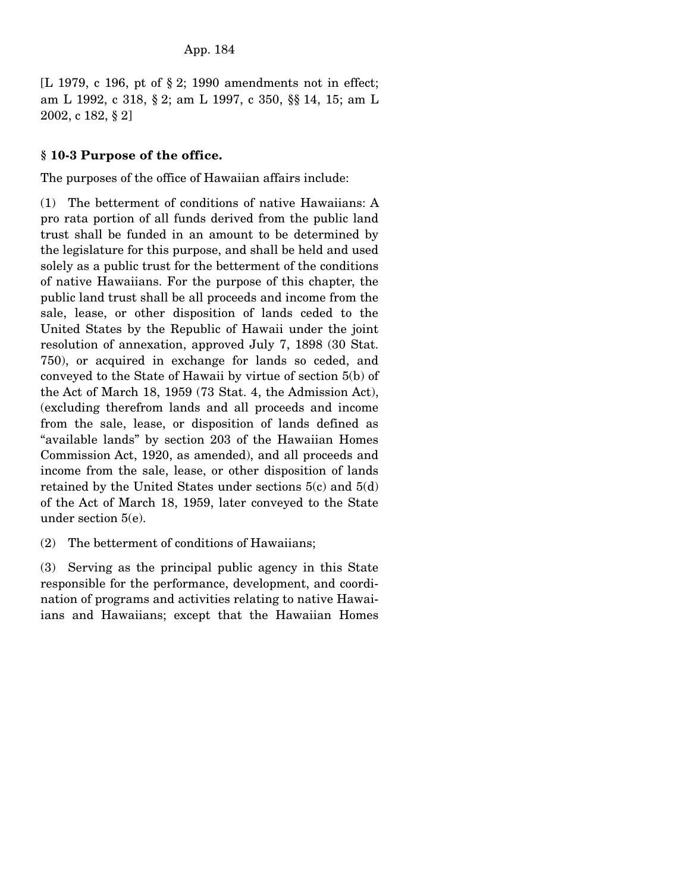[L 1979, c 196, pt of § 2; 1990 amendments not in effect; am L 1992, c 318, § 2; am L 1997, c 350, §§ 14, 15; am L 2002, c 182, § 2]

### § 10-3 Purpose of the office.

The purposes of the office of Hawaiian affairs include:

(1) The betterment of conditions of native Hawaiians: A pro rata portion of all funds derived from the public land trust shall be funded in an amount to be determined by the legislature for this purpose, and shall be held and used solely as a public trust for the betterment of the conditions of native Hawaiians. For the purpose of this chapter, the public land trust shall be all proceeds and income from the sale, lease, or other disposition of lands ceded to the United States by the Republic of Hawaii under the joint resolution of annexation, approved July 7, 1898 (30 Stat. 750), or acquired in exchange for lands so ceded, and conveyed to the State of Hawaii by virtue of section 5(b) of the Act of March 18, 1959 (73 Stat. 4, the Admission Act), (excluding therefrom lands and all proceeds and income from the sale, lease, or disposition of lands defined as "available lands" by section 203 of the Hawaiian Homes Commission Act, 1920, as amended), and all proceeds and income from the sale, lease, or other disposition of lands retained by the United States under sections 5(c) and 5(d) of the Act of March 18, 1959, later conveyed to the State under section 5(e).

(2) The betterment of conditions of Hawaiians;

(3) Serving as the principal public agency in this State responsible for the performance, development, and coordination of programs and activities relating to native Hawaiians and Hawaiians; except that the Hawaiian Homes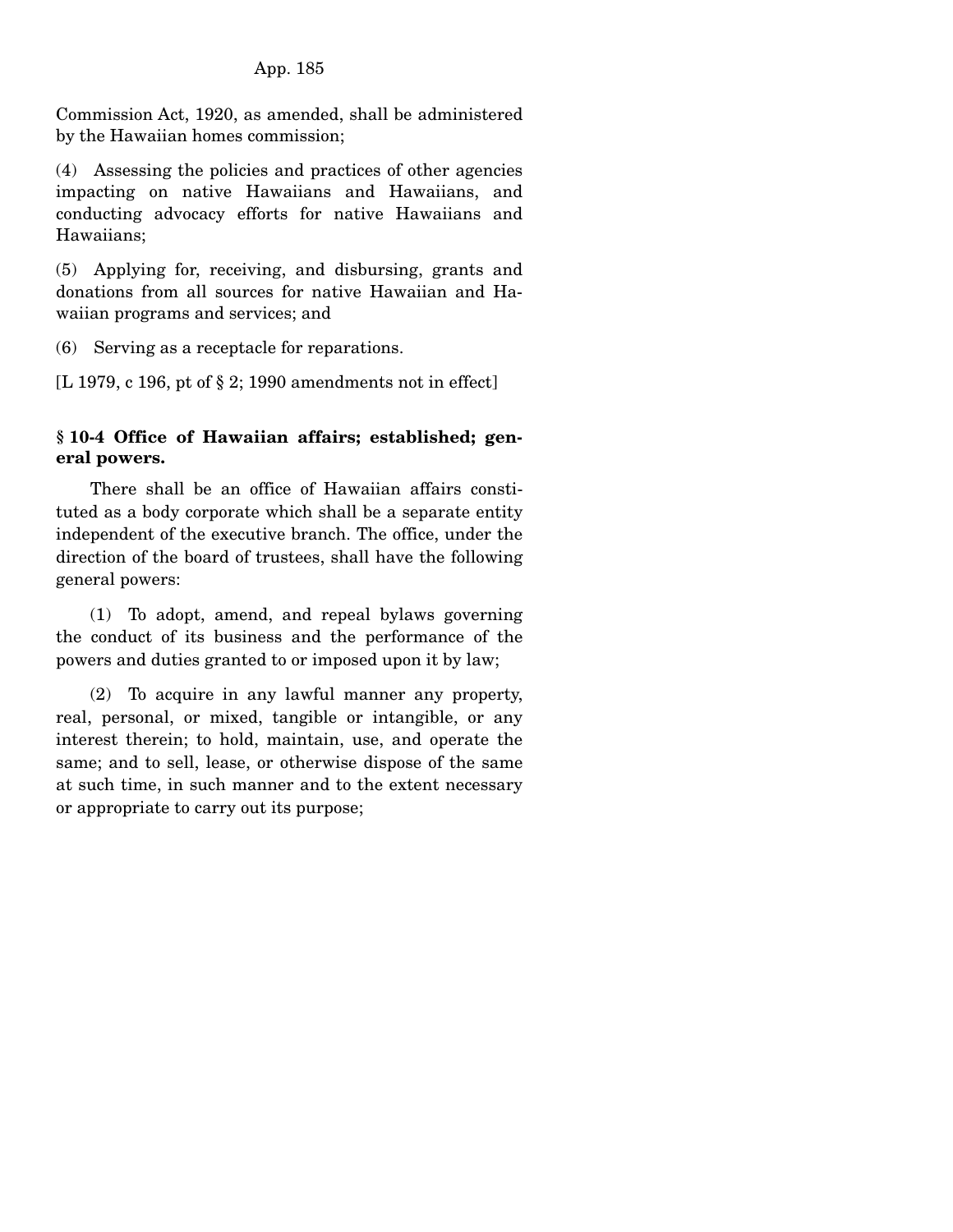Commission Act, 1920, as amended, shall be administered by the Hawaiian homes commission;

(4) Assessing the policies and practices of other agencies impacting on native Hawaiians and Hawaiians, and conducting advocacy efforts for native Hawaiians and Hawaiians;

(5) Applying for, receiving, and disbursing, grants and donations from all sources for native Hawaiian and Hawaiian programs and services; and

(6) Serving as a receptacle for reparations.

[L 1979, c 196, pt of § 2; 1990 amendments not in effect]

**§ 10-4 Office of Hawaiian affairs; established; general powers.**

There shall be an office of Hawaiian affairs constituted as a body corporate which shall be a separate entity independent of the executive branch. The office, under the direction of the board of trustees, shall have the following general powers:

(1) To adopt, amend, and repeal bylaws governing the conduct of its business and the performance of the powers and duties granted to or imposed upon it by law;

(2) To acquire in any lawful manner any property, real, personal, or mixed, tangible or intangible, or any interest therein; to hold, maintain, use, and operate the same; and to sell, lease, or otherwise dispose of the same at such time, in such manner and to the extent necessary or appropriate to carry out its purpose;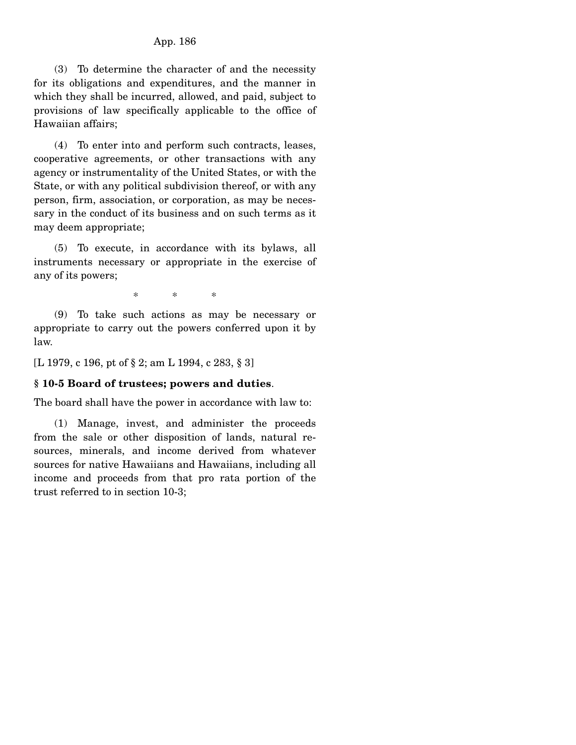(3) To determine the character of and the necessity for its obligations and expenditures, and the manner in which they shall be incurred, allowed, and paid, subject to provisions of law specifically applicable to the office of Hawaiian affairs;

(4) To enter into and perform such contracts, leases, cooperative agreements, or other transactions with any agency or instrumentality of the United States, or with the State, or with any political subdivision thereof, or with any person, firm, association, or corporation, as may be necessary in the conduct of its business and on such terms as it may deem appropriate;

(5) To execute, in accordance with its bylaws, all instruments necessary or appropriate in the exercise of any of its powers;

\* \* \*

(9) To take such actions as may be necessary or appropriate to carry out the powers conferred upon it by law.

[L 1979, c 196, pt of § 2; am L 1994, c 283, § 3]

**§ 10-5 Board of trustees; powers and duties**.

The board shall have the power in accordance with law to:

(1) Manage, invest, and administer the proceeds from the sale or other disposition of lands, natural resources, minerals, and income derived from whatever sources for native Hawaiians and Hawaiians, including all income and proceeds from that pro rata portion of the trust referred to in section 10-3;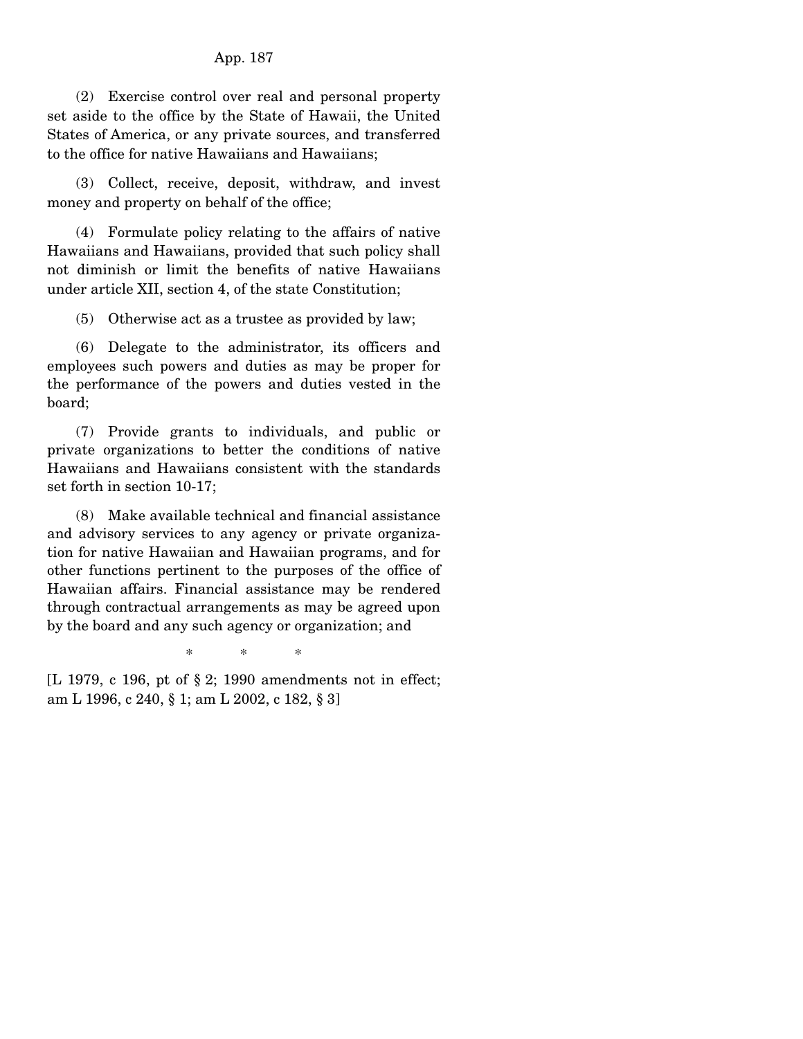(2) Exercise control over real and personal property set aside to the office by the State of Hawaii, the United States of America, or any private sources, and transferred to the office for native Hawaiians and Hawaiians;

(3) Collect, receive, deposit, withdraw, and invest money and property on behalf of the office;

(4) Formulate policy relating to the affairs of native Hawaiians and Hawaiians, provided that such policy shall not diminish or limit the benefits of native Hawaiians under article XII, section 4, of the state Constitution;

(5) Otherwise act as a trustee as provided by law;

(6) Delegate to the administrator, its officers and employees such powers and duties as may be proper for the performance of the powers and duties vested in the board;

(7) Provide grants to individuals, and public or private organizations to better the conditions of native Hawaiians and Hawaiians consistent with the standards set forth in section 10-17;

(8) Make available technical and financial assistance and advisory services to any agency or private organization for native Hawaiian and Hawaiian programs, and for other functions pertinent to the purposes of the office of Hawaiian affairs. Financial assistance may be rendered through contractual arrangements as may be agreed upon by the board and any such agency or organization; and

\* \* \*

[L 1979, c 196, pt of § 2; 1990 amendments not in effect; am L 1996, c 240, § 1; am L 2002, c 182, § 3]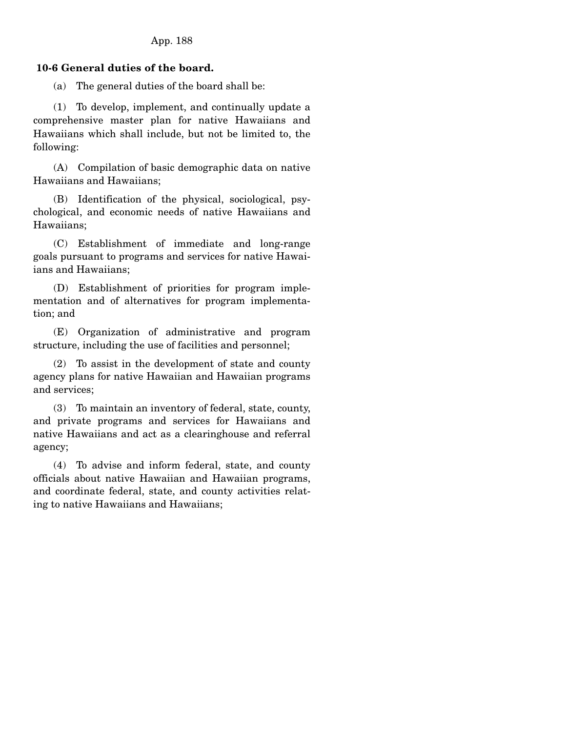**10-6 General duties of the board.**

(a) The general duties of the board shall be:

(1) To develop, implement, and continually update a comprehensive master plan for native Hawaiians and Hawaiians which shall include, but not be limited to, the following:

(A) Compilation of basic demographic data on native Hawaiians and Hawaiians;

(B) Identification of the physical, sociological, psychological, and economic needs of native Hawaiians and Hawaiians;

(C) Establishment of immediate and long-range goals pursuant to programs and services for native Hawaiians and Hawaiians;

(D) Establishment of priorities for program implementation and of alternatives for program implementation; and

(E) Organization of administrative and program structure, including the use of facilities and personnel;

(2) To assist in the development of state and county agency plans for native Hawaiian and Hawaiian programs and services;

(3) To maintain an inventory of federal, state, county, and private programs and services for Hawaiians and native Hawaiians and act as a clearinghouse and referral agency;

(4) To advise and inform federal, state, and county officials about native Hawaiian and Hawaiian programs, and coordinate federal, state, and county activities relating to native Hawaiians and Hawaiians;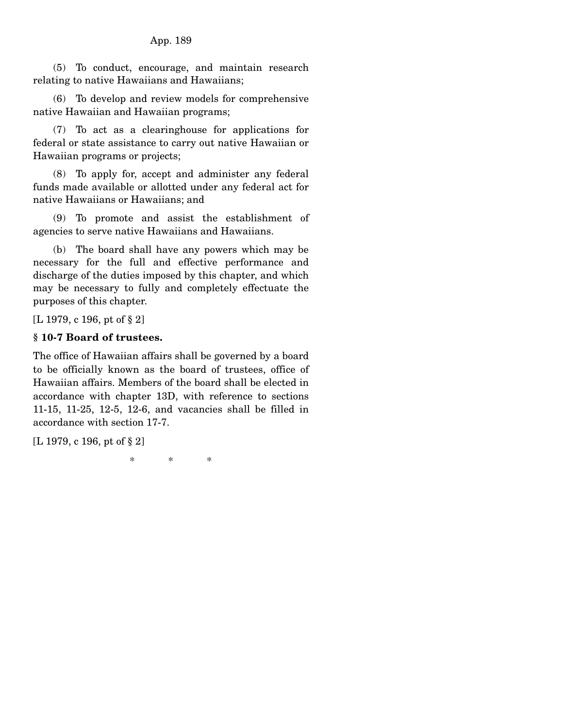(5) To conduct, encourage, and maintain research relating to native Hawaiians and Hawaiians;

(6) To develop and review models for comprehensive native Hawaiian and Hawaiian programs;

(7) To act as a clearinghouse for applications for federal or state assistance to carry out native Hawaiian or Hawaiian programs or projects;

(8) To apply for, accept and administer any federal funds made available or allotted under any federal act for native Hawaiians or Hawaiians; and

(9) To promote and assist the establishment of agencies to serve native Hawaiians and Hawaiians.

(b) The board shall have any powers which may be necessary for the full and effective performance and discharge of the duties imposed by this chapter, and which may be necessary to fully and completely effectuate the purposes of this chapter.

[L 1979, c 196, pt of § 2]

**§ 10-7 Board of trustees.**

The office of Hawaiian affairs shall be governed by a board to be officially known as the board of trustees, office of Hawaiian affairs. Members of the board shall be elected in accordance with chapter 13D, with reference to sections 11-15, 11-25, 12-5, 12-6, and vacancies shall be filled in accordance with section 17-7.

[L 1979, c 196, pt of § 2]

\* \* \*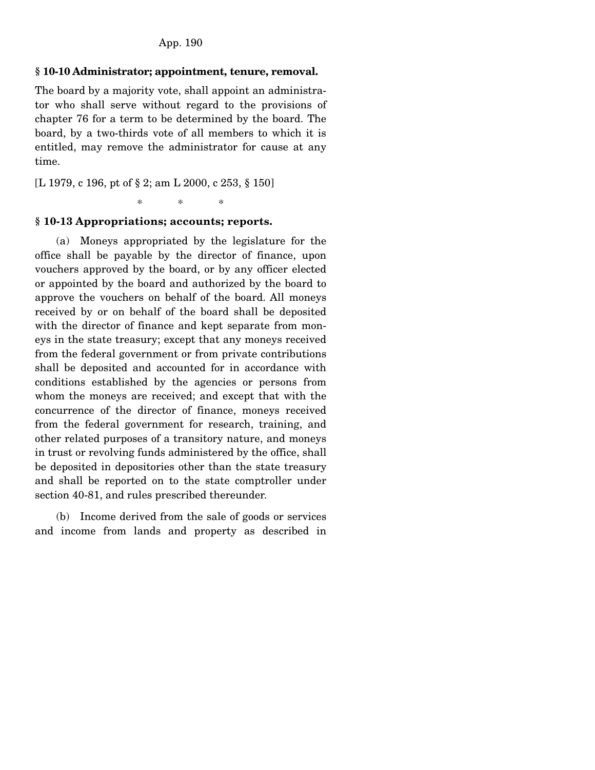### § 10-10 Administrator; appointment, tenure, removal.

The board by a majority vote, shall appoint an administrator who shall serve without regard to the provisions of chapter 76 for a term to be determined by the board. The board, by a two-thirds vote of all members to which it is entitled, may remove the administrator for cause at any time.

[L 1979, c 196, pt of § 2; am L 2000, c 253, § 150]

\* \* \*

### § 10-13 Appropriations; accounts; reports.

(a) Moneys appropriated by the legislature for the office shall be payable by the director of finance, upon vouchers approved by the board, or by any officer elected or appointed by the board and authorized by the board to approve the vouchers on behalf of the board. All moneys received by or on behalf of the board shall be deposited with the director of finance and kept separate from moneys in the state treasury; except that any moneys received from the federal government or from private contributions shall be deposited and accounted for in accordance with conditions established by the agencies or persons from whom the moneys are received; and except that with the concurrence of the director of finance, moneys received from the federal government for research, training, and other related purposes of a transitory nature, and moneys in trust or revolving funds administered by the office, shall be deposited in depositories other than the state treasury and shall be reported on to the state comptroller under section 40-81, and rules prescribed thereunder.

(b) Income derived from the sale of goods or services and income from lands and property as described in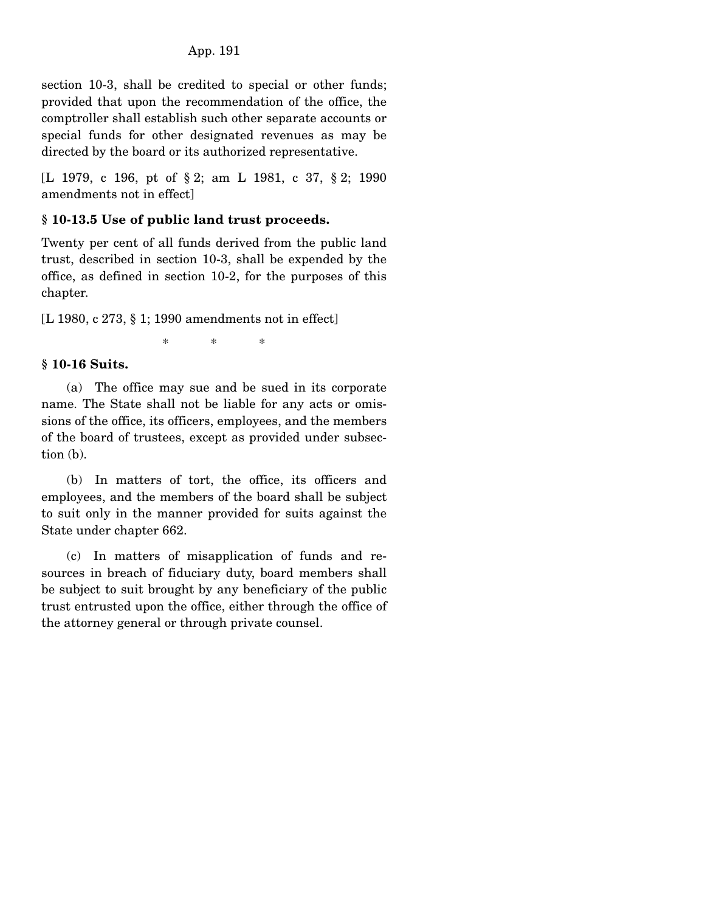section 10-3, shall be credited to special or other funds; provided that upon the recommendation of the office, the comptroller shall establish such other separate accounts or special funds for other designated revenues as may be directed by the board or its authorized representative.

[L 1979, c 196, pt of § 2; am L 1981, c 37, § 2; 1990 amendments not in effect]

### § 10-13.5 Use of public land trust proceeds.

Twenty per cent of all funds derived from the public land trust, described in section 10-3, shall be expended by the office, as defined in section 10-2, for the purposes of this chapter.

[L 1980, c 273, § 1; 1990 amendments not in effect]

\* \* \*

### § 10-16 Suits.

(a) The office may sue and be sued in its corporate name. The State shall not be liable for any acts or omissions of the office, its officers, employees, and the members of the board of trustees, except as provided under subsection (b).

(b) In matters of tort, the office, its officers and employees, and the members of the board shall be subject to suit only in the manner provided for suits against the State under chapter 662.

(c) In matters of misapplication of funds and resources in breach of fiduciary duty, board members shall be subject to suit brought by any beneficiary of the public trust entrusted upon the office, either through the office of the attorney general or through private counsel.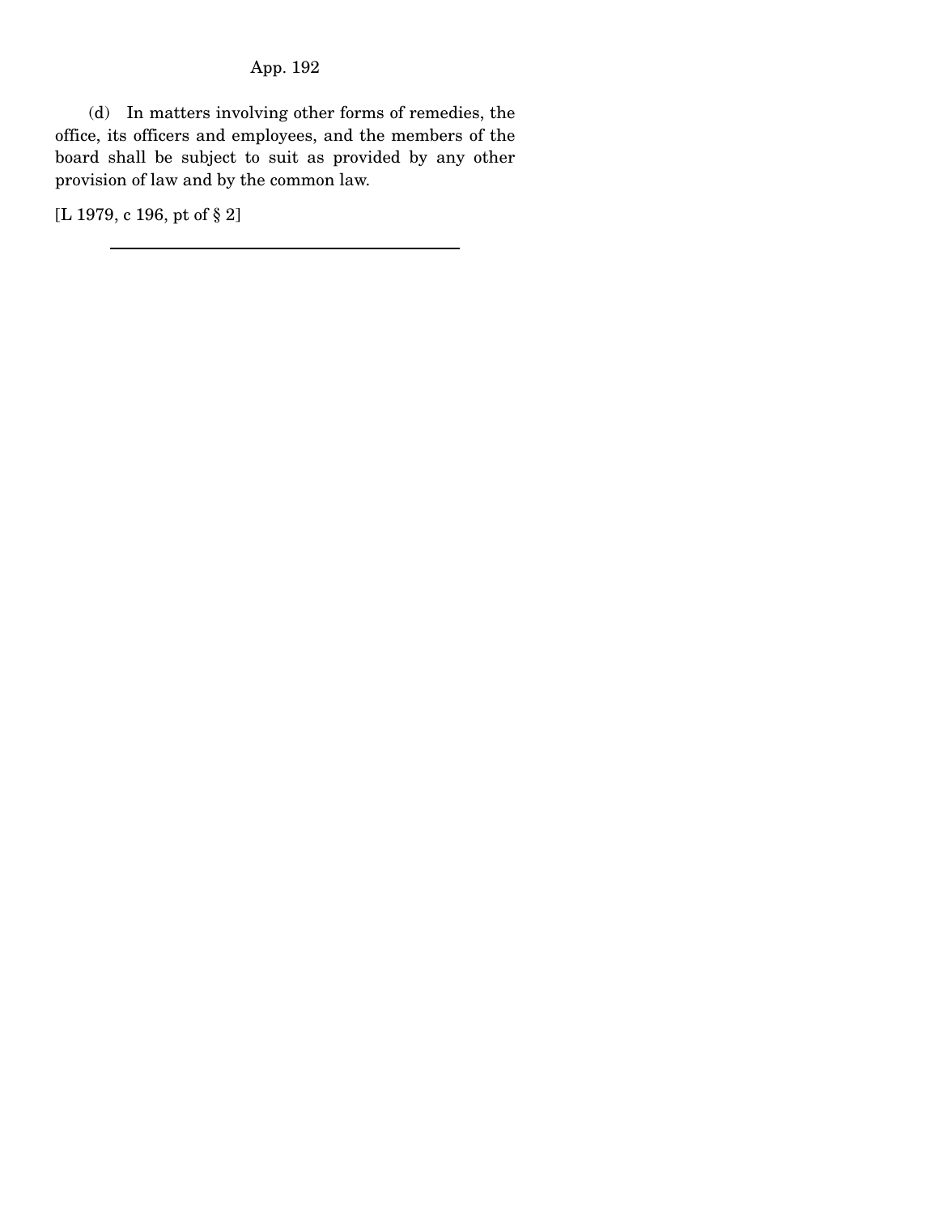(d) In matters involving other forms of remedies, the office, its officers and employees, and the members of the board shall be subject to suit as provided by any other provision of law and by the common law.

[L 1979, c 196, pt of § 2]

---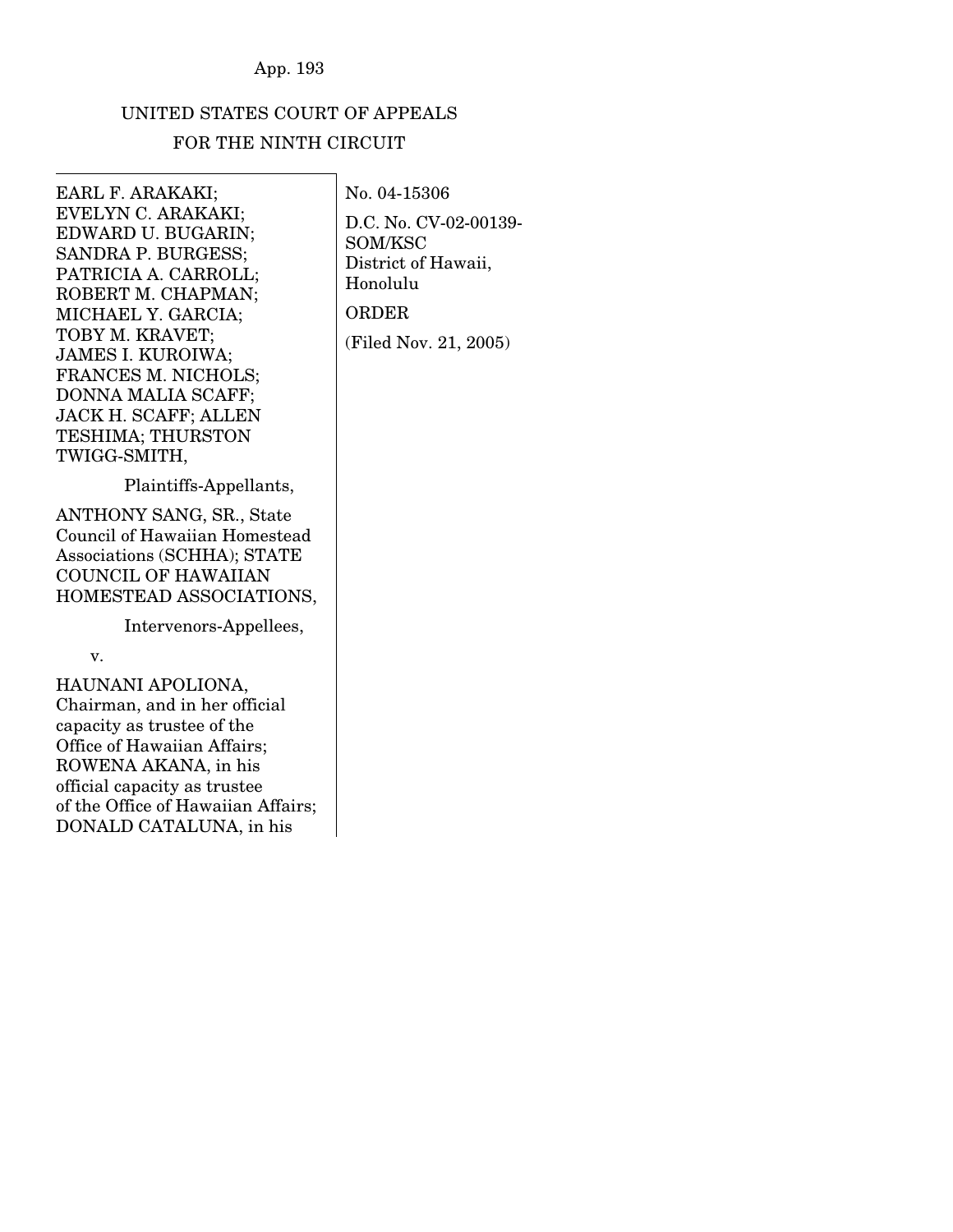UNITED STATES COURT OF APPEALS
FOR THE NINTH CIRCUIT

EARL F. ARAKAKI; EVELYN C. ARAKAKI; EDWARD U. BUGARIN; SANDRA P. BURGESS; PATRICIA A. CARROLL; ROBERT M. CHAPMAN; MICHAEL Y. GARCIA; TOBY M. KRAVET; JAMES I. KUROIWA; FRANCES M. NICHOLS; DONNA MALIA SCAFF; JACK H. SCAFF; ALLEN TESHIMA; THURSTON TWIGG-SMITH,

Plaintiffs-Appellants,

ANTHONY SANG, SR., State Council of Hawaiian Homestead Associations (SCHHA); STATE COUNCIL OF HAWAIIAN HOMESTEAD ASSOCIATIONS,

Intervenors-Appellees,

v.

HAUNANI APOLIONA, Chairman, and in her official capacity as trustee of the Office of Hawaiian Affairs; ROWENA AKANA, in his official capacity as trustee of the Office of Hawaiian Affairs; DONALD CATALUNA, in his

No. 04-15306

D.C. No. CV-02-00139-SOM/KSC
District of Hawaii, Honolulu

ORDER

(Filed Nov. 21, 2005)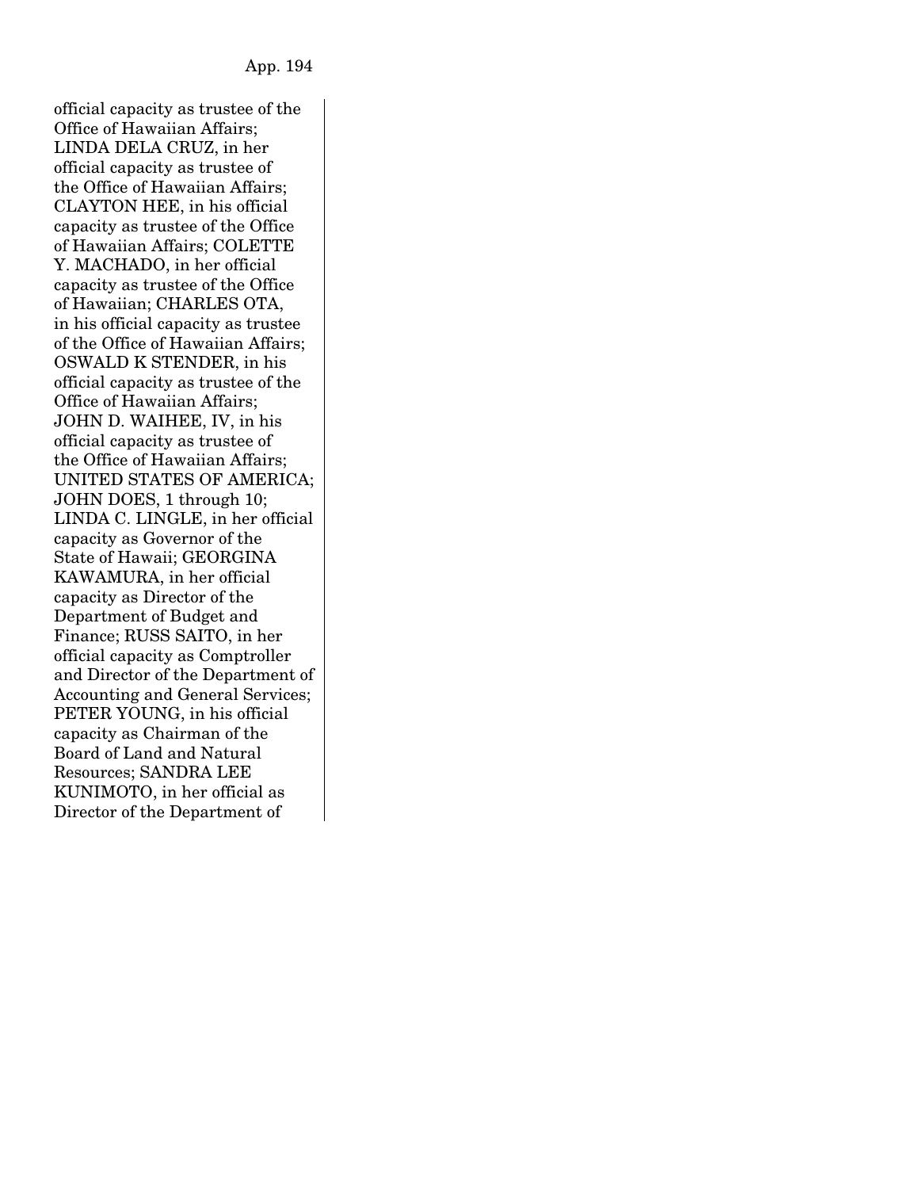official capacity as trustee of the Office of Hawaiian Affairs; LINDA DELA CRUZ, in her official capacity as trustee of the Office of Hawaiian Affairs; CLAYTON HEE, in his official capacity as trustee of the Office of Hawaiian Affairs; COLETTE Y. MACHADO, in her official capacity as trustee of the Office of Hawaiian; CHARLES OTA, in his official capacity as trustee of the Office of Hawaiian Affairs; OSWALD K STENDER, in his official capacity as trustee of the Office of Hawaiian Affairs; JOHN D. WAIHEE, IV, in his official capacity as trustee of the Office of Hawaiian Affairs; UNITED STATES OF AMERICA; JOHN DOES, 1 through 10; LINDA C. LINGLE, in her official capacity as Governor of the State of Hawaii; GEORGINA KAWAMURA, in her official capacity as Director of the Department of Budget and Finance; RUSS SAITO, in her official capacity as Comptroller and Director of the Department of Accounting and General Services; PETER YOUNG, in his official capacity as Chairman of the Board of Land and Natural Resources; SANDRA LEE KUNIMOTO, in her official as Director of the Department of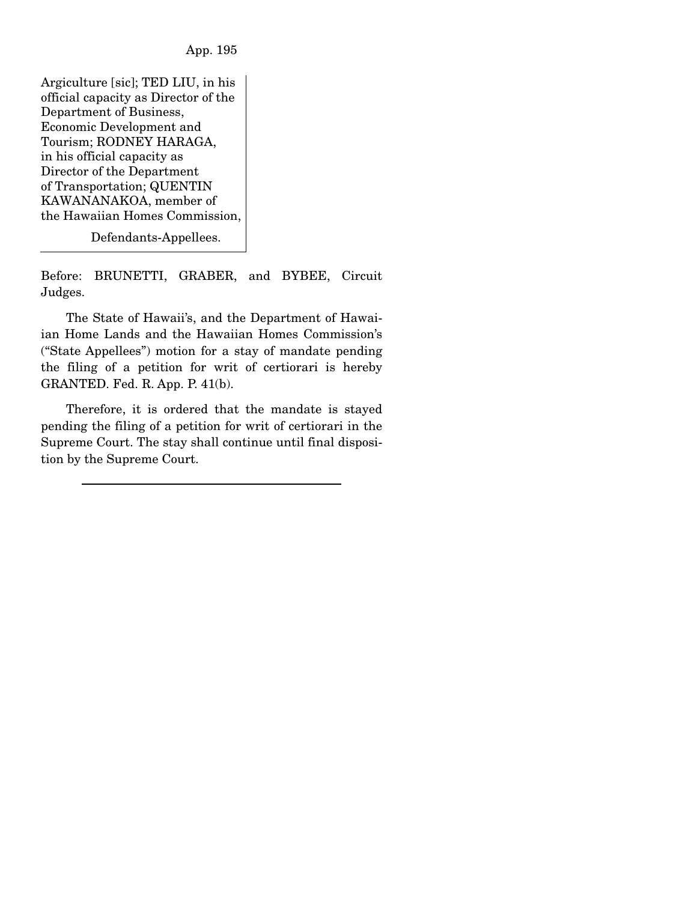Argiculture [sic]; TED LIU, in his official capacity as Director of the Department of Business, Economic Development and Tourism; RODNEY HARAGA, in his official capacity as Director of the Department of Transportation; QUENTIN KAWANANAKOA, member of the Hawaiian Homes Commission,

Defendants-Appellees.

Before: BRUNETTI, GRABER, and BYBEE, Circuit Judges.

The State of Hawaii's, and the Department of Hawaiian Home Lands and the Hawaiian Homes Commission's ("State Appellees") motion for a stay of mandate pending the filing of a petition for writ of certiorari is hereby GRANTED. Fed. R. App. P. 41(b).

Therefore, it is ordered that the mandate is stayed pending the filing of a petition for writ of certiorari in the Supreme Court. The stay shall continue until final disposition by the Supreme Court.